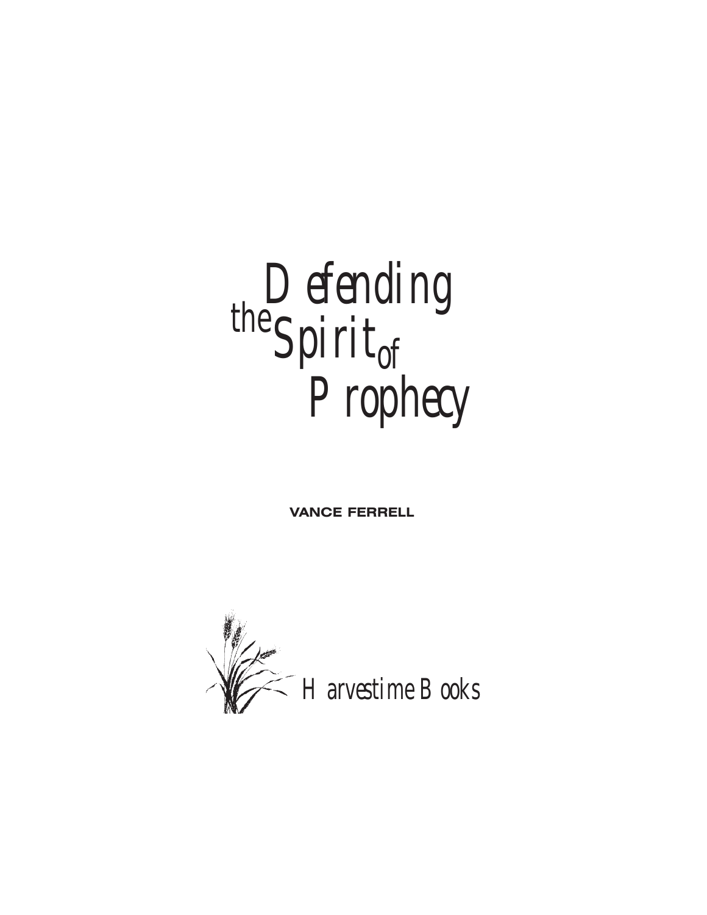# Defending the Spirit of Prophecy

**VANCE FERRELL**

Harvestime Books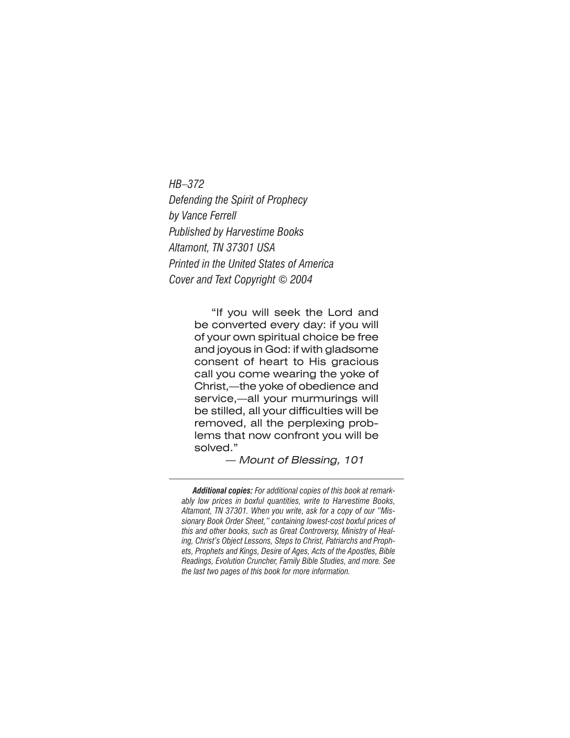*HB–372*
*Defending the Spirit of Prophecy*
*by Vance Ferrell*
*Published by Harvestime Books*
*Altamont, TN 37301 USA*
*Printed in the United States of America*
*Cover and Text Copyright © 2004*

"If you will seek the Lord and be converted every day: if you will of your own spiritual choice be free and joyous in God: if with gladsome consent of heart to His gracious call you come wearing the yoke of Christ,—the yoke of obedience and service,—all your murmurings will be stilled, all your difficulties will be removed, all the perplexing problems that now confront you will be solved."

— *Mount of Blessing, 101*

---

***Additional copies:*** *For additional copies of this book at remarkably low prices in boxful quantities, write to Harvestime Books, Altamont, TN 37301. When you write, ask for a copy of our "Missionary Book Order Sheet," containing lowest-cost boxful prices of this and other books, such as Great Controversy, Ministry of Healing, Christ's Object Lessons, Steps to Christ, Patriarchs and Prophets, Prophets and Kings, Desire of Ages, Acts of the Apostles, Bible Readings, Evolution Cruncher, Family Bible Studies, and more. See the last two pages of this book for more information.*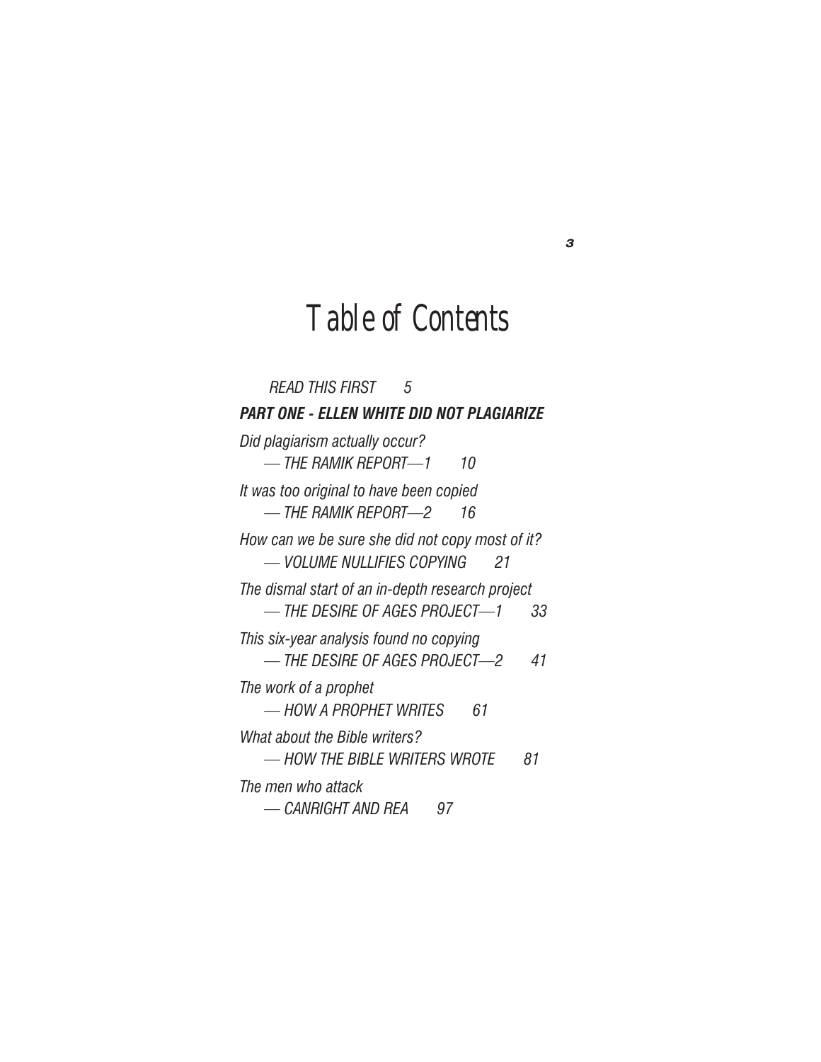# Table of Contents

*READ THIS FIRST 5*

***PART ONE - ELLEN WHITE DID NOT PLAGIARIZE***

*Did plagiarism actually occur?*
*— THE RAMIK REPORT—1 10*

*It was too original to have been copied*
*— THE RAMIK REPORT—2 16*

*How can we be sure she did not copy most of it?*
*— VOLUME NULLIFIES COPYING 21*

*The dismal start of an in-depth research project*
*— THE DESIRE OF AGES PROJECT—1 33*

*This six-year analysis found no copying*
*— THE DESIRE OF AGES PROJECT—2 41*

*The work of a prophet*
*— HOW A PROPHET WRITES 61*

*What about the Bible writers?*
*— HOW THE BIBLE WRITERS WROTE 81*

*The men who attack*
*— CANRIGHT AND REA 97*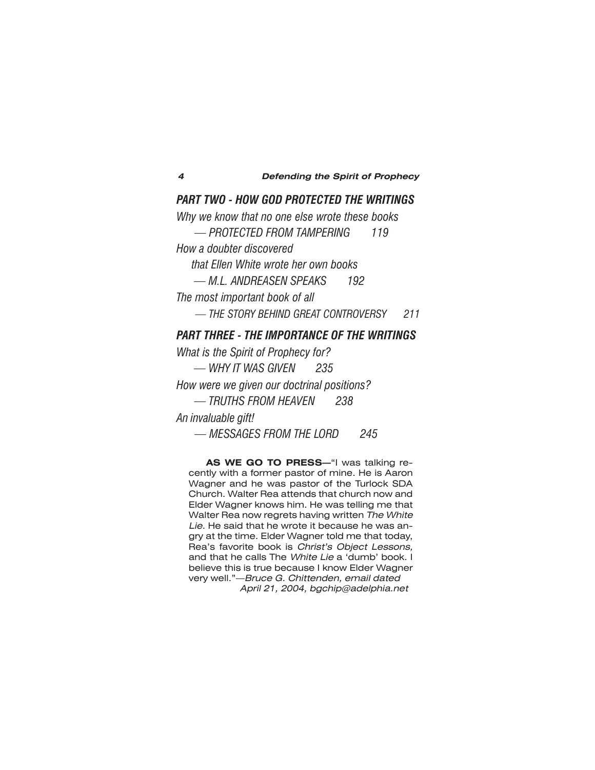## PART TWO - HOW GOD PROTECTED THE WRITINGS

*Why we know that no one else wrote these books*
*— PROTECTED FROM TAMPERING 119*

*How a doubter discovered*
*that Ellen White wrote her own books*
*— M.L. ANDREASEN SPEAKS 192*

*The most important book of all*
*— THE STORY BEHIND GREAT CONTROVERSY 211*

## PART THREE - THE IMPORTANCE OF THE WRITINGS

*What is the Spirit of Prophecy for?*
*— WHY IT WAS GIVEN 235*

*How were we given our doctrinal positions?*
*— TRUTHS FROM HEAVEN 238*

*An invaluable gift!*
*— MESSAGES FROM THE LORD 245*

**AS WE GO TO PRESS—**"I was talking recently with a former pastor of mine. He is Aaron Wagner and he was pastor of the Turlock SDA Church. Walter Rea attends that church now and Elder Wagner knows him. He was telling me that Walter Rea now regrets having written *The White Lie*. He said that he wrote it because he was angry at the time. Elder Wagner told me that today, Rea's favorite book is *Christ's Object Lessons,* and that he calls The *White Lie* a 'dumb' book. I believe this is true because I know Elder Wagner very well."—*Bruce G. Chittenden, email dated April 21, 2004, bgchip@adelphia.net*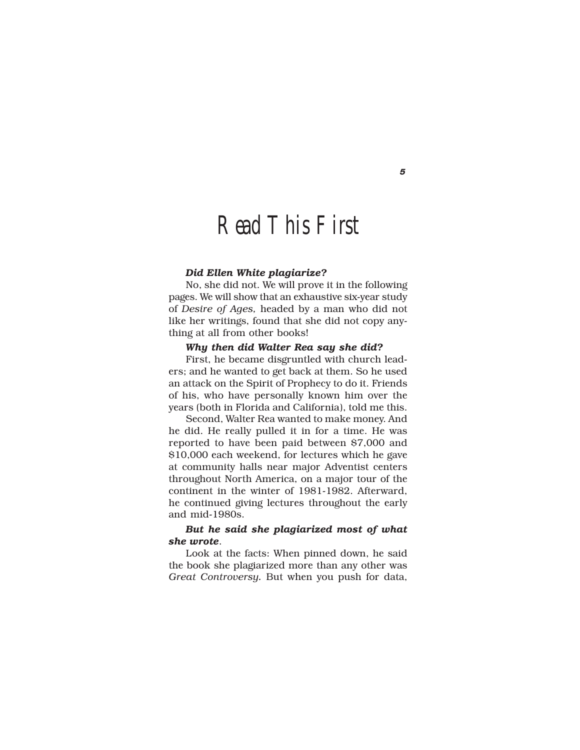# Read This First

***Did Ellen White plagiarize?***

No, she did not. We will prove it in the following pages. We will show that an exhaustive six-year study of *Desire of Ages,* headed by a man who did not like her writings, found that she did not copy anything at all from other books!

***Why then did Walter Rea say she did?***

First, he became disgruntled with church leaders; and he wanted to get back at them. So he used an attack on the Spirit of Prophecy to do it. Friends of his, who have personally known him over the years (both in Florida and California), told me this.

Second, Walter Rea wanted to make money. And he did. He really pulled it in for a time. He was reported to have been paid between $7,000 and $10,000 each weekend, for lectures which he gave at community halls near major Adventist centers throughout North America, on a major tour of the continent in the winter of 1981-1982. Afterward, he continued giving lectures throughout the early and mid-1980s.

***But he said she plagiarized most of what she wrote*.**

Look at the facts: When pinned down, he said the book she plagiarized more than any other was *Great Controversy.* But when you push for data,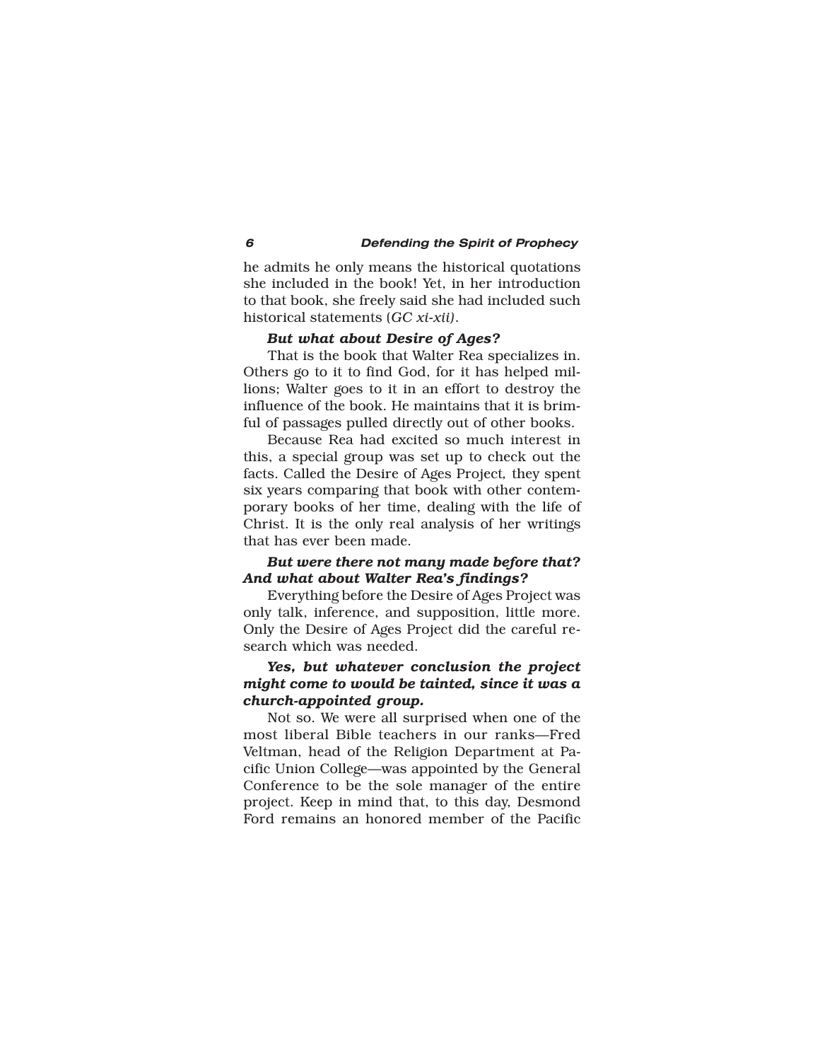he admits he only means the historical quotations she included in the book! Yet, in her introduction to that book, she freely said she had included such historical statements (*GC xi-xii*).

***But what about Desire of Ages?***

That is the book that Walter Rea specializes in. Others go to it to find God, for it has helped millions; Walter goes to it in an effort to destroy the influence of the book. He maintains that it is brimful of passages pulled directly out of other books.

Because Rea had excited so much interest in this, a special group was set up to check out the facts. Called the Desire of Ages Project, they spent six years comparing that book with other contemporary books of her time, dealing with the life of Christ. It is the only real analysis of her writings that has ever been made.

***But were there not many made before that? And what about Walter Rea's findings?***

Everything before the Desire of Ages Project was only talk, inference, and supposition, little more. Only the Desire of Ages Project did the careful research which was needed.

***Yes, but whatever conclusion the project might come to would be tainted, since it was a church-appointed group.***

Not so. We were all surprised when one of the most liberal Bible teachers in our ranks—Fred Veltman, head of the Religion Department at Pacific Union College—was appointed by the General Conference to be the sole manager of the entire project. Keep in mind that, to this day, Desmond Ford remains an honored member of the Pacific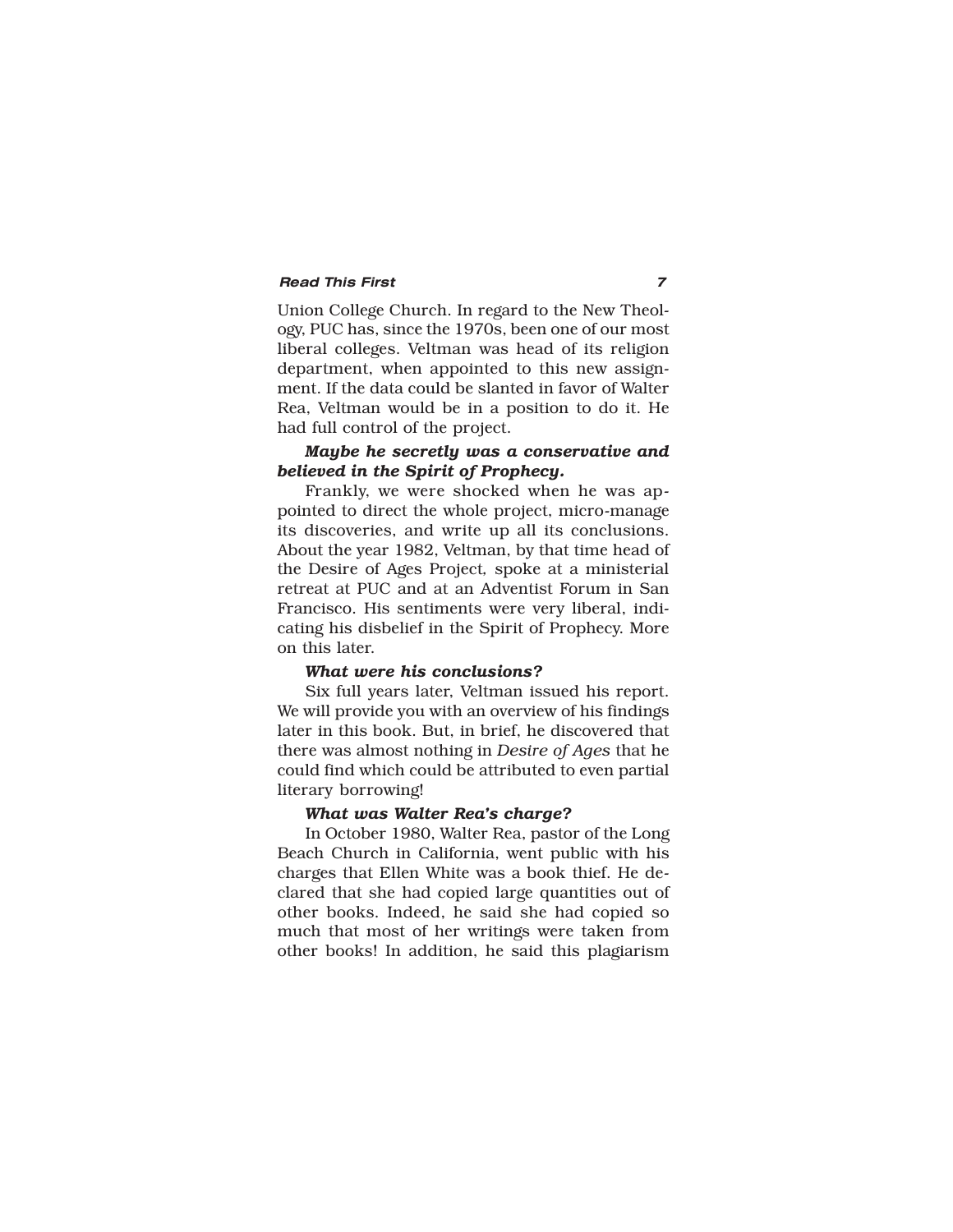Union College Church. In regard to the New Theology, PUC has, since the 1970s, been one of our most liberal colleges. Veltman was head of its religion department, when appointed to this new assignment. If the data could be slanted in favor of Walter Rea, Veltman would be in a position to do it. He had full control of the project.

***Maybe he secretly was a conservative and believed in the Spirit of Prophecy.***

Frankly, we were shocked when he was appointed to direct the whole project, micro-manage its discoveries, and write up all its conclusions. About the year 1982, Veltman, by that time head of the Desire of Ages Project, spoke at a ministerial retreat at PUC and at an Adventist Forum in San Francisco. His sentiments were very liberal, indicating his disbelief in the Spirit of Prophecy. More on this later.

***What were his conclusions?***

Six full years later, Veltman issued his report. We will provide you with an overview of his findings later in this book. But, in brief, he discovered that there was almost nothing in *Desire of Ages* that he could find which could be attributed to even partial literary borrowing!

***What was Walter Rea's charge?***

In October 1980, Walter Rea, pastor of the Long Beach Church in California, went public with his charges that Ellen White was a book thief. He declared that she had copied large quantities out of other books. Indeed, he said she had copied so much that most of her writings were taken from other books! In addition, he said this plagiarism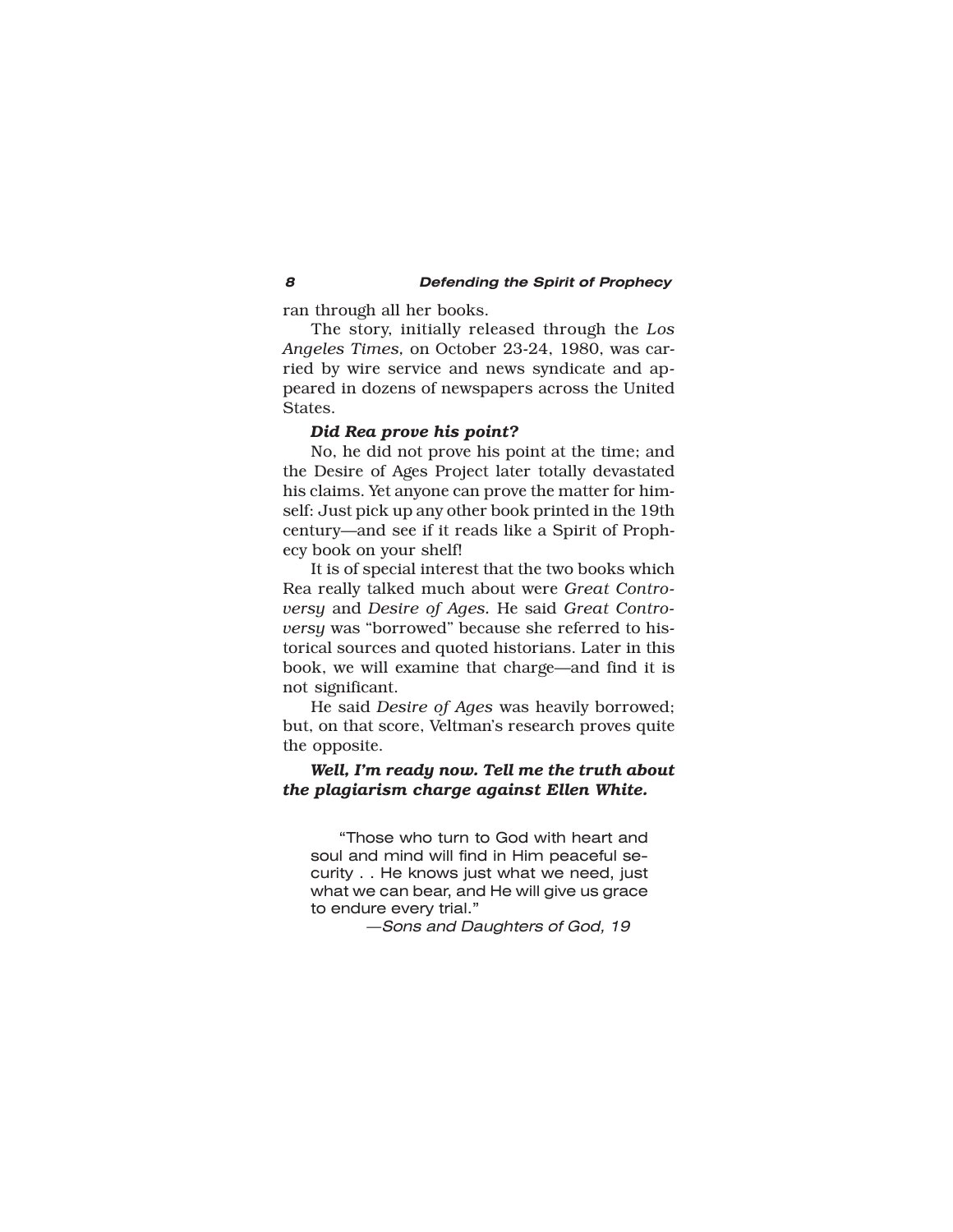ran through all her books.

The story, initially released through the *Los Angeles Times*, on October 23-24, 1980, was carried by wire service and news syndicate and appeared in dozens of newspapers across the United States.

***Did Rea prove his point?***

No, he did not prove his point at the time; and the Desire of Ages Project later totally devastated his claims. Yet anyone can prove the matter for himself: Just pick up any other book printed in the 19th century—and see if it reads like a Spirit of Prophecy book on your shelf!

It is of special interest that the two books which Rea really talked much about were *Great Controversy* and *Desire of Ages.* He said *Great Controversy* was "borrowed" because she referred to historical sources and quoted historians. Later in this book, we will examine that charge—and find it is not significant.

He said *Desire of Ages* was heavily borrowed; but, on that score, Veltman's research proves quite the opposite.

***Well, I'm ready now. Tell me the truth about the plagiarism charge against Ellen White.***

> "Those who turn to God with heart and soul and mind will find in Him peaceful security . . He knows just what we need, just what we can bear, and He will give us grace to endure every trial."
>
> —*Sons and Daughters of God, 19*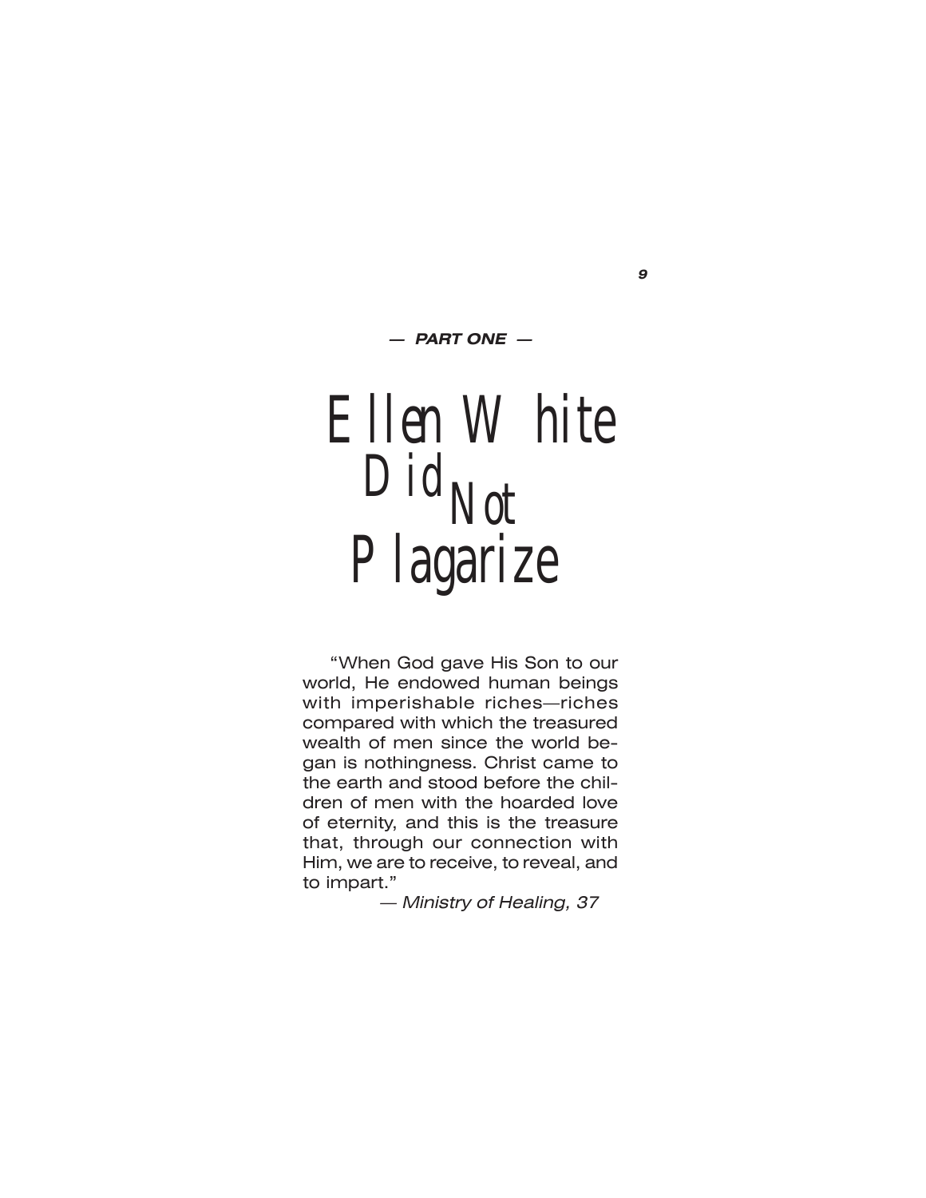*— PART ONE —*

# Ellen White Did Not Plagarize

"When God gave His Son to our world, He endowed human beings with imperishable riches—riches compared with which the treasured wealth of men since the world began is nothingness. Christ came to the earth and stood before the children of men with the hoarded love of eternity, and this is the treasure that, through our connection with Him, we are to receive, to reveal, and to impart."

*— Ministry of Healing, 37*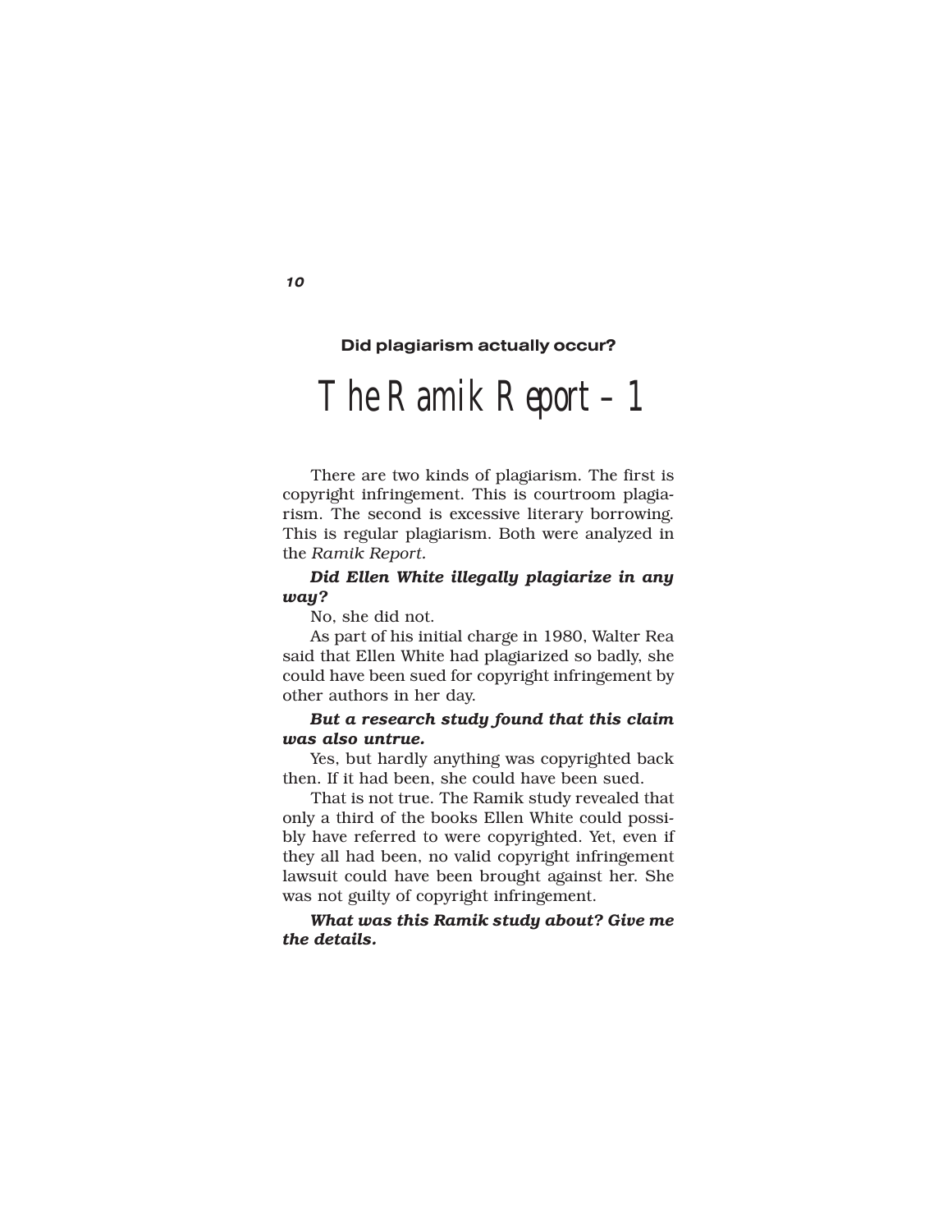**Did plagiarism actually occur?**

# The Ramik Report – 1

There are two kinds of plagiarism. The first is copyright infringement. This is courtroom plagiarism. The second is excessive literary borrowing. This is regular plagiarism. Both were analyzed in the *Ramik Report.*

***Did Ellen White illegally plagiarize in any way?***

No, she did not.

As part of his initial charge in 1980, Walter Rea said that Ellen White had plagiarized so badly, she could have been sued for copyright infringement by other authors in her day.

***But a research study found that this claim was also untrue.***

Yes, but hardly anything was copyrighted back then. If it had been, she could have been sued.

That is not true. The Ramik study revealed that only a third of the books Ellen White could possibly have referred to were copyrighted. Yet, even if they all had been, no valid copyright infringement lawsuit could have been brought against her. She was not guilty of copyright infringement.

***What was this Ramik study about? Give me the details.***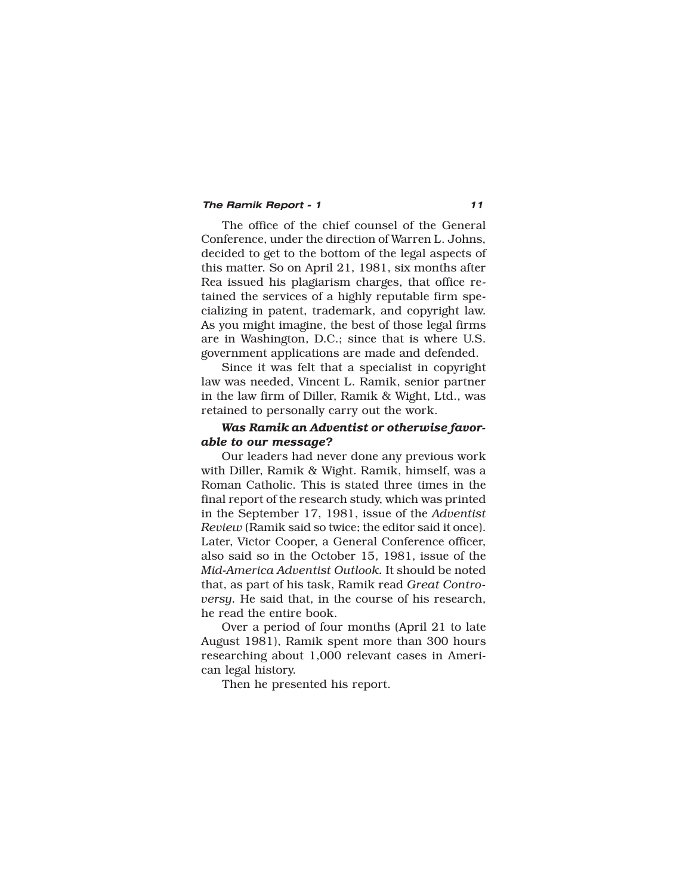The office of the chief counsel of the General Conference, under the direction of Warren L. Johns, decided to get to the bottom of the legal aspects of this matter. So on April 21, 1981, six months after Rea issued his plagiarism charges, that office retained the services of a highly reputable firm specializing in patent, trademark, and copyright law. As you might imagine, the best of those legal firms are in Washington, D.C.; since that is where U.S. government applications are made and defended.

Since it was felt that a specialist in copyright law was needed, Vincent L. Ramik, senior partner in the law firm of Diller, Ramik & Wight, Ltd., was retained to personally carry out the work.

***Was Ramik an Adventist or otherwise favorable to our message?***

Our leaders had never done any previous work with Diller, Ramik & Wight. Ramik, himself, was a Roman Catholic. This is stated three times in the final report of the research study, which was printed in the September 17, 1981, issue of the *Adventist Review* (Ramik said so twice; the editor said it once). Later, Victor Cooper, a General Conference officer, also said so in the October 15, 1981, issue of the *Mid-America Adventist Outlook.* It should be noted that, as part of his task, Ramik read *Great Controversy.* He said that, in the course of his research, he read the entire book.

Over a period of four months (April 21 to late August 1981), Ramik spent more than 300 hours researching about 1,000 relevant cases in American legal history.

Then he presented his report.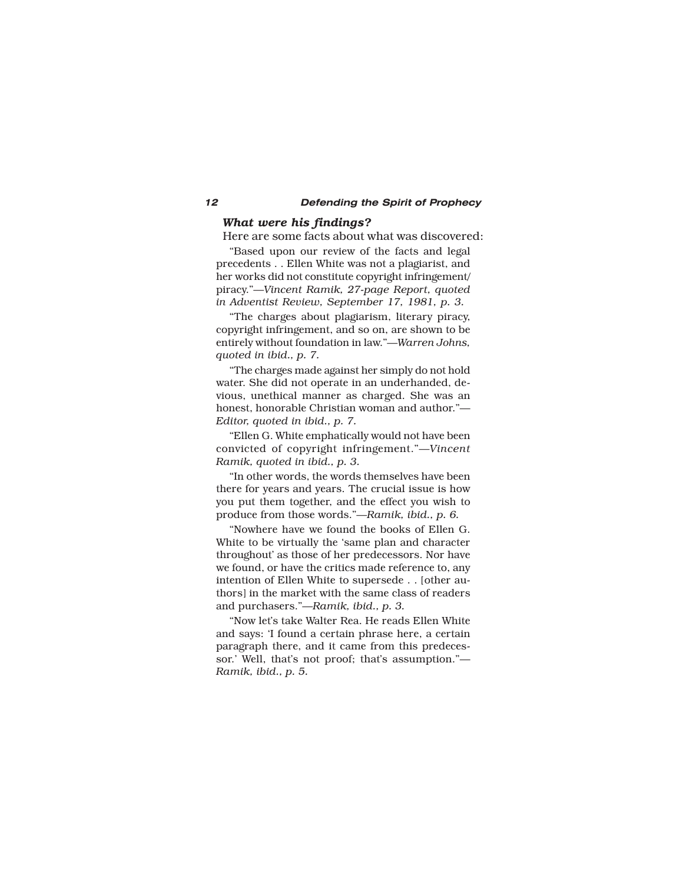### *What were his findings?*

Here are some facts about what was discovered:

"Based upon our review of the facts and legal precedents . . Ellen White was not a plagiarist, and her works did not constitute copyright infringement/ piracy."—*Vincent Ramik, 27-page Report, quoted in Adventist Review, September 17, 1981, p. 3.*

"The charges about plagiarism, literary piracy, copyright infringement, and so on, are shown to be entirely without foundation in law."—*Warren Johns, quoted in ibid., p. 7.*

"The charges made against her simply do not hold water. She did not operate in an underhanded, devious, unethical manner as charged. She was an honest, honorable Christian woman and author."—*Editor, quoted in ibid., p. 7.*

"Ellen G. White emphatically would not have been convicted of copyright infringement."—*Vincent Ramik, quoted in ibid., p. 3.*

"In other words, the words themselves have been there for years and years. The crucial issue is how you put them together, and the effect you wish to produce from those words."—*Ramik, ibid., p. 6.*

"Nowhere have we found the books of Ellen G. White to be virtually the 'same plan and character throughout' as those of her predecessors. Nor have we found, or have the critics made reference to, any intention of Ellen White to supersede . . [other authors] in the market with the same class of readers and purchasers."—*Ramik, ibid., p. 3.*

"Now let's take Walter Rea. He reads Ellen White and says: 'I found a certain phrase here, a certain paragraph there, and it came from this predecessor.' Well, that's not proof; that's assumption."—*Ramik, ibid., p. 5.*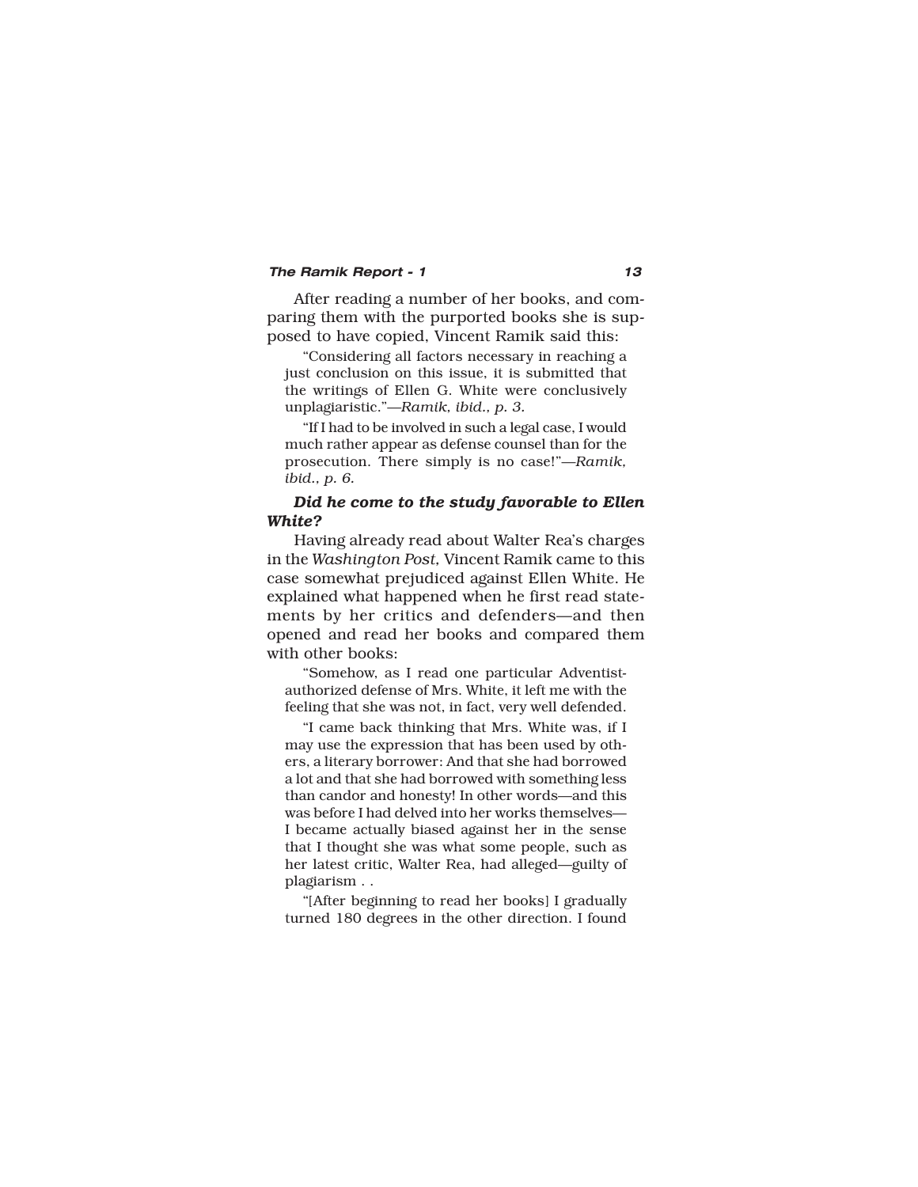After reading a number of her books, and comparing them with the purported books she is supposed to have copied, Vincent Ramik said this:

> "Considering all factors necessary in reaching a just conclusion on this issue, it is submitted that the writings of Ellen G. White were conclusively unplagiaristic."—*Ramik, ibid., p. 3.*

> "If I had to be involved in such a legal case, I would much rather appear as defense counsel than for the prosecution. There simply is no case!"—*Ramik, ibid., p. 6.*

***Did he come to the study favorable to Ellen White?***

Having already read about Walter Rea's charges in the *Washington Post,* Vincent Ramik came to this case somewhat prejudiced against Ellen White. He explained what happened when he first read statements by her critics and defenders—and then opened and read her books and compared them with other books:

> "Somehow, as I read one particular Adventist-authorized defense of Mrs. White, it left me with the feeling that she was not, in fact, very well defended.

> "I came back thinking that Mrs. White was, if I may use the expression that has been used by others, a literary borrower: And that she had borrowed a lot and that she had borrowed with something less than candor and honesty! In other words—and this was before I had delved into her works themselves—I became actually biased against her in the sense that I thought she was what some people, such as her latest critic, Walter Rea, had alleged—guilty of plagiarism . .

> "[After beginning to read her books] I gradually turned 180 degrees in the other direction. I found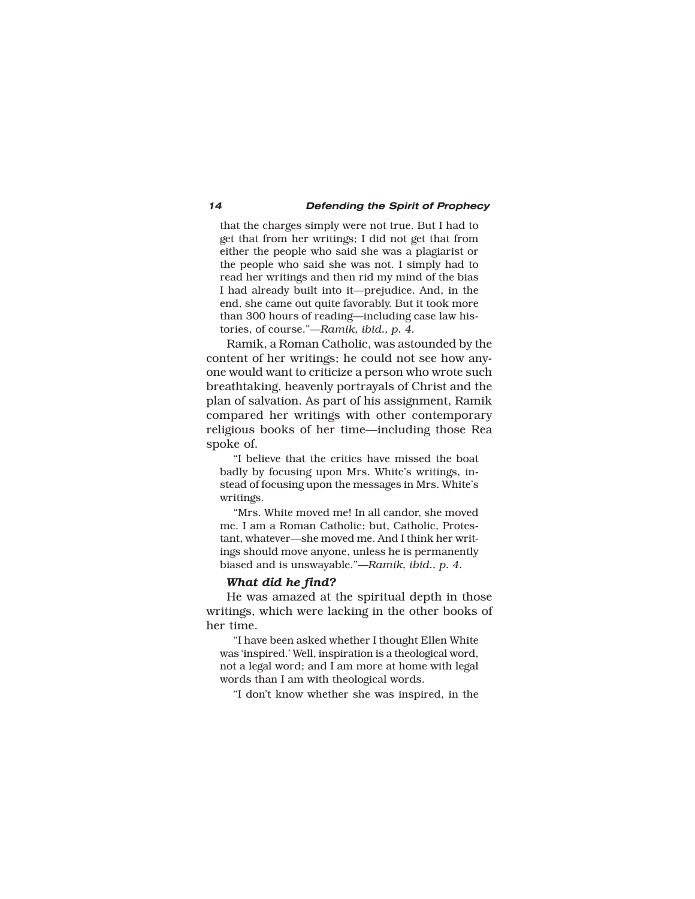that the charges simply were not true. But I had to get that from her writings; I did not get that from either the people who said she was a plagiarist or the people who said she was not. I simply had to read her writings and then rid my mind of the bias I had already built into it—prejudice. And, in the end, she came out quite favorably. But it took more than 300 hours of reading—including case law histories, of course."—*Ramik, ibid., p. 4.*

Ramik, a Roman Catholic, was astounded by the content of her writings; he could not see how anyone would want to criticize a person who wrote such breathtaking, heavenly portrayals of Christ and the plan of salvation. As part of his assignment, Ramik compared her writings with other contemporary religious books of her time—including those Rea spoke of.

> "I believe that the critics have missed the boat badly by focusing upon Mrs. White's writings, instead of focusing upon the messages in Mrs. White's writings.
>
> "Mrs. White moved me! In all candor, she moved me. I am a Roman Catholic; but, Catholic, Protestant, whatever—she moved me. And I think her writings should move anyone, unless he is permanently biased and is unswayable."—*Ramik, ibid., p. 4.*

***What did he find?***

He was amazed at the spiritual depth in those writings, which were lacking in the other books of her time.

> "I have been asked whether I thought Ellen White was 'inspired.' Well, inspiration is a theological word, not a legal word; and I am more at home with legal words than I am with theological words.
>
> "I don't know whether she was inspired, in the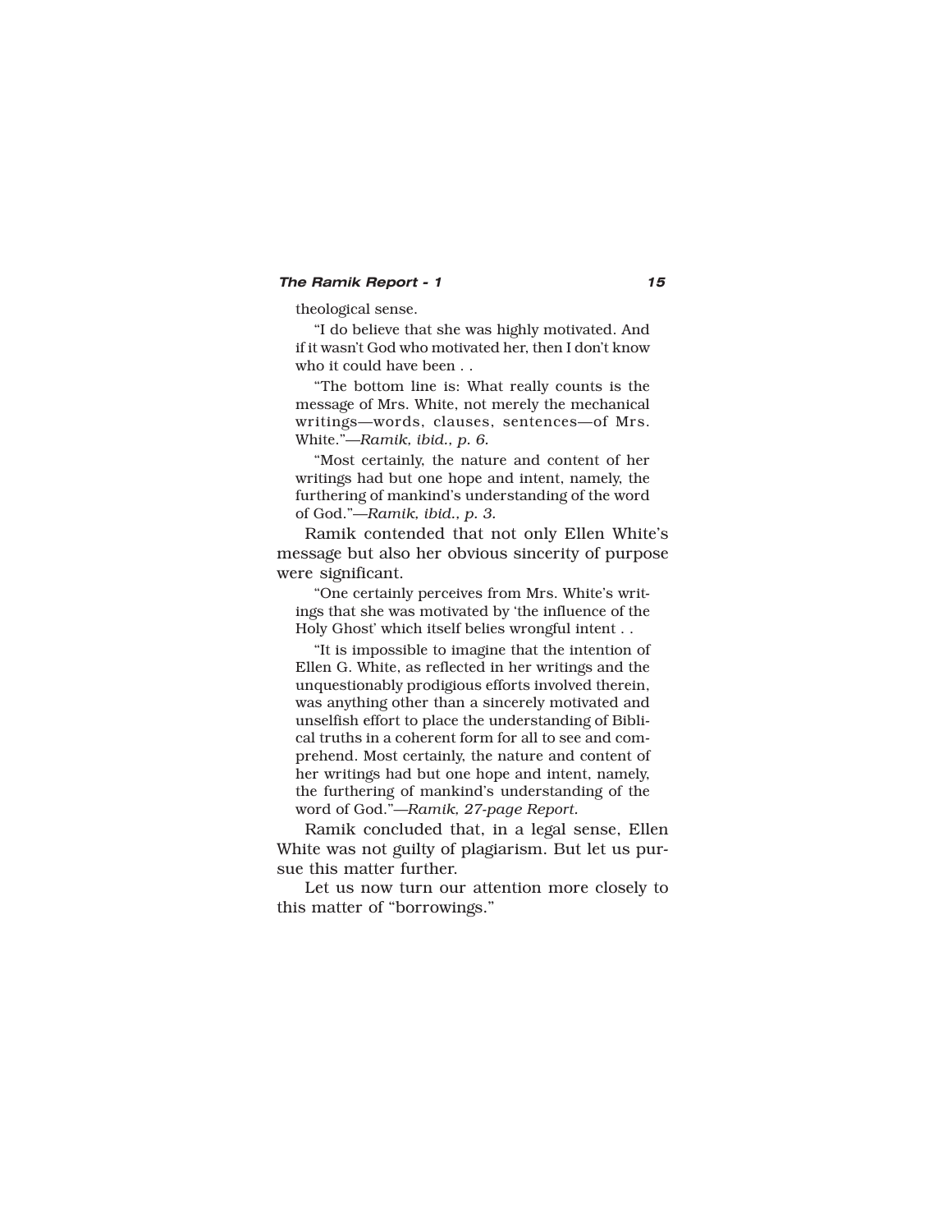theological sense.

> "I do believe that she was highly motivated. And if it wasn't God who motivated her, then I don't know who it could have been . .
>
> "The bottom line is: What really counts is the message of Mrs. White, not merely the mechanical writings—words, clauses, sentences—of Mrs. White."—*Ramik, ibid., p. 6.*
>
> "Most certainly, the nature and content of her writings had but one hope and intent, namely, the furthering of mankind's understanding of the word of God."—*Ramik, ibid., p. 3.*

Ramik contended that not only Ellen White's message but also her obvious sincerity of purpose were significant.

> "One certainly perceives from Mrs. White's writings that she was motivated by 'the influence of the Holy Ghost' which itself belies wrongful intent . .
>
> "It is impossible to imagine that the intention of Ellen G. White, as reflected in her writings and the unquestionably prodigious efforts involved therein, was anything other than a sincerely motivated and unselfish effort to place the understanding of Biblical truths in a coherent form for all to see and comprehend. Most certainly, the nature and content of her writings had but one hope and intent, namely, the furthering of mankind's understanding of the word of God."—*Ramik, 27-page Report.*

Ramik concluded that, in a legal sense, Ellen White was not guilty of plagiarism. But let us pursue this matter further.

Let us now turn our attention more closely to this matter of "borrowings."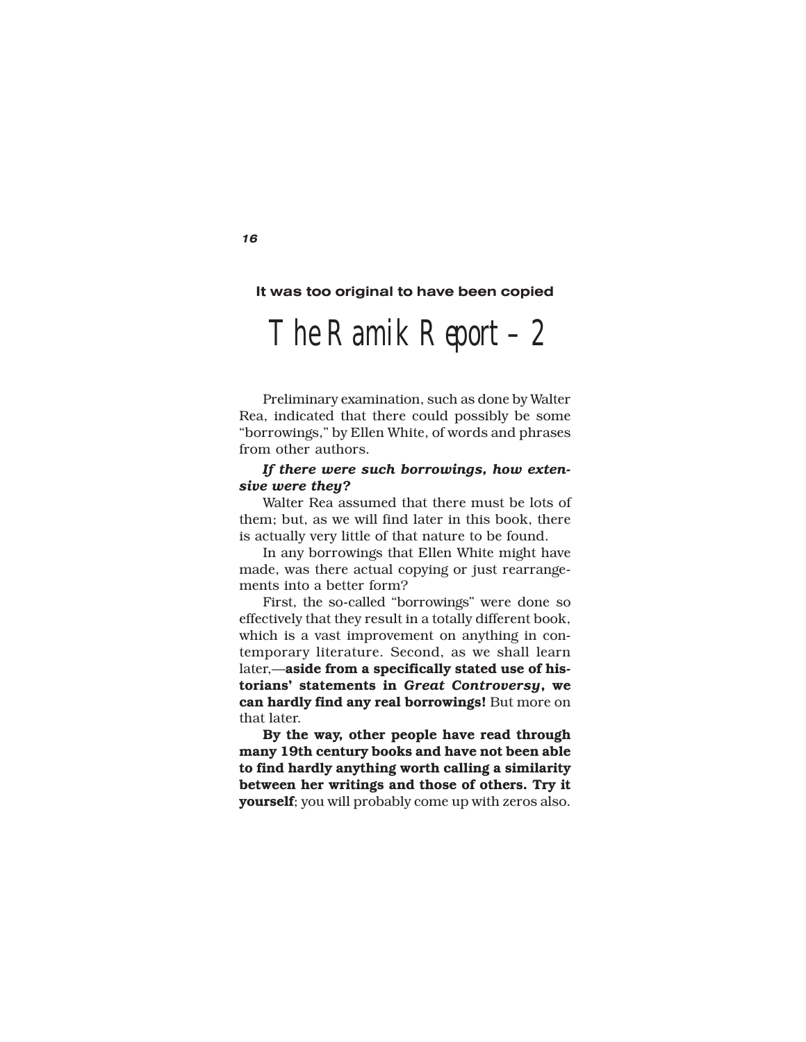**It was too original to have been copied**

# The Ramik Report – 2

Preliminary examination, such as done by Walter Rea, indicated that there could possibly be some "borrowings," by Ellen White, of words and phrases from other authors.

***If there were such borrowings, how extensive were they?***

Walter Rea assumed that there must be lots of them; but, as we will find later in this book, there is actually very little of that nature to be found.

In any borrowings that Ellen White might have made, was there actual copying or just rearrangements into a better form?

First, the so-called "borrowings" were done so effectively that they result in a totally different book, which is a vast improvement on anything in contemporary literature. Second, as we shall learn later,—**aside from a specifically stated use of historians' statements in *Great Controversy*, we can hardly find any real borrowings!** But more on that later.

**By the way, other people have read through many 19th century books and have not been able to find hardly anything worth calling a similarity between her writings and those of others. Try it yourself**; you will probably come up with zeros also.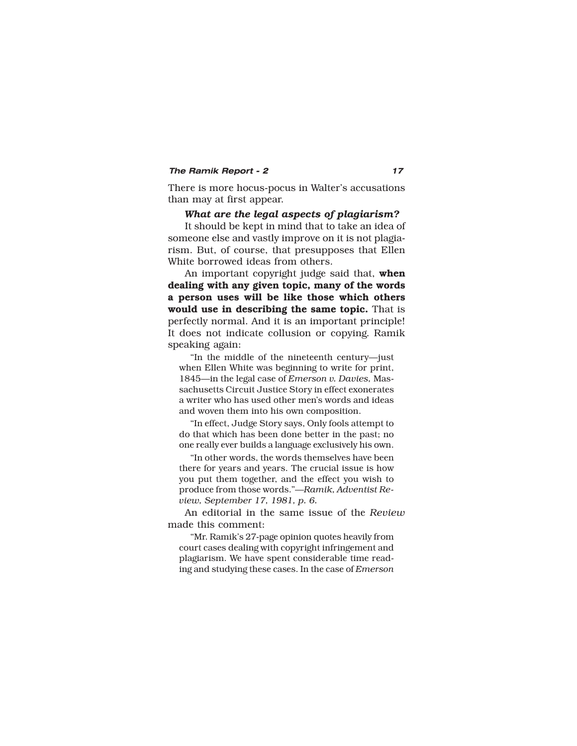There is more hocus-pocus in Walter's accusations than may at first appear.

***What are the legal aspects of plagiarism?***

It should be kept in mind that to take an idea of someone else and vastly improve on it is not plagiarism. But, of course, that presupposes that Ellen White borrowed ideas from others.

An important copyright judge said that, **when dealing with any given topic, many of the words a person uses will be like those which others would use in describing the same topic.** That is perfectly normal. And it is an important principle! It does not indicate collusion or copying. Ramik speaking again:

> "In the middle of the nineteenth century—just when Ellen White was beginning to write for print, 1845—in the legal case of *Emerson v. Davies,* Massachusetts Circuit Justice Story in effect exonerates a writer who has used other men's words and ideas and woven them into his own composition.
>
> "In effect, Judge Story says, Only fools attempt to do that which has been done better in the past; no one really ever builds a language exclusively his own.
>
> "In other words, the words themselves have been there for years and years. The crucial issue is how you put them together, and the effect you wish to produce from those words."—*Ramik, Adventist Review, September 17, 1981, p. 6.*

An editorial in the same issue of the *Review* made this comment:

> "Mr. Ramik's 27-page opinion quotes heavily from court cases dealing with copyright infringement and plagiarism. We have spent considerable time reading and studying these cases. In the case of *Emerson*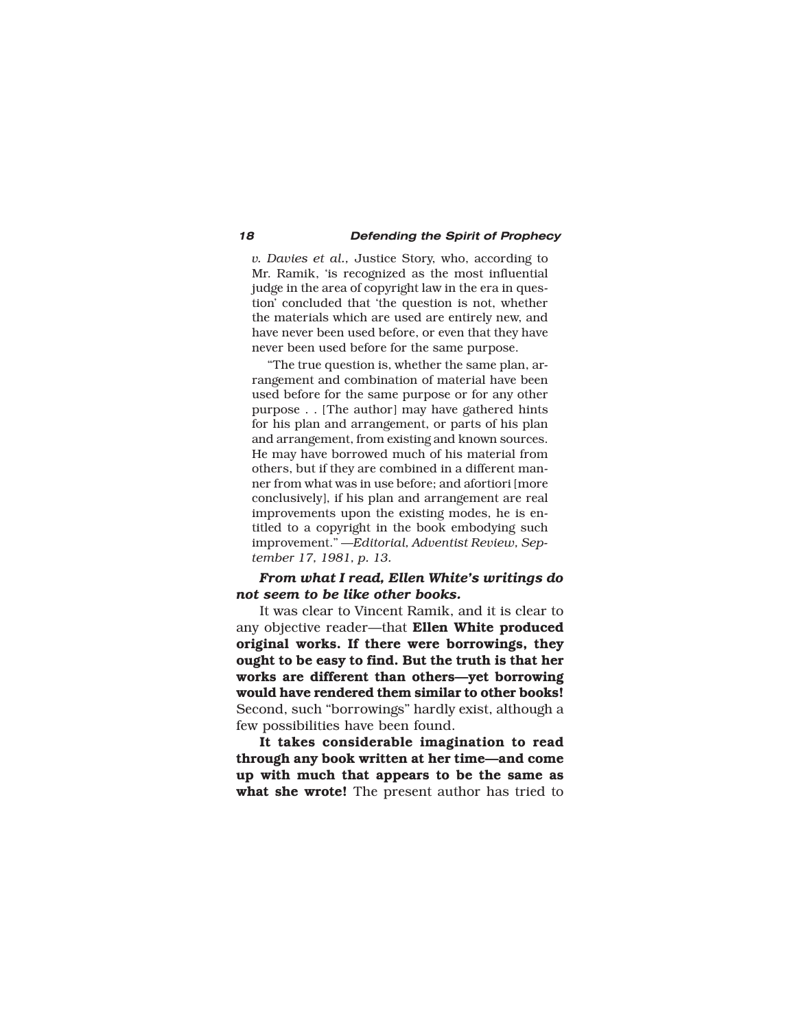*v. Davies et al.,* Justice Story, who, according to Mr. Ramik, 'is recognized as the most influential judge in the area of copyright law in the era in question' concluded that 'the question is not, whether the materials which are used are entirely new, and have never been used before, or even that they have never been used before for the same purpose.

"The true question is, whether the same plan, arrangement and combination of material have been used before for the same purpose or for any other purpose . . [The author] may have gathered hints for his plan and arrangement, or parts of his plan and arrangement, from existing and known sources. He may have borrowed much of his material from others, but if they are combined in a different manner from what was in use before; and afortiori [more conclusively], if his plan and arrangement are real improvements upon the existing modes, he is entitled to a copyright in the book embodying such improvement." *—Editorial, Adventist Review, September 17, 1981, p. 13.*

***From what I read, Ellen White's writings do not seem to be like other books.***

It was clear to Vincent Ramik, and it is clear to any objective reader—that **Ellen White produced original works. If there were borrowings, they ought to be easy to find. But the truth is that her works are different than others—yet borrowing would have rendered them similar to other books!** Second, such "borrowings" hardly exist, although a few possibilities have been found.

**It takes considerable imagination to read through any book written at her time—and come up with much that appears to be the same as what she wrote!** The present author has tried to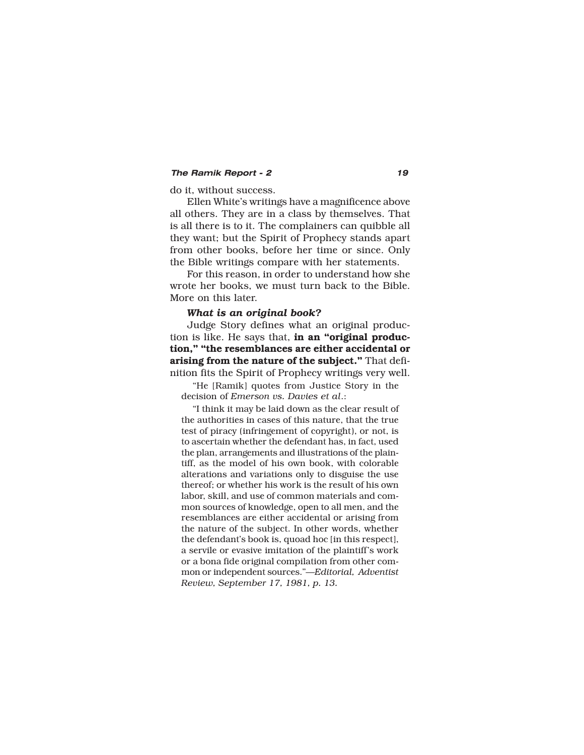do it, without success.

Ellen White's writings have a magnificence above all others. They are in a class by themselves. That is all there is to it. The complainers can quibble all they want; but the Spirit of Prophecy stands apart from other books, before her time or since. Only the Bible writings compare with her statements.

For this reason, in order to understand how she wrote her books, we must turn back to the Bible. More on this later.

***What is an original book?***

Judge Story defines what an original production is like. He says that, **in an "original production," "the resemblances are either accidental or arising from the nature of the subject."** That definition fits the Spirit of Prophecy writings very well.

> "He [Ramik] quotes from Justice Story in the decision of *Emerson vs. Davies et al.*:
>
> "I think it may be laid down as the clear result of the authorities in cases of this nature, that the true test of piracy (infringement of copyright), or not, is to ascertain whether the defendant has, in fact, used the plan, arrangements and illustrations of the plaintiff, as the model of his own book, with colorable alterations and variations only to disguise the use thereof; or whether his work is the result of his own labor, skill, and use of common materials and common sources of knowledge, open to all men, and the resemblances are either accidental or arising from the nature of the subject. In other words, whether the defendant's book is, quoad hoc [in this respect], a servile or evasive imitation of the plaintiff's work or a bona fide original compilation from other common or independent sources."—*Editorial, Adventist Review, September 17, 1981, p. 13.*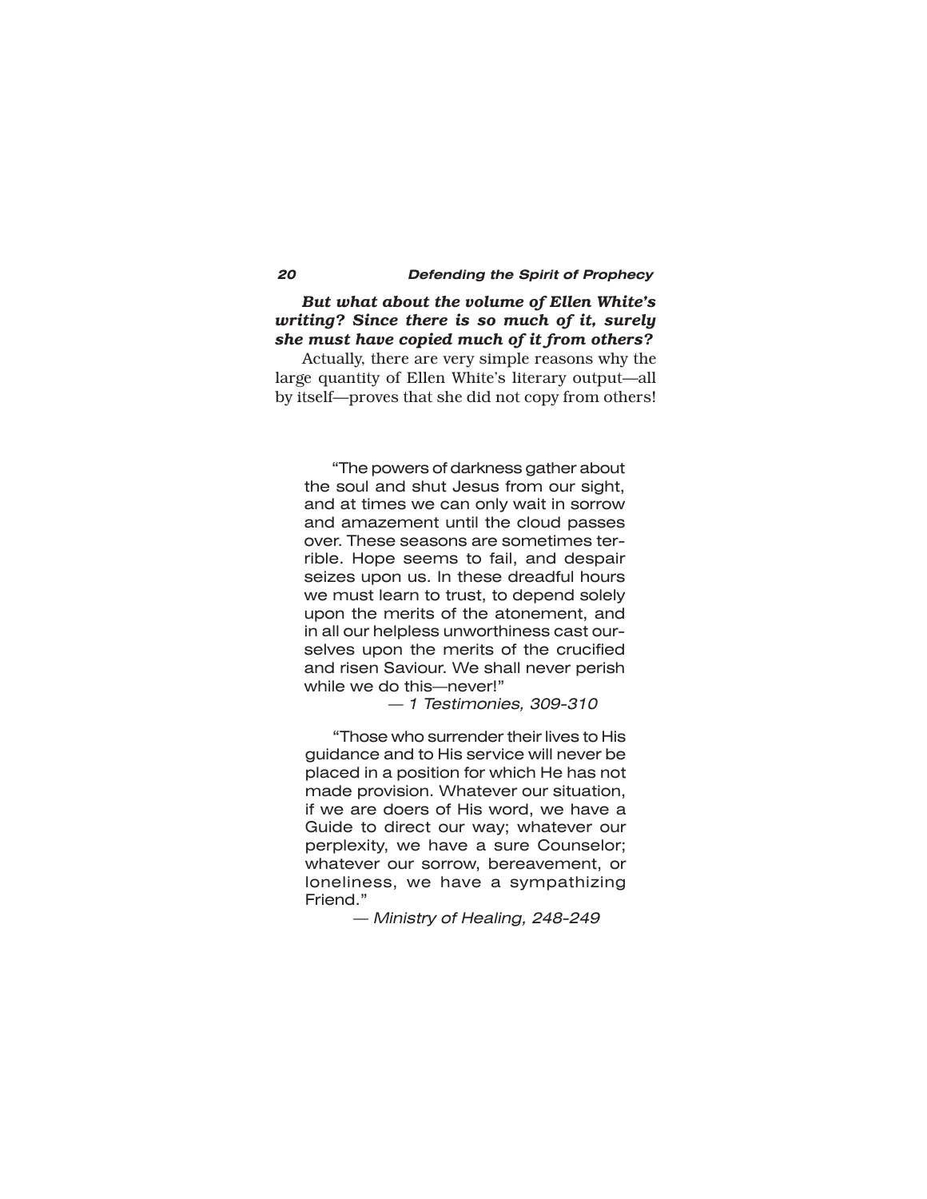***But what about the volume of Ellen White's writing? Since there is so much of it, surely she must have copied much of it from others?***

Actually, there are very simple reasons why the large quantity of Ellen White's literary output—all by itself—proves that she did not copy from others!

> "The powers of darkness gather about the soul and shut Jesus from our sight, and at times we can only wait in sorrow and amazement until the cloud passes over. These seasons are sometimes terrible. Hope seems to fail, and despair seizes upon us. In these dreadful hours we must learn to trust, to depend solely upon the merits of the atonement, and in all our helpless unworthiness cast ourselves upon the merits of the crucified and risen Saviour. We shall never perish while we do this—never!"
>
> — *1 Testimonies, 309-310*

> "Those who surrender their lives to His guidance and to His service will never be placed in a position for which He has not made provision. Whatever our situation, if we are doers of His word, we have a Guide to direct our way; whatever our perplexity, we have a sure Counselor; whatever our sorrow, bereavement, or loneliness, we have a sympathizing Friend."
>
> — *Ministry of Healing, 248-249*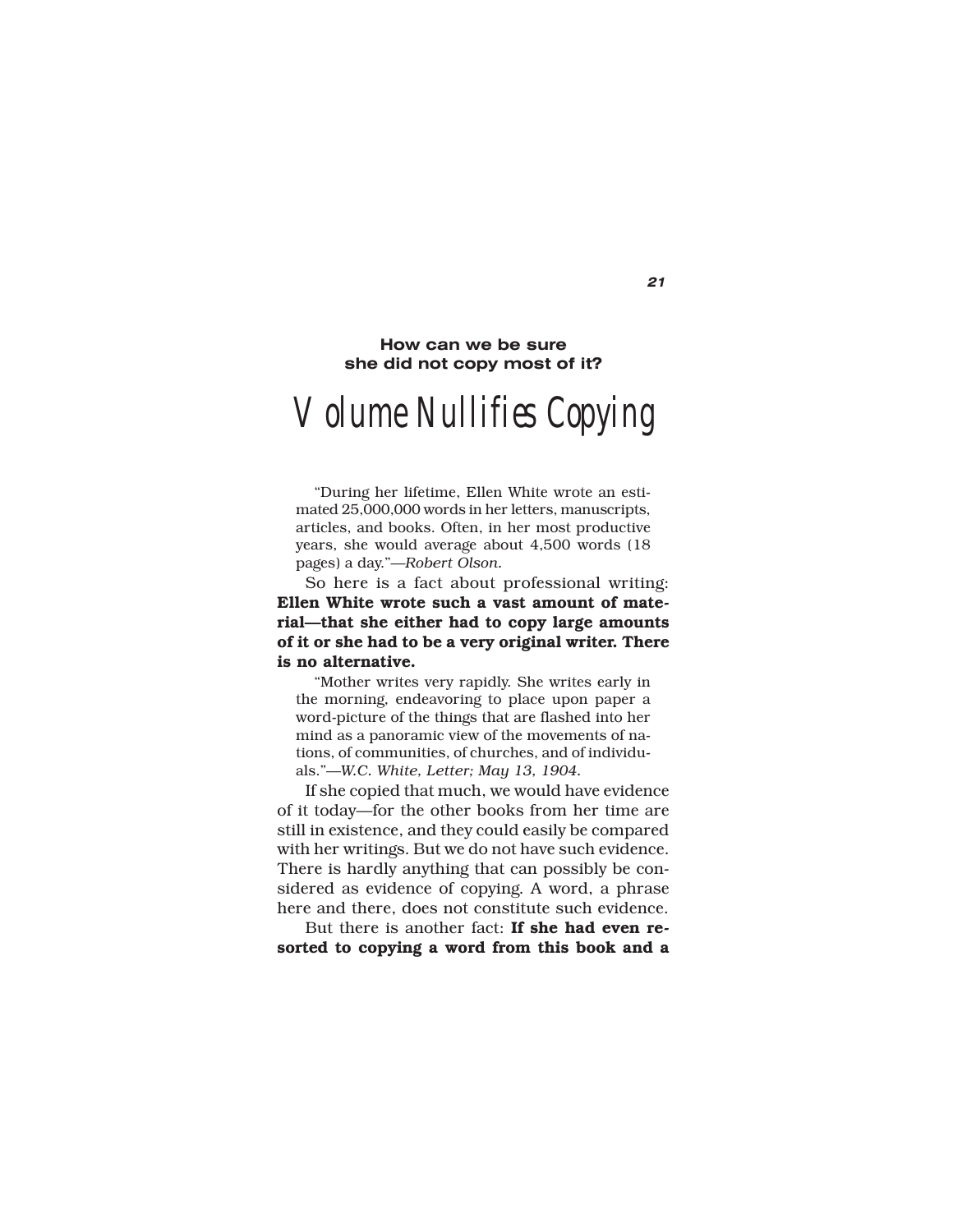**How can we be sure she did not copy most of it?**

# Volume Nullifies Copying

> "During her lifetime, Ellen White wrote an estimated 25,000,000 words in her letters, manuscripts, articles, and books. Often, in her most productive years, she would average about 4,500 words (18 pages) a day."—*Robert Olson.*

So here is a fact about professional writing: **Ellen White wrote such a vast amount of material—that she either had to copy large amounts of it or she had to be a very original writer. There is no alternative.**

> "Mother writes very rapidly. She writes early in the morning, endeavoring to place upon paper a word-picture of the things that are flashed into her mind as a panoramic view of the movements of nations, of communities, of churches, and of individuals."—*W.C. White, Letter; May 13, 1904.*

If she copied that much, we would have evidence of it today—for the other books from her time are still in existence, and they could easily be compared with her writings. But we do not have such evidence. There is hardly anything that can possibly be considered as evidence of copying. A word, a phrase here and there, does not constitute such evidence.

But there is another fact: **If she had even resorted to copying a word from this book and a**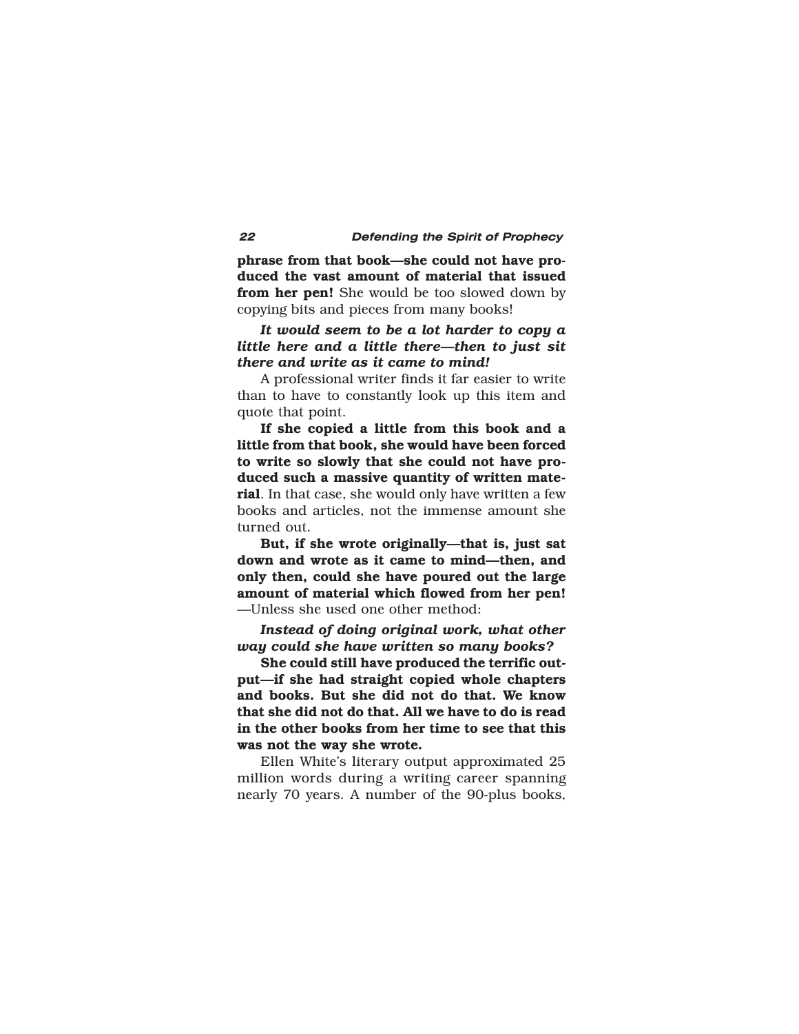**phrase from that book—she could not have produced the vast amount of material that issued from her pen!** She would be too slowed down by copying bits and pieces from many books!

***It would seem to be a lot harder to copy a little here and a little there—then to just sit there and write as it came to mind!***

A professional writer finds it far easier to write than to have to constantly look up this item and quote that point.

**If she copied a little from this book and a little from that book, she would have been forced to write so slowly that she could not have produced such a massive quantity of written material**. In that case, she would only have written a few books and articles, not the immense amount she turned out.

**But, if she wrote originally—that is, just sat down and wrote as it came to mind—then, and only then, could she have poured out the large amount of material which flowed from her pen!** —Unless she used one other method:

***Instead of doing original work, what other way could she have written so many books?***

**She could still have produced the terrific output—if she had straight copied whole chapters and books. But she did not do that. We know that she did not do that. All we have to do is read in the other books from her time to see that this was not the way she wrote.**

Ellen White's literary output approximated 25 million words during a writing career spanning nearly 70 years. A number of the 90-plus books,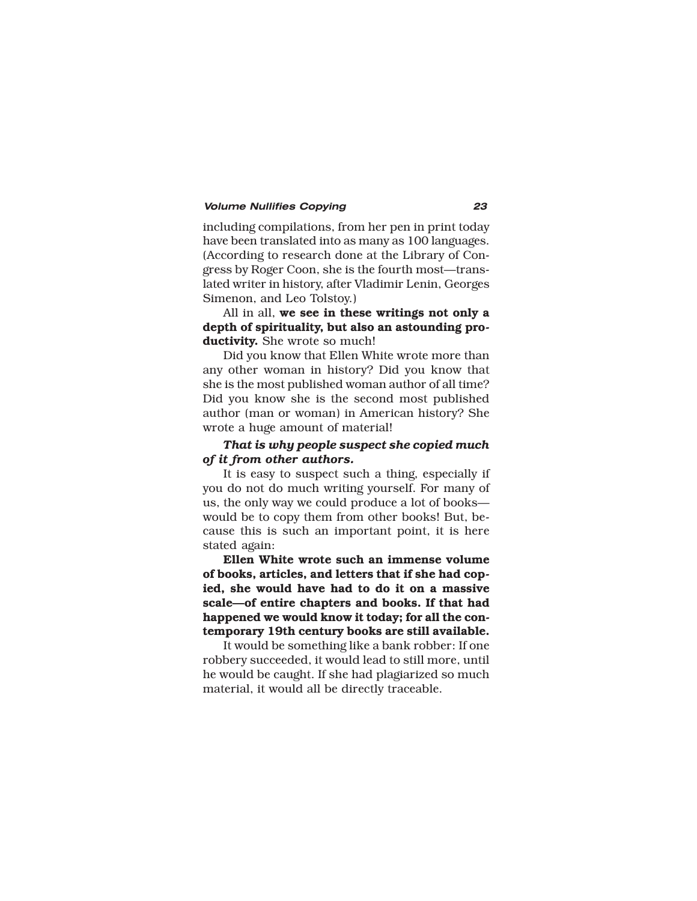including compilations, from her pen in print today have been translated into as many as 100 languages. (According to research done at the Library of Congress by Roger Coon, she is the fourth most—translated writer in history, after Vladimir Lenin, Georges Simenon, and Leo Tolstoy.)

All in all, **we see in these writings not only a depth of spirituality, but also an astounding productivity.** She wrote so much!

Did you know that Ellen White wrote more than any other woman in history? Did you know that she is the most published woman author of all time? Did you know she is the second most published author (man or woman) in American history? She wrote a huge amount of material!

***That is why people suspect she copied much of it from other authors.***

It is easy to suspect such a thing, especially if you do not do much writing yourself. For many of us, the only way we could produce a lot of books—would be to copy them from other books! But, because this is such an important point, it is here stated again:

**Ellen White wrote such an immense volume of books, articles, and letters that if she had copied, she would have had to do it on a massive scale—of entire chapters and books. If that had happened we would know it today; for all the contemporary 19th century books are still available.**

It would be something like a bank robber: If one robbery succeeded, it would lead to still more, until he would be caught. If she had plagiarized so much material, it would all be directly traceable.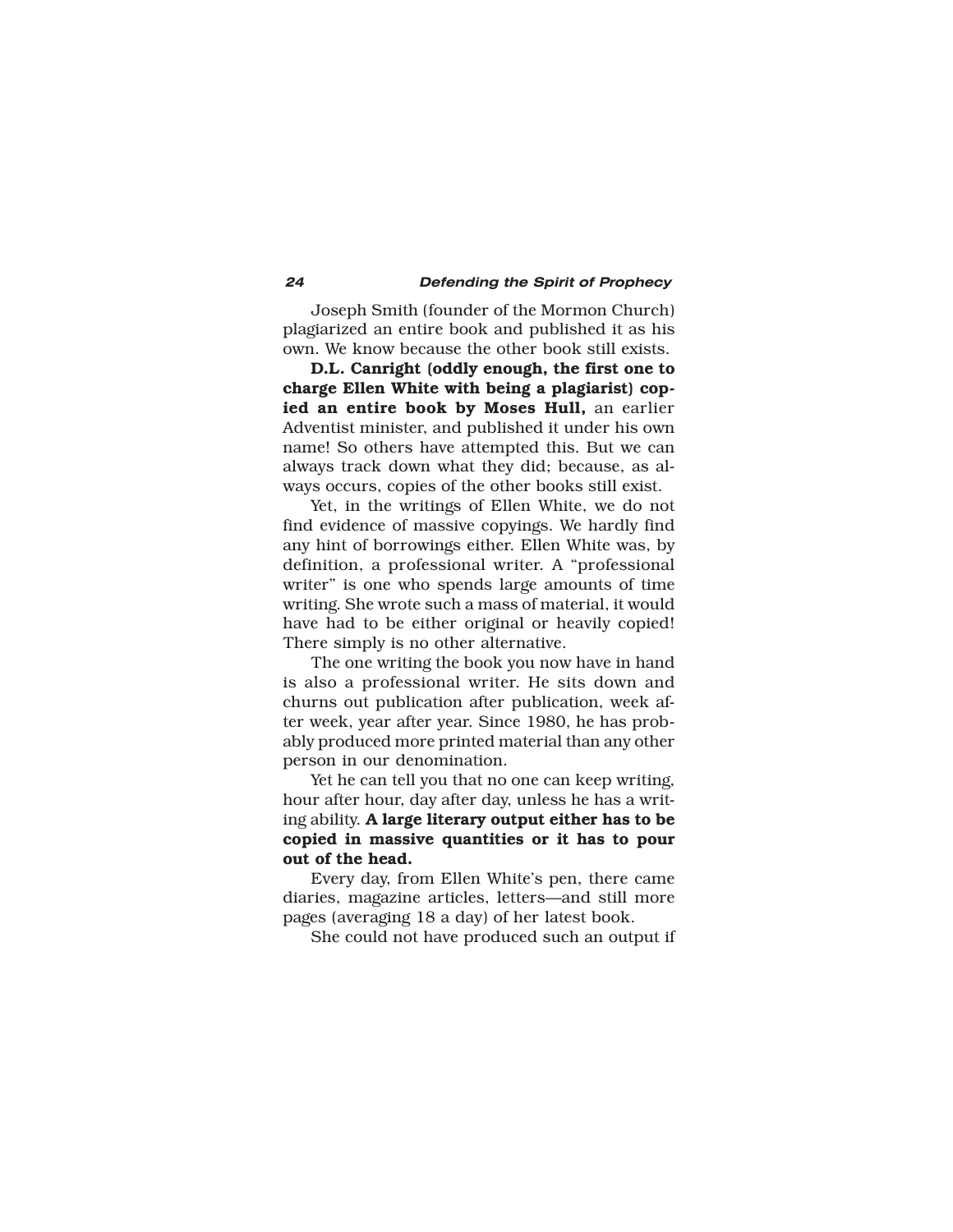Joseph Smith (founder of the Mormon Church) plagiarized an entire book and published it as his own. We know because the other book still exists.

**D.L. Canright (oddly enough, the first one to charge Ellen White with being a plagiarist) copied an entire book by Moses Hull,** an earlier Adventist minister, and published it under his own name! So others have attempted this. But we can always track down what they did; because, as always occurs, copies of the other books still exist.

Yet, in the writings of Ellen White, we do not find evidence of massive copyings. We hardly find any hint of borrowings either. Ellen White was, by definition, a professional writer. A "professional writer" is one who spends large amounts of time writing. She wrote such a mass of material, it would have had to be either original or heavily copied! There simply is no other alternative.

The one writing the book you now have in hand is also a professional writer. He sits down and churns out publication after publication, week after week, year after year. Since 1980, he has probably produced more printed material than any other person in our denomination.

Yet he can tell you that no one can keep writing, hour after hour, day after day, unless he has a writing ability. **A large literary output either has to be copied in massive quantities or it has to pour out of the head.**

Every day, from Ellen White's pen, there came diaries, magazine articles, letters—and still more pages (averaging 18 a day) of her latest book.

She could not have produced such an output if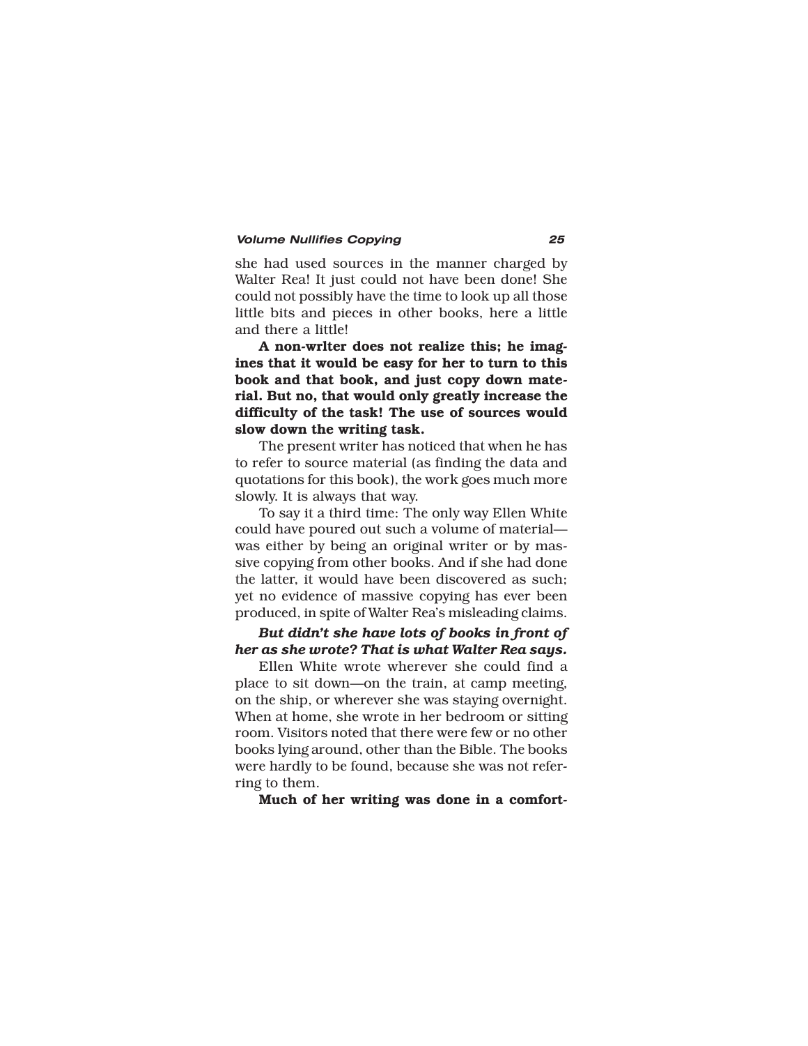she had used sources in the manner charged by Walter Rea! It just could not have been done! She could not possibly have the time to look up all those little bits and pieces in other books, here a little and there a little!

**A non-wrlter does not realize this; he imagines that it would be easy for her to turn to this book and that book, and just copy down material. But no, that would only greatly increase the difficulty of the task! The use of sources would slow down the writing task.**

The present writer has noticed that when he has to refer to source material (as finding the data and quotations for this book), the work goes much more slowly. It is always that way.

To say it a third time: The only way Ellen White could have poured out such a volume of material—was either by being an original writer or by massive copying from other books. And if she had done the latter, it would have been discovered as such; yet no evidence of massive copying has ever been produced, in spite of Walter Rea's misleading claims.

***But didn't she have lots of books in front of her as she wrote? That is what Walter Rea says.***

Ellen White wrote wherever she could find a place to sit down—on the train, at camp meeting, on the ship, or wherever she was staying overnight. When at home, she wrote in her bedroom or sitting room. Visitors noted that there were few or no other books lying around, other than the Bible. The books were hardly to be found, because she was not referring to them.

**Much of her writing was done in a comfort-**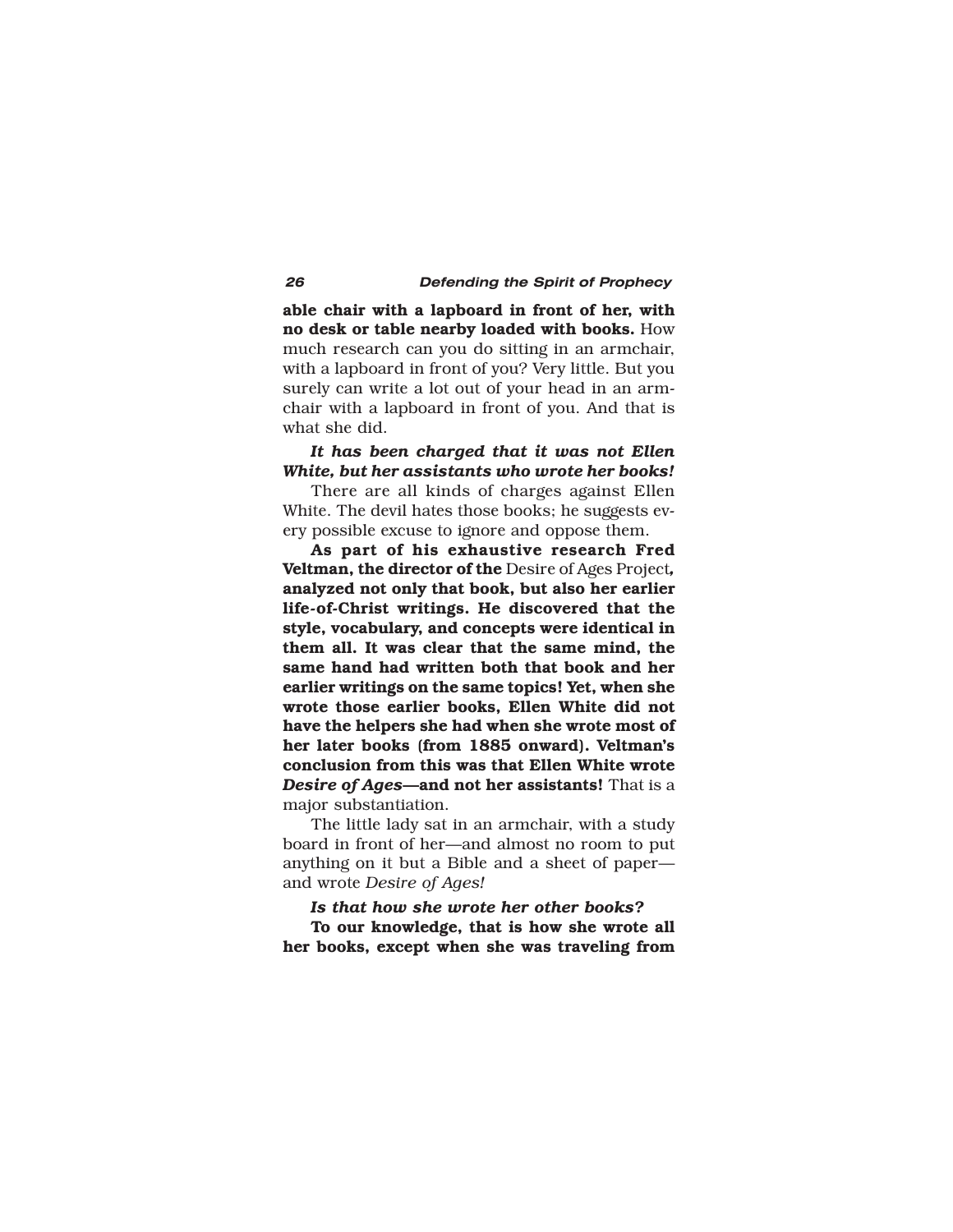**able chair with a lapboard in front of her, with no desk or table nearby loaded with books.** How much research can you do sitting in an armchair, with a lapboard in front of you? Very little. But you surely can write a lot out of your head in an armchair with a lapboard in front of you. And that is what she did.

***It has been charged that it was not Ellen White, but her assistants who wrote her books!***

There are all kinds of charges against Ellen White. The devil hates those books; he suggests every possible excuse to ignore and oppose them.

**As part of his exhaustive research Fred Veltman, the director of the** Desire of Ages Project**, analyzed not only that book, but also her earlier life-of-Christ writings. He discovered that the style, vocabulary, and concepts were identical in them all. It was clear that the same mind, the same hand had written both that book and her earlier writings on the same topics! Yet, when she wrote those earlier books, Ellen White did not have the helpers she had when she wrote most of her later books (from 1885 onward). Veltman's conclusion from this was that Ellen White wrote *Desire of Ages*—and not her assistants!** That is a major substantiation.

The little lady sat in an armchair, with a study board in front of her—and almost no room to put anything on it but a Bible and a sheet of paper—and wrote *Desire of Ages!*

***Is that how she wrote her other books?***

**To our knowledge, that is how she wrote all her books, except when she was traveling from**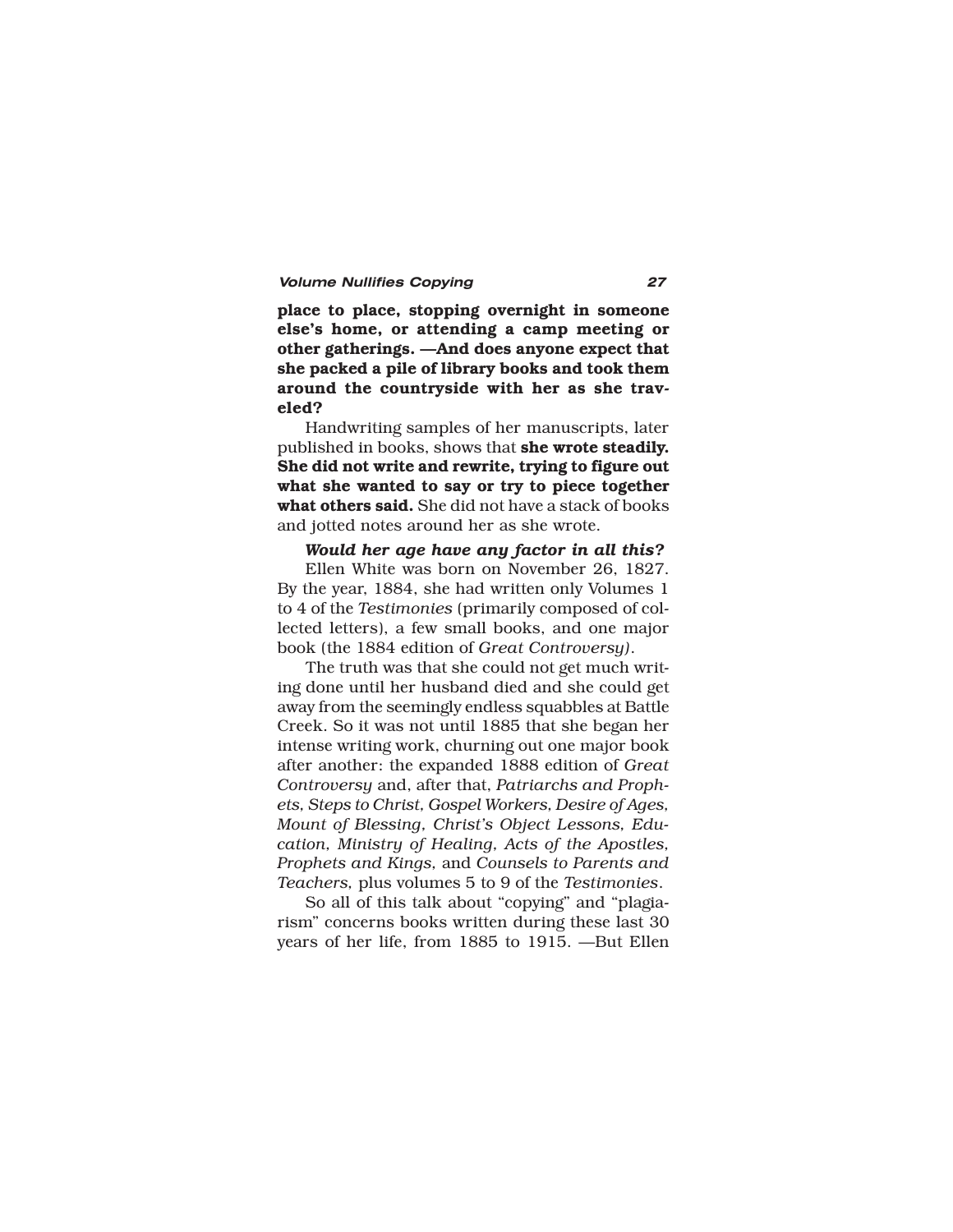**place to place, stopping overnight in someone else's home, or attending a camp meeting or other gatherings. —And does anyone expect that she packed a pile of library books and took them around the countryside with her as she traveled?**

Handwriting samples of her manuscripts, later published in books, shows that **she wrote steadily. She did not write and rewrite, trying to figure out what she wanted to say or try to piece together what others said.** She did not have a stack of books and jotted notes around her as she wrote.

***Would her age have any factor in all this?***

Ellen White was born on November 26, 1827. By the year, 1884, she had written only Volumes 1 to 4 of the *Testimonies* (primarily composed of collected letters), a few small books, and one major book (the 1884 edition of *Great Controversy)*.

The truth was that she could not get much writing done until her husband died and she could get away from the seemingly endless squabbles at Battle Creek. So it was not until 1885 that she began her intense writing work, churning out one major book after another: the expanded 1888 edition of *Great Controversy* and, after that, *Patriarchs and Prophets, Steps to Christ, Gospel Workers, Desire of Ages, Mount of Blessing, Christ's Object Lessons, Education, Ministry of Healing, Acts of the Apostles, Prophets and Kings,* and *Counsels to Parents and Teachers,* plus volumes 5 to 9 of the *Testimonies*.

So all of this talk about "copying" and "plagiarism" concerns books written during these last 30 years of her life, from 1885 to 1915. —But Ellen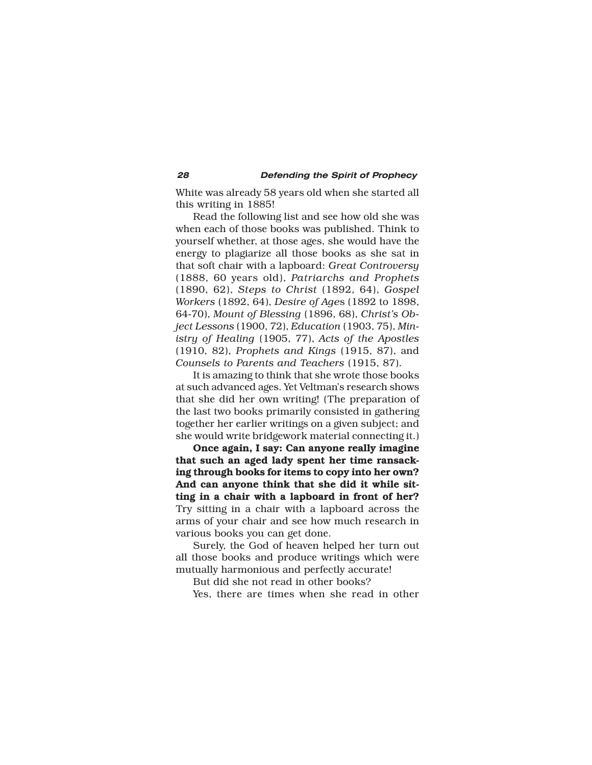White was already 58 years old when she started all this writing in 1885!

Read the following list and see how old she was when each of those books was published. Think to yourself whether, at those ages, she would have the energy to plagiarize all those books as she sat in that soft chair with a lapboard: *Great Controversy* (1888, 60 years old), *Patriarchs and Prophets* (1890, 62), *Steps to Christ* (1892, 64), *Gospel Workers* (1892, 64), *Desire of Ages* (1892 to 1898, 64-70), *Mount of Blessing* (1896, 68), *Christ's Object Lessons* (1900, 72), *Education* (1903, 75), *Ministry of Healing* (1905, 77), *Acts of the Apostles* (1910, 82), *Prophets and Kings* (1915, 87), and *Counsels to Parents and Teachers* (1915, 87).

It is amazing to think that she wrote those books at such advanced ages. Yet Veltman's research shows that she did her own writing! (The preparation of the last two books primarily consisted in gathering together her earlier writings on a given subject; and she would write bridgework material connecting it.)

**Once again, I say: Can anyone really imagine that such an aged lady spent her time ransacking through books for items to copy into her own? And can anyone think that she did it while sitting in a chair with a lapboard in front of her?** Try sitting in a chair with a lapboard across the arms of your chair and see how much research in various books you can get done.

Surely, the God of heaven helped her turn out all those books and produce writings which were mutually harmonious and perfectly accurate!

But did she not read in other books?

Yes, there are times when she read in other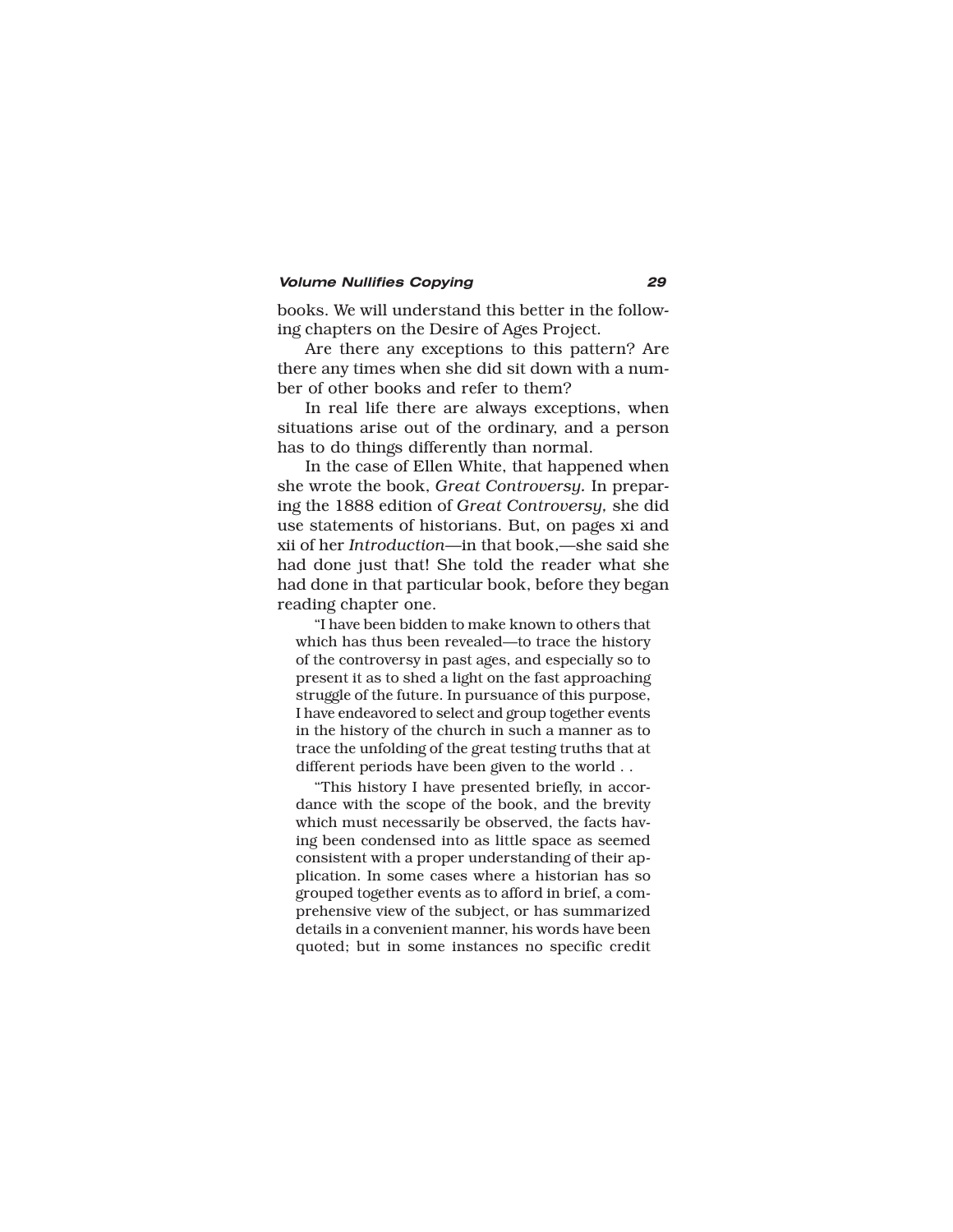books. We will understand this better in the following chapters on the Desire of Ages Project.

Are there any exceptions to this pattern? Are there any times when she did sit down with a number of other books and refer to them?

In real life there are always exceptions, when situations arise out of the ordinary, and a person has to do things differently than normal.

In the case of Ellen White, that happened when she wrote the book, *Great Controversy.* In preparing the 1888 edition of *Great Controversy,* she did use statements of historians. But, on pages xi and xii of her *Introduction*—in that book,—she said she had done just that! She told the reader what she had done in that particular book, before they began reading chapter one.

> "I have been bidden to make known to others that which has thus been revealed—to trace the history of the controversy in past ages, and especially so to present it as to shed a light on the fast approaching struggle of the future. In pursuance of this purpose, I have endeavored to select and group together events in the history of the church in such a manner as to trace the unfolding of the great testing truths that at different periods have been given to the world . .
>
> "This history I have presented briefly, in accordance with the scope of the book, and the brevity which must necessarily be observed, the facts having been condensed into as little space as seemed consistent with a proper understanding of their application. In some cases where a historian has so grouped together events as to afford in brief, a comprehensive view of the subject, or has summarized details in a convenient manner, his words have been quoted; but in some instances no specific credit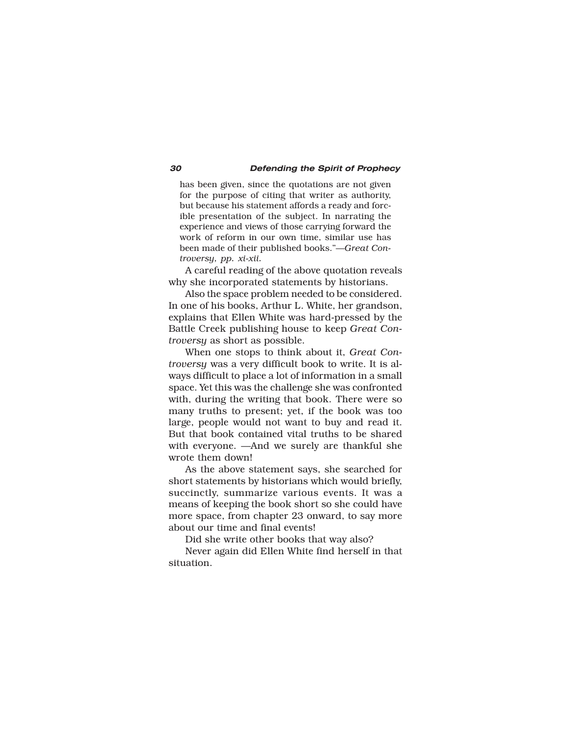has been given, since the quotations are not given for the purpose of citing that writer as authority, but because his statement affords a ready and forcible presentation of the subject. In narrating the experience and views of those carrying forward the work of reform in our own time, similar use has been made of their published books."—*Great Controversy, pp. xi-xii.*

A careful reading of the above quotation reveals why she incorporated statements by historians.

Also the space problem needed to be considered. In one of his books, Arthur L. White, her grandson, explains that Ellen White was hard-pressed by the Battle Creek publishing house to keep *Great Controversy* as short as possible.

When one stops to think about it, *Great Controversy* was a very difficult book to write. It is always difficult to place a lot of information in a small space. Yet this was the challenge she was confronted with, during the writing that book. There were so many truths to present; yet, if the book was too large, people would not want to buy and read it. But that book contained vital truths to be shared with everyone. —And we surely are thankful she wrote them down!

As the above statement says, she searched for short statements by historians which would briefly, succinctly, summarize various events. It was a means of keeping the book short so she could have more space, from chapter 23 onward, to say more about our time and final events!

Did she write other books that way also?

Never again did Ellen White find herself in that situation.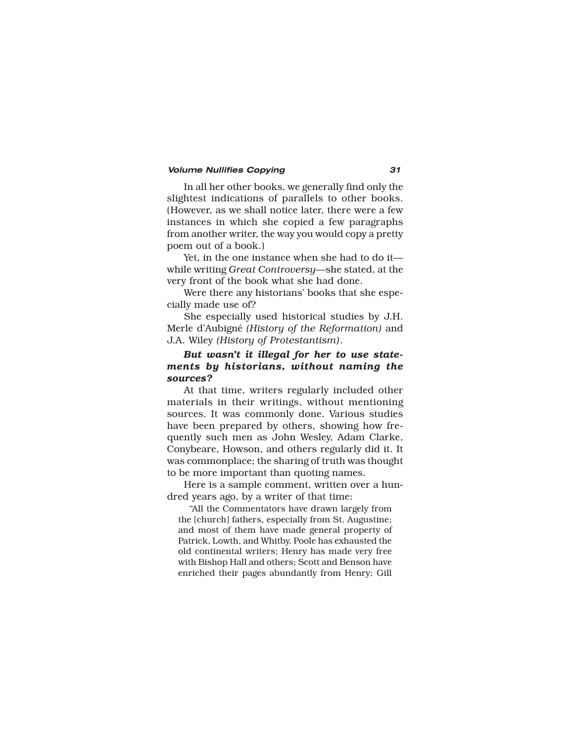In all her other books, we generally find only the slightest indications of parallels to other books. (However, as we shall notice later, there were a few instances in which she copied a few paragraphs from another writer, the way you would copy a pretty poem out of a book.)

Yet, in the one instance when she had to do it—while writing *Great Controversy*—she stated, at the very front of the book what she had done.

Were there any historians' books that she especially made use of?

She especially used historical studies by J.H. Merle d'Aubigné *(History of the Reformation)* and J.A. Wiley *(History of Protestantism)*.

***But wasn't it illegal for her to use statements by historians, without naming the sources?***

At that time, writers regularly included other materials in their writings, without mentioning sources. It was commonly done. Various studies have been prepared by others, showing how frequently such men as John Wesley, Adam Clarke, Conybeare, Howson, and others regularly did it. It was commonplace; the sharing of truth was thought to be more important than quoting names.

Here is a sample comment, written over a hundred years ago, by a writer of that time:

> "All the Commentators have drawn largely from the [church] fathers, especially from St. Augustine; and most of them have made general property of Patrick, Lowth, and Whitby. Poole has exhausted the old continental writers; Henry has made very free with Bishop Hall and others; Scott and Benson have enriched their pages abundantly from Henry; Gill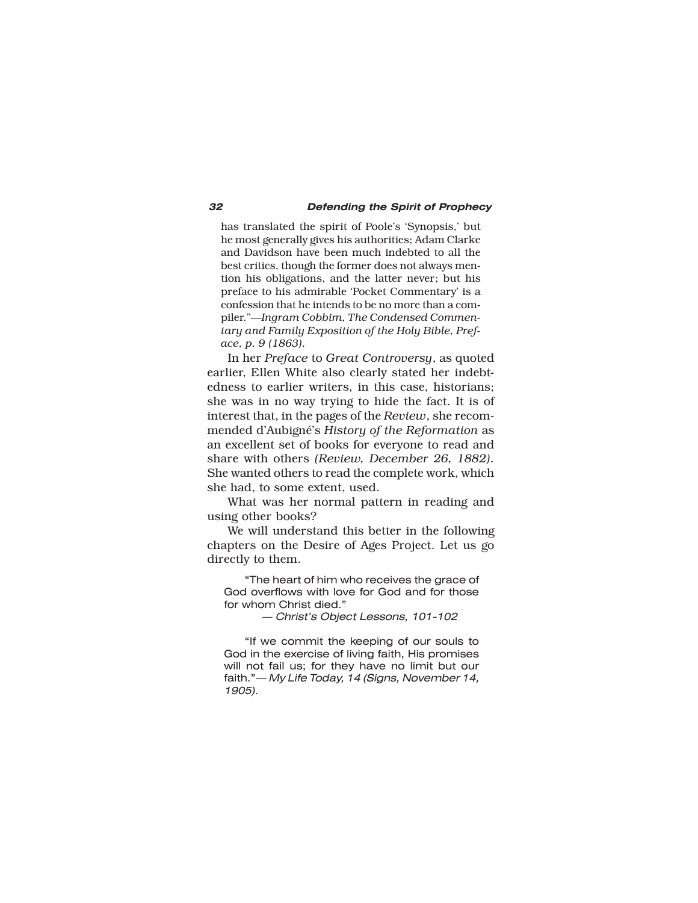> has translated the spirit of Poole's 'Synopsis,' but he most generally gives his authorities; Adam Clarke and Davidson have been much indebted to all the best critics, though the former does not always mention his obligations, and the latter never; but his preface to his admirable 'Pocket Commentary' is a confession that he intends to be no more than a compiler."—*Ingram Cobbim, The Condensed Commentary and Family Exposition of the Holy Bible, Preface, p. 9 (1863).*

In her *Preface* to *Great Controversy*, as quoted earlier, Ellen White also clearly stated her indebtedness to earlier writers, in this case, historians; she was in no way trying to hide the fact. It is of interest that, in the pages of the *Review*, she recommended d'Aubigné's *History of the Reformation* as an excellent set of books for everyone to read and share with others *(Review, December 26, 1882).* She wanted others to read the complete work, which she had, to some extent, used.

What was her normal pattern in reading and using other books?

We will understand this better in the following chapters on the Desire of Ages Project. Let us go directly to them.

> "The heart of him who receives the grace of God overflows with love for God and for those for whom Christ died."
>
> — *Christ's Object Lessons, 101-102*

> "If we commit the keeping of our souls to God in the exercise of living faith, His promises will not fail us; for they have no limit but our faith."— *My Life Today, 14 (Signs, November 14, 1905).*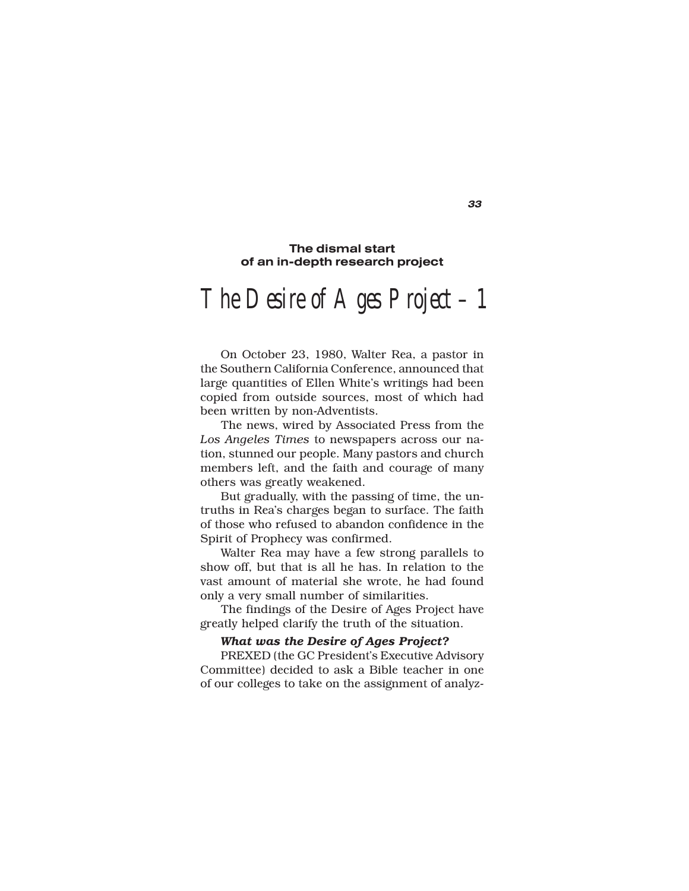**The dismal start of an in-depth research project**

# The Desire of Ages Project — 1

On October 23, 1980, Walter Rea, a pastor in the Southern California Conference, announced that large quantities of Ellen White's writings had been copied from outside sources, most of which had been written by non-Adventists.

The news, wired by Associated Press from the *Los Angeles Times* to newspapers across our nation, stunned our people. Many pastors and church members left, and the faith and courage of many others was greatly weakened.

But gradually, with the passing of time, the untruths in Rea's charges began to surface. The faith of those who refused to abandon confidence in the Spirit of Prophecy was confirmed.

Walter Rea may have a few strong parallels to show off, but that is all he has. In relation to the vast amount of material she wrote, he had found only a very small number of similarities.

The findings of the Desire of Ages Project have greatly helped clarify the truth of the situation.

***What was the Desire of Ages Project?***

PREXED (the GC President's Executive Advisory Committee) decided to ask a Bible teacher in one of our colleges to take on the assignment of analyz-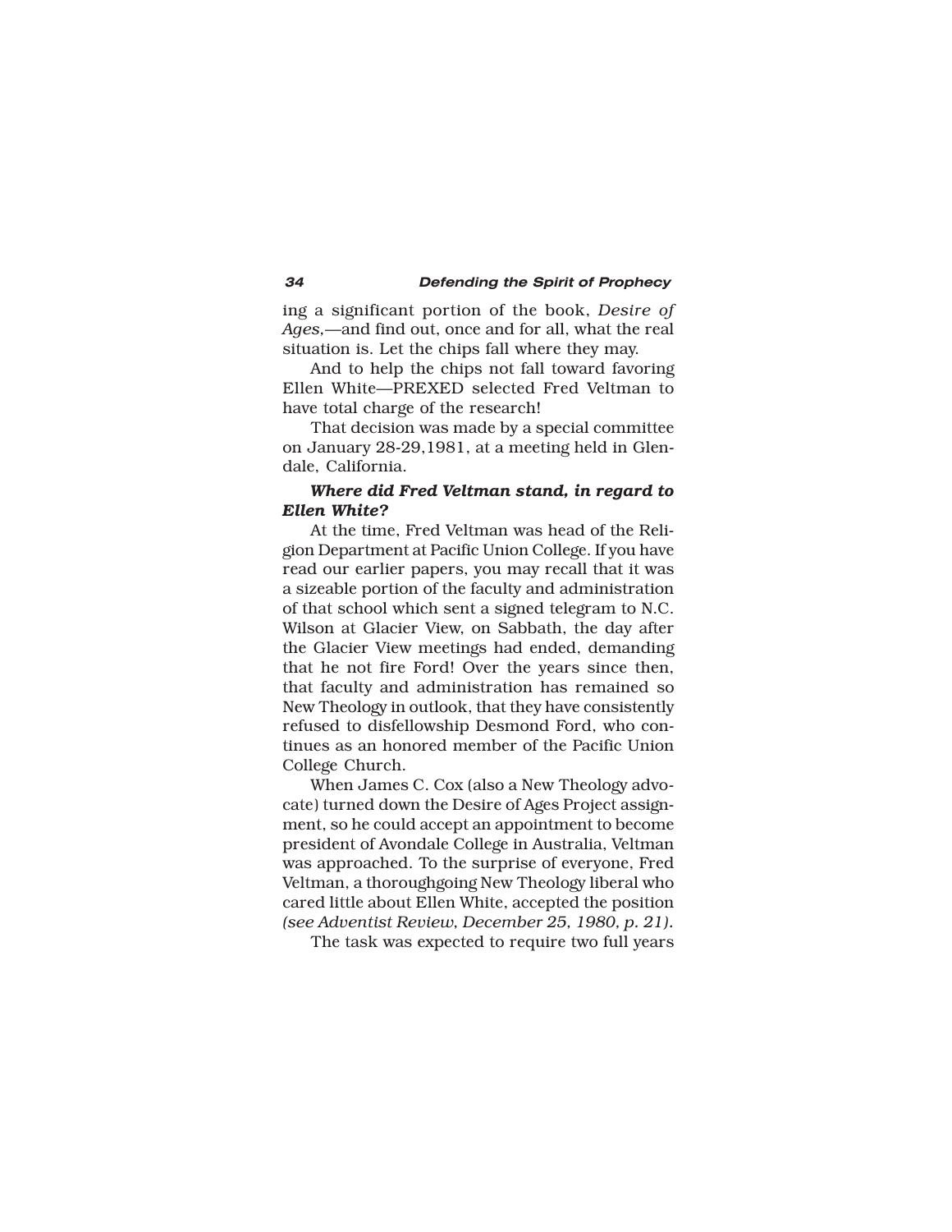ing a significant portion of the book, *Desire of Ages*,—and find out, once and for all, what the real situation is. Let the chips fall where they may.

And to help the chips not fall toward favoring Ellen White—PREXED selected Fred Veltman to have total charge of the research!

That decision was made by a special committee on January 28-29,1981, at a meeting held in Glendale, California.

***Where did Fred Veltman stand, in regard to Ellen White?***

At the time, Fred Veltman was head of the Religion Department at Pacific Union College. If you have read our earlier papers, you may recall that it was a sizeable portion of the faculty and administration of that school which sent a signed telegram to N.C. Wilson at Glacier View, on Sabbath, the day after the Glacier View meetings had ended, demanding that he not fire Ford! Over the years since then, that faculty and administration has remained so New Theology in outlook, that they have consistently refused to disfellowship Desmond Ford, who continues as an honored member of the Pacific Union College Church.

When James C. Cox (also a New Theology advocate) turned down the Desire of Ages Project assignment, so he could accept an appointment to become president of Avondale College in Australia, Veltman was approached. To the surprise of everyone, Fred Veltman, a thoroughgoing New Theology liberal who cared little about Ellen White, accepted the position *(see Adventist Review, December 25, 1980, p. 21).*

The task was expected to require two full years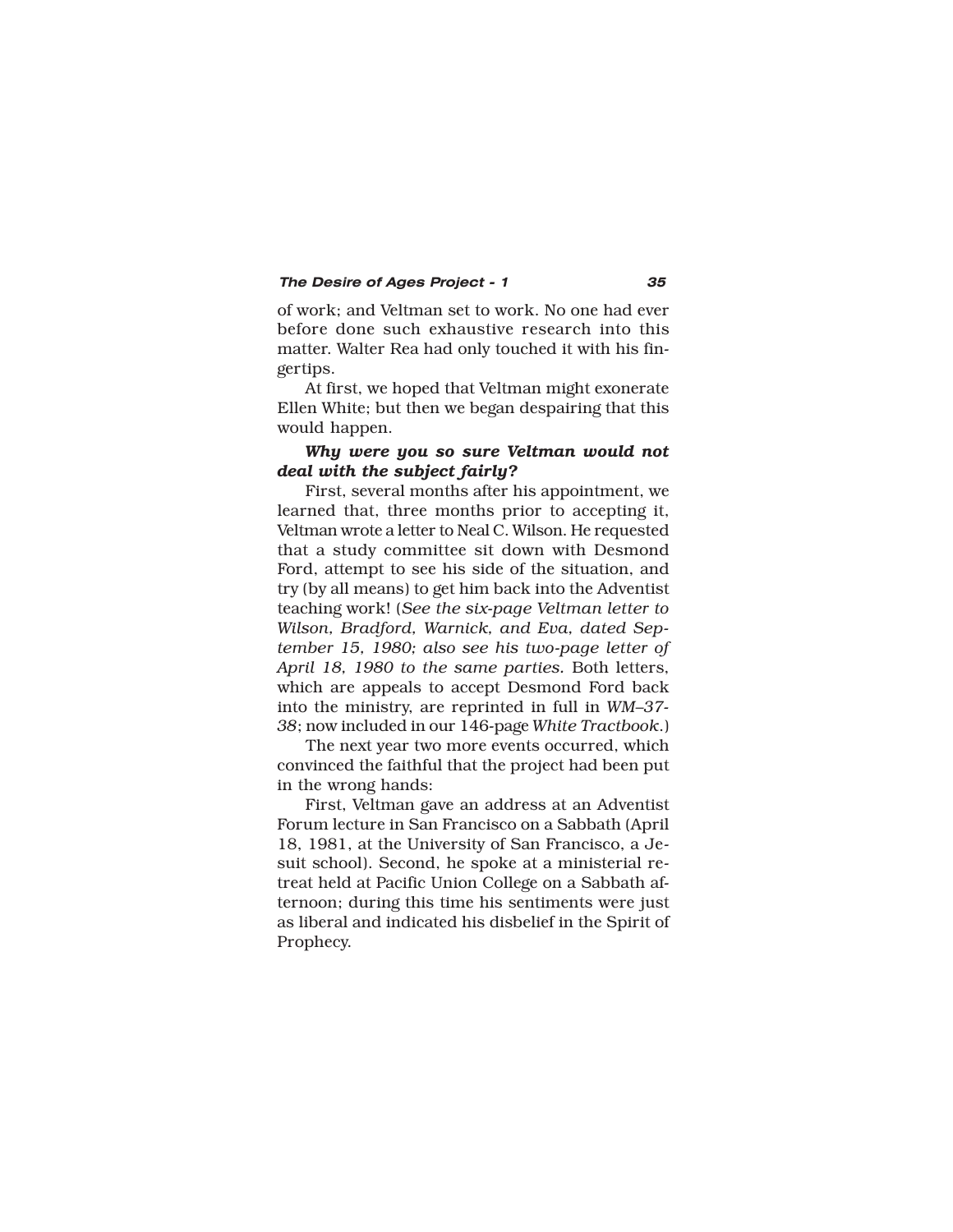of work; and Veltman set to work. No one had ever before done such exhaustive research into this matter. Walter Rea had only touched it with his fingertips.

At first, we hoped that Veltman might exonerate Ellen White; but then we began despairing that this would happen.

***Why were you so sure Veltman would not deal with the subject fairly?***

First, several months after his appointment, we learned that, three months prior to accepting it, Veltman wrote a letter to Neal C. Wilson. He requested that a study committee sit down with Desmond Ford, attempt to see his side of the situation, and try (by all means) to get him back into the Adventist teaching work! (*See the six-page Veltman letter to Wilson, Bradford, Warnick, and Eva, dated September 15, 1980; also see his two-page letter of April 18, 1980 to the same parties.* Both letters, which are appeals to accept Desmond Ford back into the ministry, are reprinted in full in *WM–37-38*; now included in our 146-page *White Tractbook*.)

The next year two more events occurred, which convinced the faithful that the project had been put in the wrong hands:

First, Veltman gave an address at an Adventist Forum lecture in San Francisco on a Sabbath (April 18, 1981, at the University of San Francisco, a Jesuit school). Second, he spoke at a ministerial retreat held at Pacific Union College on a Sabbath afternoon; during this time his sentiments were just as liberal and indicated his disbelief in the Spirit of Prophecy.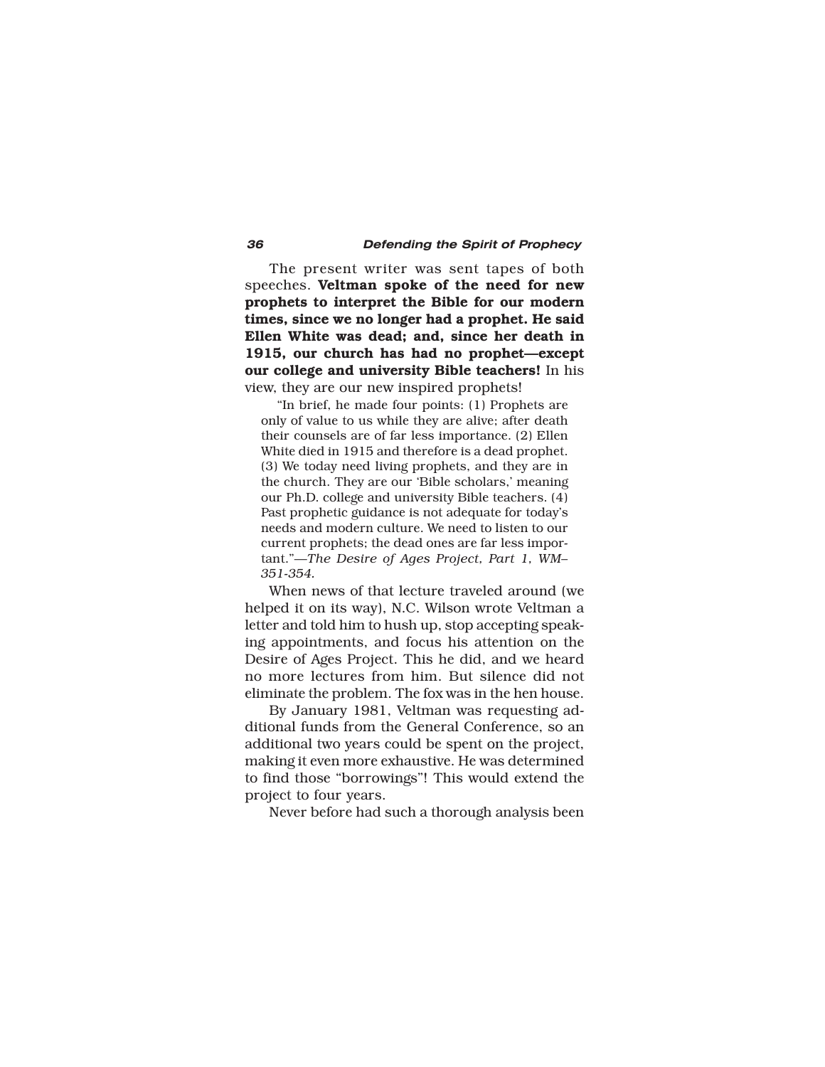The present writer was sent tapes of both speeches. **Veltman spoke of the need for new prophets to interpret the Bible for our modern times, since we no longer had a prophet. He said Ellen White was dead; and, since her death in 1915, our church has had no prophet—except our college and university Bible teachers!** In his view, they are our new inspired prophets!

> "In brief, he made four points: (1) Prophets are only of value to us while they are alive; after death their counsels are of far less importance. (2) Ellen White died in 1915 and therefore is a dead prophet. (3) We today need living prophets, and they are in the church. They are our 'Bible scholars,' meaning our Ph.D. college and university Bible teachers. (4) Past prophetic guidance is not adequate for today's needs and modern culture. We need to listen to our current prophets; the dead ones are far less important."—*The Desire of Ages Project, Part 1, WM–351-354.*

When news of that lecture traveled around (we helped it on its way), N.C. Wilson wrote Veltman a letter and told him to hush up, stop accepting speaking appointments, and focus his attention on the Desire of Ages Project. This he did, and we heard no more lectures from him. But silence did not eliminate the problem. The fox was in the hen house.

By January 1981, Veltman was requesting additional funds from the General Conference, so an additional two years could be spent on the project, making it even more exhaustive. He was determined to find those "borrowings"! This would extend the project to four years.

Never before had such a thorough analysis been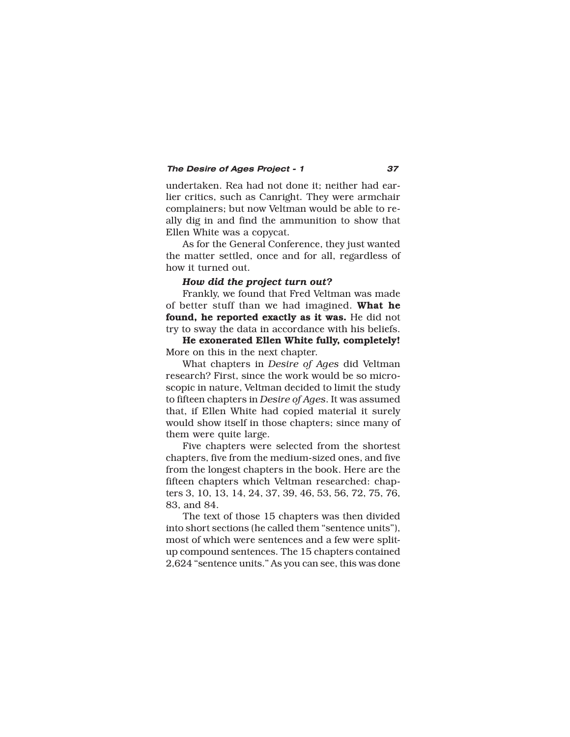undertaken. Rea had not done it; neither had earlier critics, such as Canright. They were armchair complainers; but now Veltman would be able to really dig in and find the ammunition to show that Ellen White was a copycat.

As for the General Conference, they just wanted the matter settled, once and for all, regardless of how it turned out.

***How did the project turn out?***

Frankly, we found that Fred Veltman was made of better stuff than we had imagined. **What he found, he reported exactly as it was.** He did not try to sway the data in accordance with his beliefs.

**He exonerated Ellen White fully, completely!** More on this in the next chapter.

What chapters in *Desire of Ages* did Veltman research? First, since the work would be so microscopic in nature, Veltman decided to limit the study to fifteen chapters in *Desire of Ages*. It was assumed that, if Ellen White had copied material it surely would show itself in those chapters; since many of them were quite large.

Five chapters were selected from the shortest chapters, five from the medium-sized ones, and five from the longest chapters in the book. Here are the fifteen chapters which Veltman researched: chapters 3, 10, 13, 14, 24, 37, 39, 46, 53, 56, 72, 75, 76, 83, and 84.

The text of those 15 chapters was then divided into short sections (he called them "sentence units"), most of which were sentences and a few were split-up compound sentences. The 15 chapters contained 2,624 "sentence units." As you can see, this was done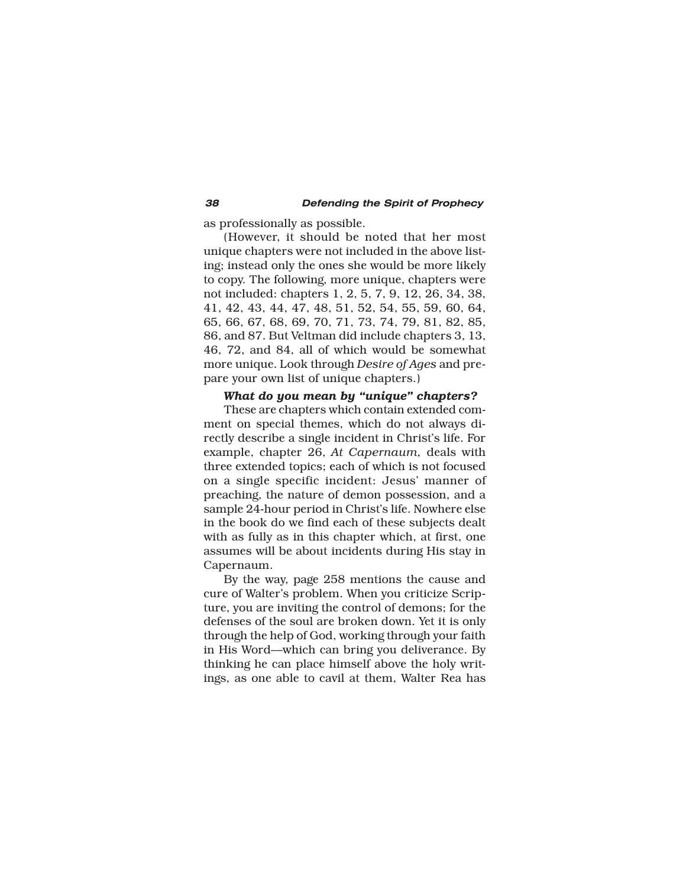as professionally as possible.

(However, it should be noted that her most unique chapters were not included in the above listing; instead only the ones she would be more likely to copy. The following, more unique, chapters were not included: chapters 1, 2, 5, 7, 9, 12, 26, 34, 38, 41, 42, 43, 44, 47, 48, 51, 52, 54, 55, 59, 60, 64, 65, 66, 67, 68, 69, 70, 71, 73, 74, 79, 81, 82, 85, 86, and 87. But Veltman did include chapters 3, 13, 46, 72, and 84, all of which would be somewhat more unique. Look through *Desire of Ages* and prepare your own list of unique chapters.)

***What do you mean by "unique" chapters?***

These are chapters which contain extended comment on special themes, which do not always directly describe a single incident in Christ's life. For example, chapter 26, *At Capernaum,* deals with three extended topics; each of which is not focused on a single specific incident: Jesus' manner of preaching, the nature of demon possession, and a sample 24-hour period in Christ's life. Nowhere else in the book do we find each of these subjects dealt with as fully as in this chapter which, at first, one assumes will be about incidents during His stay in Capernaum.

By the way, page 258 mentions the cause and cure of Walter's problem. When you criticize Scripture, you are inviting the control of demons; for the defenses of the soul are broken down. Yet it is only through the help of God, working through your faith in His Word—which can bring you deliverance. By thinking he can place himself above the holy writings, as one able to cavil at them, Walter Rea has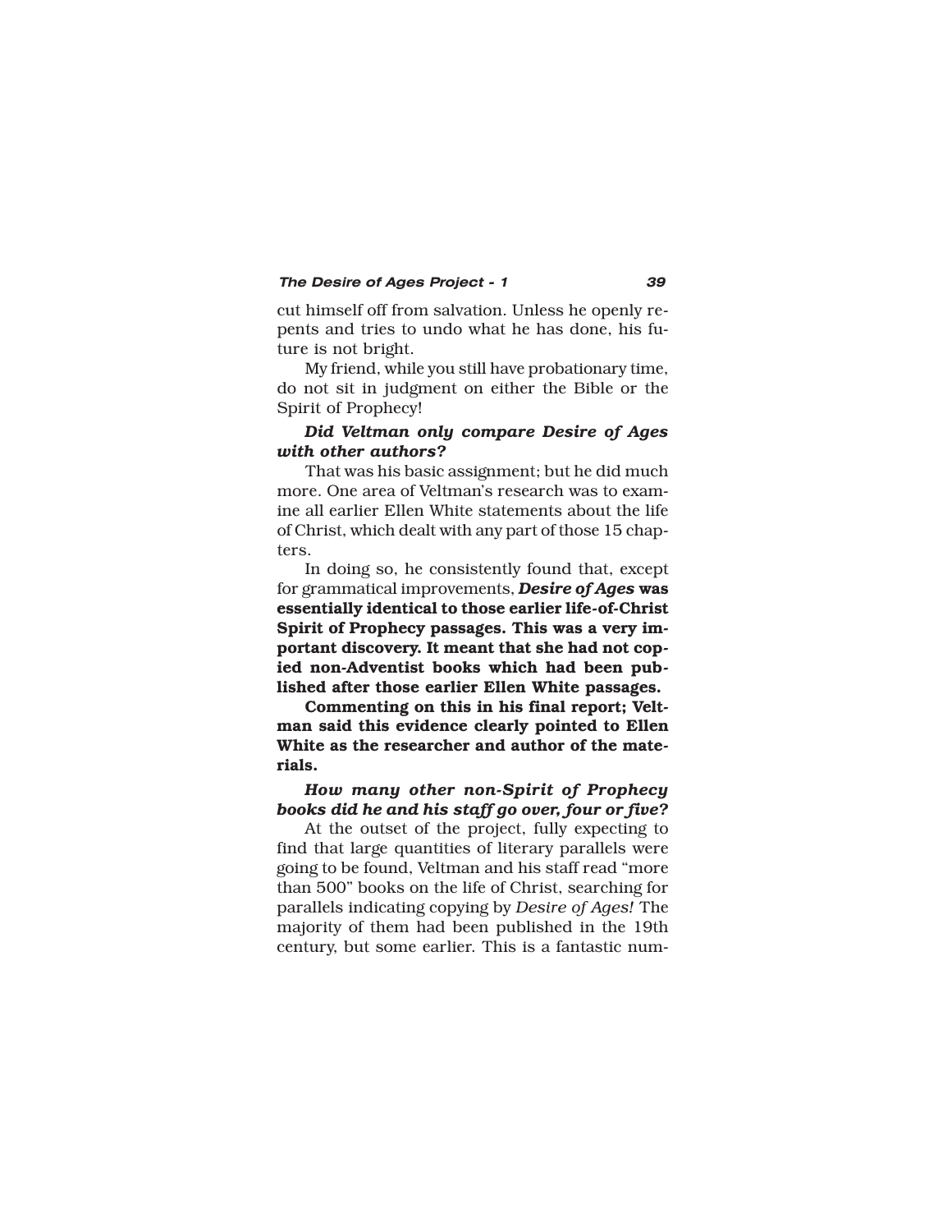cut himself off from salvation. Unless he openly repents and tries to undo what he has done, his future is not bright.

My friend, while you still have probationary time, do not sit in judgment on either the Bible or the Spirit of Prophecy!

***Did Veltman only compare Desire of Ages with other authors?***

That was his basic assignment; but he did much more. One area of Veltman's research was to examine all earlier Ellen White statements about the life of Christ, which dealt with any part of those 15 chapters.

In doing so, he consistently found that, except for grammatical improvements, ***Desire of Ages* was essentially identical to those earlier life-of-Christ Spirit of Prophecy passages. This was a very important discovery. It meant that she had not copied non-Adventist books which had been published after those earlier Ellen White passages.**

**Commenting on this in his final report; Veltman said this evidence clearly pointed to Ellen White as the researcher and author of the materials.**

***How many other non-Spirit of Prophecy books did he and his staff go over, four or five?***

At the outset of the project, fully expecting to find that large quantities of literary parallels were going to be found, Veltman and his staff read "more than 500" books on the life of Christ, searching for parallels indicating copying by *Desire of Ages!* The majority of them had been published in the 19th century, but some earlier. This is a fantastic num-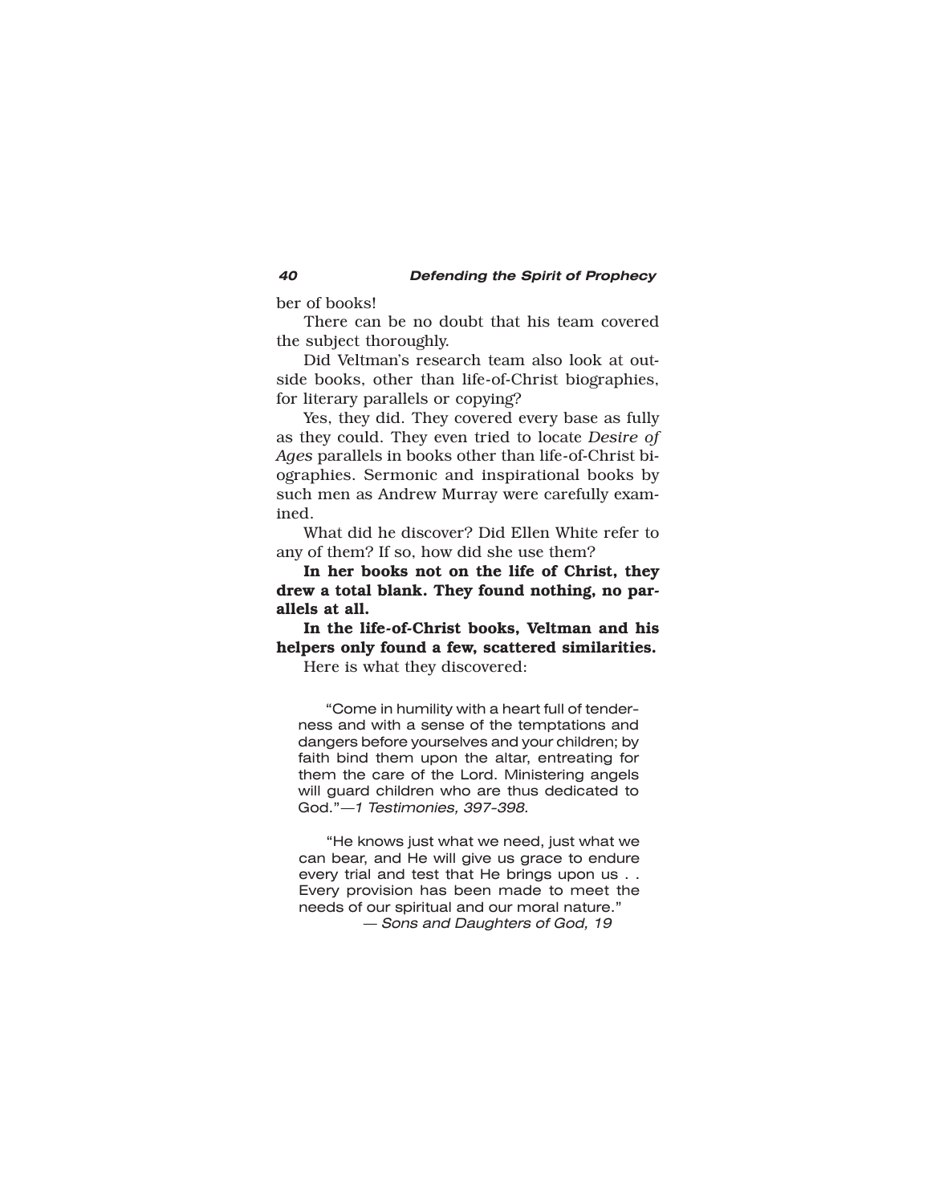ber of books!

There can be no doubt that his team covered the subject thoroughly.

Did Veltman's research team also look at outside books, other than life-of-Christ biographies, for literary parallels or copying?

Yes, they did. They covered every base as fully as they could. They even tried to locate *Desire of Ages* parallels in books other than life-of-Christ biographies. Sermonic and inspirational books by such men as Andrew Murray were carefully examined.

What did he discover? Did Ellen White refer to any of them? If so, how did she use them?

**In her books not on the life of Christ, they drew a total blank. They found nothing, no parallels at all.**

**In the life-of-Christ books, Veltman and his helpers only found a few, scattered similarities.**

Here is what they discovered:

> "Come in humility with a heart full of tenderness and with a sense of the temptations and dangers before yourselves and your children; by faith bind them upon the altar, entreating for them the care of the Lord. Ministering angels will guard children who are thus dedicated to God."—*1 Testimonies, 397-398.*

> "He knows just what we need, just what we can bear, and He will give us grace to endure every trial and test that He brings upon us . . Every provision has been made to meet the needs of our spiritual and our moral nature."
> — *Sons and Daughters of God, 19*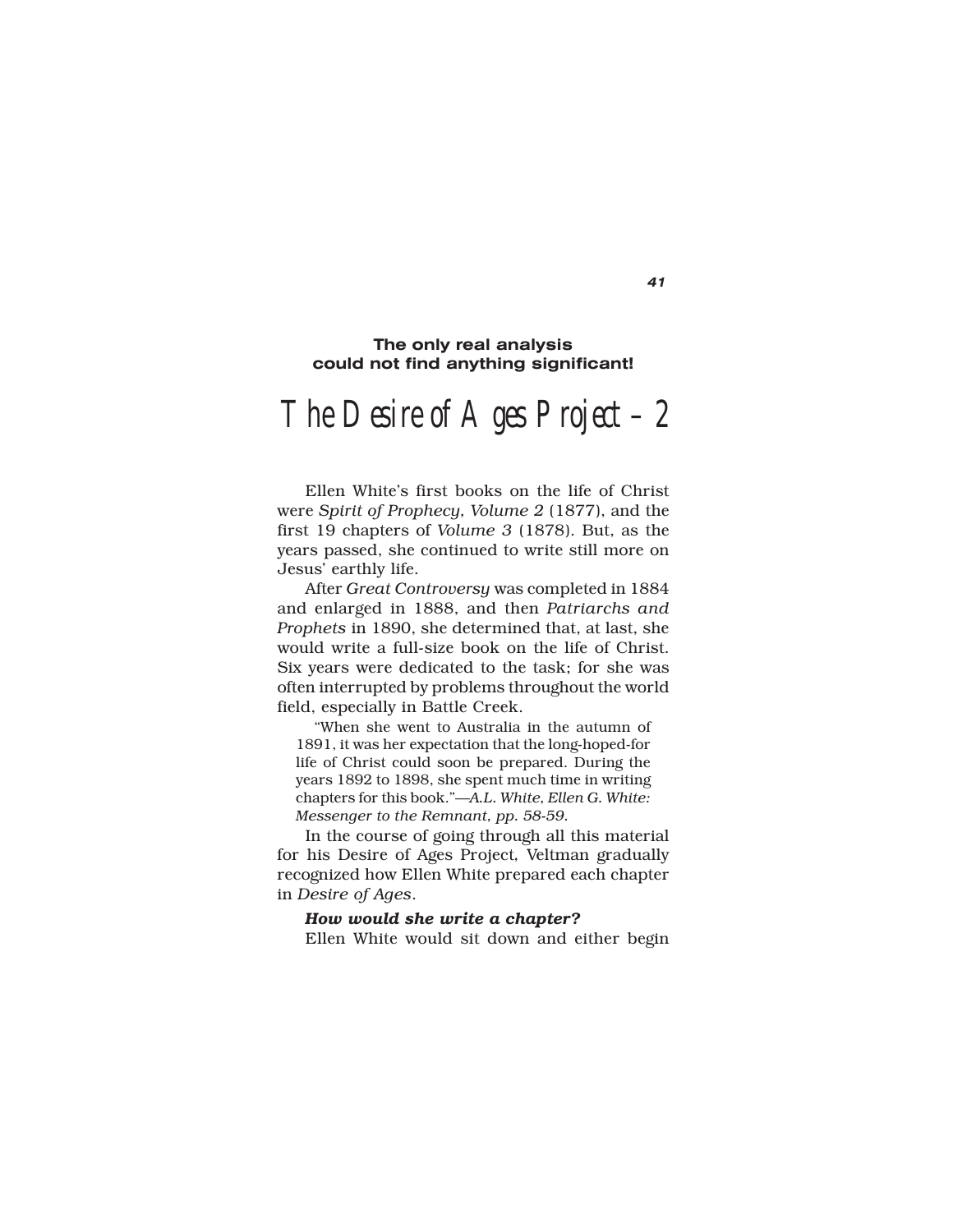**The only real analysis could not find anything significant!**

# The Desire of Ages Project — 2

Ellen White's first books on the life of Christ were *Spirit of Prophecy, Volume 2* (1877), and the first 19 chapters of *Volume 3* (1878). But, as the years passed, she continued to write still more on Jesus' earthly life.

After *Great Controversy* was completed in 1884 and enlarged in 1888, and then *Patriarchs and Prophets* in 1890, she determined that, at last, she would write a full-size book on the life of Christ. Six years were dedicated to the task; for she was often interrupted by problems throughout the world field, especially in Battle Creek.

> "When she went to Australia in the autumn of 1891, it was her expectation that the long-hoped-for life of Christ could soon be prepared. During the years 1892 to 1898, she spent much time in writing chapters for this book."—*A.L. White, Ellen G. White: Messenger to the Remnant, pp. 58-59.*

In the course of going through all this material for his Desire of Ages Project, Veltman gradually recognized how Ellen White prepared each chapter in *Desire of Ages*.

***How would she write a chapter?***

Ellen White would sit down and either begin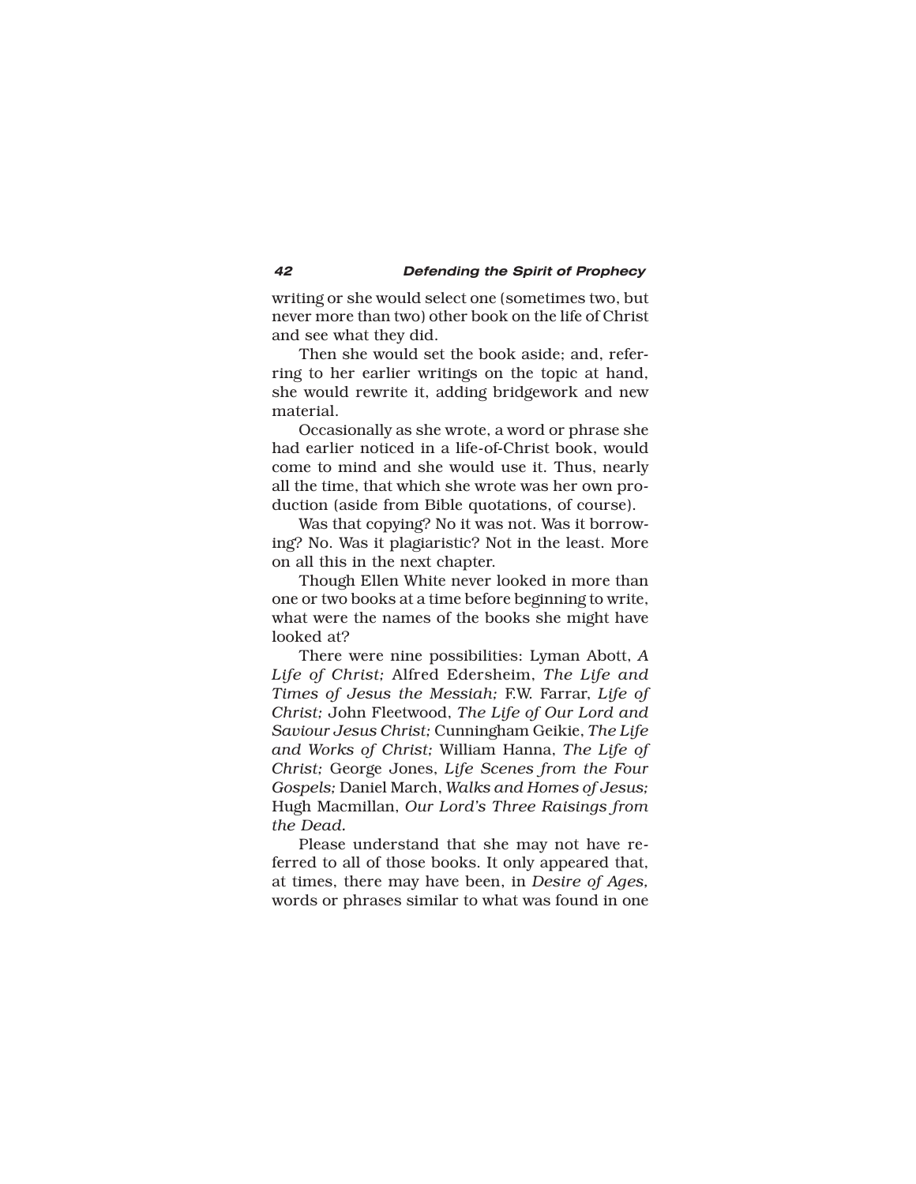writing or she would select one (sometimes two, but never more than two) other book on the life of Christ and see what they did.

Then she would set the book aside; and, referring to her earlier writings on the topic at hand, she would rewrite it, adding bridgework and new material.

Occasionally as she wrote, a word or phrase she had earlier noticed in a life-of-Christ book, would come to mind and she would use it. Thus, nearly all the time, that which she wrote was her own production (aside from Bible quotations, of course).

Was that copying? No it was not. Was it borrowing? No. Was it plagiaristic? Not in the least. More on all this in the next chapter.

Though Ellen White never looked in more than one or two books at a time before beginning to write, what were the names of the books she might have looked at?

There were nine possibilities: Lyman Abott, *A Life of Christ;* Alfred Edersheim, *The Life and Times of Jesus the Messiah;* F.W. Farrar, *Life of Christ;* John Fleetwood, *The Life of Our Lord and Saviour Jesus Christ;* Cunningham Geikie, *The Life and Works of Christ;* William Hanna, *The Life of Christ;* George Jones, *Life Scenes from the Four Gospels;* Daniel March, *Walks and Homes of Jesus;* Hugh Macmillan, *Our Lord's Three Raisings from the Dead.*

Please understand that she may not have referred to all of those books. It only appeared that, at times, there may have been, in *Desire of Ages,* words or phrases similar to what was found in one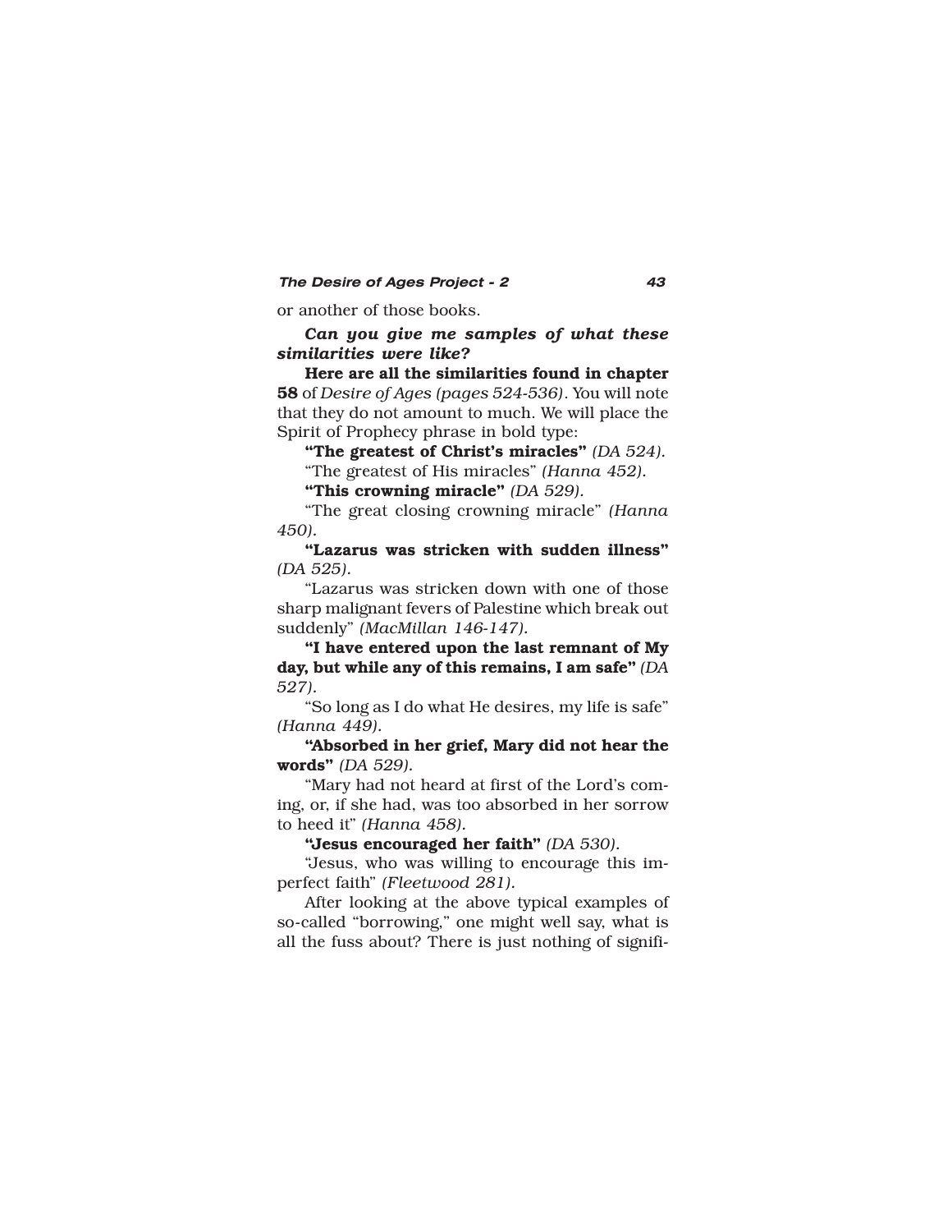or another of those books.

***Can you give me samples of what these similarities were like?***

**Here are all the similarities found in chapter 58** of *Desire of Ages (pages 524-536)*. You will note that they do not amount to much. We will place the Spirit of Prophecy phrase in bold type:

**"The greatest of Christ's miracles"** *(DA 524).*

"The greatest of His miracles" *(Hanna 452).*

**"This crowning miracle"** *(DA 529).*

"The great closing crowning miracle" *(Hanna 450).*

**"Lazarus was stricken with sudden illness"** *(DA 525).*

"Lazarus was stricken down with one of those sharp malignant fevers of Palestine which break out suddenly" *(MacMillan 146-147).*

**"I have entered upon the last remnant of My day, but while any of this remains, I am safe"** *(DA 527).*

"So long as I do what He desires, my life is safe" *(Hanna 449).*

**"Absorbed in her grief, Mary did not hear the words"** *(DA 529).*

"Mary had not heard at first of the Lord's coming, or, if she had, was too absorbed in her sorrow to heed it" *(Hanna 458).*

**"Jesus encouraged her faith"** *(DA 530).*

"Jesus, who was willing to encourage this imperfect faith" *(Fleetwood 281).*

After looking at the above typical examples of so-called "borrowing," one might well say, what is all the fuss about? There is just nothing of signifi-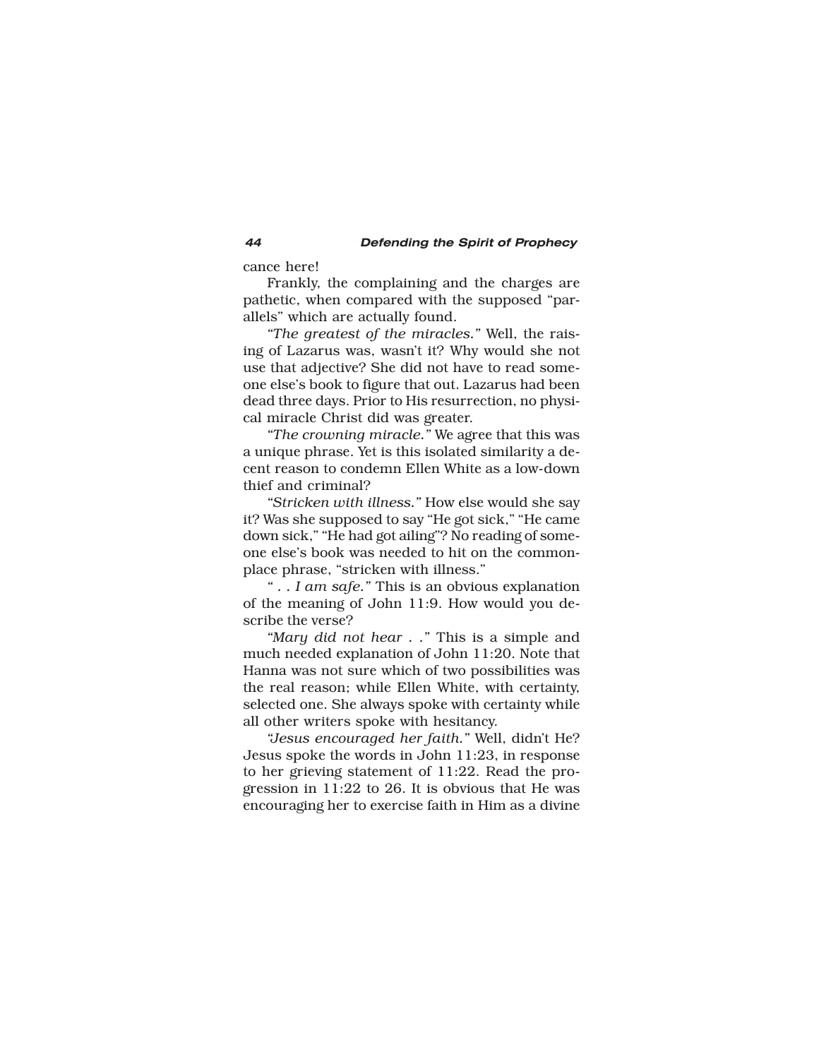cance here!

Frankly, the complaining and the charges are pathetic, when compared with the supposed "parallels" which are actually found.

*"The greatest of the miracles."* Well, the raising of Lazarus was, wasn't it? Why would she not use that adjective? She did not have to read someone else's book to figure that out. Lazarus had been dead three days. Prior to His resurrection, no physical miracle Christ did was greater.

*"The crowning miracle."* We agree that this was a unique phrase. Yet is this isolated similarity a decent reason to condemn Ellen White as a low-down thief and criminal?

*"Stricken with illness."* How else would she say it? Was she supposed to say "He got sick," "He came down sick," "He had got ailing"? No reading of someone else's book was needed to hit on the commonplace phrase, "stricken with illness."

*" . . I am safe."* This is an obvious explanation of the meaning of John 11:9. How would you describe the verse?

*"Mary did not hear . ."* This is a simple and much needed explanation of John 11:20. Note that Hanna was not sure which of two possibilities was the real reason; while Ellen White, with certainty, selected one. She always spoke with certainty while all other writers spoke with hesitancy.

*"Jesus encouraged her faith."* Well, didn't He? Jesus spoke the words in John 11:23, in response to her grieving statement of 11:22. Read the progression in 11:22 to 26. It is obvious that He was encouraging her to exercise faith in Him as a divine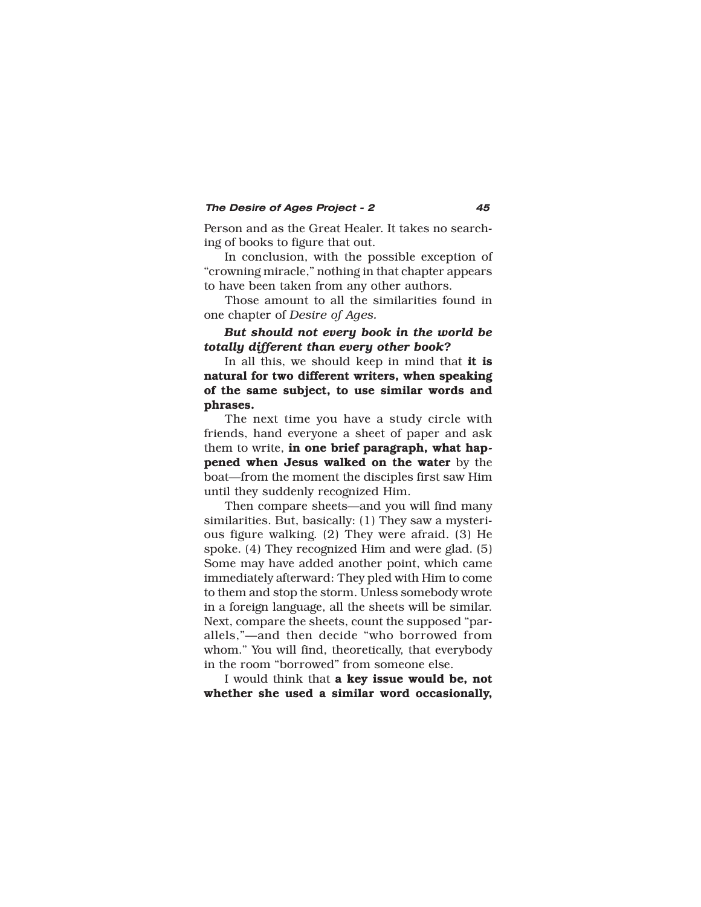Person and as the Great Healer. It takes no searching of books to figure that out.

In conclusion, with the possible exception of "crowning miracle," nothing in that chapter appears to have been taken from any other authors.

Those amount to all the similarities found in one chapter of *Desire of Ages.*

***But should not every book in the world be totally different than every other book?***

In all this, we should keep in mind that **it is natural for two different writers, when speaking of the same subject, to use similar words and phrases.**

The next time you have a study circle with friends, hand everyone a sheet of paper and ask them to write, **in one brief paragraph, what happened when Jesus walked on the water** by the boat—from the moment the disciples first saw Him until they suddenly recognized Him.

Then compare sheets—and you will find many similarities. But, basically: (1) They saw a mysterious figure walking. (2) They were afraid. (3) He spoke. (4) They recognized Him and were glad. (5) Some may have added another point, which came immediately afterward: They pled with Him to come to them and stop the storm. Unless somebody wrote in a foreign language, all the sheets will be similar. Next, compare the sheets, count the supposed "parallels,"—and then decide "who borrowed from whom." You will find, theoretically, that everybody in the room "borrowed" from someone else.

I would think that **a key issue would be, not whether she used a similar word occasionally,**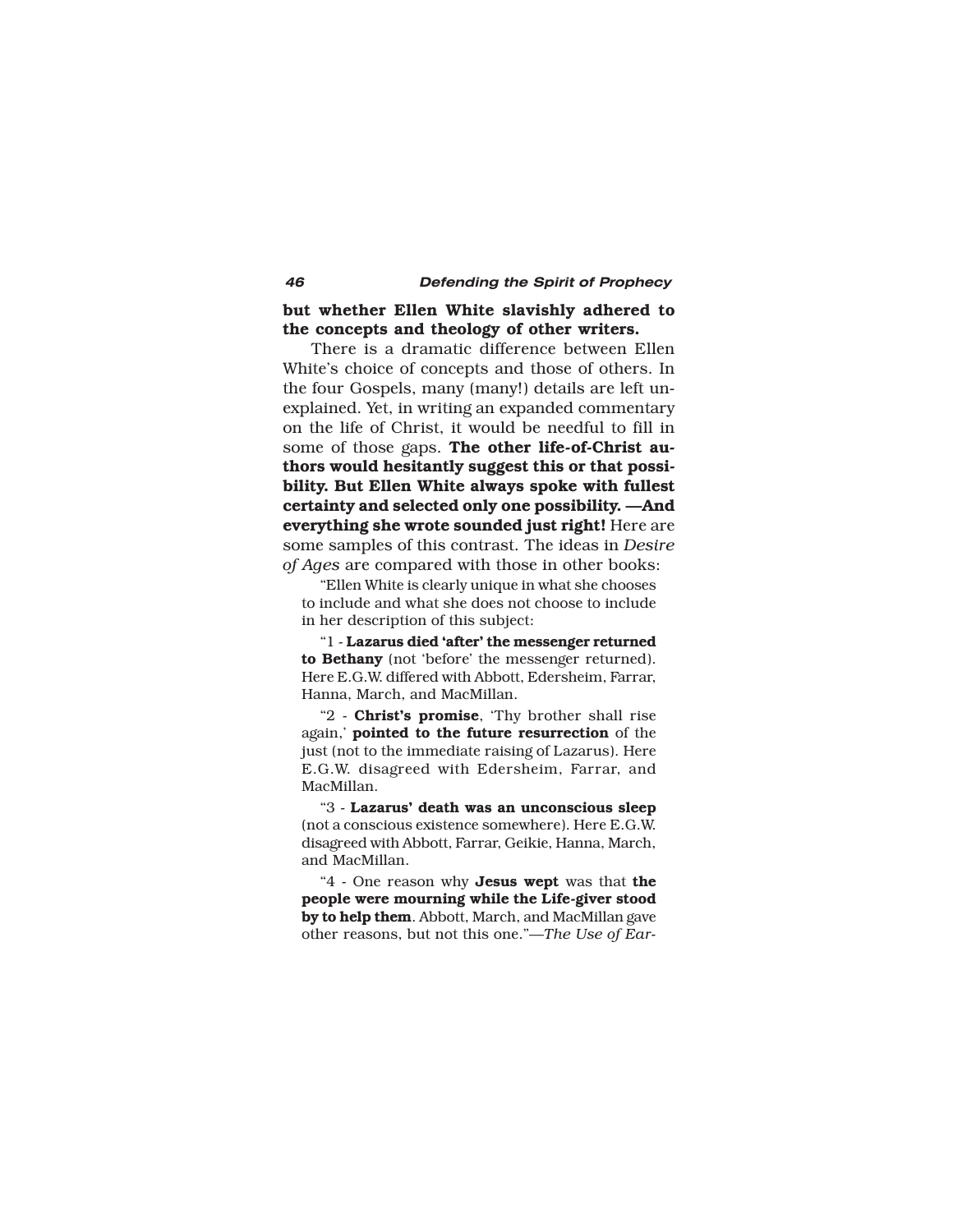**but whether Ellen White slavishly adhered to the concepts and theology of other writers.**

There is a dramatic difference between Ellen White's choice of concepts and those of others. In the four Gospels, many (many!) details are left unexplained. Yet, in writing an expanded commentary on the life of Christ, it would be needful to fill in some of those gaps. **The other life-of-Christ authors would hesitantly suggest this or that possibility. But Ellen White always spoke with fullest certainty and selected only one possibility. —And everything she wrote sounded just right!** Here are some samples of this contrast. The ideas in *Desire of Ages* are compared with those in other books:

> "Ellen White is clearly unique in what she chooses to include and what she does not choose to include in her description of this subject:
>
> "1 - **Lazarus died 'after' the messenger returned to Bethany** (not 'before' the messenger returned). Here E.G.W. differed with Abbott, Edersheim, Farrar, Hanna, March, and MacMillan.
>
> "2 - **Christ's promise**, 'Thy brother shall rise again,' **pointed to the future resurrection** of the just (not to the immediate raising of Lazarus). Here E.G.W. disagreed with Edersheim, Farrar, and MacMillan.
>
> "3 - **Lazarus' death was an unconscious sleep** (not a conscious existence somewhere). Here E.G.W. disagreed with Abbott, Farrar, Geikie, Hanna, March, and MacMillan.
>
> "4 - One reason why **Jesus wept** was that **the people were mourning while the Life-giver stood by to help them**. Abbott, March, and MacMillan gave other reasons, but not this one."—*The Use of Ear-*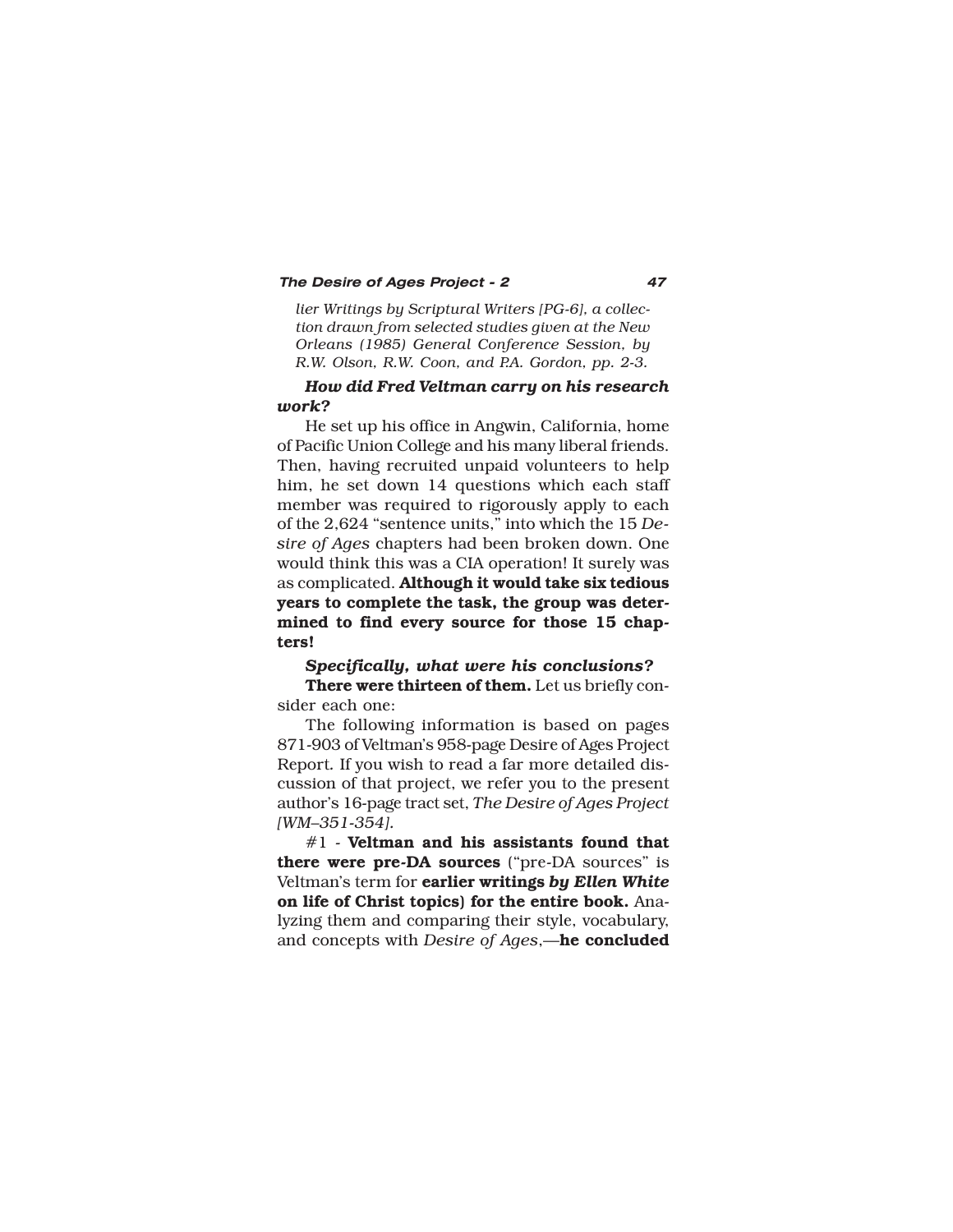*lier Writings by Scriptural Writers [PG-6], a collection drawn from selected studies given at the New Orleans (1985) General Conference Session, by R.W. Olson, R.W. Coon, and P.A. Gordon, pp. 2-3.*

***How did Fred Veltman carry on his research work?***

He set up his office in Angwin, California, home of Pacific Union College and his many liberal friends. Then, having recruited unpaid volunteers to help him, he set down 14 questions which each staff member was required to rigorously apply to each of the 2,624 "sentence units," into which the 15 *Desire of Ages* chapters had been broken down. One would think this was a CIA operation! It surely was as complicated. **Although it would take six tedious years to complete the task, the group was determined to find every source for those 15 chapters!**

***Specifically, what were his conclusions?***

**There were thirteen of them.** Let us briefly consider each one:

The following information is based on pages 871-903 of Veltman's 958-page Desire of Ages Project Report. If you wish to read a far more detailed discussion of that project, we refer you to the present author's 16-page tract set, *The Desire of Ages Project [WM–351-354].*

#1 - **Veltman and his assistants found that there were pre-DA sources** ("pre-DA sources" is Veltman's term for **earlier writings *by Ellen White* on life of Christ topics) for the entire book.** Analyzing them and comparing their style, vocabulary, and concepts with *Desire of Ages*,—**he concluded**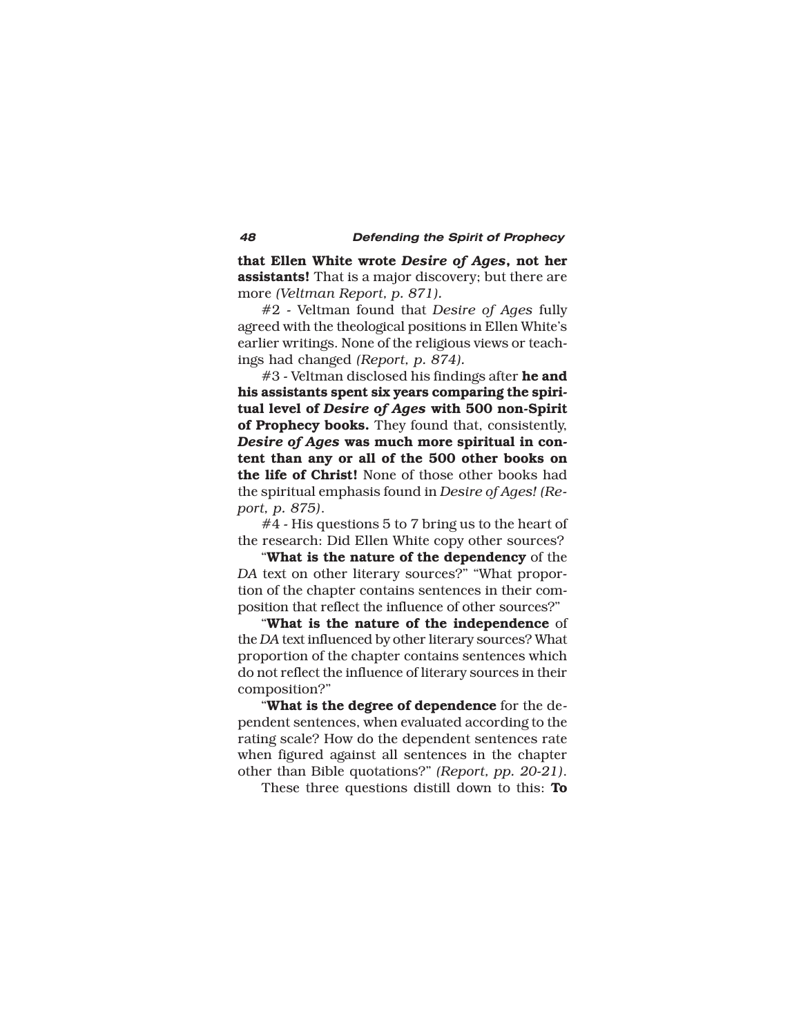**that Ellen White wrote *Desire of Ages*, not her assistants!** That is a major discovery; but there are more *(Veltman Report, p. 871).*

#2 - Veltman found that *Desire of Ages* fully agreed with the theological positions in Ellen White's earlier writings. None of the religious views or teachings had changed *(Report, p. 874).*

#3 - Veltman disclosed his findings after **he and his assistants spent six years comparing the spiritual level of *Desire of Ages* with 500 non-Spirit of Prophecy books.** They found that, consistently, ***Desire of Ages* was much more spiritual in content than any or all of the 500 other books on the life of Christ!** None of those other books had the spiritual emphasis found in *Desire of Ages! (Report, p. 875).*

#4 - His questions 5 to 7 bring us to the heart of the research: Did Ellen White copy other sources?

"**What is the nature of the dependency** of the *DA* text on other literary sources?" "What proportion of the chapter contains sentences in their composition that reflect the influence of other sources?"

"**What is the nature of the independence** of the *DA* text influenced by other literary sources? What proportion of the chapter contains sentences which do not reflect the influence of literary sources in their composition?"

"**What is the degree of dependence** for the dependent sentences, when evaluated according to the rating scale? How do the dependent sentences rate when figured against all sentences in the chapter other than Bible quotations?" *(Report, pp. 20-21).*

These three questions distill down to this: **To**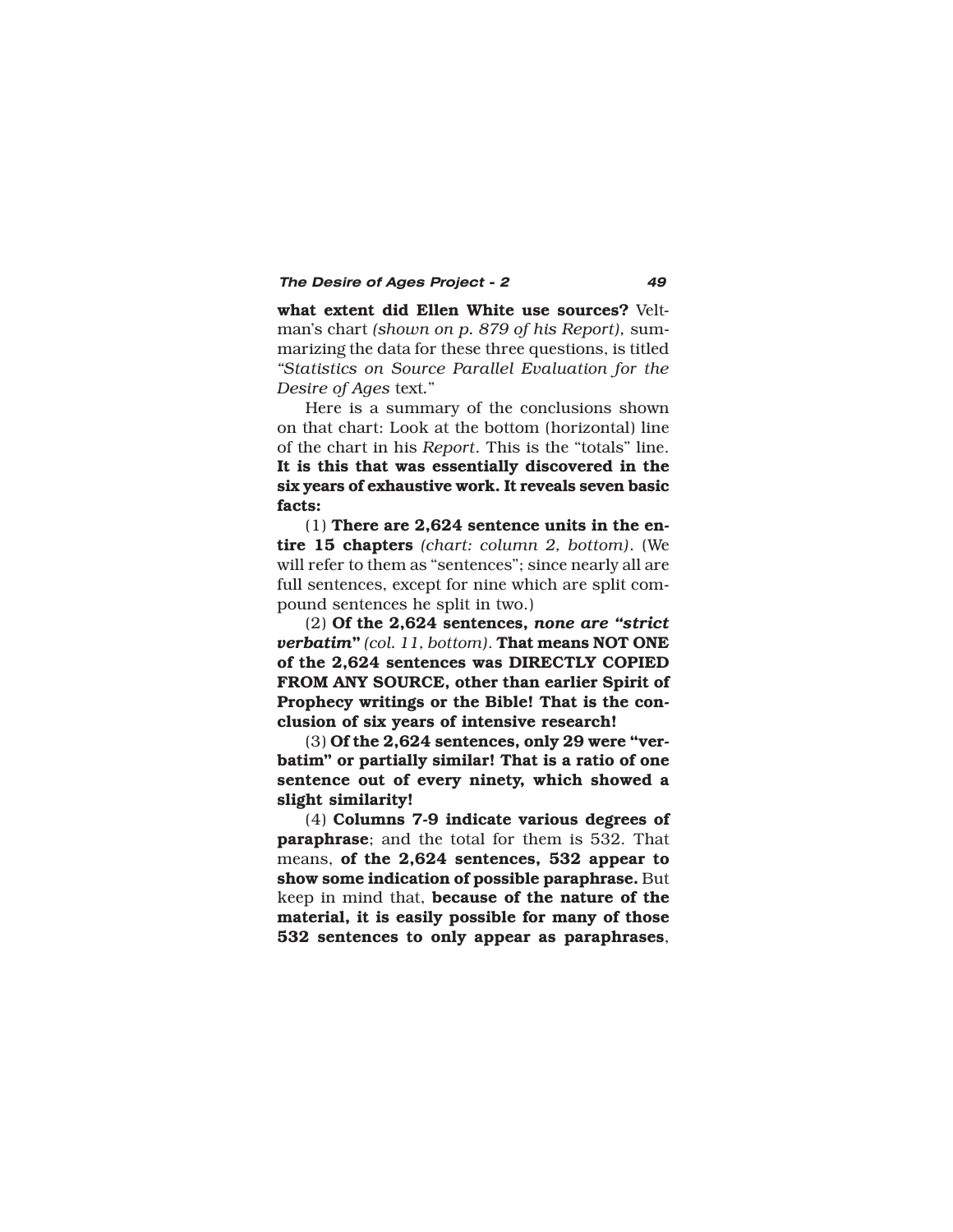**what extent did Ellen White use sources?** Veltman's chart *(shown on p. 879 of his Report)*, summarizing the data for these three questions, is titled *"Statistics on Source Parallel Evaluation for the Desire of Ages* text."

Here is a summary of the conclusions shown on that chart: Look at the bottom (horizontal) line of the chart in his *Report*. This is the "totals" line. **It is this that was essentially discovered in the six years of exhaustive work. It reveals seven basic facts:**

(1) **There are 2,624 sentence units in the entire 15 chapters** *(chart: column 2, bottom)*. (We will refer to them as "sentences"; since nearly all are full sentences, except for nine which are split compound sentences he split in two.)

(2) **Of the 2,624 sentences, *none are "strict verbatim"*** *(col. 11, bottom)*. **That means NOT ONE of the 2,624 sentences was DIRECTLY COPIED FROM ANY SOURCE, other than earlier Spirit of Prophecy writings or the Bible! That is the conclusion of six years of intensive research!**

(3) **Of the 2,624 sentences, only 29 were "verbatim" or partially similar! That is a ratio of one sentence out of every ninety, which showed a slight similarity!**

(4) **Columns 7-9 indicate various degrees of paraphrase**; and the total for them is 532. That means, **of the 2,624 sentences, 532 appear to show some indication of possible paraphrase.** But keep in mind that, **because of the nature of the material, it is easily possible for many of those 532 sentences to only appear as paraphrases**,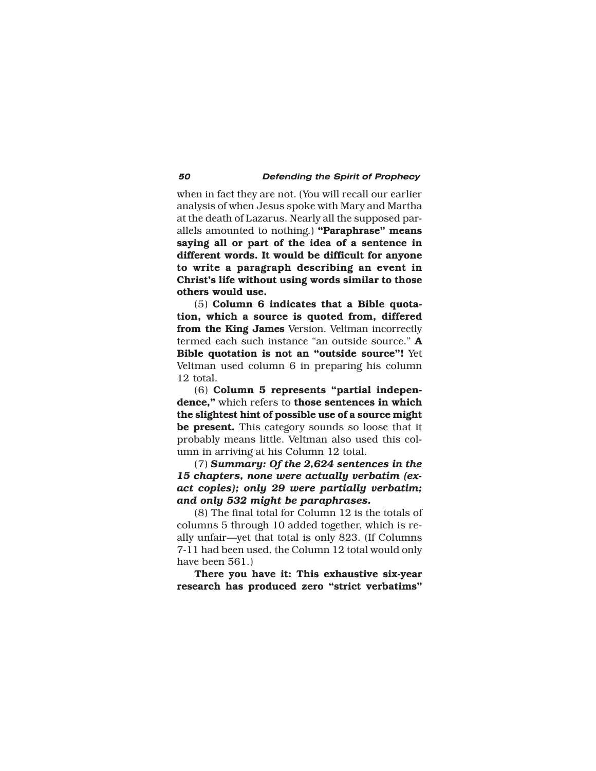when in fact they are not. (You will recall our earlier analysis of when Jesus spoke with Mary and Martha at the death of Lazarus. Nearly all the supposed parallels amounted to nothing.) **"Paraphrase" means saying all or part of the idea of a sentence in different words. It would be difficult for anyone to write a paragraph describing an event in Christ's life without using words similar to those others would use.**

(5) **Column 6 indicates that a Bible quotation, which a source is quoted from, differed from the King James** Version. Veltman incorrectly termed each such instance "an outside source." **A Bible quotation is not an "outside source"!** Yet Veltman used column 6 in preparing his column 12 total.

(6) **Column 5 represents "partial independence,"** which refers to **those sentences in which the slightest hint of possible use of a source might be present.** This category sounds so loose that it probably means little. Veltman also used this column in arriving at his Column 12 total.

(7) ***Summary: Of the 2,624 sentences in the 15 chapters, none were actually verbatim (exact copies); only 29 were partially verbatim; and only 532 might be paraphrases.***

(8) The final total for Column 12 is the totals of columns 5 through 10 added together, which is really unfair—yet that total is only 823. (If Columns 7-11 had been used, the Column 12 total would only have been 561.)

**There you have it: This exhaustive six-year research has produced zero "strict verbatims"**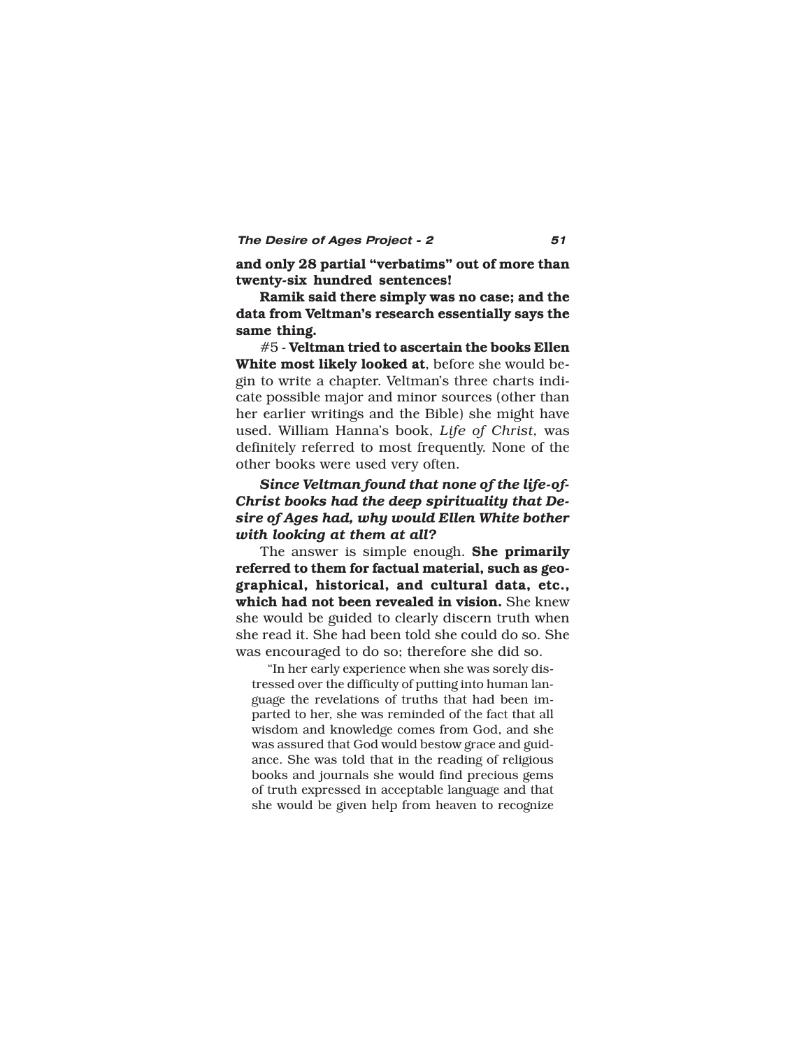**and only 28 partial "verbatims" out of more than twenty-six hundred sentences!**

**Ramik said there simply was no case; and the data from Veltman's research essentially says the same thing.**

#5 - **Veltman tried to ascertain the books Ellen White most likely looked at**, before she would begin to write a chapter. Veltman's three charts indicate possible major and minor sources (other than her earlier writings and the Bible) she might have used. William Hanna's book, *Life of Christ,* was definitely referred to most frequently. None of the other books were used very often.

***Since Veltman found that none of the life-of-Christ books had the deep spirituality that Desire of Ages had, why would Ellen White bother with looking at them at all?***

The answer is simple enough. **She primarily referred to them for factual material, such as geographical, historical, and cultural data, etc., which had not been revealed in vision.** She knew she would be guided to clearly discern truth when she read it. She had been told she could do so. She was encouraged to do so; therefore she did so.

> "In her early experience when she was sorely distressed over the difficulty of putting into human language the revelations of truths that had been imparted to her, she was reminded of the fact that all wisdom and knowledge comes from God, and she was assured that God would bestow grace and guidance. She was told that in the reading of religious books and journals she would find precious gems of truth expressed in acceptable language and that she would be given help from heaven to recognize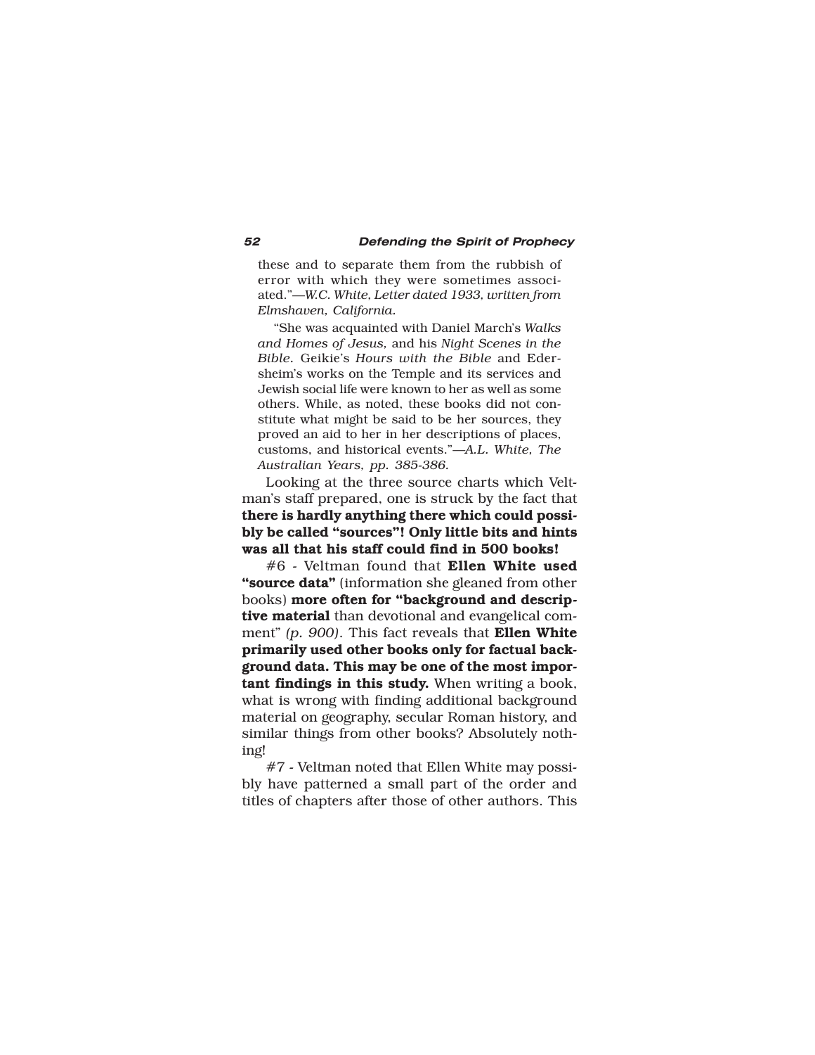these and to separate them from the rubbish of error with which they were sometimes associated."—*W.C. White, Letter dated 1933, written from Elmshaven, California.*

> "She was acquainted with Daniel March's *Walks and Homes of Jesus*, and his *Night Scenes in the Bible*. Geikie's *Hours with the Bible* and Edersheim's works on the Temple and its services and Jewish social life were known to her as well as some others. While, as noted, these books did not constitute what might be said to be her sources, they proved an aid to her in her descriptions of places, customs, and historical events."—*A.L. White, The Australian Years, pp. 385-386.*

Looking at the three source charts which Veltman's staff prepared, one is struck by the fact that **there is hardly anything there which could possibly be called "sources"! Only little bits and hints was all that his staff could find in 500 books!**

#6 - Veltman found that **Ellen White used "source data"** (information she gleaned from other books) **more often for "background and descriptive material** than devotional and evangelical comment" *(p. 900)*. This fact reveals that **Ellen White primarily used other books only for factual background data. This may be one of the most important findings in this study.** When writing a book, what is wrong with finding additional background material on geography, secular Roman history, and similar things from other books? Absolutely nothing!

#7 - Veltman noted that Ellen White may possibly have patterned a small part of the order and titles of chapters after those of other authors. This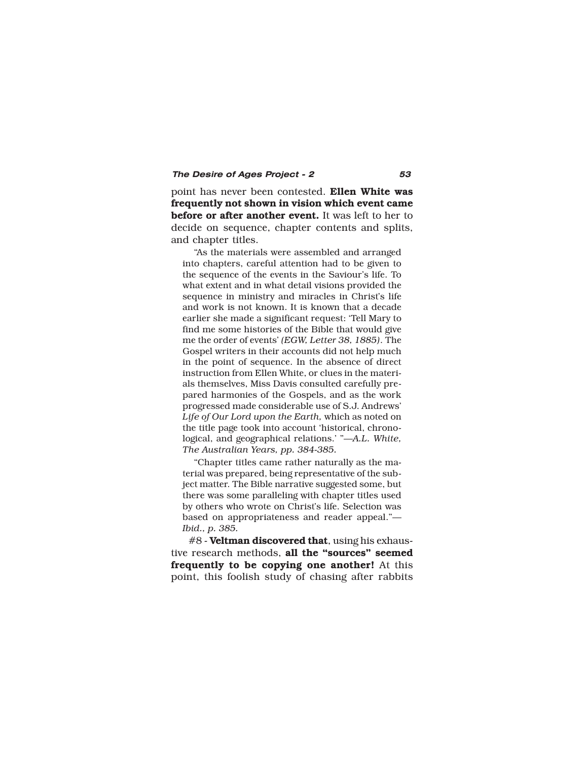point has never been contested. **Ellen White was frequently not shown in vision which event came before or after another event.** It was left to her to decide on sequence, chapter contents and splits, and chapter titles.

> "As the materials were assembled and arranged into chapters, careful attention had to be given to the sequence of the events in the Saviour's life. To what extent and in what detail visions provided the sequence in ministry and miracles in Christ's life and work is not known. It is known that a decade earlier she made a significant request: 'Tell Mary to find me some histories of the Bible that would give me the order of events' *(EGW, Letter 38, 1885)*. The Gospel writers in their accounts did not help much in the point of sequence. In the absence of direct instruction from Ellen White, or clues in the materials themselves, Miss Davis consulted carefully prepared harmonies of the Gospels, and as the work progressed made considerable use of S.J. Andrews' *Life of Our Lord upon the Earth,* which as noted on the title page took into account 'historical, chronological, and geographical relations.' "*—A.L. White, The Australian Years, pp. 384-385.*

> "Chapter titles came rather naturally as the material was prepared, being representative of the subject matter. The Bible narrative suggested some, but there was some paralleling with chapter titles used by others who wrote on Christ's life. Selection was based on appropriateness and reader appeal."*—Ibid., p. 385.*

#8 - **Veltman discovered that**, using his exhaustive research methods, **all the "sources" seemed frequently to be copying one another!** At this point, this foolish study of chasing after rabbits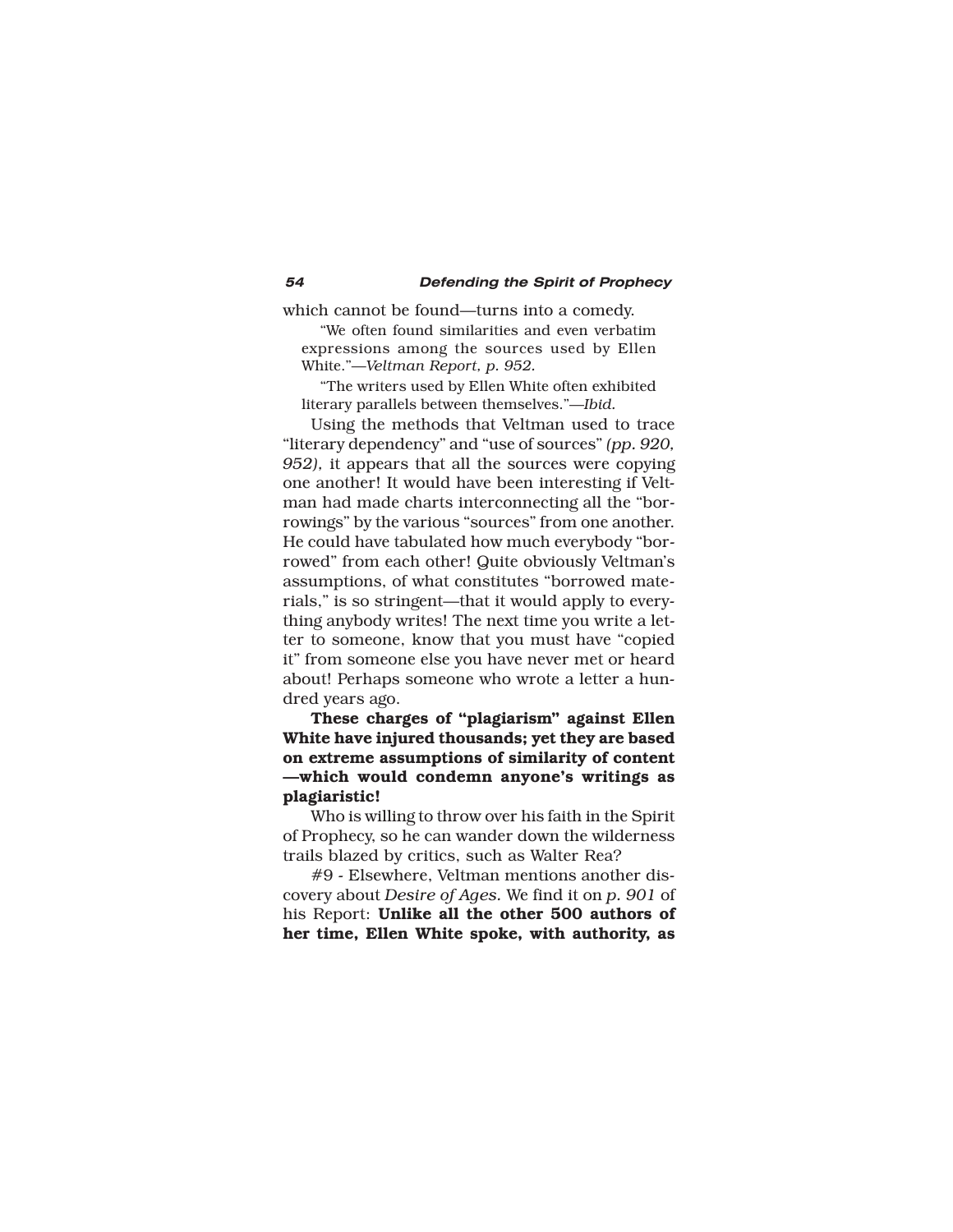which cannot be found—turns into a comedy.

> "We often found similarities and even verbatim expressions among the sources used by Ellen White."—*Veltman Report, p. 952.*

> "The writers used by Ellen White often exhibited literary parallels between themselves."—*Ibid.*

Using the methods that Veltman used to trace "literary dependency" and "use of sources" *(pp. 920, 952),* it appears that all the sources were copying one another! It would have been interesting if Veltman had made charts interconnecting all the "borrowings" by the various "sources" from one another. He could have tabulated how much everybody "borrowed" from each other! Quite obviously Veltman's assumptions, of what constitutes "borrowed materials," is so stringent—that it would apply to everything anybody writes! The next time you write a letter to someone, know that you must have "copied it" from someone else you have never met or heard about! Perhaps someone who wrote a letter a hundred years ago.

**These charges of "plagiarism" against Ellen White have injured thousands; yet they are based on extreme assumptions of similarity of content —which would condemn anyone's writings as plagiaristic!**

Who is willing to throw over his faith in the Spirit of Prophecy, so he can wander down the wilderness trails blazed by critics, such as Walter Rea?

#9 - Elsewhere, Veltman mentions another discovery about *Desire of Ages.* We find it on *p. 901* of his Report: **Unlike all the other 500 authors of her time, Ellen White spoke, with authority, as**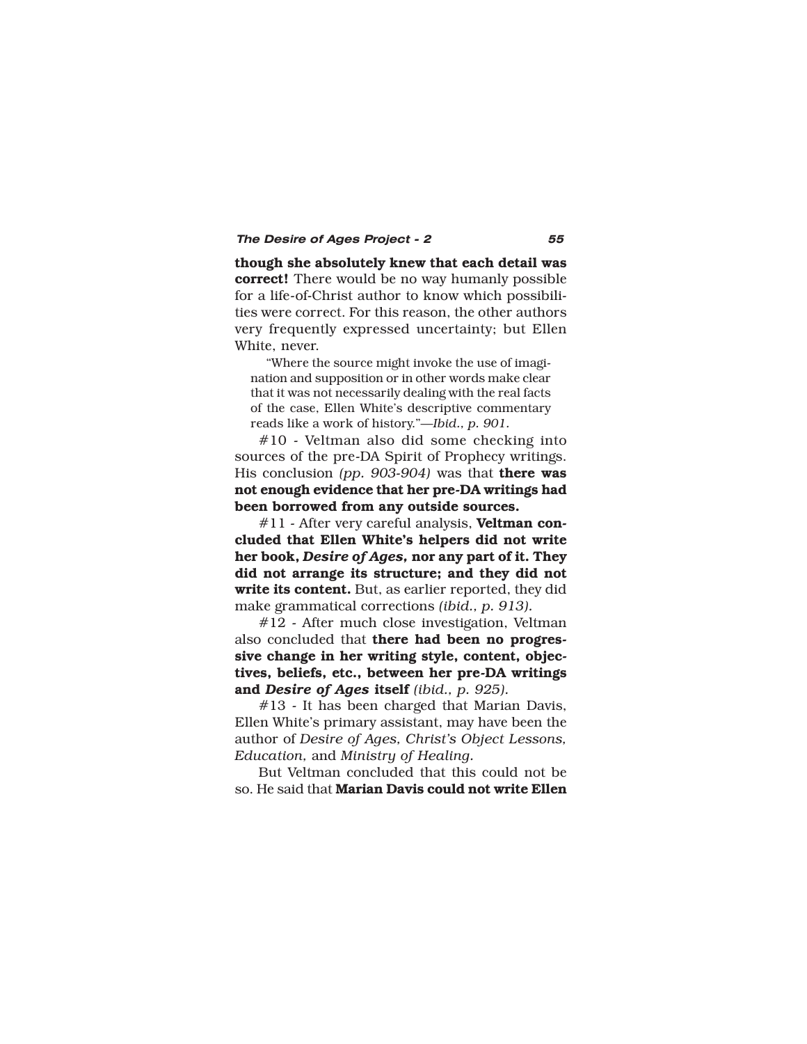**though she absolutely knew that each detail was correct!** There would be no way humanly possible for a life-of-Christ author to know which possibilities were correct. For this reason, the other authors very frequently expressed uncertainty; but Ellen White, never.

> "Where the source might invoke the use of imagination and supposition or in other words make clear that it was not necessarily dealing with the real facts of the case, Ellen White's descriptive commentary reads like a work of history."—*Ibid., p. 901.*

#10 - Veltman also did some checking into sources of the pre-DA Spirit of Prophecy writings. His conclusion *(pp. 903-904)* was that **there was not enough evidence that her pre-DA writings had been borrowed from any outside sources.**

#11 - After very careful analysis, **Veltman concluded that Ellen White's helpers did not write her book, *Desire of Ages,* nor any part of it. They did not arrange its structure; and they did not write its content.** But, as earlier reported, they did make grammatical corrections *(ibid., p. 913).*

#12 - After much close investigation, Veltman also concluded that **there had been no progressive change in her writing style, content, objectives, beliefs, etc., between her pre-DA writings and *Desire of Ages* itself** *(ibid., p. 925).*

#13 - It has been charged that Marian Davis, Ellen White's primary assistant, may have been the author of *Desire of Ages, Christ's Object Lessons, Education,* and *Ministry of Healing.*

But Veltman concluded that this could not be so. He said that **Marian Davis could not write Ellen**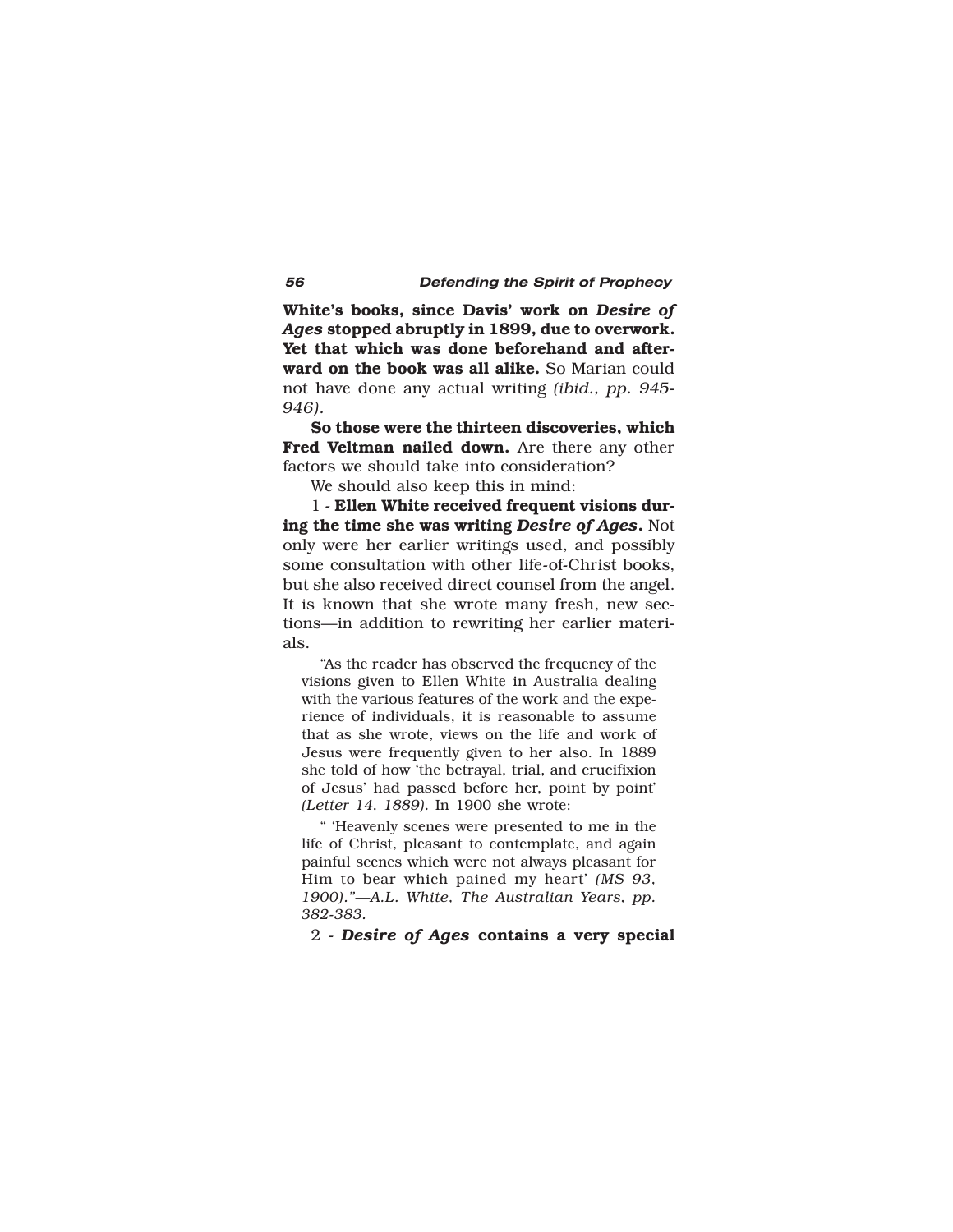**White's books, since Davis' work on *Desire of Ages* stopped abruptly in 1899, due to overwork. Yet that which was done beforehand and afterward on the book was all alike.** So Marian could not have done any actual writing *(ibid., pp. 945-946)*.

**So those were the thirteen discoveries, which Fred Veltman nailed down.** Are there any other factors we should take into consideration?

We should also keep this in mind:

1 - **Ellen White received frequent visions during the time she was writing *Desire of Ages*.** Not only were her earlier writings used, and possibly some consultation with other life-of-Christ books, but she also received direct counsel from the angel. It is known that she wrote many fresh, new sections—in addition to rewriting her earlier materials.

> "As the reader has observed the frequency of the visions given to Ellen White in Australia dealing with the various features of the work and the experience of individuals, it is reasonable to assume that as she wrote, views on the life and work of Jesus were frequently given to her also. In 1889 she told of how 'the betrayal, trial, and crucifixion of Jesus' had passed before her, point by point' *(Letter 14, 1889)*. In 1900 she wrote:
>
> " 'Heavenly scenes were presented to me in the life of Christ, pleasant to contemplate, and again painful scenes which were not always pleasant for Him to bear which pained my heart' *(MS 93, 1900)*."—*A.L. White, The Australian Years, pp. 382-383.*

2 - ***Desire of Ages* contains a very special**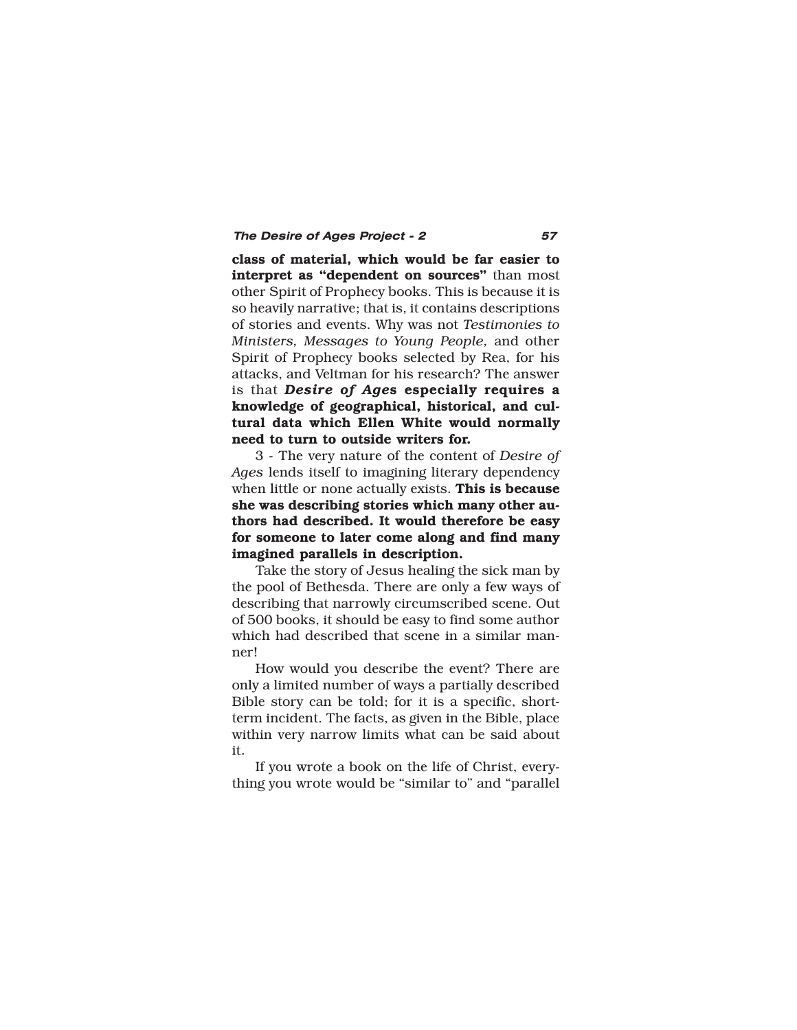**class of material, which would be far easier to interpret as "dependent on sources"** than most other Spirit of Prophecy books. This is because it is so heavily narrative; that is, it contains descriptions of stories and events. Why was not *Testimonies to Ministers, Messages to Young People,* and other Spirit of Prophecy books selected by Rea, for his attacks, and Veltman for his research? The answer is that ***Desire of Ages* especially requires a knowledge of geographical, historical, and cultural data which Ellen White would normally need to turn to outside writers for.**

3 - The very nature of the content of *Desire of Ages* lends itself to imagining literary dependency when little or none actually exists. **This is because she was describing stories which many other authors had described. It would therefore be easy for someone to later come along and find many imagined parallels in description.**

Take the story of Jesus healing the sick man by the pool of Bethesda. There are only a few ways of describing that narrowly circumscribed scene. Out of 500 books, it should be easy to find some author which had described that scene in a similar manner!

How would you describe the event? There are only a limited number of ways a partially described Bible story can be told; for it is a specific, short-term incident. The facts, as given in the Bible, place within very narrow limits what can be said about it.

If you wrote a book on the life of Christ, everything you wrote would be "similar to" and "parallel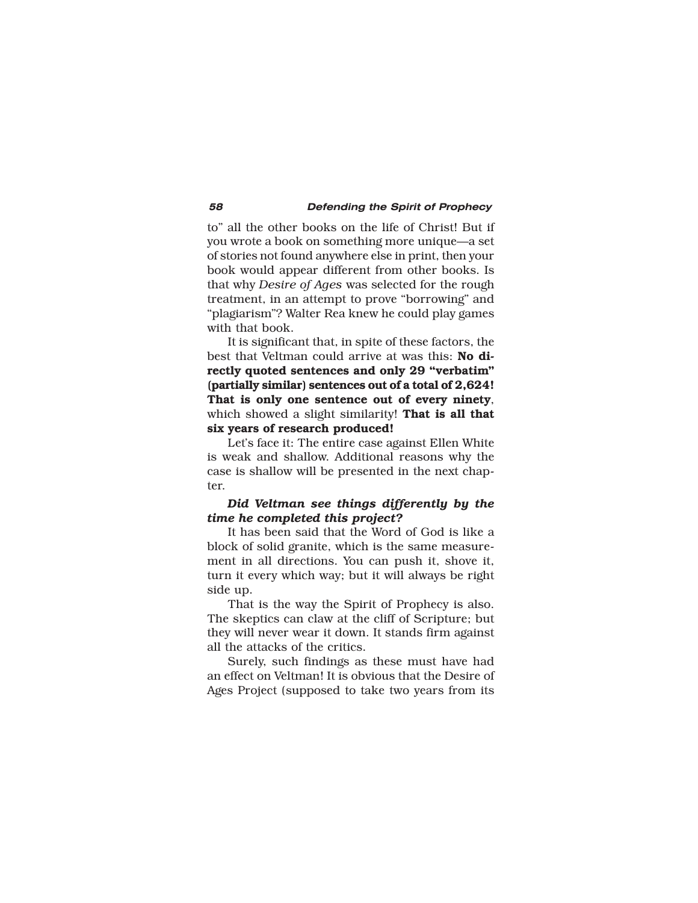to" all the other books on the life of Christ! But if you wrote a book on something more unique—a set of stories not found anywhere else in print, then your book would appear different from other books. Is that why *Desire of Ages* was selected for the rough treatment, in an attempt to prove "borrowing" and "plagiarism"? Walter Rea knew he could play games with that book.

It is significant that, in spite of these factors, the best that Veltman could arrive at was this: **No directly quoted sentences and only 29 "verbatim" (partially similar) sentences out of a total of 2,624! That is only one sentence out of every ninety**, which showed a slight similarity! **That is all that six years of research produced!**

Let's face it: The entire case against Ellen White is weak and shallow. Additional reasons why the case is shallow will be presented in the next chapter.

***Did Veltman see things differently by the time he completed this project?***

It has been said that the Word of God is like a block of solid granite, which is the same measurement in all directions. You can push it, shove it, turn it every which way; but it will always be right side up.

That is the way the Spirit of Prophecy is also. The skeptics can claw at the cliff of Scripture; but they will never wear it down. It stands firm against all the attacks of the critics.

Surely, such findings as these must have had an effect on Veltman! It is obvious that the Desire of Ages Project (supposed to take two years from its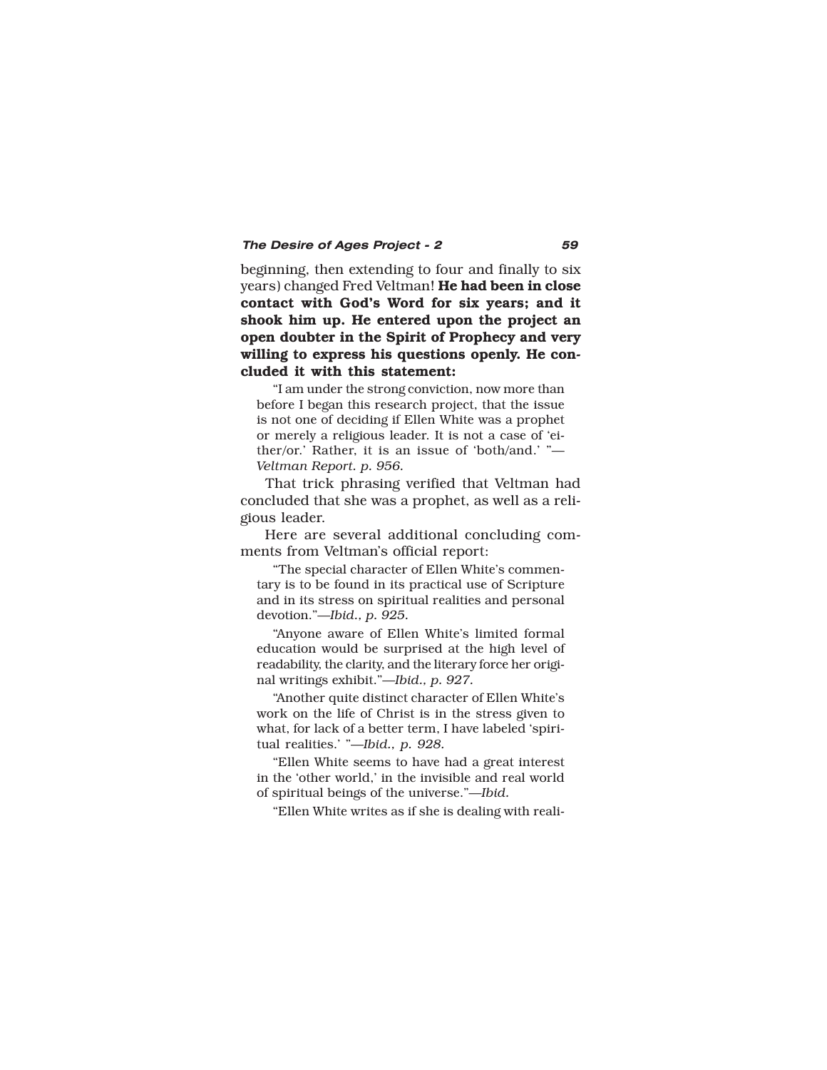beginning, then extending to four and finally to six years) changed Fred Veltman! **He had been in close contact with God's Word for six years; and it shook him up. He entered upon the project an open doubter in the Spirit of Prophecy and very willing to express his questions openly. He concluded it with this statement:**

> "I am under the strong conviction, now more than before I began this research project, that the issue is not one of deciding if Ellen White was a prophet or merely a religious leader. It is not a case of 'either/or.' Rather, it is an issue of 'both/and.' "—*Veltman Report. p. 956.*

That trick phrasing verified that Veltman had concluded that she was a prophet, as well as a religious leader.

Here are several additional concluding comments from Veltman's official report:

> "The special character of Ellen White's commentary is to be found in its practical use of Scripture and in its stress on spiritual realities and personal devotion."—*Ibid., p. 925.*

> "Anyone aware of Ellen White's limited formal education would be surprised at the high level of readability, the clarity, and the literary force her original writings exhibit."—*Ibid., p. 927.*

> "Another quite distinct character of Ellen White's work on the life of Christ is in the stress given to what, for lack of a better term, I have labeled 'spiritual realities.' "—*Ibid., p. 928.*

> "Ellen White seems to have had a great interest in the 'other world,' in the invisible and real world of spiritual beings of the universe."—*Ibid.*

> "Ellen White writes as if she is dealing with reali-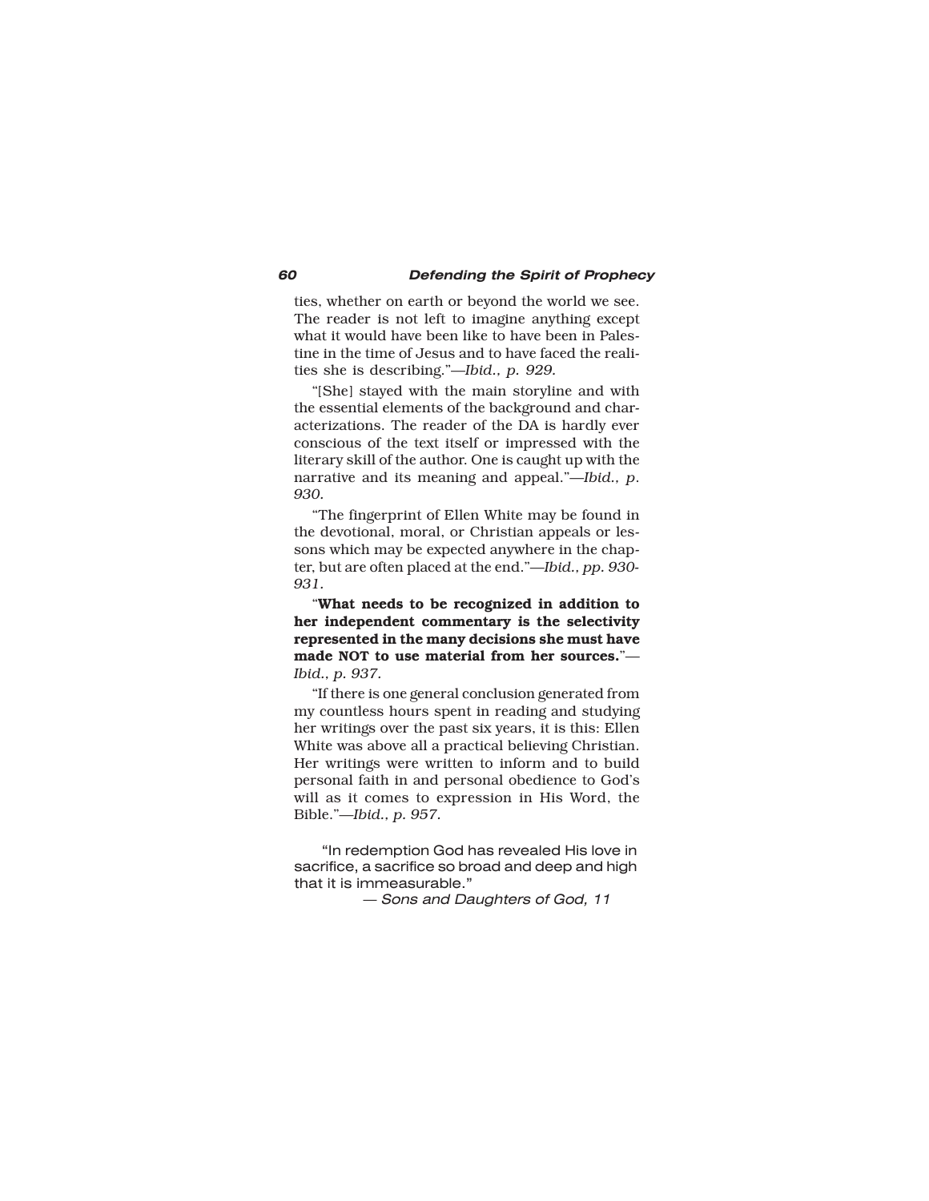ties, whether on earth or beyond the world we see. The reader is not left to imagine anything except what it would have been like to have been in Palestine in the time of Jesus and to have faced the realities she is describing."—*Ibid., p. 929.*

"[She] stayed with the main storyline and with the essential elements of the background and characterizations. The reader of the DA is hardly ever conscious of the text itself or impressed with the literary skill of the author. One is caught up with the narrative and its meaning and appeal."—*Ibid., p. 930.*

"The fingerprint of Ellen White may be found in the devotional, moral, or Christian appeals or lessons which may be expected anywhere in the chapter, but are often placed at the end."—*Ibid., pp. 930-931.*

"**What needs to be recognized in addition to her independent commentary is the selectivity represented in the many decisions she must have made NOT to use material from her sources.**"—*Ibid., p. 937.*

"If there is one general conclusion generated from my countless hours spent in reading and studying her writings over the past six years, it is this: Ellen White was above all a practical believing Christian. Her writings were written to inform and to build personal faith in and personal obedience to God's will as it comes to expression in His Word, the Bible."—*Ibid., p. 957.*

"In redemption God has revealed His love in sacrifice, a sacrifice so broad and deep and high that it is immeasurable."

— *Sons and Daughters of God, 11*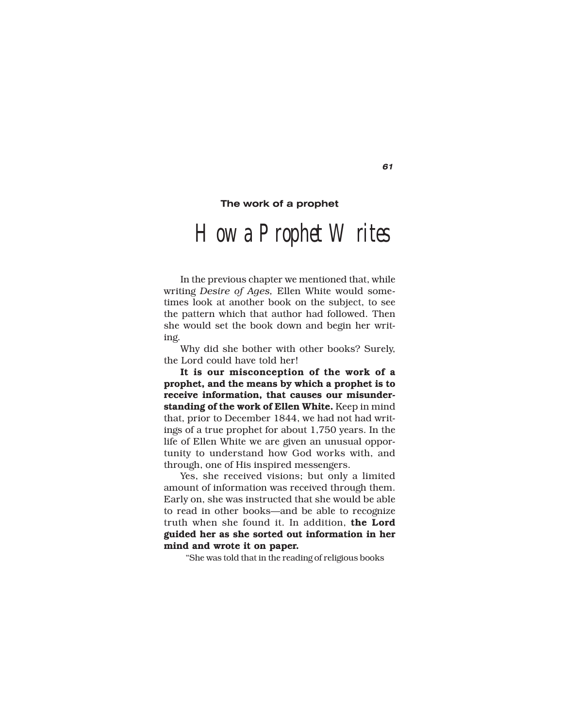### The work of a prophet

# How a Prophet Writes

In the previous chapter we mentioned that, while writing *Desire of Ages,* Ellen White would sometimes look at another book on the subject, to see the pattern which that author had followed. Then she would set the book down and begin her writing.

Why did she bother with other books? Surely, the Lord could have told her!

**It is our misconception of the work of a prophet, and the means by which a prophet is to receive information, that causes our misunderstanding of the work of Ellen White.** Keep in mind that, prior to December 1844, we had not had writings of a true prophet for about 1,750 years. In the life of Ellen White we are given an unusual opportunity to understand how God works with, and through, one of His inspired messengers.

Yes, she received visions; but only a limited amount of information was received through them. Early on, she was instructed that she would be able to read in other books—and be able to recognize truth when she found it. In addition, **the Lord guided her as she sorted out information in her mind and wrote it on paper.**

"She was told that in the reading of religious books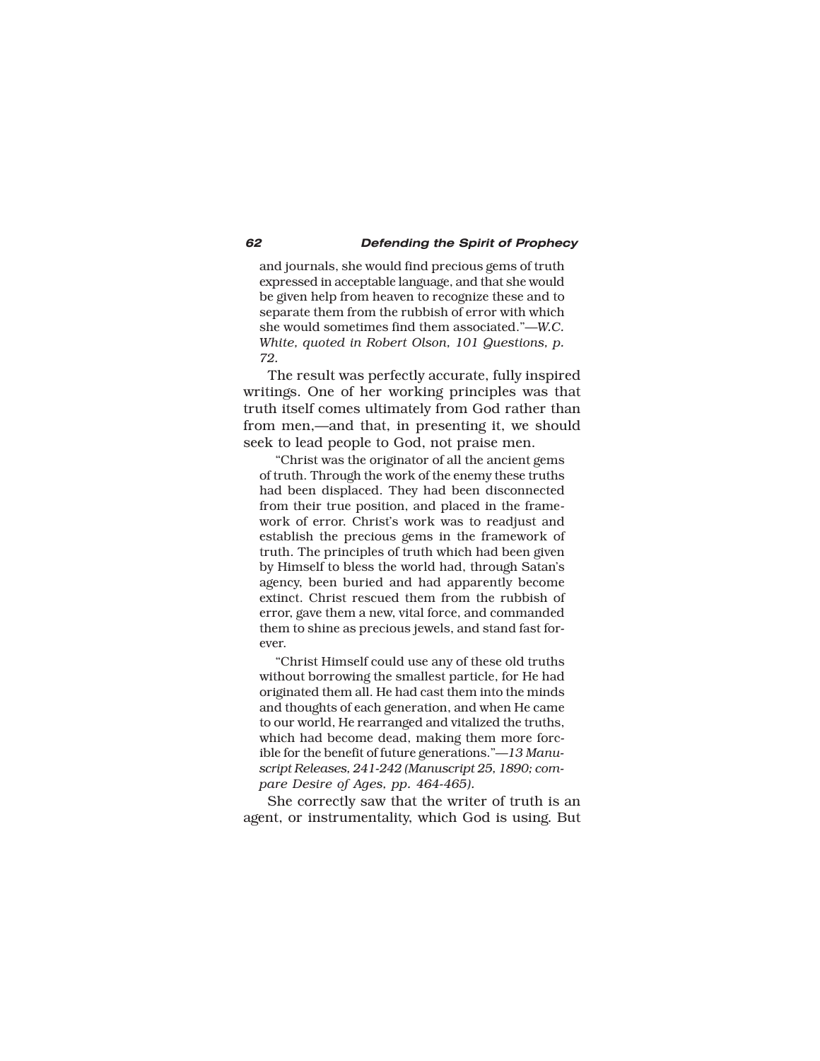and journals, she would find precious gems of truth expressed in acceptable language, and that she would be given help from heaven to recognize these and to separate them from the rubbish of error with which she would sometimes find them associated."—*W.C. White, quoted in Robert Olson, 101 Questions, p. 72.*

The result was perfectly accurate, fully inspired writings. One of her working principles was that truth itself comes ultimately from God rather than from men,—and that, in presenting it, we should seek to lead people to God, not praise men.

> "Christ was the originator of all the ancient gems of truth. Through the work of the enemy these truths had been displaced. They had been disconnected from their true position, and placed in the framework of error. Christ's work was to readjust and establish the precious gems in the framework of truth. The principles of truth which had been given by Himself to bless the world had, through Satan's agency, been buried and had apparently become extinct. Christ rescued them from the rubbish of error, gave them a new, vital force, and commanded them to shine as precious jewels, and stand fast forever.
>
> "Christ Himself could use any of these old truths without borrowing the smallest particle, for He had originated them all. He had cast them into the minds and thoughts of each generation, and when He came to our world, He rearranged and vitalized the truths, which had become dead, making them more forcible for the benefit of future generations."—*13 Manuscript Releases, 241-242 (Manuscript 25, 1890; compare Desire of Ages, pp. 464-465).*

She correctly saw that the writer of truth is an agent, or instrumentality, which God is using. But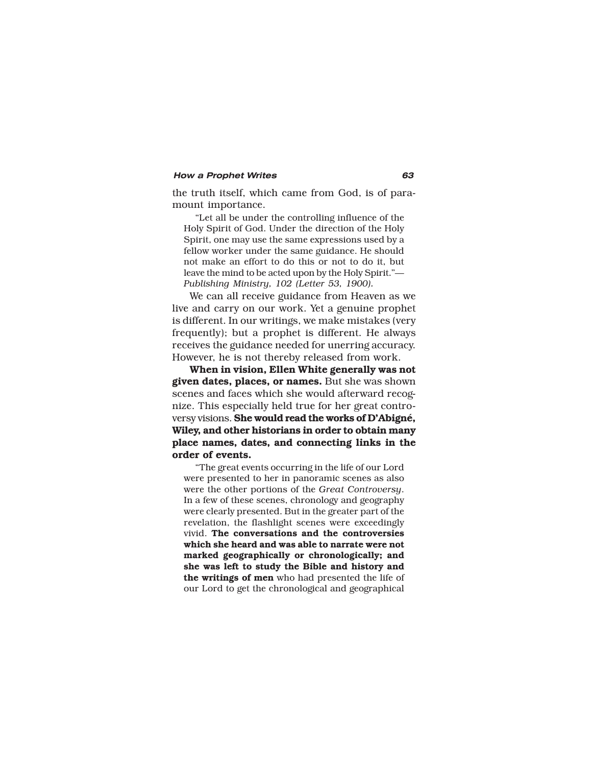the truth itself, which came from God, is of paramount importance.

> "Let all be under the controlling influence of the Holy Spirit of God. Under the direction of the Holy Spirit, one may use the same expressions used by a fellow worker under the same guidance. He should not make an effort to do this or not to do it, but leave the mind to be acted upon by the Holy Spirit."—*Publishing Ministry, 102 (Letter 53, 1900).*

We can all receive guidance from Heaven as we live and carry on our work. Yet a genuine prophet is different. In our writings, we make mistakes (very frequently); but a prophet is different. He always receives the guidance needed for unerring accuracy. However, he is not thereby released from work.

**When in vision, Ellen White generally was not given dates, places, or names.** But she was shown scenes and faces which she would afterward recognize. This especially held true for her great controversy visions. **She would read the works of D'Abigné, Wiley, and other historians in order to obtain many place names, dates, and connecting links in the order of events.**

> "The great events occurring in the life of our Lord were presented to her in panoramic scenes as also were the other portions of the *Great Controversy*. In a few of these scenes, chronology and geography were clearly presented. But in the greater part of the revelation, the flashlight scenes were exceedingly vivid. **The conversations and the controversies which she heard and was able to narrate were not marked geographically or chronologically; and she was left to study the Bible and history and the writings of men** who had presented the life of our Lord to get the chronological and geographical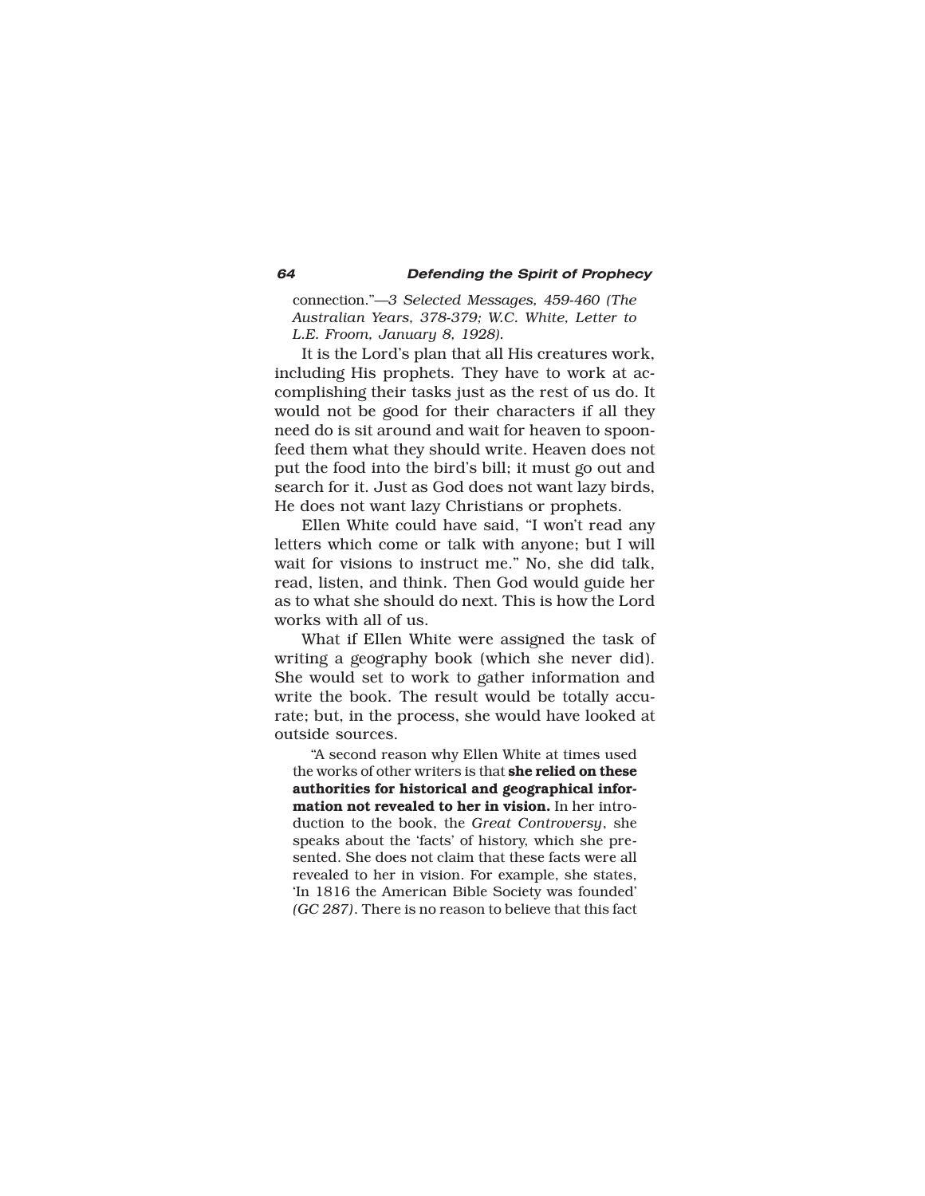connection."—*3 Selected Messages, 459-460 (The Australian Years, 378-379; W.C. White, Letter to L.E. Froom, January 8, 1928).*

It is the Lord's plan that all His creatures work, including His prophets. They have to work at accomplishing their tasks just as the rest of us do. It would not be good for their characters if all they need do is sit around and wait for heaven to spoon-feed them what they should write. Heaven does not put the food into the bird's bill; it must go out and search for it. Just as God does not want lazy birds, He does not want lazy Christians or prophets.

Ellen White could have said, "I won't read any letters which come or talk with anyone; but I will wait for visions to instruct me." No, she did talk, read, listen, and think. Then God would guide her as to what she should do next. This is how the Lord works with all of us.

What if Ellen White were assigned the task of writing a geography book (which she never did). She would set to work to gather information and write the book. The result would be totally accurate; but, in the process, she would have looked at outside sources.

> "A second reason why Ellen White at times used the works of other writers is that **she relied on these authorities for historical and geographical information not revealed to her in vision.** In her introduction to the book, the *Great Controversy*, she speaks about the 'facts' of history, which she presented. She does not claim that these facts were all revealed to her in vision. For example, she states, 'In 1816 the American Bible Society was founded' *(GC 287)*. There is no reason to believe that this fact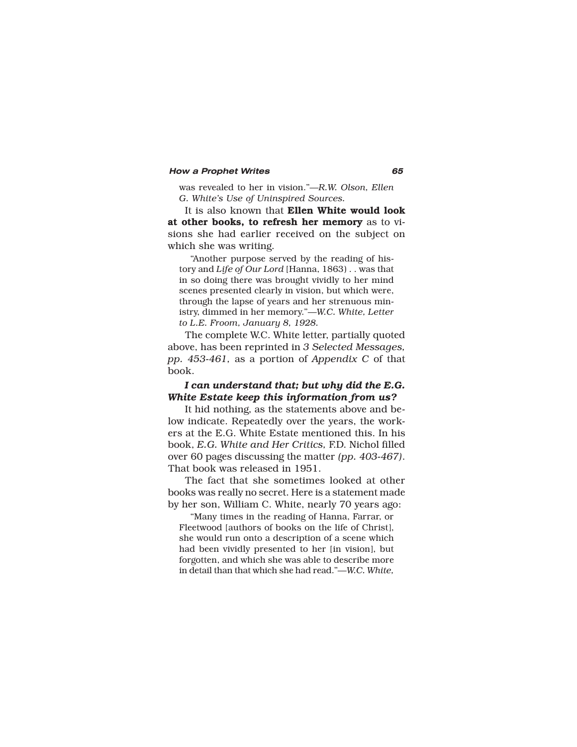was revealed to her in vision."—*R.W. Olson, Ellen G. White's Use of Uninspired Sources.*

It is also known that **Ellen White would look at other books, to refresh her memory** as to visions she had earlier received on the subject on which she was writing.

> "Another purpose served by the reading of history and *Life of Our Lord* [Hanna, 1863) . . was that in so doing there was brought vividly to her mind scenes presented clearly in vision, but which were, through the lapse of years and her strenuous ministry, dimmed in her memory."—*W.C. White, Letter to L.E. Froom, January 8, 1928.*

The complete W.C. White letter, partially quoted above, has been reprinted in *3 Selected Messages, pp. 453-461*, as a portion of *Appendix C* of that book.

***I can understand that; but why did the E.G. White Estate keep this information from us?***

It hid nothing, as the statements above and below indicate. Repeatedly over the years, the workers at the E.G. White Estate mentioned this. In his book, *E.G. White and Her Critics,* F.D. Nichol filled over 60 pages discussing the matter *(pp. 403-467)*. That book was released in 1951.

The fact that she sometimes looked at other books was really no secret. Here is a statement made by her son, William C. White, nearly 70 years ago:

> "Many times in the reading of Hanna, Farrar, or Fleetwood [authors of books on the life of Christ], she would run onto a description of a scene which had been vividly presented to her [in vision], but forgotten, and which she was able to describe more in detail than that which she had read."—*W.C. White,*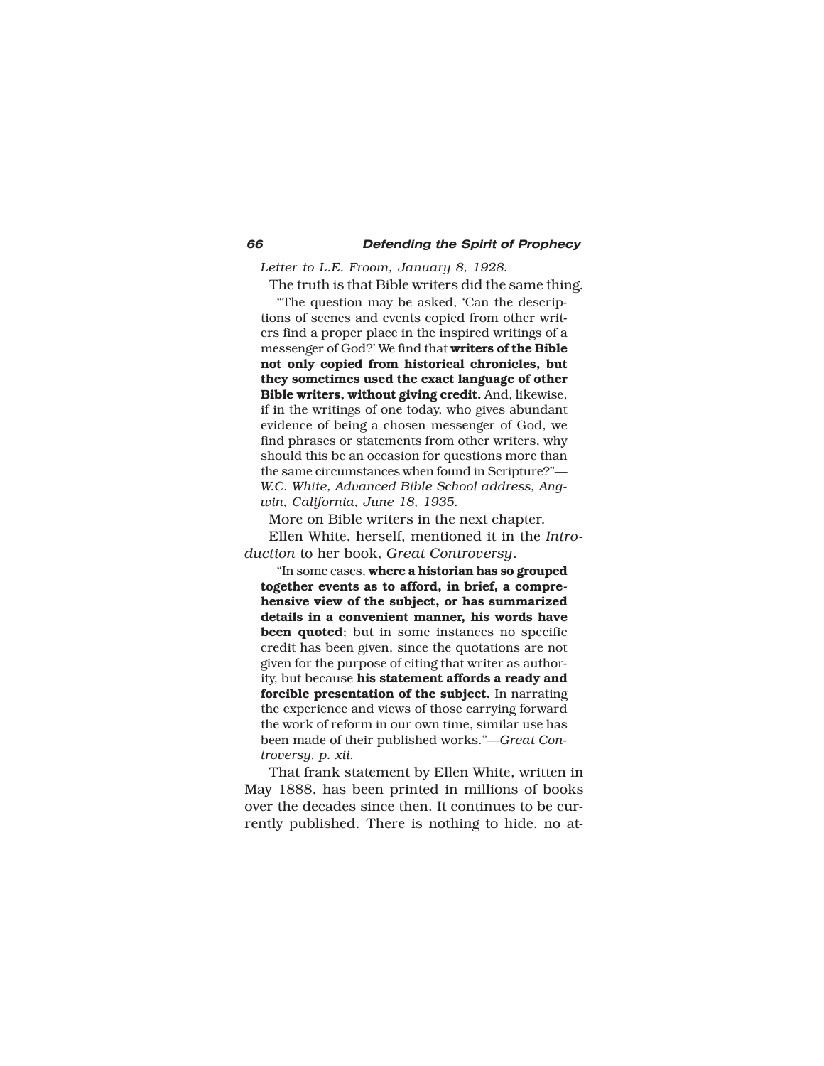*Letter to L.E. Froom, January 8, 1928.*

The truth is that Bible writers did the same thing.

> "The question may be asked, 'Can the descriptions of scenes and events copied from other writers find a proper place in the inspired writings of a messenger of God?' We find that **writers of the Bible not only copied from historical chronicles, but they sometimes used the exact language of other Bible writers, without giving credit.** And, likewise, if in the writings of one today, who gives abundant evidence of being a chosen messenger of God, we find phrases or statements from other writers, why should this be an occasion for questions more than the same circumstances when found in Scripture?"—*W.C. White, Advanced Bible School address, Angwin, California, June 18, 1935.*

More on Bible writers in the next chapter.

Ellen White, herself, mentioned it in the *Introduction* to her book, *Great Controversy*.

> "In some cases, **where a historian has so grouped together events as to afford, in brief, a comprehensive view of the subject, or has summarized details in a convenient manner, his words have been quoted**; but in some instances no specific credit has been given, since the quotations are not given for the purpose of citing that writer as authority, but because **his statement affords a ready and forcible presentation of the subject.** In narrating the experience and views of those carrying forward the work of reform in our own time, similar use has been made of their published works."—*Great Controversy, p. xii.*

That frank statement by Ellen White, written in May 1888, has been printed in millions of books over the decades since then. It continues to be currently published. There is nothing to hide, no at-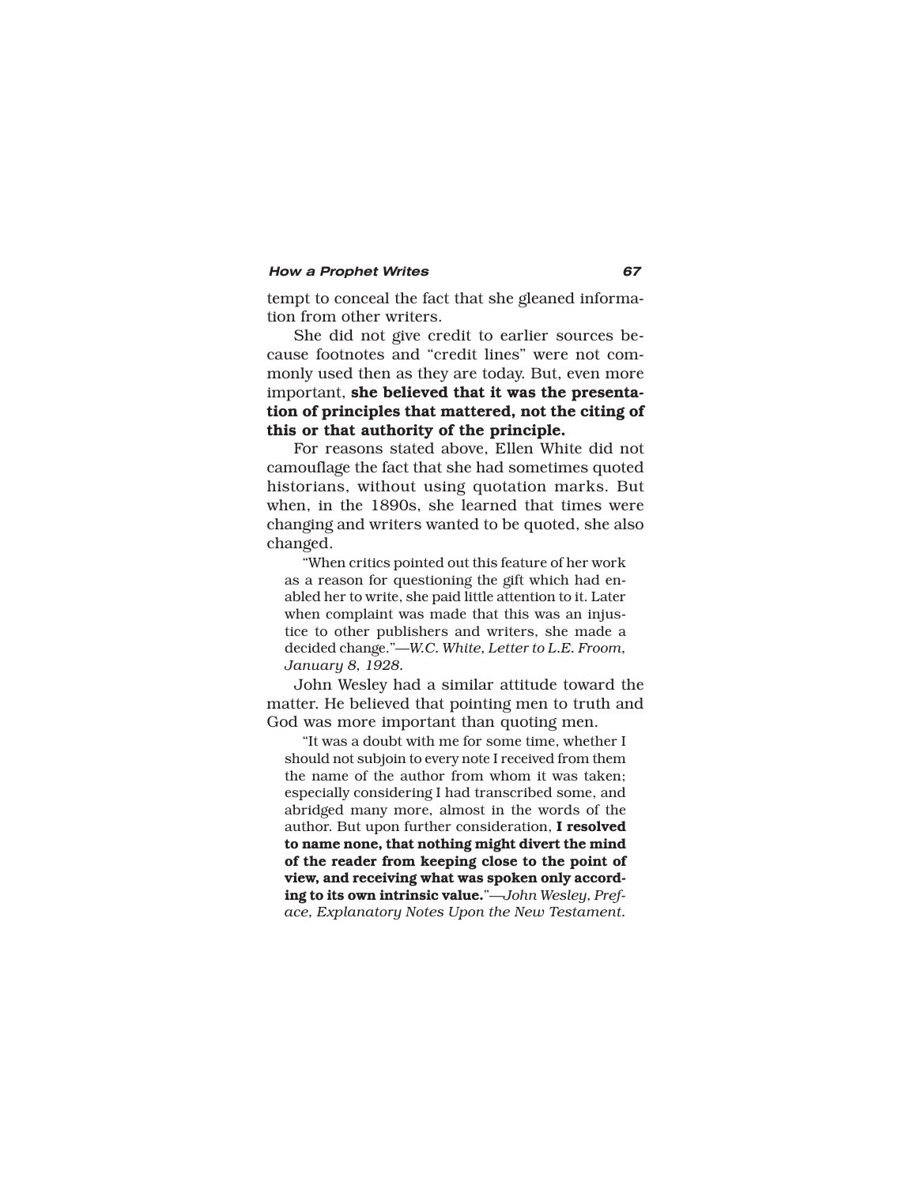tempt to conceal the fact that she gleaned information from other writers.

She did not give credit to earlier sources because footnotes and "credit lines" were not commonly used then as they are today. But, even more important, **she believed that it was the presentation of principles that mattered, not the citing of this or that authority of the principle.**

For reasons stated above, Ellen White did not camouflage the fact that she had sometimes quoted historians, without using quotation marks. But when, in the 1890s, she learned that times were changing and writers wanted to be quoted, she also changed.

> "When critics pointed out this feature of her work as a reason for questioning the gift which had enabled her to write, she paid little attention to it. Later when complaint was made that this was an injustice to other publishers and writers, she made a decided change."—*W.C. White, Letter to L.E. Froom, January 8, 1928.*

John Wesley had a similar attitude toward the matter. He believed that pointing men to truth and God was more important than quoting men.

> "It was a doubt with me for some time, whether I should not subjoin to every note I received from them the name of the author from whom it was taken; especially considering I had transcribed some, and abridged many more, almost in the words of the author. But upon further consideration, **I resolved to name none, that nothing might divert the mind of the reader from keeping close to the point of view, and receiving what was spoken only according to its own intrinsic value.**"—*John Wesley, Preface, Explanatory Notes Upon the New Testament.*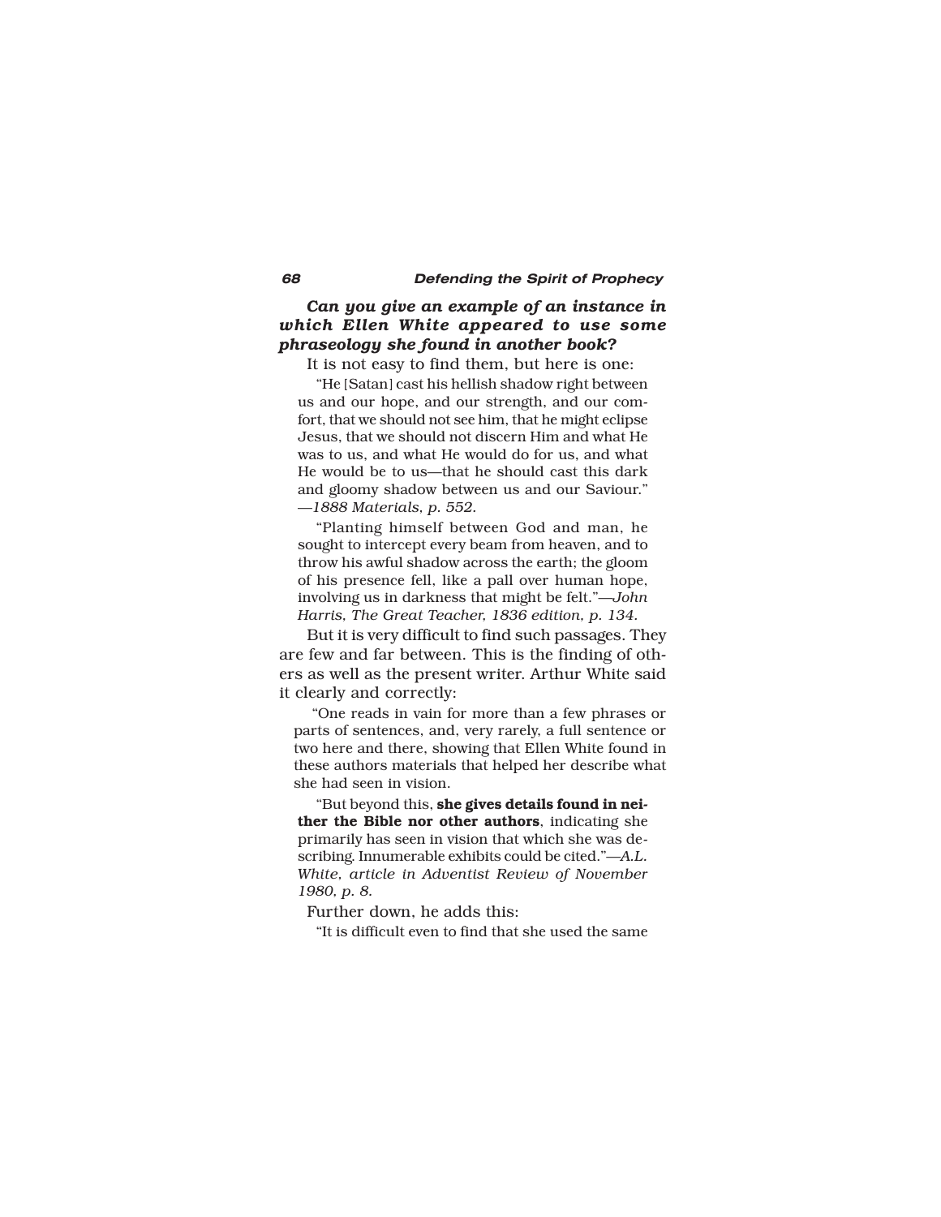***Can you give an example of an instance in which Ellen White appeared to use some phraseology she found in another book?***

It is not easy to find them, but here is one:

> "He [Satan] cast his hellish shadow right between us and our hope, and our strength, and our comfort, that we should not see him, that he might eclipse Jesus, that we should not discern Him and what He was to us, and what He would do for us, and what He would be to us—that he should cast this dark and gloomy shadow between us and our Saviour."—*1888 Materials, p. 552.*

> "Planting himself between God and man, he sought to intercept every beam from heaven, and to throw his awful shadow across the earth; the gloom of his presence fell, like a pall over human hope, involving us in darkness that might be felt."—*John Harris, The Great Teacher, 1836 edition, p. 134.*

But it is very difficult to find such passages. They are few and far between. This is the finding of others as well as the present writer. Arthur White said it clearly and correctly:

> "One reads in vain for more than a few phrases or parts of sentences, and, very rarely, a full sentence or two here and there, showing that Ellen White found in these authors materials that helped her describe what she had seen in vision.
>
> "But beyond this, **she gives details found in neither the Bible nor other authors**, indicating she primarily has seen in vision that which she was describing. Innumerable exhibits could be cited."—*A.L. White, article in Adventist Review of November 1980, p. 8.*

Further down, he adds this:

> "It is difficult even to find that she used the same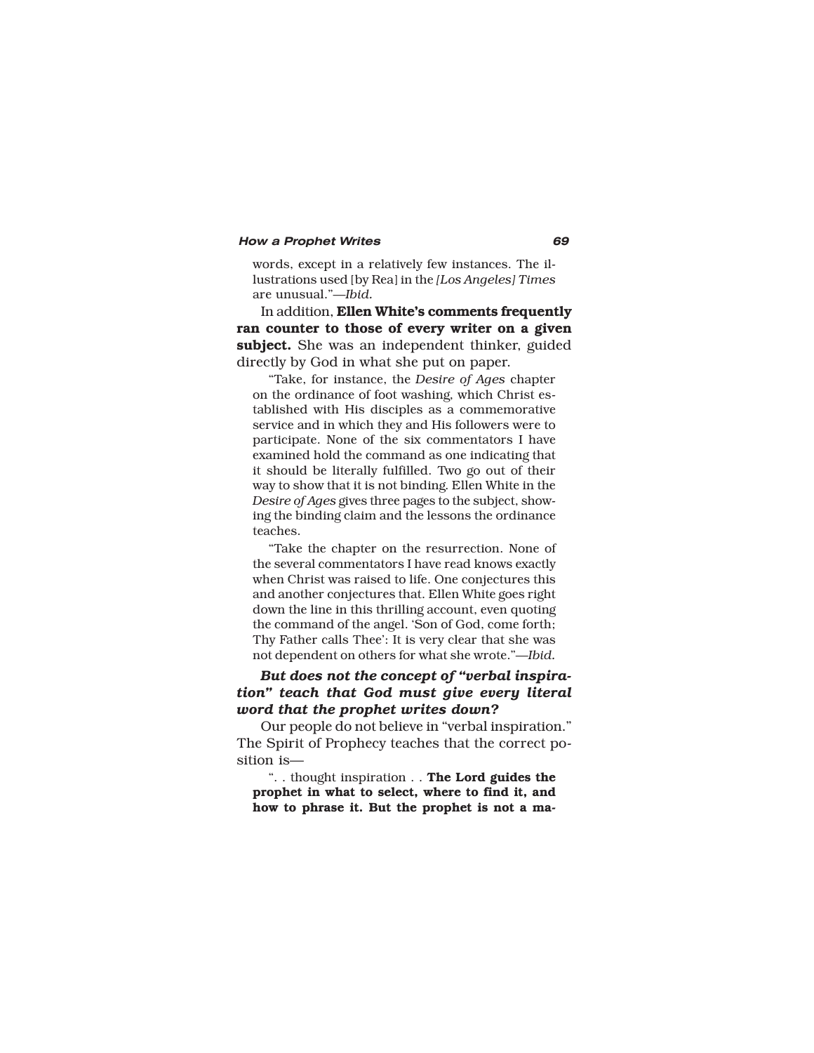words, except in a relatively few instances. The illustrations used [by Rea] in the *[Los Angeles] Times* are unusual."—*Ibid.*

In addition, **Ellen White's comments frequently ran counter to those of every writer on a given subject.** She was an independent thinker, guided directly by God in what she put on paper.

> "Take, for instance, the *Desire of Ages* chapter on the ordinance of foot washing, which Christ established with His disciples as a commemorative service and in which they and His followers were to participate. None of the six commentators I have examined hold the command as one indicating that it should be literally fulfilled. Two go out of their way to show that it is not binding. Ellen White in the *Desire of Ages* gives three pages to the subject, showing the binding claim and the lessons the ordinance teaches.
>
> "Take the chapter on the resurrection. None of the several commentators I have read knows exactly when Christ was raised to life. One conjectures this and another conjectures that. Ellen White goes right down the line in this thrilling account, even quoting the command of the angel. 'Son of God, come forth; Thy Father calls Thee': It is very clear that she was not dependent on others for what she wrote."—*Ibid.*

***But does not the concept of "verbal inspiration" teach that God must give every literal word that the prophet writes down?***

Our people do not believe in "verbal inspiration." The Spirit of Prophecy teaches that the correct position is—

> ". . thought inspiration . . **The Lord guides the prophet in what to select, where to find it, and how to phrase it. But the prophet is not a ma-**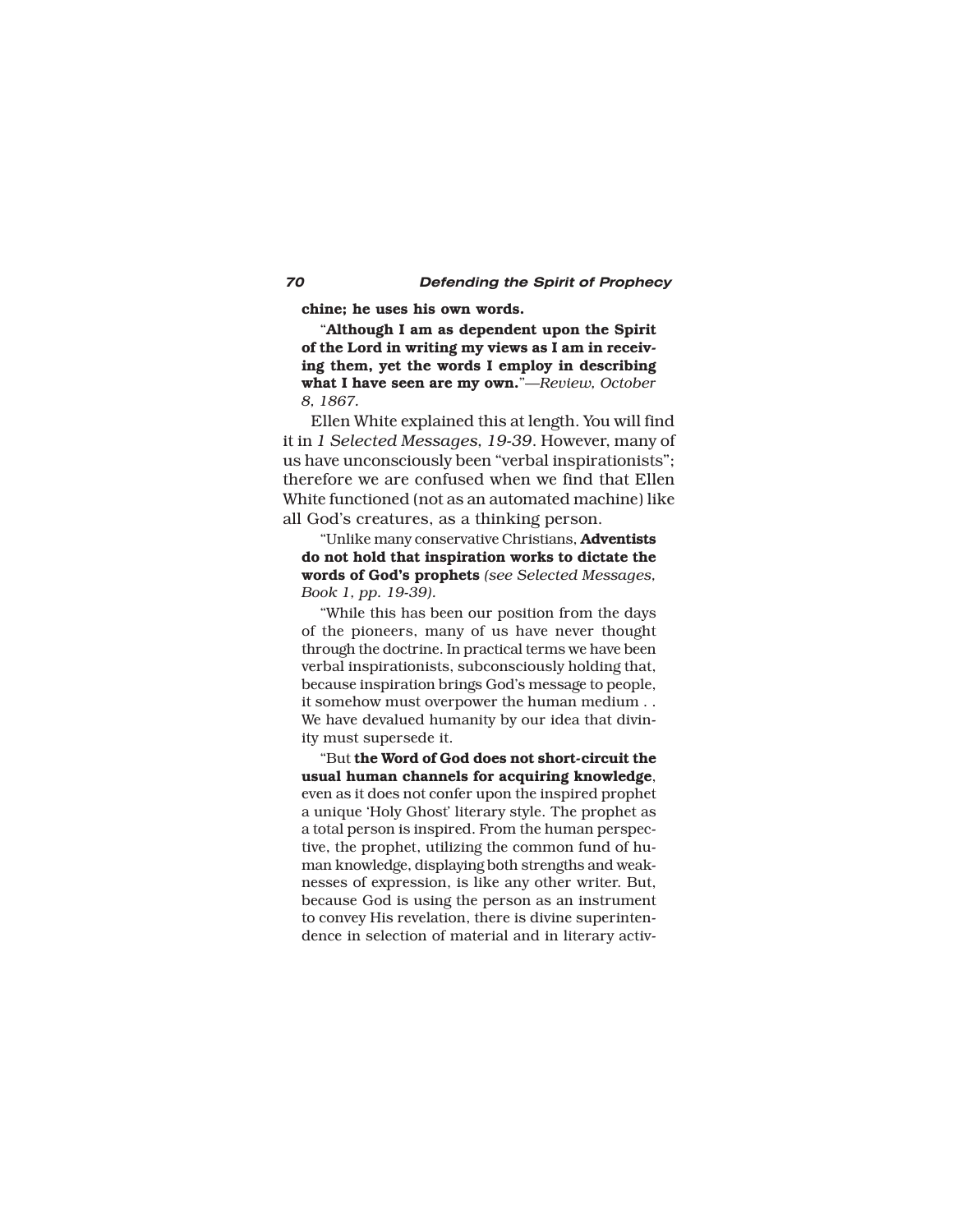**chine; he uses his own words.**

"**Although I am as dependent upon the Spirit of the Lord in writing my views as I am in receiving them, yet the words I employ in describing what I have seen are my own.**"—*Review, October 8, 1867.*

Ellen White explained this at length. You will find it in *1 Selected Messages, 19-39*. However, many of us have unconsciously been "verbal inspirationists"; therefore we are confused when we find that Ellen White functioned (not as an automated machine) like all God's creatures, as a thinking person.

"Unlike many conservative Christians, **Adventists do not hold that inspiration works to dictate the words of God's prophets** *(see Selected Messages, Book 1, pp. 19-39).*

"While this has been our position from the days of the pioneers, many of us have never thought through the doctrine. In practical terms we have been verbal inspirationists, subconsciously holding that, because inspiration brings God's message to people, it somehow must overpower the human medium . . We have devalued humanity by our idea that divinity must supersede it.

"But **the Word of God does not short-circuit the usual human channels for acquiring knowledge**, even as it does not confer upon the inspired prophet a unique 'Holy Ghost' literary style. The prophet as a total person is inspired. From the human perspective, the prophet, utilizing the common fund of human knowledge, displaying both strengths and weaknesses of expression, is like any other writer. But, because God is using the person as an instrument to convey His revelation, there is divine superintendence in selection of material and in literary activ-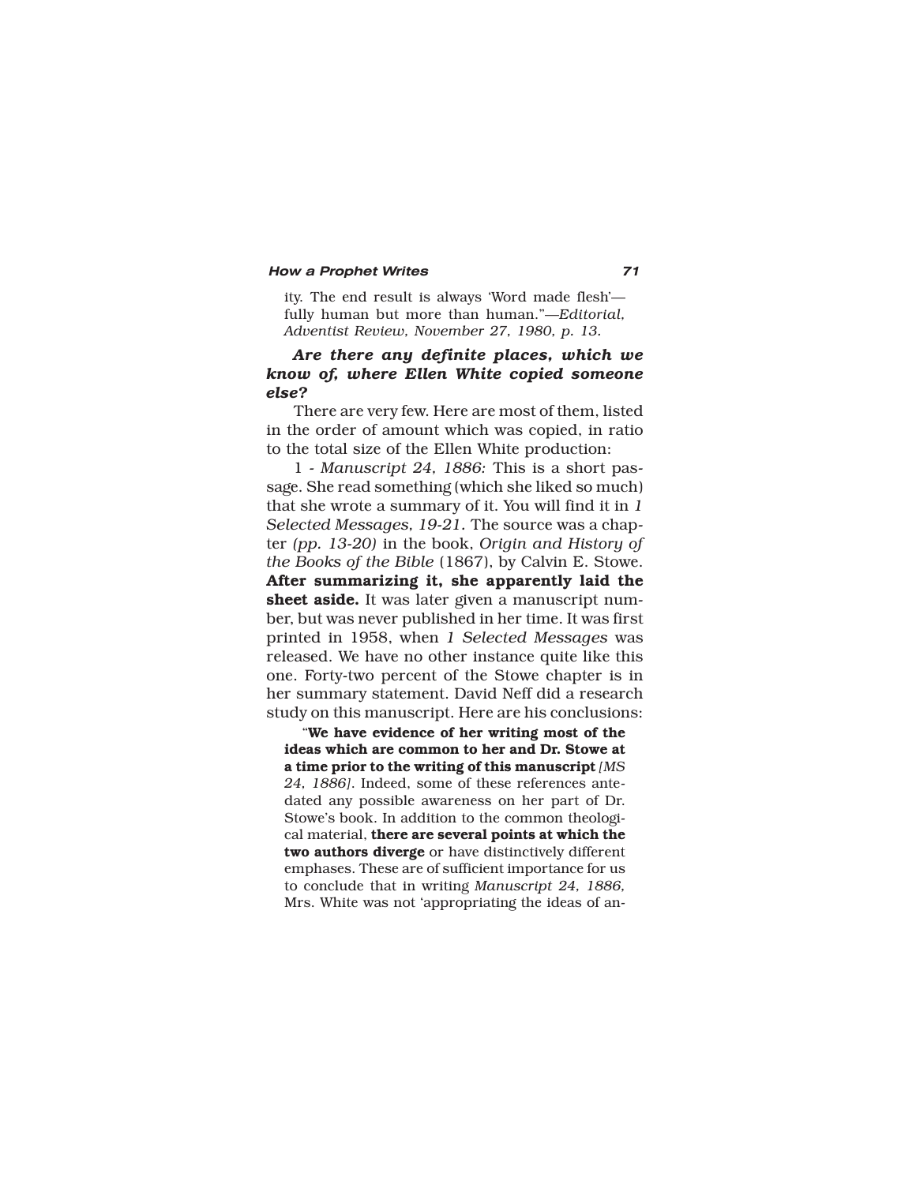ity. The end result is always 'Word made flesh'—fully human but more than human."—*Editorial, Adventist Review, November 27, 1980, p. 13.*

***Are there any definite places, which we know of, where Ellen White copied someone else?***

There are very few. Here are most of them, listed in the order of amount which was copied, in ratio to the total size of the Ellen White production:

1 - *Manuscript 24, 1886:* This is a short passage. She read something (which she liked so much) that she wrote a summary of it. You will find it in *1 Selected Messages, 19-21.* The source was a chapter *(pp. 13-20)* in the book, *Origin and History of the Books of the Bible* (1867), by Calvin E. Stowe. **After summarizing it, she apparently laid the sheet aside.** It was later given a manuscript number, but was never published in her time. It was first printed in 1958, when *1 Selected Messages* was released. We have no other instance quite like this one. Forty-two percent of the Stowe chapter is in her summary statement. David Neff did a research study on this manuscript. Here are his conclusions:

> "**We have evidence of her writing most of the ideas which are common to her and Dr. Stowe at a time prior to the writing of this manuscript** *[MS 24, 1886].* Indeed, some of these references antedated any possible awareness on her part of Dr. Stowe's book. In addition to the common theological material, **there are several points at which the two authors diverge** or have distinctively different emphases. These are of sufficient importance for us to conclude that in writing *Manuscript 24, 1886,* Mrs. White was not 'appropriating the ideas of an-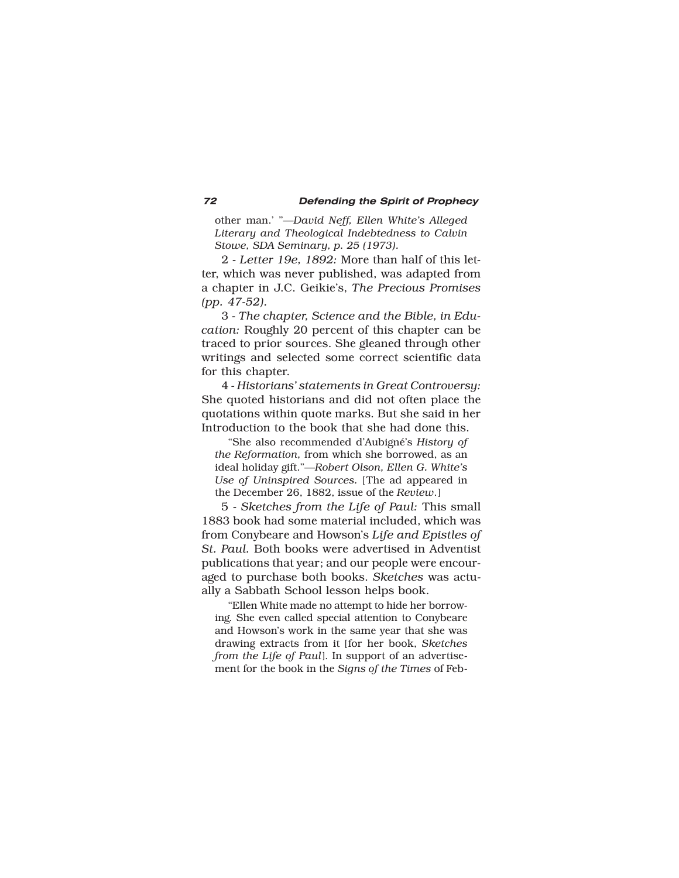other man.' "—*David Neff, Ellen White's Alleged Literary and Theological Indebtedness to Calvin Stowe, SDA Seminary, p. 25 (1973).*

2 - *Letter 19e, 1892:* More than half of this letter, which was never published, was adapted from a chapter in J.C. Geikie's, *The Precious Promises (pp. 47-52).*

3 - *The chapter, Science and the Bible, in Education:* Roughly 20 percent of this chapter can be traced to prior sources. She gleaned through other writings and selected some correct scientific data for this chapter.

4 - *Historians' statements in Great Controversy:* She quoted historians and did not often place the quotations within quote marks. But she said in her Introduction to the book that she had done this.

> "She also recommended d'Aubigné's *History of the Reformation,* from which she borrowed, as an ideal holiday gift."—*Robert Olson, Ellen G. White's Use of Uninspired Sources.* [The ad appeared in the December 26, 1882, issue of the *Review*.]

5 - *Sketches from the Life of Paul:* This small 1883 book had some material included, which was from Conybeare and Howson's *Life and Epistles of St. Paul.* Both books were advertised in Adventist publications that year; and our people were encouraged to purchase both books. *Sketches* was actually a Sabbath School lesson helps book.

> "Ellen White made no attempt to hide her borrowing. She even called special attention to Conybeare and Howson's work in the same year that she was drawing extracts from it [for her book, *Sketches from the Life of Paul*]. In support of an advertisement for the book in the *Signs of the Times* of Feb-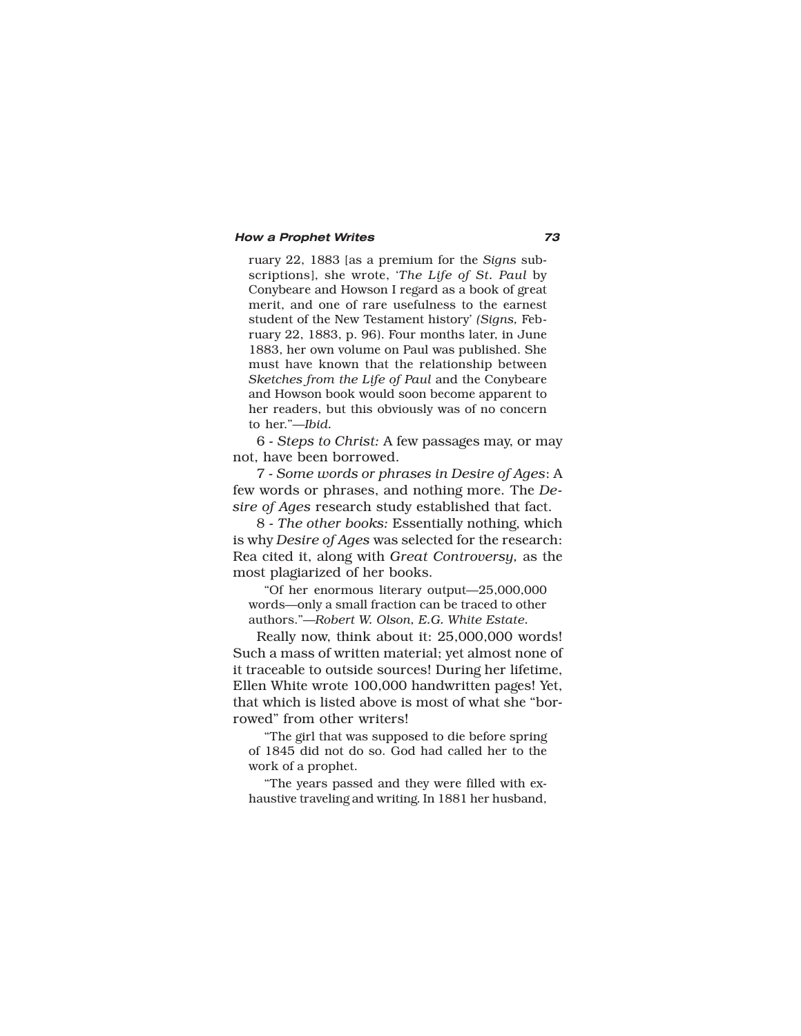ruary 22, 1883 [as a premium for the *Signs* subscriptions], she wrote, '*The Life of St. Paul* by Conybeare and Howson I regard as a book of great merit, and one of rare usefulness to the earnest student of the New Testament history' *(Signs,* February 22, 1883, p. 96). Four months later, in June 1883, her own volume on Paul was published. She must have known that the relationship between *Sketches from the Life of Paul* and the Conybeare and Howson book would soon become apparent to her readers, but this obviously was of no concern to her."—*Ibid.*

6 - *Steps to Christ:* A few passages may, or may not, have been borrowed.

7 - *Some words or phrases in Desire of Ages*: A few words or phrases, and nothing more. The *Desire of Ages* research study established that fact.

8 - *The other books:* Essentially nothing, which is why *Desire of Ages* was selected for the research: Rea cited it, along with *Great Controversy,* as the most plagiarized of her books.

> "Of her enormous literary output—25,000,000 words—only a small fraction can be traced to other authors."—*Robert W. Olson, E.G. White Estate.*

Really now, think about it: 25,000,000 words! Such a mass of written material; yet almost none of it traceable to outside sources! During her lifetime, Ellen White wrote 100,000 handwritten pages! Yet, that which is listed above is most of what she "borrowed" from other writers!

> "The girl that was supposed to die before spring of 1845 did not do so. God had called her to the work of a prophet.
>
> "The years passed and they were filled with exhaustive traveling and writing. In 1881 her husband,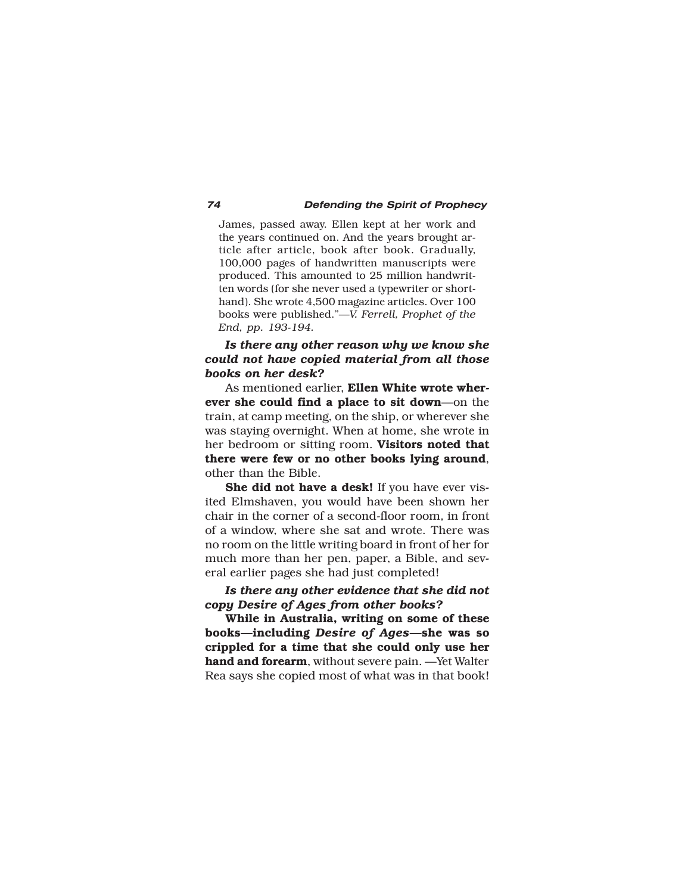> James, passed away. Ellen kept at her work and the years continued on. And the years brought article after article, book after book. Gradually, 100,000 pages of handwritten manuscripts were produced. This amounted to 25 million handwritten words (for she never used a typewriter or shorthand). She wrote 4,500 magazine articles. Over 100 books were published."—*V. Ferrell, Prophet of the End, pp. 193-194.*

***Is there any other reason why we know she could not have copied material from all those books on her desk?***

As mentioned earlier, **Ellen White wrote wherever she could find a place to sit down**—on the train, at camp meeting, on the ship, or wherever she was staying overnight. When at home, she wrote in her bedroom or sitting room. **Visitors noted that there were few or no other books lying around**, other than the Bible.

**She did not have a desk!** If you have ever visited Elmshaven, you would have been shown her chair in the corner of a second-floor room, in front of a window, where she sat and wrote. There was no room on the little writing board in front of her for much more than her pen, paper, a Bible, and several earlier pages she had just completed!

***Is there any other evidence that she did not copy Desire of Ages from other books?***

**While in Australia, writing on some of these books—including *Desire of Ages*—she was so crippled for a time that she could only use her hand and forearm**, without severe pain. —Yet Walter Rea says she copied most of what was in that book!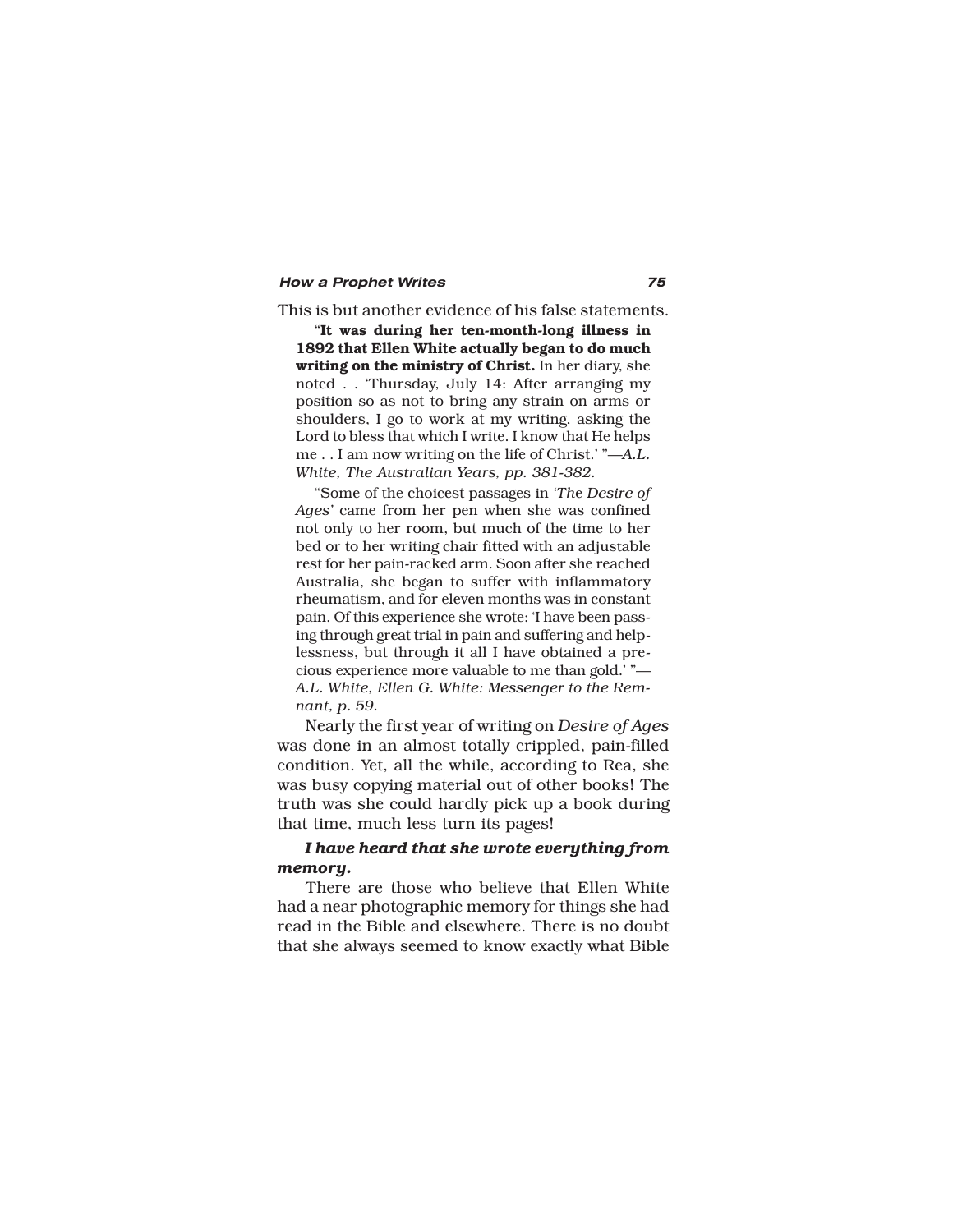This is but another evidence of his false statements.

> "**It was during her ten-month-long illness in 1892 that Ellen White actually began to do much writing on the ministry of Christ.** In her diary, she noted . . 'Thursday, July 14: After arranging my position so as not to bring any strain on arms or shoulders, I go to work at my writing, asking the Lord to bless that which I write. I know that He helps me . . I am now writing on the life of Christ.' "—*A.L. White, The Australian Years, pp. 381-382.*
>
> "Some of the choicest passages in '*The Desire of Ages*' came from her pen when she was confined not only to her room, but much of the time to her bed or to her writing chair fitted with an adjustable rest for her pain-racked arm. Soon after she reached Australia, she began to suffer with inflammatory rheumatism, and for eleven months was in constant pain. Of this experience she wrote: 'I have been passing through great trial in pain and suffering and helplessness, but through it all I have obtained a precious experience more valuable to me than gold.' "—*A.L. White, Ellen G. White: Messenger to the Remnant, p. 59.*

Nearly the first year of writing on *Desire of Ages* was done in an almost totally crippled, pain-filled condition. Yet, all the while, according to Rea, she was busy copying material out of other books! The truth was she could hardly pick up a book during that time, much less turn its pages!

***I have heard that she wrote everything from memory.***

There are those who believe that Ellen White had a near photographic memory for things she had read in the Bible and elsewhere. There is no doubt that she always seemed to know exactly what Bible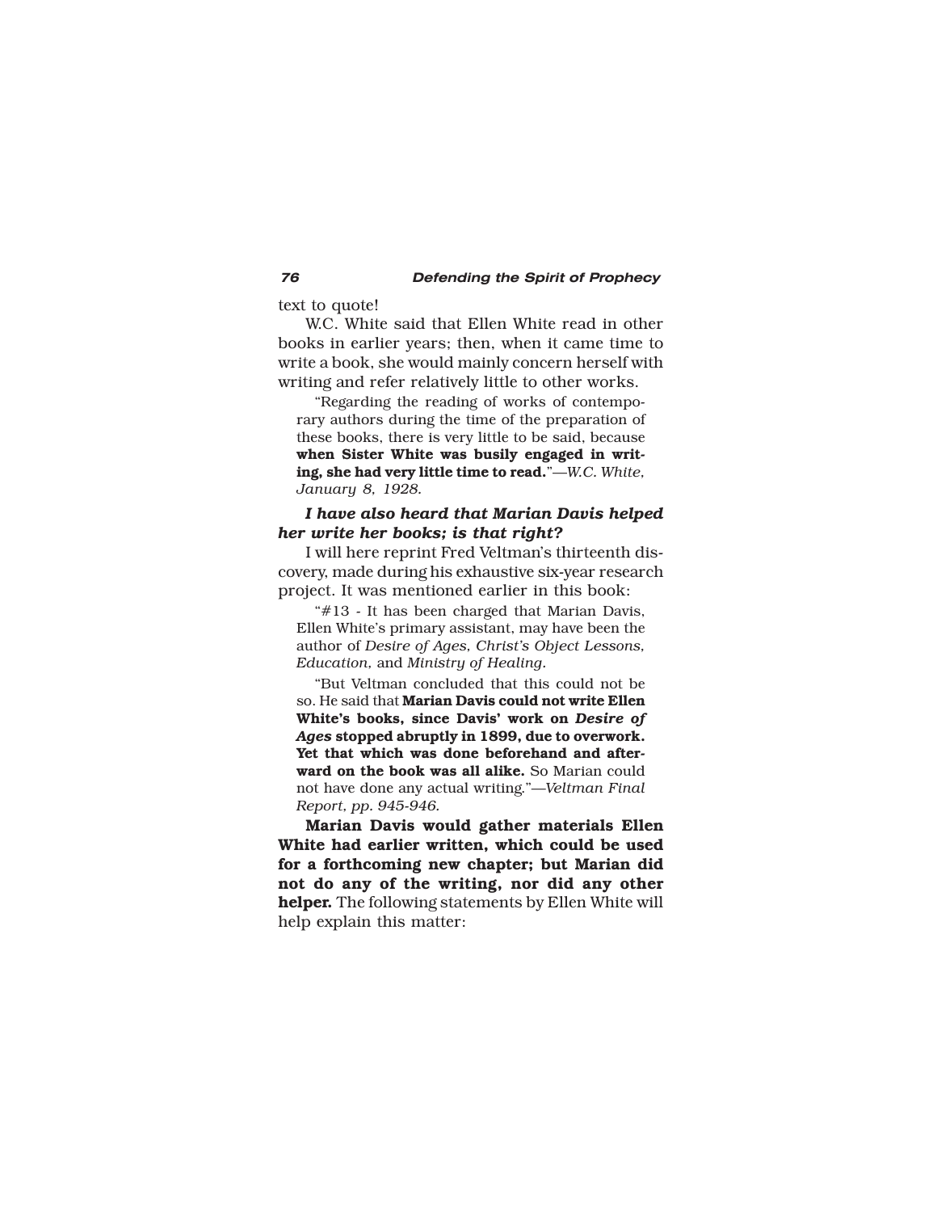text to quote!

W.C. White said that Ellen White read in other books in earlier years; then, when it came time to write a book, she would mainly concern herself with writing and refer relatively little to other works.

> "Regarding the reading of works of contemporary authors during the time of the preparation of these books, there is very little to be said, because **when Sister White was busily engaged in writing, she had very little time to read.**"—*W.C. White, January 8, 1928.*

***I have also heard that Marian Davis helped her write her books; is that right?***

I will here reprint Fred Veltman's thirteenth discovery, made during his exhaustive six-year research project. It was mentioned earlier in this book:

> "#13 - It has been charged that Marian Davis, Ellen White's primary assistant, may have been the author of *Desire of Ages, Christ's Object Lessons, Education,* and *Ministry of Healing.*
>
> "But Veltman concluded that this could not be so. He said that **Marian Davis could not write Ellen White's books, since Davis' work on *Desire of Ages* stopped abruptly in 1899, due to overwork. Yet that which was done beforehand and afterward on the book was all alike.** So Marian could not have done any actual writing."—*Veltman Final Report, pp. 945-946.*

**Marian Davis would gather materials Ellen White had earlier written, which could be used for a forthcoming new chapter; but Marian did not do any of the writing, nor did any other helper.** The following statements by Ellen White will help explain this matter: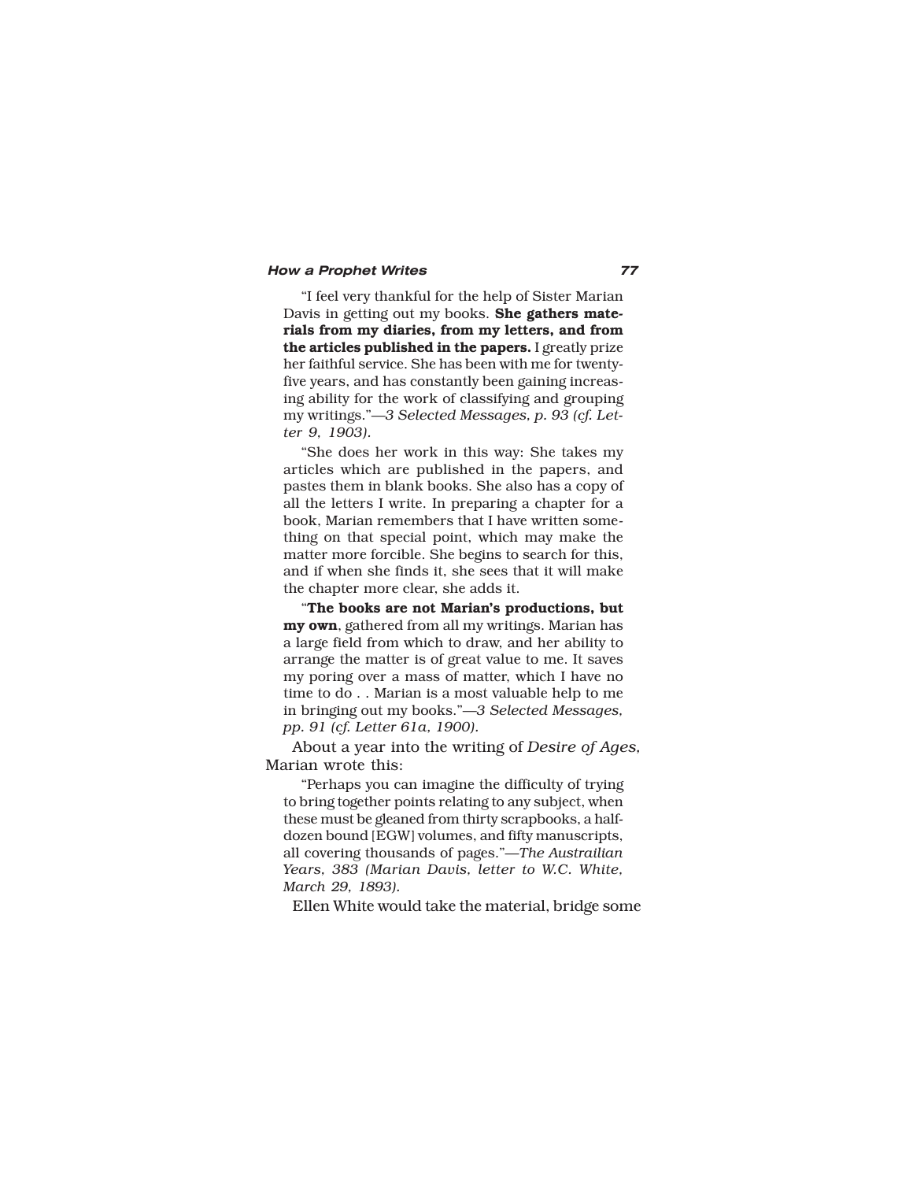"I feel very thankful for the help of Sister Marian Davis in getting out my books. **She gathers materials from my diaries, from my letters, and from the articles published in the papers.** I greatly prize her faithful service. She has been with me for twenty-five years, and has constantly been gaining increasing ability for the work of classifying and grouping my writings."—*3 Selected Messages, p. 93 (cf. Letter 9, 1903).*

"She does her work in this way: She takes my articles which are published in the papers, and pastes them in blank books. She also has a copy of all the letters I write. In preparing a chapter for a book, Marian remembers that I have written something on that special point, which may make the matter more forcible. She begins to search for this, and if when she finds it, she sees that it will make the chapter more clear, she adds it.

"**The books are not Marian's productions, but my own**, gathered from all my writings. Marian has a large field from which to draw, and her ability to arrange the matter is of great value to me. It saves my poring over a mass of matter, which I have no time to do . . Marian is a most valuable help to me in bringing out my books."—*3 Selected Messages, pp. 91 (cf. Letter 61a, 1900).*

About a year into the writing of *Desire of Ages*, Marian wrote this:

"Perhaps you can imagine the difficulty of trying to bring together points relating to any subject, when these must be gleaned from thirty scrapbooks, a half-dozen bound [EGW] volumes, and fifty manuscripts, all covering thousands of pages."—*The Austrailian Years, 383 (Marian Davis, letter to W.C. White, March 29, 1893).*

Ellen White would take the material, bridge some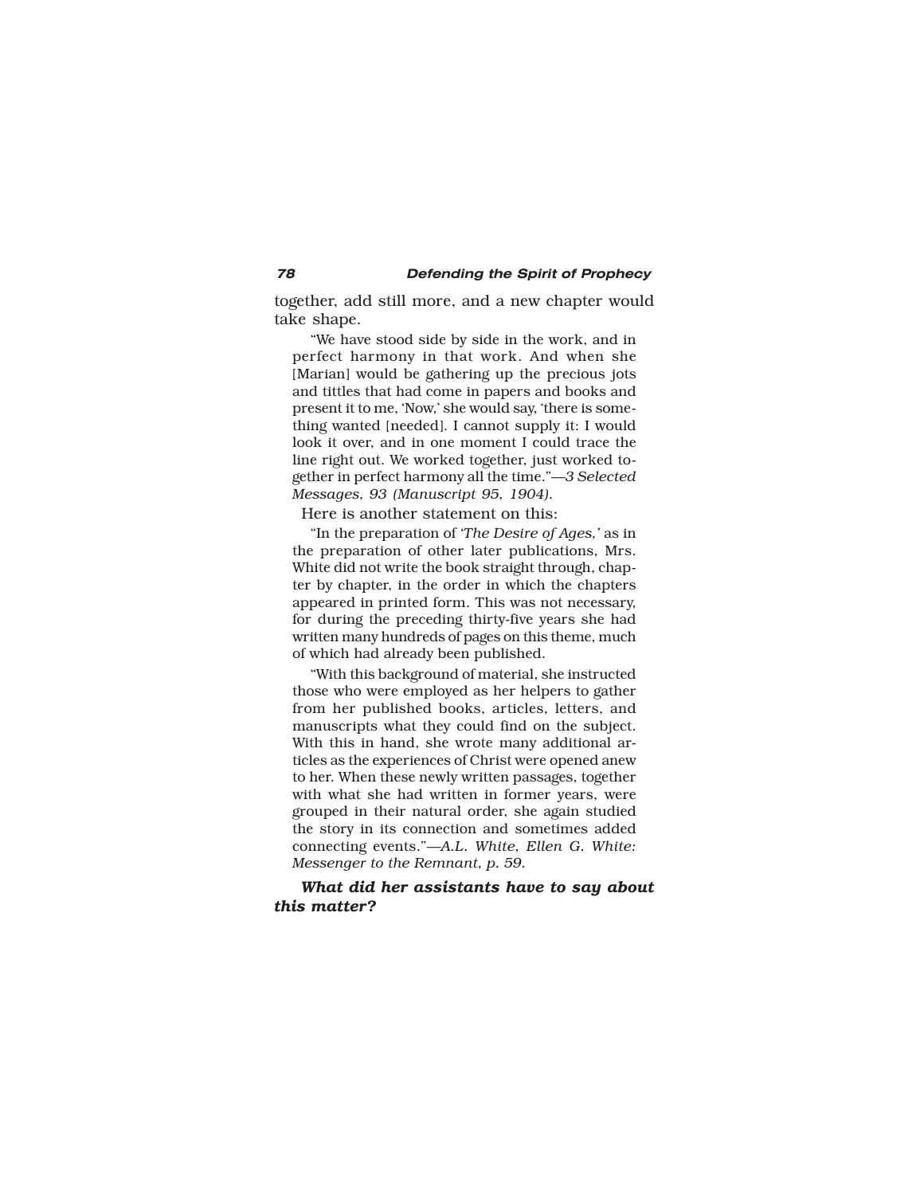together, add still more, and a new chapter would take shape.

> "We have stood side by side in the work, and in perfect harmony in that work. And when she [Marian] would be gathering up the precious jots and tittles that had come in papers and books and present it to me, 'Now,' she would say, 'there is something wanted [needed]. I cannot supply it: I would look it over, and in one moment I could trace the line right out. We worked together, just worked together in perfect harmony all the time."—*3 Selected Messages, 93 (Manuscript 95, 1904).*

Here is another statement on this:

> "In the preparation of *'The Desire of Ages,'* as in the preparation of other later publications, Mrs. White did not write the book straight through, chapter by chapter, in the order in which the chapters appeared in printed form. This was not necessary, for during the preceding thirty-five years she had written many hundreds of pages on this theme, much of which had already been published.
>
> "With this background of material, she instructed those who were employed as her helpers to gather from her published books, articles, letters, and manuscripts what they could find on the subject. With this in hand, she wrote many additional articles as the experiences of Christ were opened anew to her. When these newly written passages, together with what she had written in former years, were grouped in their natural order, she again studied the story in its connection and sometimes added connecting events."—*A.L. White, Ellen G. White: Messenger to the Remnant, p. 59.*

***What did her assistants have to say about this matter?***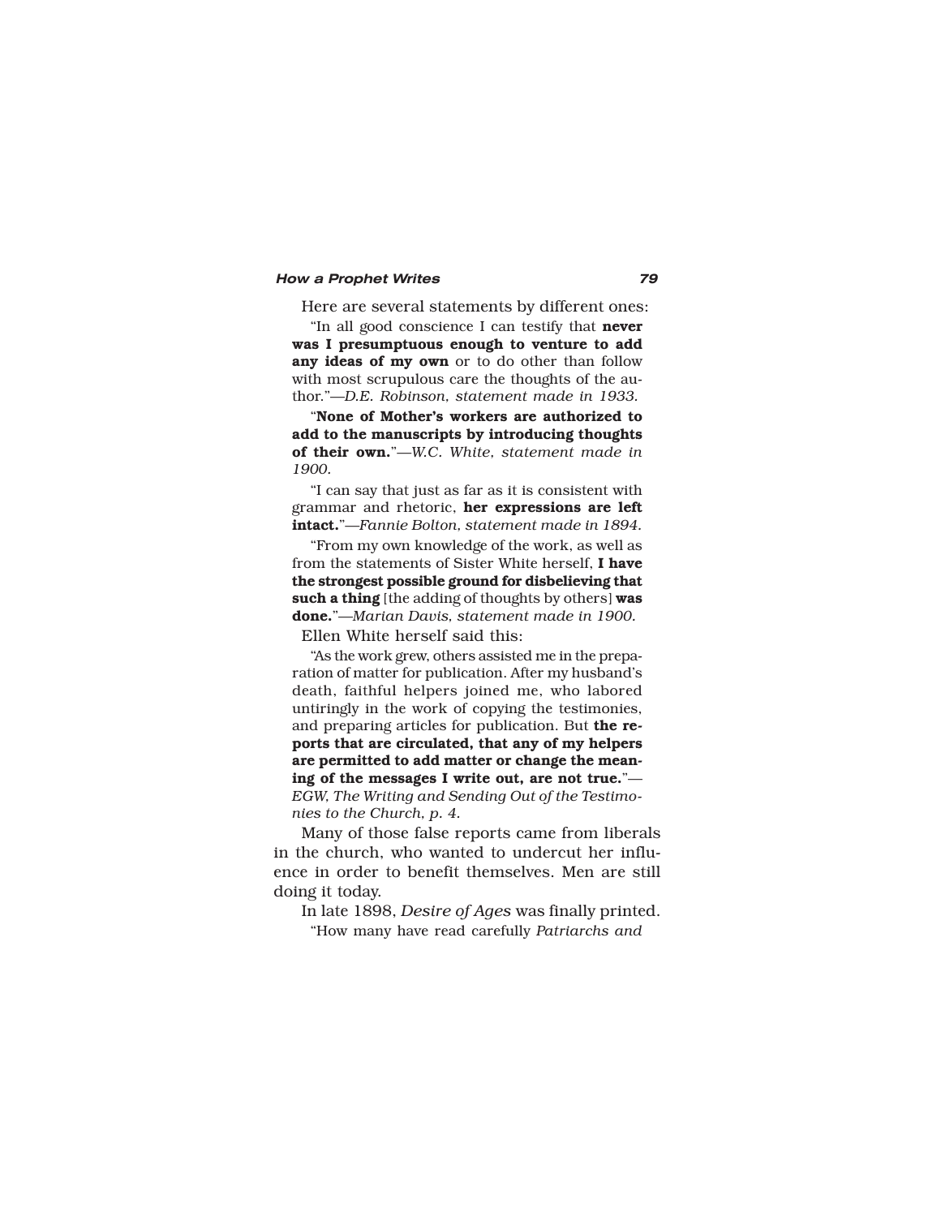Here are several statements by different ones:

> "In all good conscience I can testify that **never was I presumptuous enough to venture to add any ideas of my own** or to do other than follow with most scrupulous care the thoughts of the author."—*D.E. Robinson, statement made in 1933.*

> "**None of Mother's workers are authorized to add to the manuscripts by introducing thoughts of their own.**"—*W.C. White, statement made in 1900.*

> "I can say that just as far as it is consistent with grammar and rhetoric, **her expressions are left intact.**"—*Fannie Bolton, statement made in 1894.*

> "From my own knowledge of the work, as well as from the statements of Sister White herself, **I have the strongest possible ground for disbelieving that such a thing** [the adding of thoughts by others] **was done.**"—*Marian Davis, statement made in 1900.*

Ellen White herself said this:

> "As the work grew, others assisted me in the preparation of matter for publication. After my husband's death, faithful helpers joined me, who labored untiringly in the work of copying the testimonies, and preparing articles for publication. But **the reports that are circulated, that any of my helpers are permitted to add matter or change the meaning of the messages I write out, are not true.**"—*EGW, The Writing and Sending Out of the Testimonies to the Church, p. 4.*

Many of those false reports came from liberals in the church, who wanted to undercut her influence in order to benefit themselves. Men are still doing it today.

In late 1898, *Desire of Ages* was finally printed.

> "How many have read carefully *Patriarchs and*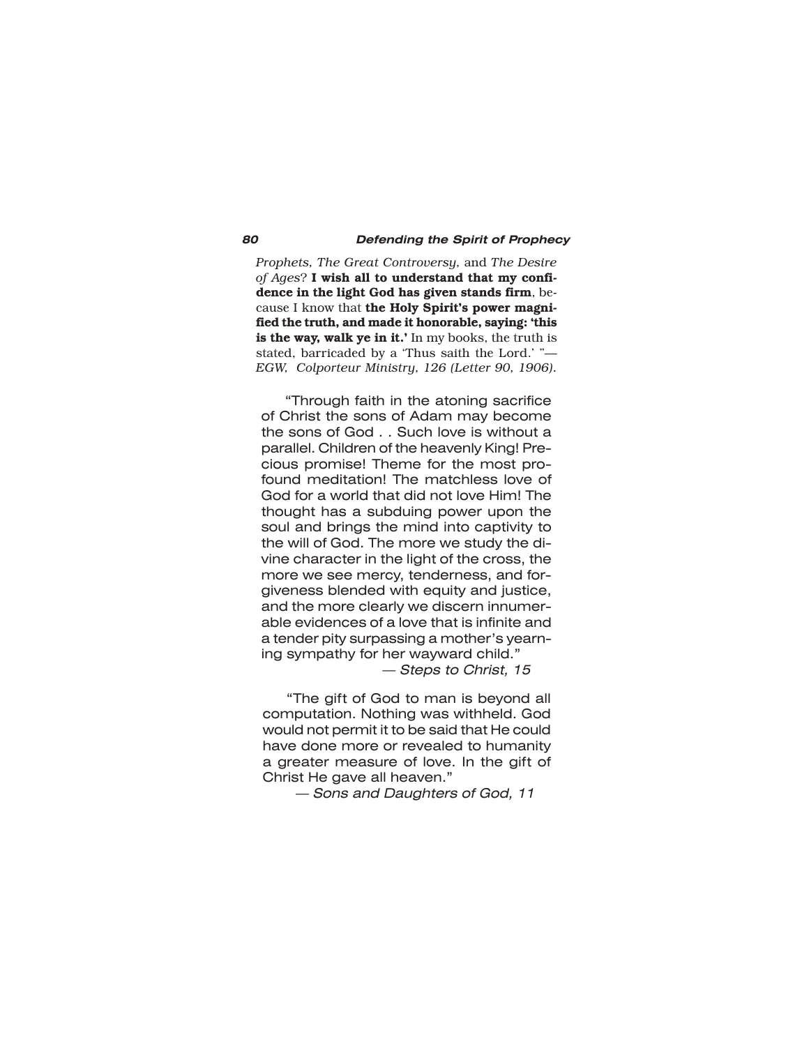*Prophets, The Great Controversy,* and *The Desire of Ages*? **I wish all to understand that my confidence in the light God has given stands firm**, because I know that **the Holy Spirit's power magnified the truth, and made it honorable, saying: 'this is the way, walk ye in it.'** In my books, the truth is stated, barricaded by a 'Thus saith the Lord.' "— *EGW, Colporteur Ministry, 126 (Letter 90, 1906).*

"Through faith in the atoning sacrifice of Christ the sons of Adam may become the sons of God . . Such love is without a parallel. Children of the heavenly King! Precious promise! Theme for the most profound meditation! The matchless love of God for a world that did not love Him! The thought has a subduing power upon the soul and brings the mind into captivity to the will of God. The more we study the divine character in the light of the cross, the more we see mercy, tenderness, and forgiveness blended with equity and justice, and the more clearly we discern innumerable evidences of a love that is infinite and a tender pity surpassing a mother's yearning sympathy for her wayward child."

— *Steps to Christ, 15*

"The gift of God to man is beyond all computation. Nothing was withheld. God would not permit it to be said that He could have done more or revealed to humanity a greater measure of love. In the gift of Christ He gave all heaven."

— *Sons and Daughters of God, 11*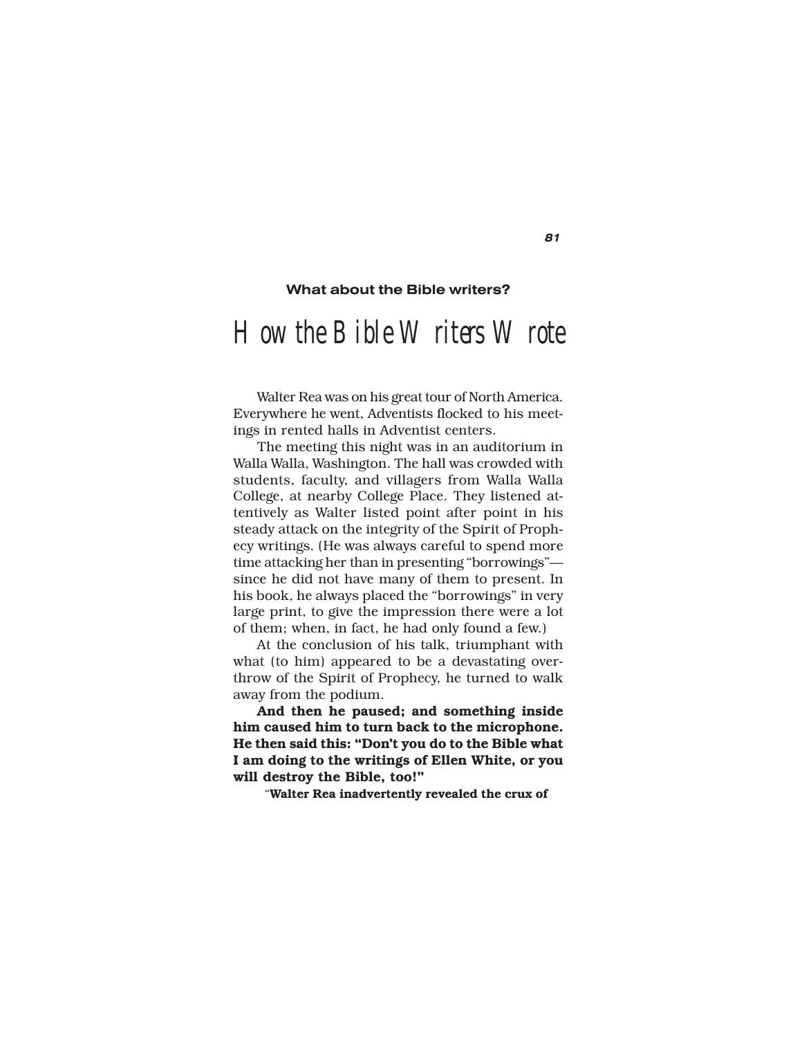**What about the Bible writers?**

# How the Bible Writers Wrote

Walter Rea was on his great tour of North America. Everywhere he went, Adventists flocked to his meetings in rented halls in Adventist centers.

The meeting this night was in an auditorium in Walla Walla, Washington. The hall was crowded with students, faculty, and villagers from Walla Walla College, at nearby College Place. They listened attentively as Walter listed point after point in his steady attack on the integrity of the Spirit of Prophecy writings. (He was always careful to spend more time attacking her than in presenting "borrowings"—since he did not have many of them to present. In his book, he always placed the "borrowings" in very large print, to give the impression there were a lot of them; when, in fact, he had only found a few.)

At the conclusion of his talk, triumphant with what (to him) appeared to be a devastating overthrow of the Spirit of Prophecy, he turned to walk away from the podium.

**And then he paused; and something inside him caused him to turn back to the microphone. He then said this: "Don't you do to the Bible what I am doing to the writings of Ellen White, or you will destroy the Bible, too!"**

"**Walter Rea inadvertently revealed the crux of**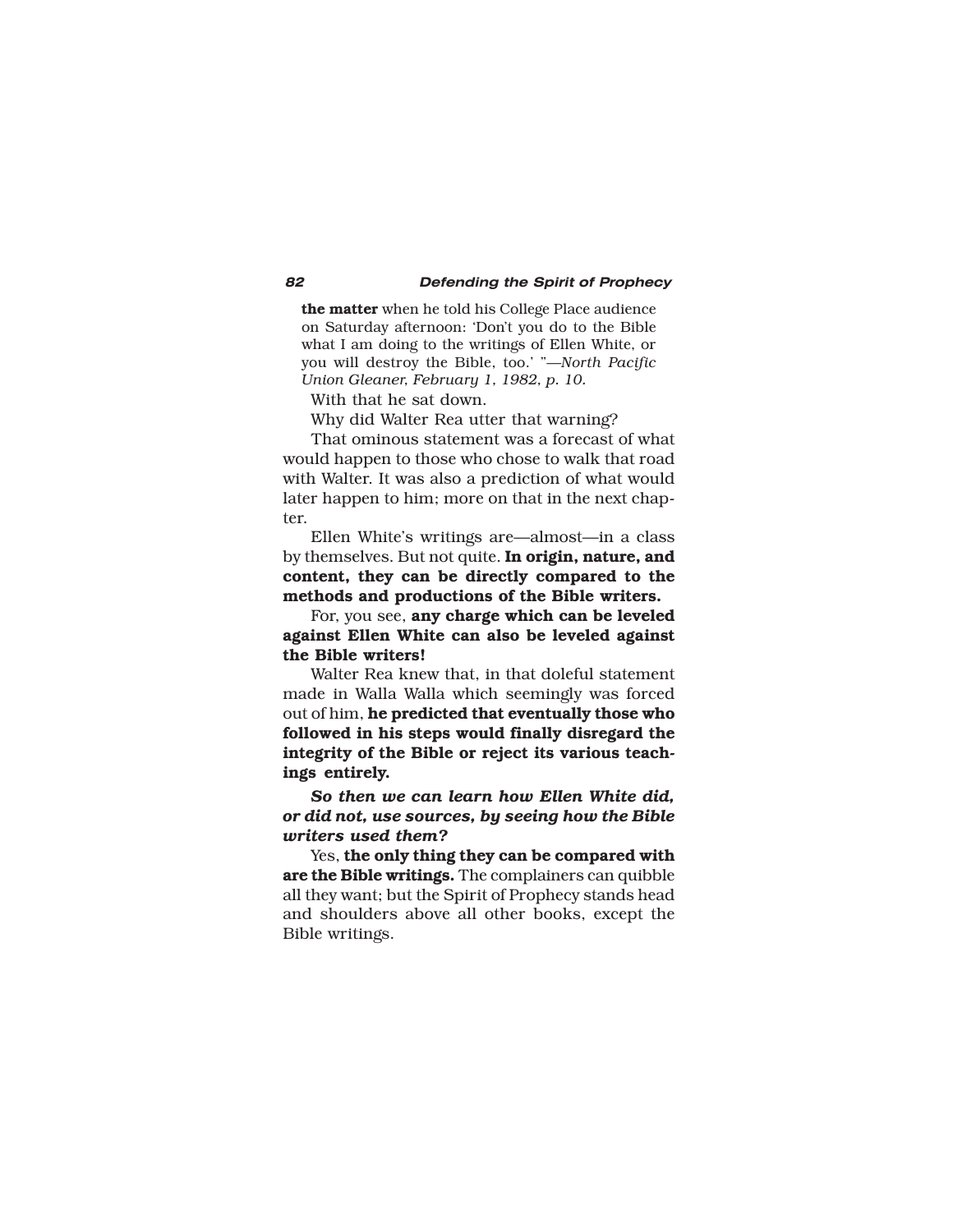**the matter** when he told his College Place audience on Saturday afternoon: 'Don't you do to the Bible what I am doing to the writings of Ellen White, or you will destroy the Bible, too.' "—*North Pacific Union Gleaner, February 1, 1982, p. 10.*

With that he sat down.

Why did Walter Rea utter that warning?

That ominous statement was a forecast of what would happen to those who chose to walk that road with Walter. It was also a prediction of what would later happen to him; more on that in the next chapter.

Ellen White's writings are—almost—in a class by themselves. But not quite. **In origin, nature, and content, they can be directly compared to the methods and productions of the Bible writers.**

For, you see, **any charge which can be leveled against Ellen White can also be leveled against the Bible writers!**

Walter Rea knew that, in that doleful statement made in Walla Walla which seemingly was forced out of him, **he predicted that eventually those who followed in his steps would finally disregard the integrity of the Bible or reject its various teachings entirely.**

***So then we can learn how Ellen White did, or did not, use sources, by seeing how the Bible writers used them?***

Yes, **the only thing they can be compared with are the Bible writings.** The complainers can quibble all they want; but the Spirit of Prophecy stands head and shoulders above all other books, except the Bible writings.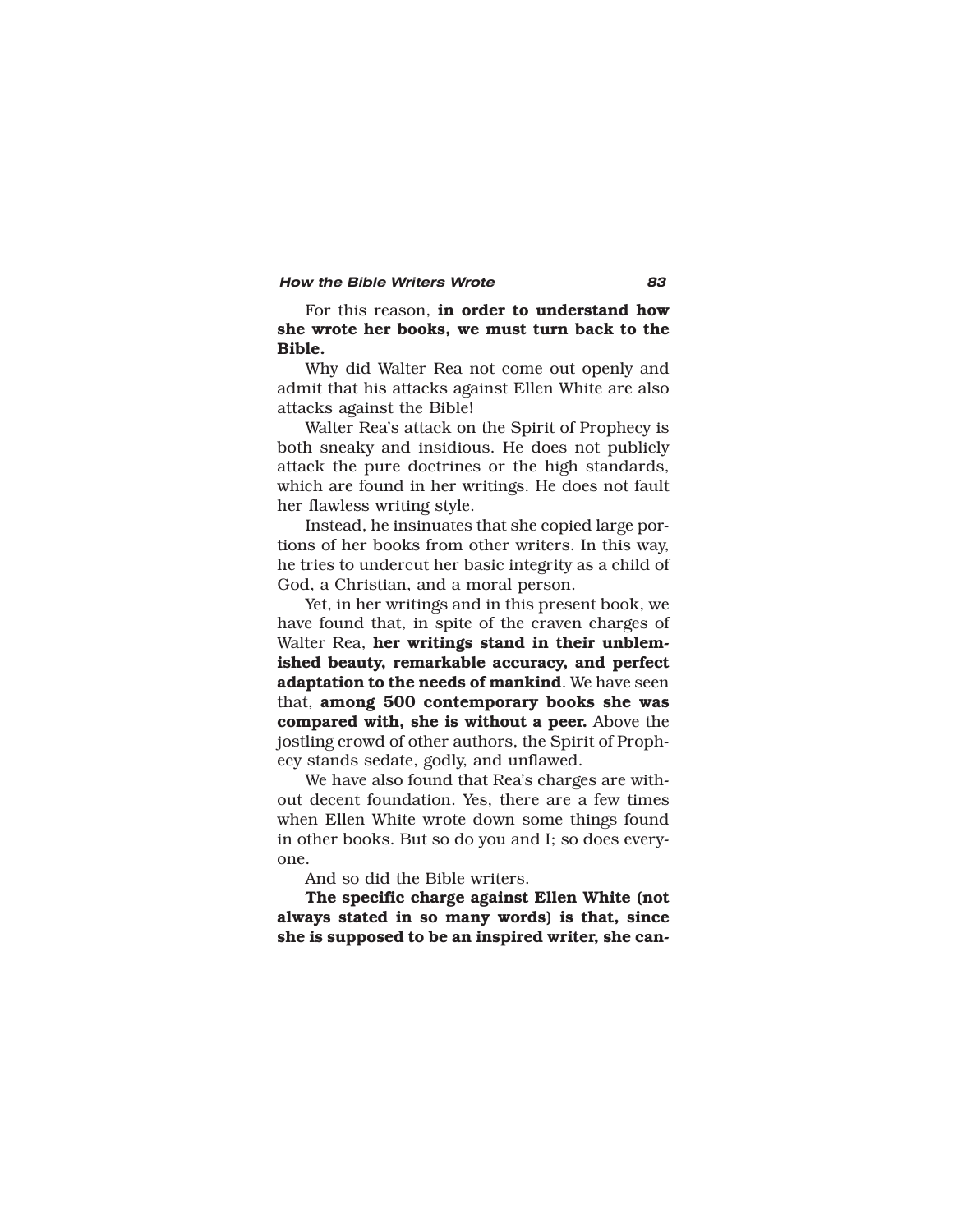For this reason, **in order to understand how she wrote her books, we must turn back to the Bible.**

Why did Walter Rea not come out openly and admit that his attacks against Ellen White are also attacks against the Bible!

Walter Rea's attack on the Spirit of Prophecy is both sneaky and insidious. He does not publicly attack the pure doctrines or the high standards, which are found in her writings. He does not fault her flawless writing style.

Instead, he insinuates that she copied large portions of her books from other writers. In this way, he tries to undercut her basic integrity as a child of God, a Christian, and a moral person.

Yet, in her writings and in this present book, we have found that, in spite of the craven charges of Walter Rea, **her writings stand in their unblemished beauty, remarkable accuracy, and perfect adaptation to the needs of mankind**. We have seen that, **among 500 contemporary books she was compared with, she is without a peer.** Above the jostling crowd of other authors, the Spirit of Prophecy stands sedate, godly, and unflawed.

We have also found that Rea's charges are without decent foundation. Yes, there are a few times when Ellen White wrote down some things found in other books. But so do you and I; so does everyone.

And so did the Bible writers.

**The specific charge against Ellen White (not always stated in so many words) is that, since she is supposed to be an inspired writer, she can-**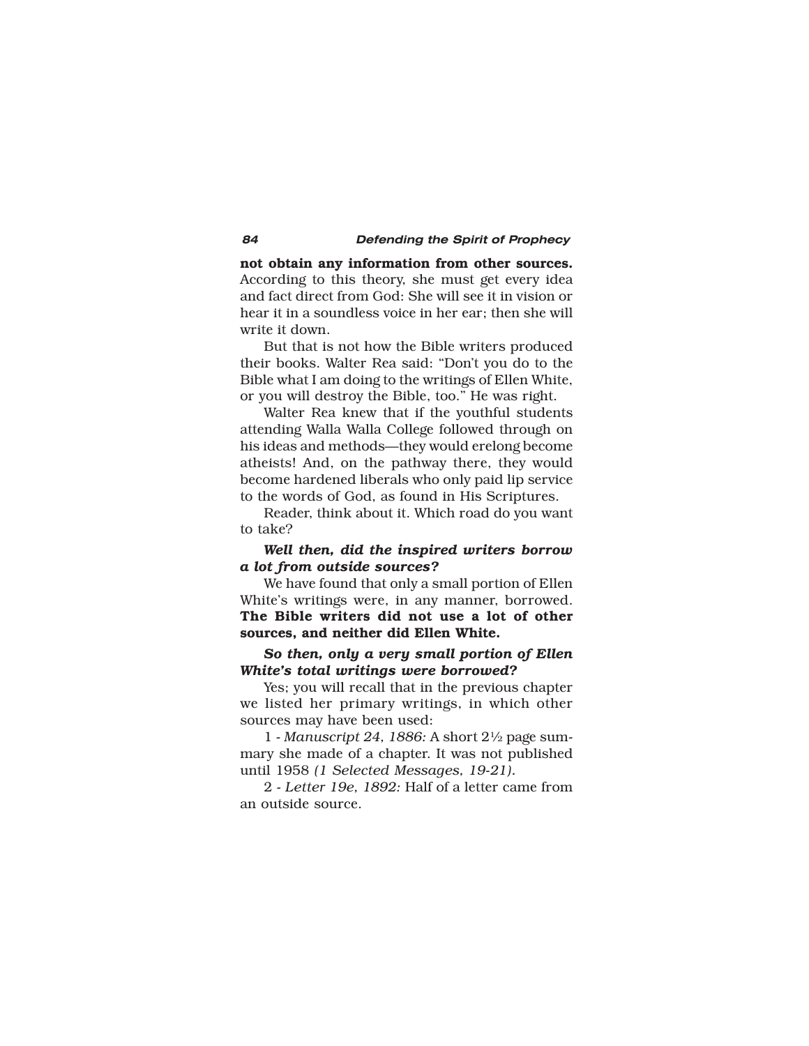**not obtain any information from other sources.** According to this theory, she must get every idea and fact direct from God: She will see it in vision or hear it in a soundless voice in her ear; then she will write it down.

But that is not how the Bible writers produced their books. Walter Rea said: "Don't you do to the Bible what I am doing to the writings of Ellen White, or you will destroy the Bible, too." He was right.

Walter Rea knew that if the youthful students attending Walla Walla College followed through on his ideas and methods—they would erelong become atheists! And, on the pathway there, they would become hardened liberals who only paid lip service to the words of God, as found in His Scriptures.

Reader, think about it. Which road do you want to take?

***Well then, did the inspired writers borrow a lot from outside sources?***

We have found that only a small portion of Ellen White's writings were, in any manner, borrowed. **The Bible writers did not use a lot of other sources, and neither did Ellen White.**

***So then, only a very small portion of Ellen White's total writings were borrowed?***

Yes; you will recall that in the previous chapter we listed her primary writings, in which other sources may have been used:

1 - *Manuscript 24, 1886:* A short 2½ page summary she made of a chapter. It was not published until 1958 *(1 Selected Messages, 19-21).*

2 - *Letter 19e, 1892:* Half of a letter came from an outside source.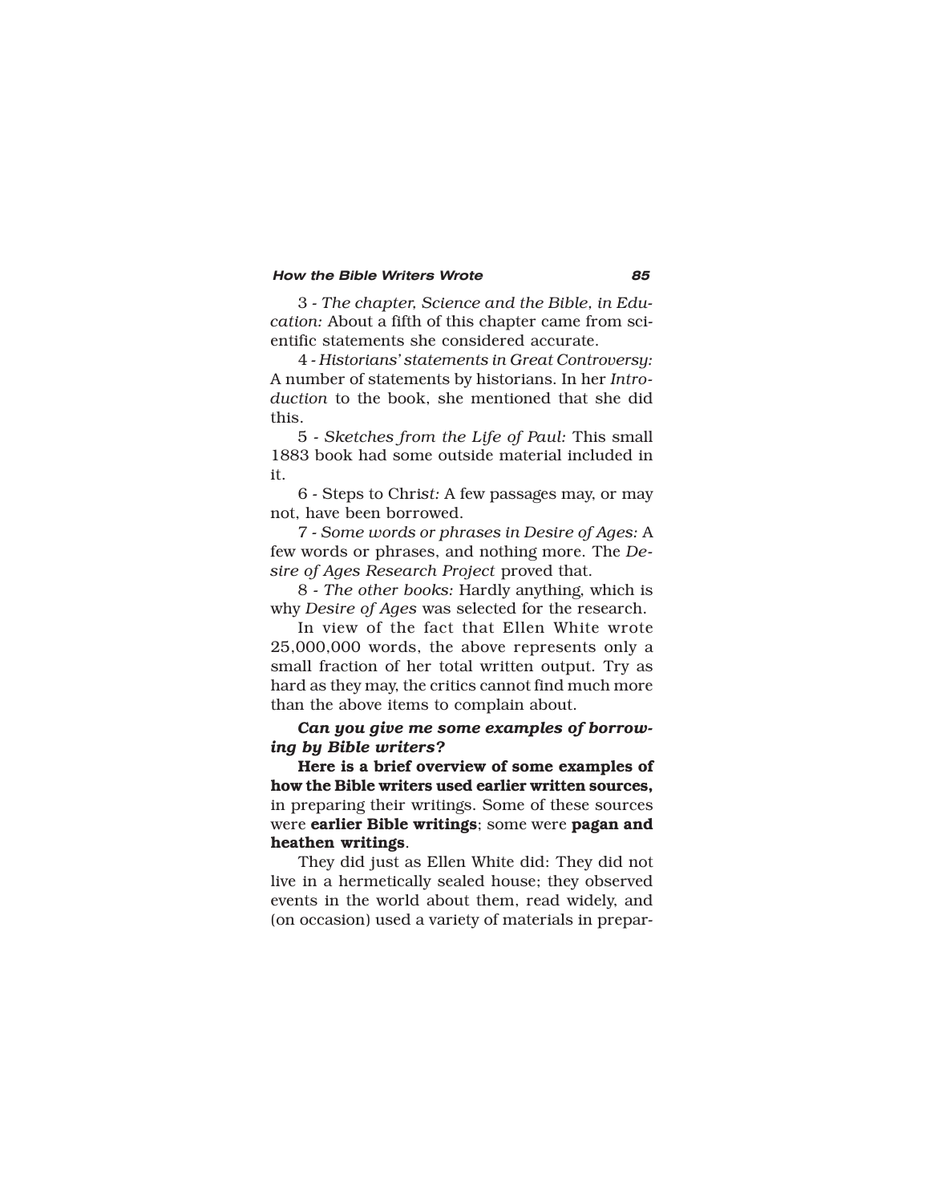3 - *The chapter, Science and the Bible, in Education:* About a fifth of this chapter came from scientific statements she considered accurate.

4 - *Historians' statements in Great Controversy:* A number of statements by historians. In her *Introduction* to the book, she mentioned that she did this.

5 - *Sketches from the Life of Paul:* This small 1883 book had some outside material included in it.

6 - Steps to Chris*t:* A few passages may, or may not, have been borrowed.

7 - *Some words or phrases in Desire of Ages:* A few words or phrases, and nothing more. The *Desire of Ages Research Project* proved that.

8 - *The other books:* Hardly anything, which is why *Desire of Ages* was selected for the research.

In view of the fact that Ellen White wrote 25,000,000 words, the above represents only a small fraction of her total written output. Try as hard as they may, the critics cannot find much more than the above items to complain about.

***Can you give me some examples of borrowing by Bible writers?***

**Here is a brief overview of some examples of how the Bible writers used earlier written sources,** in preparing their writings. Some of these sources were **earlier Bible writings**; some were **pagan and heathen writings**.

They did just as Ellen White did: They did not live in a hermetically sealed house; they observed events in the world about them, read widely, and (on occasion) used a variety of materials in prepar-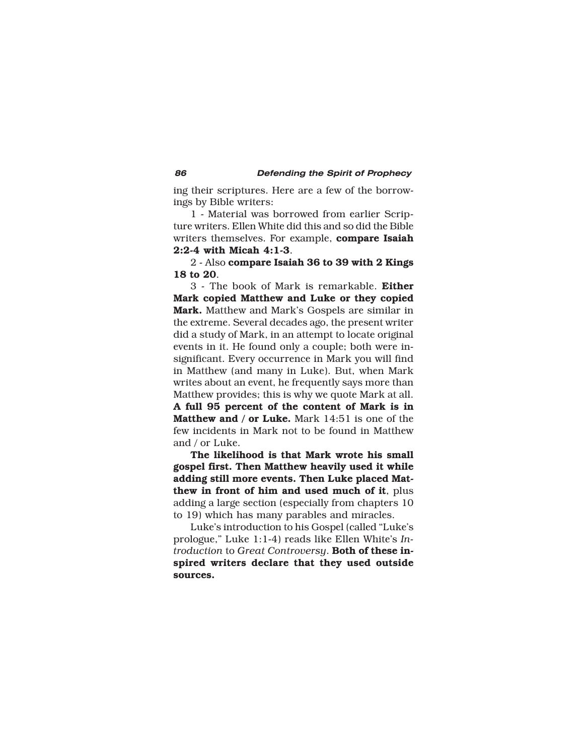ing their scriptures. Here are a few of the borrowings by Bible writers:

1 - Material was borrowed from earlier Scripture writers. Ellen White did this and so did the Bible writers themselves. For example, **compare Isaiah 2:2-4 with Micah 4:1-3**.

2 - Also **compare Isaiah 36 to 39 with 2 Kings 18 to 20**.

3 - The book of Mark is remarkable. **Either Mark copied Matthew and Luke or they copied Mark.** Matthew and Mark's Gospels are similar in the extreme. Several decades ago, the present writer did a study of Mark, in an attempt to locate original events in it. He found only a couple; both were insignificant. Every occurrence in Mark you will find in Matthew (and many in Luke). But, when Mark writes about an event, he frequently says more than Matthew provides; this is why we quote Mark at all. **A full 95 percent of the content of Mark is in Matthew and / or Luke.** Mark 14:51 is one of the few incidents in Mark not to be found in Matthew and / or Luke.

**The likelihood is that Mark wrote his small gospel first. Then Matthew heavily used it while adding still more events. Then Luke placed Matthew in front of him and used much of it**, plus adding a large section (especially from chapters 10 to 19) which has many parables and miracles.

Luke's introduction to his Gospel (called "Luke's prologue," Luke 1:1-4) reads like Ellen White's *Introduction* to *Great Controversy*. **Both of these inspired writers declare that they used outside sources.**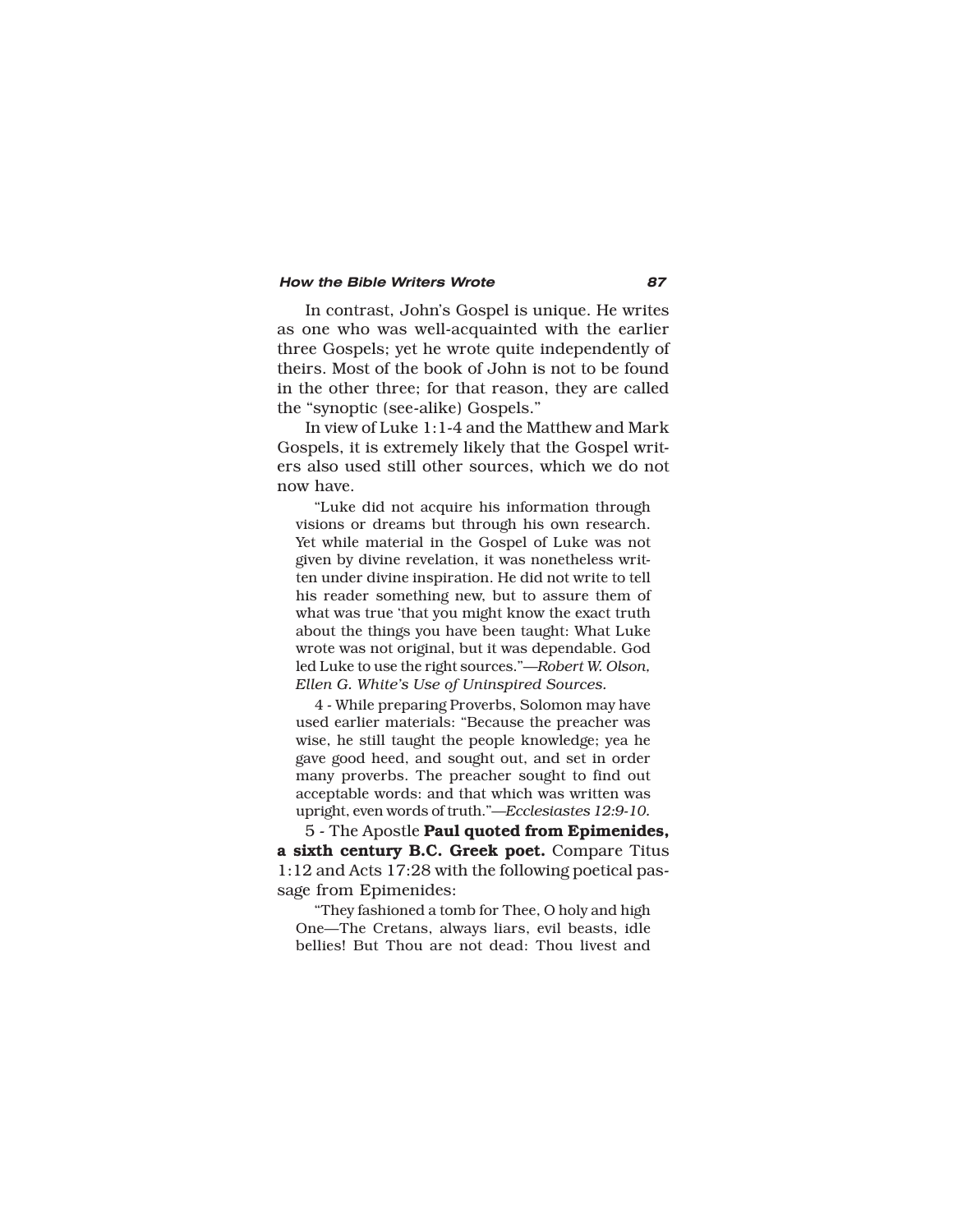In contrast, John's Gospel is unique. He writes as one who was well-acquainted with the earlier three Gospels; yet he wrote quite independently of theirs. Most of the book of John is not to be found in the other three; for that reason, they are called the "synoptic (see-alike) Gospels."

In view of Luke 1:1-4 and the Matthew and Mark Gospels, it is extremely likely that the Gospel writers also used still other sources, which we do not now have.

> "Luke did not acquire his information through visions or dreams but through his own research. Yet while material in the Gospel of Luke was not given by divine revelation, it was nonetheless written under divine inspiration. He did not write to tell his reader something new, but to assure them of what was true 'that you might know the exact truth about the things you have been taught: What Luke wrote was not original, but it was dependable. God led Luke to use the right sources."—*Robert W. Olson, Ellen G. White's Use of Uninspired Sources.*

> 4 - While preparing Proverbs, Solomon may have used earlier materials: "Because the preacher was wise, he still taught the people knowledge; yea he gave good heed, and sought out, and set in order many proverbs. The preacher sought to find out acceptable words: and that which was written was upright, even words of truth."—*Ecclesiastes 12:9-10.*

5 - The Apostle **Paul quoted from Epimenides, a sixth century B.C. Greek poet.** Compare Titus 1:12 and Acts 17:28 with the following poetical passage from Epimenides:

> "They fashioned a tomb for Thee, O holy and high One—The Cretans, always liars, evil beasts, idle bellies! But Thou are not dead: Thou livest and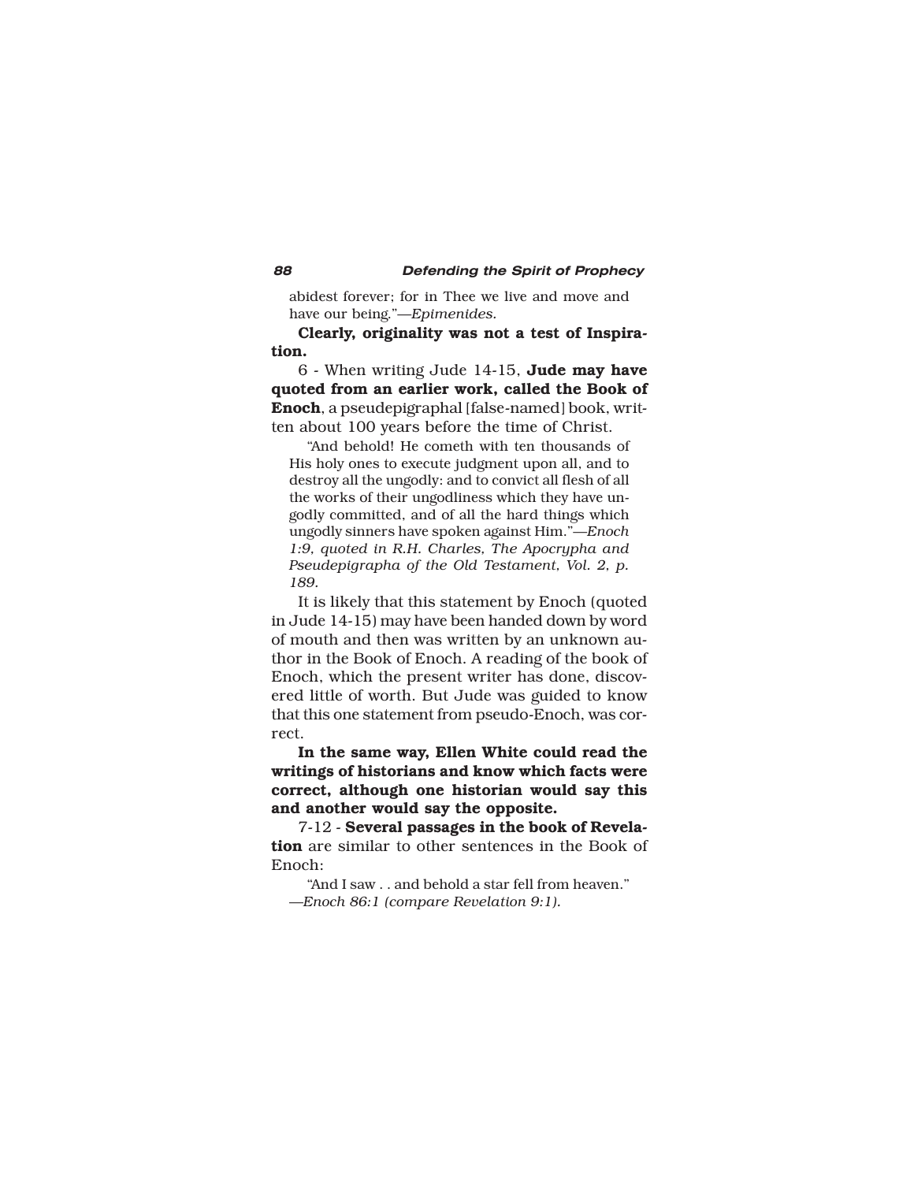abidest forever; for in Thee we live and move and have our being."—*Epimenides.*

**Clearly, originality was not a test of Inspiration.**

6 - When writing Jude 14-15, **Jude may have quoted from an earlier work, called the Book of Enoch**, a pseudepigraphal [false-named] book, written about 100 years before the time of Christ.

> "And behold! He cometh with ten thousands of His holy ones to execute judgment upon all, and to destroy all the ungodly: and to convict all flesh of all the works of their ungodliness which they have ungodly committed, and of all the hard things which ungodly sinners have spoken against Him."—*Enoch 1:9, quoted in R.H. Charles, The Apocrypha and Pseudepigrapha of the Old Testament, Vol. 2, p. 189.*

It is likely that this statement by Enoch (quoted in Jude 14-15) may have been handed down by word of mouth and then was written by an unknown author in the Book of Enoch. A reading of the book of Enoch, which the present writer has done, discovered little of worth. But Jude was guided to know that this one statement from pseudo-Enoch, was correct.

**In the same way, Ellen White could read the writings of historians and know which facts were correct, although one historian would say this and another would say the opposite.**

7-12 - **Several passages in the book of Revelation** are similar to other sentences in the Book of Enoch:

> "And I saw . . and behold a star fell from heaven." —*Enoch 86:1 (compare Revelation 9:1).*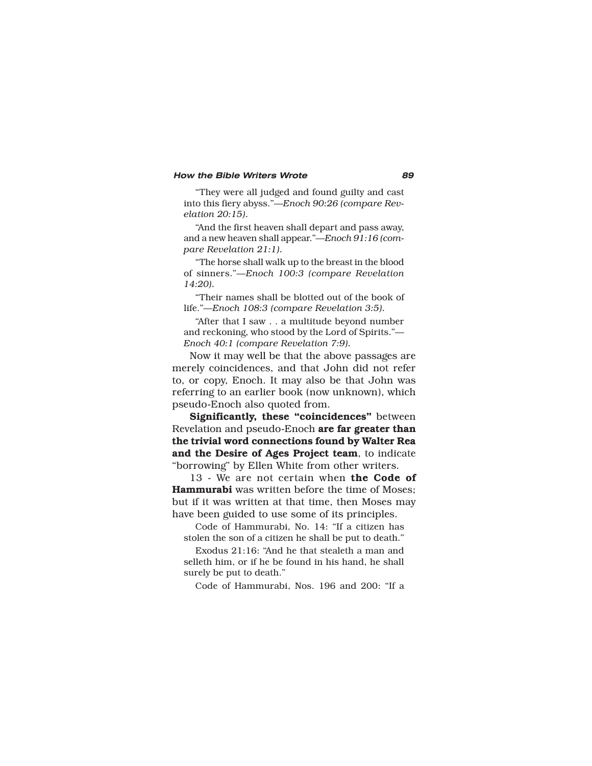"They were all judged and found guilty and cast into this fiery abyss."*—Enoch 90:26 (compare Revelation 20:15).*

"And the first heaven shall depart and pass away, and a new heaven shall appear."*—Enoch 91:16 (compare Revelation 21:1).*

"The horse shall walk up to the breast in the blood of sinners."*—Enoch 100:3 (compare Revelation 14:20).*

"Their names shall be blotted out of the book of life."*—Enoch 108:3 (compare Revelation 3:5).*

"After that I saw . . a multitude beyond number and reckoning, who stood by the Lord of Spirits."*—Enoch 40:1 (compare Revelation 7:9).*

Now it may well be that the above passages are merely coincidences, and that John did not refer to, or copy, Enoch. It may also be that John was referring to an earlier book (now unknown), which pseudo-Enoch also quoted from.

**Significantly, these "coincidences"** between Revelation and pseudo-Enoch **are far greater than the trivial word connections found by Walter Rea and the Desire of Ages Project team**, to indicate "borrowing" by Ellen White from other writers.

13 - We are not certain when **the Code of Hammurabi** was written before the time of Moses; but if it was written at that time, then Moses may have been guided to use some of its principles.

Code of Hammurabi, No. 14: "If a citizen has stolen the son of a citizen he shall be put to death."

Exodus 21:16: "And he that stealeth a man and selleth him, or if he be found in his hand, he shall surely be put to death."

Code of Hammurabi, Nos. 196 and 200: "If a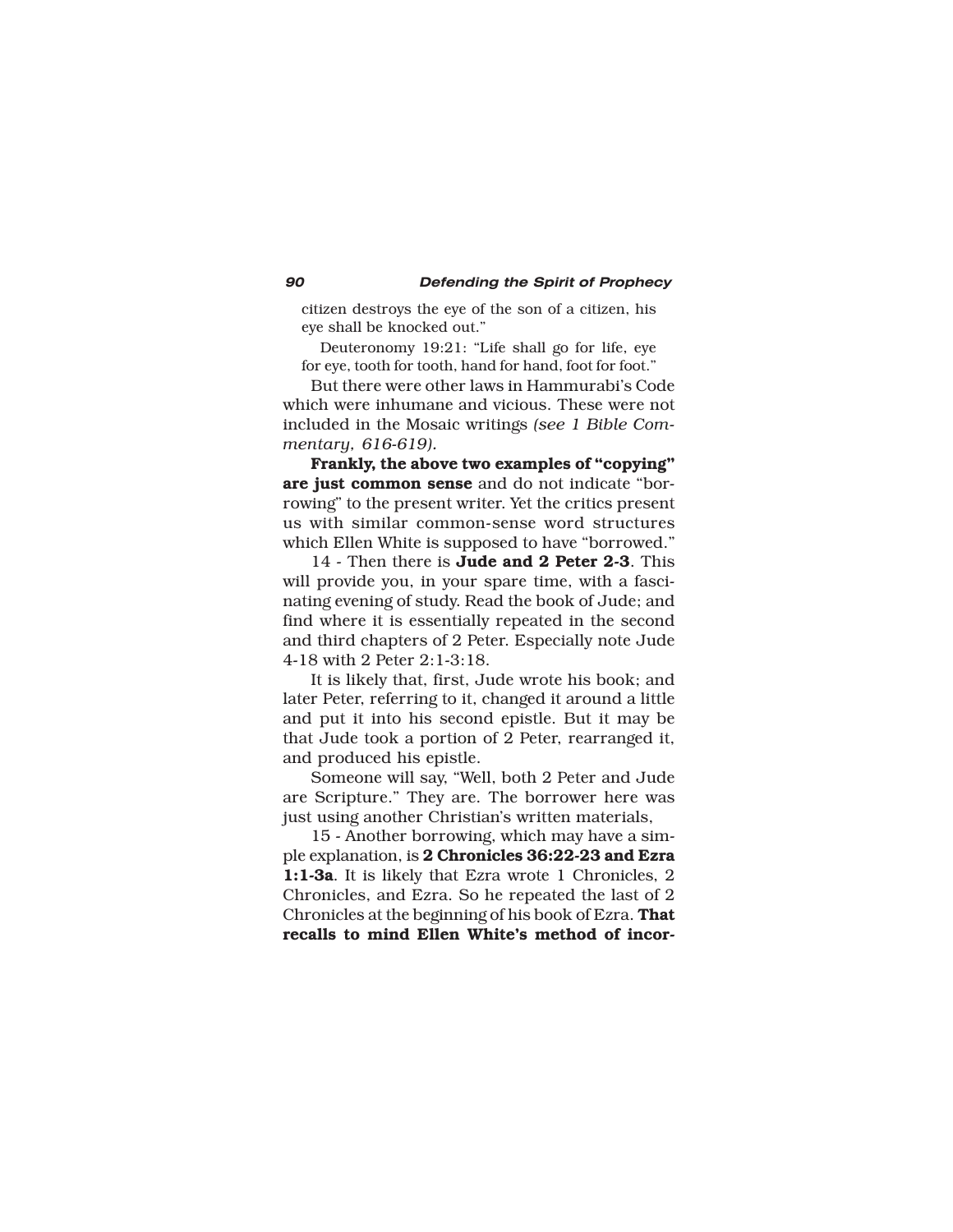citizen destroys the eye of the son of a citizen, his eye shall be knocked out."

Deuteronomy 19:21: "Life shall go for life, eye for eye, tooth for tooth, hand for hand, foot for foot."

But there were other laws in Hammurabi's Code which were inhumane and vicious. These were not included in the Mosaic writings *(see 1 Bible Commentary, 616-619).*

**Frankly, the above two examples of "copying" are just common sense** and do not indicate "borrowing" to the present writer. Yet the critics present us with similar common-sense word structures which Ellen White is supposed to have "borrowed."

14 - Then there is **Jude and 2 Peter 2-3**. This will provide you, in your spare time, with a fascinating evening of study. Read the book of Jude; and find where it is essentially repeated in the second and third chapters of 2 Peter. Especially note Jude 4-18 with 2 Peter 2:1-3:18.

It is likely that, first, Jude wrote his book; and later Peter, referring to it, changed it around a little and put it into his second epistle. But it may be that Jude took a portion of 2 Peter, rearranged it, and produced his epistle.

Someone will say, "Well, both 2 Peter and Jude are Scripture." They are. The borrower here was just using another Christian's written materials,

15 - Another borrowing, which may have a simple explanation, is **2 Chronicles 36:22-23 and Ezra 1:1-3a**. It is likely that Ezra wrote 1 Chronicles, 2 Chronicles, and Ezra. So he repeated the last of 2 Chronicles at the beginning of his book of Ezra. **That recalls to mind Ellen White's method of incor-**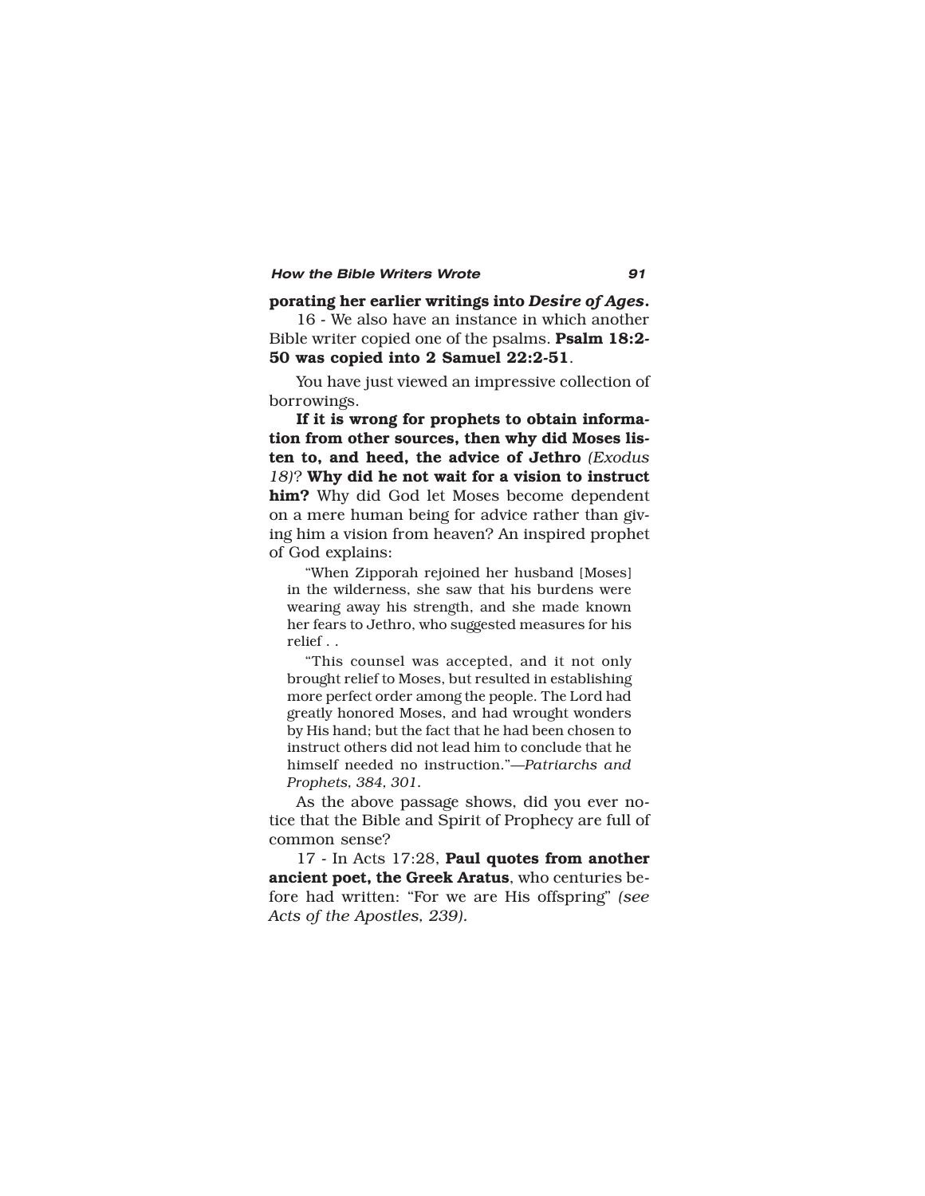**porating her earlier writings into *Desire of Ages*.**

16 - We also have an instance in which another Bible writer copied one of the psalms. **Psalm 18:2-50 was copied into 2 Samuel 22:2-51**.

You have just viewed an impressive collection of borrowings.

**If it is wrong for prophets to obtain information from other sources, then why did Moses listen to, and heed, the advice of Jethro** *(Exodus 18)*? **Why did he not wait for a vision to instruct him?** Why did God let Moses become dependent on a mere human being for advice rather than giving him a vision from heaven? An inspired prophet of God explains:

> "When Zipporah rejoined her husband [Moses] in the wilderness, she saw that his burdens were wearing away his strength, and she made known her fears to Jethro, who suggested measures for his relief . .
>
> "This counsel was accepted, and it not only brought relief to Moses, but resulted in establishing more perfect order among the people. The Lord had greatly honored Moses, and had wrought wonders by His hand; but the fact that he had been chosen to instruct others did not lead him to conclude that he himself needed no instruction."—*Patriarchs and Prophets, 384, 301.*

As the above passage shows, did you ever notice that the Bible and Spirit of Prophecy are full of common sense?

17 - In Acts 17:28, **Paul quotes from another ancient poet, the Greek Aratus**, who centuries before had written: "For we are His offspring" *(see Acts of the Apostles, 239).*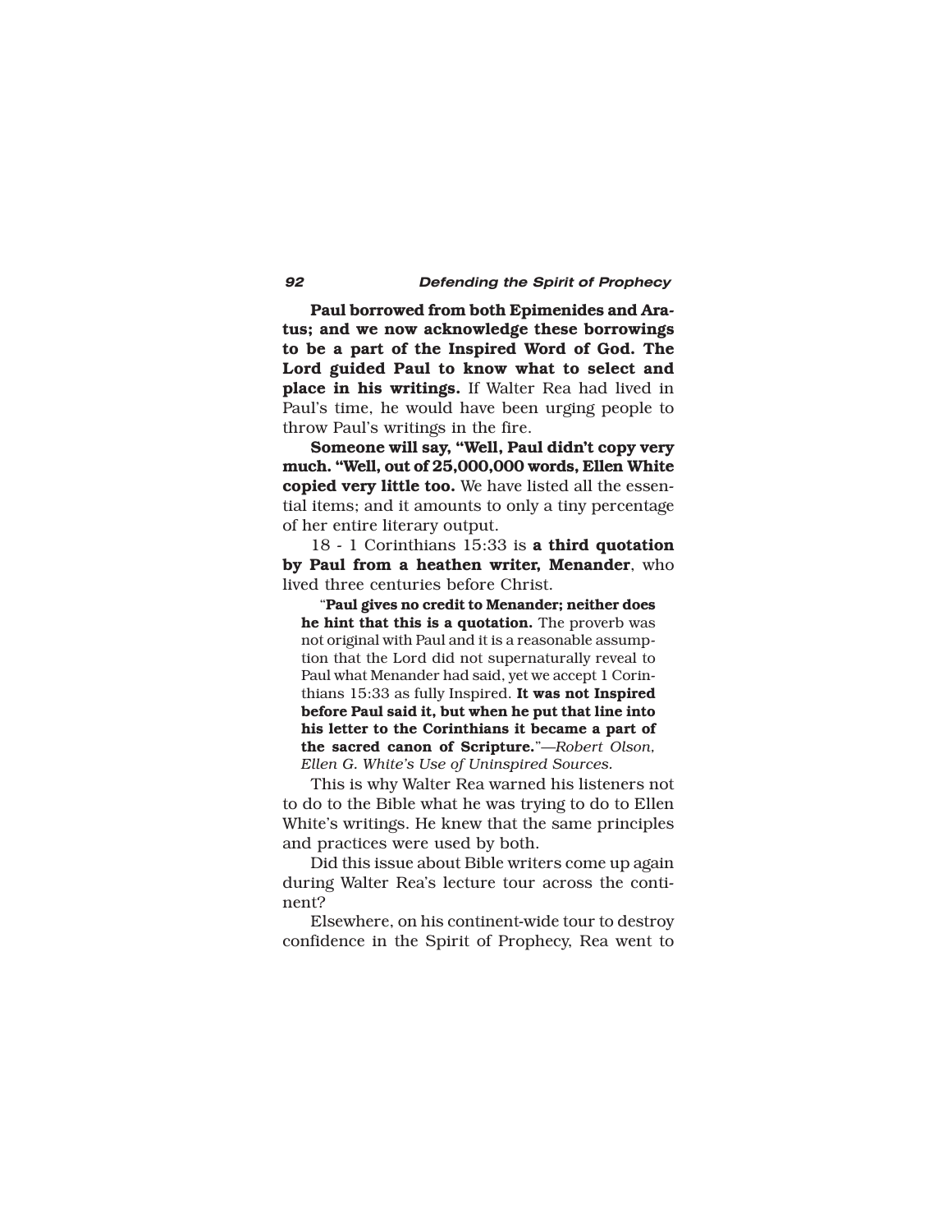**Paul borrowed from both Epimenides and Aratus; and we now acknowledge these borrowings to be a part of the Inspired Word of God. The Lord guided Paul to know what to select and place in his writings.** If Walter Rea had lived in Paul's time, he would have been urging people to throw Paul's writings in the fire.

**Someone will say, "Well, Paul didn't copy very much. "Well, out of 25,000,000 words, Ellen White copied very little too.** We have listed all the essential items; and it amounts to only a tiny percentage of her entire literary output.

18 - 1 Corinthians 15:33 is **a third quotation by Paul from a heathen writer, Menander**, who lived three centuries before Christ.

> "**Paul gives no credit to Menander; neither does he hint that this is a quotation.** The proverb was not original with Paul and it is a reasonable assumption that the Lord did not supernaturally reveal to Paul what Menander had said, yet we accept 1 Corinthians 15:33 as fully Inspired. **It was not Inspired before Paul said it, but when he put that line into his letter to the Corinthians it became a part of the sacred canon of Scripture.**"—*Robert Olson, Ellen G. White's Use of Uninspired Sources.*

This is why Walter Rea warned his listeners not to do to the Bible what he was trying to do to Ellen White's writings. He knew that the same principles and practices were used by both.

Did this issue about Bible writers come up again during Walter Rea's lecture tour across the continent?

Elsewhere, on his continent-wide tour to destroy confidence in the Spirit of Prophecy, Rea went to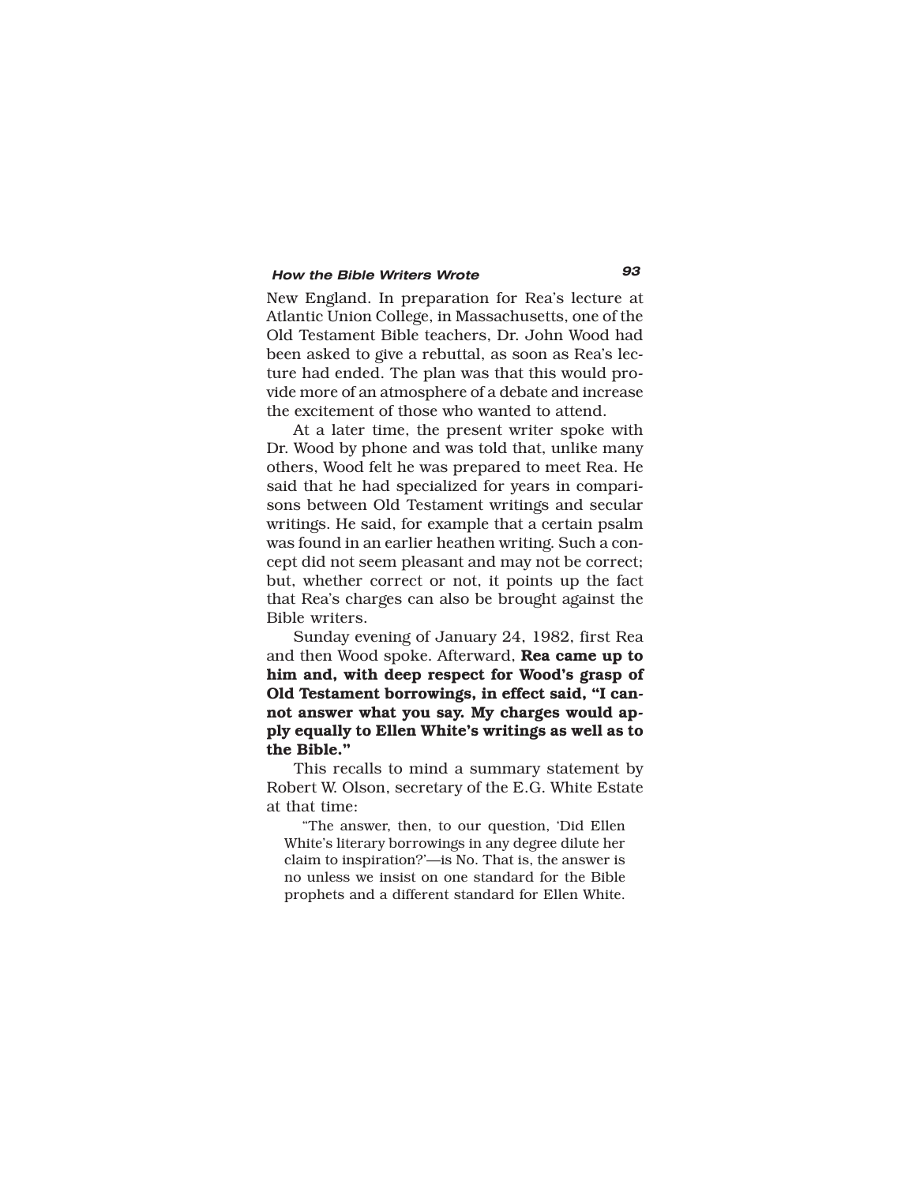New England. In preparation for Rea's lecture at Atlantic Union College, in Massachusetts, one of the Old Testament Bible teachers, Dr. John Wood had been asked to give a rebuttal, as soon as Rea's lecture had ended. The plan was that this would provide more of an atmosphere of a debate and increase the excitement of those who wanted to attend.

At a later time, the present writer spoke with Dr. Wood by phone and was told that, unlike many others, Wood felt he was prepared to meet Rea. He said that he had specialized for years in comparisons between Old Testament writings and secular writings. He said, for example that a certain psalm was found in an earlier heathen writing. Such a concept did not seem pleasant and may not be correct; but, whether correct or not, it points up the fact that Rea's charges can also be brought against the Bible writers.

Sunday evening of January 24, 1982, first Rea and then Wood spoke. Afterward, **Rea came up to him and, with deep respect for Wood's grasp of Old Testament borrowings, in effect said, "I cannot answer what you say. My charges would apply equally to Ellen White's writings as well as to the Bible."**

This recalls to mind a summary statement by Robert W. Olson, secretary of the E.G. White Estate at that time:

> "The answer, then, to our question, 'Did Ellen White's literary borrowings in any degree dilute her claim to inspiration?'—is No. That is, the answer is no unless we insist on one standard for the Bible prophets and a different standard for Ellen White.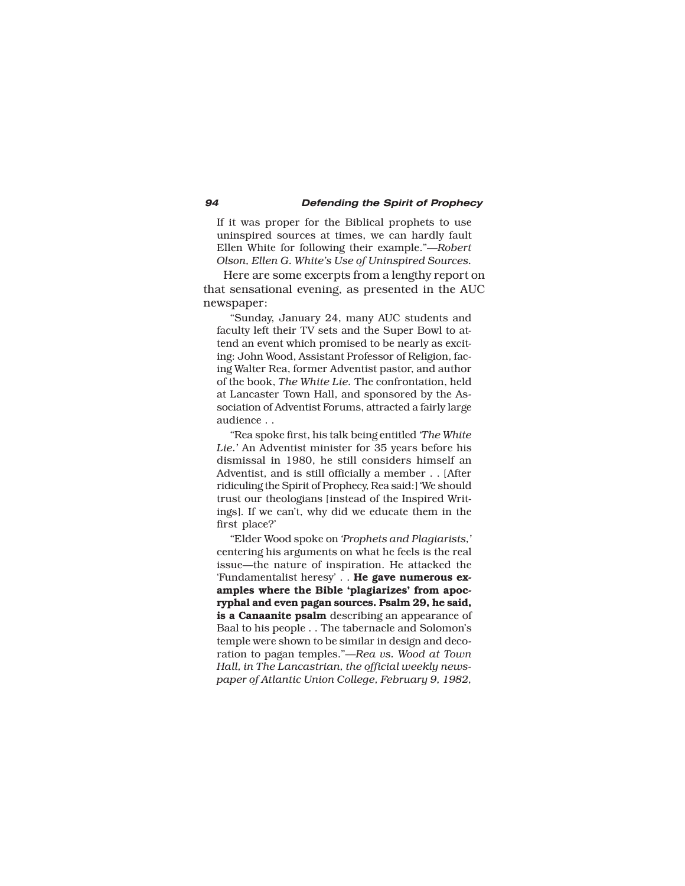If it was proper for the Biblical prophets to use uninspired sources at times, we can hardly fault Ellen White for following their example."—*Robert Olson, Ellen G. White's Use of Uninspired Sources.*

Here are some excerpts from a lengthy report on that sensational evening, as presented in the AUC newspaper:

"Sunday, January 24, many AUC students and faculty left their TV sets and the Super Bowl to attend an event which promised to be nearly as exciting: John Wood, Assistant Professor of Religion, facing Walter Rea, former Adventist pastor, and author of the book, *The White Lie.* The confrontation, held at Lancaster Town Hall, and sponsored by the Association of Adventist Forums, attracted a fairly large audience . .

"Rea spoke first, his talk being entitled *'The White Lie.'* An Adventist minister for 35 years before his dismissal in 1980, he still considers himself an Adventist, and is still officially a member . . [After ridiculing the Spirit of Prophecy, Rea said:] 'We should trust our theologians [instead of the Inspired Writings]. If we can't, why did we educate them in the first place?'

"Elder Wood spoke on *'Prophets and Plagiarists,'* centering his arguments on what he feels is the real issue—the nature of inspiration. He attacked the 'Fundamentalist heresy' . . **He gave numerous examples where the Bible 'plagiarizes' from apocryphal and even pagan sources. Psalm 29, he said, is a Canaanite psalm** describing an appearance of Baal to his people . . The tabernacle and Solomon's temple were shown to be similar in design and decoration to pagan temples."—*Rea vs. Wood at Town Hall, in The Lancastrian, the official weekly newspaper of Atlantic Union College, February 9, 1982,*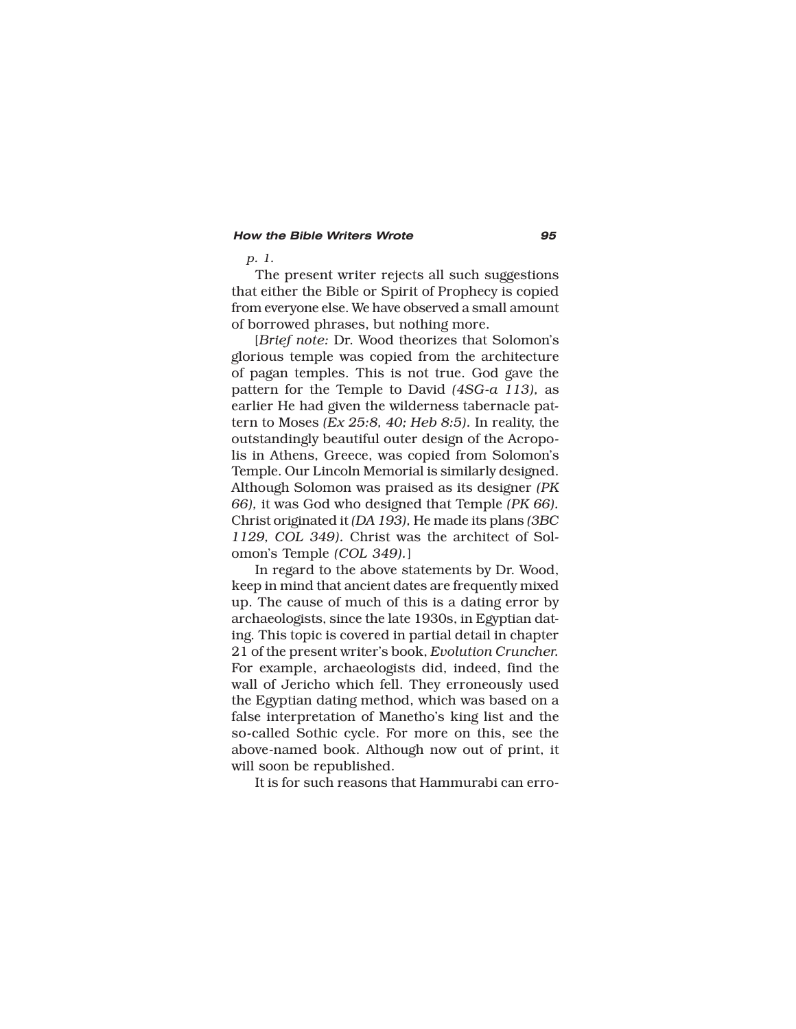*p. 1.*

The present writer rejects all such suggestions that either the Bible or Spirit of Prophecy is copied from everyone else. We have observed a small amount of borrowed phrases, but nothing more.

[*Brief note:* Dr. Wood theorizes that Solomon's glorious temple was copied from the architecture of pagan temples. This is not true. God gave the pattern for the Temple to David *(4SG-a 113),* as earlier He had given the wilderness tabernacle pattern to Moses *(Ex 25:8, 40; Heb 8:5).* In reality, the outstandingly beautiful outer design of the Acropolis in Athens, Greece, was copied from Solomon's Temple. Our Lincoln Memorial is similarly designed. Although Solomon was praised as its designer *(PK 66),* it was God who designed that Temple *(PK 66).* Christ originated it *(DA 193),* He made its plans *(3BC 1129, COL 349).* Christ was the architect of Solomon's Temple *(COL 349).*]

In regard to the above statements by Dr. Wood, keep in mind that ancient dates are frequently mixed up. The cause of much of this is a dating error by archaeologists, since the late 1930s, in Egyptian dating. This topic is covered in partial detail in chapter 21 of the present writer's book, *Evolution Cruncher.* For example, archaeologists did, indeed, find the wall of Jericho which fell. They erroneously used the Egyptian dating method, which was based on a false interpretation of Manetho's king list and the so-called Sothic cycle. For more on this, see the above-named book. Although now out of print, it will soon be republished.

It is for such reasons that Hammurabi can erro-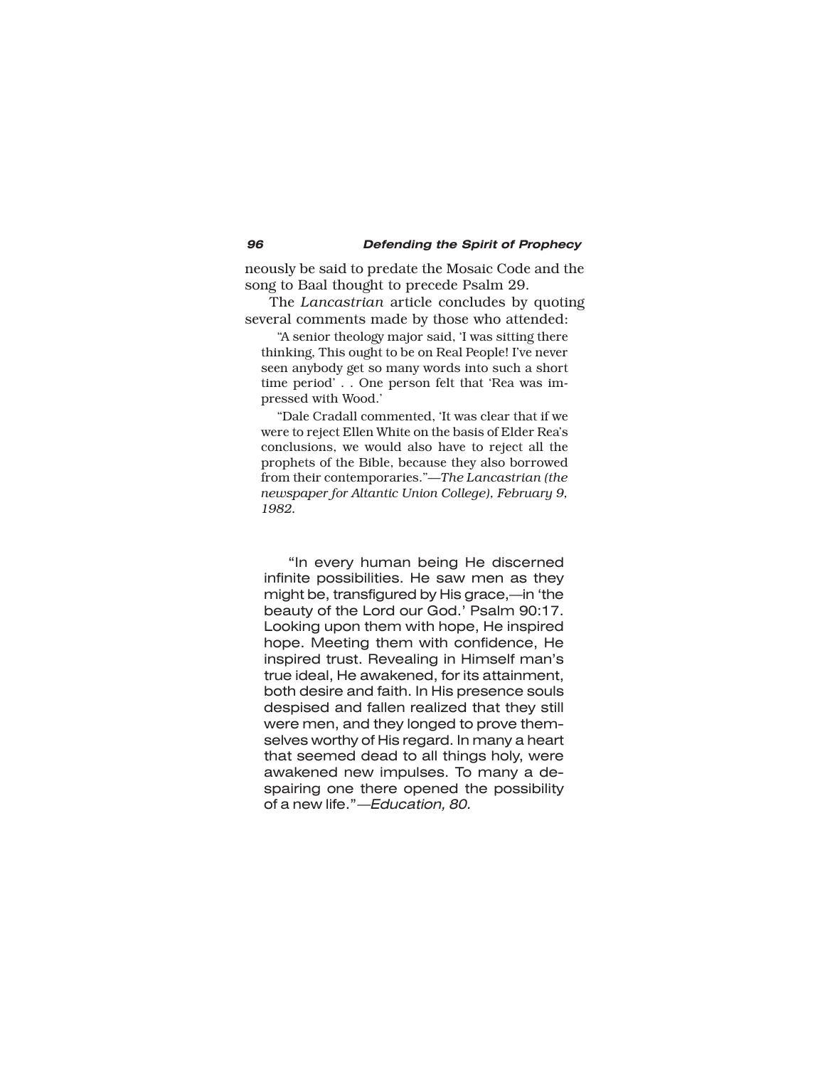neously be said to predate the Mosaic Code and the song to Baal thought to precede Psalm 29.

The *Lancastrian* article concludes by quoting several comments made by those who attended:

> "A senior theology major said, 'I was sitting there thinking, This ought to be on Real People! I've never seen anybody get so many words into such a short time period' . . One person felt that 'Rea was impressed with Wood.'
>
> "Dale Cradall commented, 'It was clear that if we were to reject Ellen White on the basis of Elder Rea's conclusions, we would also have to reject all the prophets of the Bible, because they also borrowed from their contemporaries."—*The Lancastrian (the newspaper for Altantic Union College), February 9, 1982.*

> "In every human being He discerned infinite possibilities. He saw men as they might be, transfigured by His grace,—in 'the beauty of the Lord our God.' Psalm 90:17. Looking upon them with hope, He inspired hope. Meeting them with confidence, He inspired trust. Revealing in Himself man's true ideal, He awakened, for its attainment, both desire and faith. In His presence souls despised and fallen realized that they still were men, and they longed to prove themselves worthy of His regard. In many a heart that seemed dead to all things holy, were awakened new impulses. To many a despairing one there opened the possibility of a new life."—*Education, 80.*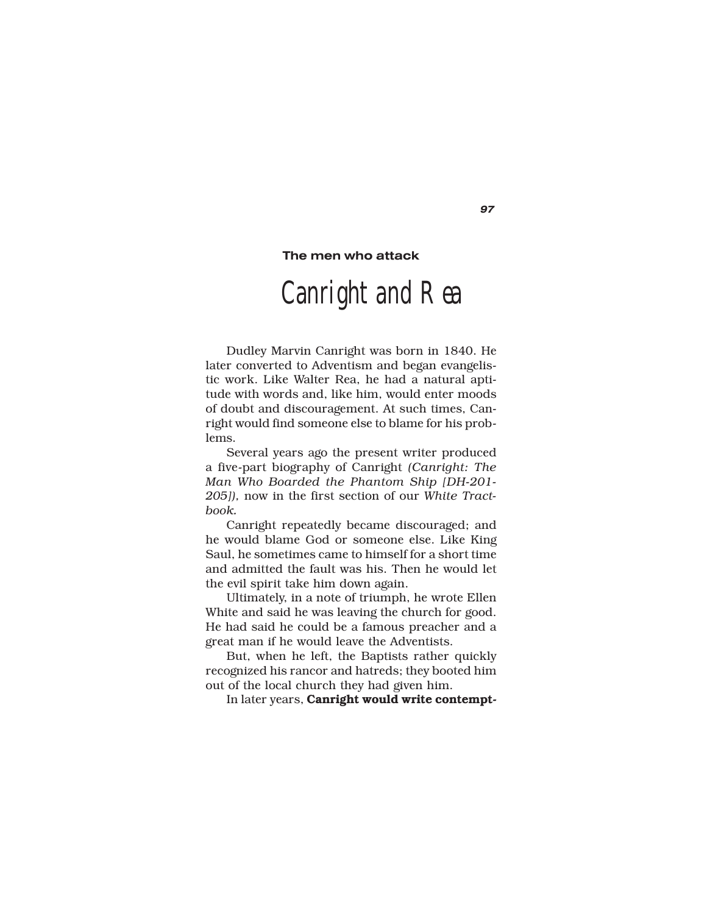### The men who attack

# Canright and Rea

Dudley Marvin Canright was born in 1840. He later converted to Adventism and began evangelistic work. Like Walter Rea, he had a natural aptitude with words and, like him, would enter moods of doubt and discouragement. At such times, Canright would find someone else to blame for his problems.

Several years ago the present writer produced a five-part biography of Canright *(Canright: The Man Who Boarded the Phantom Ship [DH-201-205])*, now in the first section of our *White Tractbook.*

Canright repeatedly became discouraged; and he would blame God or someone else. Like King Saul, he sometimes came to himself for a short time and admitted the fault was his. Then he would let the evil spirit take him down again.

Ultimately, in a note of triumph, he wrote Ellen White and said he was leaving the church for good. He had said he could be a famous preacher and a great man if he would leave the Adventists.

But, when he left, the Baptists rather quickly recognized his rancor and hatreds; they booted him out of the local church they had given him.

In later years, **Canright would write contempt-**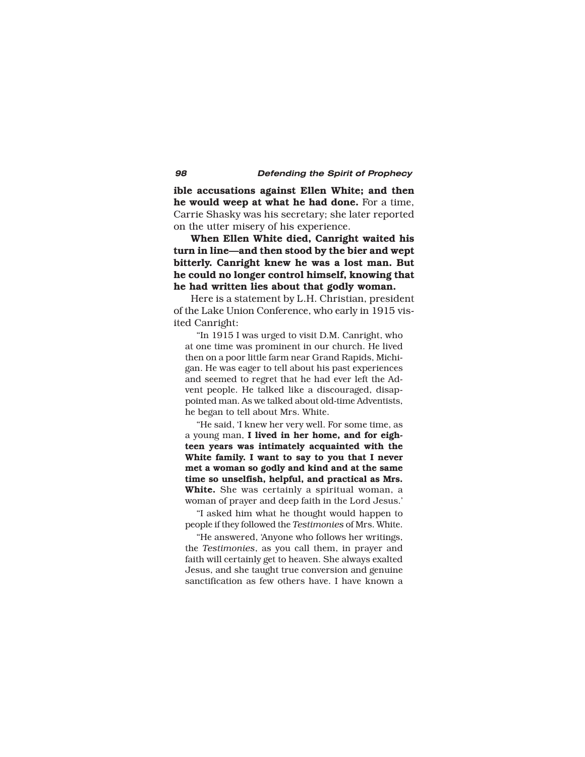**ible accusations against Ellen White; and then he would weep at what he had done.** For a time, Carrie Shasky was his secretary; she later reported on the utter misery of his experience.

**When Ellen White died, Canright waited his turn in line—and then stood by the bier and wept bitterly. Canright knew he was a lost man. But he could no longer control himself, knowing that he had written lies about that godly woman.**

Here is a statement by L.H. Christian, president of the Lake Union Conference, who early in 1915 visited Canright:

> "In 1915 I was urged to visit D.M. Canright, who at one time was prominent in our church. He lived then on a poor little farm near Grand Rapids, Michigan. He was eager to tell about his past experiences and seemed to regret that he had ever left the Advent people. He talked like a discouraged, disappointed man. As we talked about old-time Adventists, he began to tell about Mrs. White.
>
> "He said, 'I knew her very well. For some time, as a young man, **I lived in her home, and for eighteen years was intimately acquainted with the White family. I want to say to you that I never met a woman so godly and kind and at the same time so unselfish, helpful, and practical as Mrs. White.** She was certainly a spiritual woman, a woman of prayer and deep faith in the Lord Jesus.'
>
> "I asked him what he thought would happen to people if they followed the *Testimonies* of Mrs. White.
>
> "He answered, 'Anyone who follows her writings, the *Testimonies*, as you call them, in prayer and faith will certainly get to heaven. She always exalted Jesus, and she taught true conversion and genuine sanctification as few others have. I have known a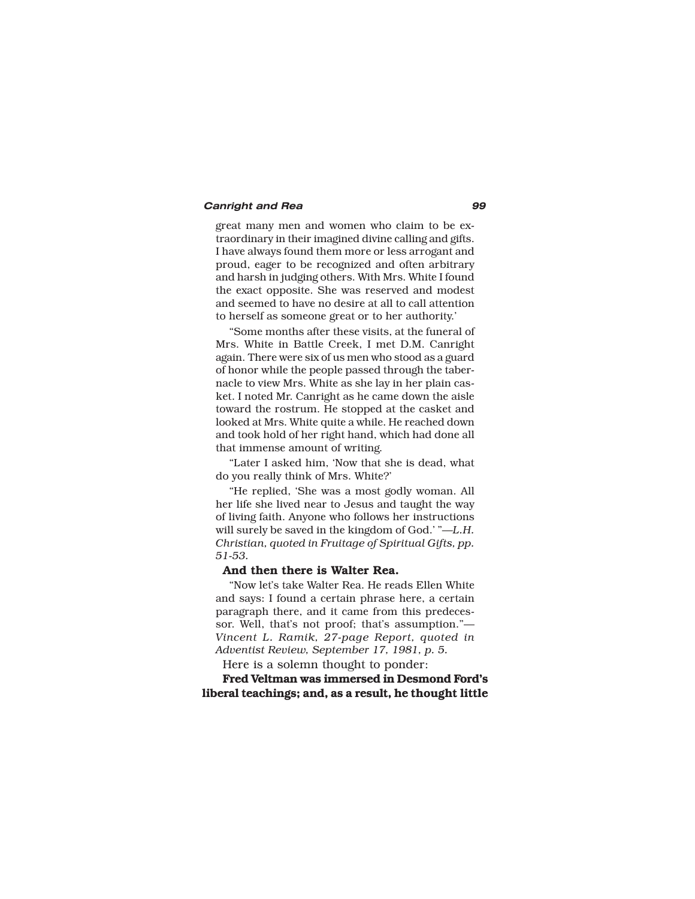great many men and women who claim to be extraordinary in their imagined divine calling and gifts. I have always found them more or less arrogant and proud, eager to be recognized and often arbitrary and harsh in judging others. With Mrs. White I found the exact opposite. She was reserved and modest and seemed to have no desire at all to call attention to herself as someone great or to her authority.'

"Some months after these visits, at the funeral of Mrs. White in Battle Creek, I met D.M. Canright again. There were six of us men who stood as a guard of honor while the people passed through the tabernacle to view Mrs. White as she lay in her plain casket. I noted Mr. Canright as he came down the aisle toward the rostrum. He stopped at the casket and looked at Mrs. White quite a while. He reached down and took hold of her right hand, which had done all that immense amount of writing.

"Later I asked him, 'Now that she is dead, what do you really think of Mrs. White?'

"He replied, 'She was a most godly woman. All her life she lived near to Jesus and taught the way of living faith. Anyone who follows her instructions will surely be saved in the kingdom of God.' "—*L.H. Christian, quoted in Fruitage of Spiritual Gifts, pp. 51-53.*

**And then there is Walter Rea.**

"Now let's take Walter Rea. He reads Ellen White and says: I found a certain phrase here, a certain paragraph there, and it came from this predecessor. Well, that's not proof; that's assumption."—*Vincent L. Ramik, 27-page Report, quoted in Adventist Review, September 17, 1981, p. 5.*

Here is a solemn thought to ponder:

**Fred Veltman was immersed in Desmond Ford's liberal teachings; and, as a result, he thought little**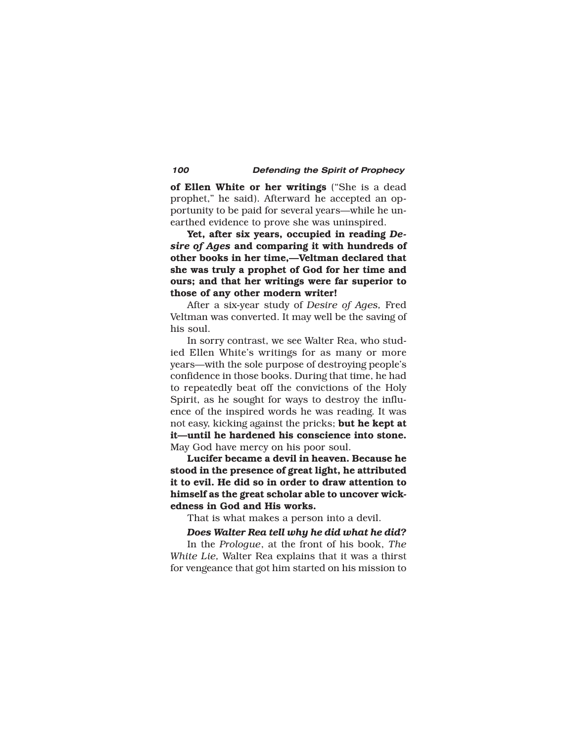**of Ellen White or her writings** ("She is a dead prophet," he said). Afterward he accepted an opportunity to be paid for several years—while he unearthed evidence to prove she was uninspired.

**Yet, after six years, occupied in reading *Desire of Ages* and comparing it with hundreds of other books in her time,—Veltman declared that she was truly a prophet of God for her time and ours; and that her writings were far superior to those of any other modern writer!**

After a six-year study of *Desire of Ages,* Fred Veltman was converted. It may well be the saving of his soul.

In sorry contrast, we see Walter Rea, who studied Ellen White's writings for as many or more years—with the sole purpose of destroying people's confidence in those books. During that time, he had to repeatedly beat off the convictions of the Holy Spirit, as he sought for ways to destroy the influence of the inspired words he was reading. It was not easy, kicking against the pricks; **but he kept at it—until he hardened his conscience into stone.** May God have mercy on his poor soul.

**Lucifer became a devil in heaven. Because he stood in the presence of great light, he attributed it to evil. He did so in order to draw attention to himself as the great scholar able to uncover wickedness in God and His works.**

That is what makes a person into a devil.

***Does Walter Rea tell why he did what he did?***

In the *Prologue*, at the front of his book, *The White Lie,* Walter Rea explains that it was a thirst for vengeance that got him started on his mission to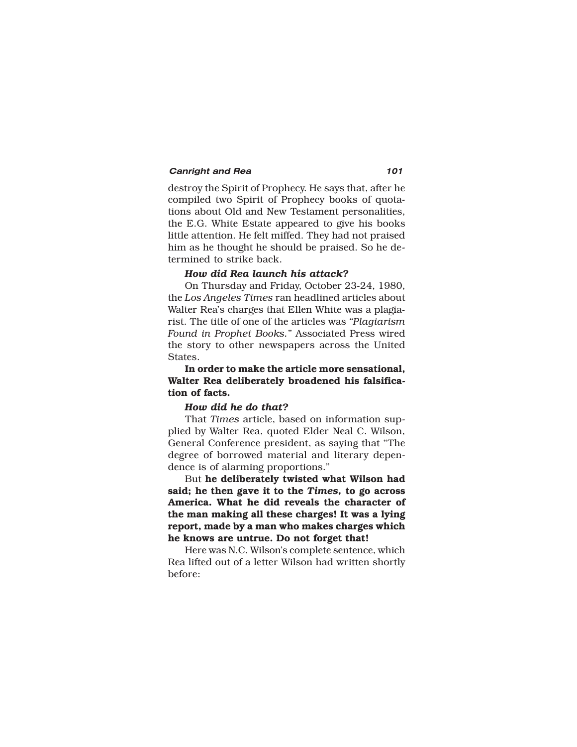destroy the Spirit of Prophecy. He says that, after he compiled two Spirit of Prophecy books of quotations about Old and New Testament personalities, the E.G. White Estate appeared to give his books little attention. He felt miffed. They had not praised him as he thought he should be praised. So he determined to strike back.

***How did Rea launch his attack?***

On Thursday and Friday, October 23-24, 1980, the *Los Angeles Times* ran headlined articles about Walter Rea's charges that Ellen White was a plagiarist. The title of one of the articles was *"Plagiarism Found in Prophet Books."* Associated Press wired the story to other newspapers across the United States.

**In order to make the article more sensational, Walter Rea deliberately broadened his falsification of facts.**

***How did he do that?***

That *Times* article, based on information supplied by Walter Rea, quoted Elder Neal C. Wilson, General Conference president, as saying that "The degree of borrowed material and literary dependence is of alarming proportions."

But **he deliberately twisted what Wilson had said; he then gave it to the *Times,* to go across America. What he did reveals the character of the man making all these charges! It was a lying report, made by a man who makes charges which he knows are untrue. Do not forget that!**

Here was N.C. Wilson's complete sentence, which Rea lifted out of a letter Wilson had written shortly before: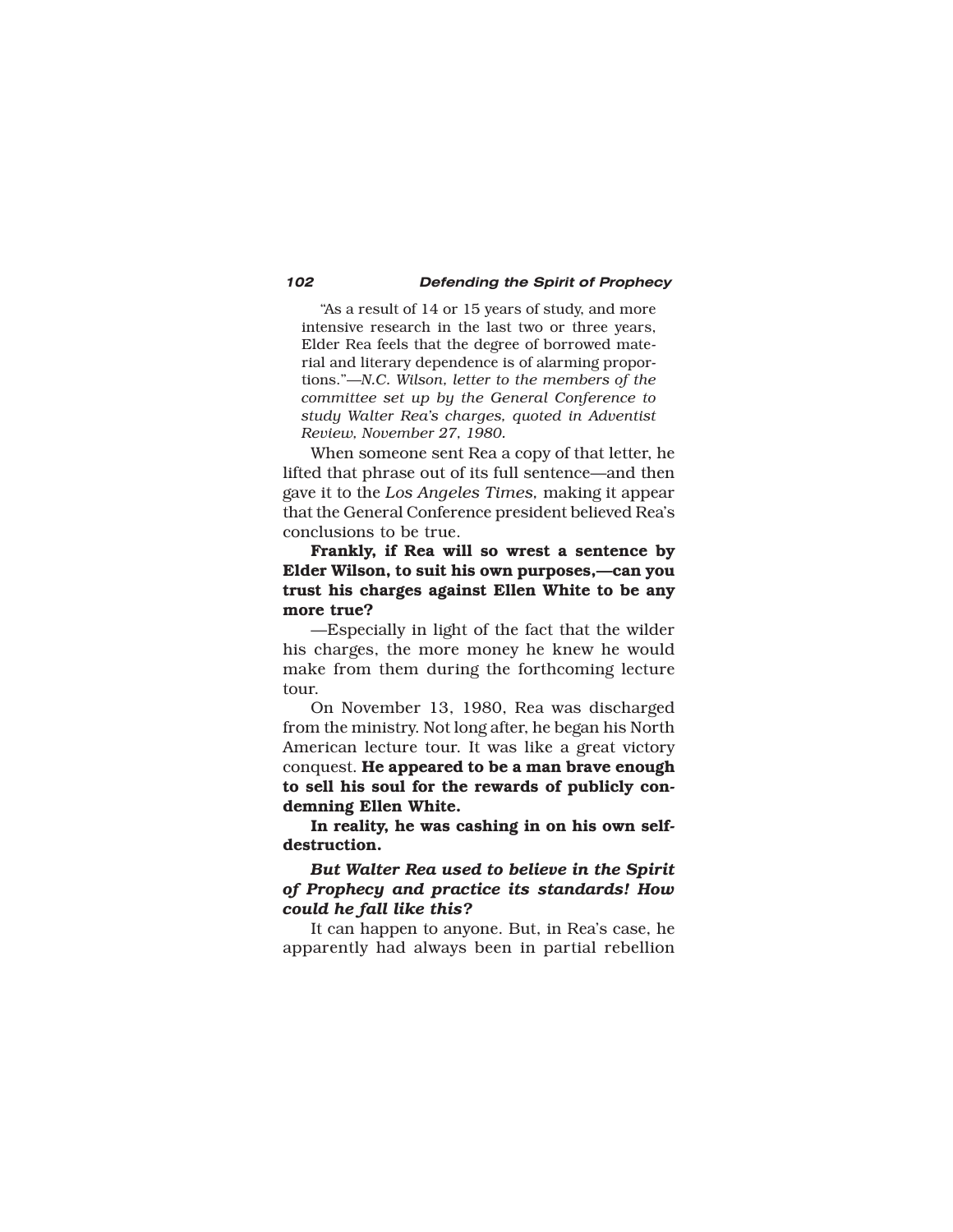"As a result of 14 or 15 years of study, and more intensive research in the last two or three years, Elder Rea feels that the degree of borrowed material and literary dependence is of alarming proportions."—*N.C. Wilson, letter to the members of the committee set up by the General Conference to study Walter Rea's charges, quoted in Adventist Review, November 27, 1980.*

When someone sent Rea a copy of that letter, he lifted that phrase out of its full sentence—and then gave it to the *Los Angeles Times,* making it appear that the General Conference president believed Rea's conclusions to be true.

**Frankly, if Rea will so wrest a sentence by Elder Wilson, to suit his own purposes,—can you trust his charges against Ellen White to be any more true?**

—Especially in light of the fact that the wilder his charges, the more money he knew he would make from them during the forthcoming lecture tour.

On November 13, 1980, Rea was discharged from the ministry. Not long after, he began his North American lecture tour. It was like a great victory conquest. **He appeared to be a man brave enough to sell his soul for the rewards of publicly condemning Ellen White.**

**In reality, he was cashing in on his own self-destruction.**

***But Walter Rea used to believe in the Spirit of Prophecy and practice its standards! How could he fall like this?***

It can happen to anyone. But, in Rea's case, he apparently had always been in partial rebellion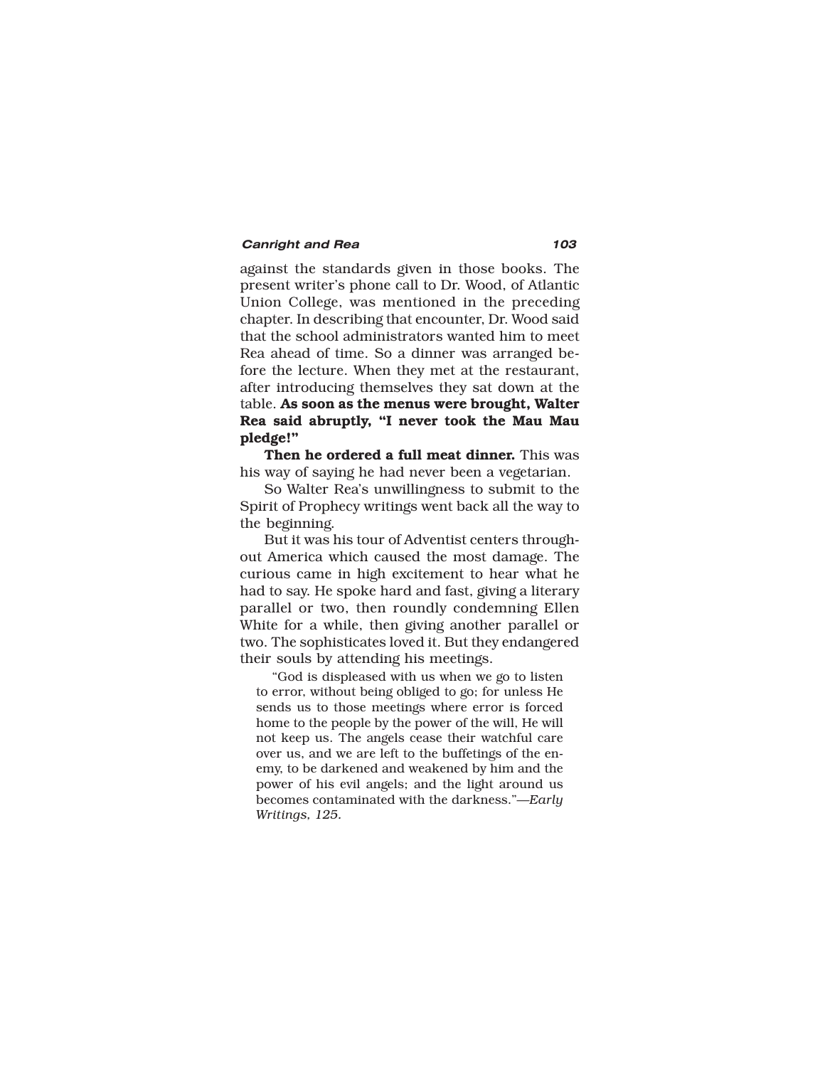against the standards given in those books. The present writer's phone call to Dr. Wood, of Atlantic Union College, was mentioned in the preceding chapter. In describing that encounter, Dr. Wood said that the school administrators wanted him to meet Rea ahead of time. So a dinner was arranged before the lecture. When they met at the restaurant, after introducing themselves they sat down at the table. **As soon as the menus were brought, Walter Rea said abruptly, "I never took the Mau Mau pledge!"**

**Then he ordered a full meat dinner.** This was his way of saying he had never been a vegetarian.

So Walter Rea's unwillingness to submit to the Spirit of Prophecy writings went back all the way to the beginning.

But it was his tour of Adventist centers throughout America which caused the most damage. The curious came in high excitement to hear what he had to say. He spoke hard and fast, giving a literary parallel or two, then roundly condemning Ellen White for a while, then giving another parallel or two. The sophisticates loved it. But they endangered their souls by attending his meetings.

> "God is displeased with us when we go to listen to error, without being obliged to go; for unless He sends us to those meetings where error is forced home to the people by the power of the will, He will not keep us. The angels cease their watchful care over us, and we are left to the buffetings of the enemy, to be darkened and weakened by him and the power of his evil angels; and the light around us becomes contaminated with the darkness."—*Early Writings, 125.*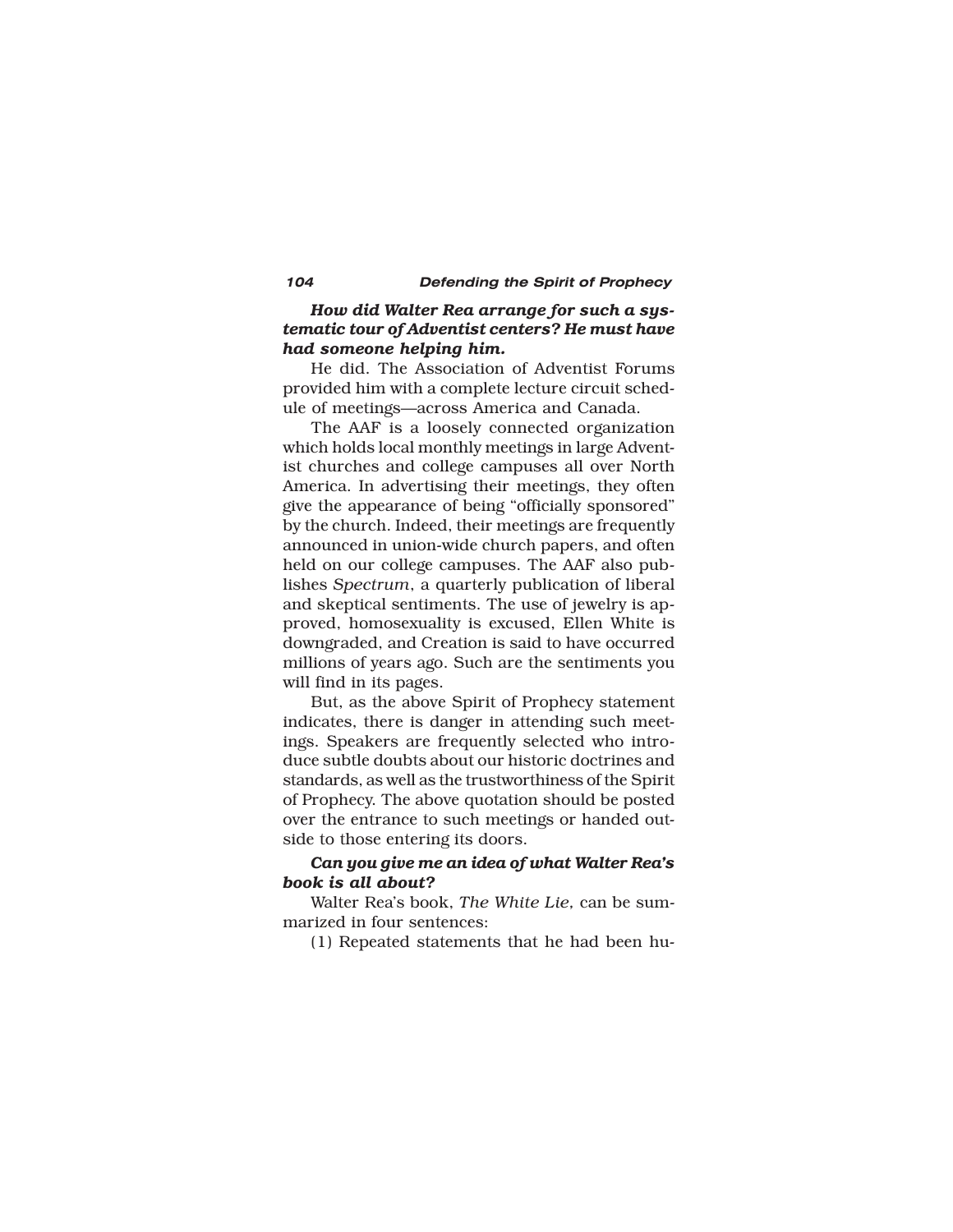***How did Walter Rea arrange for such a systematic tour of Adventist centers? He must have had someone helping him.***

He did. The Association of Adventist Forums provided him with a complete lecture circuit schedule of meetings—across America and Canada.

The AAF is a loosely connected organization which holds local monthly meetings in large Adventist churches and college campuses all over North America. In advertising their meetings, they often give the appearance of being "officially sponsored" by the church. Indeed, their meetings are frequently announced in union-wide church papers, and often held on our college campuses. The AAF also publishes *Spectrum*, a quarterly publication of liberal and skeptical sentiments. The use of jewelry is approved, homosexuality is excused, Ellen White is downgraded, and Creation is said to have occurred millions of years ago. Such are the sentiments you will find in its pages.

But, as the above Spirit of Prophecy statement indicates, there is danger in attending such meetings. Speakers are frequently selected who introduce subtle doubts about our historic doctrines and standards, as well as the trustworthiness of the Spirit of Prophecy. The above quotation should be posted over the entrance to such meetings or handed outside to those entering its doors.

***Can you give me an idea of what Walter Rea's book is all about?***

Walter Rea's book, *The White Lie*, can be summarized in four sentences:

(1) Repeated statements that he had been hu-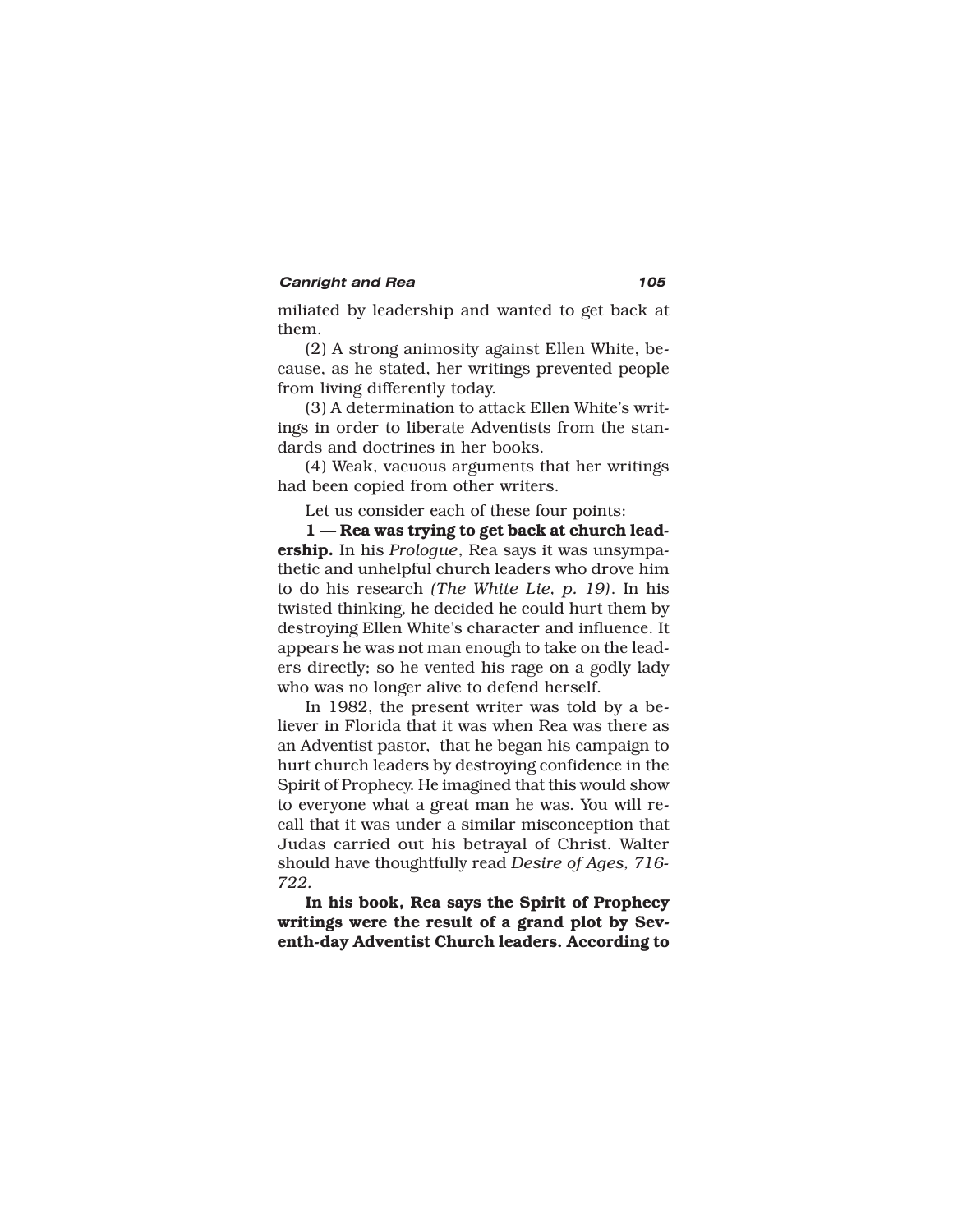miliated by leadership and wanted to get back at them.

(2) A strong animosity against Ellen White, because, as he stated, her writings prevented people from living differently today.

(3) A determination to attack Ellen White's writings in order to liberate Adventists from the standards and doctrines in her books.

(4) Weak, vacuous arguments that her writings had been copied from other writers.

Let us consider each of these four points:

**1 — Rea was trying to get back at church leadership.** In his *Prologue*, Rea says it was unsympathetic and unhelpful church leaders who drove him to do his research *(The White Lie, p. 19)*. In his twisted thinking, he decided he could hurt them by destroying Ellen White's character and influence. It appears he was not man enough to take on the leaders directly; so he vented his rage on a godly lady who was no longer alive to defend herself.

In 1982, the present writer was told by a believer in Florida that it was when Rea was there as an Adventist pastor, that he began his campaign to hurt church leaders by destroying confidence in the Spirit of Prophecy. He imagined that this would show to everyone what a great man he was. You will recall that it was under a similar misconception that Judas carried out his betrayal of Christ. Walter should have thoughtfully read *Desire of Ages, 716-722*.

**In his book, Rea says the Spirit of Prophecy writings were the result of a grand plot by Seventh-day Adventist Church leaders. According to**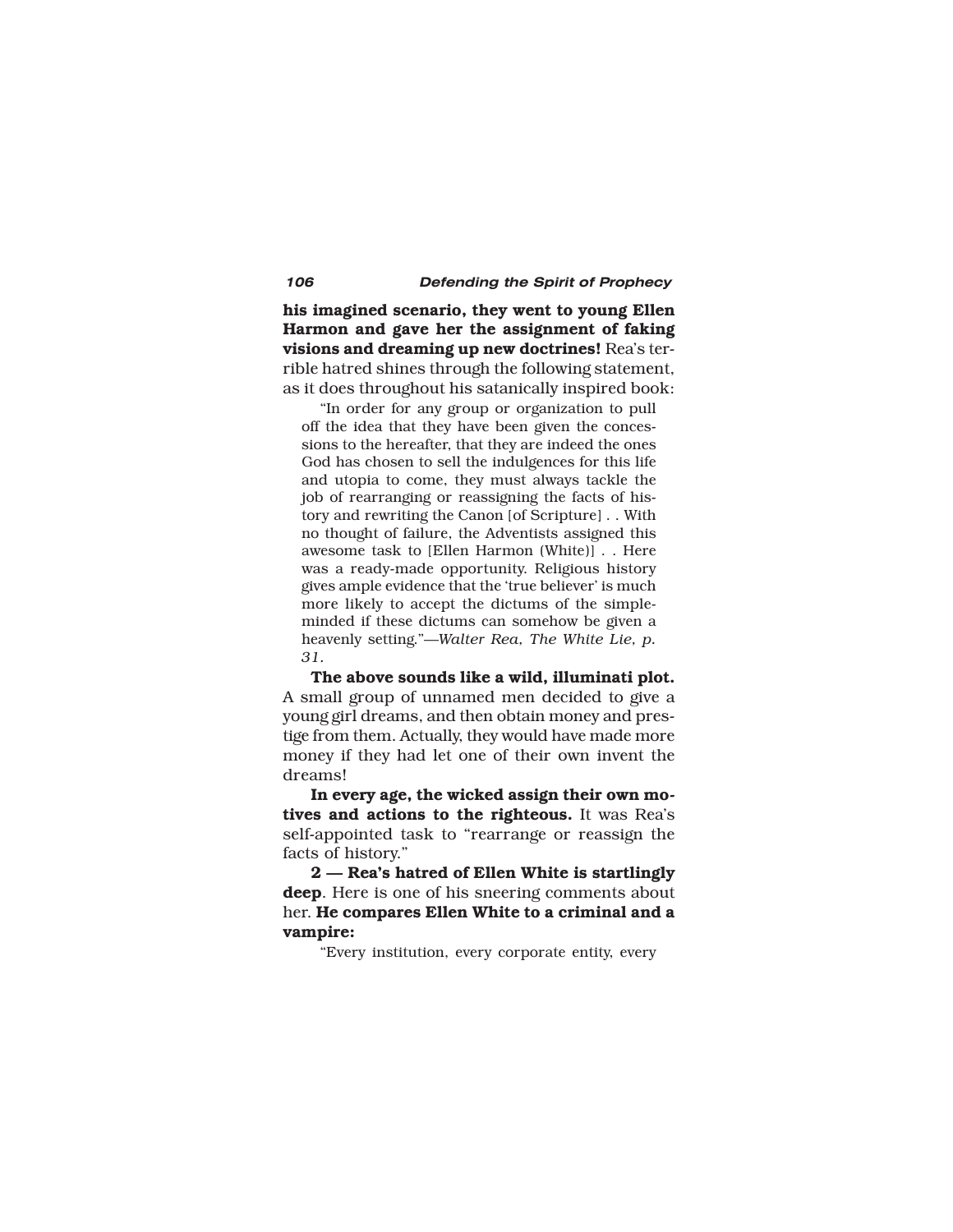**his imagined scenario, they went to young Ellen Harmon and gave her the assignment of faking visions and dreaming up new doctrines!** Rea's terrible hatred shines through the following statement, as it does throughout his satanically inspired book:

> "In order for any group or organization to pull off the idea that they have been given the concessions to the hereafter, that they are indeed the ones God has chosen to sell the indulgences for this life and utopia to come, they must always tackle the job of rearranging or reassigning the facts of history and rewriting the Canon [of Scripture] . . With no thought of failure, the Adventists assigned this awesome task to [Ellen Harmon (White)] . . Here was a ready-made opportunity. Religious history gives ample evidence that the 'true believer' is much more likely to accept the dictums of the simple-minded if these dictums can somehow be given a heavenly setting."—*Walter Rea, The White Lie, p. 31.*

**The above sounds like a wild, illuminati plot.** A small group of unnamed men decided to give a young girl dreams, and then obtain money and prestige from them. Actually, they would have made more money if they had let one of their own invent the dreams!

**In every age, the wicked assign their own motives and actions to the righteous.** It was Rea's self-appointed task to "rearrange or reassign the facts of history."

**2 — Rea's hatred of Ellen White is startlingly deep**. Here is one of his sneering comments about her. **He compares Ellen White to a criminal and a vampire:**

> "Every institution, every corporate entity, every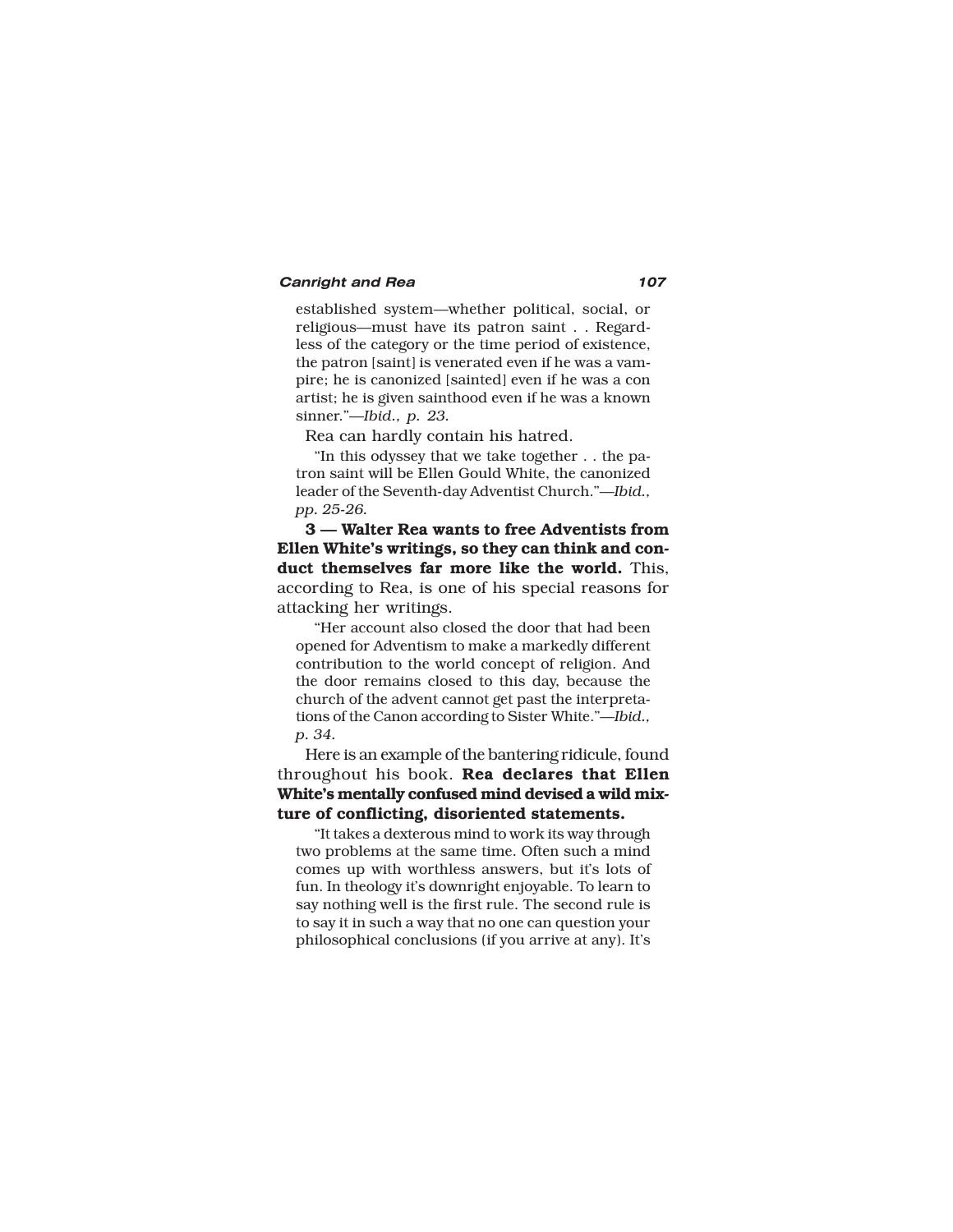established system—whether political, social, or religious—must have its patron saint . . Regardless of the category or the time period of existence, the patron [saint] is venerated even if he was a vampire; he is canonized [sainted] even if he was a con artist; he is given sainthood even if he was a known sinner."—*Ibid., p. 23.*

Rea can hardly contain his hatred.

"In this odyssey that we take together . . the patron saint will be Ellen Gould White, the canonized leader of the Seventh-day Adventist Church."—*Ibid., pp. 25-26.*

**3 — Walter Rea wants to free Adventists from Ellen White's writings, so they can think and conduct themselves far more like the world.** This, according to Rea, is one of his special reasons for attacking her writings.

"Her account also closed the door that had been opened for Adventism to make a markedly different contribution to the world concept of religion. And the door remains closed to this day, because the church of the advent cannot get past the interpretations of the Canon according to Sister White."—*Ibid., p. 34.*

Here is an example of the bantering ridicule, found throughout his book. **Rea declares that Ellen White's mentally confused mind devised a wild mixture of conflicting, disoriented statements.**

"It takes a dexterous mind to work its way through two problems at the same time. Often such a mind comes up with worthless answers, but it's lots of fun. In theology it's downright enjoyable. To learn to say nothing well is the first rule. The second rule is to say it in such a way that no one can question your philosophical conclusions (if you arrive at any). It's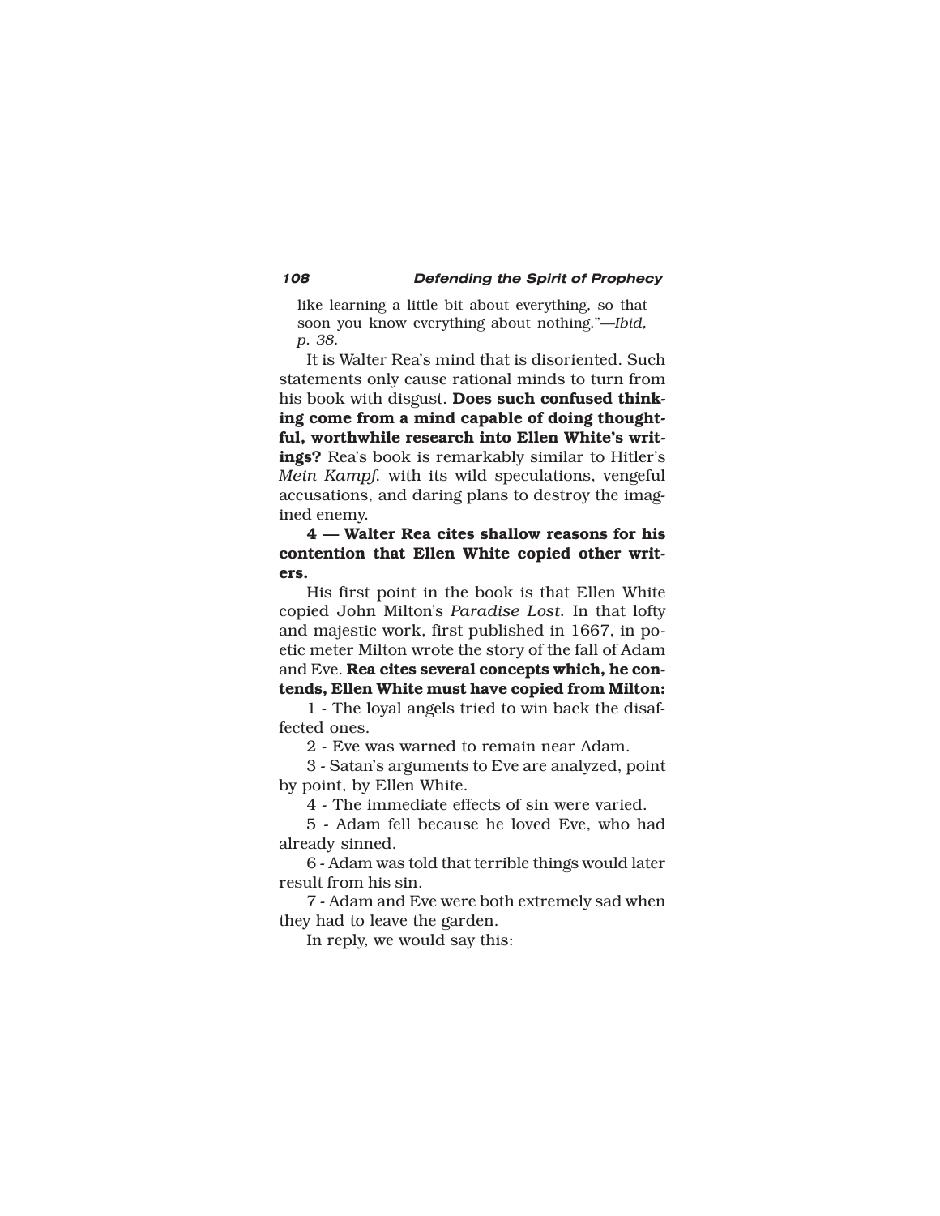like learning a little bit about everything, so that soon you know everything about nothing."—*Ibid, p. 38.*

It is Walter Rea's mind that is disoriented. Such statements only cause rational minds to turn from his book with disgust. **Does such confused thinking come from a mind capable of doing thoughtful, worthwhile research into Ellen White's writings?** Rea's book is remarkably similar to Hitler's *Mein Kampf,* with its wild speculations, vengeful accusations, and daring plans to destroy the imagined enemy.

**4 — Walter Rea cites shallow reasons for his contention that Ellen White copied other writers.**

His first point in the book is that Ellen White copied John Milton's *Paradise Lost.* In that lofty and majestic work, first published in 1667, in poetic meter Milton wrote the story of the fall of Adam and Eve. **Rea cites several concepts which, he contends, Ellen White must have copied from Milton:**

1 - The loyal angels tried to win back the disaffected ones.

2 - Eve was warned to remain near Adam.

3 - Satan's arguments to Eve are analyzed, point by point, by Ellen White.

4 - The immediate effects of sin were varied.

5 - Adam fell because he loved Eve, who had already sinned.

6 - Adam was told that terrible things would later result from his sin.

7 - Adam and Eve were both extremely sad when they had to leave the garden.

In reply, we would say this: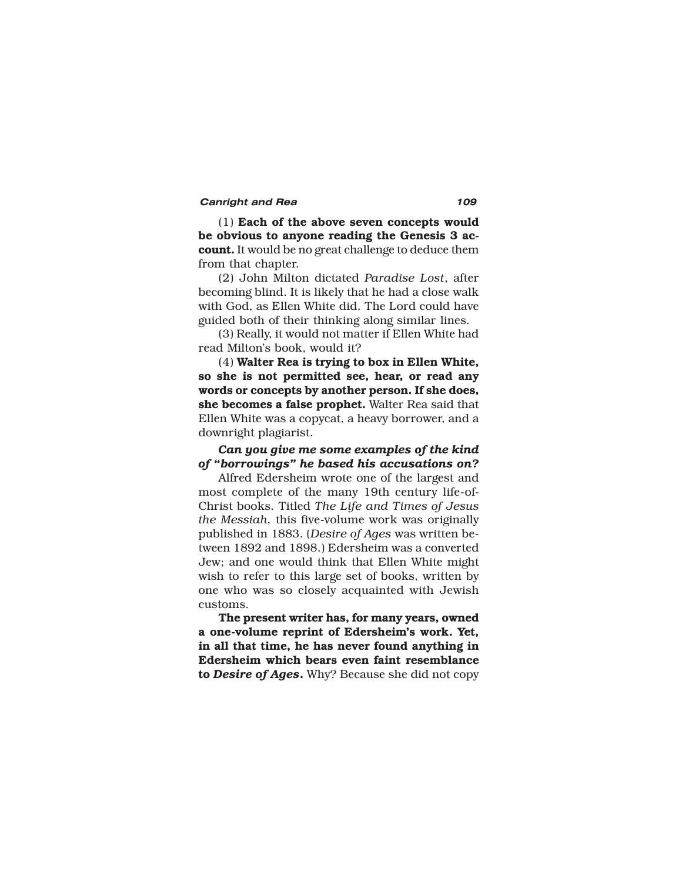(1) **Each of the above seven concepts would be obvious to anyone reading the Genesis 3 account.** It would be no great challenge to deduce them from that chapter.

(2) John Milton dictated *Paradise Lost*, after becoming blind. It is likely that he had a close walk with God, as Ellen White did. The Lord could have guided both of their thinking along similar lines.

(3) Really, it would not matter if Ellen White had read Milton's book, would it?

(4) **Walter Rea is trying to box in Ellen White, so she is not permitted see, hear, or read any words or concepts by another person. If she does, she becomes a false prophet.** Walter Rea said that Ellen White was a copycat, a heavy borrower, and a downright plagiarist.

***Can you give me some examples of the kind of "borrowings" he based his accusations on?***

Alfred Edersheim wrote one of the largest and most complete of the many 19th century life-of-Christ books. Titled *The Life and Times of Jesus the Messiah,* this five-volume work was originally published in 1883. (*Desire of Ages* was written between 1892 and 1898.) Edersheim was a converted Jew; and one would think that Ellen White might wish to refer to this large set of books, written by one who was so closely acquainted with Jewish customs.

**The present writer has, for many years, owned a one-volume reprint of Edersheim's work. Yet, in all that time, he has never found anything in Edersheim which bears even faint resemblance to *Desire of Ages*.** Why? Because she did not copy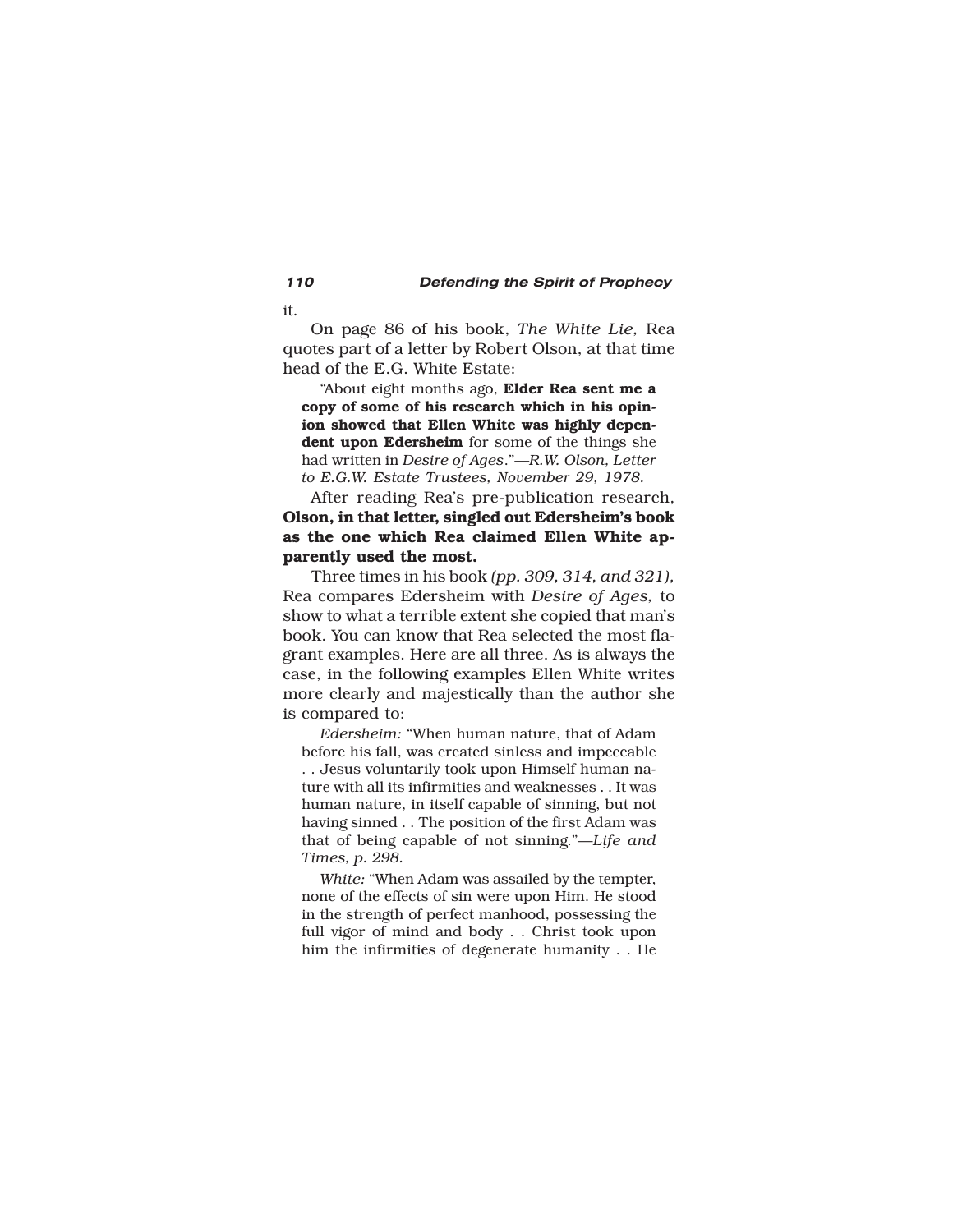it.

On page 86 of his book, *The White Lie,* Rea quotes part of a letter by Robert Olson, at that time head of the E.G. White Estate:

> "About eight months ago, **Elder Rea sent me a copy of some of his research which in his opinion showed that Ellen White was highly dependent upon Edersheim** for some of the things she had written in *Desire of Ages*."—*R.W. Olson, Letter to E.G.W. Estate Trustees, November 29, 1978.*

After reading Rea's pre-publication research, **Olson, in that letter, singled out Edersheim's book as the one which Rea claimed Ellen White apparently used the most.**

Three times in his book *(pp. 309, 314, and 321),* Rea compares Edersheim with *Desire of Ages,* to show to what a terrible extent she copied that man's book. You can know that Rea selected the most flagrant examples. Here are all three. As is always the case, in the following examples Ellen White writes more clearly and majestically than the author she is compared to:

> *Edersheim:* "When human nature, that of Adam before his fall, was created sinless and impeccable . . Jesus voluntarily took upon Himself human nature with all its infirmities and weaknesses . . It was human nature, in itself capable of sinning, but not having sinned . . The position of the first Adam was that of being capable of not sinning."—*Life and Times, p. 298.*

> *White:* "When Adam was assailed by the tempter, none of the effects of sin were upon Him. He stood in the strength of perfect manhood, possessing the full vigor of mind and body . . Christ took upon him the infirmities of degenerate humanity . . He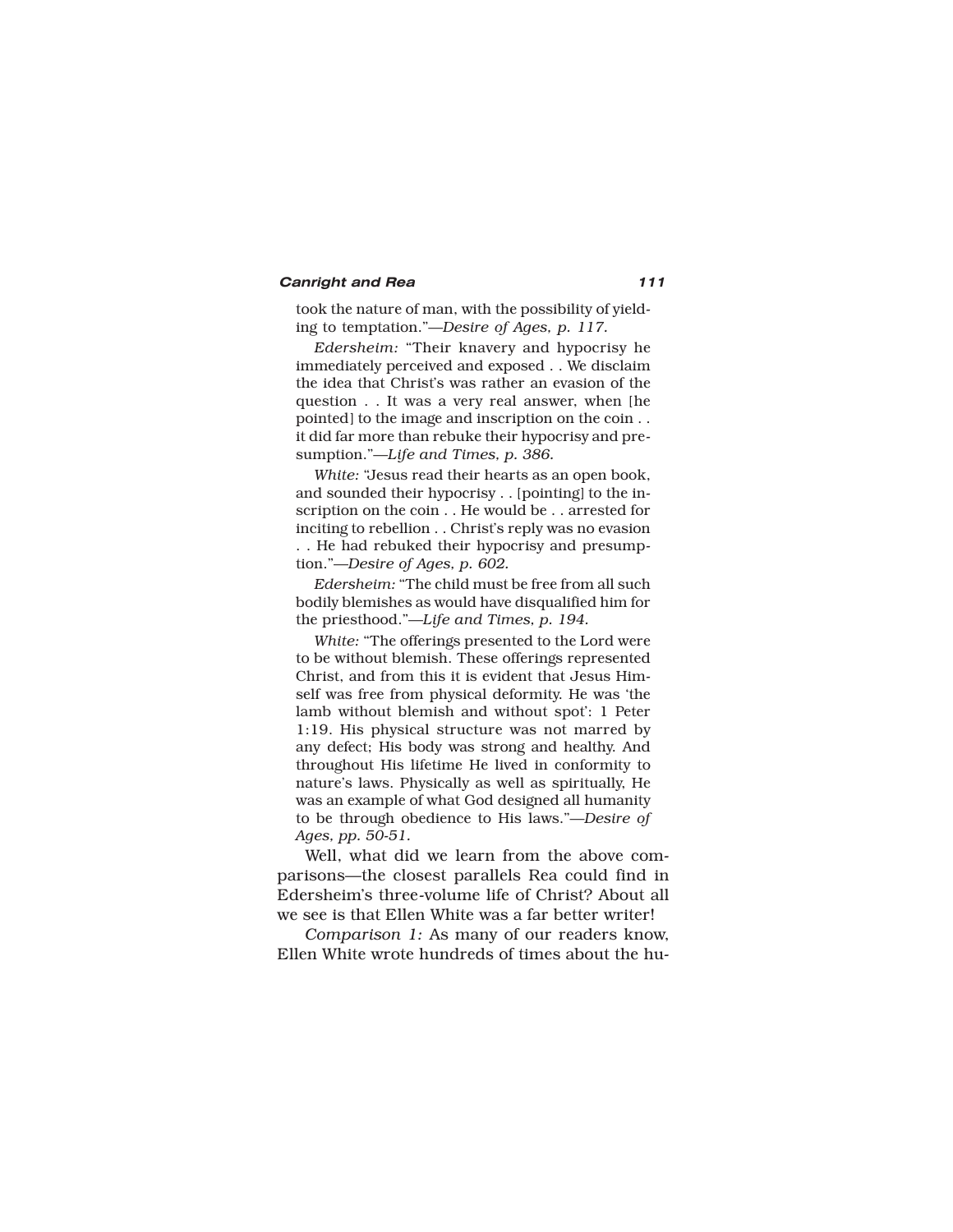took the nature of man, with the possibility of yielding to temptation."—*Desire of Ages, p. 117.*

*Edersheim:* "Their knavery and hypocrisy he immediately perceived and exposed . . We disclaim the idea that Christ's was rather an evasion of the question . . It was a very real answer, when [he pointed] to the image and inscription on the coin . . it did far more than rebuke their hypocrisy and presumption."—*Life and Times, p. 386.*

*White:* "Jesus read their hearts as an open book, and sounded their hypocrisy . . [pointing] to the inscription on the coin . . He would be . . arrested for inciting to rebellion . . Christ's reply was no evasion . . He had rebuked their hypocrisy and presumption."—*Desire of Ages, p. 602.*

*Edersheim:* "The child must be free from all such bodily blemishes as would have disqualified him for the priesthood."—*Life and Times, p. 194.*

*White:* "The offerings presented to the Lord were to be without blemish. These offerings represented Christ, and from this it is evident that Jesus Himself was free from physical deformity. He was 'the lamb without blemish and without spot': 1 Peter 1:19. His physical structure was not marred by any defect; His body was strong and healthy. And throughout His lifetime He lived in conformity to nature's laws. Physically as well as spiritually, He was an example of what God designed all humanity to be through obedience to His laws."—*Desire of Ages, pp. 50-51.*

Well, what did we learn from the above comparisons—the closest parallels Rea could find in Edersheim's three-volume life of Christ? About all we see is that Ellen White was a far better writer!

*Comparison 1:* As many of our readers know, Ellen White wrote hundreds of times about the hu-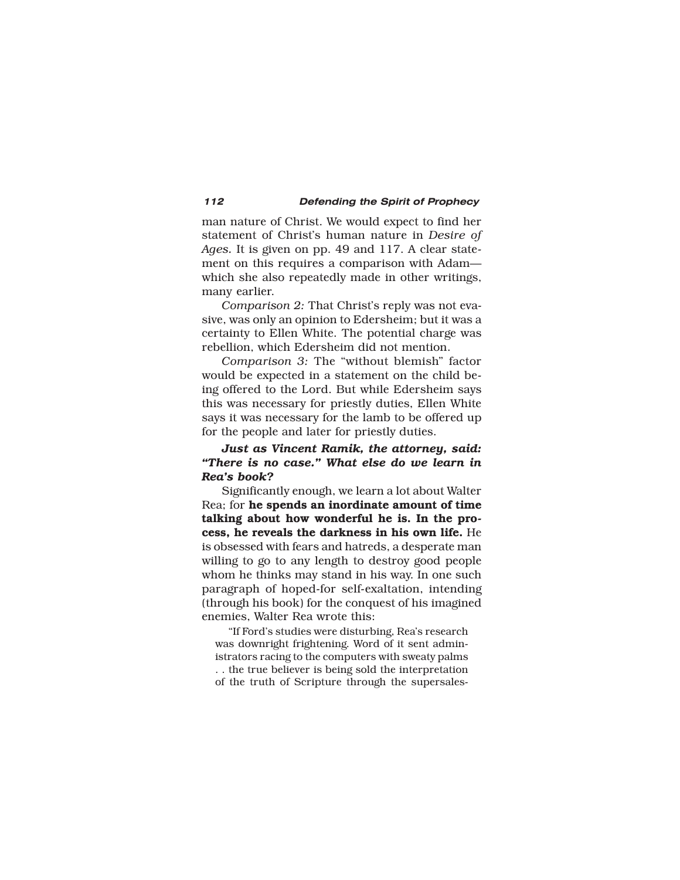man nature of Christ. We would expect to find her statement of Christ's human nature in *Desire of Ages.* It is given on pp. 49 and 117. A clear statement on this requires a comparison with Adam—which she also repeatedly made in other writings, many earlier.

*Comparison 2:* That Christ's reply was not evasive, was only an opinion to Edersheim; but it was a certainty to Ellen White. The potential charge was rebellion, which Edersheim did not mention.

*Comparison 3:* The "without blemish" factor would be expected in a statement on the child being offered to the Lord. But while Edersheim says this was necessary for priestly duties, Ellen White says it was necessary for the lamb to be offered up for the people and later for priestly duties.

***Just as Vincent Ramik, the attorney, said: "There is no case." What else do we learn in Rea's book?***

Significantly enough, we learn a lot about Walter Rea; for **he spends an inordinate amount of time talking about how wonderful he is. In the process, he reveals the darkness in his own life.** He is obsessed with fears and hatreds, a desperate man willing to go to any length to destroy good people whom he thinks may stand in his way. In one such paragraph of hoped-for self-exaltation, intending (through his book) for the conquest of his imagined enemies, Walter Rea wrote this:

> "If Ford's studies were disturbing, Rea's research was downright frightening. Word of it sent administrators racing to the computers with sweaty palms . . the true believer is being sold the interpretation of the truth of Scripture through the supersales-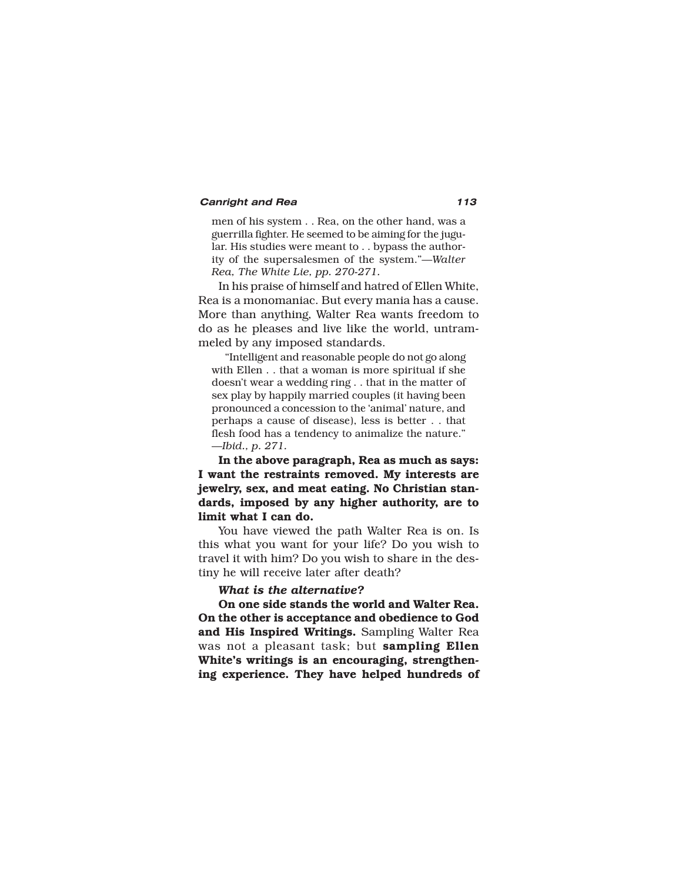men of his system . . Rea, on the other hand, was a guerrilla fighter. He seemed to be aiming for the jugular. His studies were meant to . . bypass the authority of the supersalesmen of the system."—*Walter Rea, The White Lie, pp. 270-271.*

In his praise of himself and hatred of Ellen White, Rea is a monomaniac. But every mania has a cause. More than anything, Walter Rea wants freedom to do as he pleases and live like the world, untrammeled by any imposed standards.

> "Intelligent and reasonable people do not go along with Ellen . . that a woman is more spiritual if she doesn't wear a wedding ring . . that in the matter of sex play by happily married couples (it having been pronounced a concession to the 'animal' nature, and perhaps a cause of disease), less is better . . that flesh food has a tendency to animalize the nature."
> —*Ibid., p. 271.*

**In the above paragraph, Rea as much as says: I want the restraints removed. My interests are jewelry, sex, and meat eating. No Christian standards, imposed by any higher authority, are to limit what I can do.**

You have viewed the path Walter Rea is on. Is this what you want for your life? Do you wish to travel it with him? Do you wish to share in the destiny he will receive later after death?

***What is the alternative?***

**On one side stands the world and Walter Rea. On the other is acceptance and obedience to God and His Inspired Writings.** Sampling Walter Rea was not a pleasant task; but **sampling Ellen White's writings is an encouraging, strengthening experience. They have helped hundreds of**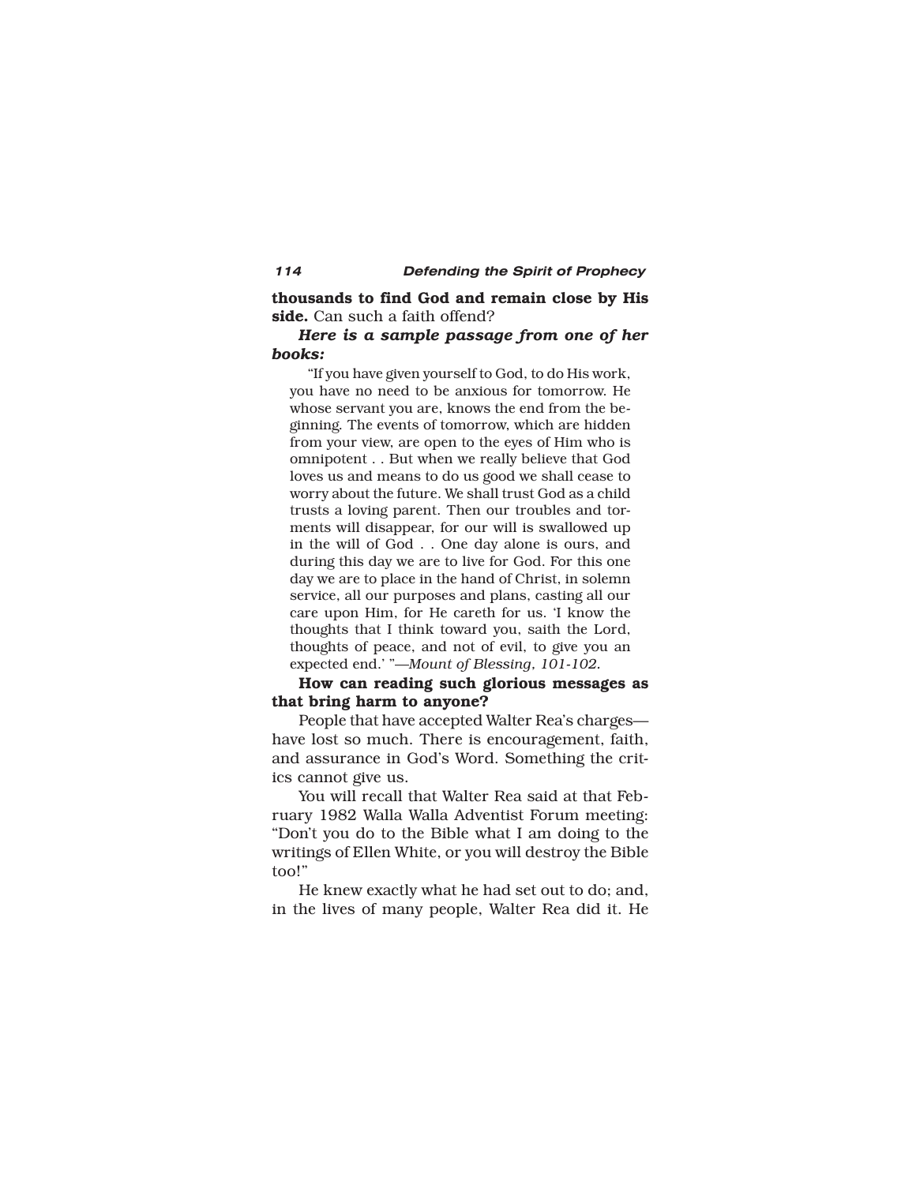**thousands to find God and remain close by His side.** Can such a faith offend?

***Here is a sample passage from one of her books:***

> "If you have given yourself to God, to do His work, you have no need to be anxious for tomorrow. He whose servant you are, knows the end from the beginning. The events of tomorrow, which are hidden from your view, are open to the eyes of Him who is omnipotent . . But when we really believe that God loves us and means to do us good we shall cease to worry about the future. We shall trust God as a child trusts a loving parent. Then our troubles and torments will disappear, for our will is swallowed up in the will of God . . One day alone is ours, and during this day we are to live for God. For this one day we are to place in the hand of Christ, in solemn service, all our purposes and plans, casting all our care upon Him, for He careth for us. 'I know the thoughts that I think toward you, saith the Lord, thoughts of peace, and not of evil, to give you an expected end.' "—*Mount of Blessing, 101-102.*

**How can reading such glorious messages as that bring harm to anyone?**

People that have accepted Walter Rea's charges—have lost so much. There is encouragement, faith, and assurance in God's Word. Something the critics cannot give us.

You will recall that Walter Rea said at that February 1982 Walla Walla Adventist Forum meeting: "Don't you do to the Bible what I am doing to the writings of Ellen White, or you will destroy the Bible too!"

He knew exactly what he had set out to do; and, in the lives of many people, Walter Rea did it. He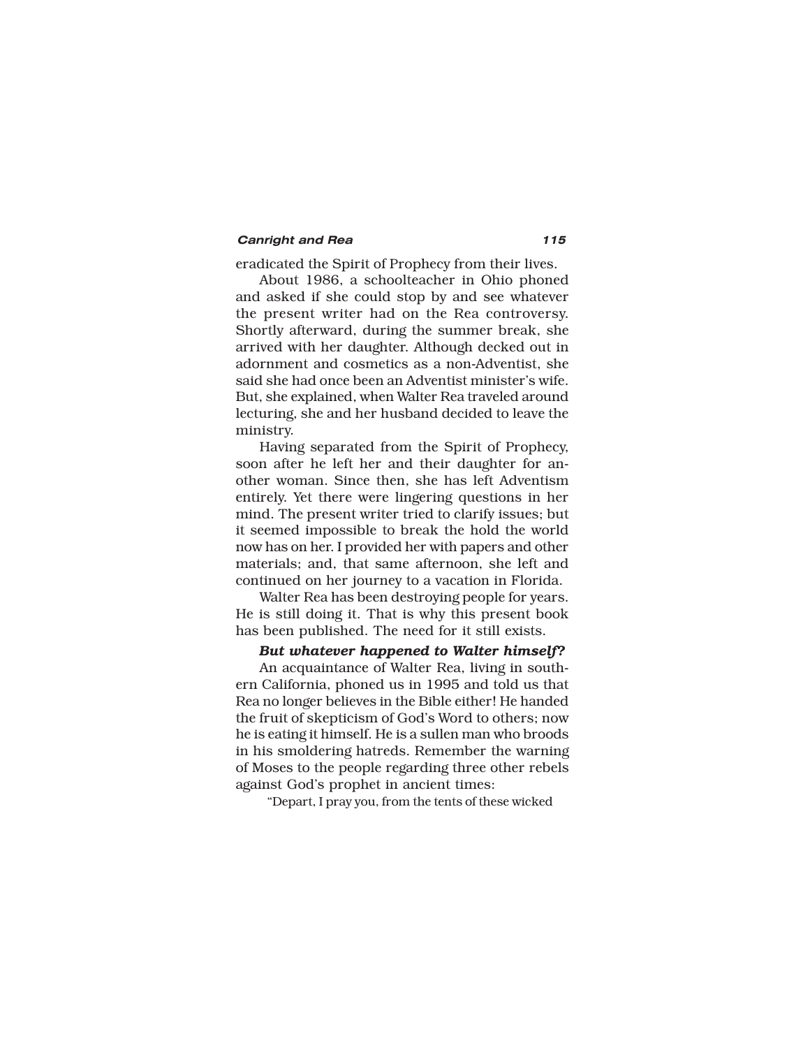eradicated the Spirit of Prophecy from their lives.

About 1986, a schoolteacher in Ohio phoned and asked if she could stop by and see whatever the present writer had on the Rea controversy. Shortly afterward, during the summer break, she arrived with her daughter. Although decked out in adornment and cosmetics as a non-Adventist, she said she had once been an Adventist minister's wife. But, she explained, when Walter Rea traveled around lecturing, she and her husband decided to leave the ministry.

Having separated from the Spirit of Prophecy, soon after he left her and their daughter for another woman. Since then, she has left Adventism entirely. Yet there were lingering questions in her mind. The present writer tried to clarify issues; but it seemed impossible to break the hold the world now has on her. I provided her with papers and other materials; and, that same afternoon, she left and continued on her journey to a vacation in Florida.

Walter Rea has been destroying people for years. He is still doing it. That is why this present book has been published. The need for it still exists.

***But whatever happened to Walter himself?***

An acquaintance of Walter Rea, living in southern California, phoned us in 1995 and told us that Rea no longer believes in the Bible either! He handed the fruit of skepticism of God's Word to others; now he is eating it himself. He is a sullen man who broods in his smoldering hatreds. Remember the warning of Moses to the people regarding three other rebels against God's prophet in ancient times:

> "Depart, I pray you, from the tents of these wicked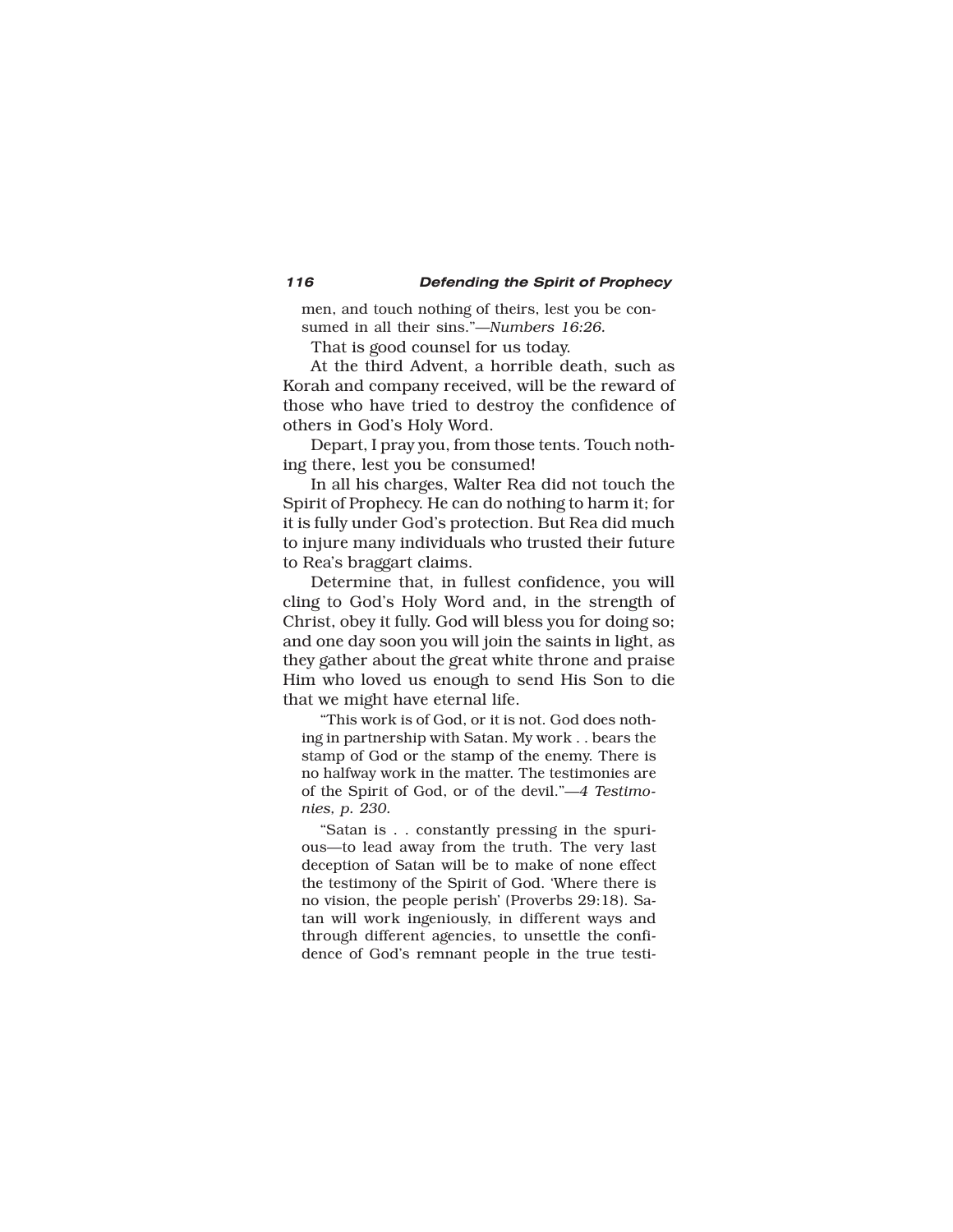men, and touch nothing of theirs, lest you be consumed in all their sins."—*Numbers 16:26.*

That is good counsel for us today.

At the third Advent, a horrible death, such as Korah and company received, will be the reward of those who have tried to destroy the confidence of others in God's Holy Word.

Depart, I pray you, from those tents. Touch nothing there, lest you be consumed!

In all his charges, Walter Rea did not touch the Spirit of Prophecy. He can do nothing to harm it; for it is fully under God's protection. But Rea did much to injure many individuals who trusted their future to Rea's braggart claims.

Determine that, in fullest confidence, you will cling to God's Holy Word and, in the strength of Christ, obey it fully. God will bless you for doing so; and one day soon you will join the saints in light, as they gather about the great white throne and praise Him who loved us enough to send His Son to die that we might have eternal life.

> "This work is of God, or it is not. God does nothing in partnership with Satan. My work . . bears the stamp of God or the stamp of the enemy. There is no halfway work in the matter. The testimonies are of the Spirit of God, or of the devil."—*4 Testimonies, p. 230.*

> "Satan is . . constantly pressing in the spurious—to lead away from the truth. The very last deception of Satan will be to make of none effect the testimony of the Spirit of God. 'Where there is no vision, the people perish' (Proverbs 29:18). Satan will work ingeniously, in different ways and through different agencies, to unsettle the confidence of God's remnant people in the true testi-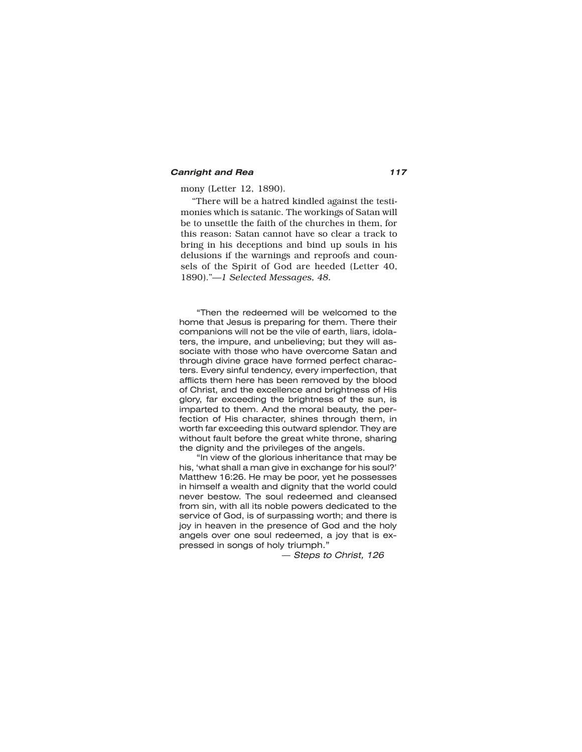mony (Letter 12, 1890).

"There will be a hatred kindled against the testimonies which is satanic. The workings of Satan will be to unsettle the faith of the churches in them, for this reason: Satan cannot have so clear a track to bring in his deceptions and bind up souls in his delusions if the warnings and reproofs and counsels of the Spirit of God are heeded (Letter 40, 1890)."—*1 Selected Messages, 48.*

"Then the redeemed will be welcomed to the home that Jesus is preparing for them. There their companions will not be the vile of earth, liars, idolaters, the impure, and unbelieving; but they will associate with those who have overcome Satan and through divine grace have formed perfect characters. Every sinful tendency, every imperfection, that afflicts them here has been removed by the blood of Christ, and the excellence and brightness of His glory, far exceeding the brightness of the sun, is imparted to them. And the moral beauty, the perfection of His character, shines through them, in worth far exceeding this outward splendor. They are without fault before the great white throne, sharing the dignity and the privileges of the angels.

"In view of the glorious inheritance that may be his, 'what shall a man give in exchange for his soul?' Matthew 16:26. He may be poor, yet he possesses in himself a wealth and dignity that the world could never bestow. The soul redeemed and cleansed from sin, with all its noble powers dedicated to the service of God, is of surpassing worth; and there is joy in heaven in the presence of God and the holy angels over one soul redeemed, a joy that is expressed in songs of holy triumph."

— *Steps to Christ, 126*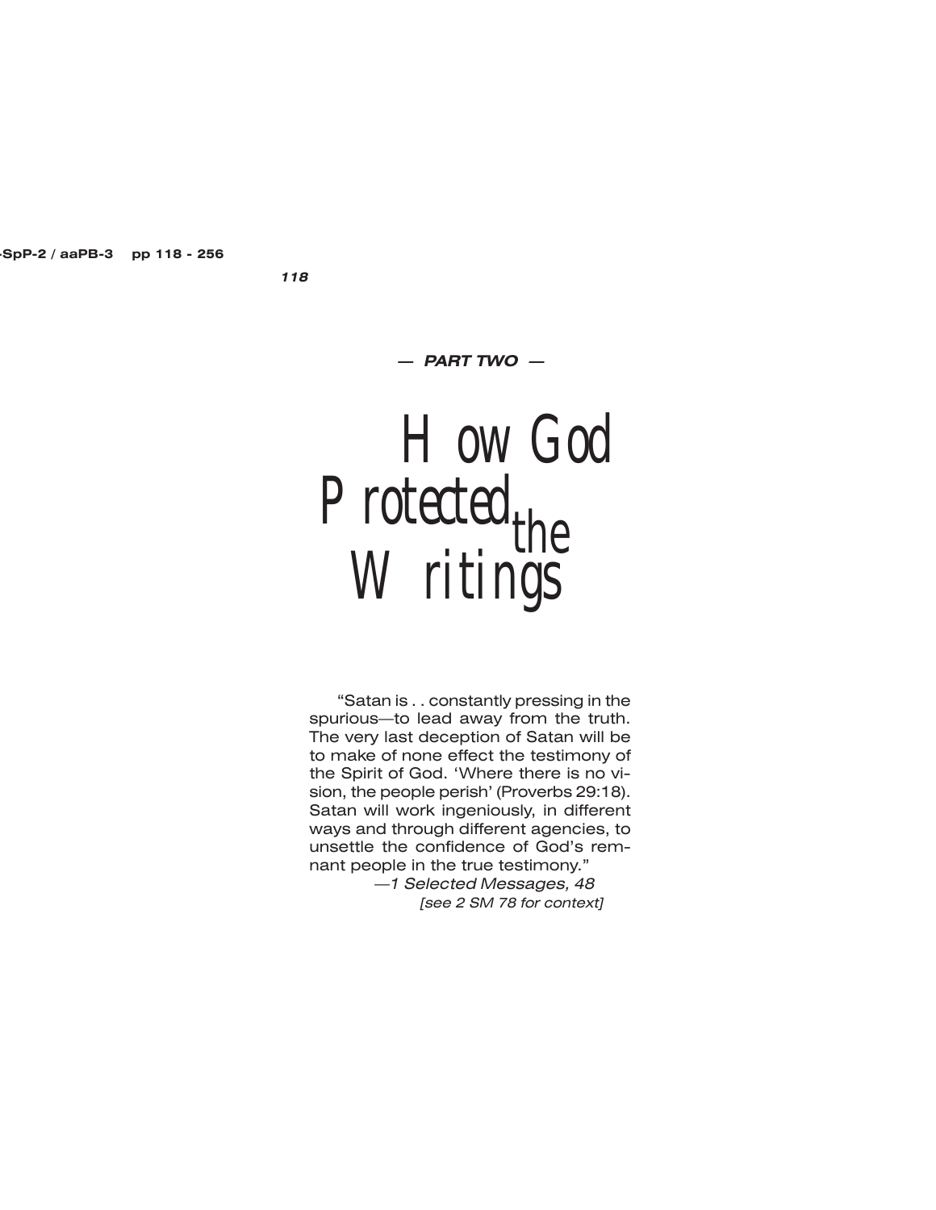— ***PART TWO*** —

# How God Protected the Writings

"Satan is . . constantly pressing in the spurious—to lead away from the truth. The very last deception of Satan will be to make of none effect the testimony of the Spirit of God. 'Where there is no vision, the people perish' (Proverbs 29:18). Satan will work ingeniously, in different ways and through different agencies, to unsettle the confidence of God's remnant people in the true testimony."

—*1 Selected Messages, 48*

*[see 2 SM 78 for context]*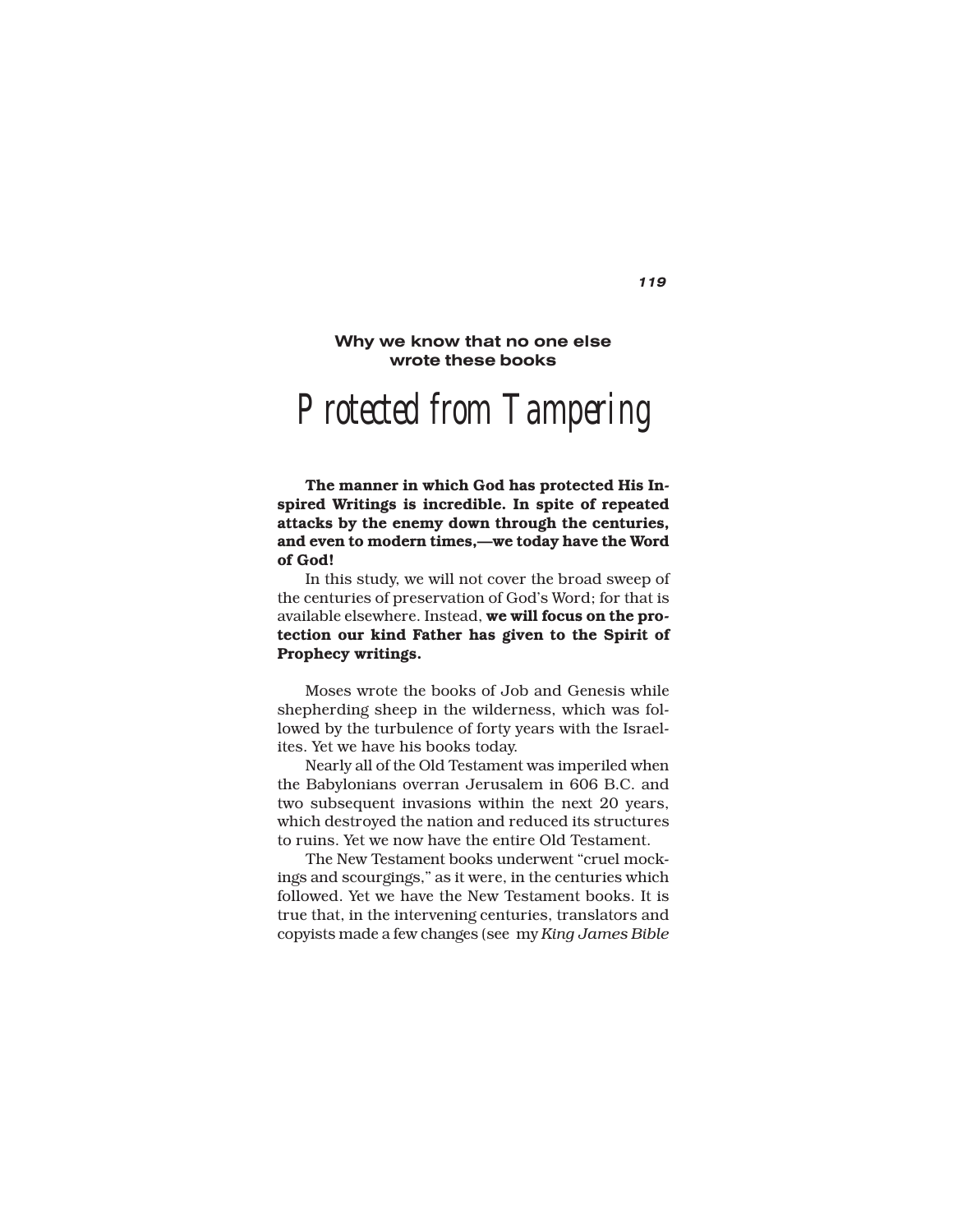**Why we know that no one else wrote these books**

# Protected from Tampering

**The manner in which God has protected His Inspired Writings is incredible. In spite of repeated attacks by the enemy down through the centuries, and even to modern times,—we today have the Word of God!**

In this study, we will not cover the broad sweep of the centuries of preservation of God's Word; for that is available elsewhere. Instead, **we will focus on the protection our kind Father has given to the Spirit of Prophecy writings.**

Moses wrote the books of Job and Genesis while shepherding sheep in the wilderness, which was followed by the turbulence of forty years with the Israelites. Yet we have his books today.

Nearly all of the Old Testament was imperiled when the Babylonians overran Jerusalem in 606 B.C. and two subsequent invasions within the next 20 years, which destroyed the nation and reduced its structures to ruins. Yet we now have the entire Old Testament.

The New Testament books underwent "cruel mockings and scourgings," as it were, in the centuries which followed. Yet we have the New Testament books. It is true that, in the intervening centuries, translators and copyists made a few changes (see my *King James Bible*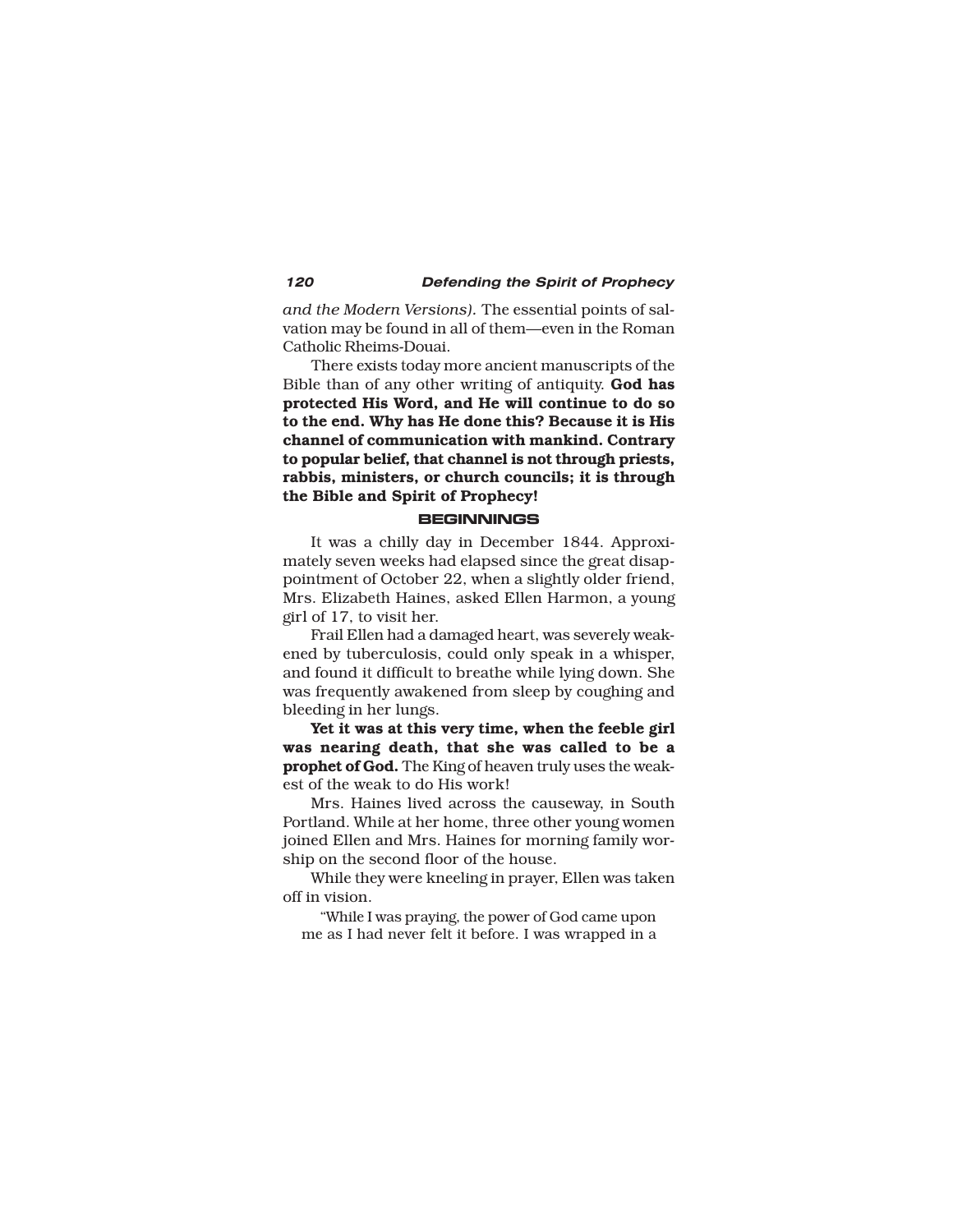*and the Modern Versions).* The essential points of salvation may be found in all of them—even in the Roman Catholic Rheims-Douai.

There exists today more ancient manuscripts of the Bible than of any other writing of antiquity. **God has protected His Word, and He will continue to do so to the end. Why has He done this? Because it is His channel of communication with mankind. Contrary to popular belief, that channel is not through priests, rabbis, ministers, or church councils; it is through the Bible and Spirit of Prophecy!**

## BEGINNINGS

It was a chilly day in December 1844. Approximately seven weeks had elapsed since the great disappointment of October 22, when a slightly older friend, Mrs. Elizabeth Haines, asked Ellen Harmon, a young girl of 17, to visit her.

Frail Ellen had a damaged heart, was severely weakened by tuberculosis, could only speak in a whisper, and found it difficult to breathe while lying down. She was frequently awakened from sleep by coughing and bleeding in her lungs.

**Yet it was at this very time, when the feeble girl was nearing death, that she was called to be a prophet of God.** The King of heaven truly uses the weakest of the weak to do His work!

Mrs. Haines lived across the causeway, in South Portland. While at her home, three other young women joined Ellen and Mrs. Haines for morning family worship on the second floor of the house.

While they were kneeling in prayer, Ellen was taken off in vision.

> "While I was praying, the power of God came upon me as I had never felt it before. I was wrapped in a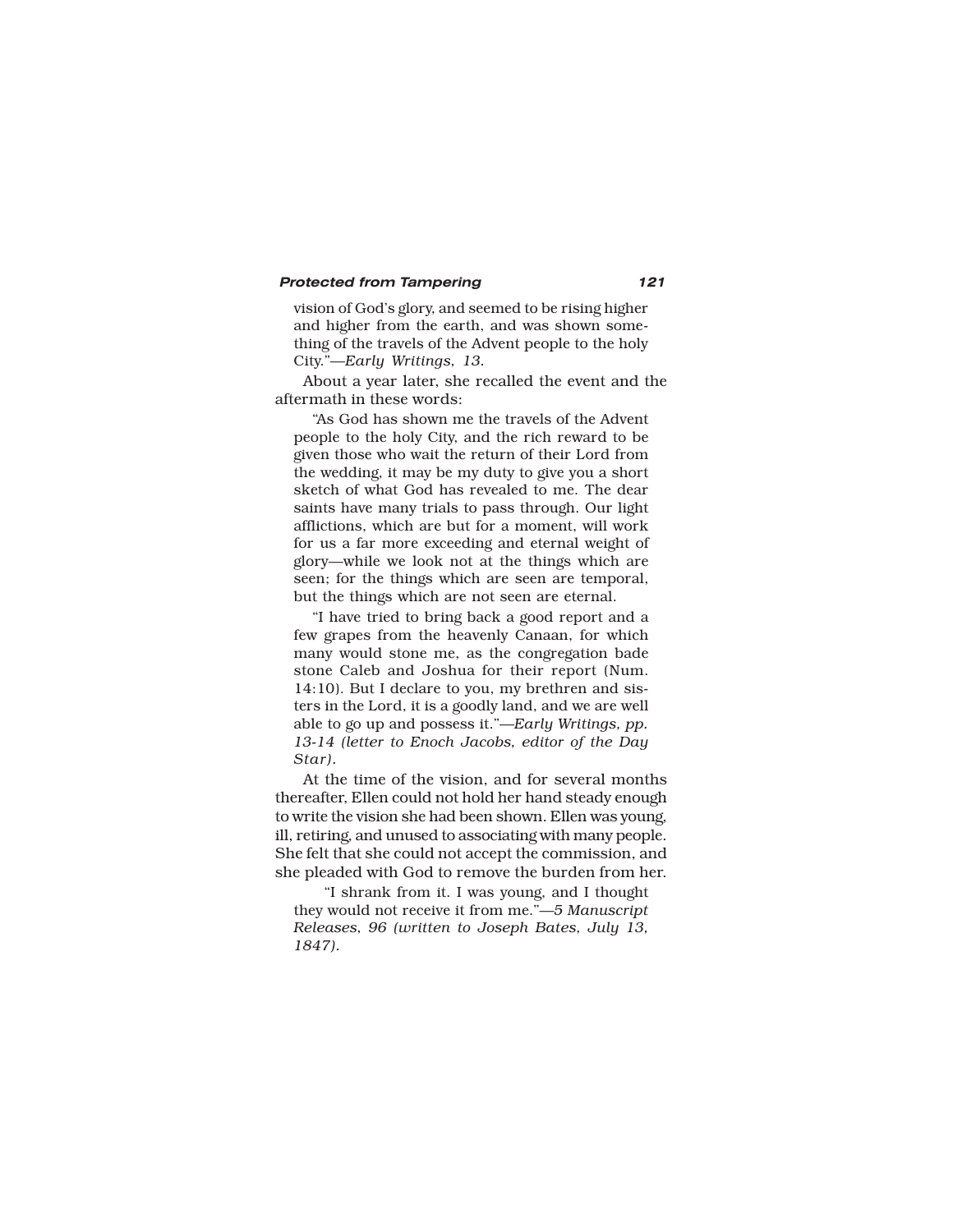> vision of God's glory, and seemed to be rising higher and higher from the earth, and was shown something of the travels of the Advent people to the holy City."—*Early Writings, 13.*

About a year later, she recalled the event and the aftermath in these words:

> "As God has shown me the travels of the Advent people to the holy City, and the rich reward to be given those who wait the return of their Lord from the wedding, it may be my duty to give you a short sketch of what God has revealed to me. The dear saints have many trials to pass through. Our light afflictions, which are but for a moment, will work for us a far more exceeding and eternal weight of glory—while we look not at the things which are seen; for the things which are seen are temporal, but the things which are not seen are eternal.
>
> "I have tried to bring back a good report and a few grapes from the heavenly Canaan, for which many would stone me, as the congregation bade stone Caleb and Joshua for their report (Num. 14:10). But I declare to you, my brethren and sisters in the Lord, it is a goodly land, and we are well able to go up and possess it."—*Early Writings, pp. 13-14 (letter to Enoch Jacobs, editor of the Day Star).*

At the time of the vision, and for several months thereafter, Ellen could not hold her hand steady enough to write the vision she had been shown. Ellen was young, ill, retiring, and unused to associating with many people. She felt that she could not accept the commission, and she pleaded with God to remove the burden from her.

> "I shrank from it. I was young, and I thought they would not receive it from me."—*5 Manuscript Releases, 96 (written to Joseph Bates, July 13, 1847).*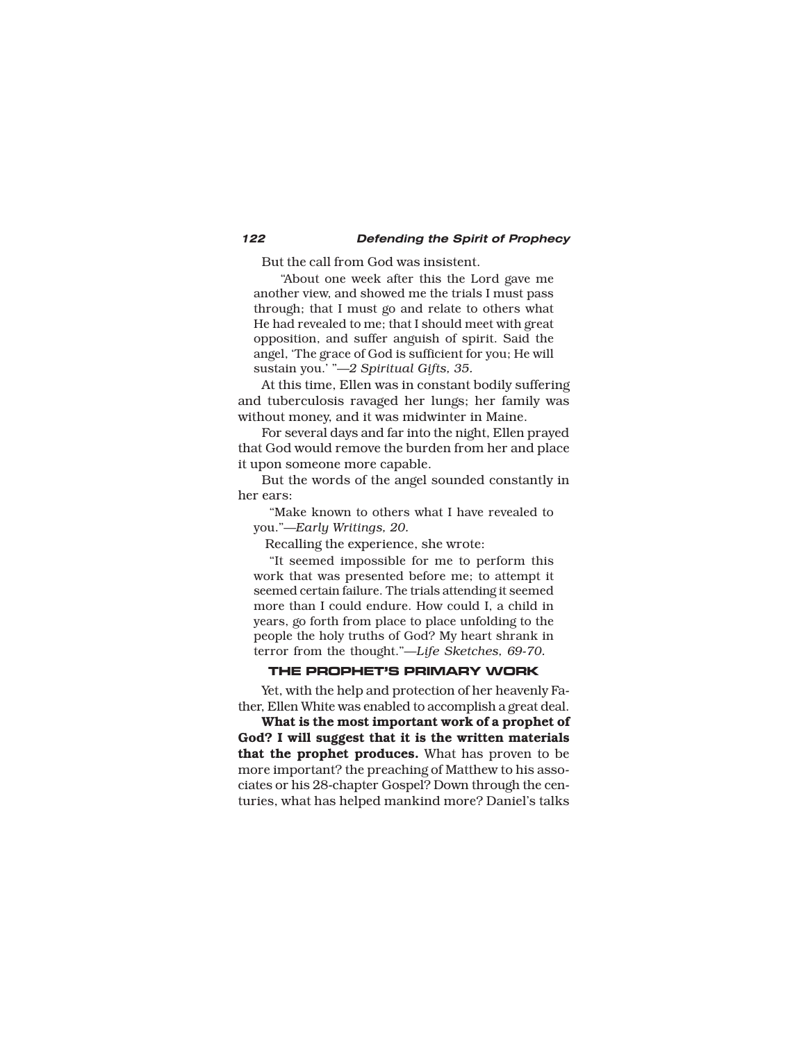But the call from God was insistent.

> "About one week after this the Lord gave me another view, and showed me the trials I must pass through; that I must go and relate to others what He had revealed to me; that I should meet with great opposition, and suffer anguish of spirit. Said the angel, 'The grace of God is sufficient for you; He will sustain you.' "—*2 Spiritual Gifts, 35.*

At this time, Ellen was in constant bodily suffering and tuberculosis ravaged her lungs; her family was without money, and it was midwinter in Maine.

For several days and far into the night, Ellen prayed that God would remove the burden from her and place it upon someone more capable.

But the words of the angel sounded constantly in her ears:

> "Make known to others what I have revealed to you."—*Early Writings, 20.*

Recalling the experience, she wrote:

> "It seemed impossible for me to perform this work that was presented before me; to attempt it seemed certain failure. The trials attending it seemed more than I could endure. How could I, a child in years, go forth from place to place unfolding to the people the holy truths of God? My heart shrank in terror from the thought."—*Life Sketches, 69-70.*

## THE PROPHET'S PRIMARY WORK

Yet, with the help and protection of her heavenly Father, Ellen White was enabled to accomplish a great deal.

**What is the most important work of a prophet of God? I will suggest that it is the written materials that the prophet produces.** What has proven to be more important? the preaching of Matthew to his associates or his 28-chapter Gospel? Down through the centuries, what has helped mankind more? Daniel's talks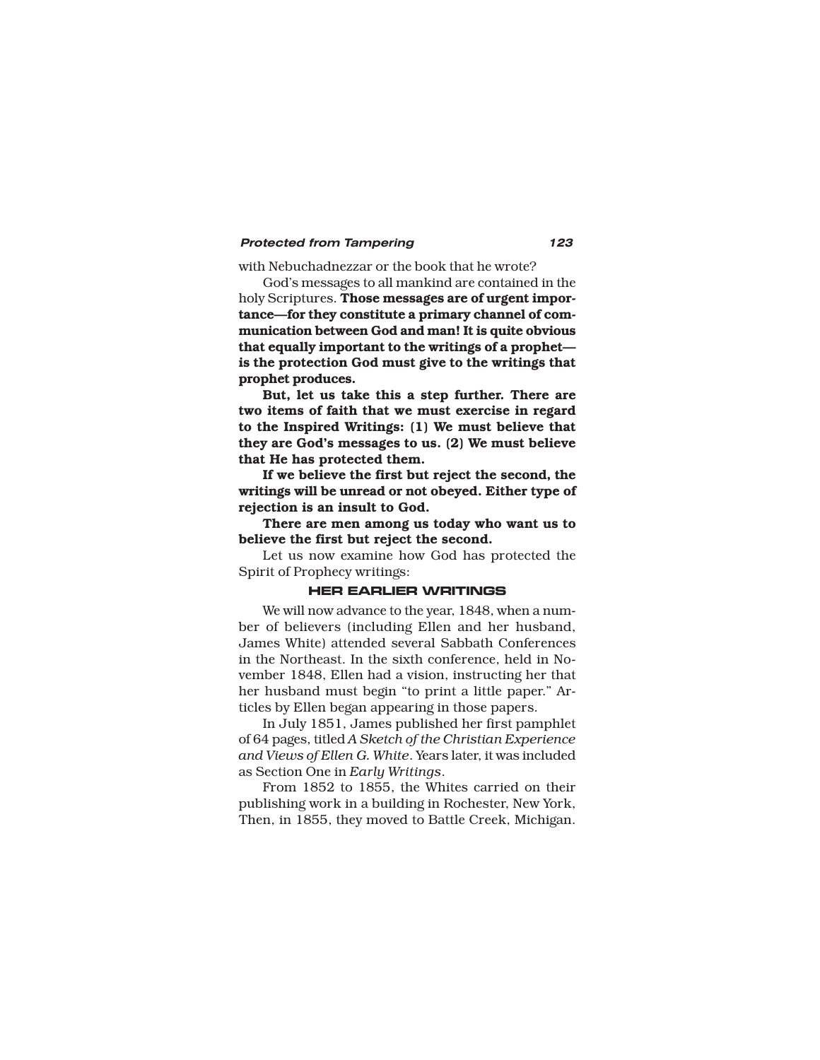with Nebuchadnezzar or the book that he wrote?

God's messages to all mankind are contained in the holy Scriptures. **Those messages are of urgent importance—for they constitute a primary channel of communication between God and man! It is quite obvious that equally important to the writings of a prophet—is the protection God must give to the writings that prophet produces.**

**But, let us take this a step further. There are two items of faith that we must exercise in regard to the Inspired Writings: (1) We must believe that they are God's messages to us. (2) We must believe that He has protected them.**

**If we believe the first but reject the second, the writings will be unread or not obeyed. Either type of rejection is an insult to God.**

**There are men among us today who want us to believe the first but reject the second.**

Let us now examine how God has protected the Spirit of Prophecy writings:

## HER EARLIER WRITINGS

We will now advance to the year, 1848, when a number of believers (including Ellen and her husband, James White) attended several Sabbath Conferences in the Northeast. In the sixth conference, held in November 1848, Ellen had a vision, instructing her that her husband must begin "to print a little paper." Articles by Ellen began appearing in those papers.

In July 1851, James published her first pamphlet of 64 pages, titled *A Sketch of the Christian Experience and Views of Ellen G. White*. Years later, it was included as Section One in *Early Writings*.

From 1852 to 1855, the Whites carried on their publishing work in a building in Rochester, New York, Then, in 1855, they moved to Battle Creek, Michigan.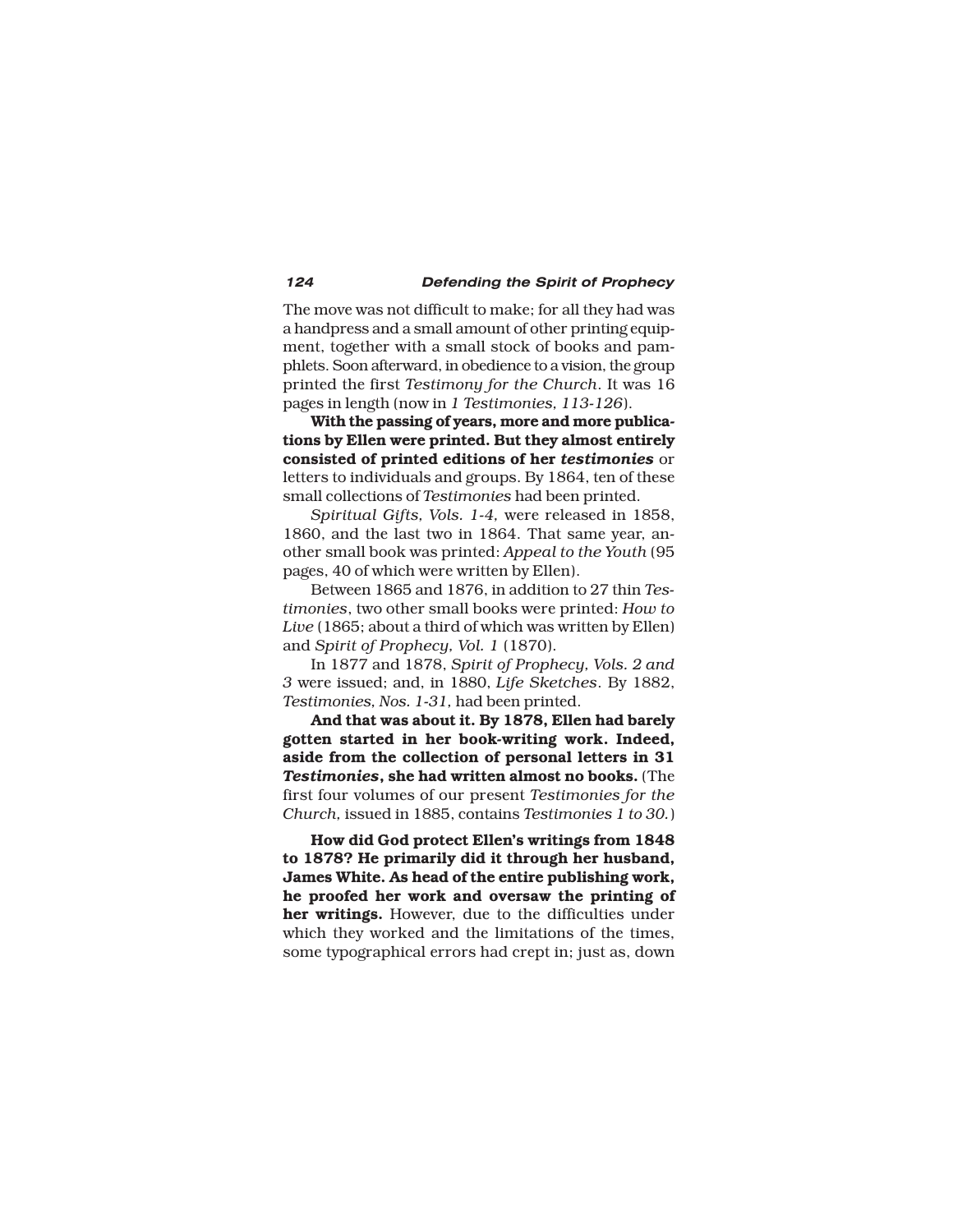The move was not difficult to make; for all they had was a handpress and a small amount of other printing equipment, together with a small stock of books and pamphlets. Soon afterward, in obedience to a vision, the group printed the first *Testimony for the Church*. It was 16 pages in length (now in *1 Testimonies, 113-126*).

**With the passing of years, more and more publications by Ellen were printed. But they almost entirely consisted of printed editions of her *testimonies*** or letters to individuals and groups. By 1864, ten of these small collections of *Testimonies* had been printed.

*Spiritual Gifts, Vols. 1-4,* were released in 1858, 1860, and the last two in 1864. That same year, another small book was printed: *Appeal to the Youth* (95 pages, 40 of which were written by Ellen).

Between 1865 and 1876, in addition to 27 thin *Testimonies*, two other small books were printed: *How to Live* (1865; about a third of which was written by Ellen) and *Spirit of Prophecy, Vol. 1* (1870).

In 1877 and 1878, *Spirit of Prophecy, Vols. 2 and 3* were issued; and, in 1880, *Life Sketches*. By 1882, *Testimonies, Nos. 1-31,* had been printed.

**And that was about it. By 1878, Ellen had barely gotten started in her book-writing work. Indeed, aside from the collection of personal letters in 31 *Testimonies*, she had written almost no books.** (The first four volumes of our present *Testimonies for the Church,* issued in 1885, contains *Testimonies 1 to 30.*)

**How did God protect Ellen's writings from 1848 to 1878? He primarily did it through her husband, James White. As head of the entire publishing work, he proofed her work and oversaw the printing of her writings.** However, due to the difficulties under which they worked and the limitations of the times, some typographical errors had crept in; just as, down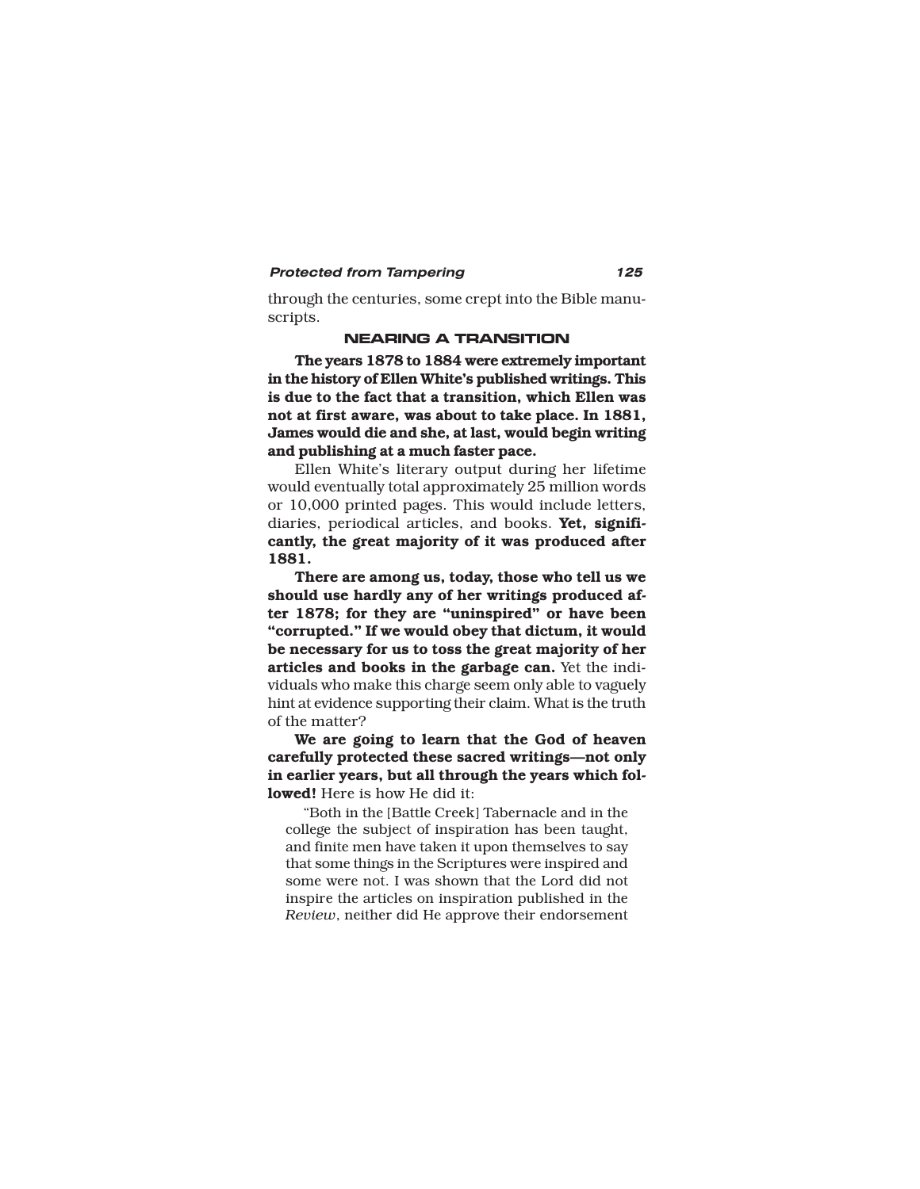through the centuries, some crept into the Bible manuscripts.

## NEARING A TRANSITION

**The years 1878 to 1884 were extremely important in the history of Ellen White's published writings. This is due to the fact that a transition, which Ellen was not at first aware, was about to take place. In 1881, James would die and she, at last, would begin writing and publishing at a much faster pace.**

Ellen White's literary output during her lifetime would eventually total approximately 25 million words or 10,000 printed pages. This would include letters, diaries, periodical articles, and books. **Yet, significantly, the great majority of it was produced after 1881.**

**There are among us, today, those who tell us we should use hardly any of her writings produced after 1878; for they are "uninspired" or have been "corrupted." If we would obey that dictum, it would be necessary for us to toss the great majority of her articles and books in the garbage can.** Yet the individuals who make this charge seem only able to vaguely hint at evidence supporting their claim. What is the truth of the matter?

**We are going to learn that the God of heaven carefully protected these sacred writings—not only in earlier years, but all through the years which followed!** Here is how He did it:

> "Both in the [Battle Creek] Tabernacle and in the college the subject of inspiration has been taught, and finite men have taken it upon themselves to say that some things in the Scriptures were inspired and some were not. I was shown that the Lord did not inspire the articles on inspiration published in the *Review*, neither did He approve their endorsement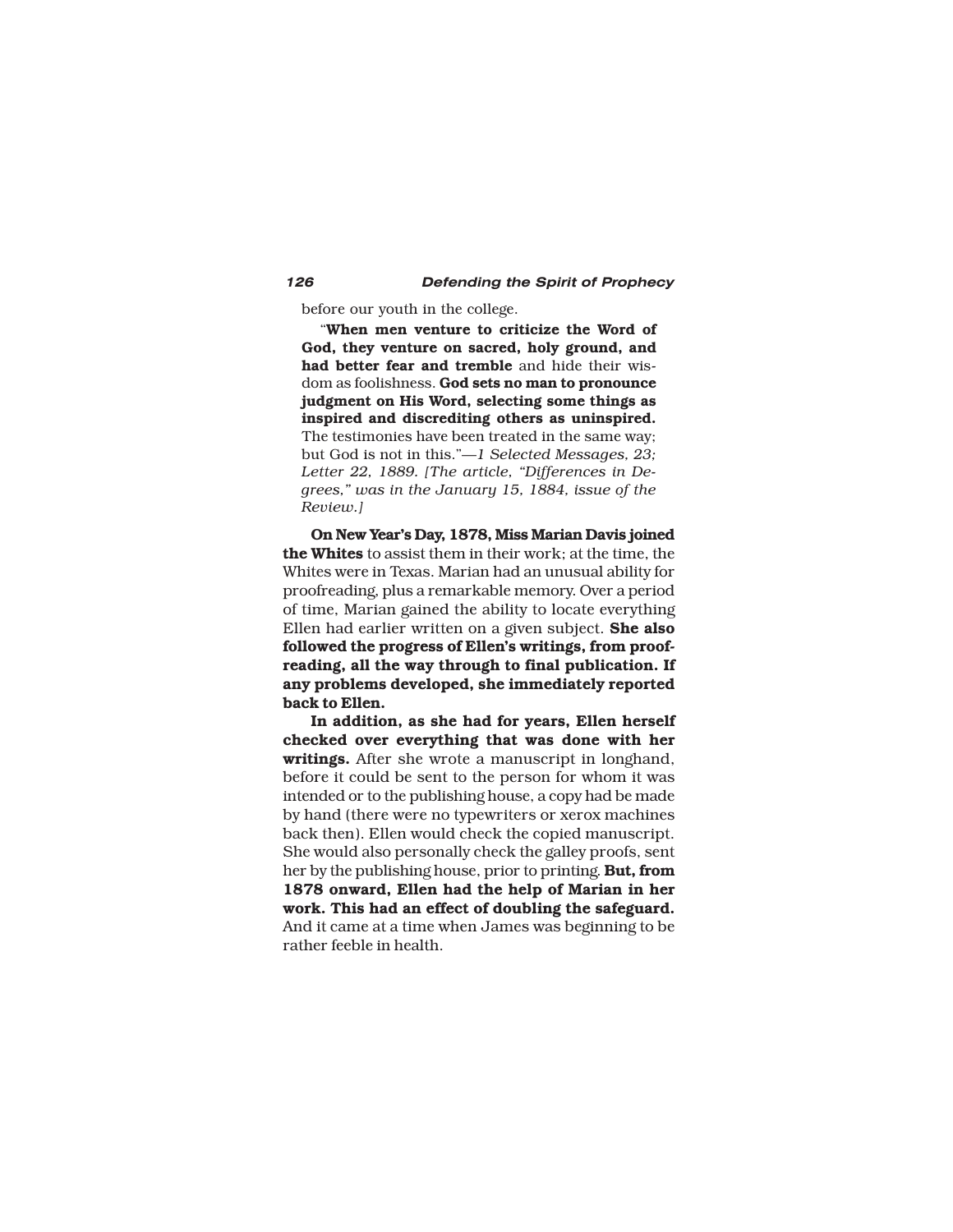before our youth in the college.

"**When men venture to criticize the Word of God, they venture on sacred, holy ground, and had better fear and tremble** and hide their wisdom as foolishness. **God sets no man to pronounce judgment on His Word, selecting some things as inspired and discrediting others as uninspired.** The testimonies have been treated in the same way; but God is not in this."—*1 Selected Messages, 23; Letter 22, 1889. [The article, "Differences in Degrees," was in the January 15, 1884, issue of the Review.]*

**On New Year's Day, 1878, Miss Marian Davis joined the Whites** to assist them in their work; at the time, the Whites were in Texas. Marian had an unusual ability for proofreading, plus a remarkable memory. Over a period of time, Marian gained the ability to locate everything Ellen had earlier written on a given subject. **She also followed the progress of Ellen's writings, from proofreading, all the way through to final publication. If any problems developed, she immediately reported back to Ellen.**

**In addition, as she had for years, Ellen herself checked over everything that was done with her writings.** After she wrote a manuscript in longhand, before it could be sent to the person for whom it was intended or to the publishing house, a copy had be made by hand (there were no typewriters or xerox machines back then). Ellen would check the copied manuscript. She would also personally check the galley proofs, sent her by the publishing house, prior to printing. **But, from 1878 onward, Ellen had the help of Marian in her work. This had an effect of doubling the safeguard.** And it came at a time when James was beginning to be rather feeble in health.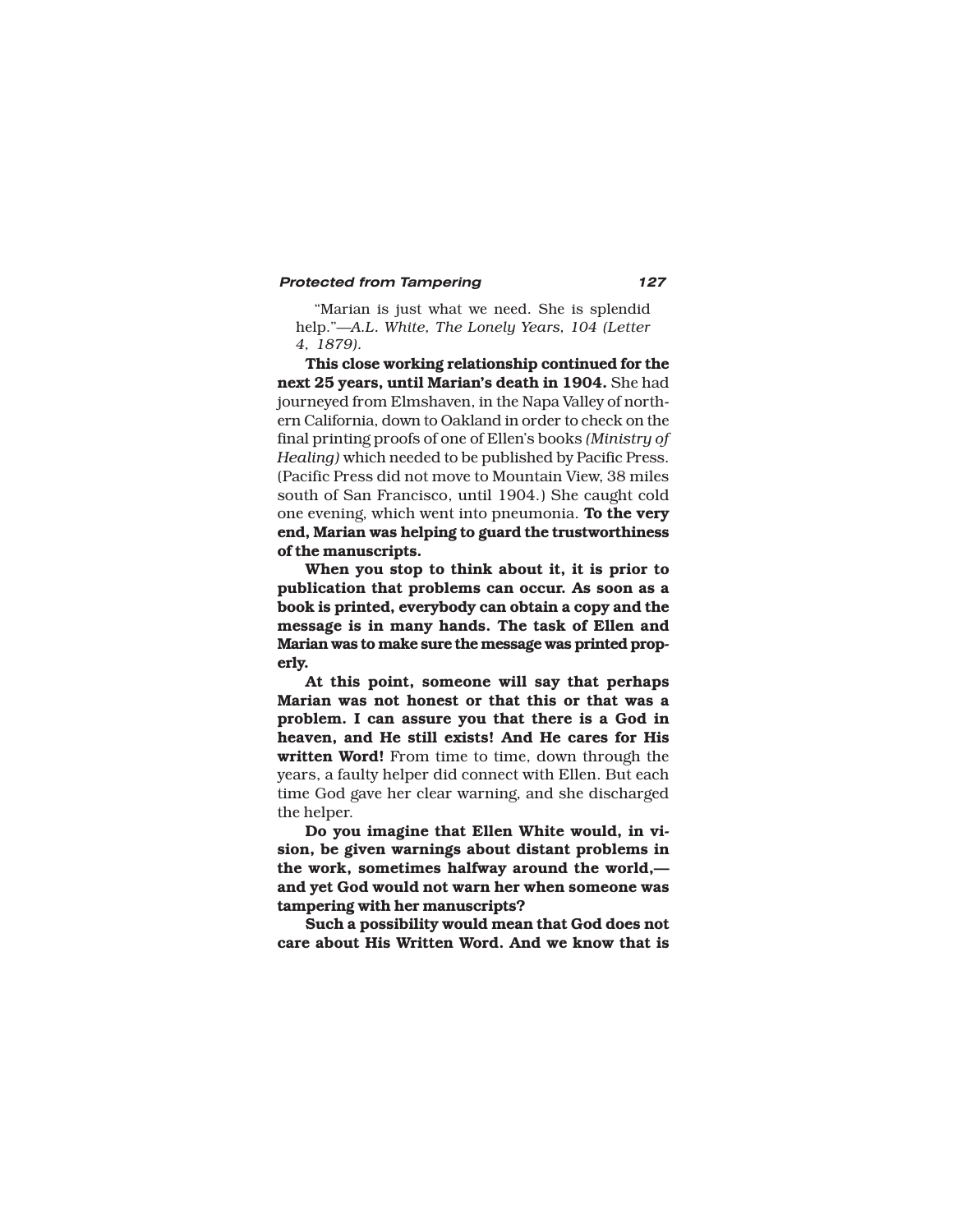"Marian is just what we need. She is splendid help."—*A.L. White, The Lonely Years, 104 (Letter 4, 1879).*

**This close working relationship continued for the next 25 years, until Marian's death in 1904.** She had journeyed from Elmshaven, in the Napa Valley of northern California, down to Oakland in order to check on the final printing proofs of one of Ellen's books *(Ministry of Healing)* which needed to be published by Pacific Press. (Pacific Press did not move to Mountain View, 38 miles south of San Francisco, until 1904.) She caught cold one evening, which went into pneumonia. **To the very end, Marian was helping to guard the trustworthiness of the manuscripts.**

**When you stop to think about it, it is prior to publication that problems can occur. As soon as a book is printed, everybody can obtain a copy and the message is in many hands. The task of Ellen and Marian was to make sure the message was printed properly.**

**At this point, someone will say that perhaps Marian was not honest or that this or that was a problem. I can assure you that there is a God in heaven, and He still exists! And He cares for His written Word!** From time to time, down through the years, a faulty helper did connect with Ellen. But each time God gave her clear warning, and she discharged the helper.

**Do you imagine that Ellen White would, in vision, be given warnings about distant problems in the work, sometimes halfway around the world,—and yet God would not warn her when someone was tampering with her manuscripts?**

**Such a possibility would mean that God does not care about His Written Word. And we know that is**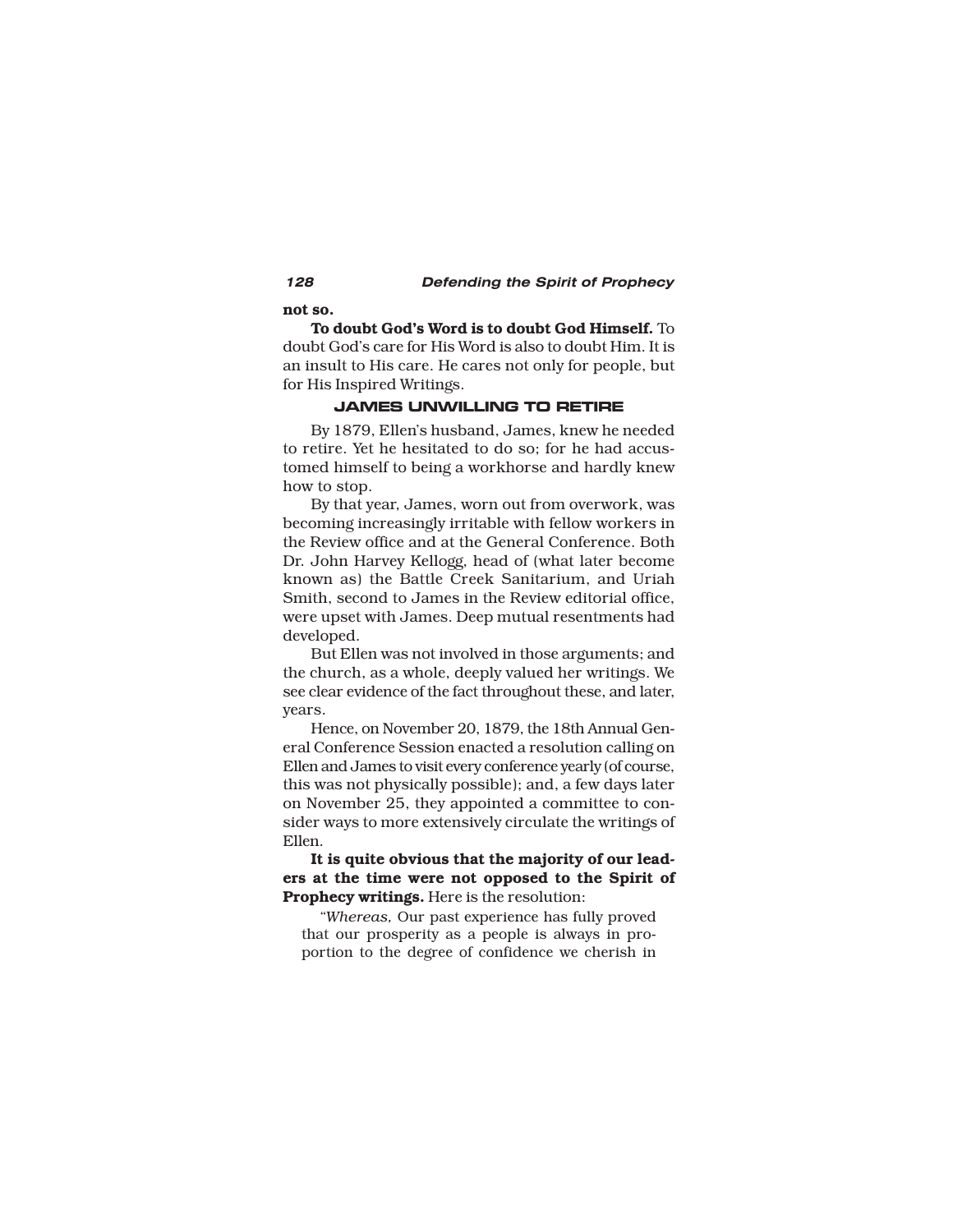**not so.**

**To doubt God's Word is to doubt God Himself.** To doubt God's care for His Word is also to doubt Him. It is an insult to His care. He cares not only for people, but for His Inspired Writings.

## JAMES UNWILLING TO RETIRE

By 1879, Ellen's husband, James, knew he needed to retire. Yet he hesitated to do so; for he had accustomed himself to being a workhorse and hardly knew how to stop.

By that year, James, worn out from overwork, was becoming increasingly irritable with fellow workers in the Review office and at the General Conference. Both Dr. John Harvey Kellogg, head of (what later become known as) the Battle Creek Sanitarium, and Uriah Smith, second to James in the Review editorial office, were upset with James. Deep mutual resentments had developed.

But Ellen was not involved in those arguments; and the church, as a whole, deeply valued her writings. We see clear evidence of the fact throughout these, and later, years.

Hence, on November 20, 1879, the 18th Annual General Conference Session enacted a resolution calling on Ellen and James to visit every conference yearly (of course, this was not physically possible); and, a few days later on November 25, they appointed a committee to consider ways to more extensively circulate the writings of Ellen.

**It is quite obvious that the majority of our leaders at the time were not opposed to the Spirit of Prophecy writings.** Here is the resolution:

> "*Whereas,* Our past experience has fully proved that our prosperity as a people is always in proportion to the degree of confidence we cherish in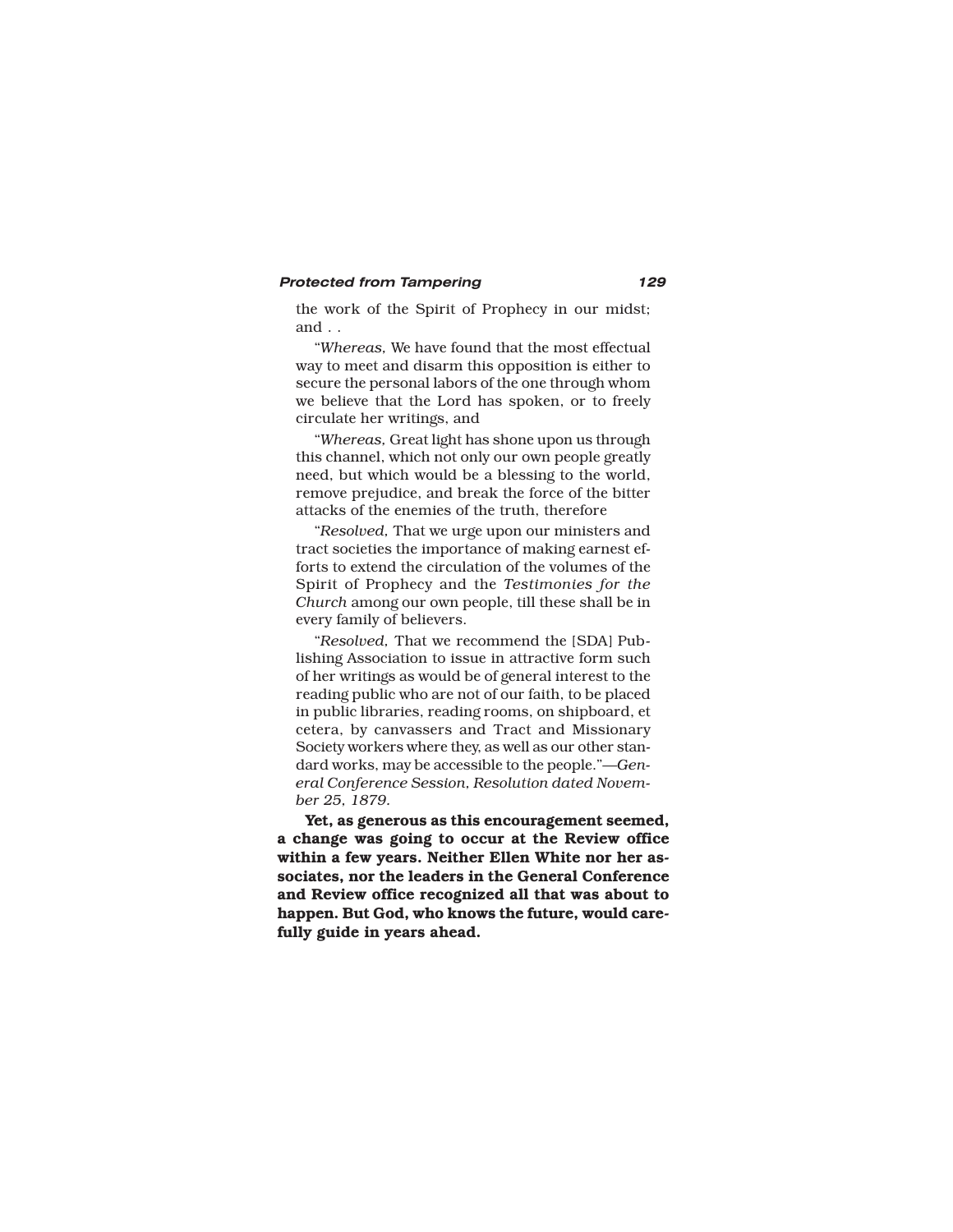the work of the Spirit of Prophecy in our midst; and . .

"*Whereas,* We have found that the most effectual way to meet and disarm this opposition is either to secure the personal labors of the one through whom we believe that the Lord has spoken, or to freely circulate her writings, and

"*Whereas,* Great light has shone upon us through this channel, which not only our own people greatly need, but which would be a blessing to the world, remove prejudice, and break the force of the bitter attacks of the enemies of the truth, therefore

"*Resolved,* That we urge upon our ministers and tract societies the importance of making earnest efforts to extend the circulation of the volumes of the Spirit of Prophecy and the *Testimonies for the Church* among our own people, till these shall be in every family of believers.

"*Resolved,* That we recommend the [SDA] Publishing Association to issue in attractive form such of her writings as would be of general interest to the reading public who are not of our faith, to be placed in public libraries, reading rooms, on shipboard, et cetera, by canvassers and Tract and Missionary Society workers where they, as well as our other standard works, may be accessible to the people."—*General Conference Session, Resolution dated November 25, 1879.*

**Yet, as generous as this encouragement seemed, a change was going to occur at the Review office within a few years. Neither Ellen White nor her associates, nor the leaders in the General Conference and Review office recognized all that was about to happen. But God, who knows the future, would carefully guide in years ahead.**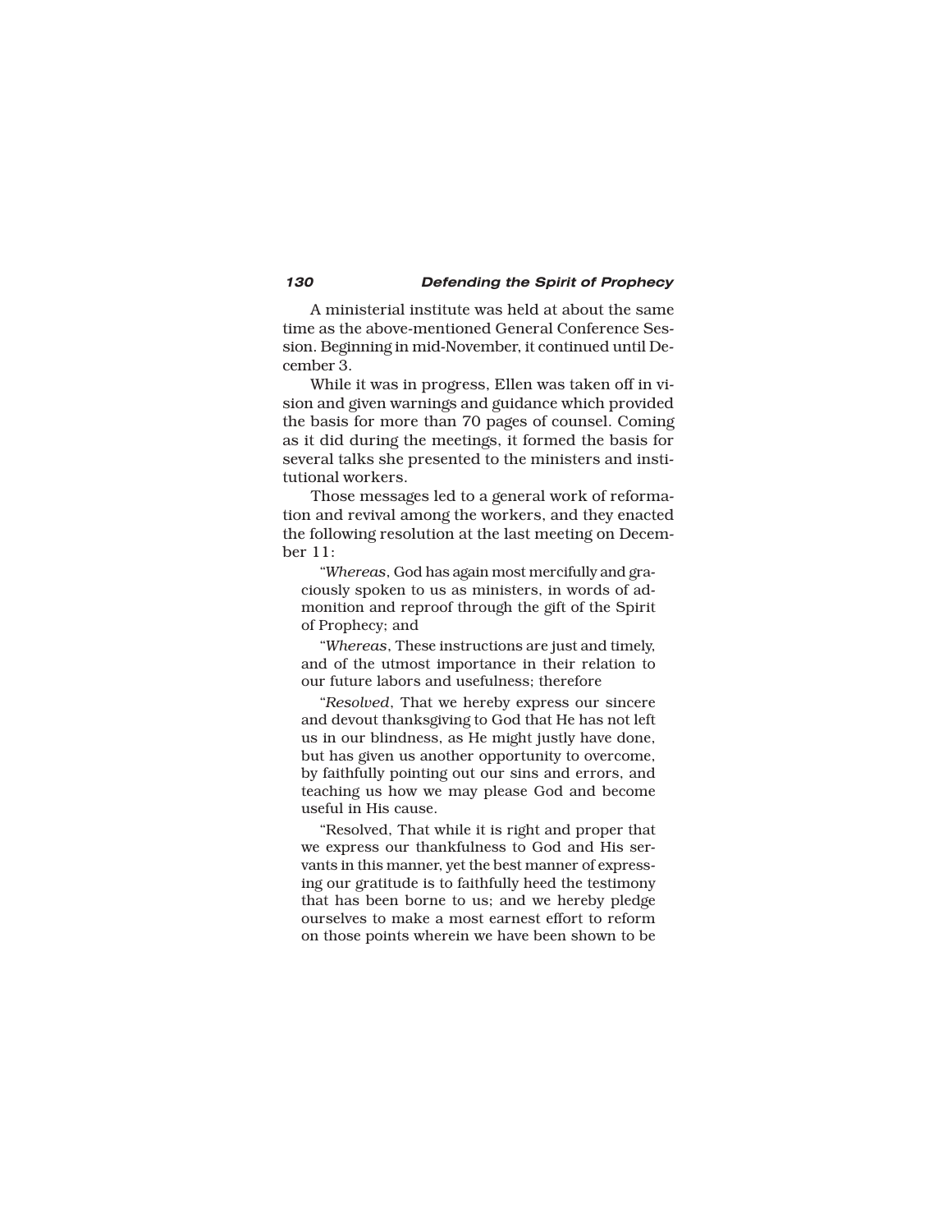A ministerial institute was held at about the same time as the above-mentioned General Conference Session. Beginning in mid-November, it continued until December 3.

While it was in progress, Ellen was taken off in vision and given warnings and guidance which provided the basis for more than 70 pages of counsel. Coming as it did during the meetings, it formed the basis for several talks she presented to the ministers and institutional workers.

Those messages led to a general work of reformation and revival among the workers, and they enacted the following resolution at the last meeting on December 11:

> "*Whereas*, God has again most mercifully and graciously spoken to us as ministers, in words of admonition and reproof through the gift of the Spirit of Prophecy; and
>
> "*Whereas*, These instructions are just and timely, and of the utmost importance in their relation to our future labors and usefulness; therefore
>
> "*Resolved*, That we hereby express our sincere and devout thanksgiving to God that He has not left us in our blindness, as He might justly have done, but has given us another opportunity to overcome, by faithfully pointing out our sins and errors, and teaching us how we may please God and become useful in His cause.
>
> "Resolved, That while it is right and proper that we express our thankfulness to God and His servants in this manner, yet the best manner of expressing our gratitude is to faithfully heed the testimony that has been borne to us; and we hereby pledge ourselves to make a most earnest effort to reform on those points wherein we have been shown to be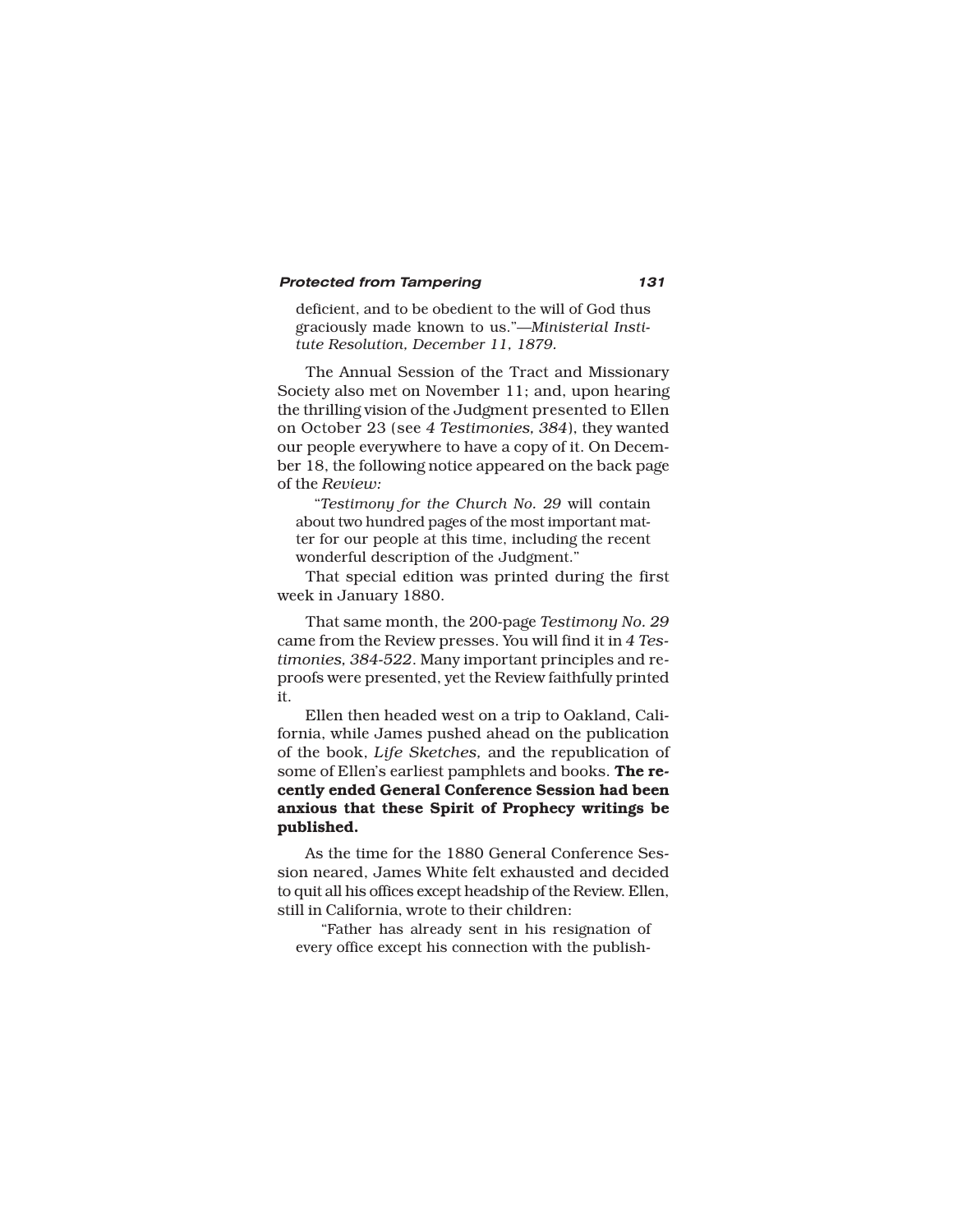deficient, and to be obedient to the will of God thus graciously made known to us."—*Ministerial Institute Resolution, December 11, 1879.*

The Annual Session of the Tract and Missionary Society also met on November 11; and, upon hearing the thrilling vision of the Judgment presented to Ellen on October 23 (see *4 Testimonies, 384*), they wanted our people everywhere to have a copy of it. On December 18, the following notice appeared on the back page of the *Review:*

> "*Testimony for the Church No. 29* will contain about two hundred pages of the most important matter for our people at this time, including the recent wonderful description of the Judgment."

That special edition was printed during the first week in January 1880.

That same month, the 200-page *Testimony No. 29* came from the Review presses. You will find it in *4 Testimonies, 384-522*. Many important principles and reproofs were presented, yet the Review faithfully printed it.

Ellen then headed west on a trip to Oakland, California, while James pushed ahead on the publication of the book, *Life Sketches,* and the republication of some of Ellen's earliest pamphlets and books. **The recently ended General Conference Session had been anxious that these Spirit of Prophecy writings be published.**

As the time for the 1880 General Conference Session neared, James White felt exhausted and decided to quit all his offices except headship of the Review. Ellen, still in California, wrote to their children:

> "Father has already sent in his resignation of every office except his connection with the publish-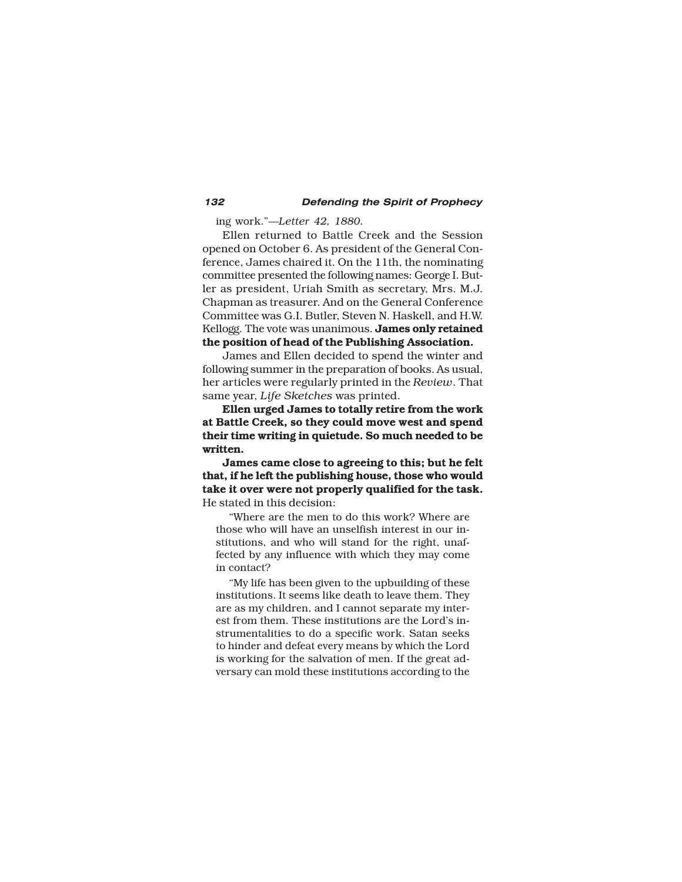ing work."—*Letter 42, 1880.*

Ellen returned to Battle Creek and the Session opened on October 6. As president of the General Conference, James chaired it. On the 11th, the nominating committee presented the following names: George I. Butler as president, Uriah Smith as secretary, Mrs. M.J. Chapman as treasurer. And on the General Conference Committee was G.I. Butler, Steven N. Haskell, and H.W. Kellogg. The vote was unanimous. **James only retained the position of head of the Publishing Association.**

James and Ellen decided to spend the winter and following summer in the preparation of books. As usual, her articles were regularly printed in the *Review*. That same year, *Life Sketches* was printed.

**Ellen urged James to totally retire from the work at Battle Creek, so they could move west and spend their time writing in quietude. So much needed to be written.**

**James came close to agreeing to this; but he felt that, if he left the publishing house, those who would take it over were not properly qualified for the task.** He stated in this decision:

> "Where are the men to do this work? Where are those who will have an unselfish interest in our institutions, and who will stand for the right, unaffected by any influence with which they may come in contact?
>
> "My life has been given to the upbuilding of these institutions. It seems like death to leave them. They are as my children, and I cannot separate my interest from them. These institutions are the Lord's instrumentalities to do a specific work. Satan seeks to hinder and defeat every means by which the Lord is working for the salvation of men. If the great adversary can mold these institutions according to the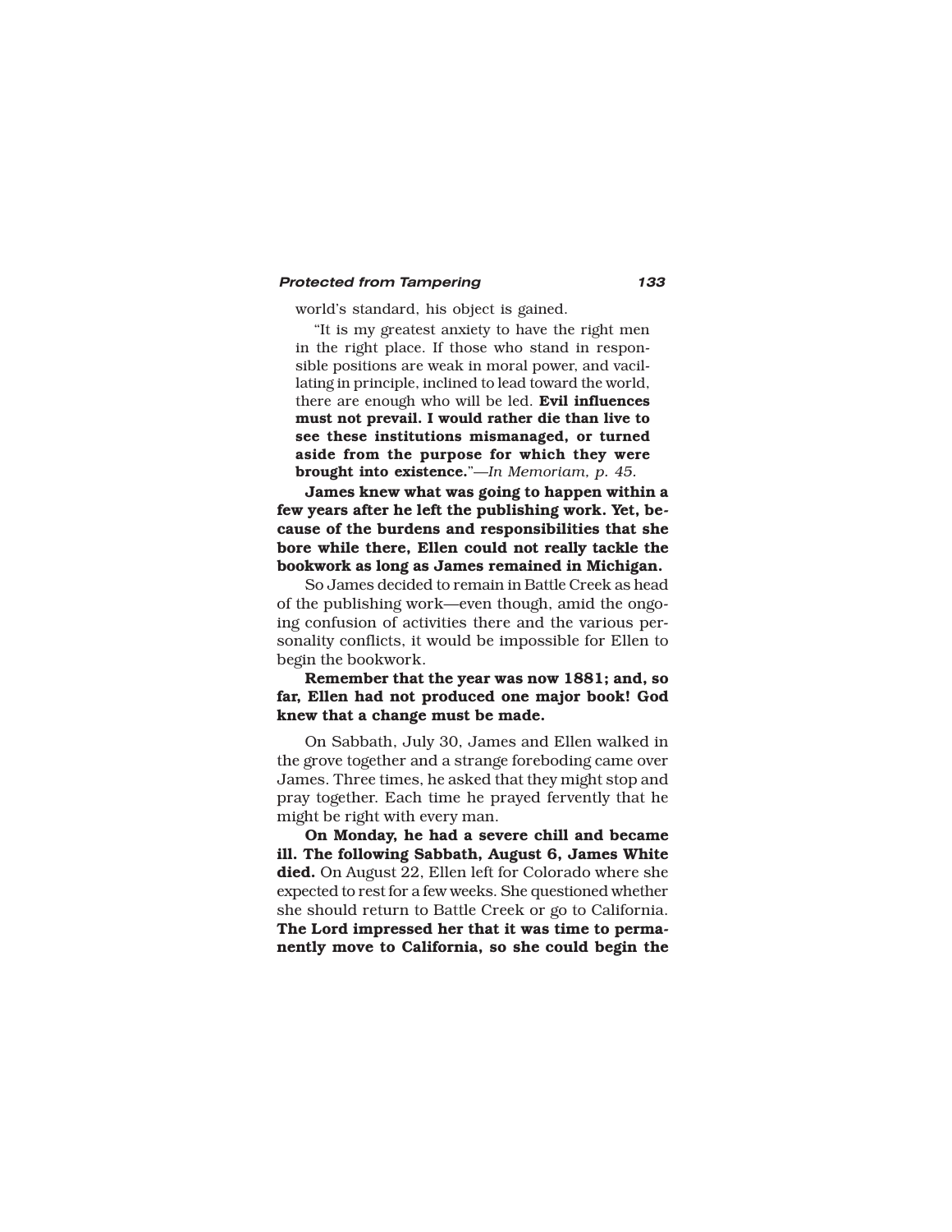world's standard, his object is gained.

"It is my greatest anxiety to have the right men in the right place. If those who stand in responsible positions are weak in moral power, and vacillating in principle, inclined to lead toward the world, there are enough who will be led. **Evil influences must not prevail. I would rather die than live to see these institutions mismanaged, or turned aside from the purpose for which they were brought into existence.**"—*In Memoriam, p. 45.*

**James knew what was going to happen within a few years after he left the publishing work. Yet, because of the burdens and responsibilities that she bore while there, Ellen could not really tackle the bookwork as long as James remained in Michigan.**

So James decided to remain in Battle Creek as head of the publishing work—even though, amid the ongoing confusion of activities there and the various personality conflicts, it would be impossible for Ellen to begin the bookwork.

**Remember that the year was now 1881; and, so far, Ellen had not produced one major book! God knew that a change must be made.**

On Sabbath, July 30, James and Ellen walked in the grove together and a strange foreboding came over James. Three times, he asked that they might stop and pray together. Each time he prayed fervently that he might be right with every man.

**On Monday, he had a severe chill and became ill. The following Sabbath, August 6, James White died.** On August 22, Ellen left for Colorado where she expected to rest for a few weeks. She questioned whether she should return to Battle Creek or go to California. **The Lord impressed her that it was time to permanently move to California, so she could begin the**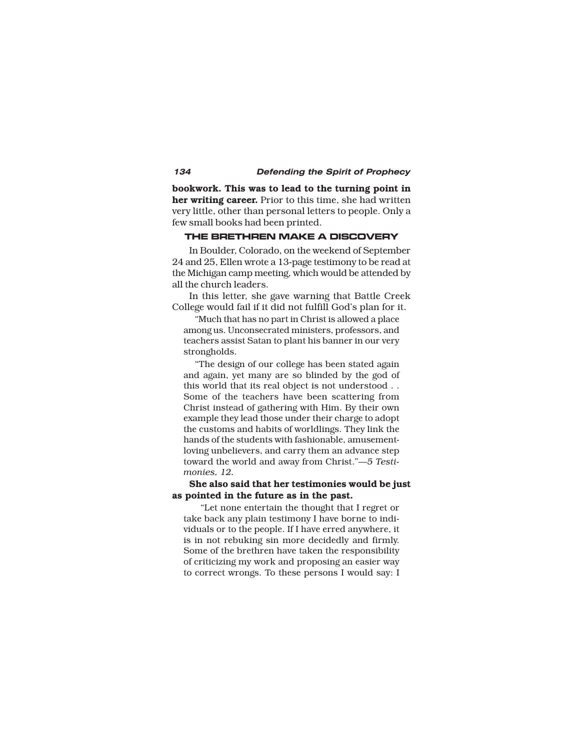**bookwork. This was to lead to the turning point in her writing career.** Prior to this time, she had written very little, other than personal letters to people. Only a few small books had been printed.

### THE BRETHREN MAKE A DISCOVERY

In Boulder, Colorado, on the weekend of September 24 and 25, Ellen wrote a 13-page testimony to be read at the Michigan camp meeting, which would be attended by all the church leaders.

In this letter, she gave warning that Battle Creek College would fail if it did not fulfill God's plan for it.

> "Much that has no part in Christ is allowed a place among us. Unconsecrated ministers, professors, and teachers assist Satan to plant his banner in our very strongholds.
>
> "The design of our college has been stated again and again, yet many are so blinded by the god of this world that its real object is not understood . . Some of the teachers have been scattering from Christ instead of gathering with Him. By their own example they lead those under their charge to adopt the customs and habits of worldlings. They link the hands of the students with fashionable, amusement-loving unbelievers, and carry them an advance step toward the world and away from Christ."—*5 Testimonies, 12.*

**She also said that her testimonies would be just as pointed in the future as in the past.**

> "Let none entertain the thought that I regret or take back any plain testimony I have borne to individuals or to the people. If I have erred anywhere, it is in not rebuking sin more decidedly and firmly. Some of the brethren have taken the responsibility of criticizing my work and proposing an easier way to correct wrongs. To these persons I would say: I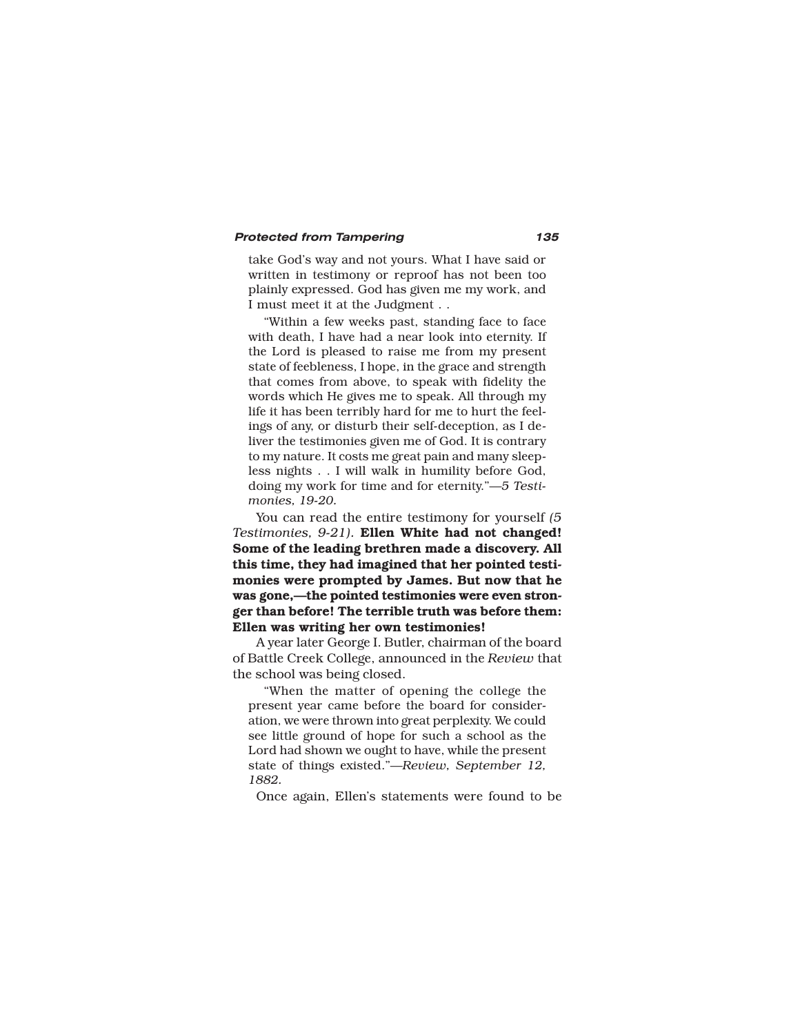take God's way and not yours. What I have said or written in testimony or reproof has not been too plainly expressed. God has given me my work, and I must meet it at the Judgment . .

"Within a few weeks past, standing face to face with death, I have had a near look into eternity. If the Lord is pleased to raise me from my present state of feebleness, I hope, in the grace and strength that comes from above, to speak with fidelity the words which He gives me to speak. All through my life it has been terribly hard for me to hurt the feelings of any, or disturb their self-deception, as I deliver the testimonies given me of God. It is contrary to my nature. It costs me great pain and many sleepless nights . . I will walk in humility before God, doing my work for time and for eternity."—*5 Testimonies, 19-20.*

You can read the entire testimony for yourself *(5 Testimonies, 9-21).* **Ellen White had not changed! Some of the leading brethren made a discovery. All this time, they had imagined that her pointed testimonies were prompted by James. But now that he was gone,—the pointed testimonies were even stronger than before! The terrible truth was before them: Ellen was writing her own testimonies!**

A year later George I. Butler, chairman of the board of Battle Creek College, announced in the *Review* that the school was being closed.

"When the matter of opening the college the present year came before the board for consideration, we were thrown into great perplexity. We could see little ground of hope for such a school as the Lord had shown we ought to have, while the present state of things existed."—*Review, September 12, 1882.*

Once again, Ellen's statements were found to be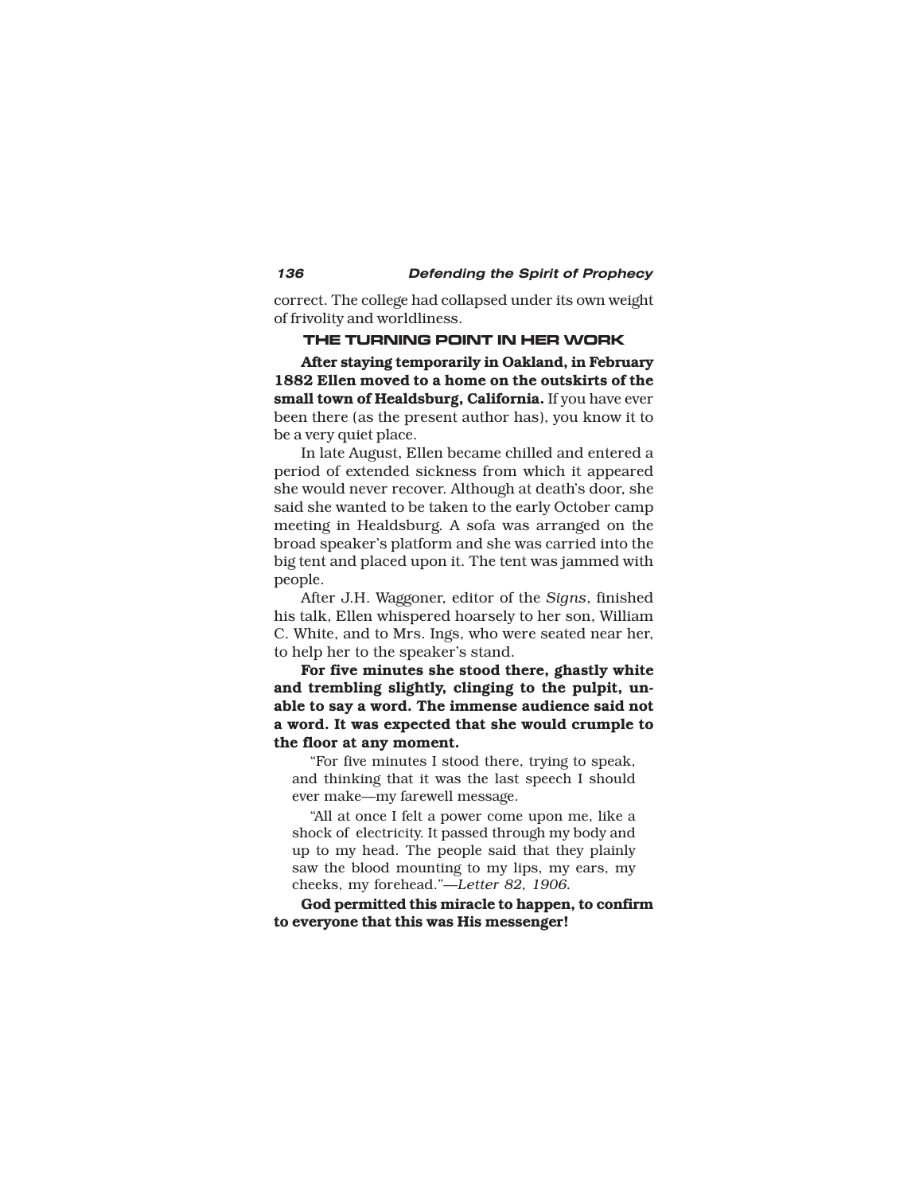correct. The college had collapsed under its own weight of frivolity and worldliness.

### THE TURNING POINT IN HER WORK

**After staying temporarily in Oakland, in February 1882 Ellen moved to a home on the outskirts of the small town of Healdsburg, California.** If you have ever been there (as the present author has), you know it to be a very quiet place.

In late August, Ellen became chilled and entered a period of extended sickness from which it appeared she would never recover. Although at death's door, she said she wanted to be taken to the early October camp meeting in Healdsburg. A sofa was arranged on the broad speaker's platform and she was carried into the big tent and placed upon it. The tent was jammed with people.

After J.H. Waggoner, editor of the *Signs*, finished his talk, Ellen whispered hoarsely to her son, William C. White, and to Mrs. Ings, who were seated near her, to help her to the speaker's stand.

**For five minutes she stood there, ghastly white and trembling slightly, clinging to the pulpit, unable to say a word. The immense audience said not a word. It was expected that she would crumple to the floor at any moment.**

> "For five minutes I stood there, trying to speak, and thinking that it was the last speech I should ever make—my farewell message.
>
> "All at once I felt a power come upon me, like a shock of electricity. It passed through my body and up to my head. The people said that they plainly saw the blood mounting to my lips, my ears, my cheeks, my forehead."—*Letter 82, 1906.*

**God permitted this miracle to happen, to confirm to everyone that this was His messenger!**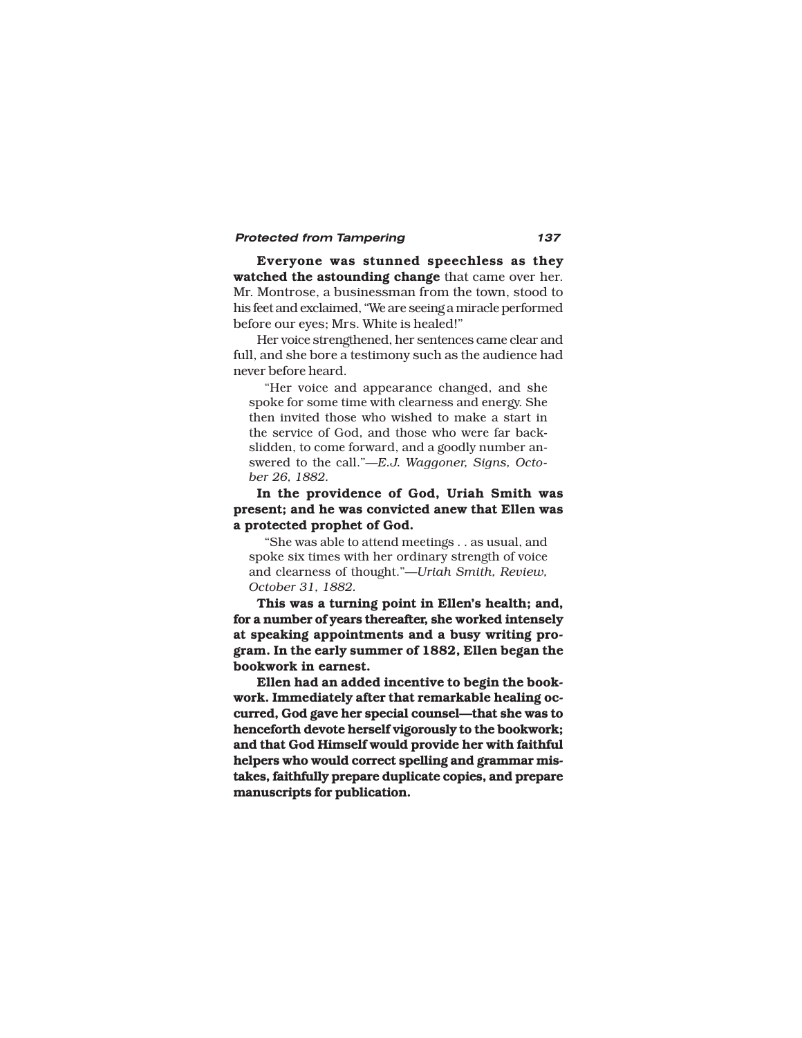**Everyone was stunned speechless as they watched the astounding change** that came over her. Mr. Montrose, a businessman from the town, stood to his feet and exclaimed, "We are seeing a miracle performed before our eyes; Mrs. White is healed!"

Her voice strengthened, her sentences came clear and full, and she bore a testimony such as the audience had never before heard.

> "Her voice and appearance changed, and she spoke for some time with clearness and energy. She then invited those who wished to make a start in the service of God, and those who were far backslidden, to come forward, and a goodly number answered to the call."—*E.J. Waggoner, Signs, October 26, 1882.*

**In the providence of God, Uriah Smith was present; and he was convicted anew that Ellen was a protected prophet of God.**

> "She was able to attend meetings . . as usual, and spoke six times with her ordinary strength of voice and clearness of thought."—*Uriah Smith, Review, October 31, 1882.*

**This was a turning point in Ellen's health; and, for a number of years thereafter, she worked intensely at speaking appointments and a busy writing program. In the early summer of 1882, Ellen began the bookwork in earnest.**

**Ellen had an added incentive to begin the bookwork. Immediately after that remarkable healing occurred, God gave her special counsel—that she was to henceforth devote herself vigorously to the bookwork; and that God Himself would provide her with faithful helpers who would correct spelling and grammar mistakes, faithfully prepare duplicate copies, and prepare manuscripts for publication.**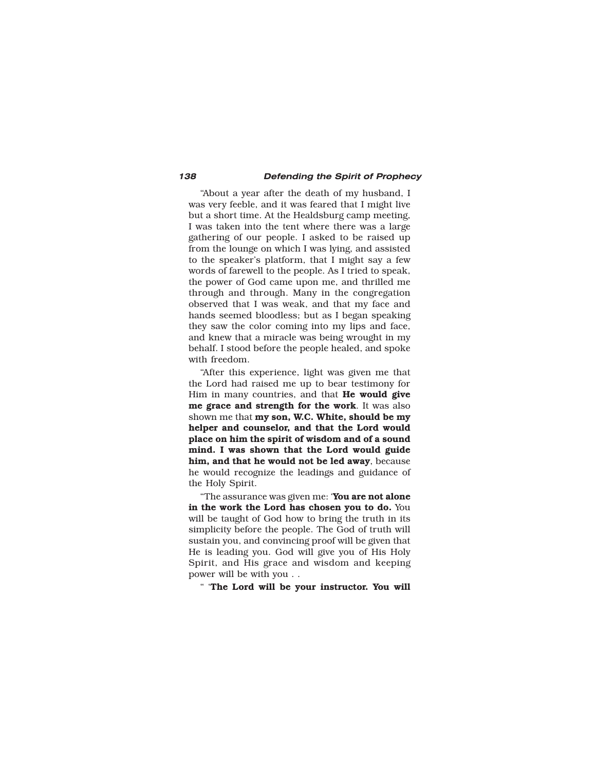"About a year after the death of my husband, I was very feeble, and it was feared that I might live but a short time. At the Healdsburg camp meeting, I was taken into the tent where there was a large gathering of our people. I asked to be raised up from the lounge on which I was lying, and assisted to the speaker's platform, that I might say a few words of farewell to the people. As I tried to speak, the power of God came upon me, and thrilled me through and through. Many in the congregation observed that I was weak, and that my face and hands seemed bloodless; but as I began speaking they saw the color coming into my lips and face, and knew that a miracle was being wrought in my behalf. I stood before the people healed, and spoke with freedom.

"After this experience, light was given me that the Lord had raised me up to bear testimony for Him in many countries, and that **He would give me grace and strength for the work**. It was also shown me that **my son, W.C. White, should be my helper and counselor, and that the Lord would place on him the spirit of wisdom and of a sound mind. I was shown that the Lord would guide him, and that he would not be led away**, because he would recognize the leadings and guidance of the Holy Spirit.

"The assurance was given me: '**You are not alone in the work the Lord has chosen you to do.** You will be taught of God how to bring the truth in its simplicity before the people. The God of truth will sustain you, and convincing proof will be given that He is leading you. God will give you of His Holy Spirit, and His grace and wisdom and keeping power will be with you . .

" '**The Lord will be your instructor. You will**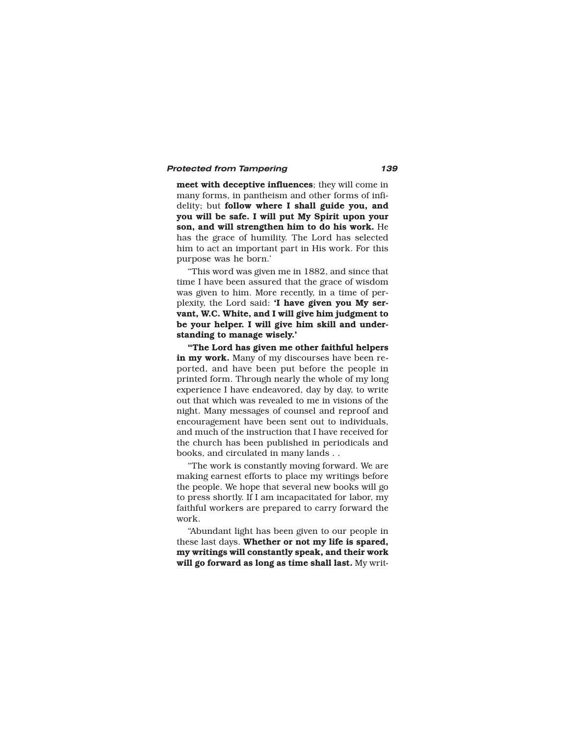**meet with deceptive influences**; they will come in many forms, in pantheism and other forms of infidelity; but **follow where I shall guide you, and you will be safe. I will put My Spirit upon your son, and will strengthen him to do his work.** He has the grace of humility. The Lord has selected him to act an important part in His work. For this purpose was he born.'

"This word was given me in 1882, and since that time I have been assured that the grace of wisdom was given to him. More recently, in a time of perplexity, the Lord said: **'I have given you My servant, W.C. White, and I will give him judgment to be your helper. I will give him skill and understanding to manage wisely.'**

**"The Lord has given me other faithful helpers in my work.** Many of my discourses have been reported, and have been put before the people in printed form. Through nearly the whole of my long experience I have endeavored, day by day, to write out that which was revealed to me in visions of the night. Many messages of counsel and reproof and encouragement have been sent out to individuals, and much of the instruction that I have received for the church has been published in periodicals and books, and circulated in many lands . .

"The work is constantly moving forward. We are making earnest efforts to place my writings before the people. We hope that several new books will go to press shortly. If I am incapacitated for labor, my faithful workers are prepared to carry forward the work.

"Abundant light has been given to our people in these last days. **Whether or not my life is spared, my writings will constantly speak, and their work will go forward as long as time shall last.** My writ-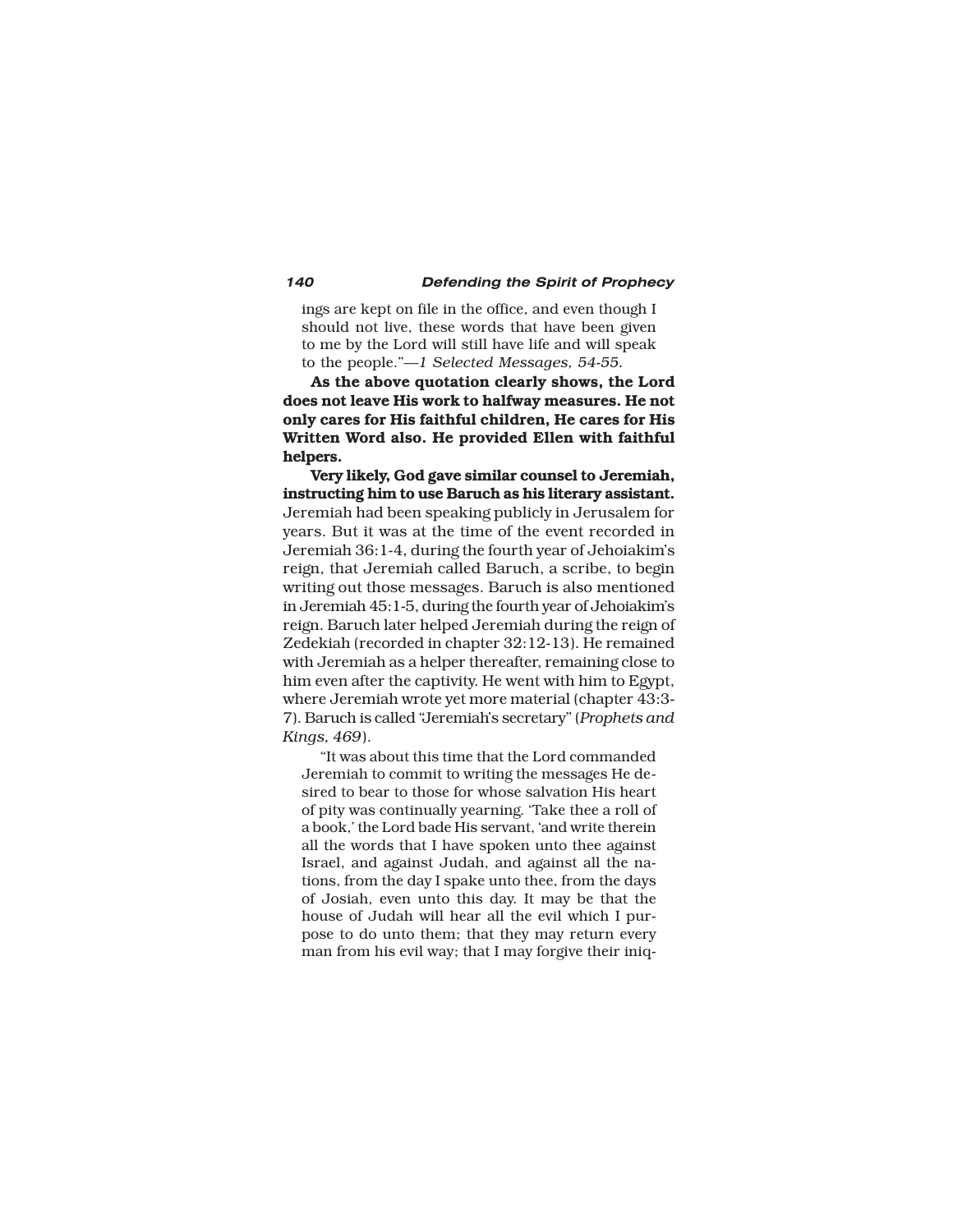ings are kept on file in the office, and even though I should not live, these words that have been given to me by the Lord will still have life and will speak to the people."—*1 Selected Messages, 54-55.*

**As the above quotation clearly shows, the Lord does not leave His work to halfway measures. He not only cares for His faithful children, He cares for His Written Word also. He provided Ellen with faithful helpers.**

**Very likely, God gave similar counsel to Jeremiah, instructing him to use Baruch as his literary assistant.** Jeremiah had been speaking publicly in Jerusalem for years. But it was at the time of the event recorded in Jeremiah 36:1-4, during the fourth year of Jehoiakim's reign, that Jeremiah called Baruch, a scribe, to begin writing out those messages. Baruch is also mentioned in Jeremiah 45:1-5, during the fourth year of Jehoiakim's reign. Baruch later helped Jeremiah during the reign of Zedekiah (recorded in chapter 32:12-13). He remained with Jeremiah as a helper thereafter, remaining close to him even after the captivity. He went with him to Egypt, where Jeremiah wrote yet more material (chapter 43:3-7). Baruch is called "Jeremiah's secretary" (*Prophets and Kings, 469*).

"It was about this time that the Lord commanded Jeremiah to commit to writing the messages He desired to bear to those for whose salvation His heart of pity was continually yearning. 'Take thee a roll of a book,' the Lord bade His servant, 'and write therein all the words that I have spoken unto thee against Israel, and against Judah, and against all the nations, from the day I spake unto thee, from the days of Josiah, even unto this day. It may be that the house of Judah will hear all the evil which I purpose to do unto them; that they may return every man from his evil way; that I may forgive their iniq-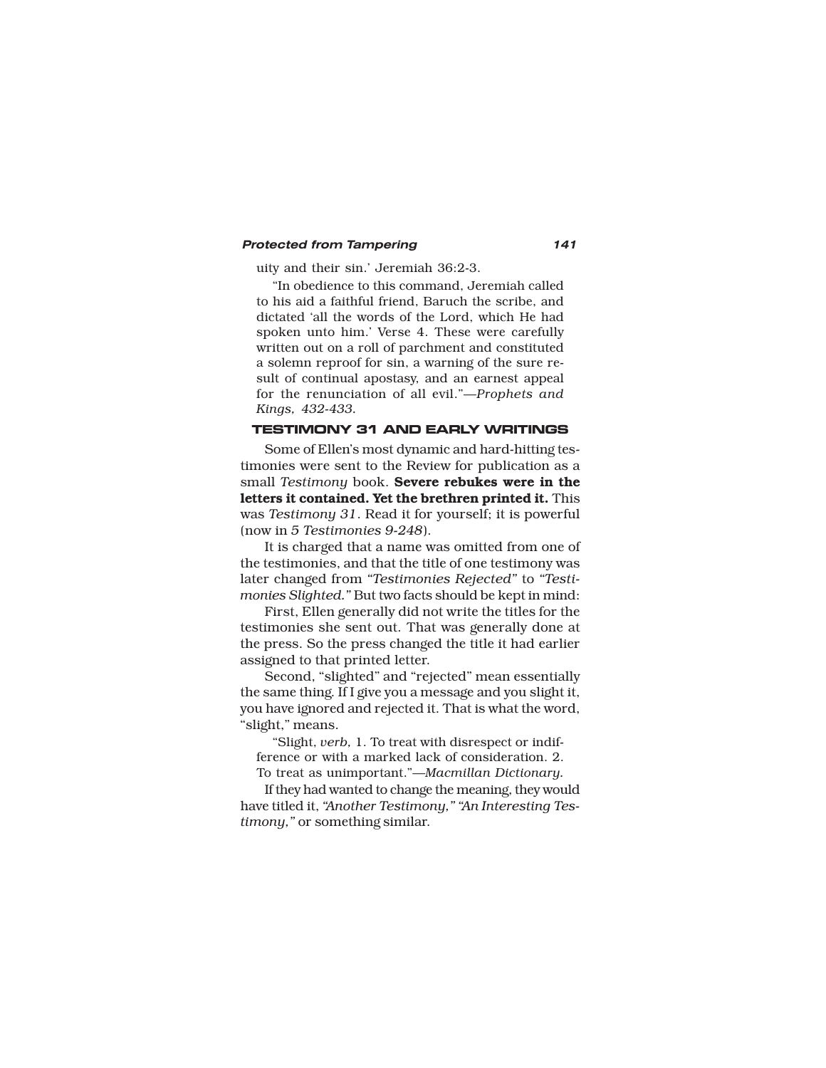uity and their sin.' Jeremiah 36:2-3.

"In obedience to this command, Jeremiah called to his aid a faithful friend, Baruch the scribe, and dictated 'all the words of the Lord, which He had spoken unto him.' Verse 4. These were carefully written out on a roll of parchment and constituted a solemn reproof for sin, a warning of the sure result of continual apostasy, and an earnest appeal for the renunciation of all evil."—*Prophets and Kings, 432-433.*

## TESTIMONY 31 AND EARLY WRITINGS

Some of Ellen's most dynamic and hard-hitting testimonies were sent to the Review for publication as a small *Testimony* book. **Severe rebukes were in the letters it contained. Yet the brethren printed it.** This was *Testimony 31*. Read it for yourself; it is powerful (now in *5 Testimonies 9-248*).

It is charged that a name was omitted from one of the testimonies, and that the title of one testimony was later changed from *"Testimonies Rejected"* to *"Testimonies Slighted."* But two facts should be kept in mind:

First, Ellen generally did not write the titles for the testimonies she sent out. That was generally done at the press. So the press changed the title it had earlier assigned to that printed letter.

Second, "slighted" and "rejected" mean essentially the same thing. If I give you a message and you slight it, you have ignored and rejected it. That is what the word, "slight," means.

> "Slight, *verb,* 1. To treat with disrespect or indifference or with a marked lack of consideration. 2. To treat as unimportant."—*Macmillan Dictionary.*

If they had wanted to change the meaning, they would have titled it, *"Another Testimony," "An Interesting Testimony,"* or something similar.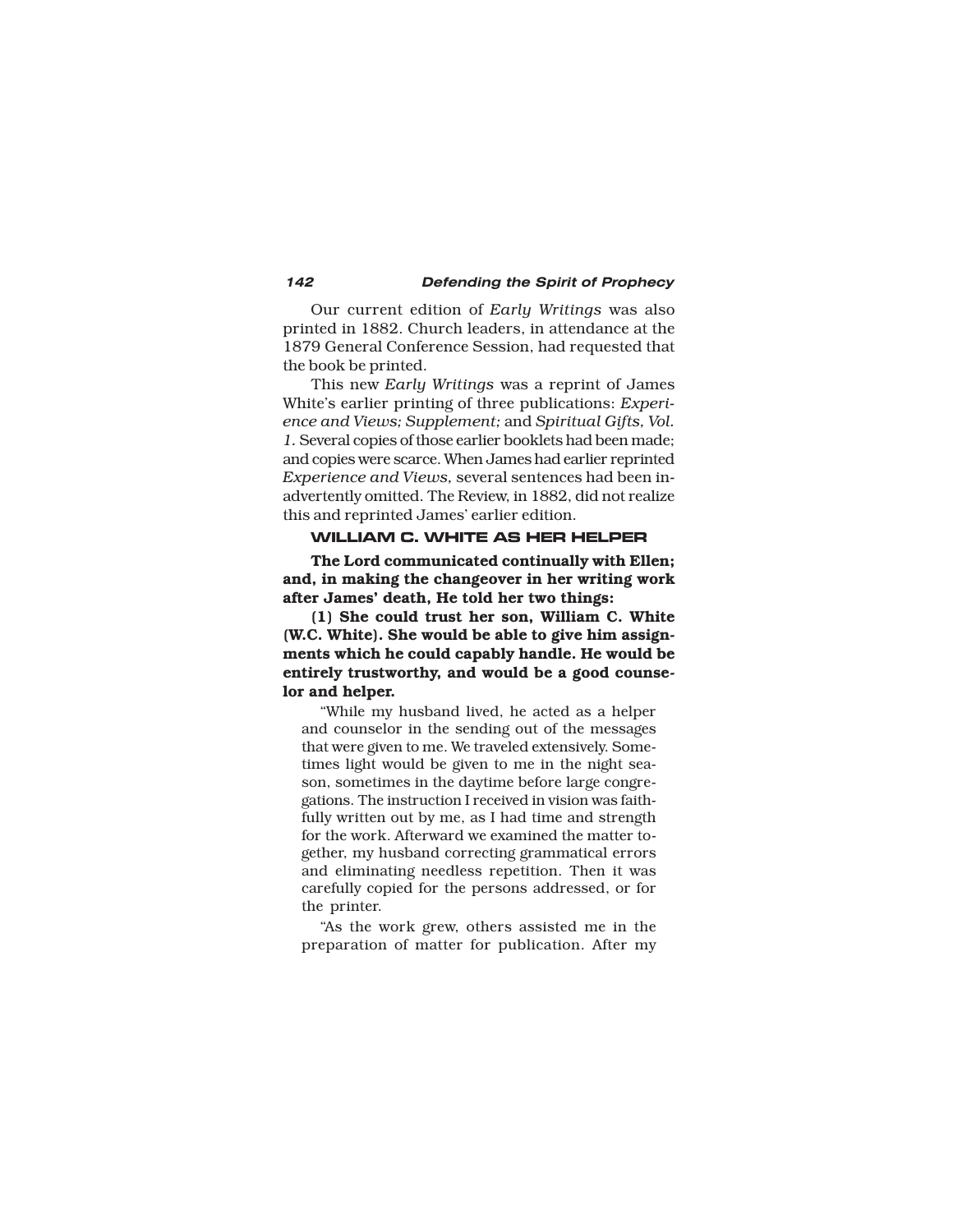Our current edition of *Early Writings* was also printed in 1882. Church leaders, in attendance at the 1879 General Conference Session, had requested that the book be printed.

This new *Early Writings* was a reprint of James White's earlier printing of three publications: *Experience and Views; Supplement;* and *Spiritual Gifts, Vol. 1.* Several copies of those earlier booklets had been made; and copies were scarce. When James had earlier reprinted *Experience and Views,* several sentences had been inadvertently omitted. The Review, in 1882, did not realize this and reprinted James' earlier edition.

### WILLIAM C. WHITE AS HER HELPER

**The Lord communicated continually with Ellen; and, in making the changeover in her writing work after James' death, He told her two things:**

**(1) She could trust her son, William C. White (W.C. White). She would be able to give him assignments which he could capably handle. He would be entirely trustworthy, and would be a good counselor and helper.**

> "While my husband lived, he acted as a helper and counselor in the sending out of the messages that were given to me. We traveled extensively. Sometimes light would be given to me in the night season, sometimes in the daytime before large congregations. The instruction I received in vision was faithfully written out by me, as I had time and strength for the work. Afterward we examined the matter together, my husband correcting grammatical errors and eliminating needless repetition. Then it was carefully copied for the persons addressed, or for the printer.
>
> "As the work grew, others assisted me in the preparation of matter for publication. After my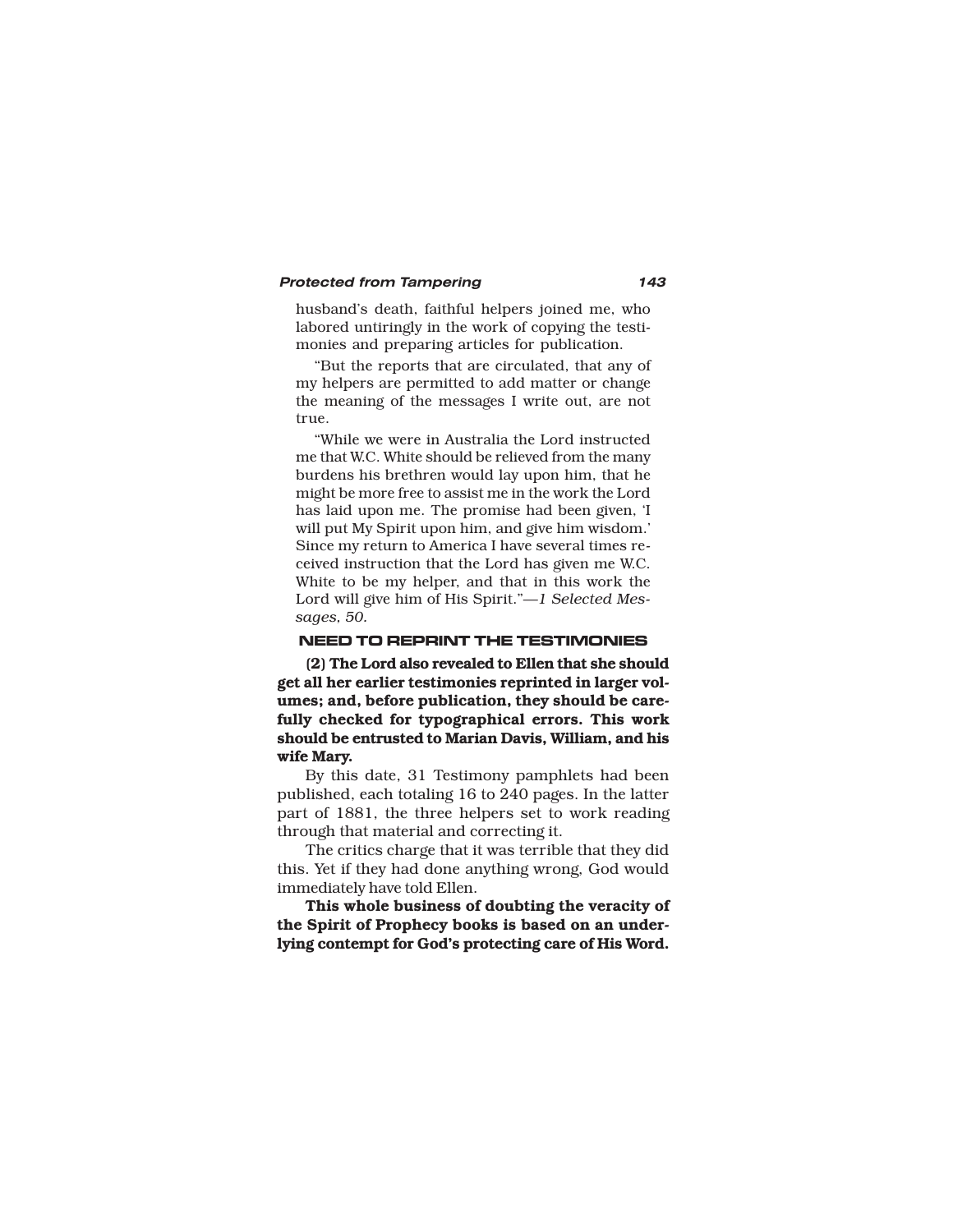husband's death, faithful helpers joined me, who labored untiringly in the work of copying the testimonies and preparing articles for publication.

"But the reports that are circulated, that any of my helpers are permitted to add matter or change the meaning of the messages I write out, are not true.

"While we were in Australia the Lord instructed me that W.C. White should be relieved from the many burdens his brethren would lay upon him, that he might be more free to assist me in the work the Lord has laid upon me. The promise had been given, 'I will put My Spirit upon him, and give him wisdom.' Since my return to America I have several times received instruction that the Lord has given me W.C. White to be my helper, and that in this work the Lord will give him of His Spirit."—*1 Selected Messages, 50.*

### NEED TO REPRINT THE TESTIMONIES

**(2) The Lord also revealed to Ellen that she should get all her earlier testimonies reprinted in larger volumes; and, before publication, they should be carefully checked for typographical errors. This work should be entrusted to Marian Davis, William, and his wife Mary.**

By this date, 31 Testimony pamphlets had been published, each totaling 16 to 240 pages. In the latter part of 1881, the three helpers set to work reading through that material and correcting it.

The critics charge that it was terrible that they did this. Yet if they had done anything wrong, God would immediately have told Ellen.

**This whole business of doubting the veracity of the Spirit of Prophecy books is based on an underlying contempt for God's protecting care of His Word.**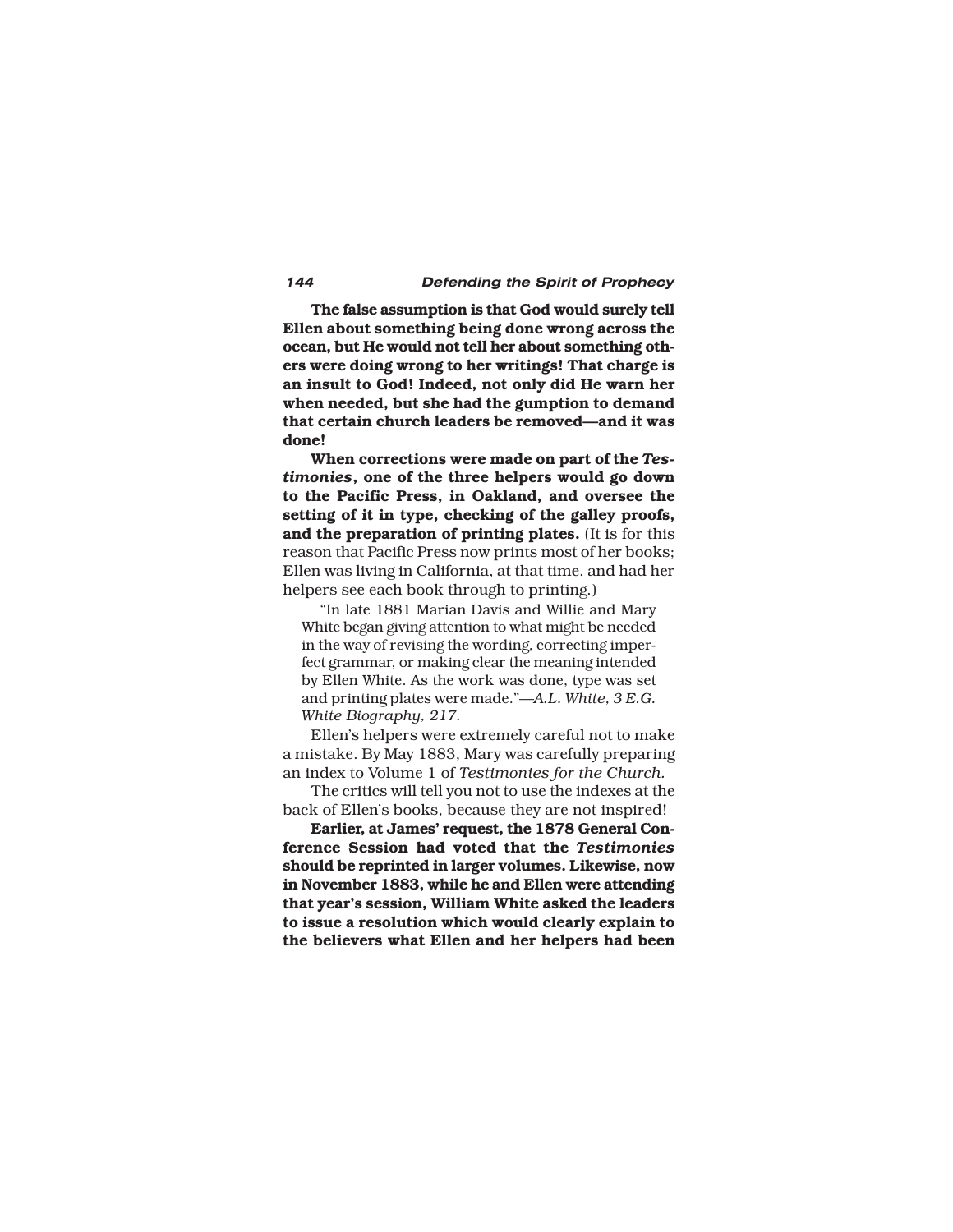**The false assumption is that God would surely tell Ellen about something being done wrong across the ocean, but He would not tell her about something others were doing wrong to her writings! That charge is an insult to God! Indeed, not only did He warn her when needed, but she had the gumption to demand that certain church leaders be removed—and it was done!**

**When corrections were made on part of the *Testimonies*, one of the three helpers would go down to the Pacific Press, in Oakland, and oversee the setting of it in type, checking of the galley proofs, and the preparation of printing plates.** (It is for this reason that Pacific Press now prints most of her books; Ellen was living in California, at that time, and had her helpers see each book through to printing.)

> "In late 1881 Marian Davis and Willie and Mary White began giving attention to what might be needed in the way of revising the wording, correcting imperfect grammar, or making clear the meaning intended by Ellen White. As the work was done, type was set and printing plates were made."—*A.L. White, 3 E.G. White Biography, 217.*

Ellen's helpers were extremely careful not to make a mistake. By May 1883, Mary was carefully preparing an index to Volume 1 of *Testimonies for the Church.*

The critics will tell you not to use the indexes at the back of Ellen's books, because they are not inspired!

**Earlier, at James' request, the 1878 General Conference Session had voted that the *Testimonies* should be reprinted in larger volumes. Likewise, now in November 1883, while he and Ellen were attending that year's session, William White asked the leaders to issue a resolution which would clearly explain to the believers what Ellen and her helpers had been**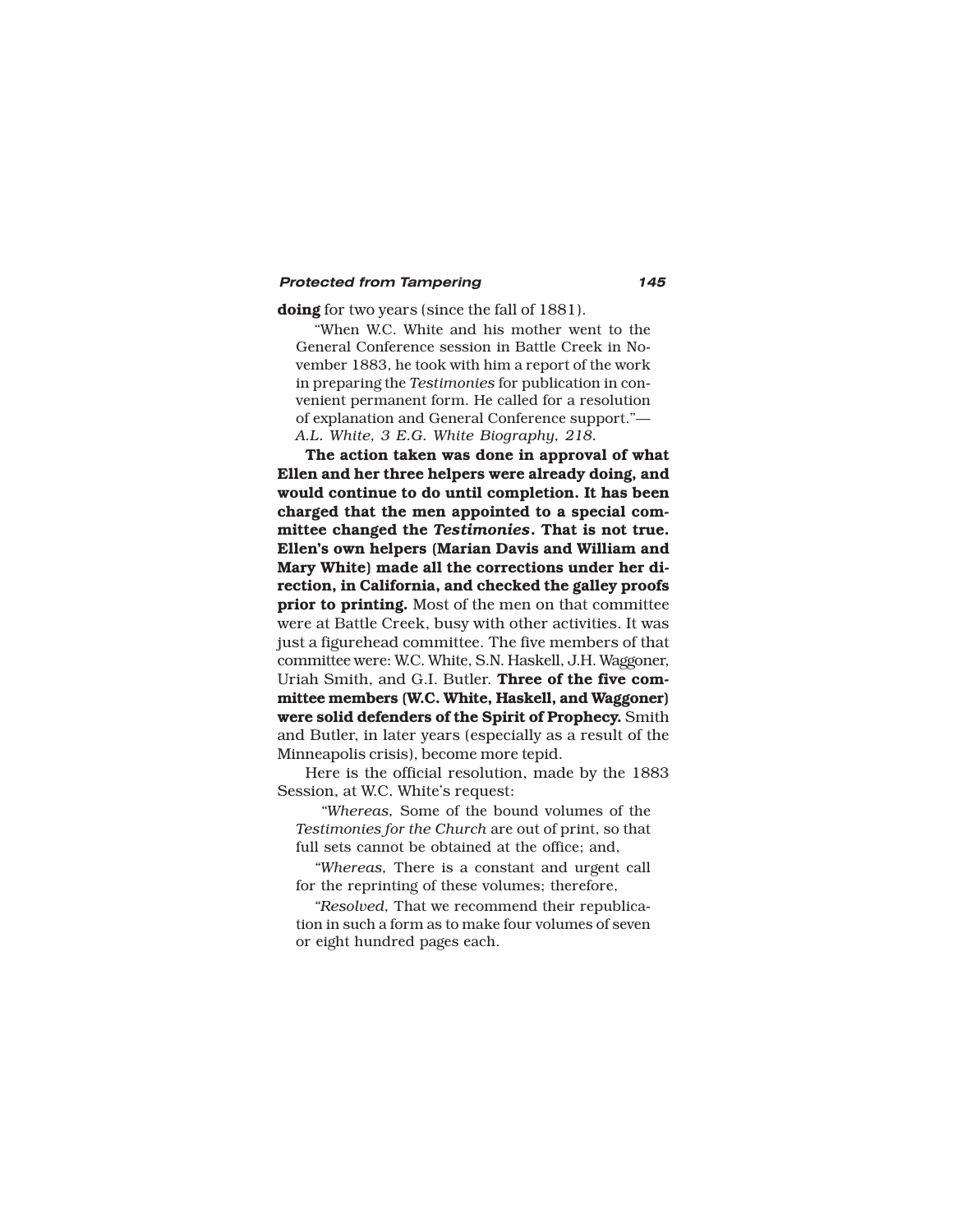**doing** for two years (since the fall of 1881).

> "When W.C. White and his mother went to the General Conference session in Battle Creek in November 1883, he took with him a report of the work in preparing the *Testimonies* for publication in convenient permanent form. He called for a resolution of explanation and General Conference support."—*A.L. White, 3 E.G. White Biography, 218.*

**The action taken was done in approval of what Ellen and her three helpers were already doing, and would continue to do until completion. It has been charged that the men appointed to a special committee changed the *Testimonies*. That is not true. Ellen's own helpers (Marian Davis and William and Mary White) made all the corrections under her direction, in California, and checked the galley proofs prior to printing.** Most of the men on that committee were at Battle Creek, busy with other activities. It was just a figurehead committee. The five members of that committee were: W.C. White, S.N. Haskell, J.H. Waggoner, Uriah Smith, and G.I. Butler. **Three of the five committee members (W.C. White, Haskell, and Waggoner) were solid defenders of the Spirit of Prophecy.** Smith and Butler, in later years (especially as a result of the Minneapolis crisis), become more tepid.

Here is the official resolution, made by the 1883 Session, at W.C. White's request:

> "*Whereas,* Some of the bound volumes of the *Testimonies for the Church* are out of print, so that full sets cannot be obtained at the office; and,
>
> "*Whereas,* There is a constant and urgent call for the reprinting of these volumes; therefore,
>
> "*Resolved,* That we recommend their republication in such a form as to make four volumes of seven or eight hundred pages each.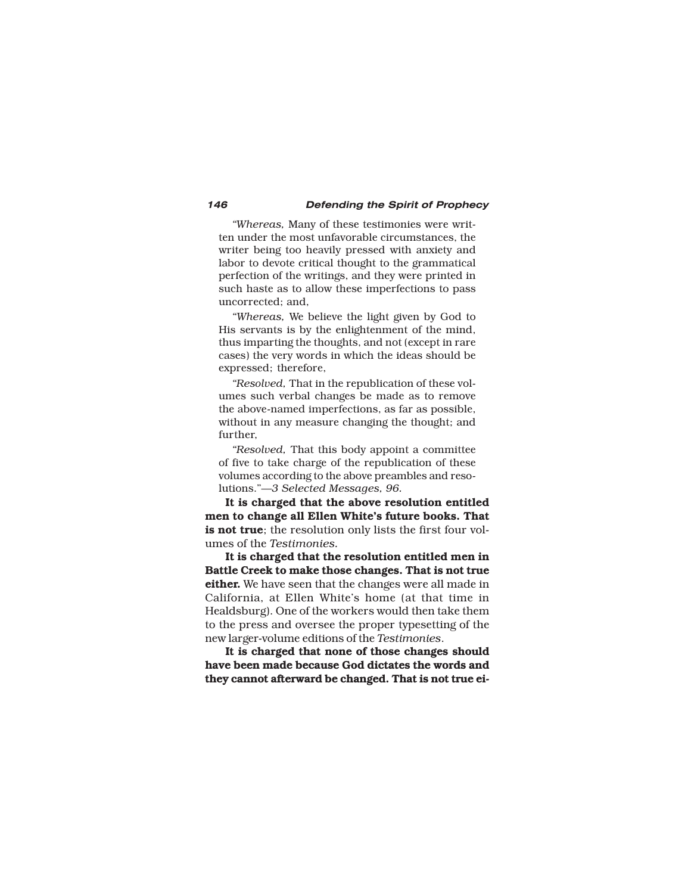"*Whereas,* Many of these testimonies were written under the most unfavorable circumstances, the writer being too heavily pressed with anxiety and labor to devote critical thought to the grammatical perfection of the writings, and they were printed in such haste as to allow these imperfections to pass uncorrected; and,

"*Whereas,* We believe the light given by God to His servants is by the enlightenment of the mind, thus imparting the thoughts, and not (except in rare cases) the very words in which the ideas should be expressed; therefore,

"*Resolved,* That in the republication of these volumes such verbal changes be made as to remove the above-named imperfections, as far as possible, without in any measure changing the thought; and further,

"*Resolved,* That this body appoint a committee of five to take charge of the republication of these volumes according to the above preambles and resolutions."—*3 Selected Messages, 96.*

**It is charged that the above resolution entitled men to change all Ellen White's future books. That is not true**; the resolution only lists the first four volumes of the *Testimonies.*

**It is charged that the resolution entitled men in Battle Creek to make those changes. That is not true either.** We have seen that the changes were all made in California, at Ellen White's home (at that time in Healdsburg). One of the workers would then take them to the press and oversee the proper typesetting of the new larger-volume editions of the *Testimonies*.

**It is charged that none of those changes should have been made because God dictates the words and they cannot afterward be changed. That is not true ei-**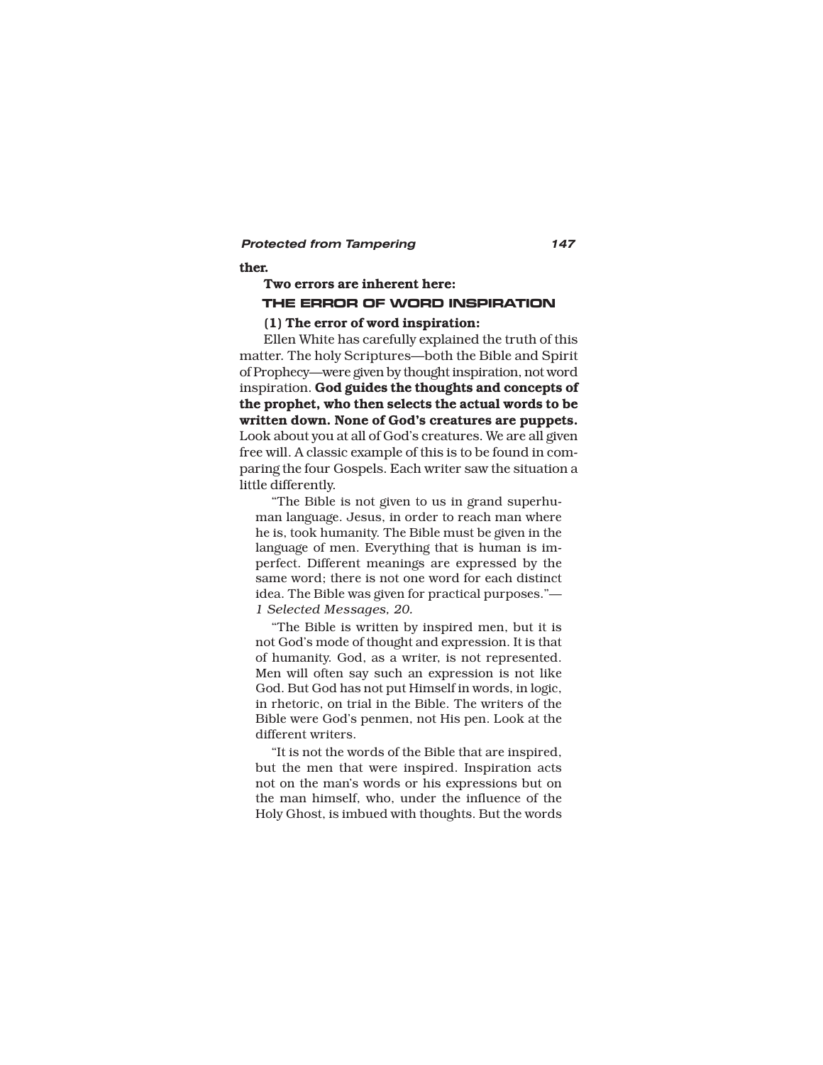**ther.**

**Two errors are inherent here:**

### THE ERROR OF WORD INSPIRATION

**(1) The error of word inspiration:**

Ellen White has carefully explained the truth of this matter. The holy Scriptures—both the Bible and Spirit of Prophecy—were given by thought inspiration, not word inspiration. **God guides the thoughts and concepts of the prophet, who then selects the actual words to be written down. None of God's creatures are puppets.** Look about you at all of God's creatures. We are all given free will. A classic example of this is to be found in comparing the four Gospels. Each writer saw the situation a little differently.

> "The Bible is not given to us in grand superhuman language. Jesus, in order to reach man where he is, took humanity. The Bible must be given in the language of men. Everything that is human is imperfect. Different meanings are expressed by the same word; there is not one word for each distinct idea. The Bible was given for practical purposes."—*1 Selected Messages, 20.*
>
> "The Bible is written by inspired men, but it is not God's mode of thought and expression. It is that of humanity. God, as a writer, is not represented. Men will often say such an expression is not like God. But God has not put Himself in words, in logic, in rhetoric, on trial in the Bible. The writers of the Bible were God's penmen, not His pen. Look at the different writers.
>
> "It is not the words of the Bible that are inspired, but the men that were inspired. Inspiration acts not on the man's words or his expressions but on the man himself, who, under the influence of the Holy Ghost, is imbued with thoughts. But the words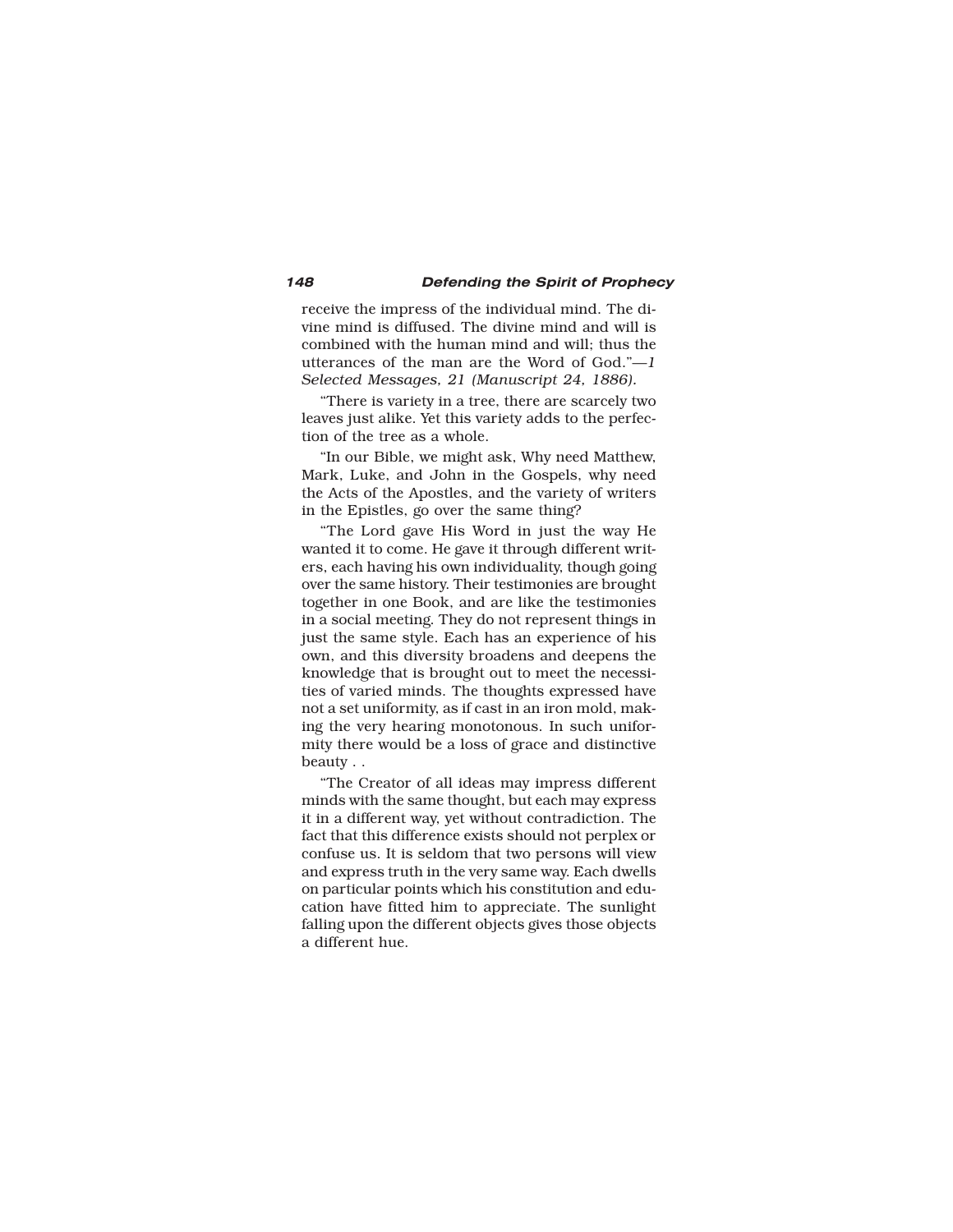receive the impress of the individual mind. The divine mind is diffused. The divine mind and will is combined with the human mind and will; thus the utterances of the man are the Word of God."—*1 Selected Messages, 21 (Manuscript 24, 1886).*

"There is variety in a tree, there are scarcely two leaves just alike. Yet this variety adds to the perfection of the tree as a whole.

"In our Bible, we might ask, Why need Matthew, Mark, Luke, and John in the Gospels, why need the Acts of the Apostles, and the variety of writers in the Epistles, go over the same thing?

"The Lord gave His Word in just the way He wanted it to come. He gave it through different writers, each having his own individuality, though going over the same history. Their testimonies are brought together in one Book, and are like the testimonies in a social meeting. They do not represent things in just the same style. Each has an experience of his own, and this diversity broadens and deepens the knowledge that is brought out to meet the necessities of varied minds. The thoughts expressed have not a set uniformity, as if cast in an iron mold, making the very hearing monotonous. In such uniformity there would be a loss of grace and distinctive beauty . .

"The Creator of all ideas may impress different minds with the same thought, but each may express it in a different way, yet without contradiction. The fact that this difference exists should not perplex or confuse us. It is seldom that two persons will view and express truth in the very same way. Each dwells on particular points which his constitution and education have fitted him to appreciate. The sunlight falling upon the different objects gives those objects a different hue.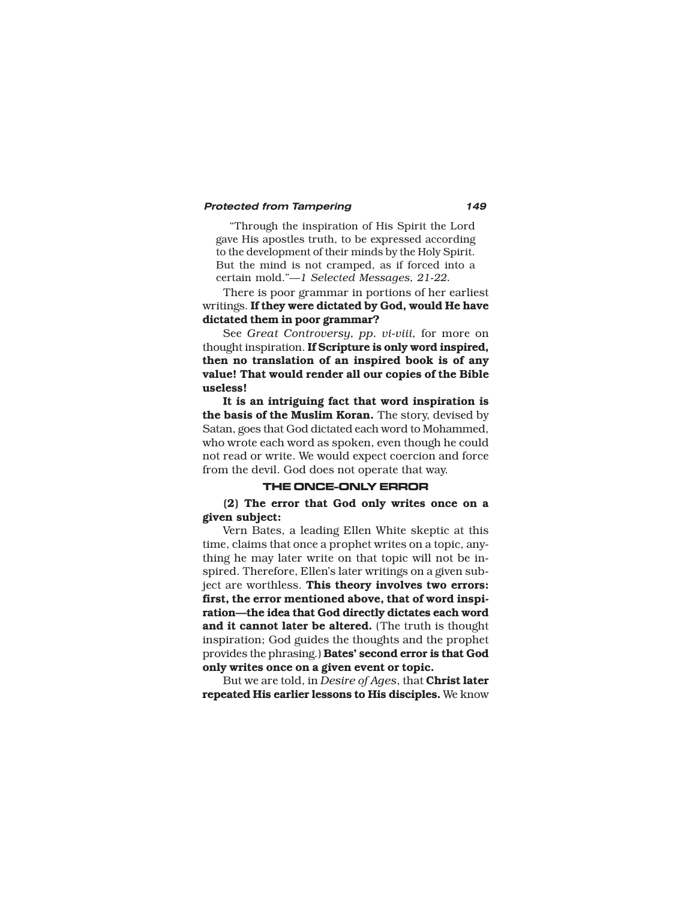"Through the inspiration of His Spirit the Lord gave His apostles truth, to be expressed according to the development of their minds by the Holy Spirit. But the mind is not cramped, as if forced into a certain mold."—*1 Selected Messages, 21-22.*

There is poor grammar in portions of her earliest writings. **If they were dictated by God, would He have dictated them in poor grammar?**

See *Great Controversy, pp. vi-viii,* for more on thought inspiration. **If Scripture is only word inspired, then no translation of an inspired book is of any value! That would render all our copies of the Bible useless!**

**It is an intriguing fact that word inspiration is the basis of the Muslim Koran.** The story, devised by Satan, goes that God dictated each word to Mohammed, who wrote each word as spoken, even though he could not read or write. We would expect coercion and force from the devil. God does not operate that way.

## THE ONCE-ONLY ERROR

**(2) The error that God only writes once on a given subject:**

Vern Bates, a leading Ellen White skeptic at this time, claims that once a prophet writes on a topic, anything he may later write on that topic will not be inspired. Therefore, Ellen's later writings on a given subject are worthless. **This theory involves two errors: first, the error mentioned above, that of word inspiration—the idea that God directly dictates each word and it cannot later be altered.** (The truth is thought inspiration; God guides the thoughts and the prophet provides the phrasing.) **Bates' second error is that God only writes once on a given event or topic.**

But we are told, in *Desire of Ages*, that **Christ later repeated His earlier lessons to His disciples.** We know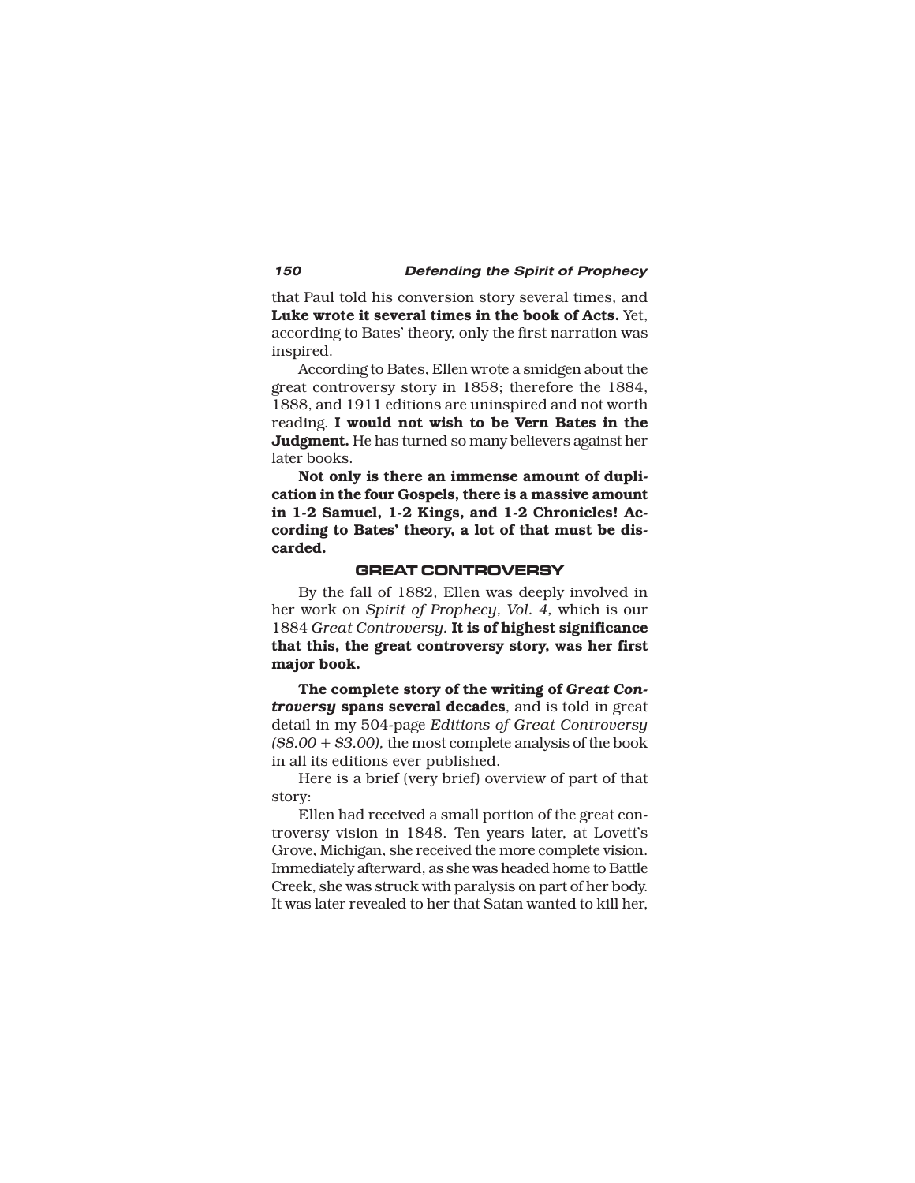that Paul told his conversion story several times, and **Luke wrote it several times in the book of Acts.** Yet, according to Bates' theory, only the first narration was inspired.

According to Bates, Ellen wrote a smidgen about the great controversy story in 1858; therefore the 1884, 1888, and 1911 editions are uninspired and not worth reading. **I would not wish to be Vern Bates in the Judgment.** He has turned so many believers against her later books.

**Not only is there an immense amount of duplication in the four Gospels, there is a massive amount in 1-2 Samuel, 1-2 Kings, and 1-2 Chronicles! According to Bates' theory, a lot of that must be discarded.**

## GREAT CONTROVERSY

By the fall of 1882, Ellen was deeply involved in her work on *Spirit of Prophecy, Vol. 4,* which is our 1884 *Great Controversy.* **It is of highest significance that this, the great controversy story, was her first major book.**

**The complete story of the writing of *Great Controversy* spans several decades**, and is told in great detail in my 504-page *Editions of Great Controversy ($8.00 + $3.00),* the most complete analysis of the book in all its editions ever published.

Here is a brief (very brief) overview of part of that story:

Ellen had received a small portion of the great controversy vision in 1848. Ten years later, at Lovett's Grove, Michigan, she received the more complete vision. Immediately afterward, as she was headed home to Battle Creek, she was struck with paralysis on part of her body. It was later revealed to her that Satan wanted to kill her,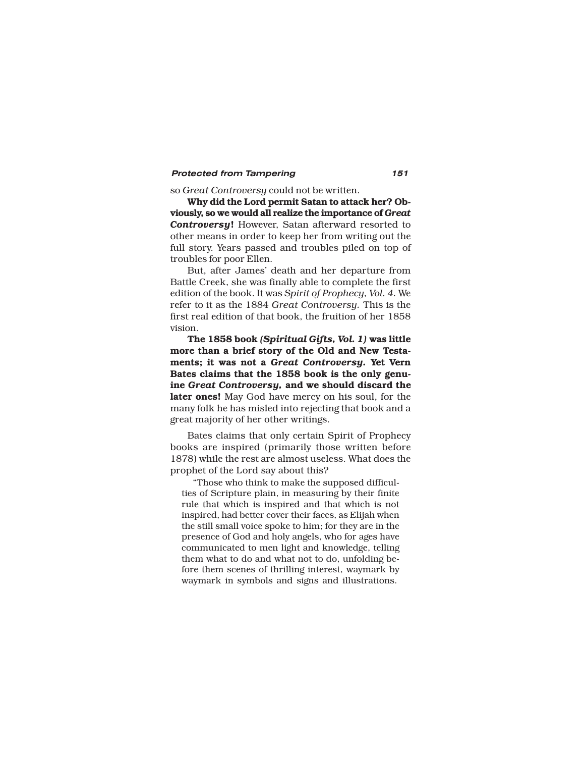so *Great Controversy* could not be written.

**Why did the Lord permit Satan to attack her? Obviously, so we would all realize the importance of *Great Controversy*!** However, Satan afterward resorted to other means in order to keep her from writing out the full story. Years passed and troubles piled on top of troubles for poor Ellen.

But, after James' death and her departure from Battle Creek, she was finally able to complete the first edition of the book. It was *Spirit of Prophecy, Vol. 4.* We refer to it as the 1884 *Great Controversy.* This is the first real edition of that book, the fruition of her 1858 vision.

**The 1858 book *(Spiritual Gifts, Vol. 1)* was little more than a brief story of the Old and New Testaments; it was not a *Great Controversy.* Yet Vern Bates claims that the 1858 book is the only genuine *Great Controversy,* and we should discard the later ones!** May God have mercy on his soul, for the many folk he has misled into rejecting that book and a great majority of her other writings.

Bates claims that only certain Spirit of Prophecy books are inspired (primarily those written before 1878) while the rest are almost useless. What does the prophet of the Lord say about this?

> "Those who think to make the supposed difficulties of Scripture plain, in measuring by their finite rule that which is inspired and that which is not inspired, had better cover their faces, as Elijah when the still small voice spoke to him; for they are in the presence of God and holy angels, who for ages have communicated to men light and knowledge, telling them what to do and what not to do, unfolding before them scenes of thrilling interest, waymark by waymark in symbols and signs and illustrations.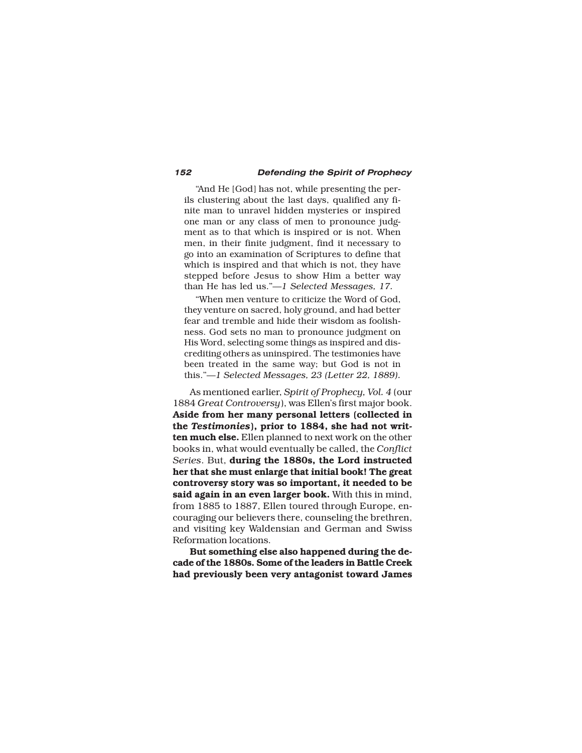"And He [God] has not, while presenting the perils clustering about the last days, qualified any finite man to unravel hidden mysteries or inspired one man or any class of men to pronounce judgment as to that which is inspired or is not. When men, in their finite judgment, find it necessary to go into an examination of Scriptures to define that which is inspired and that which is not, they have stepped before Jesus to show Him a better way than He has led us."—*1 Selected Messages, 17.*

"When men venture to criticize the Word of God, they venture on sacred, holy ground, and had better fear and tremble and hide their wisdom as foolishness. God sets no man to pronounce judgment on His Word, selecting some things as inspired and discrediting others as uninspired. The testimonies have been treated in the same way; but God is not in this."—*1 Selected Messages, 23 (Letter 22, 1889).*

As mentioned earlier, *Spirit of Prophecy, Vol. 4* (our 1884 *Great Controversy*), was Ellen's first major book. **Aside from her many personal letters (collected in the *Testimonies*), prior to 1884, she had not written much else.** Ellen planned to next work on the other books in, what would eventually be called, the *Conflict Series*. But, **during the 1880s, the Lord instructed her that she must enlarge that initial book! The great controversy story was so important, it needed to be said again in an even larger book.** With this in mind, from 1885 to 1887, Ellen toured through Europe, encouraging our believers there, counseling the brethren, and visiting key Waldensian and German and Swiss Reformation locations.

**But something else also happened during the decade of the 1880s. Some of the leaders in Battle Creek had previously been very antagonist toward James**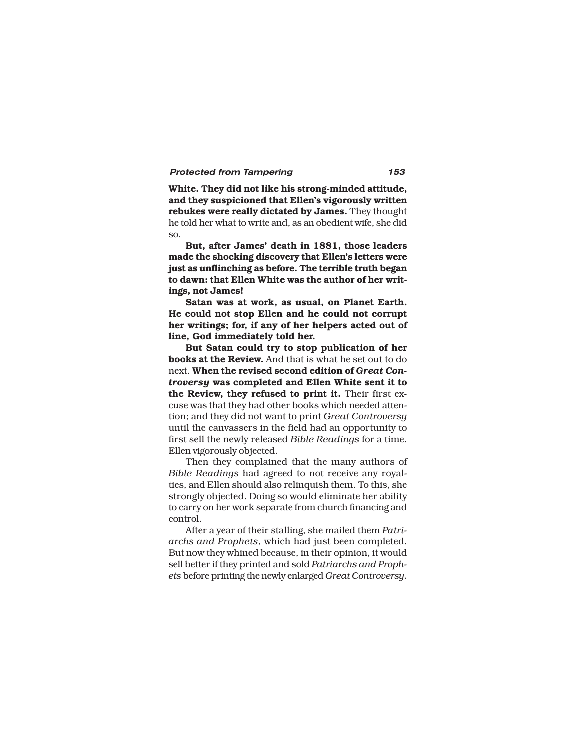**White. They did not like his strong-minded attitude, and they suspicioned that Ellen's vigorously written rebukes were really dictated by James.** They thought he told her what to write and, as an obedient wife, she did so.

**But, after James' death in 1881, those leaders made the shocking discovery that Ellen's letters were just as unflinching as before. The terrible truth began to dawn: that Ellen White was the author of her writings, not James!**

**Satan was at work, as usual, on Planet Earth. He could not stop Ellen and he could not corrupt her writings; for, if any of her helpers acted out of line, God immediately told her.**

**But Satan could try to stop publication of her books at the Review.** And that is what he set out to do next. **When the revised second edition of *Great Controversy* was completed and Ellen White sent it to the Review, they refused to print it.** Their first excuse was that they had other books which needed attention; and they did not want to print *Great Controversy* until the canvassers in the field had an opportunity to first sell the newly released *Bible Readings* for a time. Ellen vigorously objected.

Then they complained that the many authors of *Bible Readings* had agreed to not receive any royalties, and Ellen should also relinquish them. To this, she strongly objected. Doing so would eliminate her ability to carry on her work separate from church financing and control.

After a year of their stalling, she mailed them *Patriarchs and Prophets*, which had just been completed. But now they whined because, in their opinion, it would sell better if they printed and sold *Patriarchs and Prophets* before printing the newly enlarged *Great Controversy*.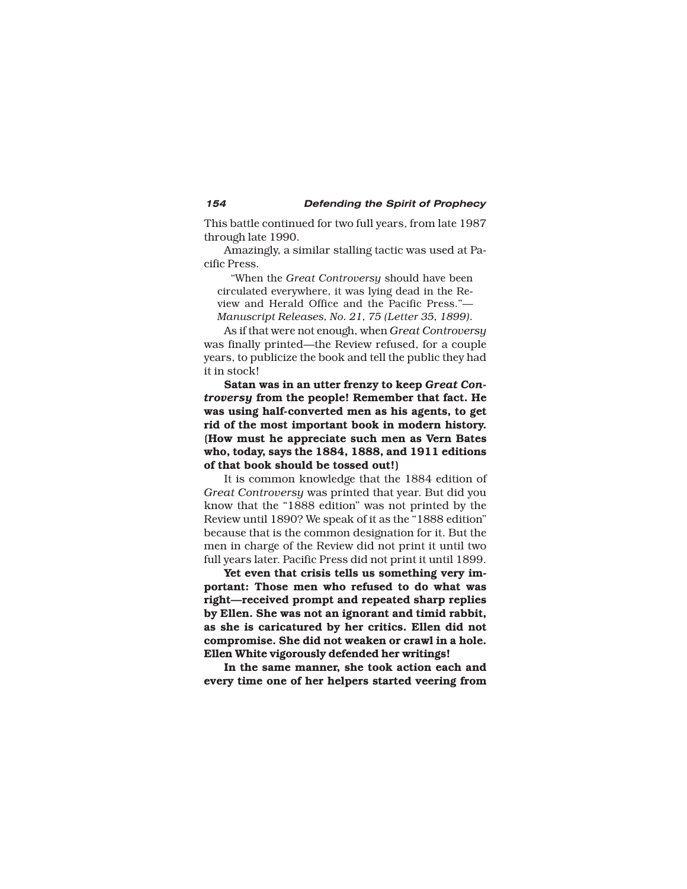This battle continued for two full years, from late 1987 through late 1990.

Amazingly, a similar stalling tactic was used at Pacific Press.

> "When the *Great Controversy* should have been circulated everywhere, it was lying dead in the Review and Herald Office and the Pacific Press."—*Manuscript Releases, No. 21, 75 (Letter 35, 1899).*

As if that were not enough, when *Great Controversy* was finally printed—the Review refused, for a couple years, to publicize the book and tell the public they had it in stock!

**Satan was in an utter frenzy to keep *Great Controversy* from the people! Remember that fact. He was using half-converted men as his agents, to get rid of the most important book in modern history. (How must he appreciate such men as Vern Bates who, today, says the 1884, 1888, and 1911 editions of that book should be tossed out!)**

It is common knowledge that the 1884 edition of *Great Controversy* was printed that year. But did you know that the "1888 edition" was not printed by the Review until 1890? We speak of it as the "1888 edition" because that is the common designation for it. But the men in charge of the Review did not print it until two full years later. Pacific Press did not print it until 1899.

**Yet even that crisis tells us something very important: Those men who refused to do what was right—received prompt and repeated sharp replies by Ellen. She was not an ignorant and timid rabbit, as she is caricatured by her critics. Ellen did not compromise. She did not weaken or crawl in a hole. Ellen White vigorously defended her writings!**

**In the same manner, she took action each and every time one of her helpers started veering from**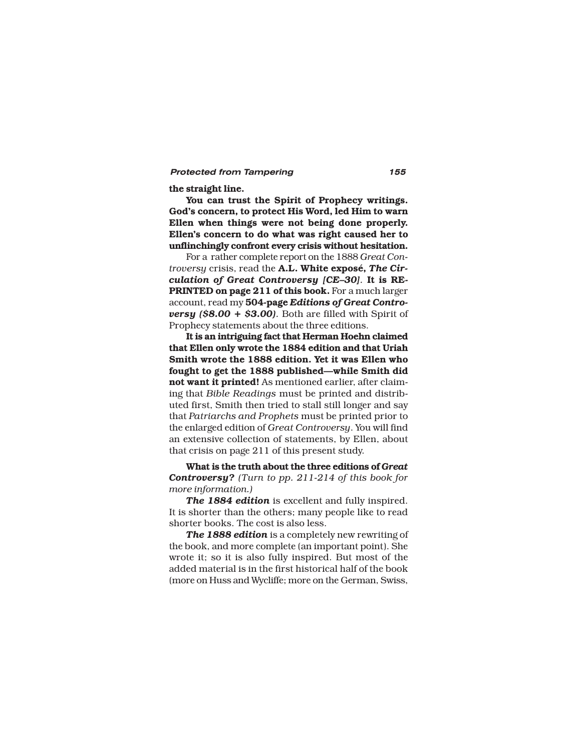**the straight line.**

**You can trust the Spirit of Prophecy writings. God's concern, to protect His Word, led Him to warn Ellen when things were not being done properly. Ellen's concern to do what was right caused her to unflinchingly confront every crisis without hesitation.**

For a rather complete report on the 1888 *Great Controversy* crisis, read the **A.L. White exposé, *The Circulation of Great Controversy [CE–30]*. It is REPRINTED on page 211 of this book.** For a much larger account, read my **504-page *Editions of Great Controversy ($8.00 + $3.00)*.** Both are filled with Spirit of Prophecy statements about the three editions.

**It is an intriguing fact that Herman Hoehn claimed that Ellen only wrote the 1884 edition and that Uriah Smith wrote the 1888 edition. Yet it was Ellen who fought to get the 1888 published—while Smith did not want it printed!** As mentioned earlier, after claiming that *Bible Readings* must be printed and distributed first, Smith then tried to stall still longer and say that *Patriarchs and Prophets* must be printed prior to the enlarged edition of *Great Controversy*. You will find an extensive collection of statements, by Ellen, about that crisis on page 211 of this present study.

**What is the truth about the three editions of *Great Controversy*?** *(Turn to pp. 211-214 of this book for more information.)*

***The 1884 edition*** is excellent and fully inspired. It is shorter than the others; many people like to read shorter books. The cost is also less.

***The 1888 edition*** is a completely new rewriting of the book, and more complete (an important point). She wrote it; so it is also fully inspired. But most of the added material is in the first historical half of the book (more on Huss and Wycliffe; more on the German, Swiss,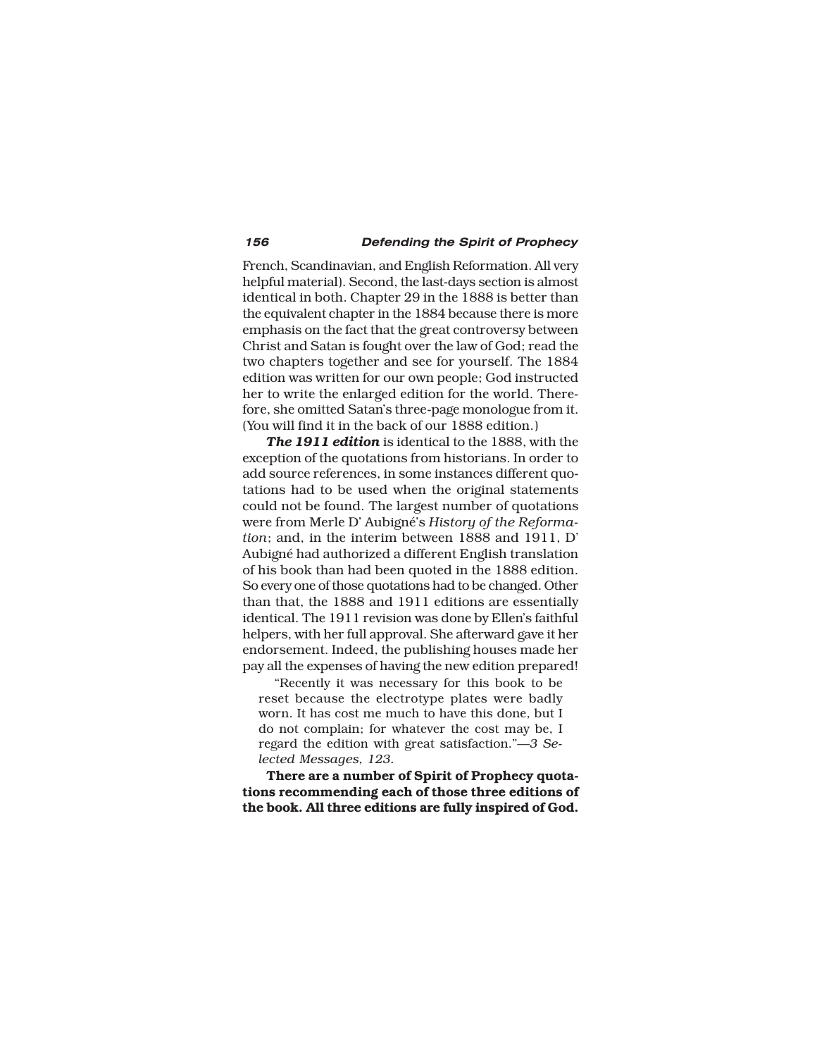French, Scandinavian, and English Reformation. All very helpful material). Second, the last-days section is almost identical in both. Chapter 29 in the 1888 is better than the equivalent chapter in the 1884 because there is more emphasis on the fact that the great controversy between Christ and Satan is fought over the law of God; read the two chapters together and see for yourself. The 1884 edition was written for our own people; God instructed her to write the enlarged edition for the world. Therefore, she omitted Satan's three-page monologue from it. (You will find it in the back of our 1888 edition.)

***The 1911 edition*** is identical to the 1888, with the exception of the quotations from historians. In order to add source references, in some instances different quotations had to be used when the original statements could not be found. The largest number of quotations were from Merle D' Aubigné's *History of the Reformation*; and, in the interim between 1888 and 1911, D' Aubigné had authorized a different English translation of his book than had been quoted in the 1888 edition. So every one of those quotations had to be changed. Other than that, the 1888 and 1911 editions are essentially identical. The 1911 revision was done by Ellen's faithful helpers, with her full approval. She afterward gave it her endorsement. Indeed, the publishing houses made her pay all the expenses of having the new edition prepared!

> "Recently it was necessary for this book to be reset because the electrotype plates were badly worn. It has cost me much to have this done, but I do not complain; for whatever the cost may be, I regard the edition with great satisfaction."—*3 Selected Messages, 123.*

**There are a number of Spirit of Prophecy quotations recommending each of those three editions of the book. All three editions are fully inspired of God.**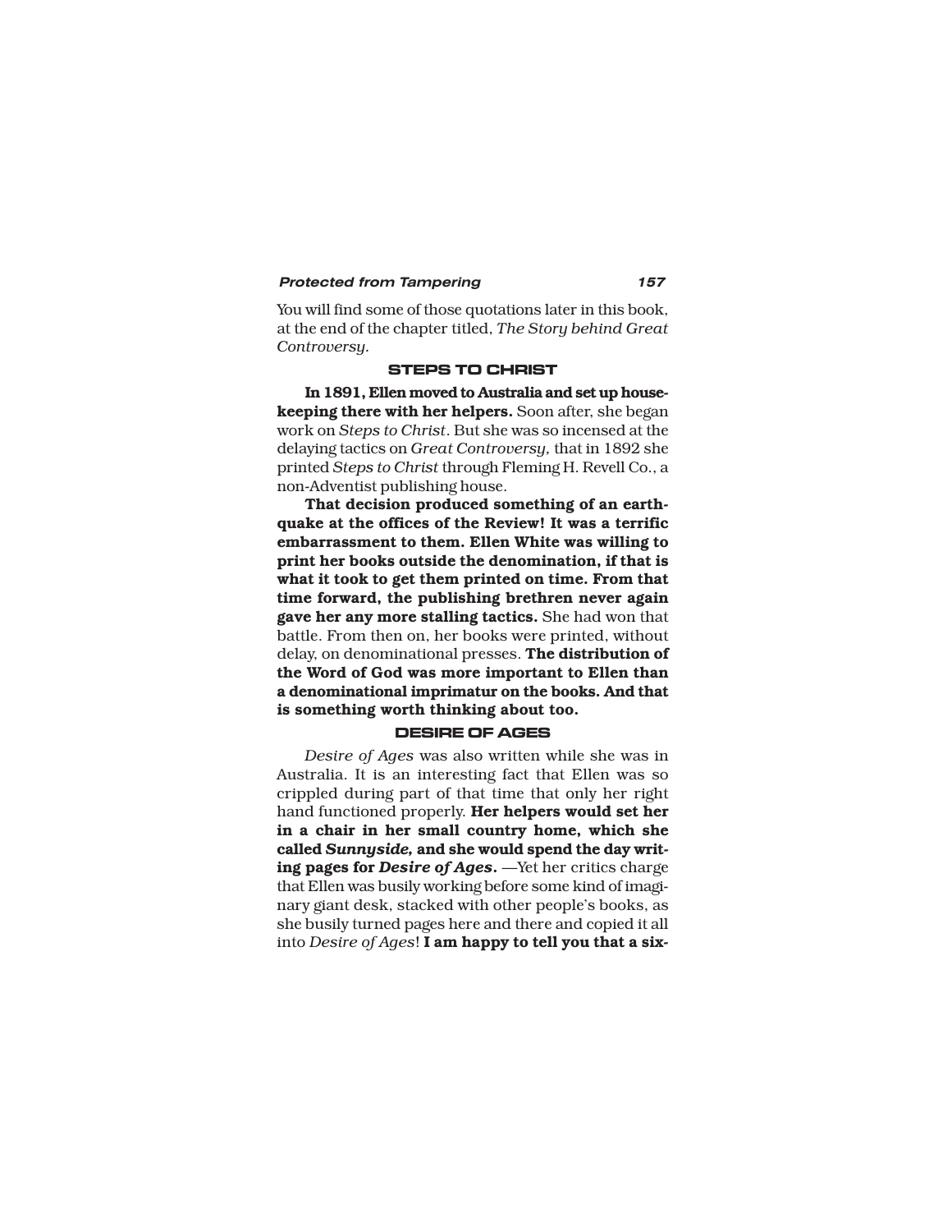You will find some of those quotations later in this book, at the end of the chapter titled, *The Story behind Great Controversy.*

## STEPS TO CHRIST

**In 1891, Ellen moved to Australia and set up housekeeping there with her helpers.** Soon after, she began work on *Steps to Christ*. But she was so incensed at the delaying tactics on *Great Controversy,* that in 1892 she printed *Steps to Christ* through Fleming H. Revell Co., a non-Adventist publishing house.

**That decision produced something of an earthquake at the offices of the Review! It was a terrific embarrassment to them. Ellen White was willing to print her books outside the denomination, if that is what it took to get them printed on time. From that time forward, the publishing brethren never again gave her any more stalling tactics.** She had won that battle. From then on, her books were printed, without delay, on denominational presses. **The distribution of the Word of God was more important to Ellen than a denominational imprimatur on the books. And that is something worth thinking about too.**

## DESIRE OF AGES

*Desire of Ages* was also written while she was in Australia. It is an interesting fact that Ellen was so crippled during part of that time that only her right hand functioned properly. **Her helpers would set her in a chair in her small country home, which she called *Sunnyside,* and she would spend the day writing pages for *Desire of Ages*.** —Yet her critics charge that Ellen was busily working before some kind of imaginary giant desk, stacked with other people's books, as she busily turned pages here and there and copied it all into *Desire of Ages*! **I am happy to tell you that a six-**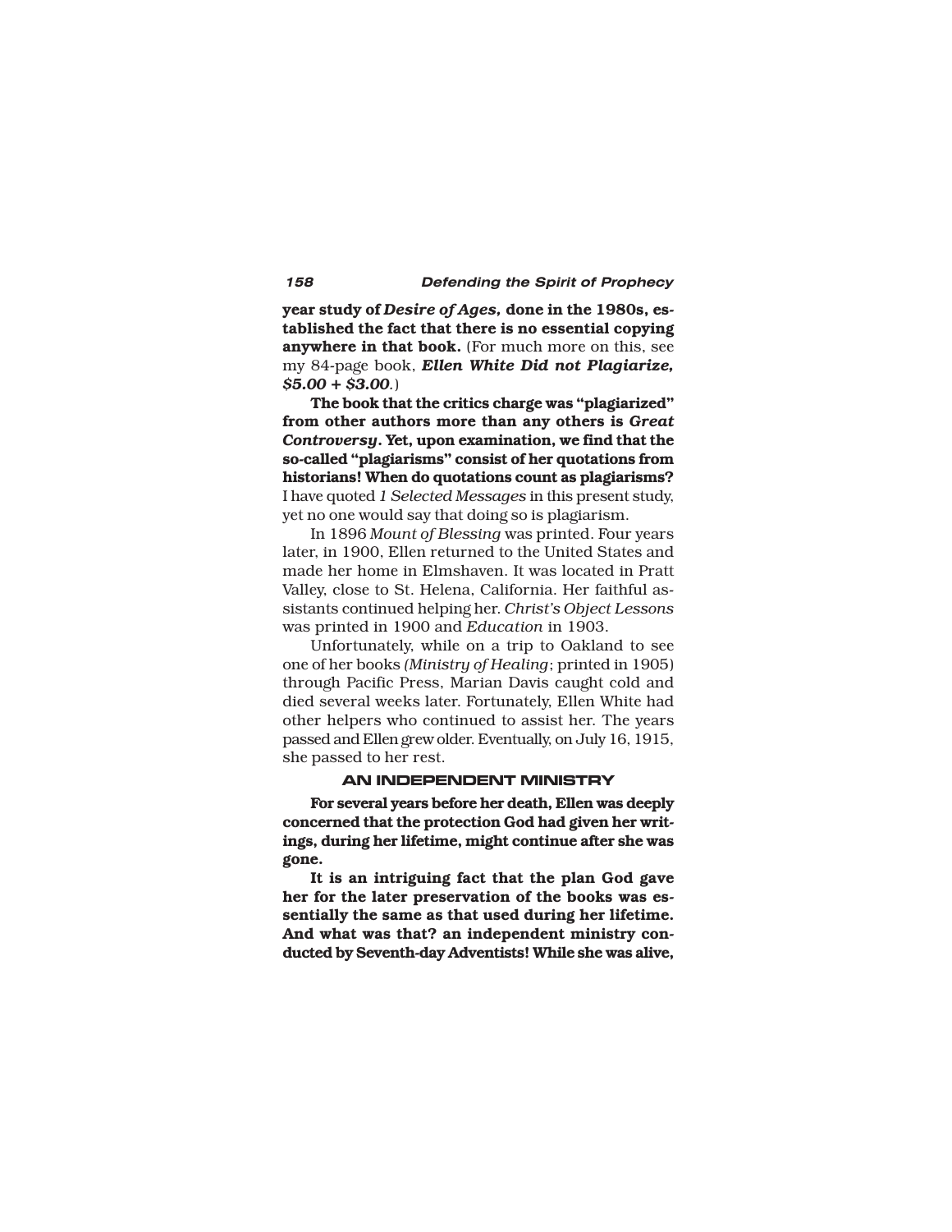**year study of *Desire of Ages,* done in the 1980s, established the fact that there is no essential copying anywhere in that book.** (For much more on this, see my 84-page book, ***Ellen White Did not Plagiarize, $5.00 + $3.00.***)

**The book that the critics charge was "plagiarized" from other authors more than any others is *Great Controversy*. Yet, upon examination, we find that the so-called "plagiarisms" consist of her quotations from historians! When do quotations count as plagiarisms?** I have quoted *1 Selected Messages* in this present study, yet no one would say that doing so is plagiarism.

In 1896 *Mount of Blessing* was printed. Four years later, in 1900, Ellen returned to the United States and made her home in Elmshaven. It was located in Pratt Valley, close to St. Helena, California. Her faithful assistants continued helping her. *Christ's Object Lessons* was printed in 1900 and *Education* in 1903.

Unfortunately, while on a trip to Oakland to see one of her books *(Ministry of Healing*; printed in 1905) through Pacific Press, Marian Davis caught cold and died several weeks later. Fortunately, Ellen White had other helpers who continued to assist her. The years passed and Ellen grew older. Eventually, on July 16, 1915, she passed to her rest.

## AN INDEPENDENT MINISTRY

**For several years before her death, Ellen was deeply concerned that the protection God had given her writings, during her lifetime, might continue after she was gone.**

**It is an intriguing fact that the plan God gave her for the later preservation of the books was essentially the same as that used during her lifetime. And what was that? an independent ministry conducted by Seventh-day Adventists! While she was alive,**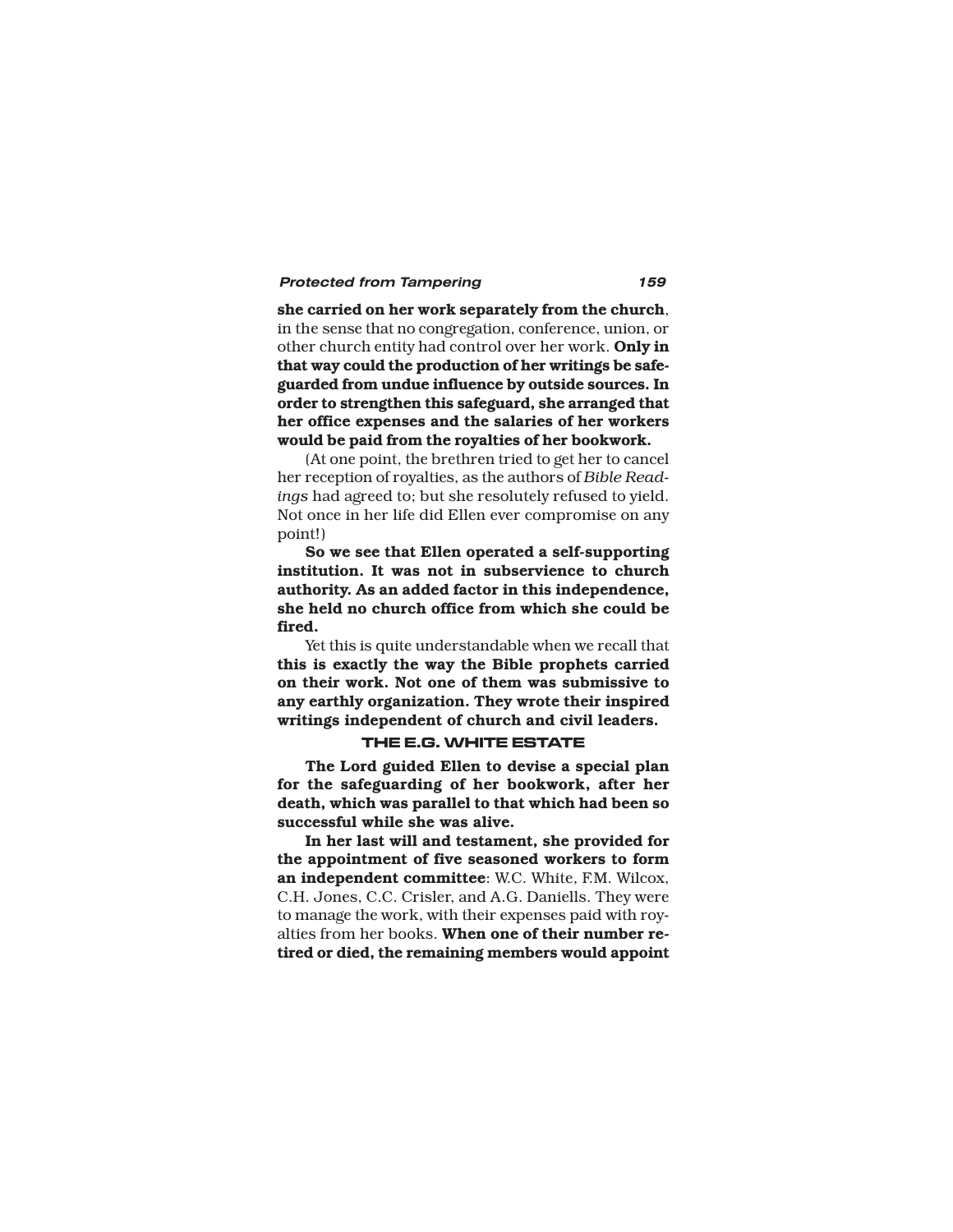**she carried on her work separately from the church**, in the sense that no congregation, conference, union, or other church entity had control over her work. **Only in that way could the production of her writings be safeguarded from undue influence by outside sources. In order to strengthen this safeguard, she arranged that her office expenses and the salaries of her workers would be paid from the royalties of her bookwork.**

(At one point, the brethren tried to get her to cancel her reception of royalties, as the authors of *Bible Readings* had agreed to; but she resolutely refused to yield. Not once in her life did Ellen ever compromise on any point!)

**So we see that Ellen operated a self-supporting institution. It was not in subservience to church authority. As an added factor in this independence, she held no church office from which she could be fired.**

Yet this is quite understandable when we recall that **this is exactly the way the Bible prophets carried on their work. Not one of them was submissive to any earthly organization. They wrote their inspired writings independent of church and civil leaders.**

## THE E.G. WHITE ESTATE

**The Lord guided Ellen to devise a special plan for the safeguarding of her bookwork, after her death, which was parallel to that which had been so successful while she was alive.**

**In her last will and testament, she provided for the appointment of five seasoned workers to form an independent committee**: W.C. White, F.M. Wilcox, C.H. Jones, C.C. Crisler, and A.G. Daniells. They were to manage the work, with their expenses paid with royalties from her books. **When one of their number retired or died, the remaining members would appoint**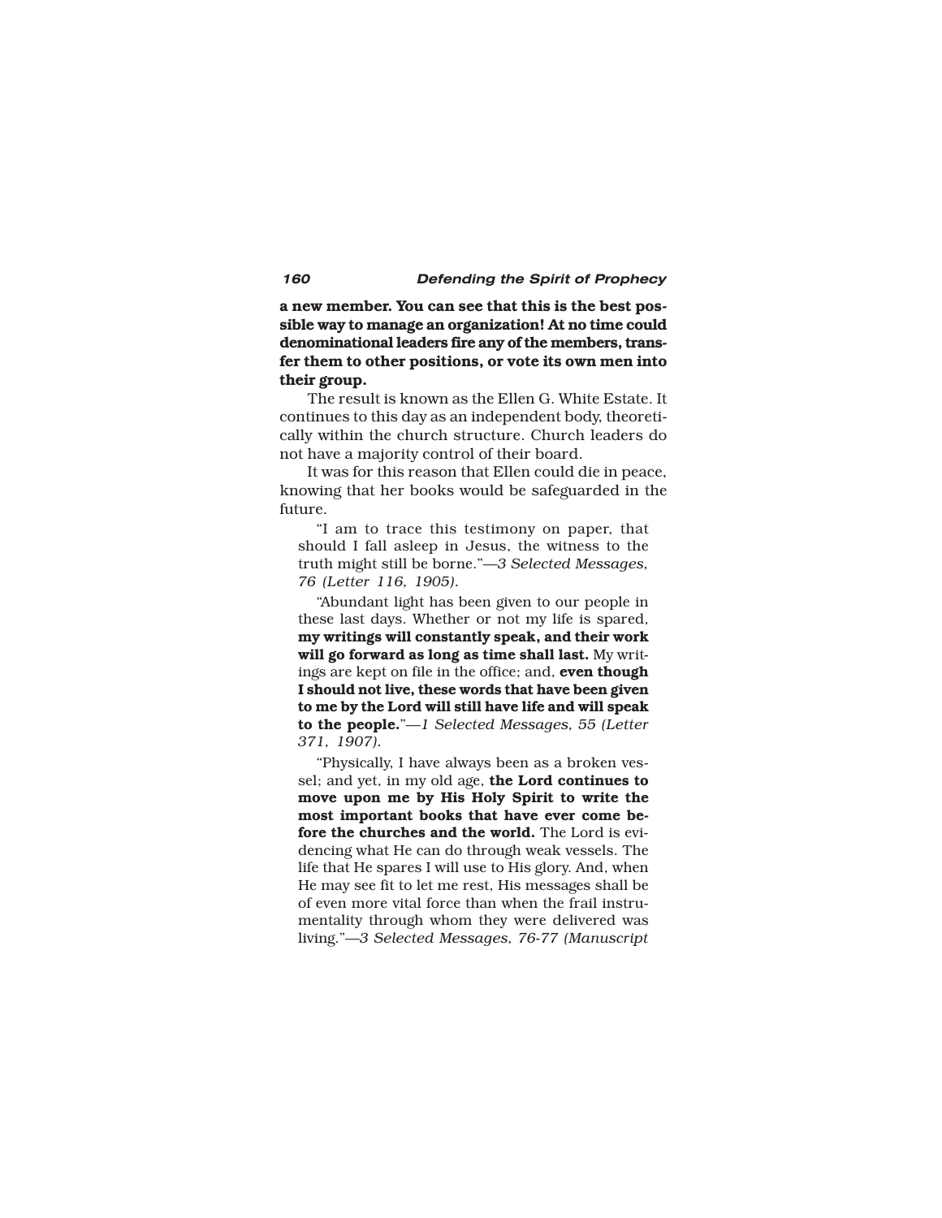**a new member. You can see that this is the best possible way to manage an organization! At no time could denominational leaders fire any of the members, transfer them to other positions, or vote its own men into their group.**

The result is known as the Ellen G. White Estate. It continues to this day as an independent body, theoretically within the church structure. Church leaders do not have a majority control of their board.

It was for this reason that Ellen could die in peace, knowing that her books would be safeguarded in the future.

> "I am to trace this testimony on paper, that should I fall asleep in Jesus, the witness to the truth might still be borne."—*3 Selected Messages, 76 (Letter 116, 1905).*

> "Abundant light has been given to our people in these last days. Whether or not my life is spared, **my writings will constantly speak, and their work will go forward as long as time shall last.** My writings are kept on file in the office; and, **even though I should not live, these words that have been given to me by the Lord will still have life and will speak to the people.**"—*1 Selected Messages, 55 (Letter 371, 1907).*

> "Physically, I have always been as a broken vessel; and yet, in my old age, **the Lord continues to move upon me by His Holy Spirit to write the most important books that have ever come before the churches and the world.** The Lord is evidencing what He can do through weak vessels. The life that He spares I will use to His glory. And, when He may see fit to let me rest, His messages shall be of even more vital force than when the frail instrumentality through whom they were delivered was living."—*3 Selected Messages, 76-77 (Manuscript*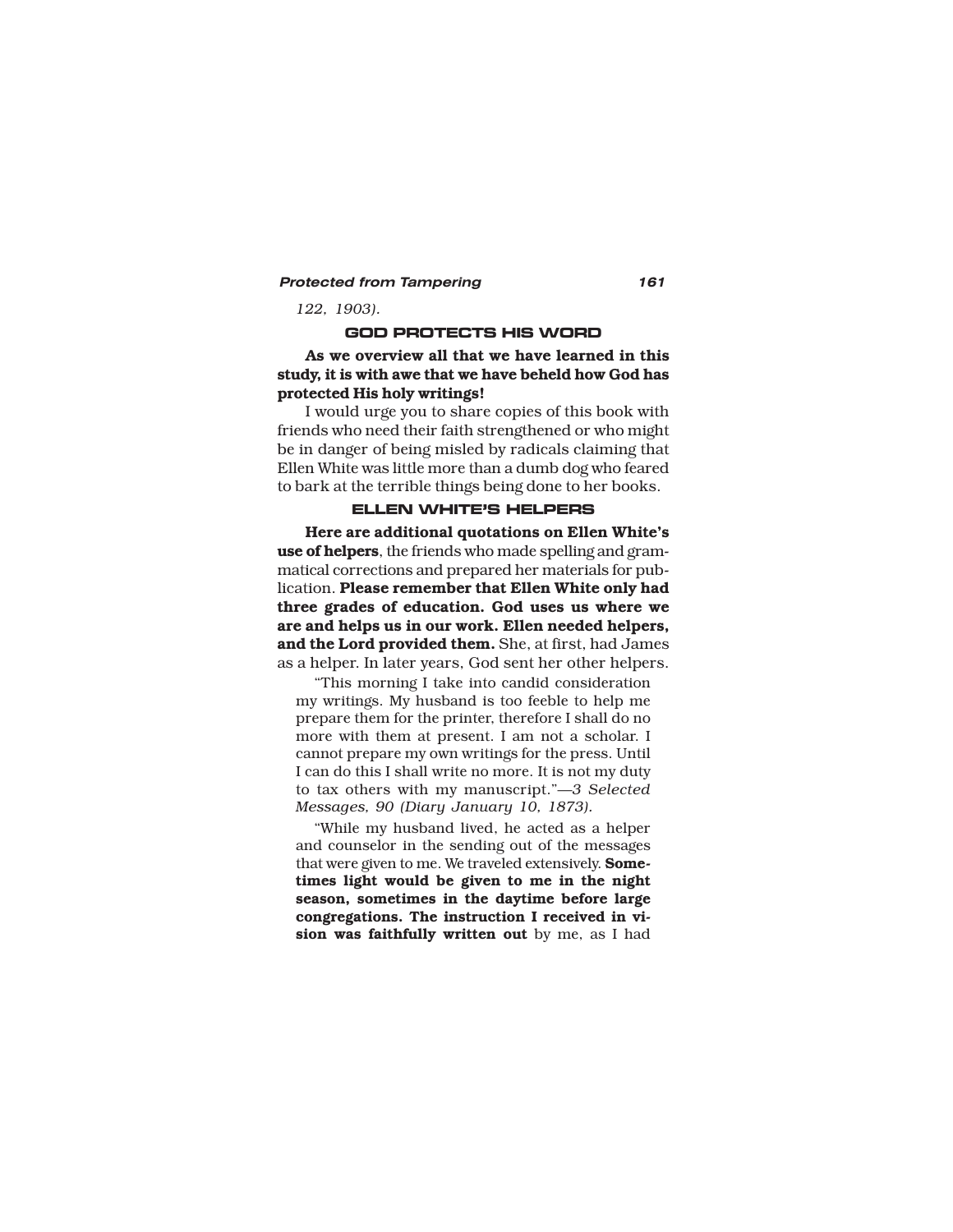*122, 1903).*

## GOD PROTECTS HIS WORD

**As we overview all that we have learned in this study, it is with awe that we have beheld how God has protected His holy writings!**

I would urge you to share copies of this book with friends who need their faith strengthened or who might be in danger of being misled by radicals claiming that Ellen White was little more than a dumb dog who feared to bark at the terrible things being done to her books.

## ELLEN WHITE'S HELPERS

**Here are additional quotations on Ellen White's use of helpers**, the friends who made spelling and grammatical corrections and prepared her materials for publication. **Please remember that Ellen White only had three grades of education. God uses us where we are and helps us in our work. Ellen needed helpers, and the Lord provided them.** She, at first, had James as a helper. In later years, God sent her other helpers.

> "This morning I take into candid consideration my writings. My husband is too feeble to help me prepare them for the printer, therefore I shall do no more with them at present. I am not a scholar. I cannot prepare my own writings for the press. Until I can do this I shall write no more. It is not my duty to tax others with my manuscript."—*3 Selected Messages, 90 (Diary January 10, 1873).*

> "While my husband lived, he acted as a helper and counselor in the sending out of the messages that were given to me. We traveled extensively. **Sometimes light would be given to me in the night season, sometimes in the daytime before large congregations. The instruction I received in vision was faithfully written out** by me, as I had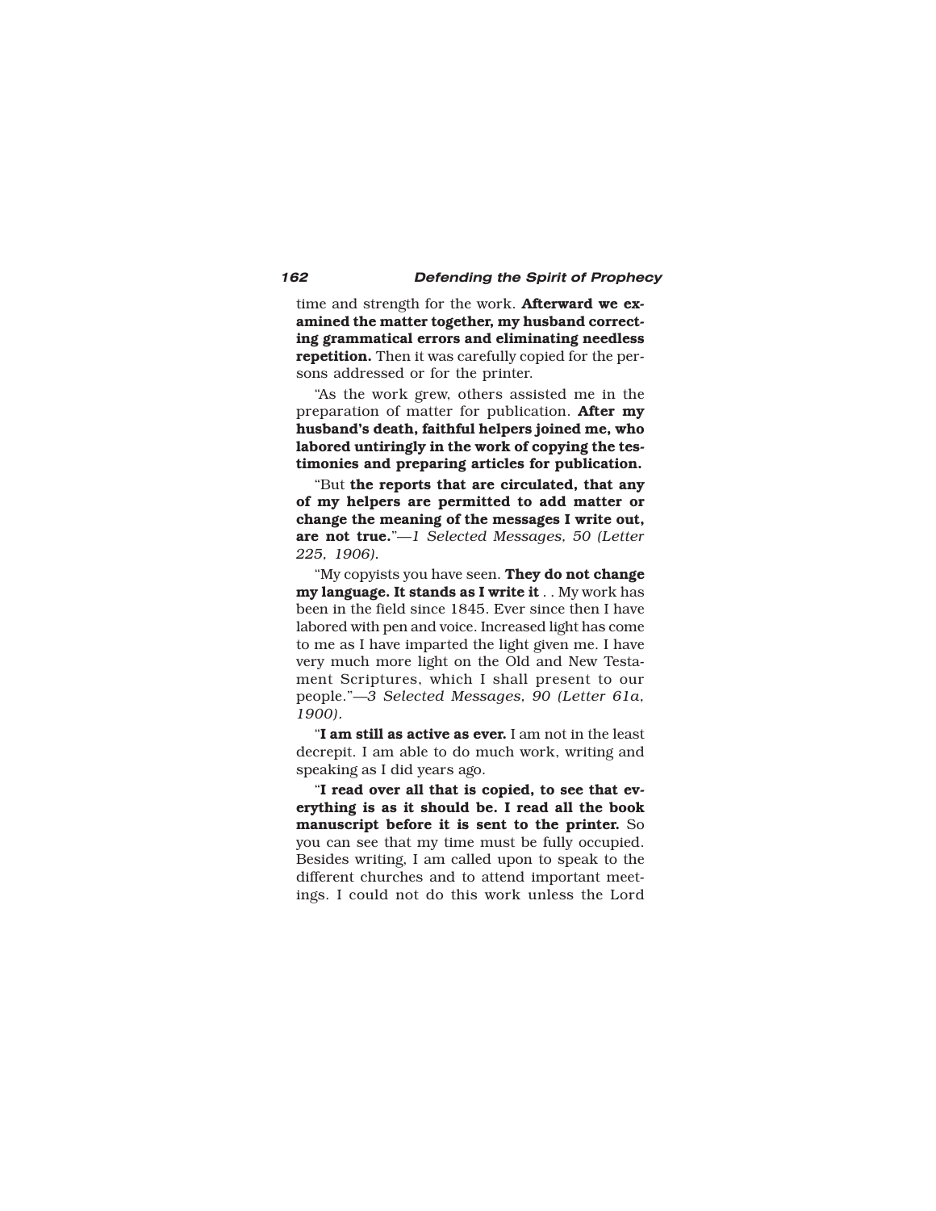time and strength for the work. **Afterward we examined the matter together, my husband correcting grammatical errors and eliminating needless repetition.** Then it was carefully copied for the persons addressed or for the printer.

"As the work grew, others assisted me in the preparation of matter for publication. **After my husband's death, faithful helpers joined me, who labored untiringly in the work of copying the testimonies and preparing articles for publication.**

"But **the reports that are circulated, that any of my helpers are permitted to add matter or change the meaning of the messages I write out, are not true.**"—*1 Selected Messages, 50 (Letter 225, 1906).*

"My copyists you have seen. **They do not change my language. It stands as I write it** . . My work has been in the field since 1845. Ever since then I have labored with pen and voice. Increased light has come to me as I have imparted the light given me. I have very much more light on the Old and New Testament Scriptures, which I shall present to our people."—*3 Selected Messages, 90 (Letter 61a, 1900).*

"**I am still as active as ever.** I am not in the least decrepit. I am able to do much work, writing and speaking as I did years ago.

"**I read over all that is copied, to see that everything is as it should be. I read all the book manuscript before it is sent to the printer.** So you can see that my time must be fully occupied. Besides writing, I am called upon to speak to the different churches and to attend important meetings. I could not do this work unless the Lord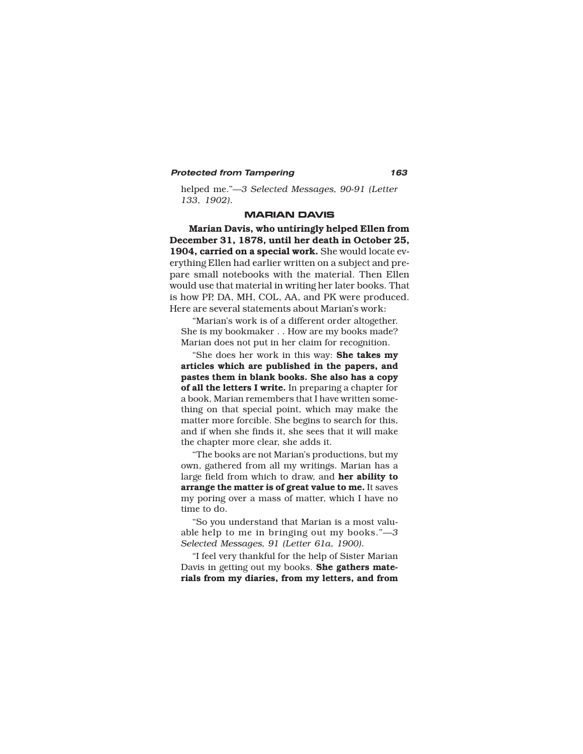helped me."—*3 Selected Messages, 90-91 (Letter 133, 1902).*

## MARIAN DAVIS

**Marian Davis, who untiringly helped Ellen from December 31, 1878, until her death in October 25, 1904, carried on a special work.** She would locate everything Ellen had earlier written on a subject and prepare small notebooks with the material. Then Ellen would use that material in writing her later books. That is how PP, DA, MH, COL, AA, and PK were produced. Here are several statements about Marian's work:

"Marian's work is of a different order altogether. She is my bookmaker . . How are my books made? Marian does not put in her claim for recognition.

"She does her work in this way: **She takes my articles which are published in the papers, and pastes them in blank books. She also has a copy of all the letters I write.** In preparing a chapter for a book, Marian remembers that I have written something on that special point, which may make the matter more forcible. She begins to search for this, and if when she finds it, she sees that it will make the chapter more clear, she adds it.

"The books are not Marian's productions, but my own, gathered from all my writings. Marian has a large field from which to draw, and **her ability to arrange the matter is of great value to me.** It saves my poring over a mass of matter, which I have no time to do.

"So you understand that Marian is a most valuable help to me in bringing out my books."—*3 Selected Messages, 91 (Letter 61a, 1900).*

"I feel very thankful for the help of Sister Marian Davis in getting out my books. **She gathers materials from my diaries, from my letters, and from**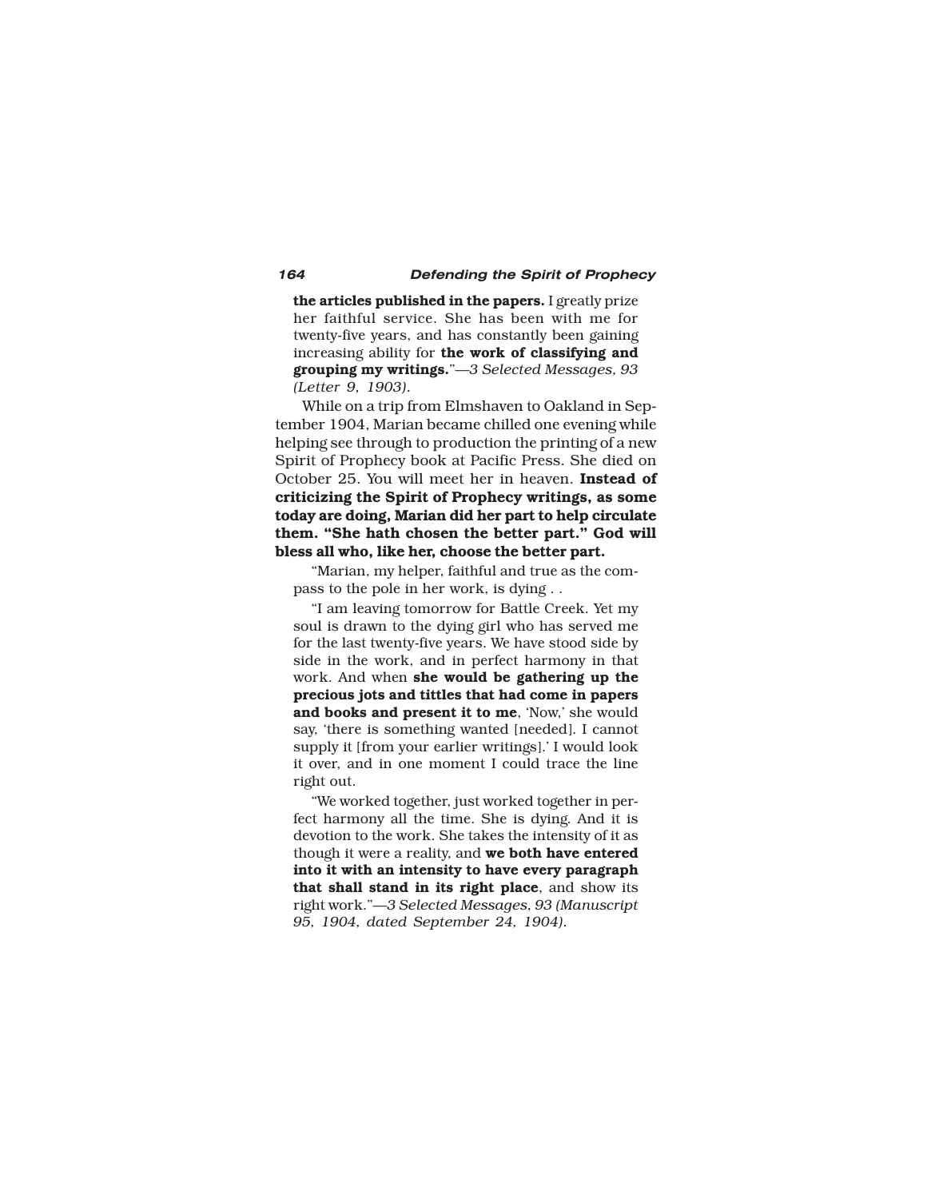**the articles published in the papers.** I greatly prize her faithful service. She has been with me for twenty-five years, and has constantly been gaining increasing ability for **the work of classifying and grouping my writings.**"—*3 Selected Messages, 93 (Letter 9, 1903).*

While on a trip from Elmshaven to Oakland in September 1904, Marian became chilled one evening while helping see through to production the printing of a new Spirit of Prophecy book at Pacific Press. She died on October 25. You will meet her in heaven. **Instead of criticizing the Spirit of Prophecy writings, as some today are doing, Marian did her part to help circulate them. "She hath chosen the better part." God will bless all who, like her, choose the better part.**

"Marian, my helper, faithful and true as the compass to the pole in her work, is dying . .

"I am leaving tomorrow for Battle Creek. Yet my soul is drawn to the dying girl who has served me for the last twenty-five years. We have stood side by side in the work, and in perfect harmony in that work. And when **she would be gathering up the precious jots and tittles that had come in papers and books and present it to me**, 'Now,' she would say, 'there is something wanted [needed]. I cannot supply it [from your earlier writings].' I would look it over, and in one moment I could trace the line right out.

"We worked together, just worked together in perfect harmony all the time. She is dying. And it is devotion to the work. She takes the intensity of it as though it were a reality, and **we both have entered into it with an intensity to have every paragraph that shall stand in its right place**, and show its right work."—*3 Selected Messages, 93 (Manuscript 95, 1904, dated September 24, 1904).*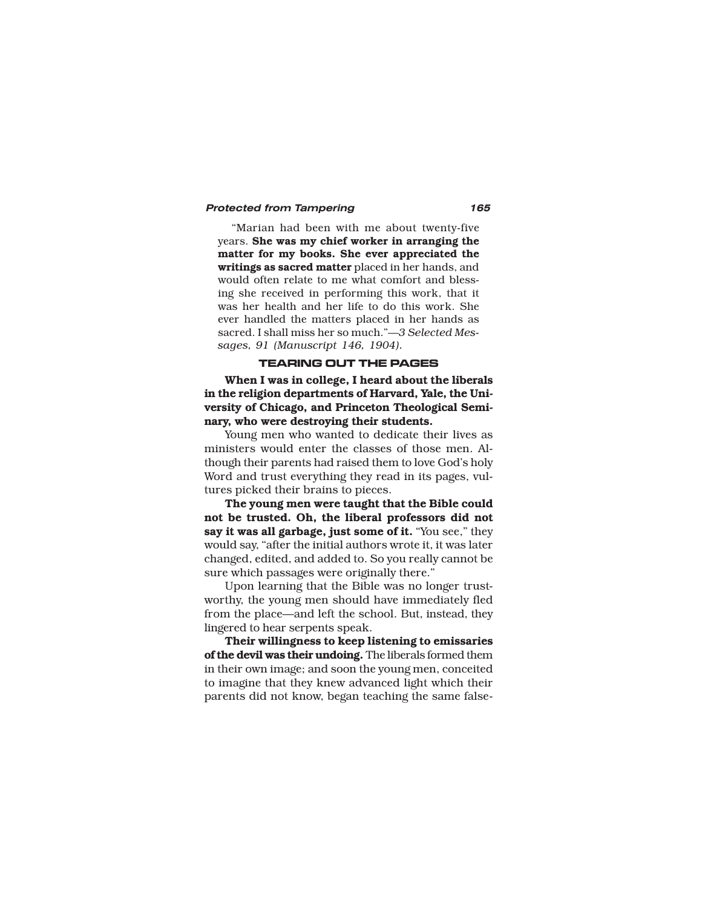"Marian had been with me about twenty-five years. **She was my chief worker in arranging the matter for my books. She ever appreciated the writings as sacred matter** placed in her hands, and would often relate to me what comfort and blessing she received in performing this work, that it was her health and her life to do this work. She ever handled the matters placed in her hands as sacred. I shall miss her so much."—*3 Selected Messages, 91 (Manuscript 146, 1904).*

### TEARING OUT THE PAGES

**When I was in college, I heard about the liberals in the religion departments of Harvard, Yale, the University of Chicago, and Princeton Theological Seminary, who were destroying their students.**

Young men who wanted to dedicate their lives as ministers would enter the classes of those men. Although their parents had raised them to love God's holy Word and trust everything they read in its pages, vultures picked their brains to pieces.

**The young men were taught that the Bible could not be trusted. Oh, the liberal professors did not say it was all garbage, just some of it.** "You see," they would say, "after the initial authors wrote it, it was later changed, edited, and added to. So you really cannot be sure which passages were originally there."

Upon learning that the Bible was no longer trustworthy, the young men should have immediately fled from the place—and left the school. But, instead, they lingered to hear serpents speak.

**Their willingness to keep listening to emissaries of the devil was their undoing.** The liberals formed them in their own image; and soon the young men, conceited to imagine that they knew advanced light which their parents did not know, began teaching the same false-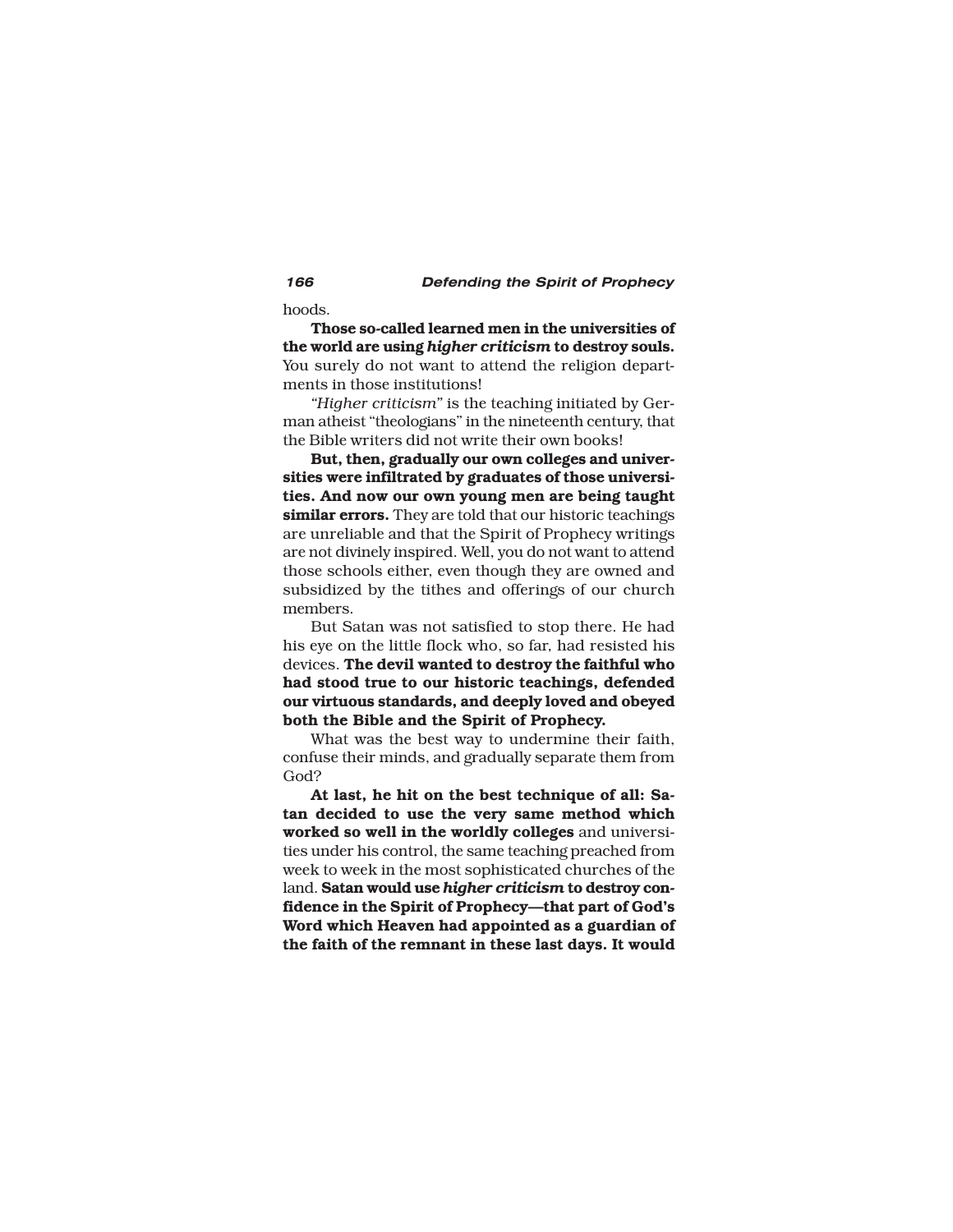hoods.

**Those so-called learned men in the universities of the world are using *higher criticism* to destroy souls.** You surely do not want to attend the religion departments in those institutions!

"*Higher criticism*" is the teaching initiated by German atheist "theologians" in the nineteenth century, that the Bible writers did not write their own books!

**But, then, gradually our own colleges and universities were infiltrated by graduates of those universities. And now our own young men are being taught similar errors.** They are told that our historic teachings are unreliable and that the Spirit of Prophecy writings are not divinely inspired. Well, you do not want to attend those schools either, even though they are owned and subsidized by the tithes and offerings of our church members.

But Satan was not satisfied to stop there. He had his eye on the little flock who, so far, had resisted his devices. **The devil wanted to destroy the faithful who had stood true to our historic teachings, defended our virtuous standards, and deeply loved and obeyed both the Bible and the Spirit of Prophecy.**

What was the best way to undermine their faith, confuse their minds, and gradually separate them from God?

**At last, he hit on the best technique of all: Satan decided to use the very same method which worked so well in the worldly colleges** and universities under his control, the same teaching preached from week to week in the most sophisticated churches of the land. **Satan would use *higher criticism* to destroy confidence in the Spirit of Prophecy—that part of God's Word which Heaven had appointed as a guardian of the faith of the remnant in these last days. It would**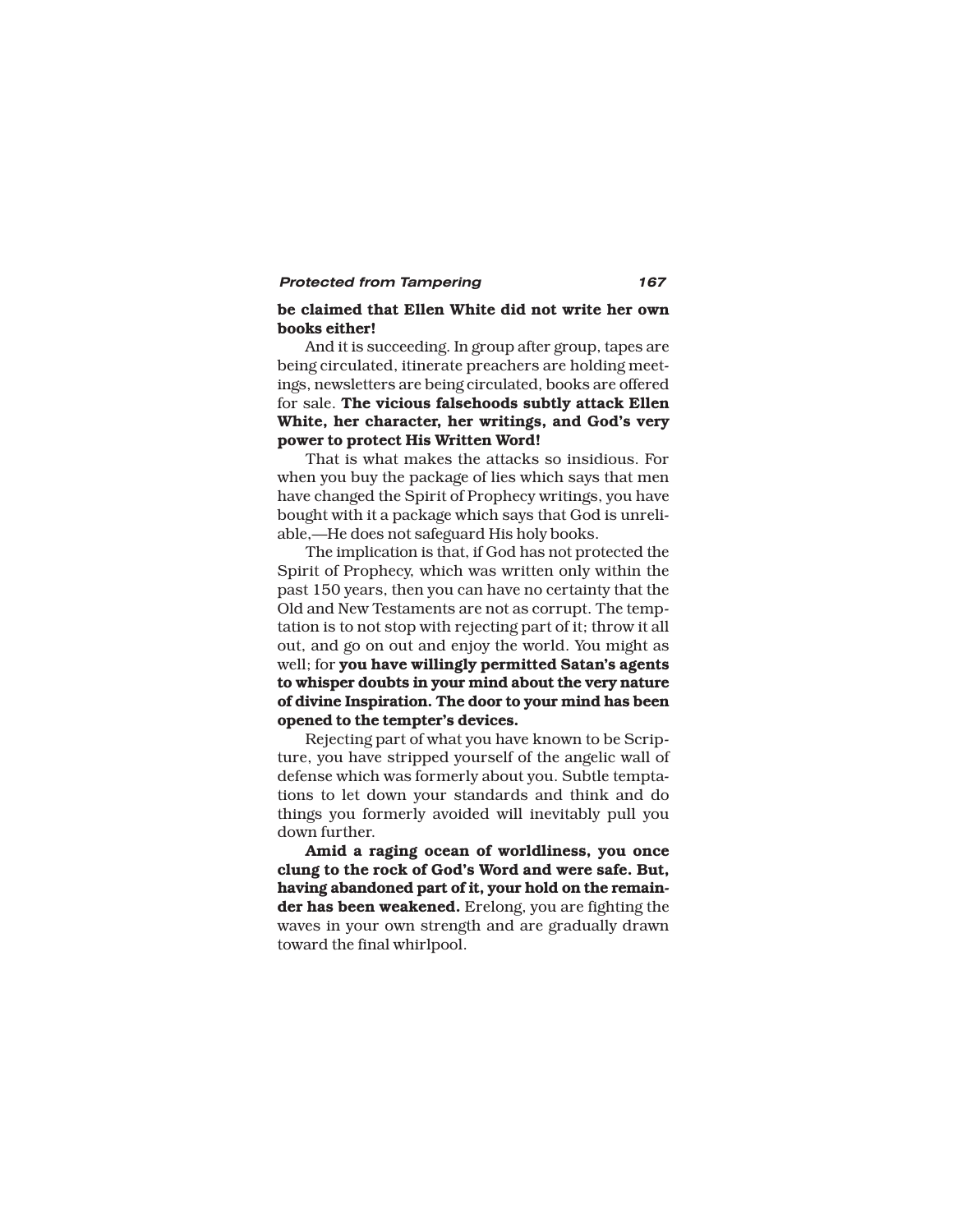**be claimed that Ellen White did not write her own books either!**

And it is succeeding. In group after group, tapes are being circulated, itinerate preachers are holding meetings, newsletters are being circulated, books are offered for sale. **The vicious falsehoods subtly attack Ellen White, her character, her writings, and God's very power to protect His Written Word!**

That is what makes the attacks so insidious. For when you buy the package of lies which says that men have changed the Spirit of Prophecy writings, you have bought with it a package which says that God is unreliable,—He does not safeguard His holy books.

The implication is that, if God has not protected the Spirit of Prophecy, which was written only within the past 150 years, then you can have no certainty that the Old and New Testaments are not as corrupt. The temptation is to not stop with rejecting part of it; throw it all out, and go on out and enjoy the world. You might as well; for **you have willingly permitted Satan's agents to whisper doubts in your mind about the very nature of divine Inspiration. The door to your mind has been opened to the tempter's devices.**

Rejecting part of what you have known to be Scripture, you have stripped yourself of the angelic wall of defense which was formerly about you. Subtle temptations to let down your standards and think and do things you formerly avoided will inevitably pull you down further.

**Amid a raging ocean of worldliness, you once clung to the rock of God's Word and were safe. But, having abandoned part of it, your hold on the remainder has been weakened.** Erelong, you are fighting the waves in your own strength and are gradually drawn toward the final whirlpool.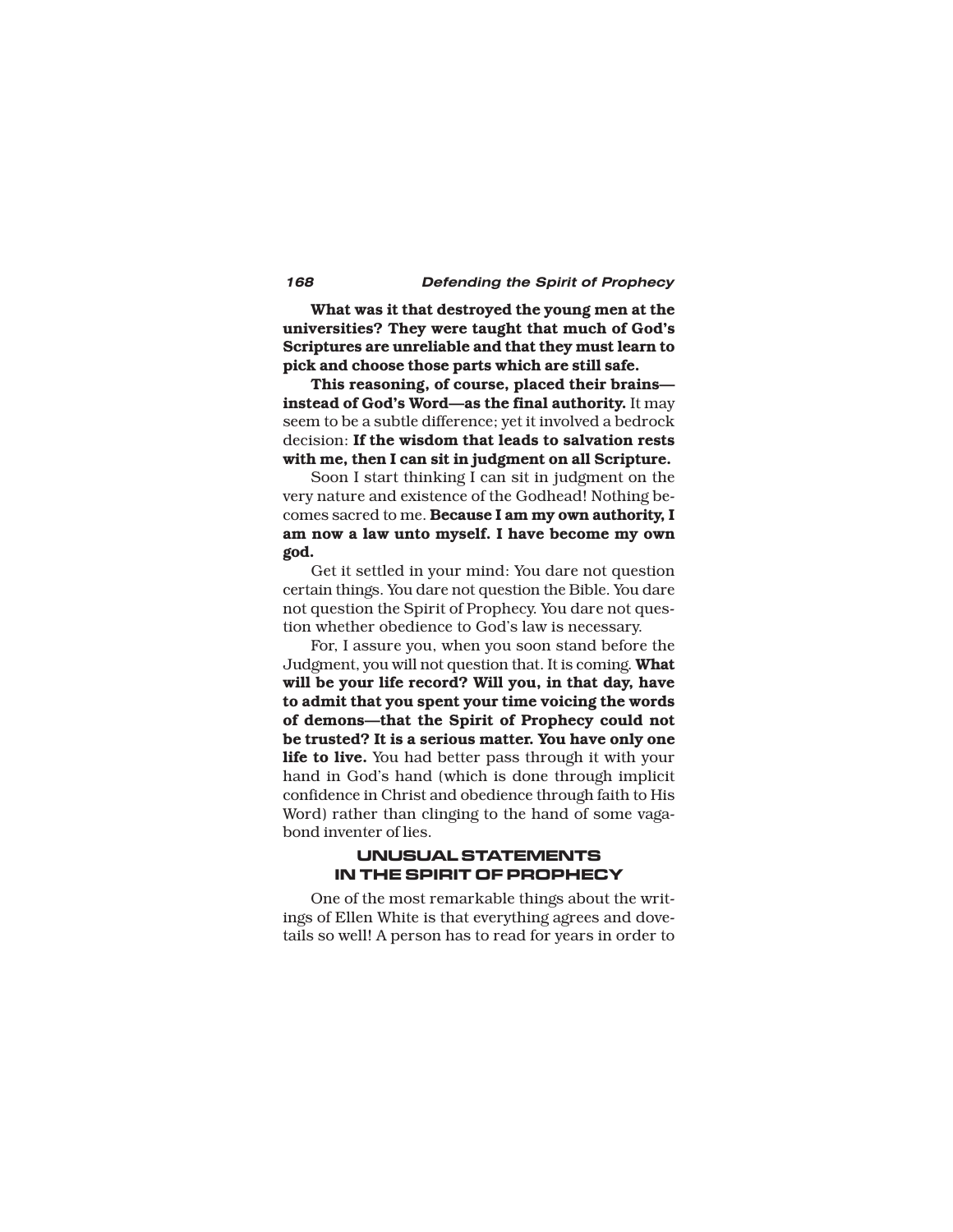**What was it that destroyed the young men at the universities? They were taught that much of God's Scriptures are unreliable and that they must learn to pick and choose those parts which are still safe.**

**This reasoning, of course, placed their brains—instead of God's Word—as the final authority.** It may seem to be a subtle difference; yet it involved a bedrock decision: **If the wisdom that leads to salvation rests with me, then I can sit in judgment on all Scripture.**

Soon I start thinking I can sit in judgment on the very nature and existence of the Godhead! Nothing becomes sacred to me. **Because I am my own authority, I am now a law unto myself. I have become my own god.**

Get it settled in your mind: You dare not question certain things. You dare not question the Bible. You dare not question the Spirit of Prophecy. You dare not question whether obedience to God's law is necessary.

For, I assure you, when you soon stand before the Judgment, you will not question that. It is coming. **What will be your life record? Will you, in that day, have to admit that you spent your time voicing the words of demons—that the Spirit of Prophecy could not be trusted? It is a serious matter. You have only one life to live.** You had better pass through it with your hand in God's hand (which is done through implicit confidence in Christ and obedience through faith to His Word) rather than clinging to the hand of some vagabond inventer of lies.

## UNUSUAL STATEMENTS IN THE SPIRIT OF PROPHECY

One of the most remarkable things about the writings of Ellen White is that everything agrees and dovetails so well! A person has to read for years in order to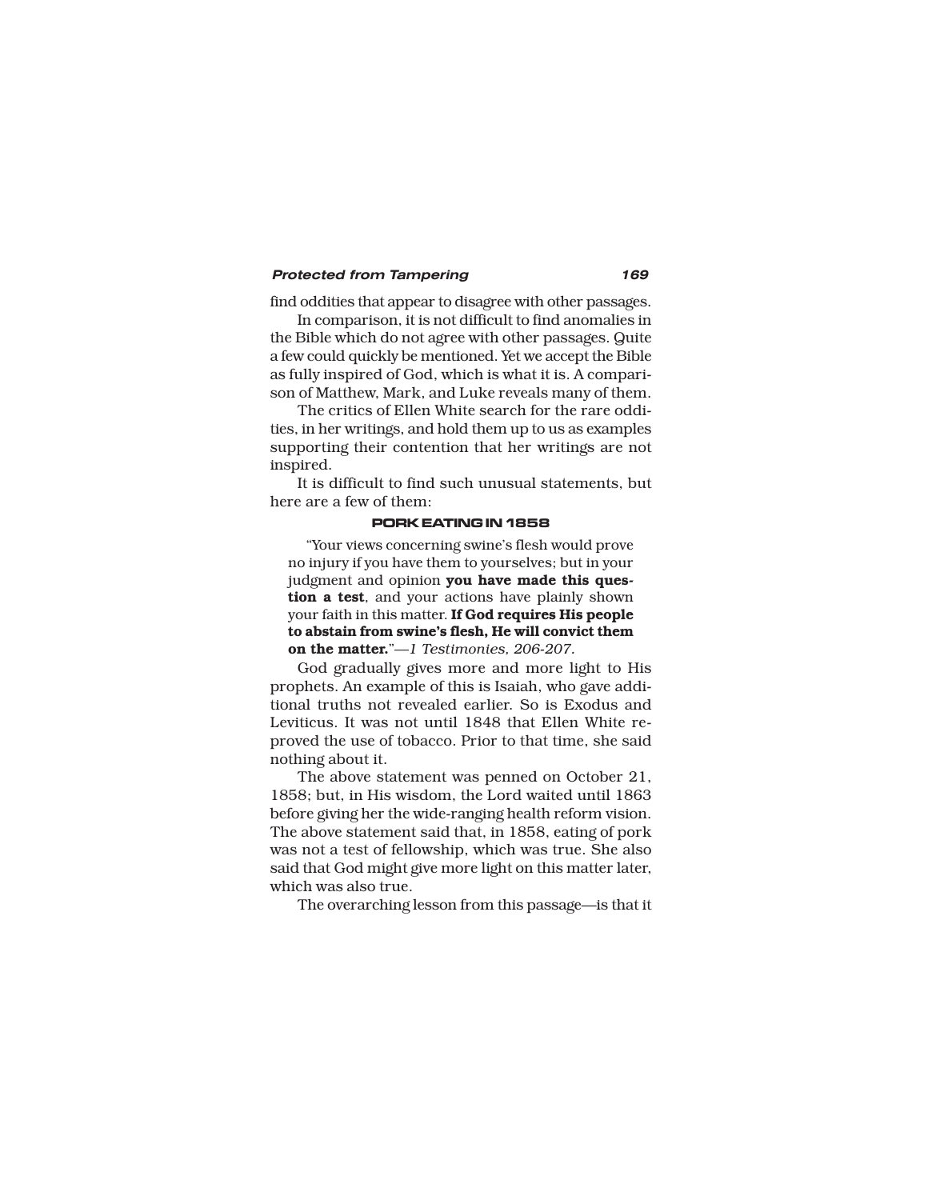find oddities that appear to disagree with other passages.

In comparison, it is not difficult to find anomalies in the Bible which do not agree with other passages. Quite a few could quickly be mentioned. Yet we accept the Bible as fully inspired of God, which is what it is. A comparison of Matthew, Mark, and Luke reveals many of them.

The critics of Ellen White search for the rare oddities, in her writings, and hold them up to us as examples supporting their contention that her writings are not inspired.

It is difficult to find such unusual statements, but here are a few of them:

### PORK EATING IN 1858

> "Your views concerning swine's flesh would prove no injury if you have them to yourselves; but in your judgment and opinion **you have made this question a test**, and your actions have plainly shown your faith in this matter. **If God requires His people to abstain from swine's flesh, He will convict them on the matter.**"—*1 Testimonies, 206-207.*

God gradually gives more and more light to His prophets. An example of this is Isaiah, who gave additional truths not revealed earlier. So is Exodus and Leviticus. It was not until 1848 that Ellen White reproved the use of tobacco. Prior to that time, she said nothing about it.

The above statement was penned on October 21, 1858; but, in His wisdom, the Lord waited until 1863 before giving her the wide-ranging health reform vision. The above statement said that, in 1858, eating of pork was not a test of fellowship, which was true. She also said that God might give more light on this matter later, which was also true.

The overarching lesson from this passage—is that it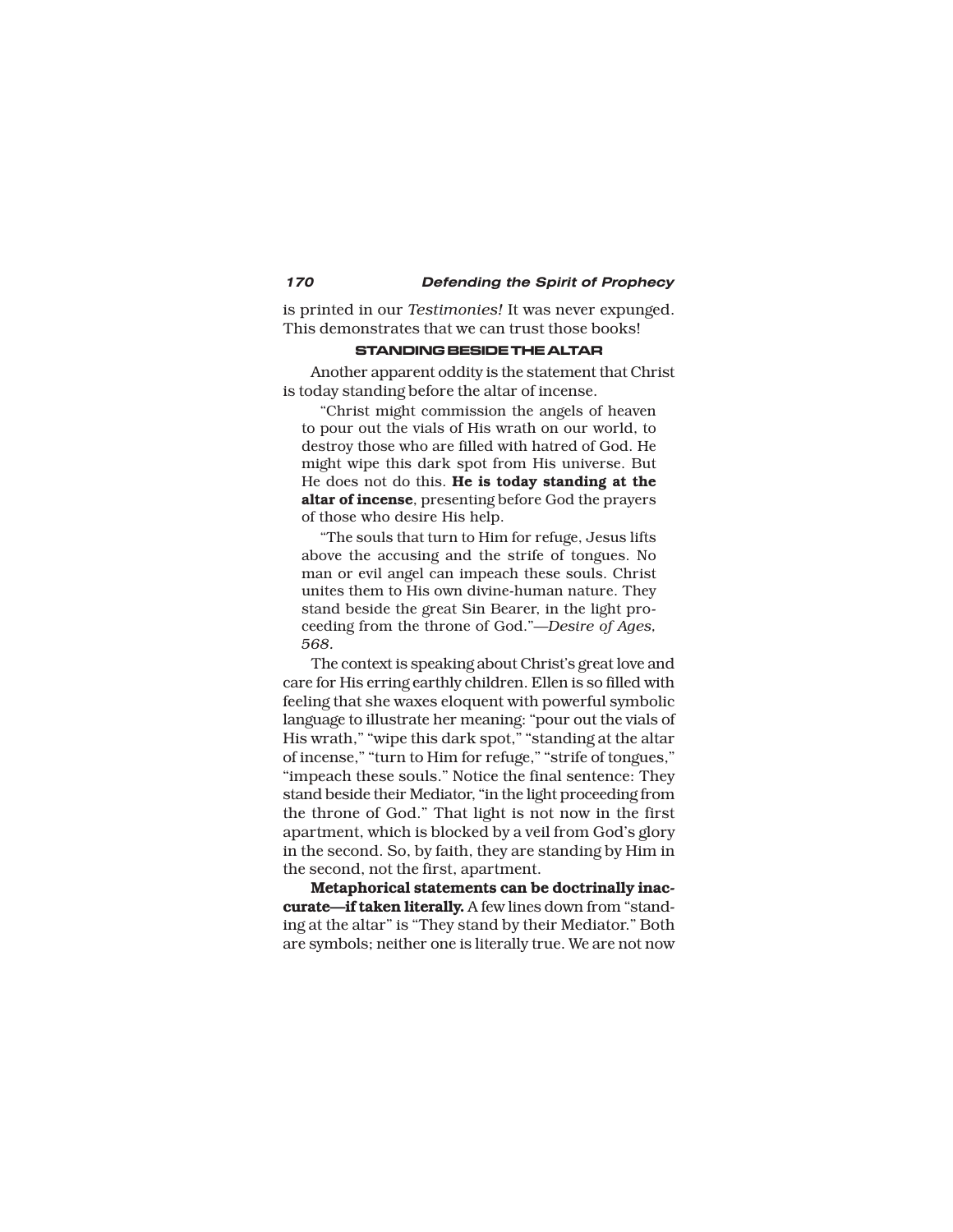is printed in our *Testimonies!* It was never expunged. This demonstrates that we can trust those books!

### STANDING BESIDE THE ALTAR

Another apparent oddity is the statement that Christ is today standing before the altar of incense.

> "Christ might commission the angels of heaven to pour out the vials of His wrath on our world, to destroy those who are filled with hatred of God. He might wipe this dark spot from His universe. But He does not do this. **He is today standing at the altar of incense**, presenting before God the prayers of those who desire His help.
>
> "The souls that turn to Him for refuge, Jesus lifts above the accusing and the strife of tongues. No man or evil angel can impeach these souls. Christ unites them to His own divine-human nature. They stand beside the great Sin Bearer, in the light proceeding from the throne of God."—*Desire of Ages, 568.*

The context is speaking about Christ's great love and care for His erring earthly children. Ellen is so filled with feeling that she waxes eloquent with powerful symbolic language to illustrate her meaning: "pour out the vials of His wrath," "wipe this dark spot," "standing at the altar of incense," "turn to Him for refuge," "strife of tongues," "impeach these souls." Notice the final sentence: They stand beside their Mediator, "in the light proceeding from the throne of God." That light is not now in the first apartment, which is blocked by a veil from God's glory in the second. So, by faith, they are standing by Him in the second, not the first, apartment.

**Metaphorical statements can be doctrinally inaccurate—if taken literally.** A few lines down from "standing at the altar" is "They stand by their Mediator." Both are symbols; neither one is literally true. We are not now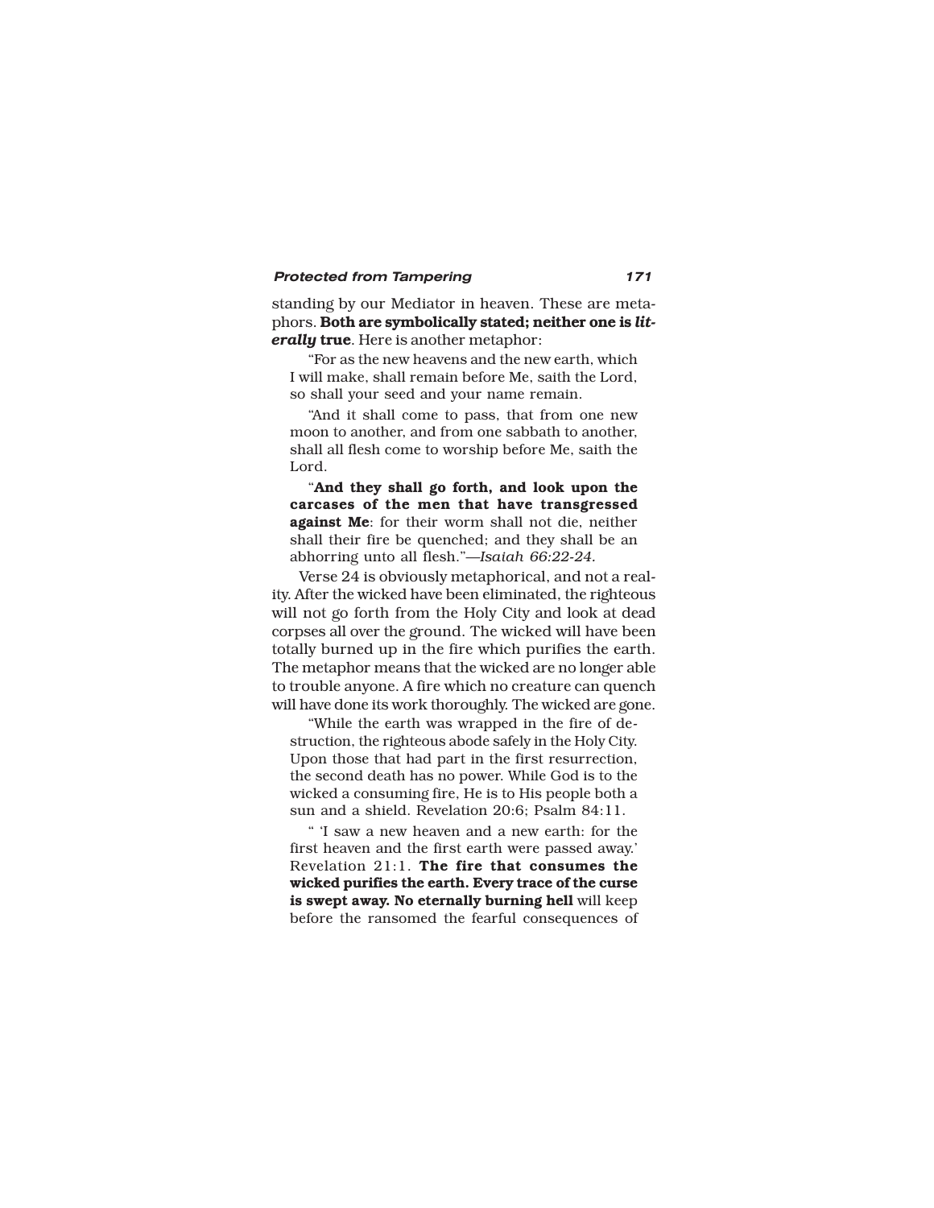standing by our Mediator in heaven. These are metaphors. **Both are symbolically stated; neither one is *literally* true**. Here is another metaphor:

> "For as the new heavens and the new earth, which I will make, shall remain before Me, saith the Lord, so shall your seed and your name remain.
>
> "And it shall come to pass, that from one new moon to another, and from one sabbath to another, shall all flesh come to worship before Me, saith the Lord.
>
> "**And they shall go forth, and look upon the carcases of the men that have transgressed against Me**: for their worm shall not die, neither shall their fire be quenched; and they shall be an abhorring unto all flesh."—*Isaiah 66:22-24*.

Verse 24 is obviously metaphorical, and not a reality. After the wicked have been eliminated, the righteous will not go forth from the Holy City and look at dead corpses all over the ground. The wicked will have been totally burned up in the fire which purifies the earth. The metaphor means that the wicked are no longer able to trouble anyone. A fire which no creature can quench will have done its work thoroughly. The wicked are gone.

> "While the earth was wrapped in the fire of destruction, the righteous abode safely in the Holy City. Upon those that had part in the first resurrection, the second death has no power. While God is to the wicked a consuming fire, He is to His people both a sun and a shield. Revelation 20:6; Psalm 84:11.
>
> " 'I saw a new heaven and a new earth: for the first heaven and the first earth were passed away.' Revelation 21:1. **The fire that consumes the wicked purifies the earth. Every trace of the curse is swept away. No eternally burning hell** will keep before the ransomed the fearful consequences of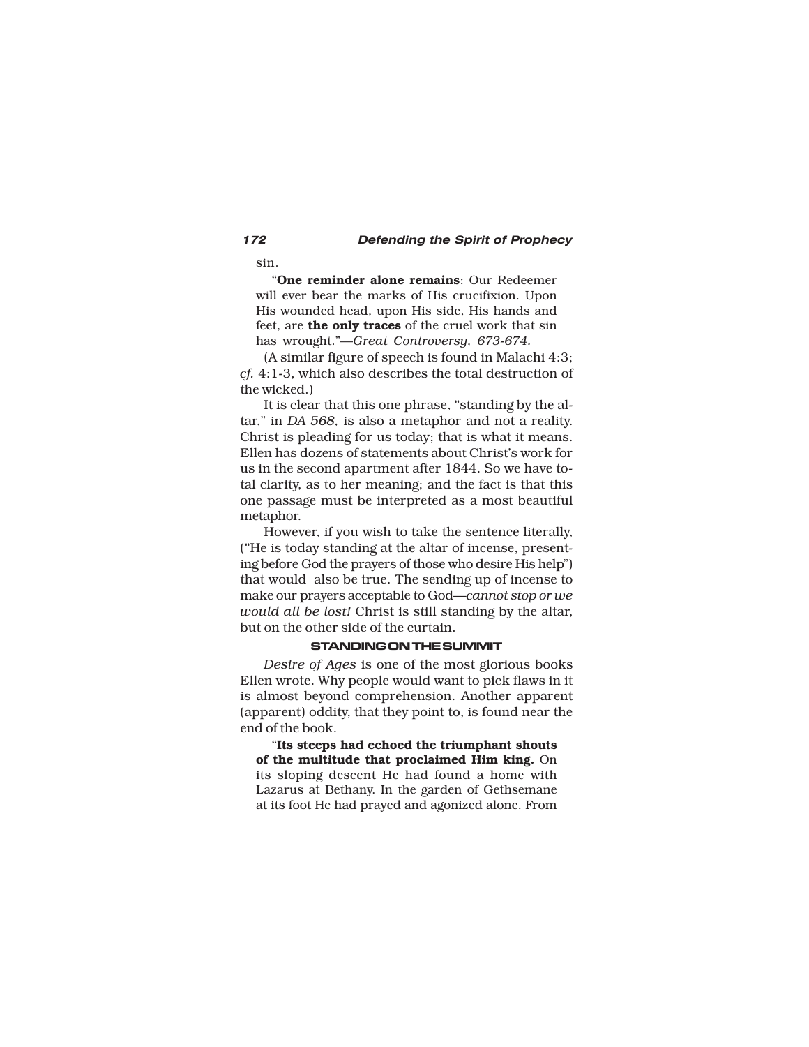sin.

> "**One reminder alone remains**: Our Redeemer will ever bear the marks of His crucifixion. Upon His wounded head, upon His side, His hands and feet, are **the only traces** of the cruel work that sin has wrought."—*Great Controversy, 673-674.*

(A similar figure of speech is found in Malachi 4:3; *cf.* 4:1-3, which also describes the total destruction of the wicked.)

It is clear that this one phrase, "standing by the altar," in *DA 568*, is also a metaphor and not a reality. Christ is pleading for us today; that is what it means. Ellen has dozens of statements about Christ's work for us in the second apartment after 1844. So we have total clarity, as to her meaning; and the fact is that this one passage must be interpreted as a most beautiful metaphor.

However, if you wish to take the sentence literally, ("He is today standing at the altar of incense, presenting before God the prayers of those who desire His help") that would also be true. The sending up of incense to make our prayers acceptable to God—*cannot stop or we would all be lost!* Christ is still standing by the altar, but on the other side of the curtain.

#### STANDING ON THE SUMMIT

*Desire of Ages* is one of the most glorious books Ellen wrote. Why people would want to pick flaws in it is almost beyond comprehension. Another apparent (apparent) oddity, that they point to, is found near the end of the book.

> "**Its steeps had echoed the triumphant shouts of the multitude that proclaimed Him king.** On its sloping descent He had found a home with Lazarus at Bethany. In the garden of Gethsemane at its foot He had prayed and agonized alone. From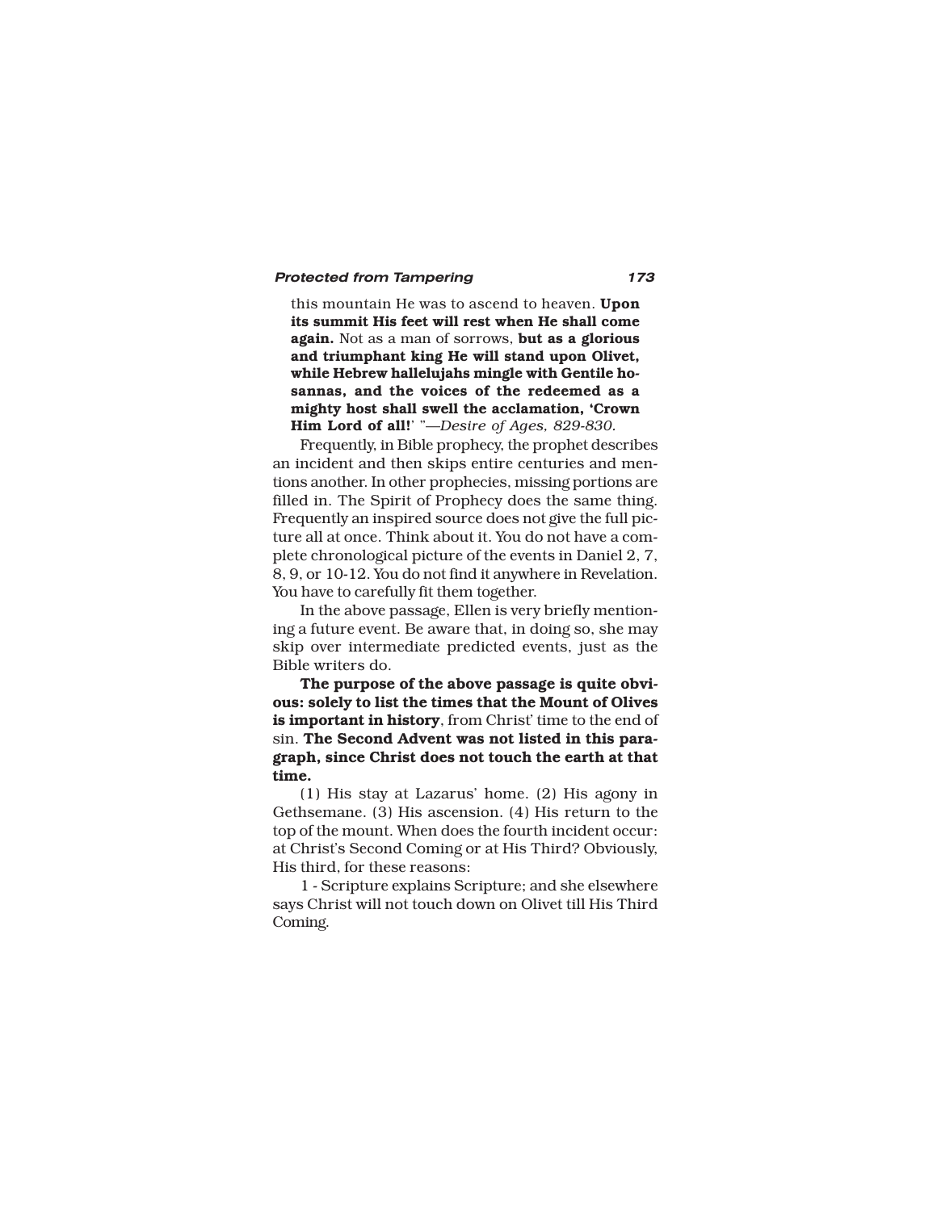this mountain He was to ascend to heaven. **Upon its summit His feet will rest when He shall come again.** Not as a man of sorrows, **but as a glorious and triumphant king He will stand upon Olivet, while Hebrew hallelujahs mingle with Gentile hosannas, and the voices of the redeemed as a mighty host shall swell the acclamation, 'Crown Him Lord of all!'** "—*Desire of Ages, 829-830.*

Frequently, in Bible prophecy, the prophet describes an incident and then skips entire centuries and mentions another. In other prophecies, missing portions are filled in. The Spirit of Prophecy does the same thing. Frequently an inspired source does not give the full picture all at once. Think about it. You do not have a complete chronological picture of the events in Daniel 2, 7, 8, 9, or 10-12. You do not find it anywhere in Revelation. You have to carefully fit them together.

In the above passage, Ellen is very briefly mentioning a future event. Be aware that, in doing so, she may skip over intermediate predicted events, just as the Bible writers do.

**The purpose of the above passage is quite obvious: solely to list the times that the Mount of Olives is important in history**, from Christ' time to the end of sin. **The Second Advent was not listed in this paragraph, since Christ does not touch the earth at that time.**

(1) His stay at Lazarus' home. (2) His agony in Gethsemane. (3) His ascension. (4) His return to the top of the mount. When does the fourth incident occur: at Christ's Second Coming or at His Third? Obviously, His third, for these reasons:

1 - Scripture explains Scripture; and she elsewhere says Christ will not touch down on Olivet till His Third Coming.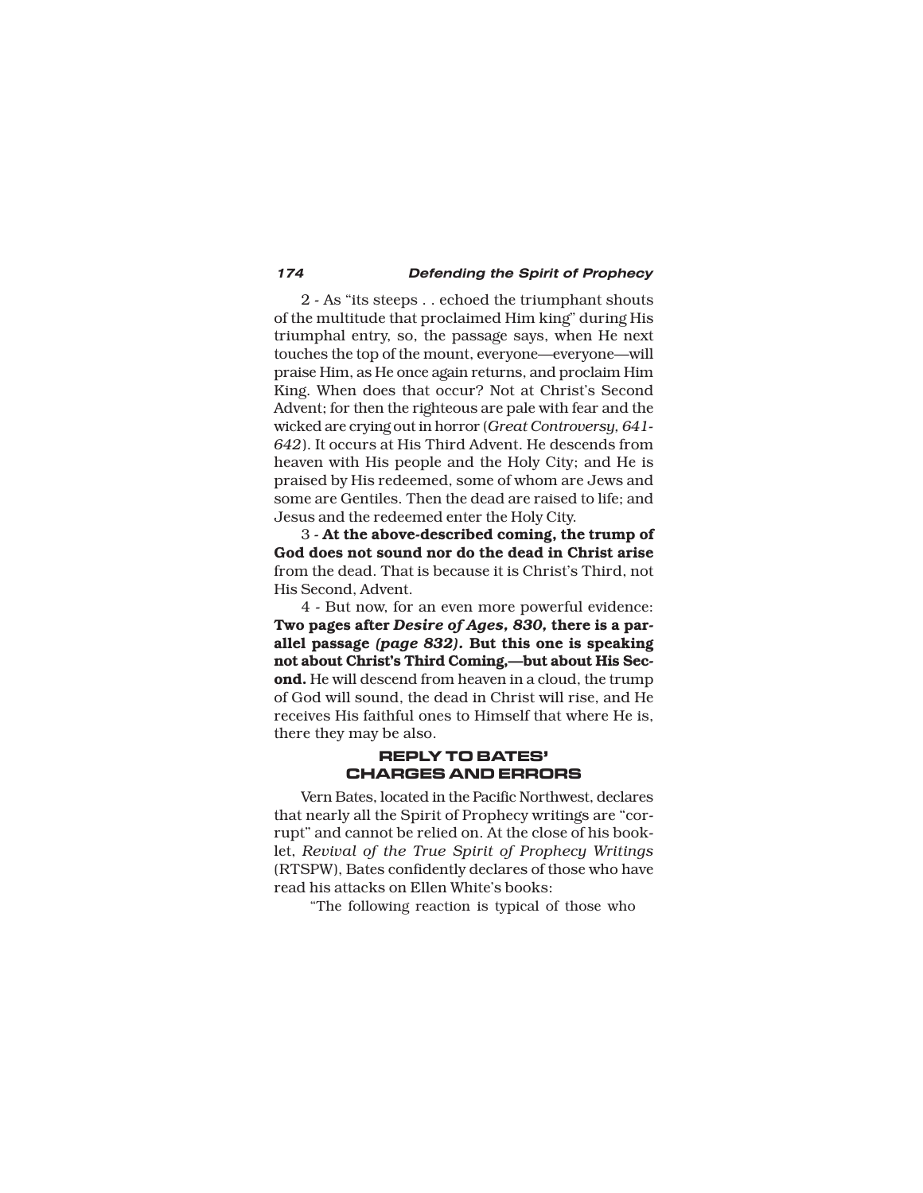2 - As "its steeps . . echoed the triumphant shouts of the multitude that proclaimed Him king" during His triumphal entry, so, the passage says, when He next touches the top of the mount, everyone—everyone—will praise Him, as He once again returns, and proclaim Him King. When does that occur? Not at Christ's Second Advent; for then the righteous are pale with fear and the wicked are crying out in horror (*Great Controversy, 641-642*). It occurs at His Third Advent. He descends from heaven with His people and the Holy City; and He is praised by His redeemed, some of whom are Jews and some are Gentiles. Then the dead are raised to life; and Jesus and the redeemed enter the Holy City.

3 - **At the above-described coming, the trump of God does not sound nor do the dead in Christ arise** from the dead. That is because it is Christ's Third, not His Second, Advent.

4 - But now, for an even more powerful evidence: **Two pages after *Desire of Ages, 830,* there is a parallel passage *(page 832).* But this one is speaking not about Christ's Third Coming,—but about His Second.** He will descend from heaven in a cloud, the trump of God will sound, the dead in Christ will rise, and He receives His faithful ones to Himself that where He is, there they may be also.

## REPLY TO BATES' CHARGES AND ERRORS

Vern Bates, located in the Pacific Northwest, declares that nearly all the Spirit of Prophecy writings are "corrupt" and cannot be relied on. At the close of his booklet, *Revival of the True Spirit of Prophecy Writings* (RTSPW), Bates confidently declares of those who have read his attacks on Ellen White's books:

"The following reaction is typical of those who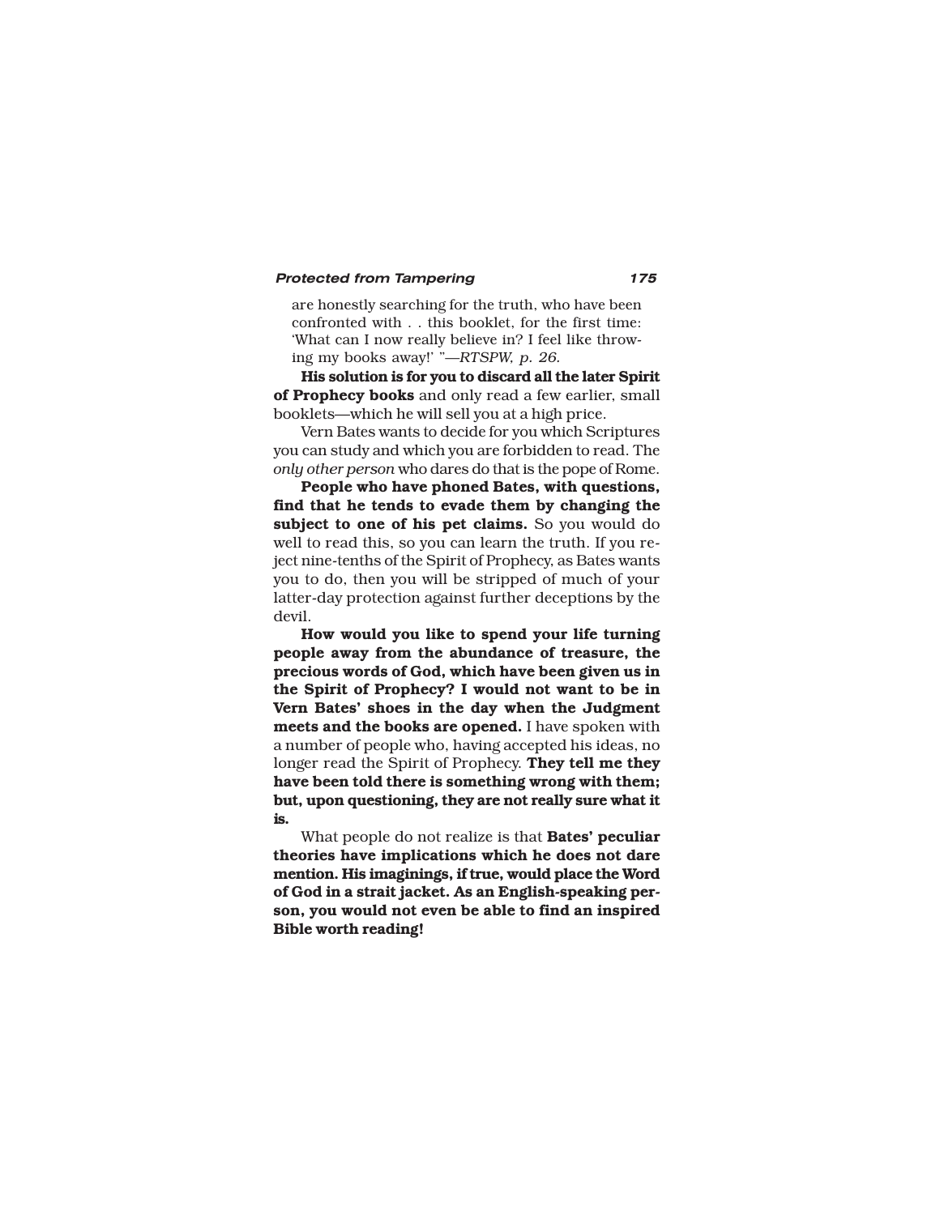are honestly searching for the truth, who have been confronted with . . this booklet, for the first time: 'What can I now really believe in? I feel like throwing my books away!' "—*RTSPW, p. 26.*

**His solution is for you to discard all the later Spirit of Prophecy books** and only read a few earlier, small booklets—which he will sell you at a high price.

Vern Bates wants to decide for you which Scriptures you can study and which you are forbidden to read. The *only other person* who dares do that is the pope of Rome.

**People who have phoned Bates, with questions, find that he tends to evade them by changing the subject to one of his pet claims.** So you would do well to read this, so you can learn the truth. If you reject nine-tenths of the Spirit of Prophecy, as Bates wants you to do, then you will be stripped of much of your latter-day protection against further deceptions by the devil.

**How would you like to spend your life turning people away from the abundance of treasure, the precious words of God, which have been given us in the Spirit of Prophecy? I would not want to be in Vern Bates' shoes in the day when the Judgment meets and the books are opened.** I have spoken with a number of people who, having accepted his ideas, no longer read the Spirit of Prophecy. **They tell me they have been told there is something wrong with them; but, upon questioning, they are not really sure what it is.**

What people do not realize is that **Bates' peculiar theories have implications which he does not dare mention. His imaginings, if true, would place the Word of God in a strait jacket. As an English-speaking person, you would not even be able to find an inspired Bible worth reading!**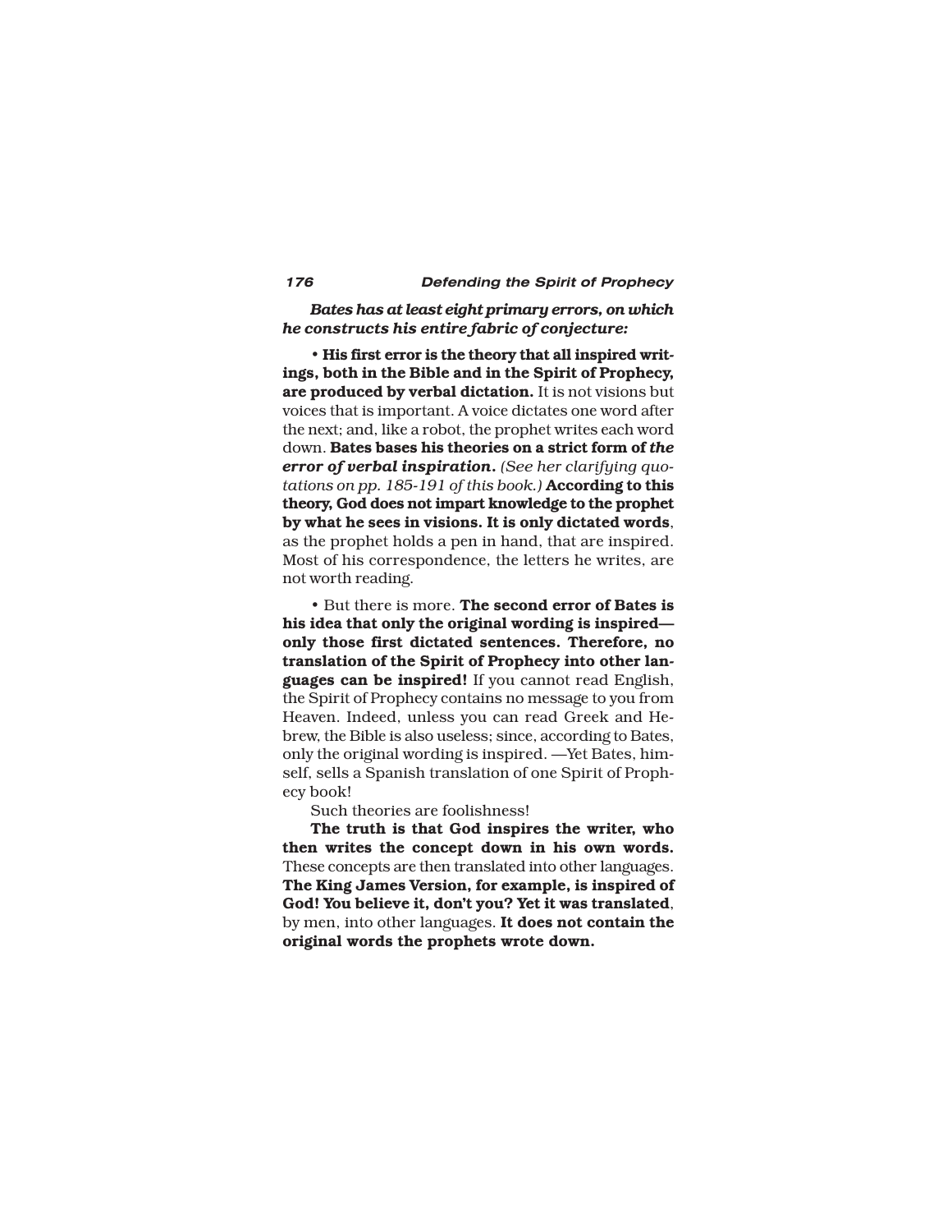***Bates has at least eight primary errors, on which he constructs his entire fabric of conjecture:***

• **His first error is the theory that all inspired writings, both in the Bible and in the Spirit of Prophecy, are produced by verbal dictation.** It is not visions but voices that is important. A voice dictates one word after the next; and, like a robot, the prophet writes each word down. **Bates bases his theories on a strict form of *the error of verbal inspiration.*** *(See her clarifying quotations on pp. 185-191 of this book.)* **According to this theory, God does not impart knowledge to the prophet by what he sees in visions. It is only dictated words**, as the prophet holds a pen in hand, that are inspired. Most of his correspondence, the letters he writes, are not worth reading.

• But there is more. **The second error of Bates is his idea that only the original wording is inspired—only those first dictated sentences. Therefore, no translation of the Spirit of Prophecy into other languages can be inspired!** If you cannot read English, the Spirit of Prophecy contains no message to you from Heaven. Indeed, unless you can read Greek and Hebrew, the Bible is also useless; since, according to Bates, only the original wording is inspired. —Yet Bates, himself, sells a Spanish translation of one Spirit of Prophecy book!

Such theories are foolishness!

**The truth is that God inspires the writer, who then writes the concept down in his own words.** These concepts are then translated into other languages. **The King James Version, for example, is inspired of God! You believe it, don't you? Yet it was translated**, by men, into other languages. **It does not contain the original words the prophets wrote down.**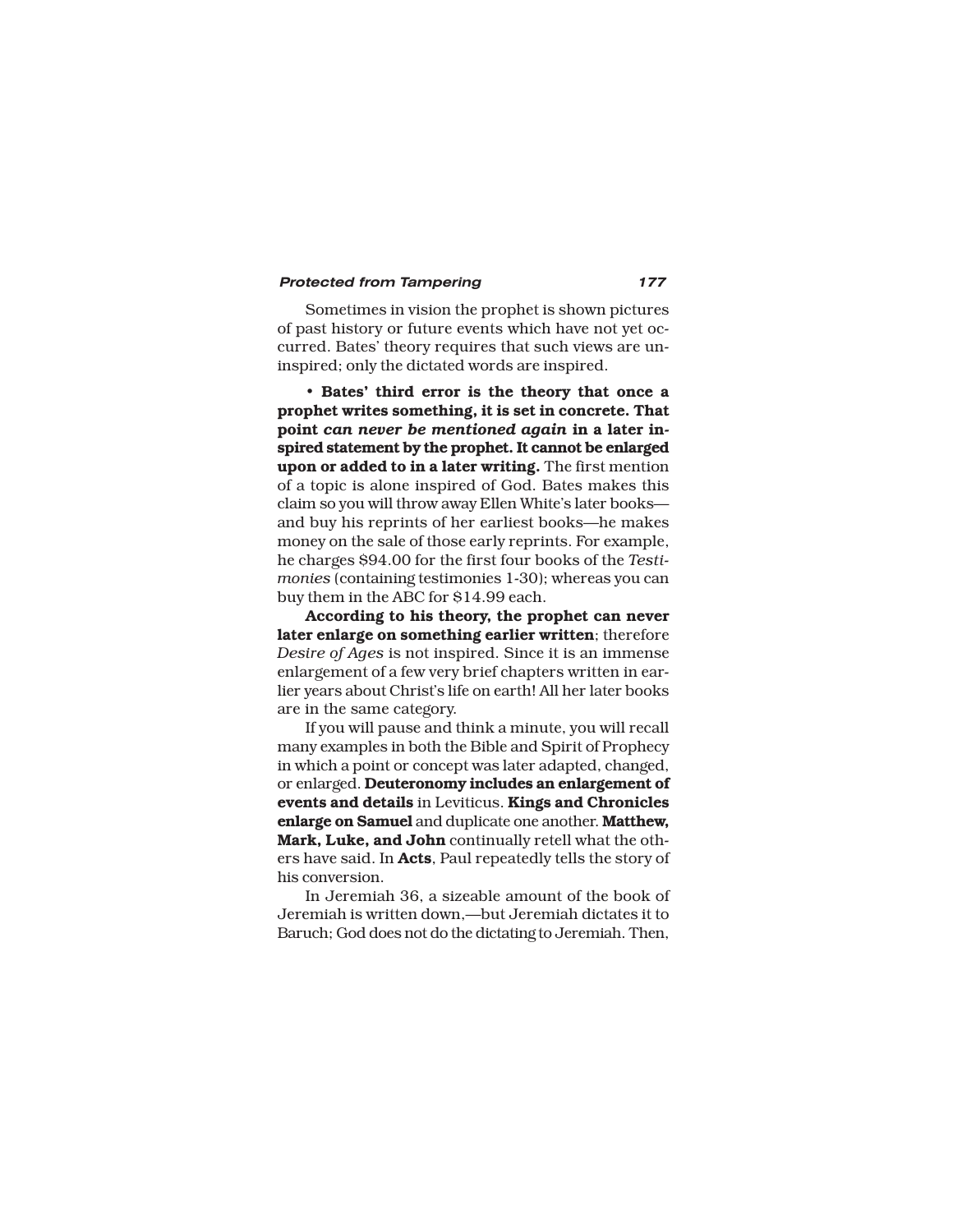Sometimes in vision the prophet is shown pictures of past history or future events which have not yet occurred. Bates' theory requires that such views are uninspired; only the dictated words are inspired.

• **Bates' third error is the theory that once a prophet writes something, it is set in concrete. That point *can never be mentioned again* in a later inspired statement by the prophet. It cannot be enlarged upon or added to in a later writing.** The first mention of a topic is alone inspired of God. Bates makes this claim so you will throw away Ellen White's later books—and buy his reprints of her earliest books—he makes money on the sale of those early reprints. For example, he charges $94.00 for the first four books of the *Testimonies* (containing testimonies 1-30); whereas you can buy them in the ABC for $14.99 each.

**According to his theory, the prophet can never later enlarge on something earlier written**; therefore *Desire of Ages* is not inspired. Since it is an immense enlargement of a few very brief chapters written in earlier years about Christ's life on earth! All her later books are in the same category.

If you will pause and think a minute, you will recall many examples in both the Bible and Spirit of Prophecy in which a point or concept was later adapted, changed, or enlarged. **Deuteronomy includes an enlargement of events and details** in Leviticus. **Kings and Chronicles enlarge on Samuel** and duplicate one another. **Matthew, Mark, Luke, and John** continually retell what the others have said. In **Acts**, Paul repeatedly tells the story of his conversion.

In Jeremiah 36, a sizeable amount of the book of Jeremiah is written down,—but Jeremiah dictates it to Baruch; God does not do the dictating to Jeremiah. Then,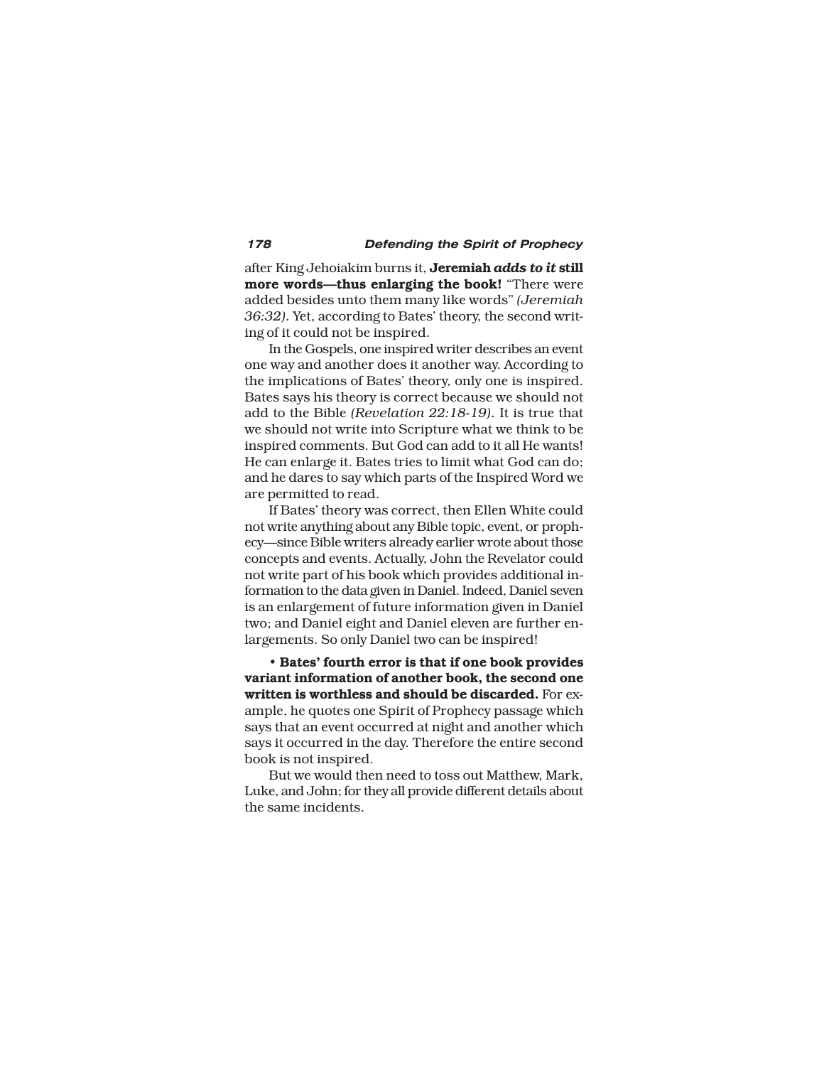after King Jehoiakim burns it, **Jeremiah *adds to it* still more words—thus enlarging the book!** "There were added besides unto them many like words" *(Jeremiah 36:32).* Yet, according to Bates' theory, the second writing of it could not be inspired.

In the Gospels, one inspired writer describes an event one way and another does it another way. According to the implications of Bates' theory, only one is inspired. Bates says his theory is correct because we should not add to the Bible *(Revelation 22:18-19).* It is true that we should not write into Scripture what we think to be inspired comments. But God can add to it all He wants! He can enlarge it. Bates tries to limit what God can do; and he dares to say which parts of the Inspired Word we are permitted to read.

If Bates' theory was correct, then Ellen White could not write anything about any Bible topic, event, or prophecy—since Bible writers already earlier wrote about those concepts and events. Actually, John the Revelator could not write part of his book which provides additional information to the data given in Daniel. Indeed, Daniel seven is an enlargement of future information given in Daniel two; and Daniel eight and Daniel eleven are further enlargements. So only Daniel two can be inspired!

• **Bates' fourth error is that if one book provides variant information of another book, the second one written is worthless and should be discarded.** For example, he quotes one Spirit of Prophecy passage which says that an event occurred at night and another which says it occurred in the day. Therefore the entire second book is not inspired.

But we would then need to toss out Matthew, Mark, Luke, and John; for they all provide different details about the same incidents.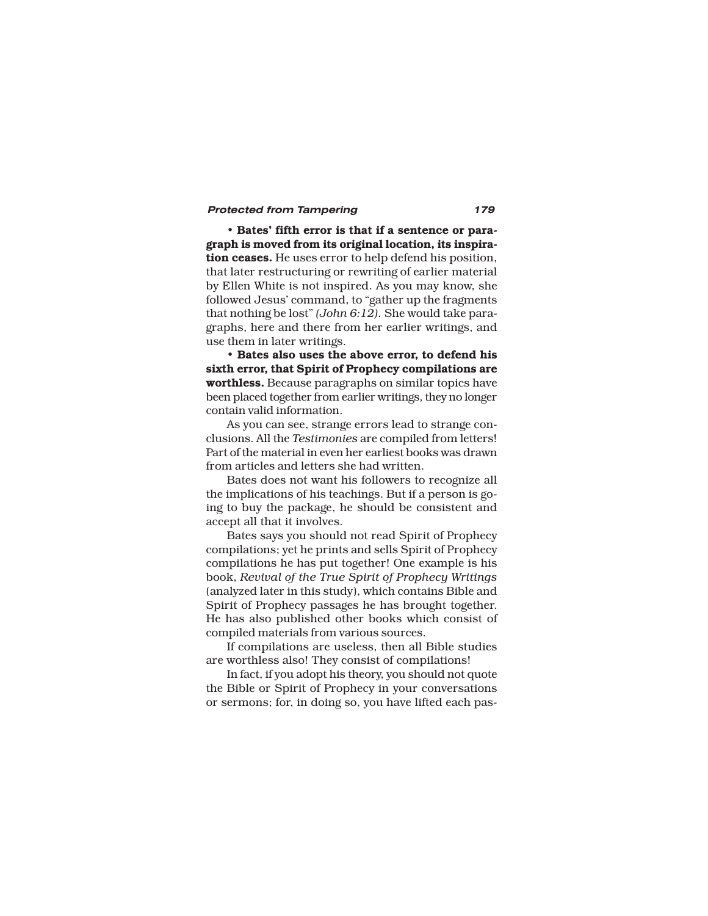**• Bates' fifth error is that if a sentence or paragraph is moved from its original location, its inspiration ceases.** He uses error to help defend his position, that later restructuring or rewriting of earlier material by Ellen White is not inspired. As you may know, she followed Jesus' command, to "gather up the fragments that nothing be lost" *(John 6:12).* She would take paragraphs, here and there from her earlier writings, and use them in later writings.

**• Bates also uses the above error, to defend his sixth error, that Spirit of Prophecy compilations are worthless.** Because paragraphs on similar topics have been placed together from earlier writings, they no longer contain valid information.

As you can see, strange errors lead to strange conclusions. All the *Testimonies* are compiled from letters! Part of the material in even her earliest books was drawn from articles and letters she had written.

Bates does not want his followers to recognize all the implications of his teachings. But if a person is going to buy the package, he should be consistent and accept all that it involves.

Bates says you should not read Spirit of Prophecy compilations; yet he prints and sells Spirit of Prophecy compilations he has put together! One example is his book, *Revival of the True Spirit of Prophecy Writings* (analyzed later in this study), which contains Bible and Spirit of Prophecy passages he has brought together. He has also published other books which consist of compiled materials from various sources.

If compilations are useless, then all Bible studies are worthless also! They consist of compilations!

In fact, if you adopt his theory, you should not quote the Bible or Spirit of Prophecy in your conversations or sermons; for, in doing so, you have lifted each pas-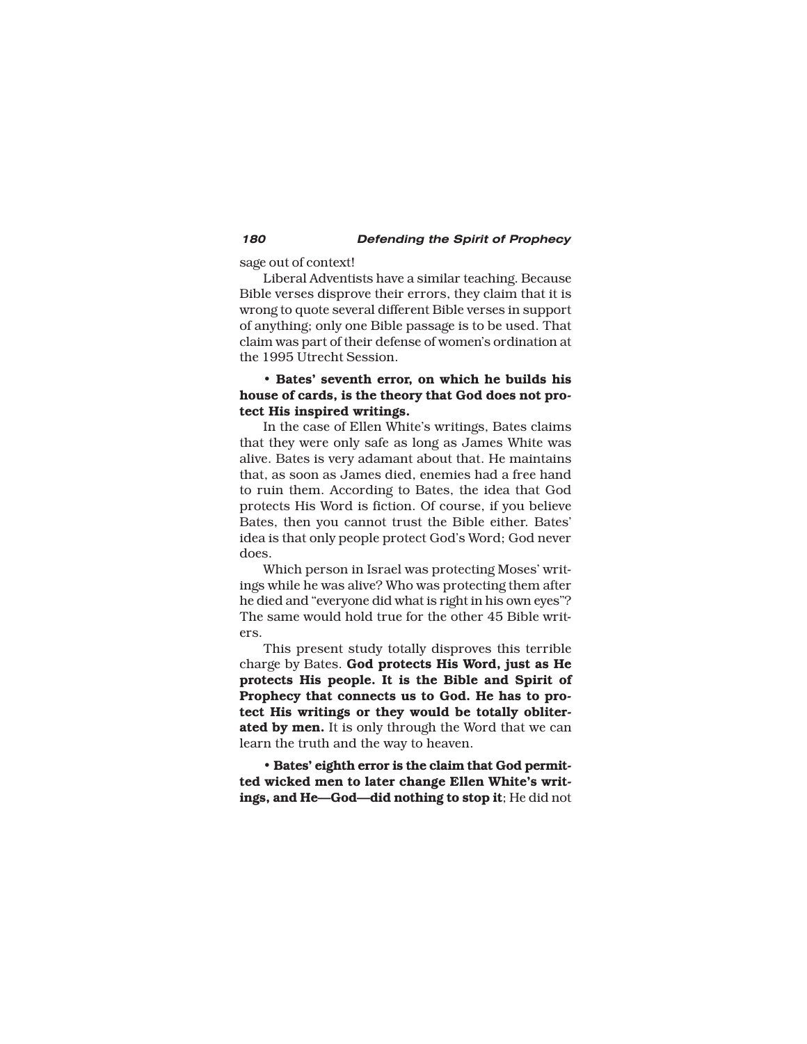sage out of context!

Liberal Adventists have a similar teaching. Because Bible verses disprove their errors, they claim that it is wrong to quote several different Bible verses in support of anything; only one Bible passage is to be used. That claim was part of their defense of women's ordination at the 1995 Utrecht Session.

• **Bates' seventh error, on which he builds his house of cards, is the theory that God does not protect His inspired writings.**

In the case of Ellen White's writings, Bates claims that they were only safe as long as James White was alive. Bates is very adamant about that. He maintains that, as soon as James died, enemies had a free hand to ruin them. According to Bates, the idea that God protects His Word is fiction. Of course, if you believe Bates, then you cannot trust the Bible either. Bates' idea is that only people protect God's Word; God never does.

Which person in Israel was protecting Moses' writings while he was alive? Who was protecting them after he died and "everyone did what is right in his own eyes"? The same would hold true for the other 45 Bible writers.

This present study totally disproves this terrible charge by Bates. **God protects His Word, just as He protects His people. It is the Bible and Spirit of Prophecy that connects us to God. He has to protect His writings or they would be totally obliterated by men.** It is only through the Word that we can learn the truth and the way to heaven.

• **Bates' eighth error is the claim that God permitted wicked men to later change Ellen White's writings, and He—God—did nothing to stop it**; He did not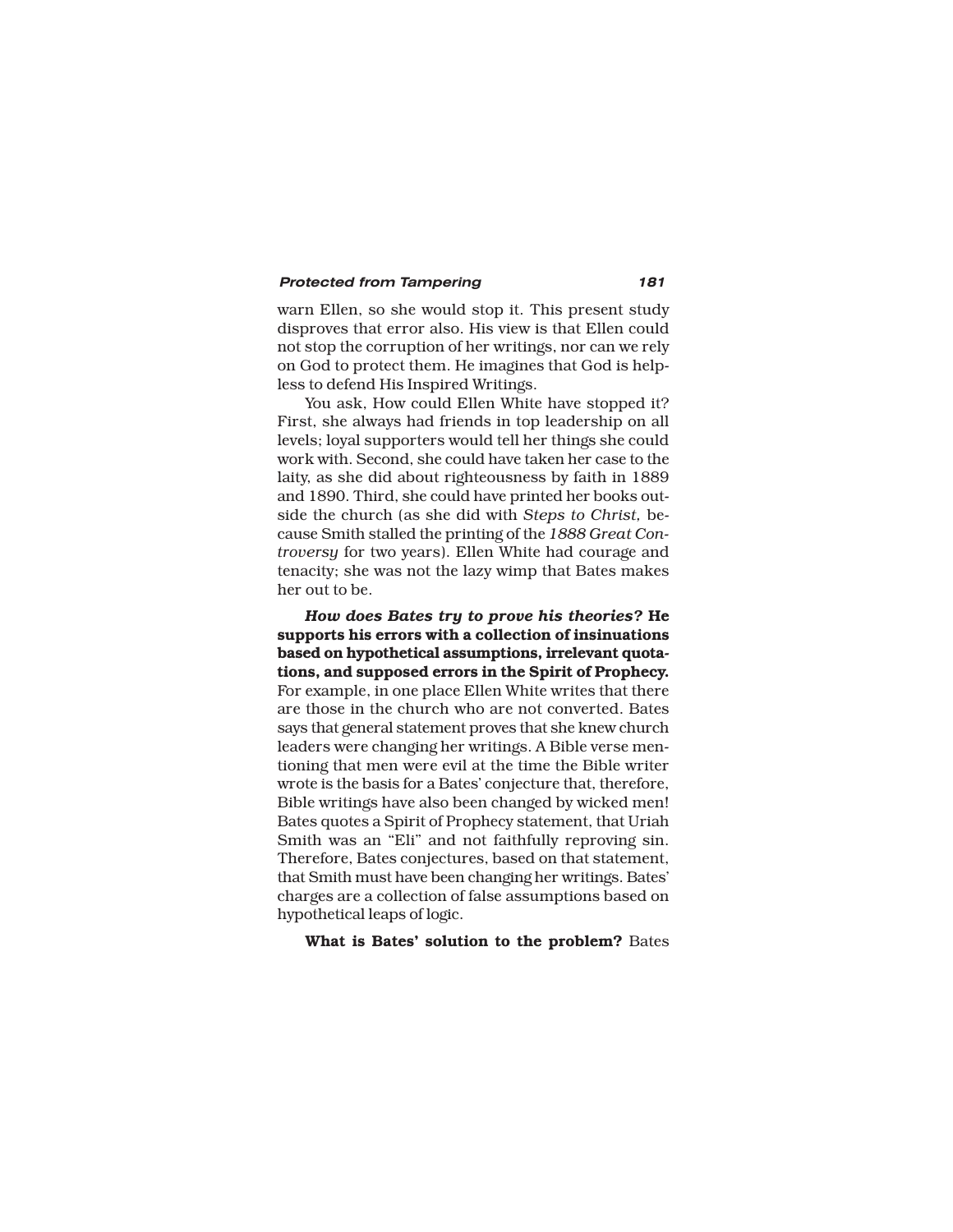warn Ellen, so she would stop it. This present study disproves that error also. His view is that Ellen could not stop the corruption of her writings, nor can we rely on God to protect them. He imagines that God is helpless to defend His Inspired Writings.

You ask, How could Ellen White have stopped it? First, she always had friends in top leadership on all levels; loyal supporters would tell her things she could work with. Second, she could have taken her case to the laity, as she did about righteousness by faith in 1889 and 1890. Third, she could have printed her books outside the church (as she did with *Steps to Christ,* because Smith stalled the printing of the *1888 Great Controversy* for two years). Ellen White had courage and tenacity; she was not the lazy wimp that Bates makes her out to be.

***How does Bates try to prove his theories?*** **He supports his errors with a collection of insinuations based on hypothetical assumptions, irrelevant quotations, and supposed errors in the Spirit of Prophecy.** For example, in one place Ellen White writes that there are those in the church who are not converted. Bates says that general statement proves that she knew church leaders were changing her writings. A Bible verse mentioning that men were evil at the time the Bible writer wrote is the basis for a Bates' conjecture that, therefore, Bible writings have also been changed by wicked men! Bates quotes a Spirit of Prophecy statement, that Uriah Smith was an "Eli" and not faithfully reproving sin. Therefore, Bates conjectures, based on that statement, that Smith must have been changing her writings. Bates' charges are a collection of false assumptions based on hypothetical leaps of logic.

**What is Bates' solution to the problem?** Bates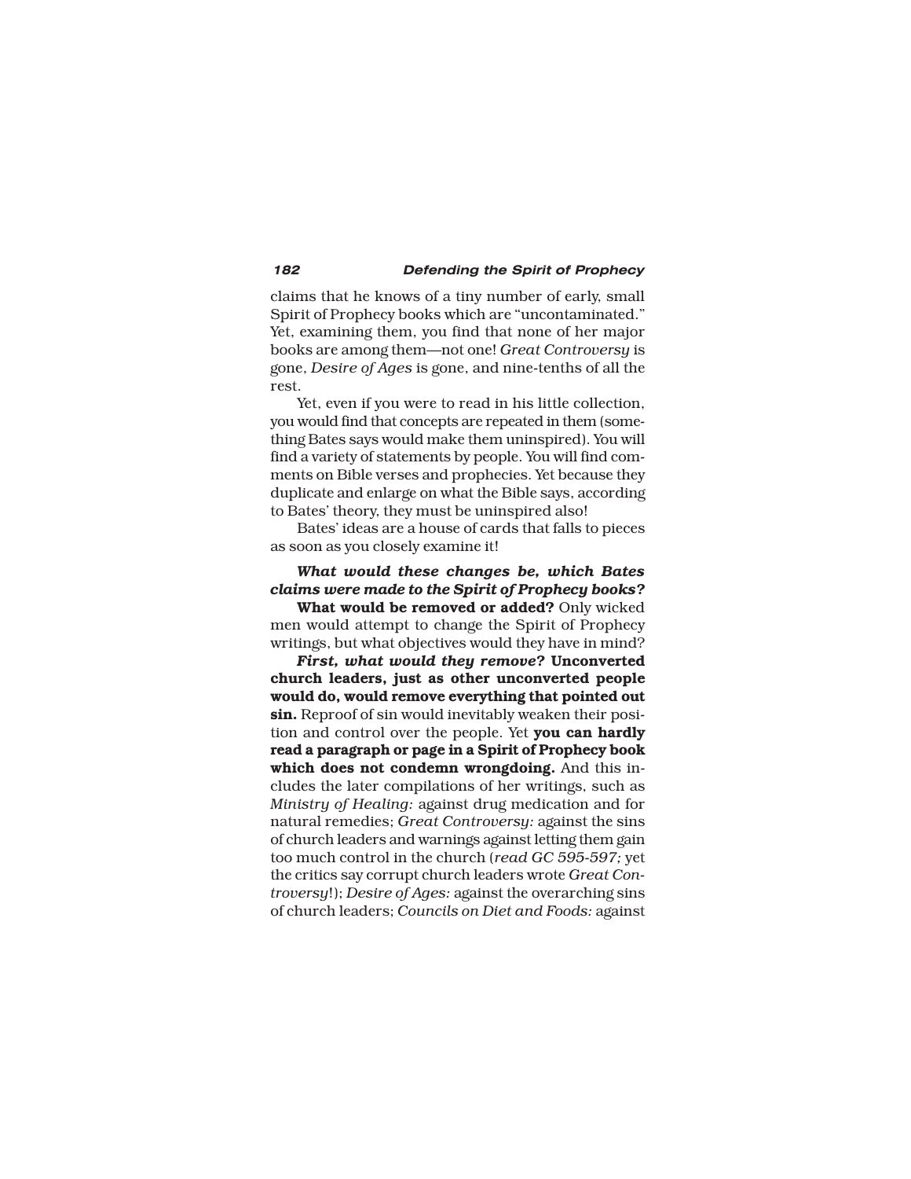claims that he knows of a tiny number of early, small Spirit of Prophecy books which are "uncontaminated." Yet, examining them, you find that none of her major books are among them—not one! *Great Controversy* is gone, *Desire of Ages* is gone, and nine-tenths of all the rest.

Yet, even if you were to read in his little collection, you would find that concepts are repeated in them (something Bates says would make them uninspired). You will find a variety of statements by people. You will find comments on Bible verses and prophecies. Yet because they duplicate and enlarge on what the Bible says, according to Bates' theory, they must be uninspired also!

Bates' ideas are a house of cards that falls to pieces as soon as you closely examine it!

***What would these changes be, which Bates claims were made to the Spirit of Prophecy books?***

**What would be removed or added?** Only wicked men would attempt to change the Spirit of Prophecy writings, but what objectives would they have in mind?

***First, what would they remove?*** **Unconverted church leaders, just as other unconverted people would do, would remove everything that pointed out sin.** Reproof of sin would inevitably weaken their position and control over the people. Yet **you can hardly read a paragraph or page in a Spirit of Prophecy book which does not condemn wrongdoing.** And this includes the later compilations of her writings, such as *Ministry of Healing:* against drug medication and for natural remedies; *Great Controversy:* against the sins of church leaders and warnings against letting them gain too much control in the church (*read GC 595-597;* yet the critics say corrupt church leaders wrote *Great Controversy*!); *Desire of Ages:* against the overarching sins of church leaders; *Councils on Diet and Foods:* against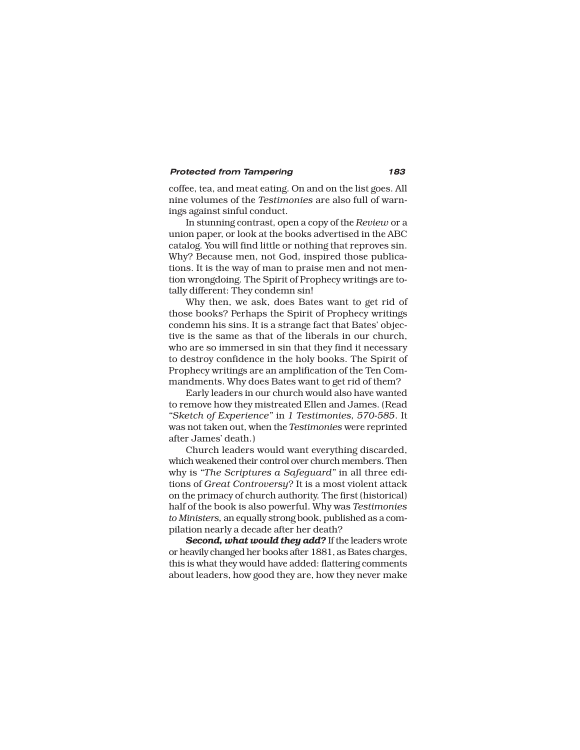coffee, tea, and meat eating. On and on the list goes. All nine volumes of the *Testimonies* are also full of warnings against sinful conduct.

In stunning contrast, open a copy of the *Review* or a union paper, or look at the books advertised in the ABC catalog. You will find little or nothing that reproves sin. Why? Because men, not God, inspired those publications. It is the way of man to praise men and not mention wrongdoing. The Spirit of Prophecy writings are totally different: They condemn sin!

Why then, we ask, does Bates want to get rid of those books? Perhaps the Spirit of Prophecy writings condemn his sins. It is a strange fact that Bates' objective is the same as that of the liberals in our church, who are so immersed in sin that they find it necessary to destroy confidence in the holy books. The Spirit of Prophecy writings are an amplification of the Ten Commandments. Why does Bates want to get rid of them?

Early leaders in our church would also have wanted to remove how they mistreated Ellen and James. (Read *"Sketch of Experience"* in *1 Testimonies, 570-585*. It was not taken out, when the *Testimonies* were reprinted after James' death.)

Church leaders would want everything discarded, which weakened their control over church members. Then why is *"The Scriptures a Safeguard"* in all three editions of *Great Controversy*? It is a most violent attack on the primacy of church authority. The first (historical) half of the book is also powerful. Why was *Testimonies to Ministers,* an equally strong book, published as a compilation nearly a decade after her death?

***Second, what would they add?*** If the leaders wrote or heavily changed her books after 1881, as Bates charges, this is what they would have added: flattering comments about leaders, how good they are, how they never make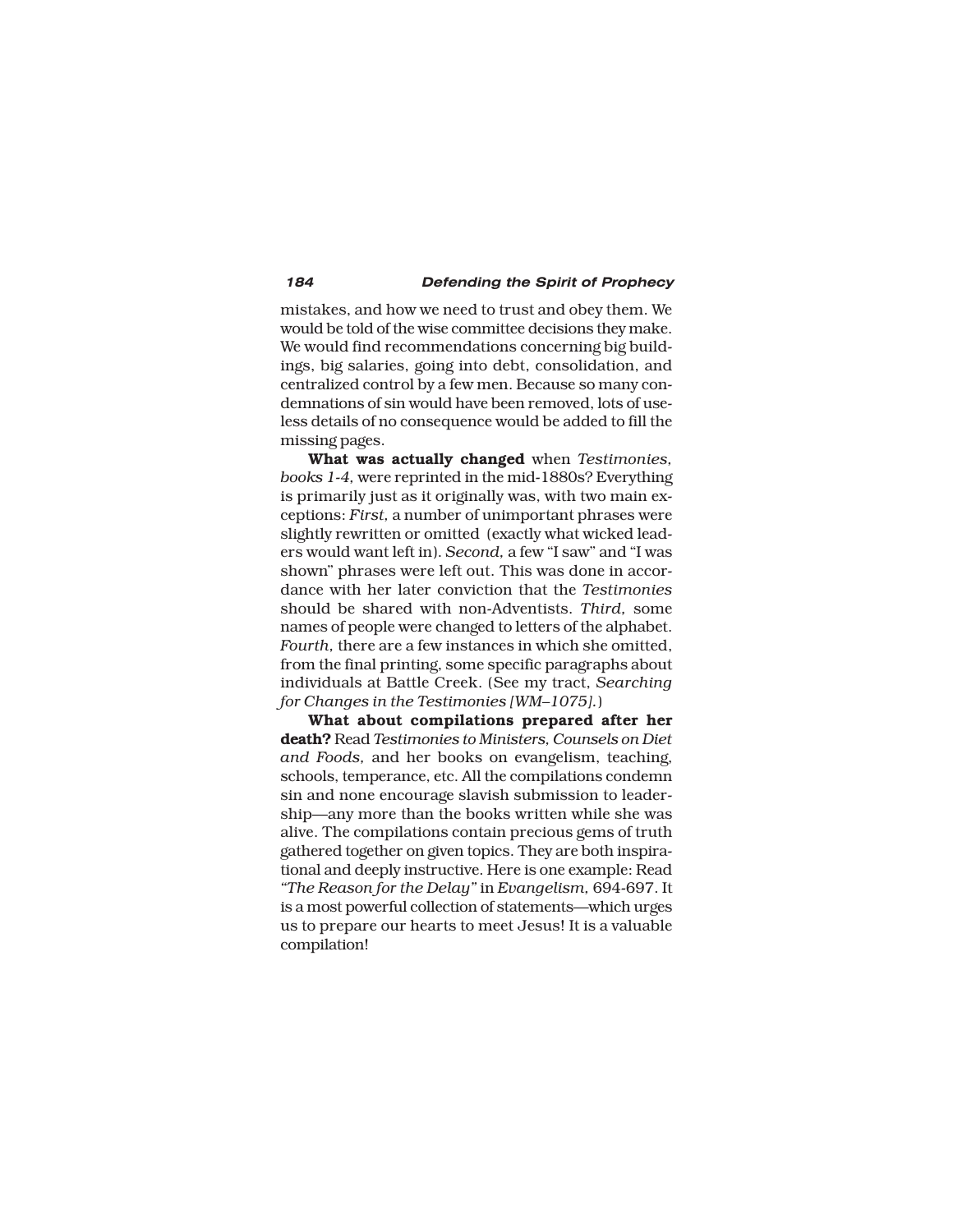mistakes, and how we need to trust and obey them. We would be told of the wise committee decisions they make. We would find recommendations concerning big buildings, big salaries, going into debt, consolidation, and centralized control by a few men. Because so many condemnations of sin would have been removed, lots of useless details of no consequence would be added to fill the missing pages.

**What was actually changed** when *Testimonies, books 1-4,* were reprinted in the mid-1880s? Everything is primarily just as it originally was, with two main exceptions: *First,* a number of unimportant phrases were slightly rewritten or omitted (exactly what wicked leaders would want left in). *Second,* a few "I saw" and "I was shown" phrases were left out. This was done in accordance with her later conviction that the *Testimonies* should be shared with non-Adventists. *Third,* some names of people were changed to letters of the alphabet. *Fourth,* there are a few instances in which she omitted, from the final printing, some specific paragraphs about individuals at Battle Creek. (See my tract, *Searching for Changes in the Testimonies [WM–1075].*)

**What about compilations prepared after her death?** Read *Testimonies to Ministers, Counsels on Diet and Foods,* and her books on evangelism, teaching, schools, temperance, etc. All the compilations condemn sin and none encourage slavish submission to leadership—any more than the books written while she was alive. The compilations contain precious gems of truth gathered together on given topics. They are both inspirational and deeply instructive. Here is one example: Read *"The Reason for the Delay"* in *Evangelism,* 694-697. It is a most powerful collection of statements—which urges us to prepare our hearts to meet Jesus! It is a valuable compilation!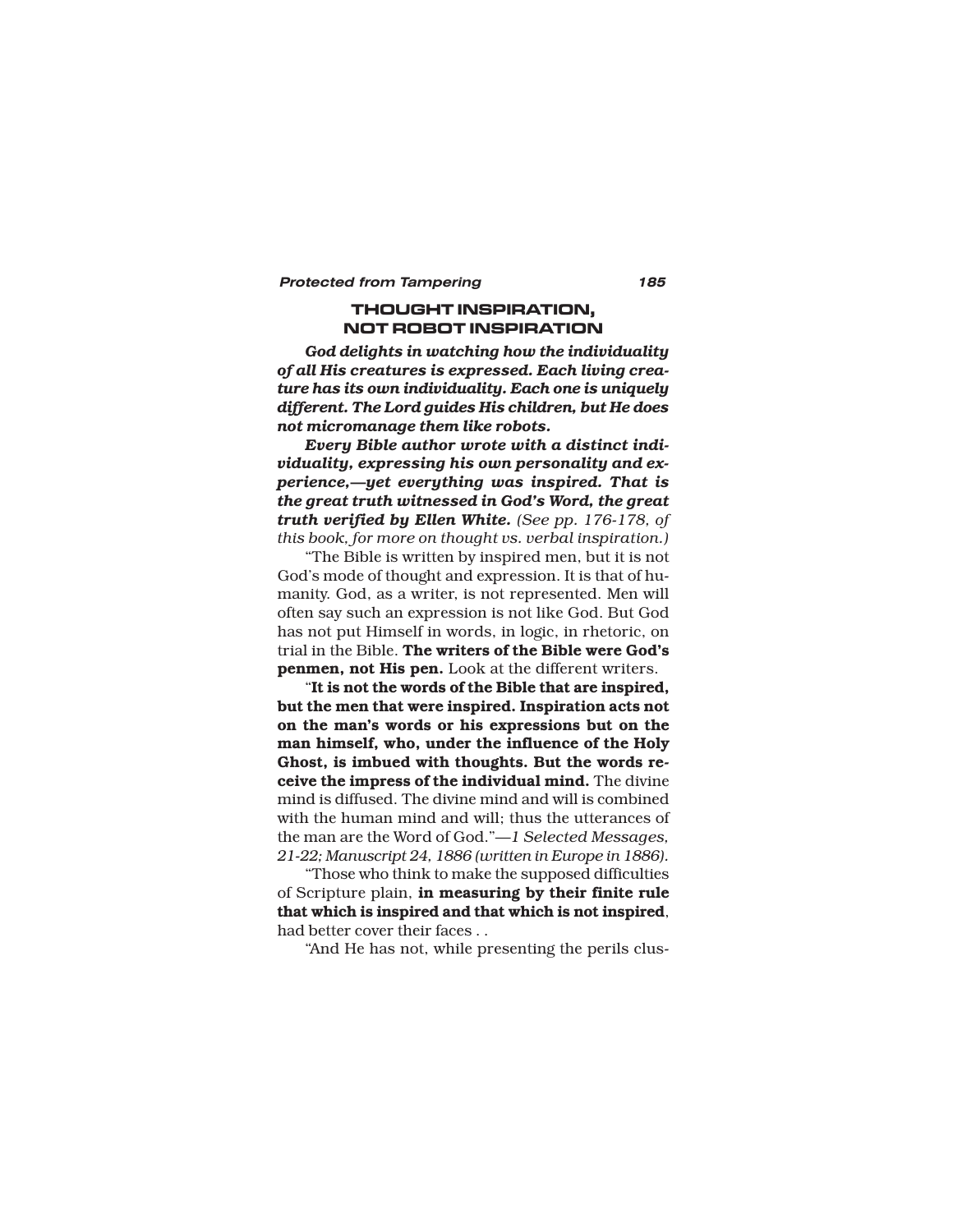## THOUGHT INSPIRATION, NOT ROBOT INSPIRATION

***God delights in watching how the individuality of all His creatures is expressed. Each living creature has its own individuality. Each one is uniquely different. The Lord guides His children, but He does not micromanage them like robots.***

***Every Bible author wrote with a distinct individuality, expressing his own personality and experience,—yet everything was inspired. That is the great truth witnessed in God's Word, the great truth verified by Ellen White.*** *(See pp. 176-178, of this book, for more on thought vs. verbal inspiration.)*

"The Bible is written by inspired men, but it is not God's mode of thought and expression. It is that of humanity. God, as a writer, is not represented. Men will often say such an expression is not like God. But God has not put Himself in words, in logic, in rhetoric, on trial in the Bible. **The writers of the Bible were God's penmen, not His pen.** Look at the different writers.

"**It is not the words of the Bible that are inspired, but the men that were inspired. Inspiration acts not on the man's words or his expressions but on the man himself, who, under the influence of the Holy Ghost, is imbued with thoughts. But the words receive the impress of the individual mind.** The divine mind is diffused. The divine mind and will is combined with the human mind and will; thus the utterances of the man are the Word of God."—*1 Selected Messages, 21-22; Manuscript 24, 1886 (written in Europe in 1886).*

"Those who think to make the supposed difficulties of Scripture plain, **in measuring by their finite rule that which is inspired and that which is not inspired**, had better cover their faces . .

"And He has not, while presenting the perils clus-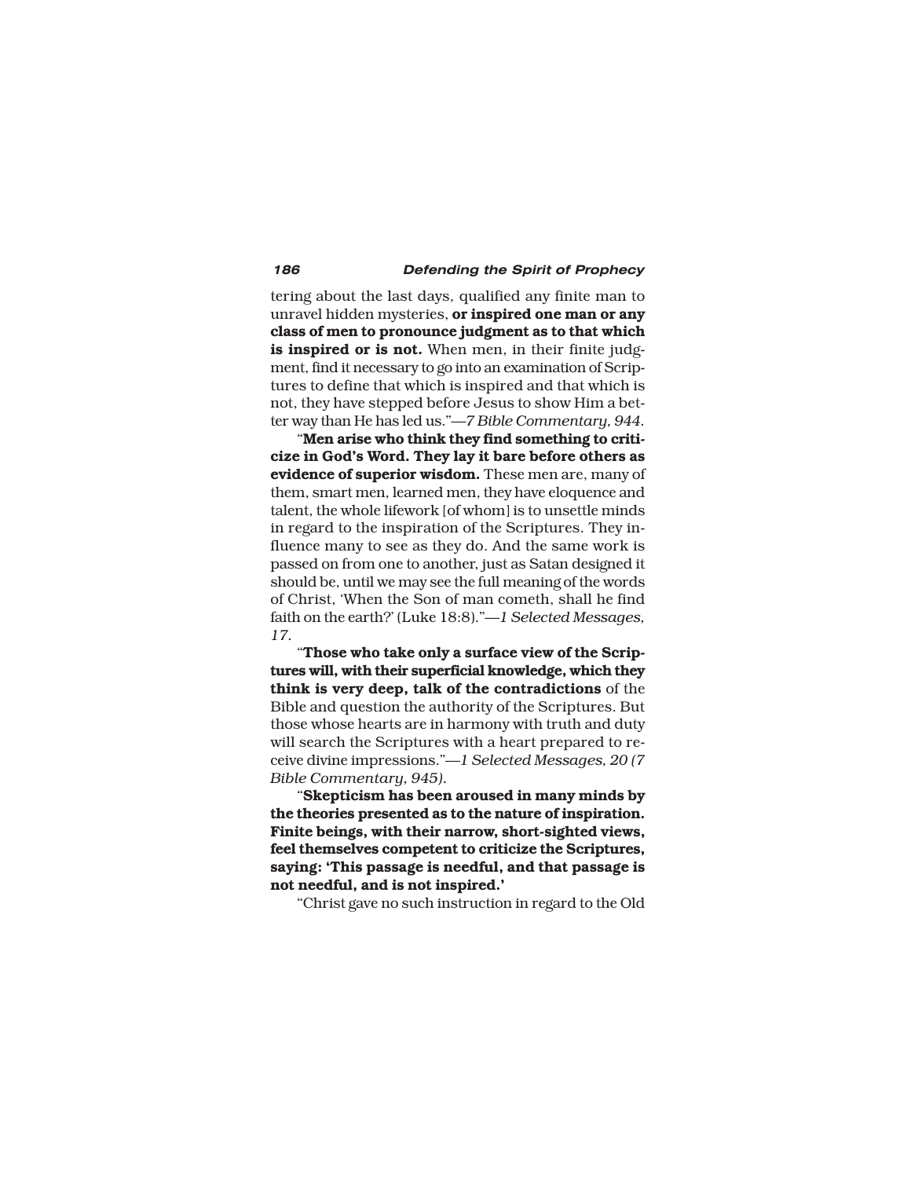tering about the last days, qualified any finite man to unravel hidden mysteries, **or inspired one man or any class of men to pronounce judgment as to that which is inspired or is not.** When men, in their finite judgment, find it necessary to go into an examination of Scriptures to define that which is inspired and that which is not, they have stepped before Jesus to show Him a better way than He has led us."—*7 Bible Commentary, 944.*

"**Men arise who think they find something to criticize in God's Word. They lay it bare before others as evidence of superior wisdom.** These men are, many of them, smart men, learned men, they have eloquence and talent, the whole lifework [of whom] is to unsettle minds in regard to the inspiration of the Scriptures. They influence many to see as they do. And the same work is passed on from one to another, just as Satan designed it should be, until we may see the full meaning of the words of Christ, 'When the Son of man cometh, shall he find faith on the earth?' (Luke 18:8)."—*1 Selected Messages, 17.*

"**Those who take only a surface view of the Scriptures will, with their superficial knowledge, which they think is very deep, talk of the contradictions** of the Bible and question the authority of the Scriptures. But those whose hearts are in harmony with truth and duty will search the Scriptures with a heart prepared to receive divine impressions."—*1 Selected Messages, 20 (7 Bible Commentary, 945).*

"**Skepticism has been aroused in many minds by the theories presented as to the nature of inspiration. Finite beings, with their narrow, short-sighted views, feel themselves competent to criticize the Scriptures, saying: 'This passage is needful, and that passage is not needful, and is not inspired.'**

"Christ gave no such instruction in regard to the Old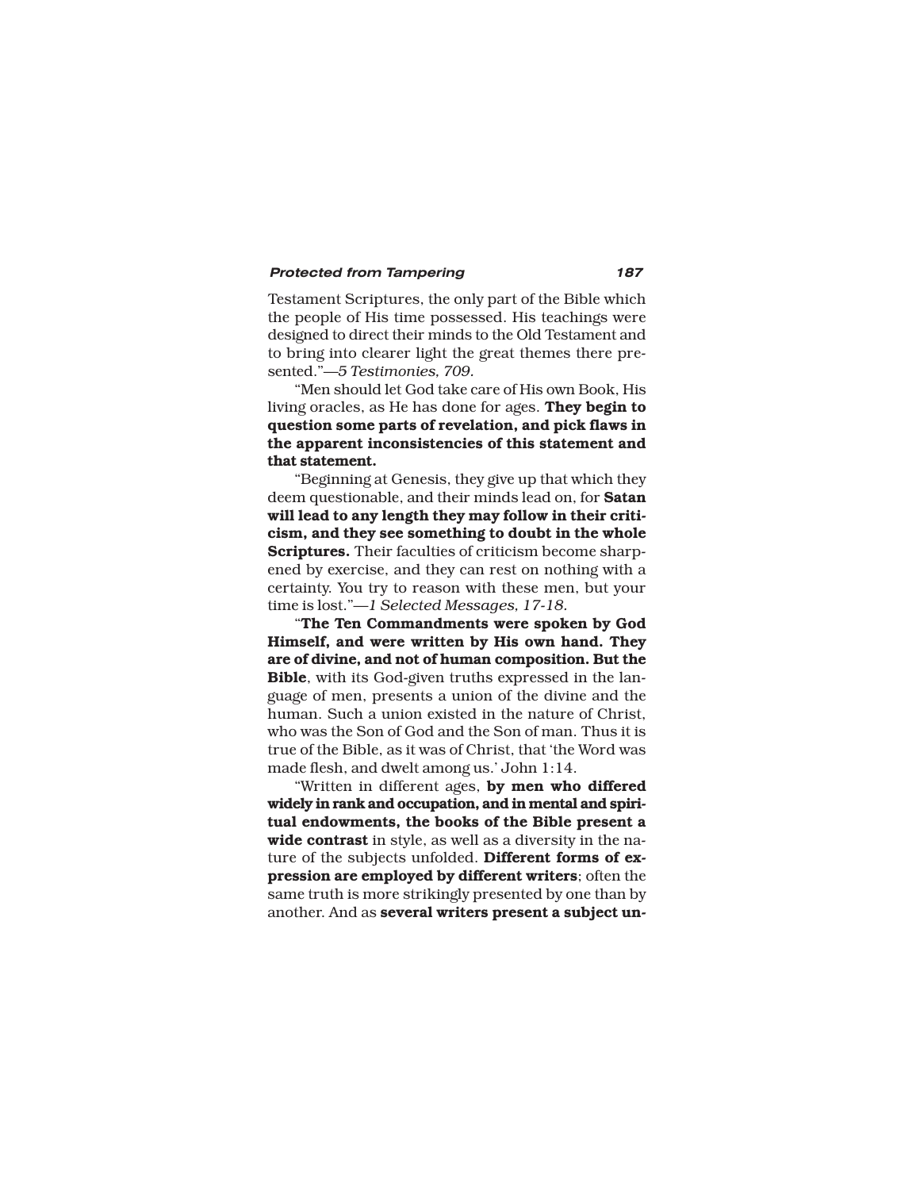Testament Scriptures, the only part of the Bible which the people of His time possessed. His teachings were designed to direct their minds to the Old Testament and to bring into clearer light the great themes there presented."—*5 Testimonies, 709.*

"Men should let God take care of His own Book, His living oracles, as He has done for ages. **They begin to question some parts of revelation, and pick flaws in the apparent inconsistencies of this statement and that statement.**

"Beginning at Genesis, they give up that which they deem questionable, and their minds lead on, for **Satan will lead to any length they may follow in their criticism, and they see something to doubt in the whole Scriptures.** Their faculties of criticism become sharpened by exercise, and they can rest on nothing with a certainty. You try to reason with these men, but your time is lost."—*1 Selected Messages, 17-18.*

"**The Ten Commandments were spoken by God Himself, and were written by His own hand. They are of divine, and not of human composition. But the Bible**, with its God-given truths expressed in the language of men, presents a union of the divine and the human. Such a union existed in the nature of Christ, who was the Son of God and the Son of man. Thus it is true of the Bible, as it was of Christ, that 'the Word was made flesh, and dwelt among us.' John 1:14.

"Written in different ages, **by men who differed widely in rank and occupation, and in mental and spiritual endowments, the books of the Bible present a wide contrast** in style, as well as a diversity in the nature of the subjects unfolded. **Different forms of expression are employed by different writers**; often the same truth is more strikingly presented by one than by another. And as **several writers present a subject un-**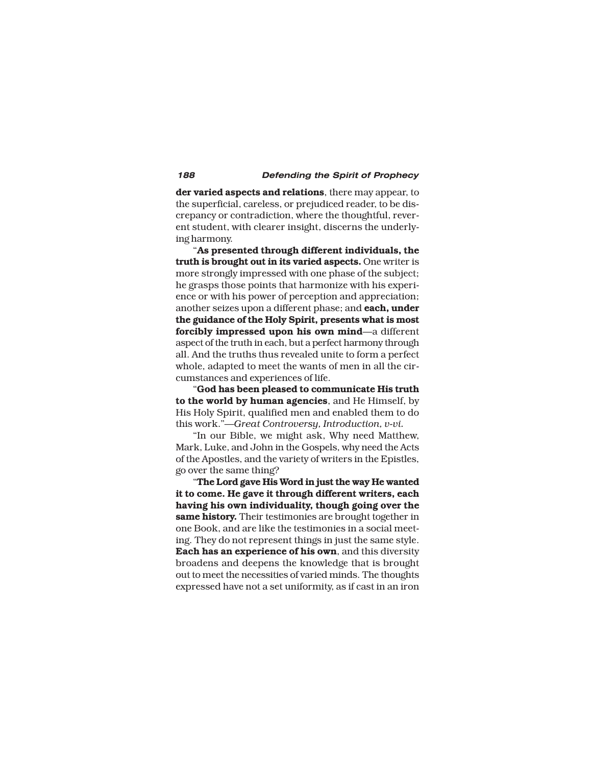**der varied aspects and relations**, there may appear, to the superficial, careless, or prejudiced reader, to be discrepancy or contradiction, where the thoughtful, reverent student, with clearer insight, discerns the underlying harmony.

"**As presented through different individuals, the truth is brought out in its varied aspects.** One writer is more strongly impressed with one phase of the subject; he grasps those points that harmonize with his experience or with his power of perception and appreciation; another seizes upon a different phase; and **each, under the guidance of the Holy Spirit, presents what is most forcibly impressed upon his own mind**—a different aspect of the truth in each, but a perfect harmony through all. And the truths thus revealed unite to form a perfect whole, adapted to meet the wants of men in all the circumstances and experiences of life.

"**God has been pleased to communicate His truth to the world by human agencies**, and He Himself, by His Holy Spirit, qualified men and enabled them to do this work."—*Great Controversy, Introduction, v-vi.*

"In our Bible, we might ask, Why need Matthew, Mark, Luke, and John in the Gospels, why need the Acts of the Apostles, and the variety of writers in the Epistles, go over the same thing?

"**The Lord gave His Word in just the way He wanted it to come. He gave it through different writers, each having his own individuality, though going over the same history.** Their testimonies are brought together in one Book, and are like the testimonies in a social meeting. They do not represent things in just the same style. **Each has an experience of his own**, and this diversity broadens and deepens the knowledge that is brought out to meet the necessities of varied minds. The thoughts expressed have not a set uniformity, as if cast in an iron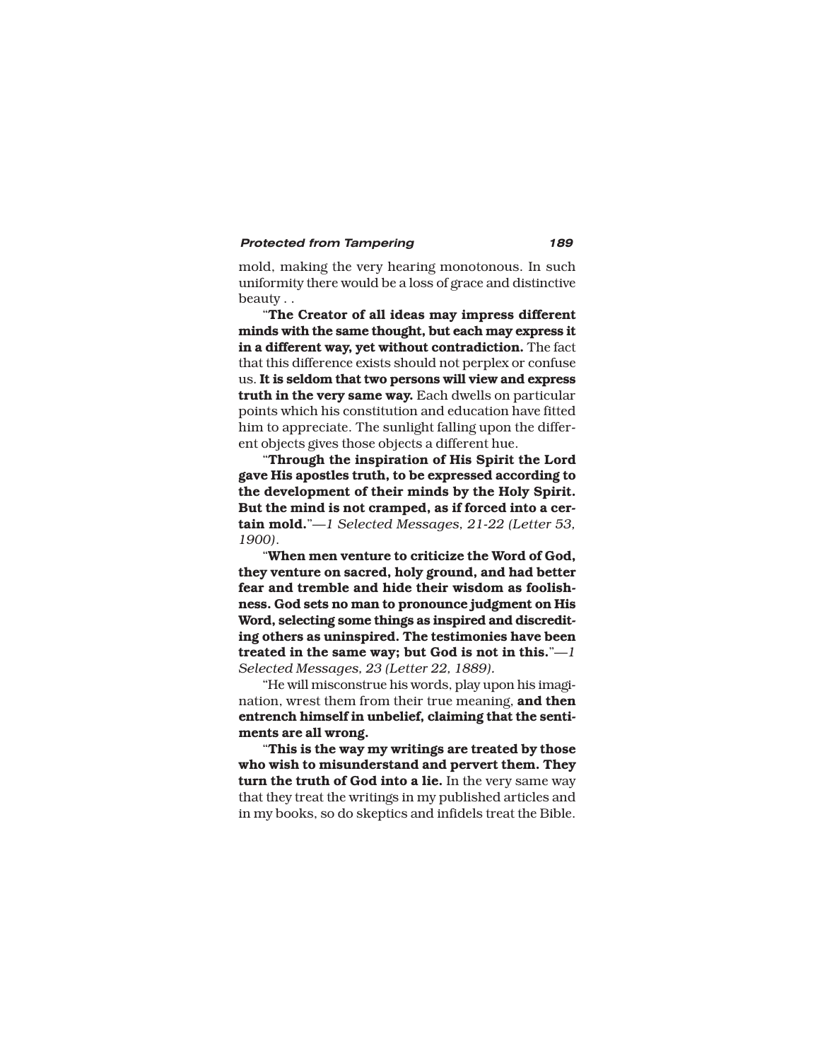mold, making the very hearing monotonous. In such uniformity there would be a loss of grace and distinctive beauty . .

"**The Creator of all ideas may impress different minds with the same thought, but each may express it in a different way, yet without contradiction.** The fact that this difference exists should not perplex or confuse us. **It is seldom that two persons will view and express truth in the very same way.** Each dwells on particular points which his constitution and education have fitted him to appreciate. The sunlight falling upon the different objects gives those objects a different hue.

"**Through the inspiration of His Spirit the Lord gave His apostles truth, to be expressed according to the development of their minds by the Holy Spirit. But the mind is not cramped, as if forced into a certain mold.**"*—1 Selected Messages, 21-22 (Letter 53, 1900).*

"**When men venture to criticize the Word of God, they venture on sacred, holy ground, and had better fear and tremble and hide their wisdom as foolishness. God sets no man to pronounce judgment on His Word, selecting some things as inspired and discrediting others as uninspired. The testimonies have been treated in the same way; but God is not in this.**"*—1 Selected Messages, 23 (Letter 22, 1889).*

"He will misconstrue his words, play upon his imagination, wrest them from their true meaning, **and then entrench himself in unbelief, claiming that the sentiments are all wrong.**

"**This is the way my writings are treated by those who wish to misunderstand and pervert them. They turn the truth of God into a lie.** In the very same way that they treat the writings in my published articles and in my books, so do skeptics and infidels treat the Bible.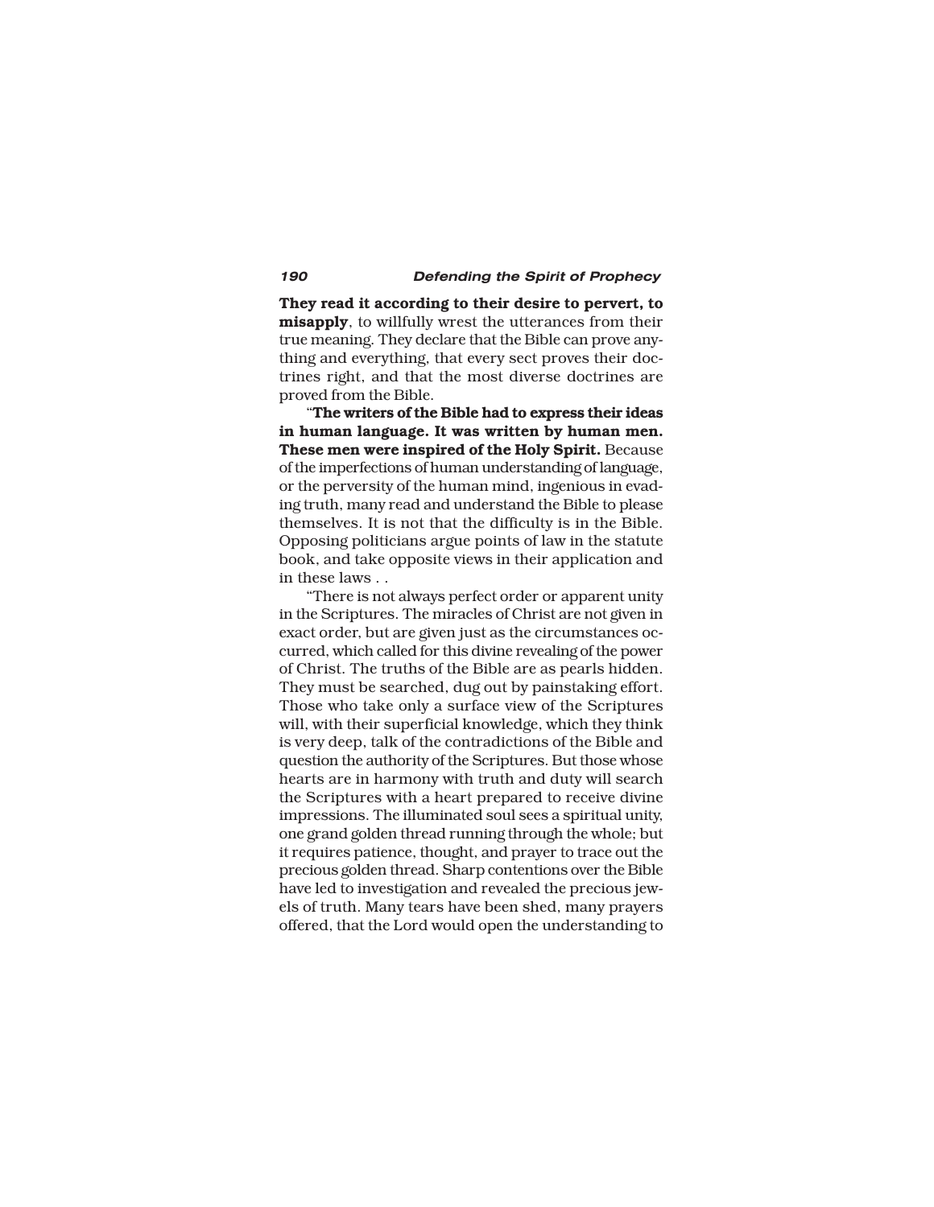**They read it according to their desire to pervert, to misapply**, to willfully wrest the utterances from their true meaning. They declare that the Bible can prove anything and everything, that every sect proves their doctrines right, and that the most diverse doctrines are proved from the Bible.

"**The writers of the Bible had to express their ideas in human language. It was written by human men. These men were inspired of the Holy Spirit.** Because of the imperfections of human understanding of language, or the perversity of the human mind, ingenious in evading truth, many read and understand the Bible to please themselves. It is not that the difficulty is in the Bible. Opposing politicians argue points of law in the statute book, and take opposite views in their application and in these laws . .

"There is not always perfect order or apparent unity in the Scriptures. The miracles of Christ are not given in exact order, but are given just as the circumstances occurred, which called for this divine revealing of the power of Christ. The truths of the Bible are as pearls hidden. They must be searched, dug out by painstaking effort. Those who take only a surface view of the Scriptures will, with their superficial knowledge, which they think is very deep, talk of the contradictions of the Bible and question the authority of the Scriptures. But those whose hearts are in harmony with truth and duty will search the Scriptures with a heart prepared to receive divine impressions. The illuminated soul sees a spiritual unity, one grand golden thread running through the whole; but it requires patience, thought, and prayer to trace out the precious golden thread. Sharp contentions over the Bible have led to investigation and revealed the precious jewels of truth. Many tears have been shed, many prayers offered, that the Lord would open the understanding to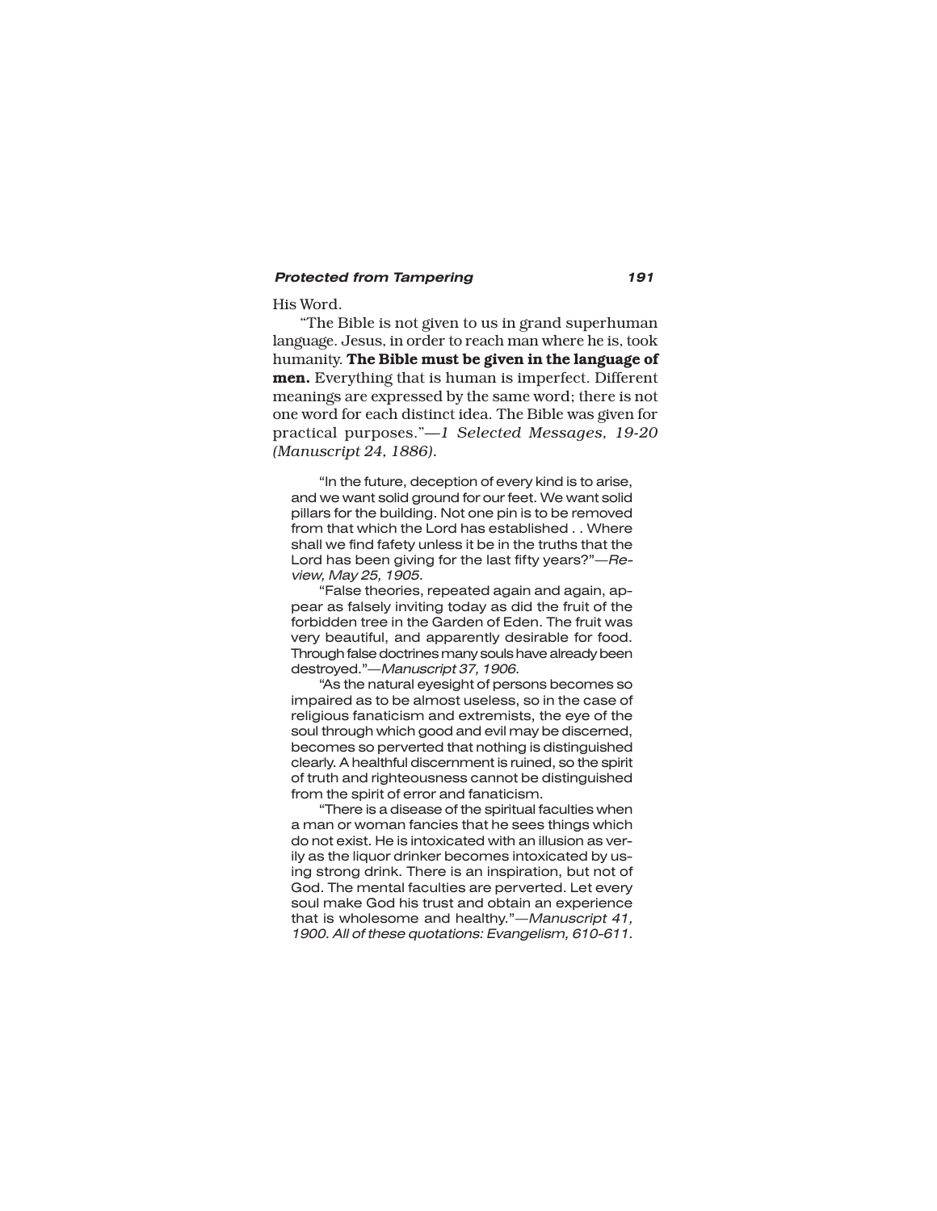His Word.

"The Bible is not given to us in grand superhuman language. Jesus, in order to reach man where he is, took humanity. **The Bible must be given in the language of men.** Everything that is human is imperfect. Different meanings are expressed by the same word; there is not one word for each distinct idea. The Bible was given for practical purposes."—*1 Selected Messages, 19-20 (Manuscript 24, 1886).*

> "In the future, deception of every kind is to arise, and we want solid ground for our feet. We want solid pillars for the building. Not one pin is to be removed from that which the Lord has established . . Where shall we find fafety unless it be in the truths that the Lord has been giving for the last fifty years?"—*Review, May 25, 1905.*
>
> "False theories, repeated again and again, appear as falsely inviting today as did the fruit of the forbidden tree in the Garden of Eden. The fruit was very beautiful, and apparently desirable for food. Through false doctrines many souls have already been destroyed."—*Manuscript 37, 1906.*
>
> "As the natural eyesight of persons becomes so impaired as to be almost useless, so in the case of religious fanaticism and extremists, the eye of the soul through which good and evil may be discerned, becomes so perverted that nothing is distinguished clearly. A healthful discernment is ruined, so the spirit of truth and righteousness cannot be distinguished from the spirit of error and fanaticism.
>
> "There is a disease of the spiritual faculties when a man or woman fancies that he sees things which do not exist. He is intoxicated with an illusion as verily as the liquor drinker becomes intoxicated by using strong drink. There is an inspiration, but not of God. The mental faculties are perverted. Let every soul make God his trust and obtain an experience that is wholesome and healthy."—*Manuscript 41, 1900. All of these quotations: Evangelism, 610-611.*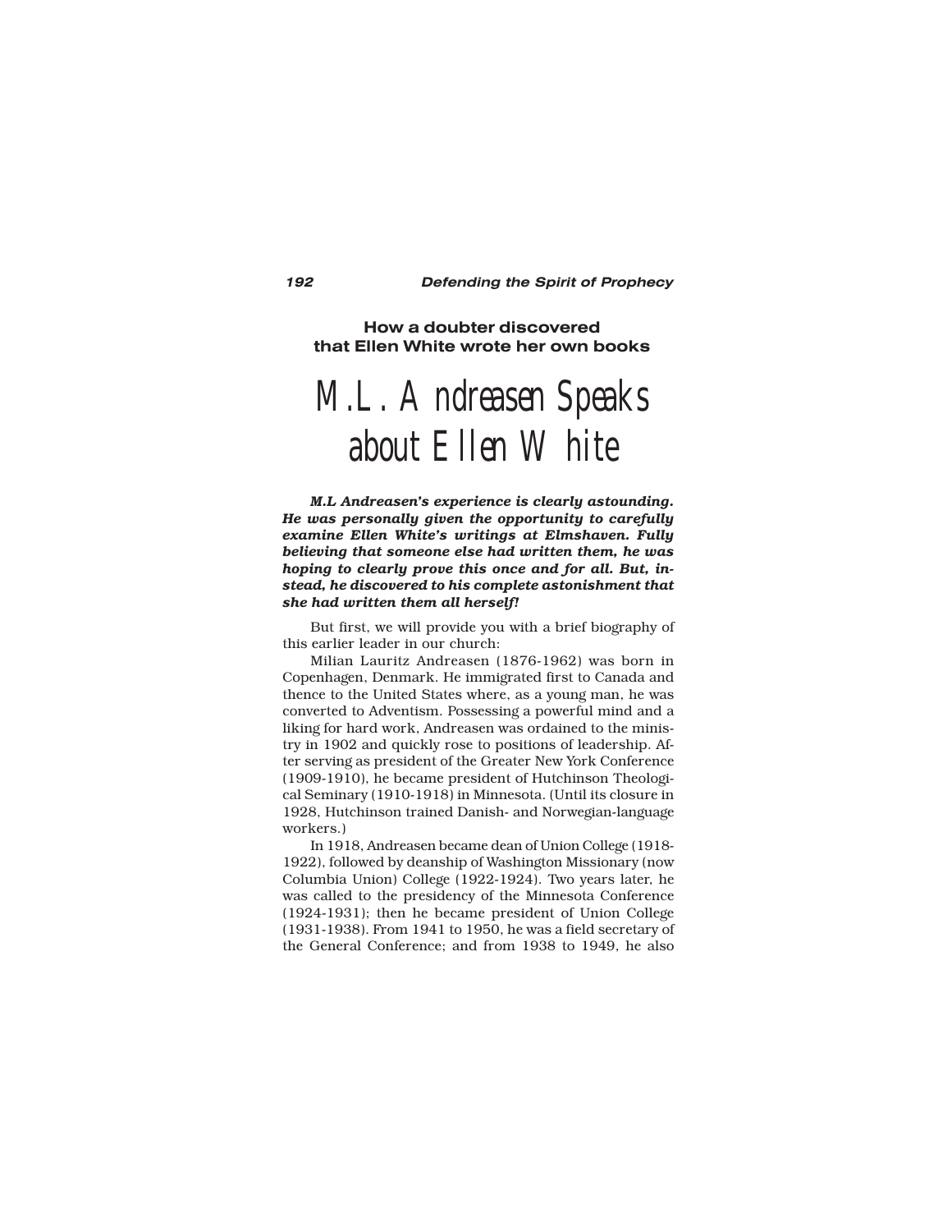### How a doubter discovered that Ellen White wrote her own books

# M.L. Andreasen Speaks about Ellen White

***M.L Andreasen's experience is clearly astounding. He was personally given the opportunity to carefully examine Ellen White's writings at Elmshaven. Fully believing that someone else had written them, he was hoping to clearly prove this once and for all. But, instead, he discovered to his complete astonishment that she had written them all herself!***

But first, we will provide you with a brief biography of this earlier leader in our church:

Milian Lauritz Andreasen (1876-1962) was born in Copenhagen, Denmark. He immigrated first to Canada and thence to the United States where, as a young man, he was converted to Adventism. Possessing a powerful mind and a liking for hard work, Andreasen was ordained to the ministry in 1902 and quickly rose to positions of leadership. After serving as president of the Greater New York Conference (1909-1910), he became president of Hutchinson Theological Seminary (1910-1918) in Minnesota. (Until its closure in 1928, Hutchinson trained Danish- and Norwegian-language workers.)

In 1918, Andreasen became dean of Union College (1918-1922), followed by deanship of Washington Missionary (now Columbia Union) College (1922-1924). Two years later, he was called to the presidency of the Minnesota Conference (1924-1931); then he became president of Union College (1931-1938). From 1941 to 1950, he was a field secretary of the General Conference; and from 1938 to 1949, he also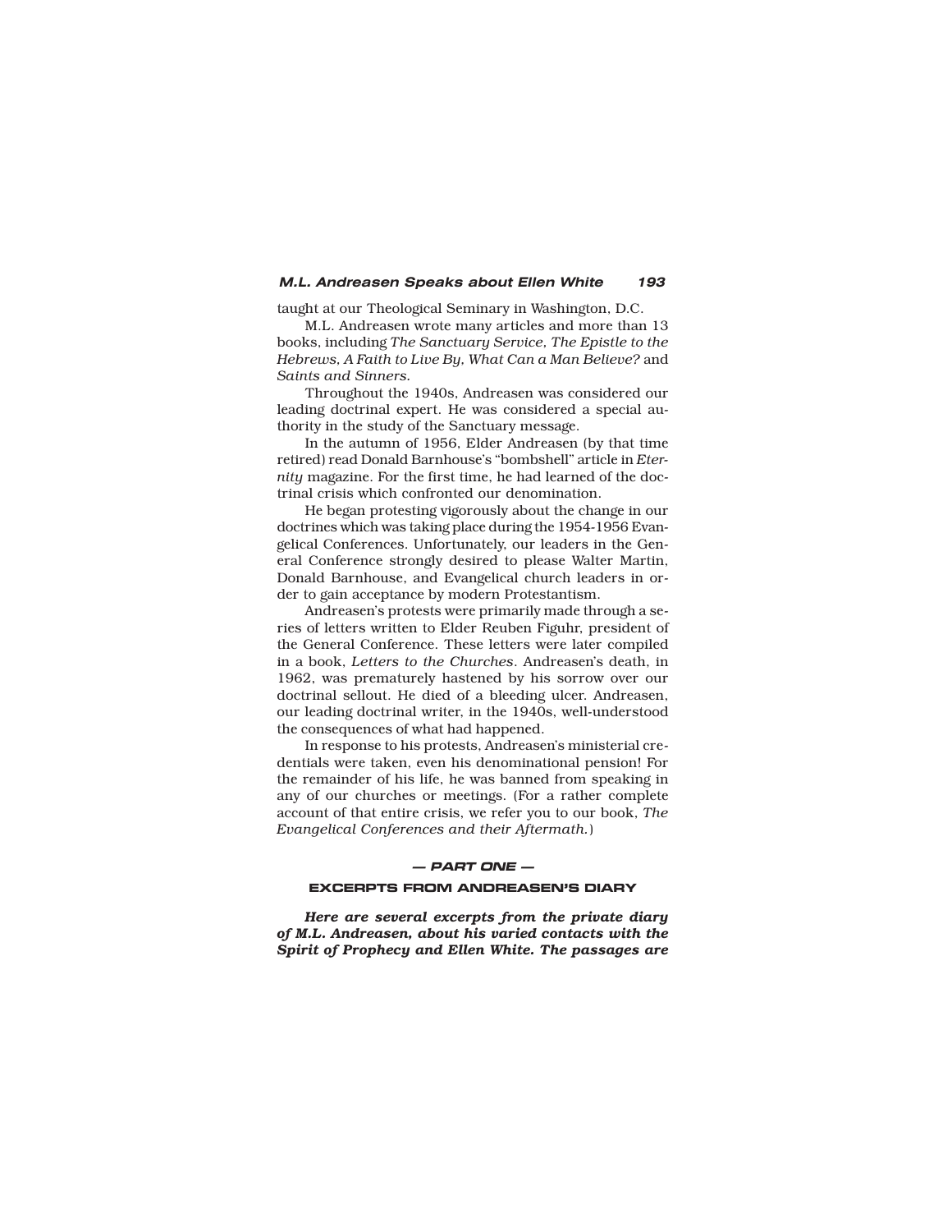taught at our Theological Seminary in Washington, D.C.

M.L. Andreasen wrote many articles and more than 13 books, including *The Sanctuary Service, The Epistle to the Hebrews, A Faith to Live By, What Can a Man Believe?* and *Saints and Sinners.*

Throughout the 1940s, Andreasen was considered our leading doctrinal expert. He was considered a special authority in the study of the Sanctuary message.

In the autumn of 1956, Elder Andreasen (by that time retired) read Donald Barnhouse's "bombshell" article in *Eternity* magazine. For the first time, he had learned of the doctrinal crisis which confronted our denomination.

He began protesting vigorously about the change in our doctrines which was taking place during the 1954-1956 Evangelical Conferences. Unfortunately, our leaders in the General Conference strongly desired to please Walter Martin, Donald Barnhouse, and Evangelical church leaders in order to gain acceptance by modern Protestantism.

Andreasen's protests were primarily made through a series of letters written to Elder Reuben Figuhr, president of the General Conference. These letters were later compiled in a book, *Letters to the Churches.* Andreasen's death, in 1962, was prematurely hastened by his sorrow over our doctrinal sellout. He died of a bleeding ulcer. Andreasen, our leading doctrinal writer, in the 1940s, well-understood the consequences of what had happened.

In response to his protests, Andreasen's ministerial credentials were taken, even his denominational pension! For the remainder of his life, he was banned from speaking in any of our churches or meetings. (For a rather complete account of that entire crisis, we refer you to our book, *The Evangelical Conferences and their Aftermath.*)

## — PART ONE —

## EXCERPTS FROM ANDREASEN'S DIARY

***Here are several excerpts from the private diary of M.L. Andreasen, about his varied contacts with the Spirit of Prophecy and Ellen White. The passages are***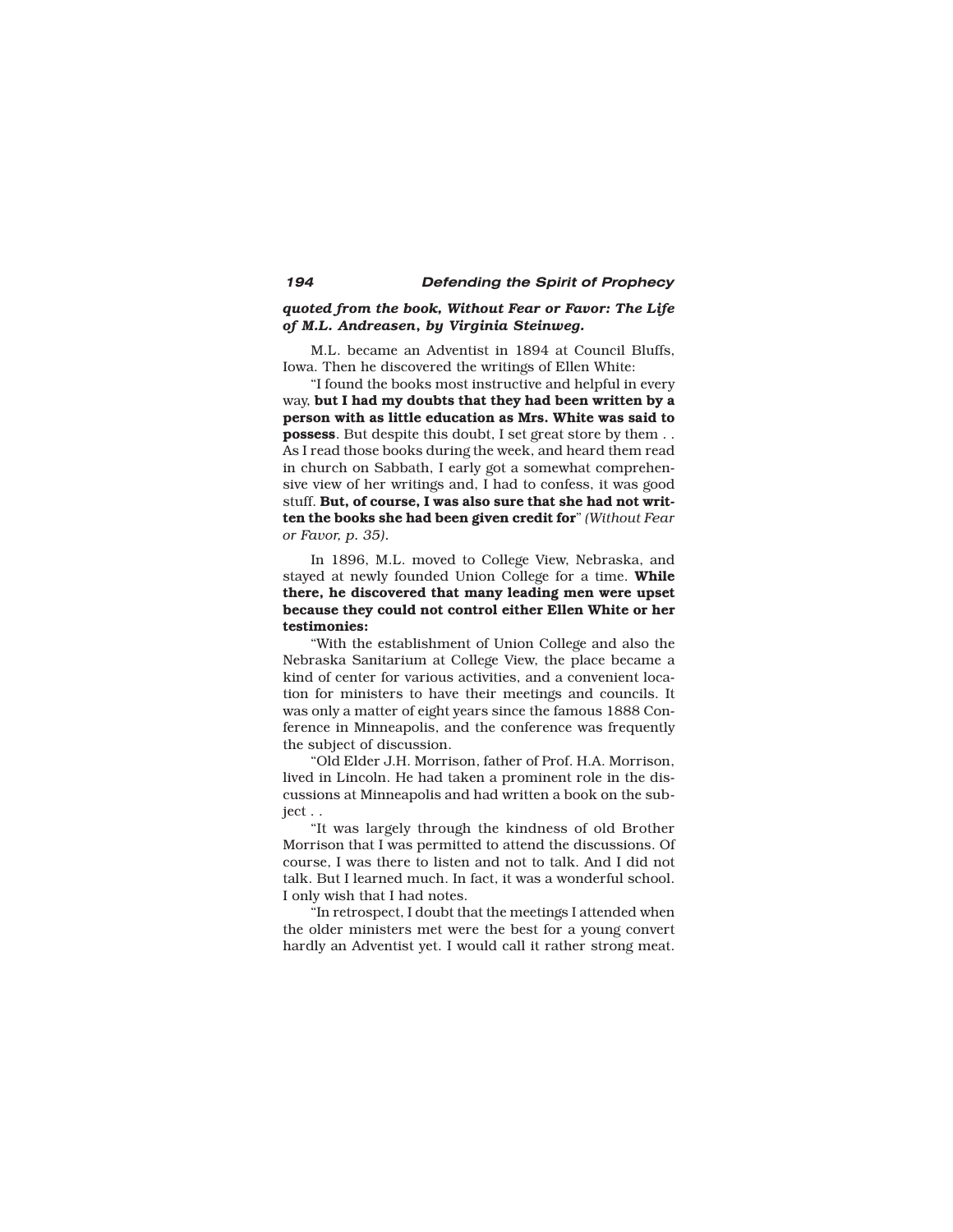***quoted from the book, Without Fear or Favor: The Life of M.L. Andreasen, by Virginia Steinweg.***

M.L. became an Adventist in 1894 at Council Bluffs, Iowa. Then he discovered the writings of Ellen White:

"I found the books most instructive and helpful in every way, **but I had my doubts that they had been written by a person with as little education as Mrs. White was said to possess**. But despite this doubt, I set great store by them . . As I read those books during the week, and heard them read in church on Sabbath, I early got a somewhat comprehensive view of her writings and, I had to confess, it was good stuff. **But, of course, I was also sure that she had not written the books she had been given credit for**" *(Without Fear or Favor, p. 35).*

In 1896, M.L. moved to College View, Nebraska, and stayed at newly founded Union College for a time. **While there, he discovered that many leading men were upset because they could not control either Ellen White or her testimonies:**

"With the establishment of Union College and also the Nebraska Sanitarium at College View, the place became a kind of center for various activities, and a convenient location for ministers to have their meetings and councils. It was only a matter of eight years since the famous 1888 Conference in Minneapolis, and the conference was frequently the subject of discussion.

"Old Elder J.H. Morrison, father of Prof. H.A. Morrison, lived in Lincoln. He had taken a prominent role in the discussions at Minneapolis and had written a book on the subject . .

"It was largely through the kindness of old Brother Morrison that I was permitted to attend the discussions. Of course, I was there to listen and not to talk. And I did not talk. But I learned much. In fact, it was a wonderful school. I only wish that I had notes.

"In retrospect, I doubt that the meetings I attended when the older ministers met were the best for a young convert hardly an Adventist yet. I would call it rather strong meat.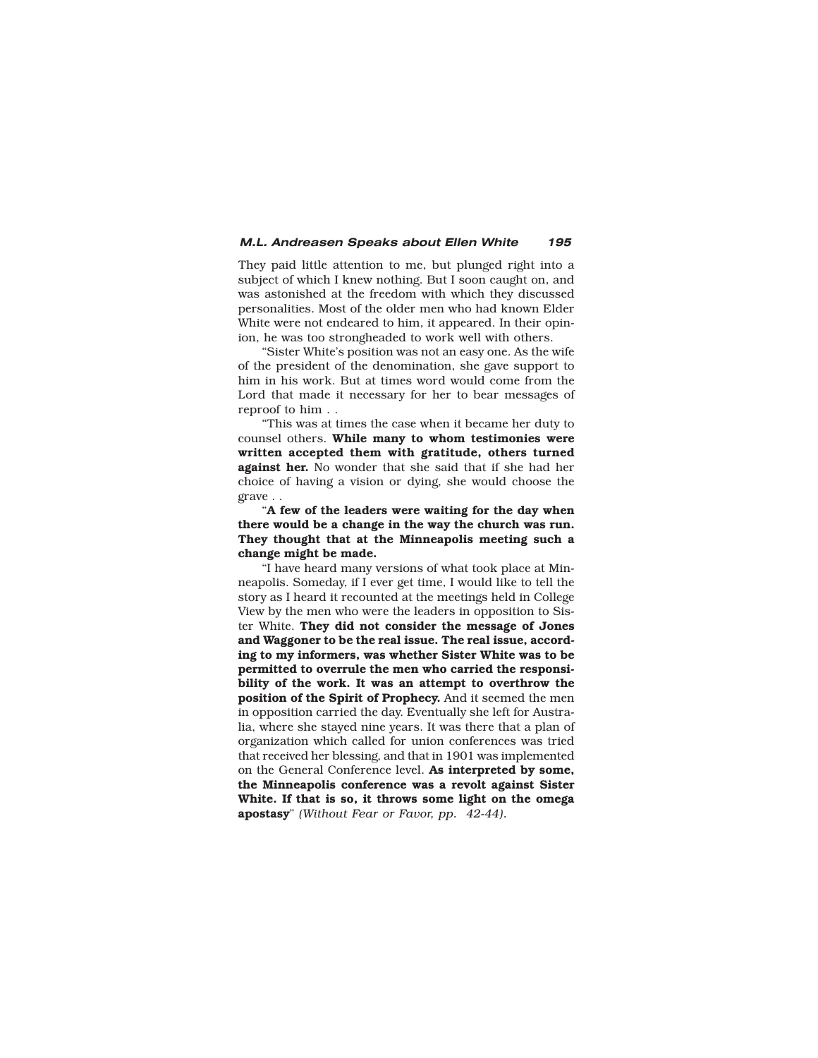They paid little attention to me, but plunged right into a subject of which I knew nothing. But I soon caught on, and was astonished at the freedom with which they discussed personalities. Most of the older men who had known Elder White were not endeared to him, it appeared. In their opinion, he was too strongheaded to work well with others.

"Sister White's position was not an easy one. As the wife of the president of the denomination, she gave support to him in his work. But at times word would come from the Lord that made it necessary for her to bear messages of reproof to him . .

"This was at times the case when it became her duty to counsel others. **While many to whom testimonies were written accepted them with gratitude, others turned against her.** No wonder that she said that if she had her choice of having a vision or dying, she would choose the grave . .

"**A few of the leaders were waiting for the day when there would be a change in the way the church was run. They thought that at the Minneapolis meeting such a change might be made.**

"I have heard many versions of what took place at Minneapolis. Someday, if I ever get time, I would like to tell the story as I heard it recounted at the meetings held in College View by the men who were the leaders in opposition to Sister White. **They did not consider the message of Jones and Waggoner to be the real issue. The real issue, according to my informers, was whether Sister White was to be permitted to overrule the men who carried the responsibility of the work. It was an attempt to overthrow the position of the Spirit of Prophecy.** And it seemed the men in opposition carried the day. Eventually she left for Australia, where she stayed nine years. It was there that a plan of organization which called for union conferences was tried that received her blessing, and that in 1901 was implemented on the General Conference level. **As interpreted by some, the Minneapolis conference was a revolt against Sister White. If that is so, it throws some light on the omega apostasy**" *(Without Fear or Favor, pp. 42-44).*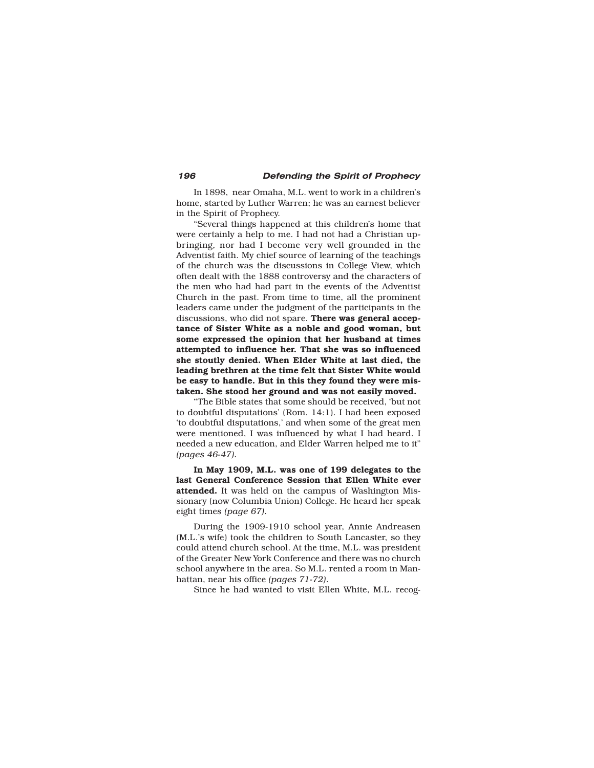In 1898, near Omaha, M.L. went to work in a children's home, started by Luther Warren; he was an earnest believer in the Spirit of Prophecy.

"Several things happened at this children's home that were certainly a help to me. I had not had a Christian upbringing, nor had I become very well grounded in the Adventist faith. My chief source of learning of the teachings of the church was the discussions in College View, which often dealt with the 1888 controversy and the characters of the men who had had part in the events of the Adventist Church in the past. From time to time, all the prominent leaders came under the judgment of the participants in the discussions, who did not spare. **There was general acceptance of Sister White as a noble and good woman, but some expressed the opinion that her husband at times attempted to influence her. That she was so influenced she stoutly denied. When Elder White at last died, the leading brethren at the time felt that Sister White would be easy to handle. But in this they found they were mistaken. She stood her ground and was not easily moved.**

"The Bible states that some should be received, 'but not to doubtful disputations' (Rom. 14:1). I had been exposed 'to doubtful disputations,' and when some of the great men were mentioned, I was influenced by what I had heard. I needed a new education, and Elder Warren helped me to it" *(pages 46-47).*

**In May 1909, M.L. was one of 199 delegates to the last General Conference Session that Ellen White ever attended.** It was held on the campus of Washington Missionary (now Columbia Union) College. He heard her speak eight times *(page 67).*

During the 1909-1910 school year, Annie Andreasen (M.L.'s wife) took the children to South Lancaster, so they could attend church school. At the time, M.L. was president of the Greater New York Conference and there was no church school anywhere in the area. So M.L. rented a room in Manhattan, near his office *(pages 71-72).*

Since he had wanted to visit Ellen White, M.L. recog-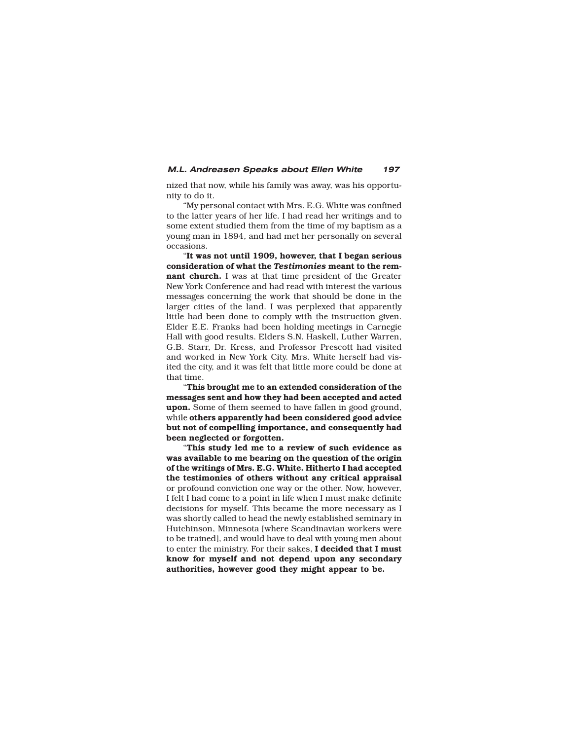nized that now, while his family was away, was his opportunity to do it.

"My personal contact with Mrs. E.G. White was confined to the latter years of her life. I had read her writings and to some extent studied them from the time of my baptism as a young man in 1894, and had met her personally on several occasions.

"**It was not until 1909, however, that I began serious consideration of what the *Testimonies* meant to the remnant church.** I was at that time president of the Greater New York Conference and had read with interest the various messages concerning the work that should be done in the larger cities of the land. I was perplexed that apparently little had been done to comply with the instruction given. Elder E.E. Franks had been holding meetings in Carnegie Hall with good results. Elders S.N. Haskell, Luther Warren, G.B. Starr, Dr. Kress, and Professor Prescott had visited and worked in New York City. Mrs. White herself had visited the city, and it was felt that little more could be done at that time.

"**This brought me to an extended consideration of the messages sent and how they had been accepted and acted upon.** Some of them seemed to have fallen in good ground, while **others apparently had been considered good advice but not of compelling importance, and consequently had been neglected or forgotten.**

"**This study led me to a review of such evidence as was available to me bearing on the question of the origin of the writings of Mrs. E.G. White. Hitherto I had accepted the testimonies of others without any critical appraisal** or profound conviction one way or the other. Now, however, I felt I had come to a point in life when I must make definite decisions for myself. This became the more necessary as I was shortly called to head the newly established seminary in Hutchinson, Minnesota [where Scandinavian workers were to be trained], and would have to deal with young men about to enter the ministry. For their sakes, **I decided that I must know for myself and not depend upon any secondary authorities, however good they might appear to be.**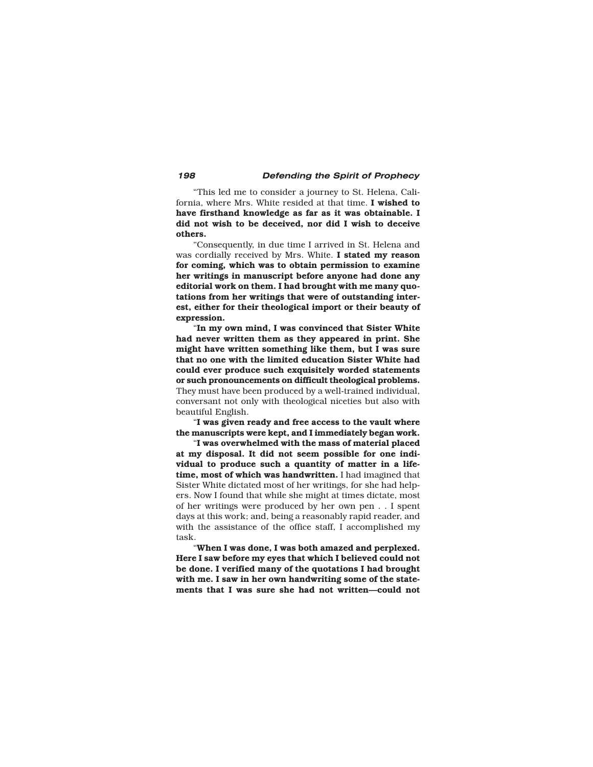"This led me to consider a journey to St. Helena, California, where Mrs. White resided at that time. **I wished to have firsthand knowledge as far as it was obtainable. I did not wish to be deceived, nor did I wish to deceive others.**

"Consequently, in due time I arrived in St. Helena and was cordially received by Mrs. White. **I stated my reason for coming, which was to obtain permission to examine her writings in manuscript before anyone had done any editorial work on them. I had brought with me many quotations from her writings that were of outstanding interest, either for their theological import or their beauty of expression.**

"**In my own mind, I was convinced that Sister White had never written them as they appeared in print. She might have written something like them, but I was sure that no one with the limited education Sister White had could ever produce such exquisitely worded statements or such pronouncements on difficult theological problems.** They must have been produced by a well-trained individual, conversant not only with theological niceties but also with beautiful English.

"**I was given ready and free access to the vault where the manuscripts were kept, and I immediately began work.**

"**I was overwhelmed with the mass of material placed at my disposal. It did not seem possible for one individual to produce such a quantity of matter in a lifetime, most of which was handwritten.** I had imagined that Sister White dictated most of her writings, for she had helpers. Now I found that while she might at times dictate, most of her writings were produced by her own pen . . I spent days at this work; and, being a reasonably rapid reader, and with the assistance of the office staff, I accomplished my task.

"**When I was done, I was both amazed and perplexed. Here I saw before my eyes that which I believed could not be done. I verified many of the quotations I had brought with me. I saw in her own handwriting some of the statements that I was sure she had not written—could not**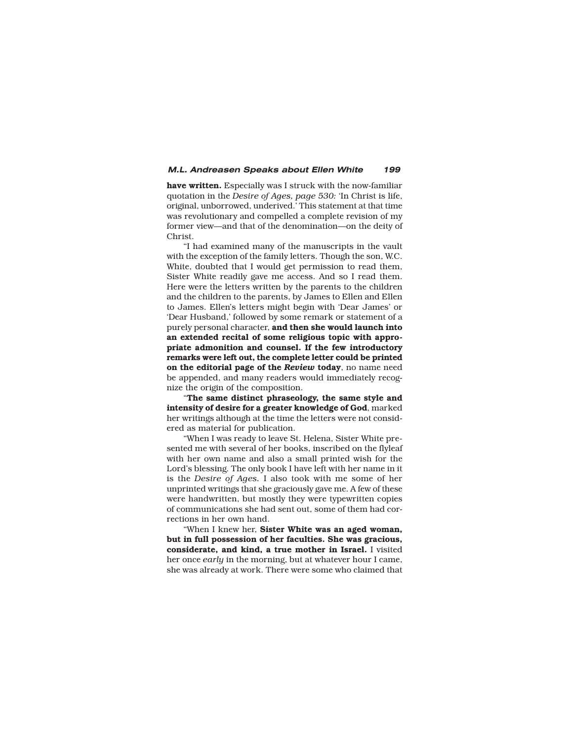**have written.** Especially was I struck with the now-familiar quotation in the *Desire of Ages, page 530:* 'In Christ is life, original, unborrowed, underived.' This statement at that time was revolutionary and compelled a complete revision of my former view—and that of the denomination—on the deity of Christ.

"I had examined many of the manuscripts in the vault with the exception of the family letters. Though the son, W.C. White, doubted that I would get permission to read them, Sister White readily gave me access. And so I read them. Here were the letters written by the parents to the children and the children to the parents, by James to Ellen and Ellen to James. Ellen's letters might begin with 'Dear James' or 'Dear Husband,' followed by some remark or statement of a purely personal character, **and then she would launch into an extended recital of some religious topic with appropriate admonition and counsel. If the few introductory remarks were left out, the complete letter could be printed on the editorial page of the *Review* today**, no name need be appended, and many readers would immediately recognize the origin of the composition.

"**The same distinct phraseology, the same style and intensity of desire for a greater knowledge of God**, marked her writings although at the time the letters were not considered as material for publication.

"When I was ready to leave St. Helena, Sister White presented me with several of her books, inscribed on the flyleaf with her own name and also a small printed wish for the Lord's blessing. The only book I have left with her name in it is the *Desire of Ages*. I also took with me some of her unprinted writings that she graciously gave me. A few of these were handwritten, but mostly they were typewritten copies of communications she had sent out, some of them had corrections in her own hand.

"When I knew her, **Sister White was an aged woman, but in full possession of her faculties. She was gracious, considerate, and kind, a true mother in Israel.** I visited her once *early* in the morning, but at whatever hour I came, she was already at work. There were some who claimed that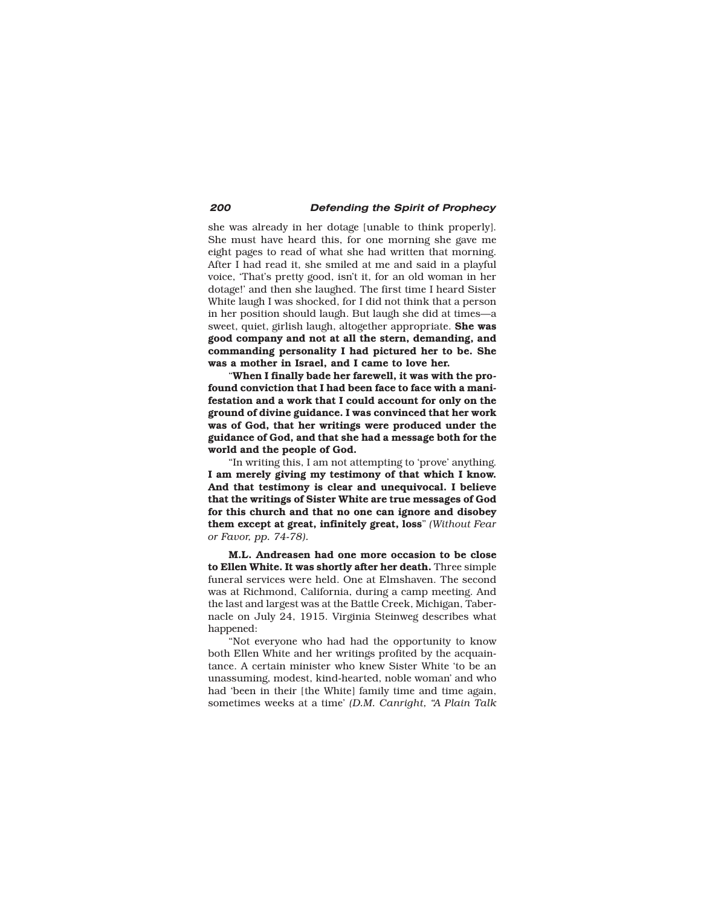she was already in her dotage [unable to think properly]. She must have heard this, for one morning she gave me eight pages to read of what she had written that morning. After I had read it, she smiled at me and said in a playful voice, 'That's pretty good, isn't it, for an old woman in her dotage!' and then she laughed. The first time I heard Sister White laugh I was shocked, for I did not think that a person in her position should laugh. But laugh she did at times—a sweet, quiet, girlish laugh, altogether appropriate. **She was good company and not at all the stern, demanding, and commanding personality I had pictured her to be. She was a mother in Israel, and I came to love her.**

"**When I finally bade her farewell, it was with the profound conviction that I had been face to face with a manifestation and a work that I could account for only on the ground of divine guidance. I was convinced that her work was of God, that her writings were produced under the guidance of God, and that she had a message both for the world and the people of God.**

"In writing this, I am not attempting to 'prove' anything. **I am merely giving my testimony of that which I know. And that testimony is clear and unequivocal. I believe that the writings of Sister White are true messages of God for this church and that no one can ignore and disobey them except at great, infinitely great, loss**" *(Without Fear or Favor, pp. 74-78).*

**M.L. Andreasen had one more occasion to be close to Ellen White. It was shortly after her death.** Three simple funeral services were held. One at Elmshaven. The second was at Richmond, California, during a camp meeting. And the last and largest was at the Battle Creek, Michigan, Tabernacle on July 24, 1915. Virginia Steinweg describes what happened:

"Not everyone who had had the opportunity to know both Ellen White and her writings profited by the acquaintance. A certain minister who knew Sister White 'to be an unassuming, modest, kind-hearted, noble woman' and who had 'been in their [the White] family time and time again, sometimes weeks at a time' *(D.M. Canright, "A Plain Talk*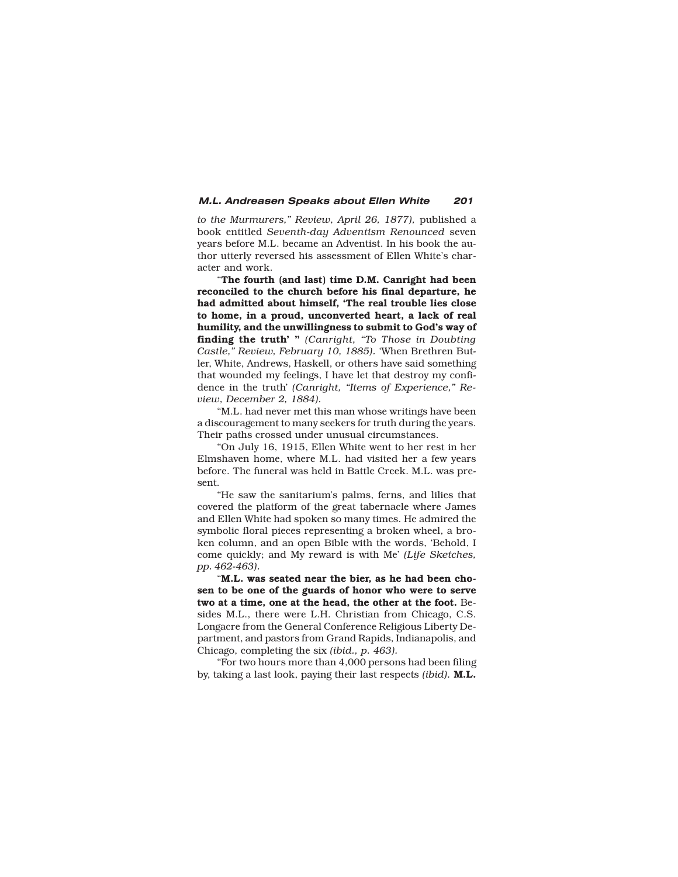*to the Murmurers," Review, April 26, 1877)*, published a book entitled *Seventh-day Adventism Renounced* seven years before M.L. became an Adventist. In his book the author utterly reversed his assessment of Ellen White's character and work.

"**The fourth (and last) time D.M. Canright had been reconciled to the church before his final departure, he had admitted about himself, 'The real trouble lies close to home, in a proud, unconverted heart, a lack of real humility, and the unwillingness to submit to God's way of finding the truth' "** *(Canright, "To Those in Doubting Castle," Review, February 10, 1885).* 'When Brethren Butler, White, Andrews, Haskell, or others have said something that wounded my feelings, I have let that destroy my confidence in the truth' *(Canright, "Items of Experience," Review, December 2, 1884).*

"M.L. had never met this man whose writings have been a discouragement to many seekers for truth during the years. Their paths crossed under unusual circumstances.

"On July 16, 1915, Ellen White went to her rest in her Elmshaven home, where M.L. had visited her a few years before. The funeral was held in Battle Creek. M.L. was present.

"He saw the sanitarium's palms, ferns, and lilies that covered the platform of the great tabernacle where James and Ellen White had spoken so many times. He admired the symbolic floral pieces representing a broken wheel, a broken column, and an open Bible with the words, 'Behold, I come quickly; and My reward is with Me' *(Life Sketches, pp. 462-463).*

"**M.L. was seated near the bier, as he had been chosen to be one of the guards of honor who were to serve two at a time, one at the head, the other at the foot.** Besides M.L., there were L.H. Christian from Chicago, C.S. Longacre from the General Conference Religious Liberty Department, and pastors from Grand Rapids, Indianapolis, and Chicago, completing the six *(ibid., p. 463).*

"For two hours more than 4,000 persons had been filing by, taking a last look, paying their last respects *(ibid).* **M.L.**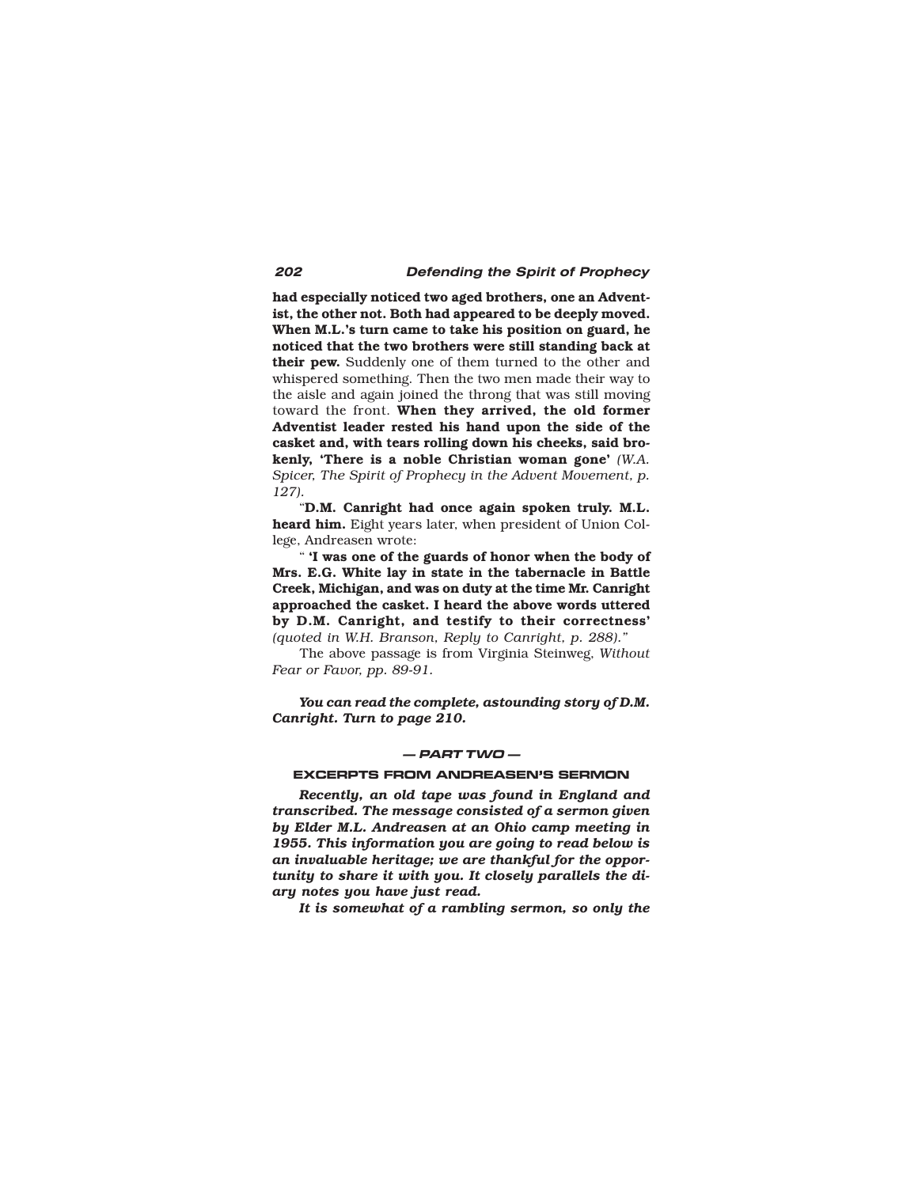**had especially noticed two aged brothers, one an Adventist, the other not. Both had appeared to be deeply moved. When M.L.'s turn came to take his position on guard, he noticed that the two brothers were still standing back at their pew.** Suddenly one of them turned to the other and whispered something. Then the two men made their way to the aisle and again joined the throng that was still moving toward the front. **When they arrived, the old former Adventist leader rested his hand upon the side of the casket and, with tears rolling down his cheeks, said brokenly, 'There is a noble Christian woman gone'** *(W.A. Spicer, The Spirit of Prophecy in the Advent Movement, p. 127).*

"**D.M. Canright had once again spoken truly. M.L. heard him.** Eight years later, when president of Union College, Andreasen wrote:

" **'I was one of the guards of honor when the body of Mrs. E.G. White lay in state in the tabernacle in Battle Creek, Michigan, and was on duty at the time Mr. Canright approached the casket. I heard the above words uttered by D.M. Canright, and testify to their correctness'** *(quoted in W.H. Branson, Reply to Canright, p. 288)."*

The above passage is from Virginia Steinweg, *Without Fear or Favor, pp. 89-91.*

***You can read the complete, astounding story of D.M. Canright. Turn to page 210.***

***— PART TWO —***

## EXCERPTS FROM ANDREASEN'S SERMON

***Recently, an old tape was found in England and transcribed. The message consisted of a sermon given by Elder M.L. Andreasen at an Ohio camp meeting in 1955. This information you are going to read below is an invaluable heritage; we are thankful for the opportunity to share it with you. It closely parallels the diary notes you have just read.***

***It is somewhat of a rambling sermon, so only the***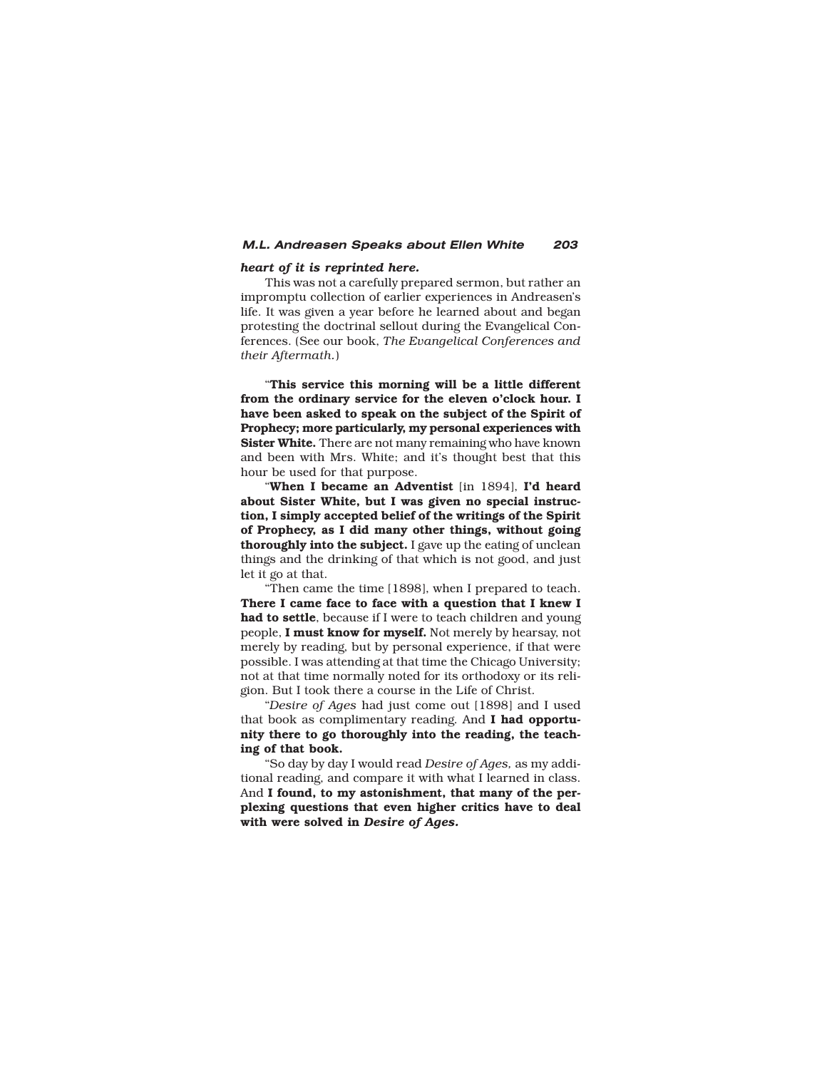***heart of it is reprinted here.***

This was not a carefully prepared sermon, but rather an impromptu collection of earlier experiences in Andreasen's life. It was given a year before he learned about and began protesting the doctrinal sellout during the Evangelical Conferences. (See our book, *The Evangelical Conferences and their Aftermath.*)

"**This service this morning will be a little different from the ordinary service for the eleven o'clock hour. I have been asked to speak on the subject of the Spirit of Prophecy; more particularly, my personal experiences with Sister White.** There are not many remaining who have known and been with Mrs. White; and it's thought best that this hour be used for that purpose.

"**When I became an Adventist** [in 1894], **I'd heard about Sister White, but I was given no special instruction, I simply accepted belief of the writings of the Spirit of Prophecy, as I did many other things, without going thoroughly into the subject.** I gave up the eating of unclean things and the drinking of that which is not good, and just let it go at that.

"Then came the time [1898], when I prepared to teach. **There I came face to face with a question that I knew I had to settle**, because if I were to teach children and young people, **I must know for myself.** Not merely by hearsay, not merely by reading, but by personal experience, if that were possible. I was attending at that time the Chicago University; not at that time normally noted for its orthodoxy or its religion. But I took there a course in the Life of Christ.

"*Desire of Ages* had just come out [1898] and I used that book as complimentary reading. And **I had opportunity there to go thoroughly into the reading, the teaching of that book.**

"So day by day I would read *Desire of Ages,* as my additional reading, and compare it with what I learned in class. And **I found, to my astonishment, that many of the perplexing questions that even higher critics have to deal with were solved in *Desire of Ages.***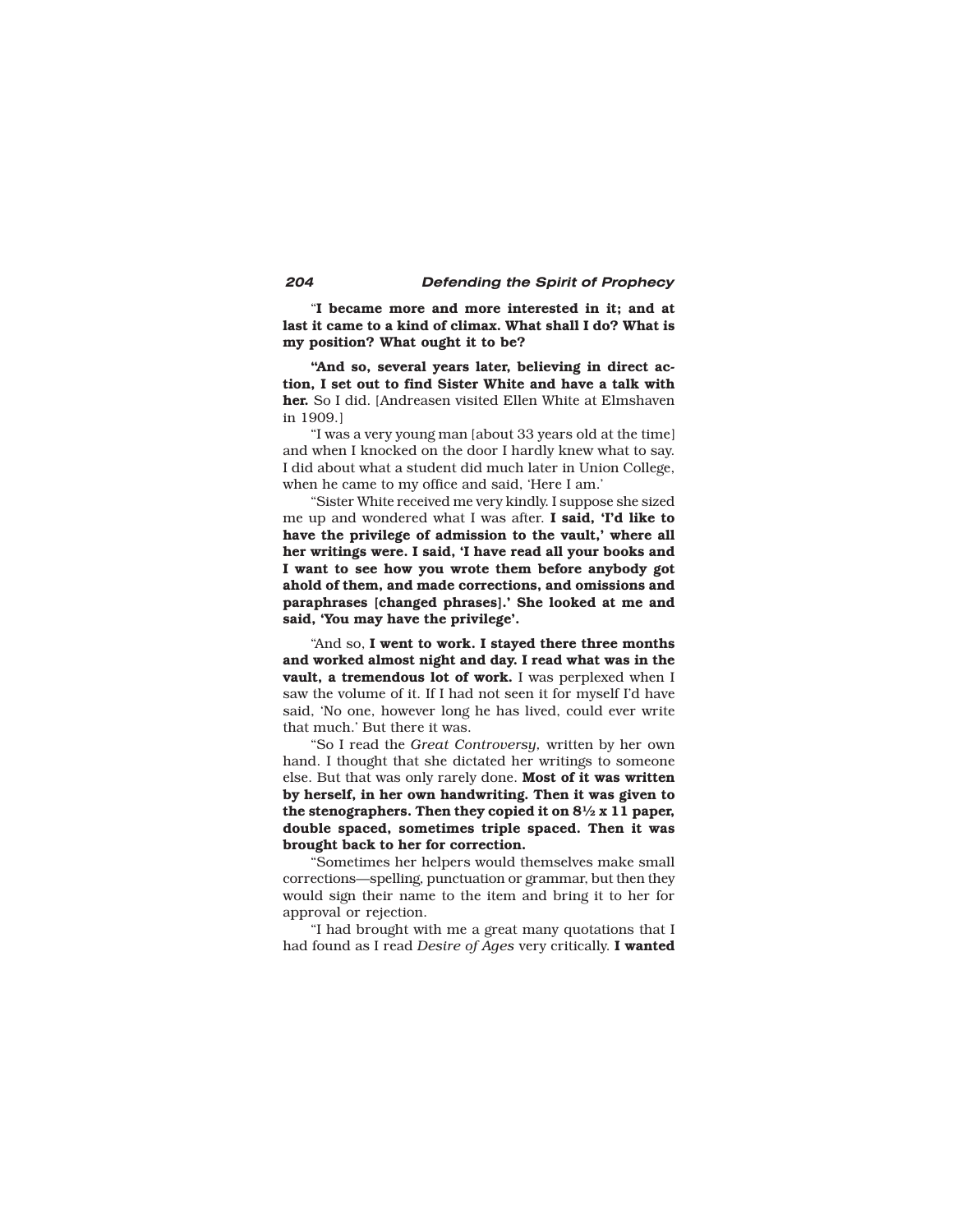"**I became more and more interested in it; and at last it came to a kind of climax. What shall I do? What is my position? What ought it to be?**

**"And so, several years later, believing in direct action, I set out to find Sister White and have a talk with her.** So I did. [Andreasen visited Ellen White at Elmshaven in 1909.]

"I was a very young man [about 33 years old at the time] and when I knocked on the door I hardly knew what to say. I did about what a student did much later in Union College, when he came to my office and said, 'Here I am.'

"Sister White received me very kindly. I suppose she sized me up and wondered what I was after. **I said, 'I'd like to have the privilege of admission to the vault,' where all her writings were. I said, 'I have read all your books and I want to see how you wrote them before anybody got ahold of them, and made corrections, and omissions and paraphrases [changed phrases].' She looked at me and said, 'You may have the privilege'.**

"And so, **I went to work. I stayed there three months and worked almost night and day. I read what was in the vault, a tremendous lot of work.** I was perplexed when I saw the volume of it. If I had not seen it for myself I'd have said, 'No one, however long he has lived, could ever write that much.' But there it was.

"So I read the *Great Controversy,* written by her own hand. I thought that she dictated her writings to someone else. But that was only rarely done. **Most of it was written by herself, in her own handwriting. Then it was given to the stenographers. Then they copied it on 8½ x 11 paper, double spaced, sometimes triple spaced. Then it was brought back to her for correction.**

"Sometimes her helpers would themselves make small corrections—spelling, punctuation or grammar, but then they would sign their name to the item and bring it to her for approval or rejection.

"I had brought with me a great many quotations that I had found as I read *Desire of Ages* very critically. **I wanted**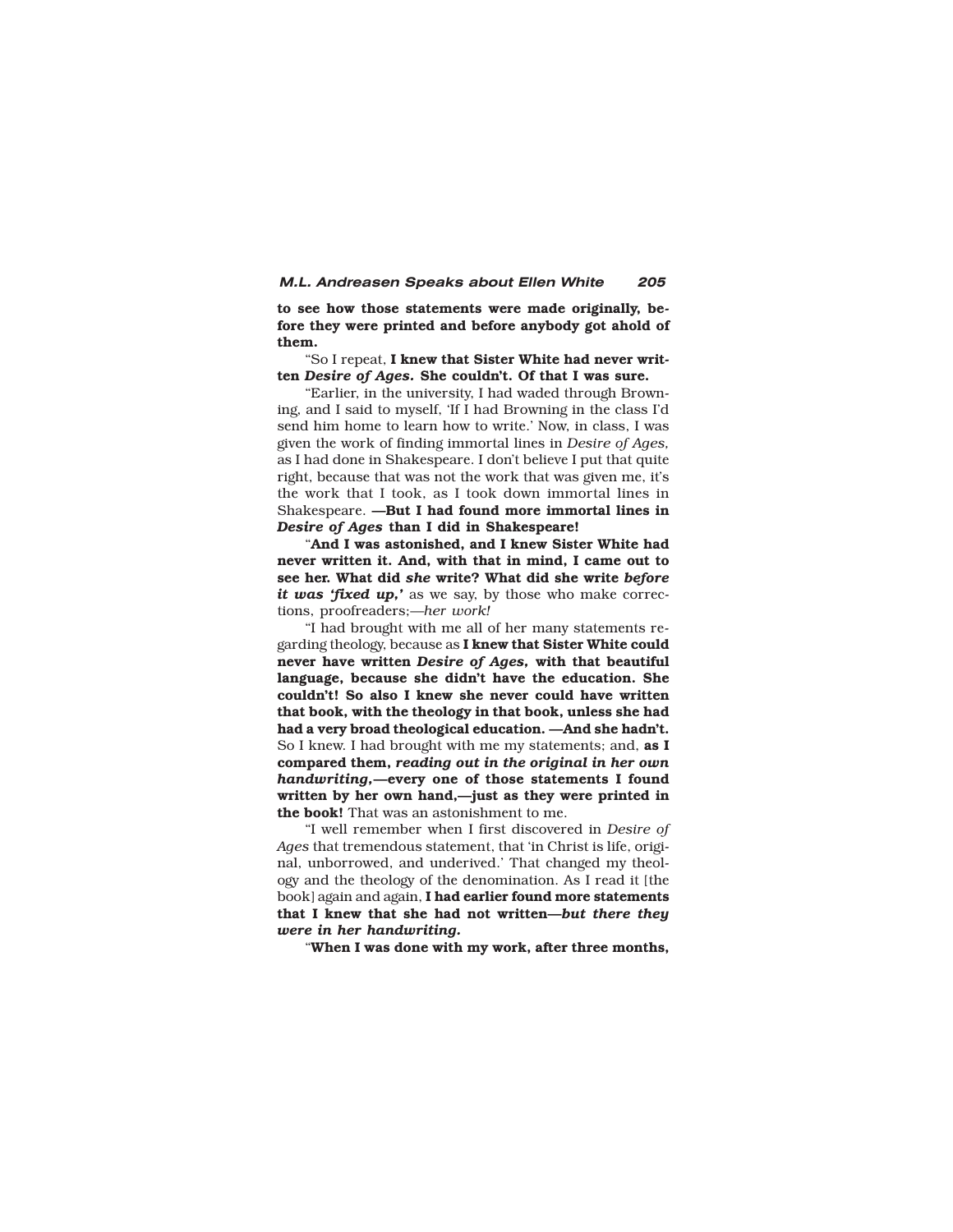**to see how those statements were made originally, before they were printed and before anybody got ahold of them.**

"So I repeat, **I knew that Sister White had never written *Desire of Ages.* She couldn't. Of that I was sure.**

"Earlier, in the university, I had waded through Browning, and I said to myself, 'If I had Browning in the class I'd send him home to learn how to write.' Now, in class, I was given the work of finding immortal lines in *Desire of Ages,* as I had done in Shakespeare. I don't believe I put that quite right, because that was not the work that was given me, it's the work that I took, as I took down immortal lines in Shakespeare. **—But I had found more immortal lines in *Desire of Ages* than I did in Shakespeare!**

"**And I was astonished, and I knew Sister White had never written it. And, with that in mind, I came out to see her. What did *she* write? What did she write *before it was 'fixed up,'*** as we say, by those who make corrections, proofreaders;—*her work!*

"I had brought with me all of her many statements regarding theology, because as **I knew that Sister White could never have written *Desire of Ages,* with that beautiful language, because she didn't have the education. She couldn't! So also I knew she never could have written that book, with the theology in that book, unless she had had a very broad theological education. —And she hadn't.** So I knew. I had brought with me my statements; and, **as I compared them, *reading out in the original in her own handwriting,*—every one of those statements I found written by her own hand,—just as they were printed in the book!** That was an astonishment to me.

"I well remember when I first discovered in *Desire of Ages* that tremendous statement, that 'in Christ is life, original, unborrowed, and underived.' That changed my theology and the theology of the denomination. As I read it [the book] again and again, **I had earlier found more statements that I knew that she had not written—*but there they were in her handwriting.***

"**When I was done with my work, after three months,**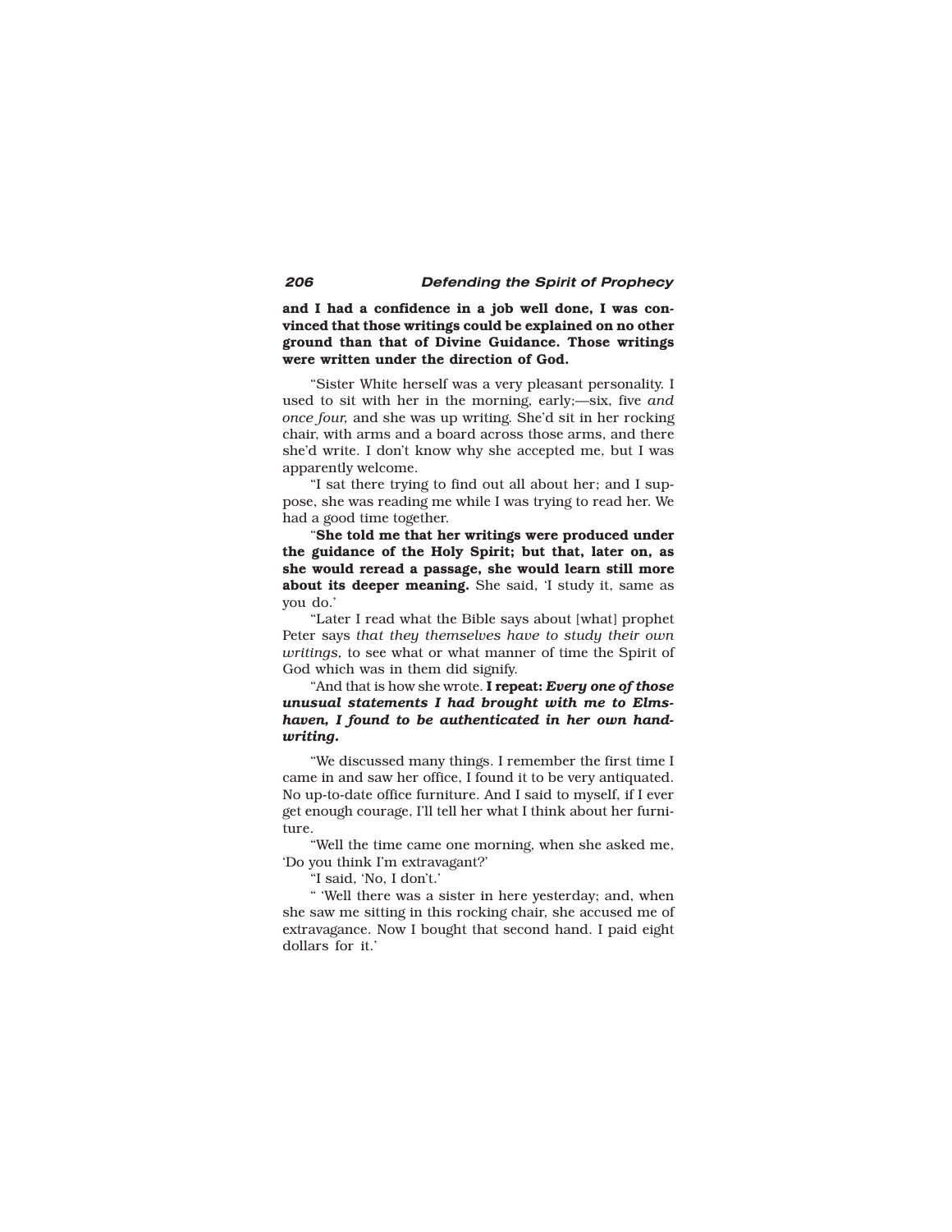**and I had a confidence in a job well done, I was convinced that those writings could be explained on no other ground than that of Divine Guidance. Those writings were written under the direction of God.**

"Sister White herself was a very pleasant personality. I used to sit with her in the morning, early;—six, five *and once four,* and she was up writing. She'd sit in her rocking chair, with arms and a board across those arms, and there she'd write. I don't know why she accepted me, but I was apparently welcome.

"I sat there trying to find out all about her; and I suppose, she was reading me while I was trying to read her. We had a good time together.

"**She told me that her writings were produced under the guidance of the Holy Spirit; but that, later on, as she would reread a passage, she would learn still more about its deeper meaning.** She said, 'I study it, same as you do.'

"Later I read what the Bible says about [what] prophet Peter says *that they themselves have to study their own writings,* to see what or what manner of time the Spirit of God which was in them did signify.

"And that is how she wrote. **I repeat:** ***Every one of those unusual statements I had brought with me to Elmshaven, I found to be authenticated in her own handwriting.***

"We discussed many things. I remember the first time I came in and saw her office, I found it to be very antiquated. No up-to-date office furniture. And I said to myself, if I ever get enough courage, I'll tell her what I think about her furniture.

"Well the time came one morning, when she asked me, 'Do you think I'm extravagant?'

"I said, 'No, I don't.'

" 'Well there was a sister in here yesterday; and, when she saw me sitting in this rocking chair, she accused me of extravagance. Now I bought that second hand. I paid eight dollars for it.'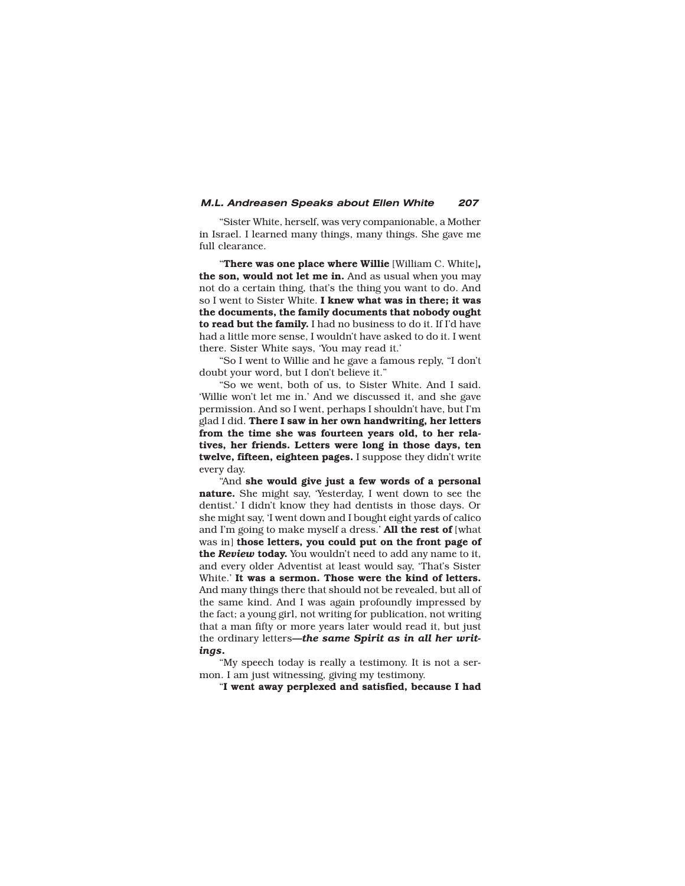"Sister White, herself, was very companionable, a Mother in Israel. I learned many things, many things. She gave me full clearance.

"**There was one place where Willie** [William C. White]**, the son, would not let me in.** And as usual when you may not do a certain thing, that's the thing you want to do. And so I went to Sister White. **I knew what was in there; it was the documents, the family documents that nobody ought to read but the family.** I had no business to do it. If I'd have had a little more sense, I wouldn't have asked to do it. I went there. Sister White says, 'You may read it.'

"So I went to Willie and he gave a famous reply, "I don't doubt your word, but I don't believe it."

"So we went, both of us, to Sister White. And I said. 'Willie won't let me in.' And we discussed it, and she gave permission. And so I went, perhaps I shouldn't have, but I'm glad I did. **There I saw in her own handwriting, her letters from the time she was fourteen years old, to her relatives, her friends. Letters were long in those days, ten twelve, fifteen, eighteen pages.** I suppose they didn't write every day.

"And **she would give just a few words of a personal nature.** She might say, 'Yesterday, I went down to see the dentist.' I didn't know they had dentists in those days. Or she might say, 'I went down and I bought eight yards of calico and I'm going to make myself a dress.' **All the rest of** [what was in] **those letters, you could put on the front page of the *Review* today.** You wouldn't need to add any name to it, and every older Adventist at least would say, 'That's Sister White.' **It was a sermon. Those were the kind of letters.** And many things there that should not be revealed, but all of the same kind. And I was again profoundly impressed by the fact; a young girl, not writing for publication, not writing that a man fifty or more years later would read it, but just the ordinary letters—***the same Spirit as in all her writings.***

"My speech today is really a testimony. It is not a sermon. I am just witnessing, giving my testimony.

"**I went away perplexed and satisfied, because I had**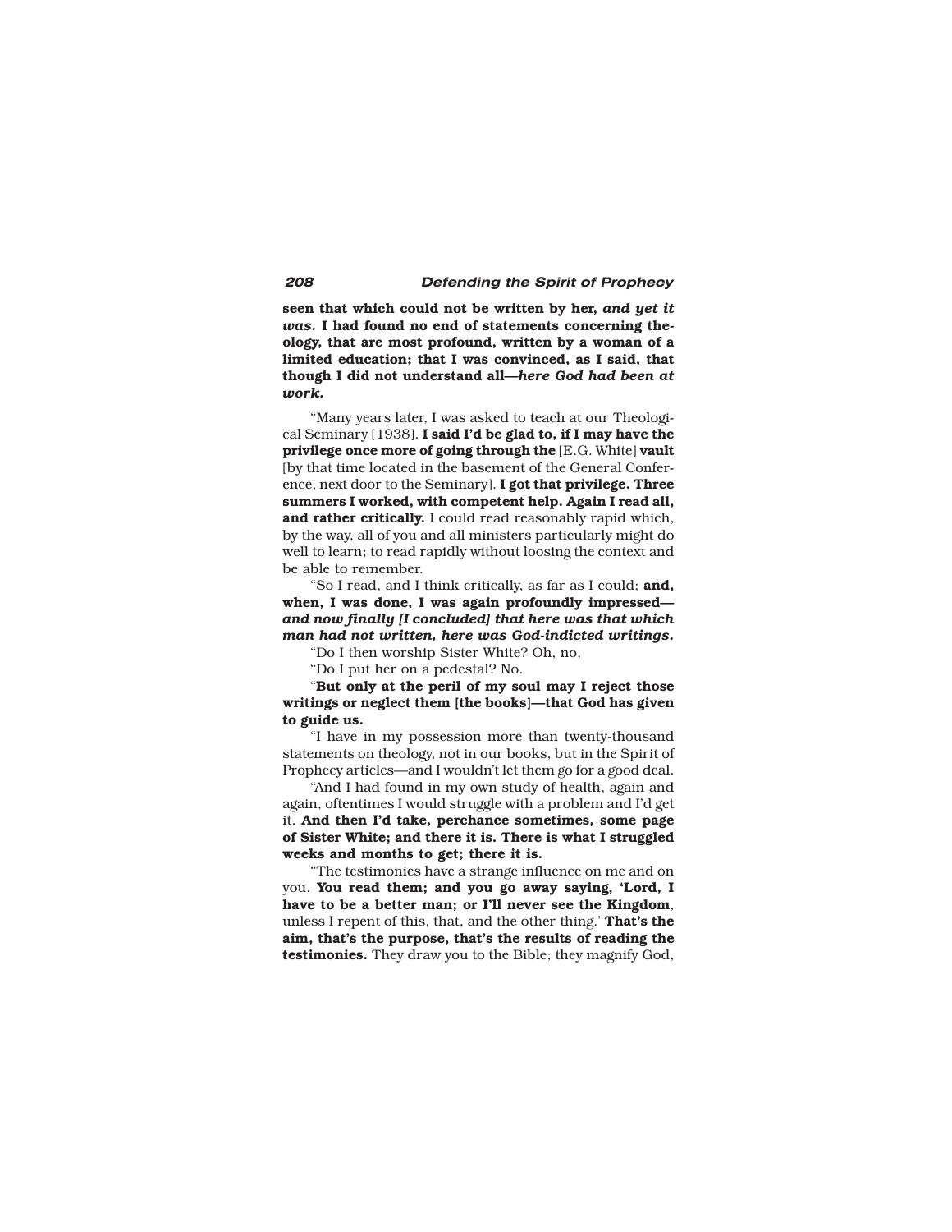**seen that which could not be written by her,** ***and yet it was.*** **I had found no end of statements concerning theology, that are most profound, written by a woman of a limited education; that I was convinced, as I said, that though I did not understand all—*****here God had been at work.***

"Many years later, I was asked to teach at our Theological Seminary [1938]. **I said I'd be glad to, if I may have the privilege once more of going through the** [E.G. White] **vault** [by that time located in the basement of the General Conference, next door to the Seminary]. **I got that privilege. Three summers I worked, with competent help. Again I read all, and rather critically.** I could read reasonably rapid which, by the way, all of you and all ministers particularly might do well to learn; to read rapidly without loosing the context and be able to remember.

"So I read, and I think critically, as far as I could; **and, when, I was done, I was again profoundly impressed—** ***and now finally [I concluded] that here was that which man had not written, here was God-indicted writings.***

"Do I then worship Sister White? Oh, no,

"Do I put her on a pedestal? No.

"**But only at the peril of my soul may I reject those writings or neglect them [the books]—that God has given to guide us.**

"I have in my possession more than twenty-thousand statements on theology, not in our books, but in the Spirit of Prophecy articles—and I wouldn't let them go for a good deal.

"And I had found in my own study of health, again and again, oftentimes I would struggle with a problem and I'd get it. **And then I'd take, perchance sometimes, some page of Sister White; and there it is. There is what I struggled weeks and months to get; there it is.**

"The testimonies have a strange influence on me and on you. **You read them; and you go away saying, 'Lord, I have to be a better man; or I'll never see the Kingdom**, unless I repent of this, that, and the other thing.' **That's the aim, that's the purpose, that's the results of reading the testimonies.** They draw you to the Bible; they magnify God,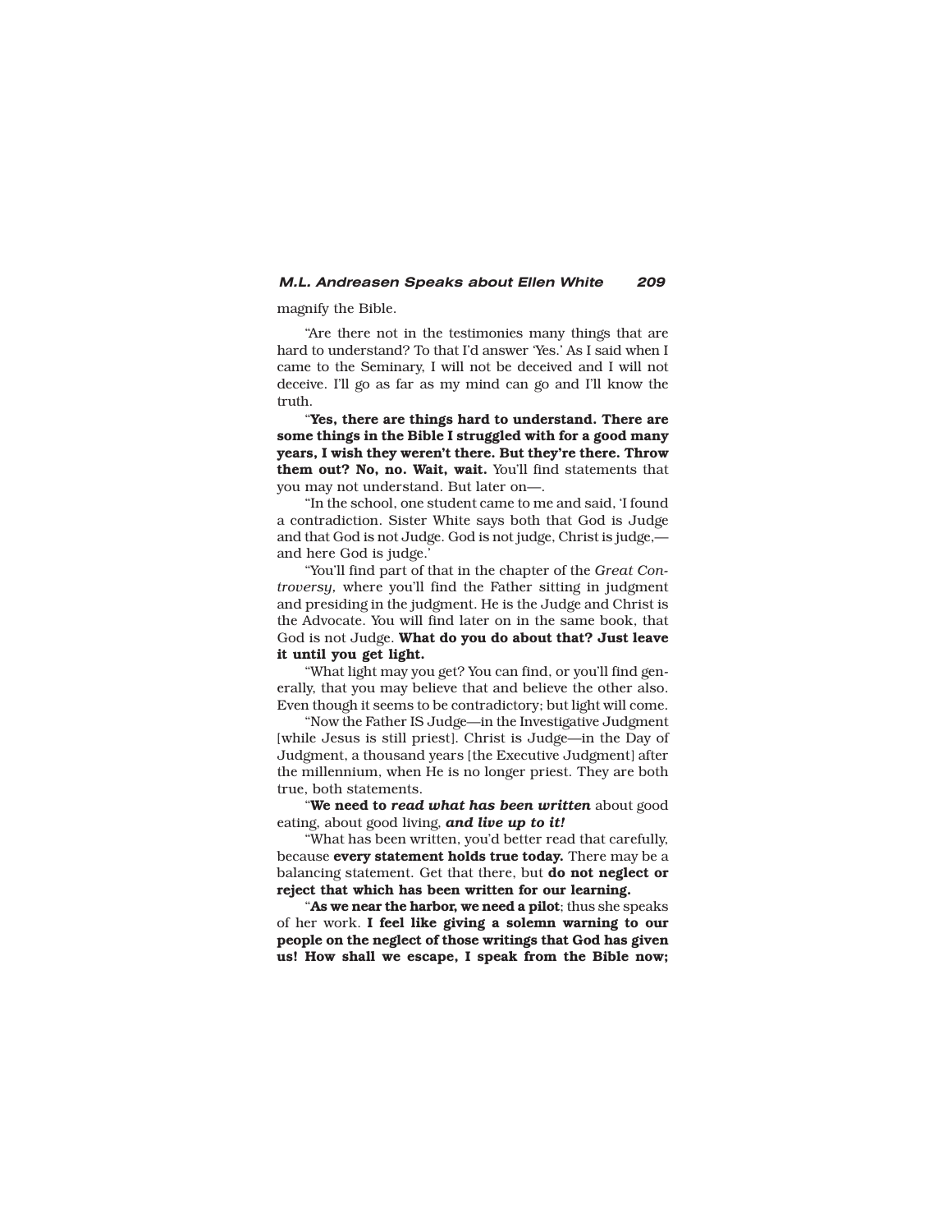magnify the Bible.

"Are there not in the testimonies many things that are hard to understand? To that I'd answer 'Yes.' As I said when I came to the Seminary, I will not be deceived and I will not deceive. I'll go as far as my mind can go and I'll know the truth.

"**Yes, there are things hard to understand. There are some things in the Bible I struggled with for a good many years, I wish they weren't there. But they're there. Throw them out? No, no. Wait, wait.** You'll find statements that you may not understand. But later on—.

"In the school, one student came to me and said, 'I found a contradiction. Sister White says both that God is Judge and that God is not Judge. God is not judge, Christ is judge,—and here God is judge.'

"You'll find part of that in the chapter of the *Great Controversy,* where you'll find the Father sitting in judgment and presiding in the judgment. He is the Judge and Christ is the Advocate. You will find later on in the same book, that God is not Judge. **What do you do about that? Just leave it until you get light.**

"What light may you get? You can find, or you'll find generally, that you may believe that and believe the other also. Even though it seems to be contradictory; but light will come.

"Now the Father IS Judge—in the Investigative Judgment [while Jesus is still priest]. Christ is Judge—in the Day of Judgment, a thousand years [the Executive Judgment] after the millennium, when He is no longer priest. They are both true, both statements.

"**We need to *read what has been written*** about good eating, about good living, ***and live up to it!***

"What has been written, you'd better read that carefully, because **every statement holds true today.** There may be a balancing statement. Get that there, but **do not neglect or reject that which has been written for our learning.**

"**As we near the harbor, we need a pilot**; thus she speaks of her work. **I feel like giving a solemn warning to our people on the neglect of those writings that God has given us! How shall we escape, I speak from the Bible now;**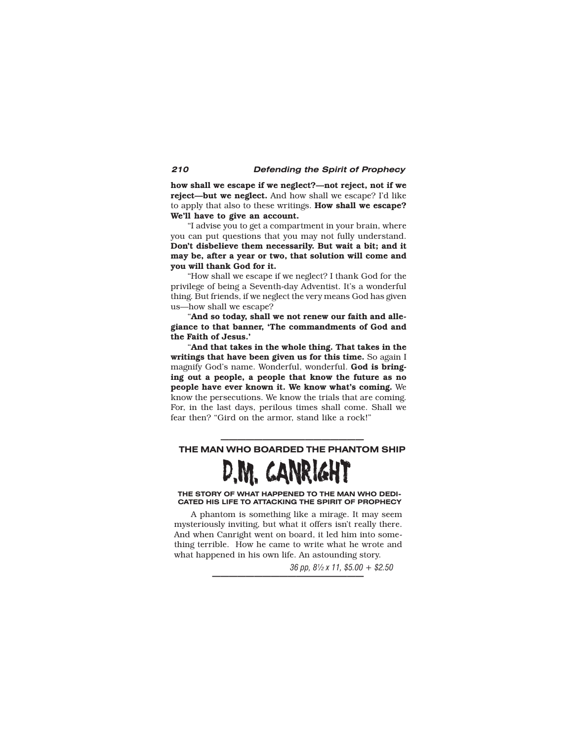**how shall we escape if we neglect?—not reject, not if we reject—but we neglect.** And how shall we escape? I'd like to apply that also to these writings. **How shall we escape? We'll have to give an account.**

"I advise you to get a compartment in your brain, where you can put questions that you may not fully understand. **Don't disbelieve them necessarily. But wait a bit; and it may be, after a year or two, that solution will come and you will thank God for it.**

"How shall we escape if we neglect? I thank God for the privilege of being a Seventh-day Adventist. It's a wonderful thing. But friends, if we neglect the very means God has given us—how shall we escape?

"**And so today, shall we not renew our faith and allegiance to that banner, 'The commandments of God and the Faith of Jesus.'**

"**And that takes in the whole thing. That takes in the writings that have been given us for this time.** So again I magnify God's name. Wonderful, wonderful. **God is bringing out a people, a people that know the future as no people have ever known it. We know what's coming.** We know the persecutions. We know the trials that are coming. For, in the last days, perilous times shall come. Shall we fear then? "Gird on the armor, stand like a rock!"

---

**THE MAN WHO BOARDED THE PHANTOM SHIP**

# D.M. CANRIGHT

**THE STORY OF WHAT HAPPENED TO THE MAN WHO DEDICATED HIS LIFE TO ATTACKING THE SPIRIT OF PROPHECY**

A phantom is something like a mirage. It may seem mysteriously inviting, but what it offers isn't really there. And when Canright went on board, it led him into something terrible. How he came to write what he wrote and what happened in his own life. An astounding story.

*36 pp, 8½ x 11, $5.00 + $2.50*

---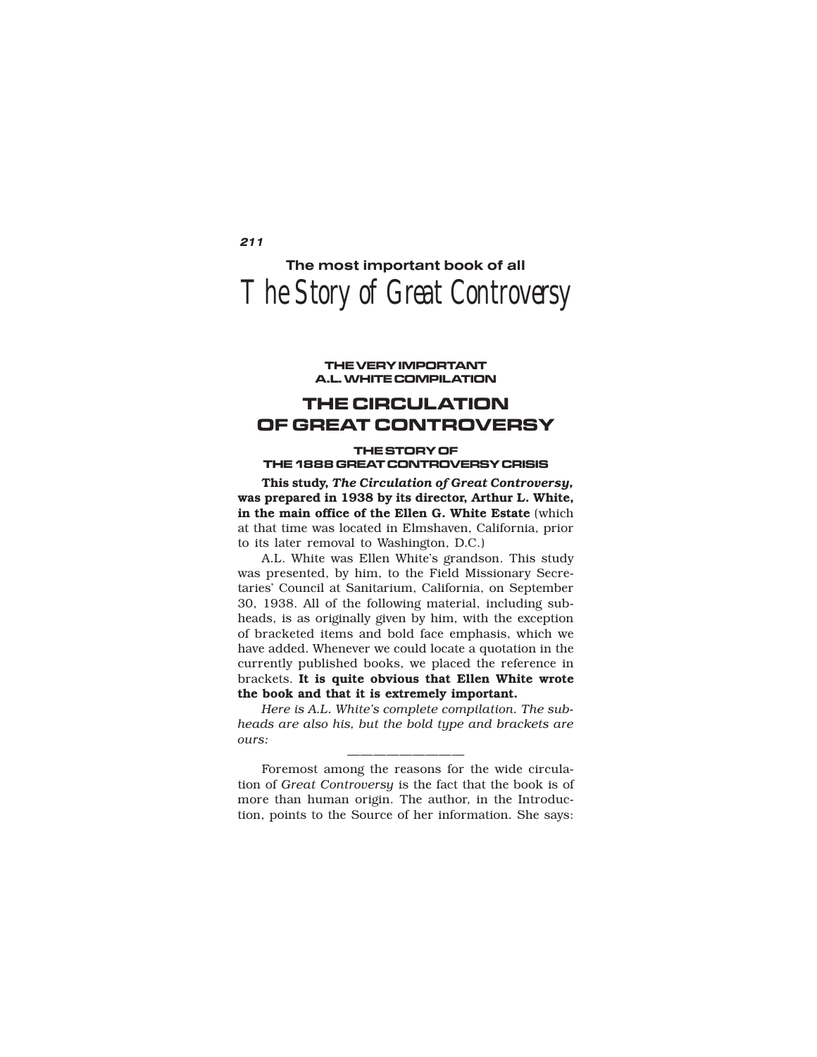## The most important book of all

# The Story of Great Controversy

### THE VERY IMPORTANT A.L. WHITE COMPILATION

## THE CIRCULATION OF GREAT CONTROVERSY

### THE STORY OF THE 1888 GREAT CONTROVERSY CRISIS

**This study, *The Circulation of Great Controversy,* was prepared in 1938 by its director, Arthur L. White, in the main office of the Ellen G. White Estate** (which at that time was located in Elmshaven, California, prior to its later removal to Washington, D.C.)

A.L. White was Ellen White's grandson. This study was presented, by him, to the Field Missionary Secretaries' Council at Sanitarium, California, on September 30, 1938. All of the following material, including subheads, is as originally given by him, with the exception of bracketed items and bold face emphasis, which we have added. Whenever we could locate a quotation in the currently published books, we placed the reference in brackets. **It is quite obvious that Ellen White wrote the book and that it is extremely important.**

*Here is A.L. White's complete compilation. The subheads are also his, but the bold type and brackets are ours:*

———————————

Foremost among the reasons for the wide circulation of *Great Controversy* is the fact that the book is of more than human origin. The author, in the Introduction, points to the Source of her information. She says: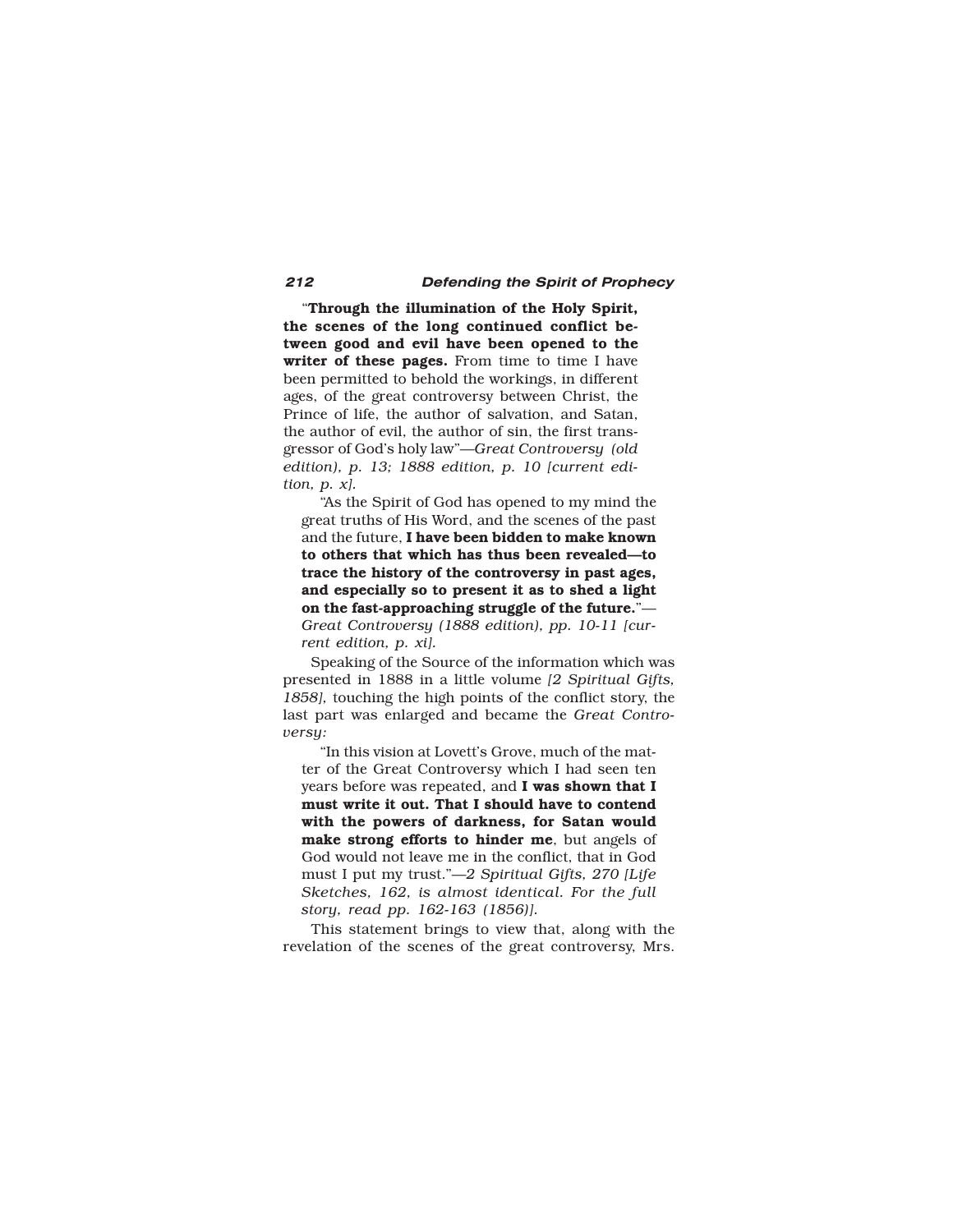"**Through the illumination of the Holy Spirit, the scenes of the long continued conflict between good and evil have been opened to the writer of these pages.** From time to time I have been permitted to behold the workings, in different ages, of the great controversy between Christ, the Prince of life, the author of salvation, and Satan, the author of evil, the author of sin, the first transgressor of God's holy law"—*Great Controversy (old edition), p. 13; 1888 edition, p. 10 [current edition, p. x].*

> "As the Spirit of God has opened to my mind the great truths of His Word, and the scenes of the past and the future, **I have been bidden to make known to others that which has thus been revealed—to trace the history of the controversy in past ages, and especially so to present it as to shed a light on the fast-approaching struggle of the future.**"—*Great Controversy (1888 edition), pp. 10-11 [current edition, p. xi].*

Speaking of the Source of the information which was presented in 1888 in a little volume *[2 Spiritual Gifts, 1858]*, touching the high points of the conflict story, the last part was enlarged and became the *Great Controversy:*

> "In this vision at Lovett's Grove, much of the matter of the Great Controversy which I had seen ten years before was repeated, and **I was shown that I must write it out. That I should have to contend with the powers of darkness, for Satan would make strong efforts to hinder me**, but angels of God would not leave me in the conflict, that in God must I put my trust."—*2 Spiritual Gifts, 270 [Life Sketches, 162, is almost identical. For the full story, read pp. 162-163 (1856)].*

This statement brings to view that, along with the revelation of the scenes of the great controversy, Mrs.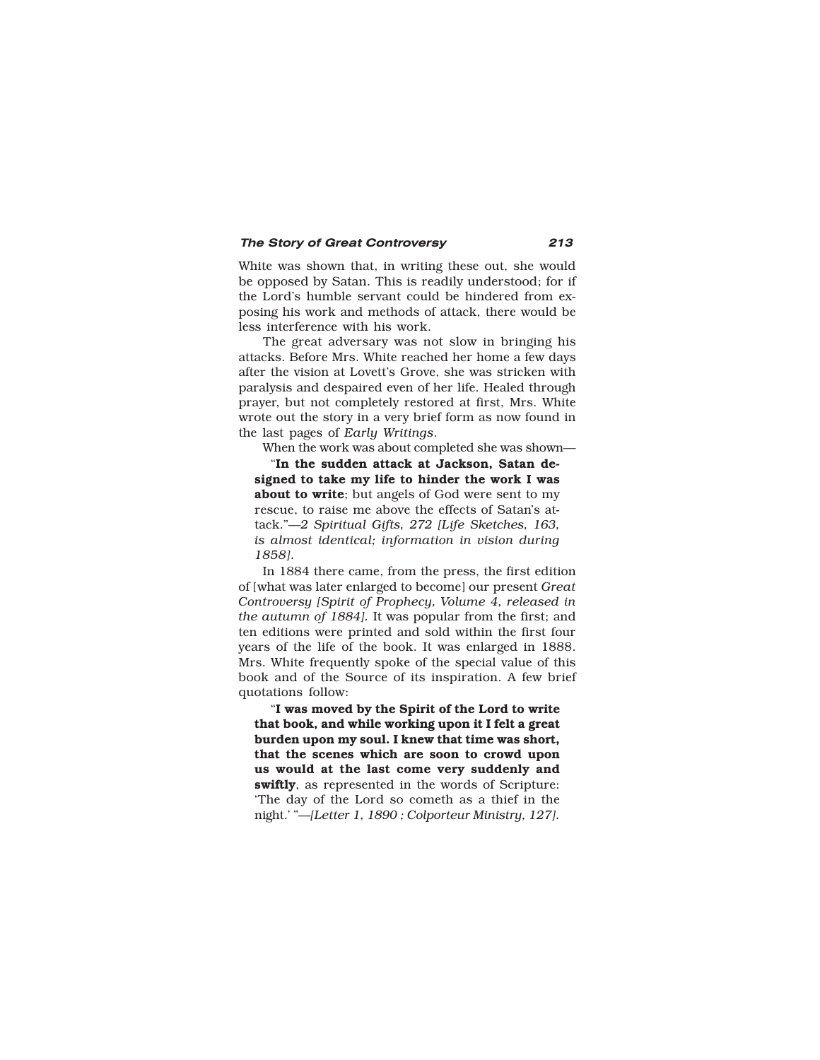White was shown that, in writing these out, she would be opposed by Satan. This is readily understood; for if the Lord's humble servant could be hindered from exposing his work and methods of attack, there would be less interference with his work.

The great adversary was not slow in bringing his attacks. Before Mrs. White reached her home a few days after the vision at Lovett's Grove, she was stricken with paralysis and despaired even of her life. Healed through prayer, but not completely restored at first, Mrs. White wrote out the story in a very brief form as now found in the last pages of *Early Writings*.

When the work was about completed she was shown—

> "**In the sudden attack at Jackson, Satan designed to take my life to hinder the work I was about to write**; but angels of God were sent to my rescue, to raise me above the effects of Satan's attack."—*2 Spiritual Gifts, 272 [Life Sketches, 163, is almost identical; information in vision during 1858].*

In 1884 there came, from the press, the first edition of [what was later enlarged to become] our present *Great Controversy [Spirit of Prophecy, Volume 4, released in the autumn of 1884].* It was popular from the first; and ten editions were printed and sold within the first four years of the life of the book. It was enlarged in 1888. Mrs. White frequently spoke of the special value of this book and of the Source of its inspiration. A few brief quotations follow:

> "**I was moved by the Spirit of the Lord to write that book, and while working upon it I felt a great burden upon my soul. I knew that time was short, that the scenes which are soon to crowd upon us would at the last come very suddenly and swiftly**, as represented in the words of Scripture: 'The day of the Lord so cometh as a thief in the night.' "—*[Letter 1, 1890 ; Colporteur Ministry, 127].*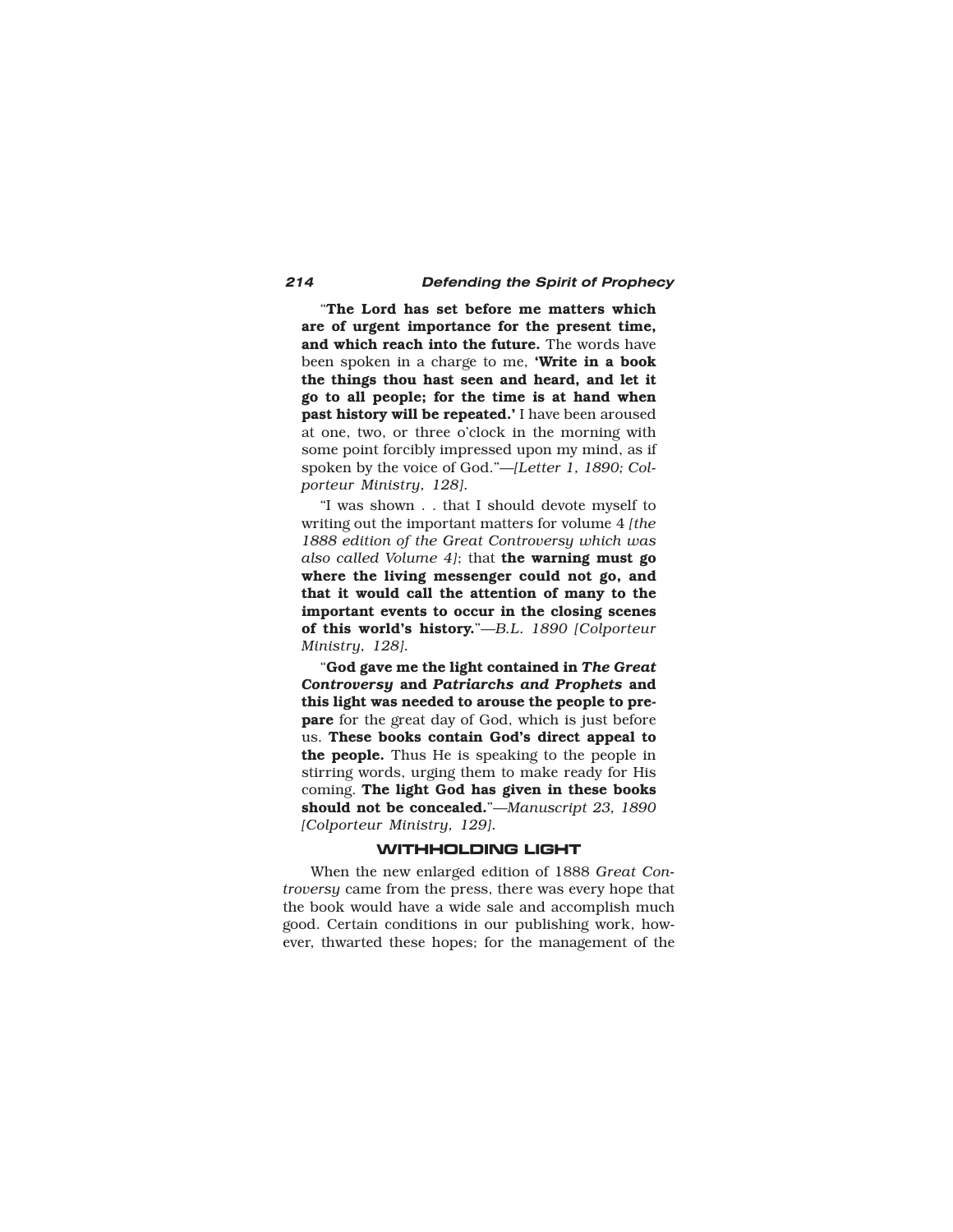"**The Lord has set before me matters which are of urgent importance for the present time, and which reach into the future.** The words have been spoken in a charge to me, **'Write in a book the things thou hast seen and heard, and let it go to all people; for the time is at hand when past history will be repeated.'** I have been aroused at one, two, or three o'clock in the morning with some point forcibly impressed upon my mind, as if spoken by the voice of God."—*[Letter 1, 1890; Colporteur Ministry, 128].*

"I was shown . . that I should devote myself to writing out the important matters for volume 4 *[the 1888 edition of the Great Controversy which was also called Volume 4]*; that **the warning must go where the living messenger could not go, and that it would call the attention of many to the important events to occur in the closing scenes of this world's history.**"—*B.L. 1890 [Colporteur Ministry, 128].*

"**God gave me the light contained in *The Great Controversy* and *Patriarchs and Prophets* and this light was needed to arouse the people to prepare** for the great day of God, which is just before us. **These books contain God's direct appeal to the people.** Thus He is speaking to the people in stirring words, urging them to make ready for His coming. **The light God has given in these books should not be concealed.**"—*Manuscript 23, 1890 [Colporteur Ministry, 129].*

## WITHHOLDING LIGHT

When the new enlarged edition of 1888 *Great Controversy* came from the press, there was every hope that the book would have a wide sale and accomplish much good. Certain conditions in our publishing work, however, thwarted these hopes; for the management of the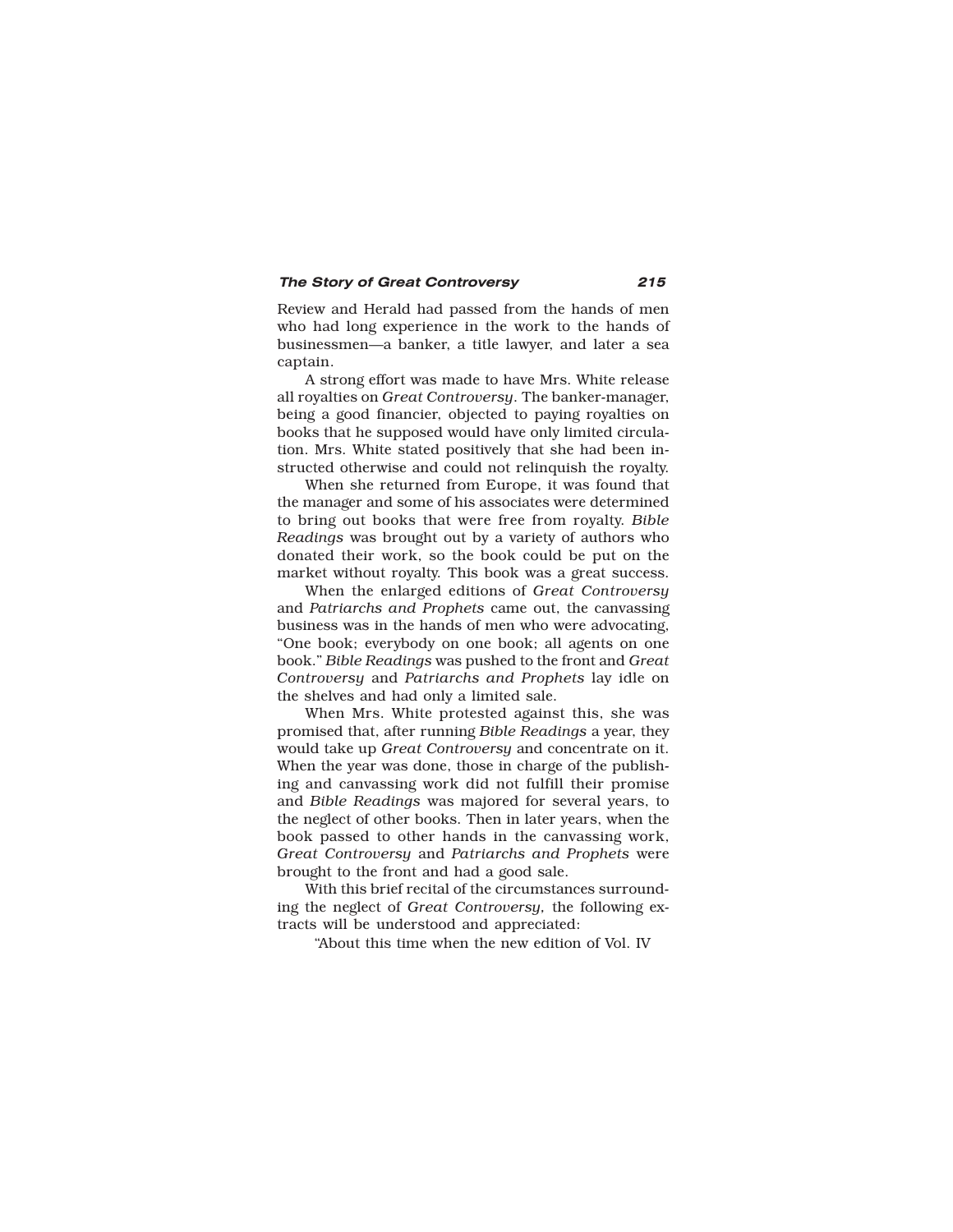Review and Herald had passed from the hands of men who had long experience in the work to the hands of businessmen—a banker, a title lawyer, and later a sea captain.

A strong effort was made to have Mrs. White release all royalties on *Great Controversy*. The banker-manager, being a good financier, objected to paying royalties on books that he supposed would have only limited circulation. Mrs. White stated positively that she had been instructed otherwise and could not relinquish the royalty.

When she returned from Europe, it was found that the manager and some of his associates were determined to bring out books that were free from royalty. *Bible Readings* was brought out by a variety of authors who donated their work, so the book could be put on the market without royalty. This book was a great success.

When the enlarged editions of *Great Controversy* and *Patriarchs and Prophets* came out, the canvassing business was in the hands of men who were advocating, "One book; everybody on one book; all agents on one book." *Bible Readings* was pushed to the front and *Great Controversy* and *Patriarchs and Prophets* lay idle on the shelves and had only a limited sale.

When Mrs. White protested against this, she was promised that, after running *Bible Readings* a year, they would take up *Great Controversy* and concentrate on it. When the year was done, those in charge of the publishing and canvassing work did not fulfill their promise and *Bible Readings* was majored for several years, to the neglect of other books. Then in later years, when the book passed to other hands in the canvassing work, *Great Controversy* and *Patriarchs and Prophets* were brought to the front and had a good sale.

With this brief recital of the circumstances surrounding the neglect of *Great Controversy*, the following extracts will be understood and appreciated:

"About this time when the new edition of Vol. IV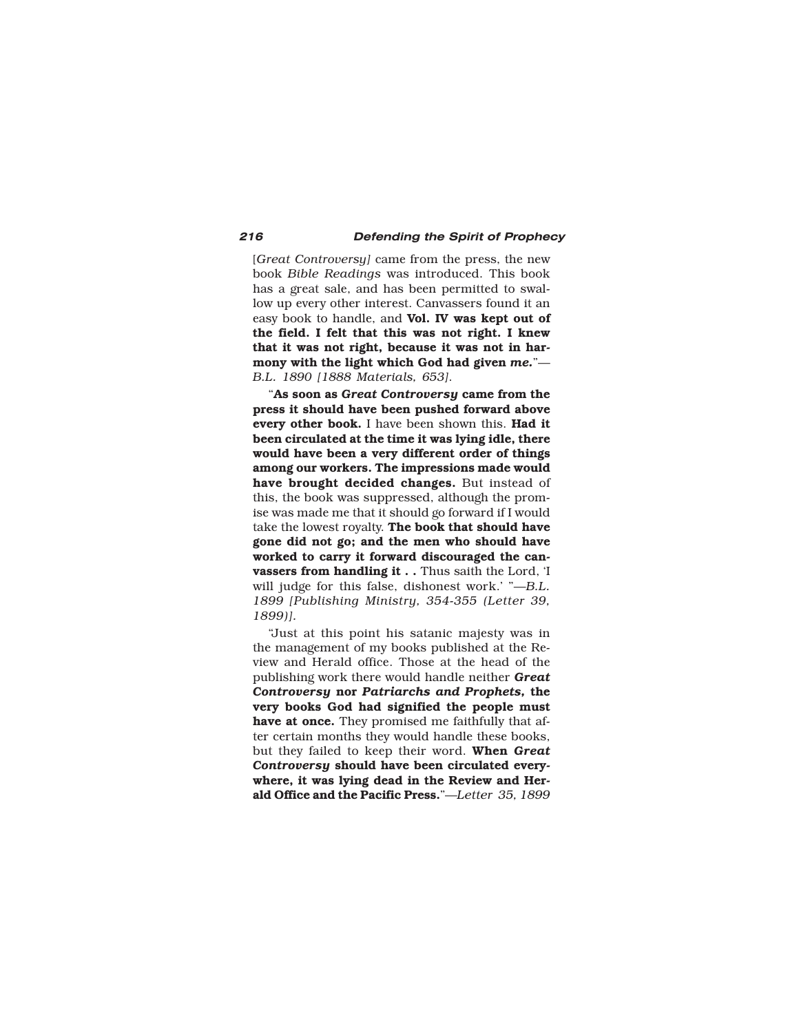[*Great Controversy]* came from the press, the new book *Bible Readings* was introduced. This book has a great sale, and has been permitted to swallow up every other interest. Canvassers found it an easy book to handle, and **Vol. IV was kept out of the field. I felt that this was not right. I knew that it was not right, because it was not in harmony with the light which God had given *me.***"—*B.L. 1890 [1888 Materials, 653].*

"**As soon as *Great Controversy* came from the press it should have been pushed forward above every other book.** I have been shown this. **Had it been circulated at the time it was lying idle, there would have been a very different order of things among our workers. The impressions made would have brought decided changes.** But instead of this, the book was suppressed, although the promise was made me that it should go forward if I would take the lowest royalty. **The book that should have gone did not go; and the men who should have worked to carry it forward discouraged the canvassers from handling it . .** Thus saith the Lord, 'I will judge for this false, dishonest work.' "—*B.L. 1899 [Publishing Ministry, 354-355 (Letter 39, 1899)].*

"Just at this point his satanic majesty was in the management of my books published at the Review and Herald office. Those at the head of the publishing work there would handle neither ***Great Controversy*** **nor *Patriarchs and Prophets,* the very books God had signified the people must have at once.** They promised me faithfully that after certain months they would handle these books, but they failed to keep their word. **When *Great Controversy* should have been circulated everywhere, it was lying dead in the Review and Herald Office and the Pacific Press.**"—*Letter 35, 1899*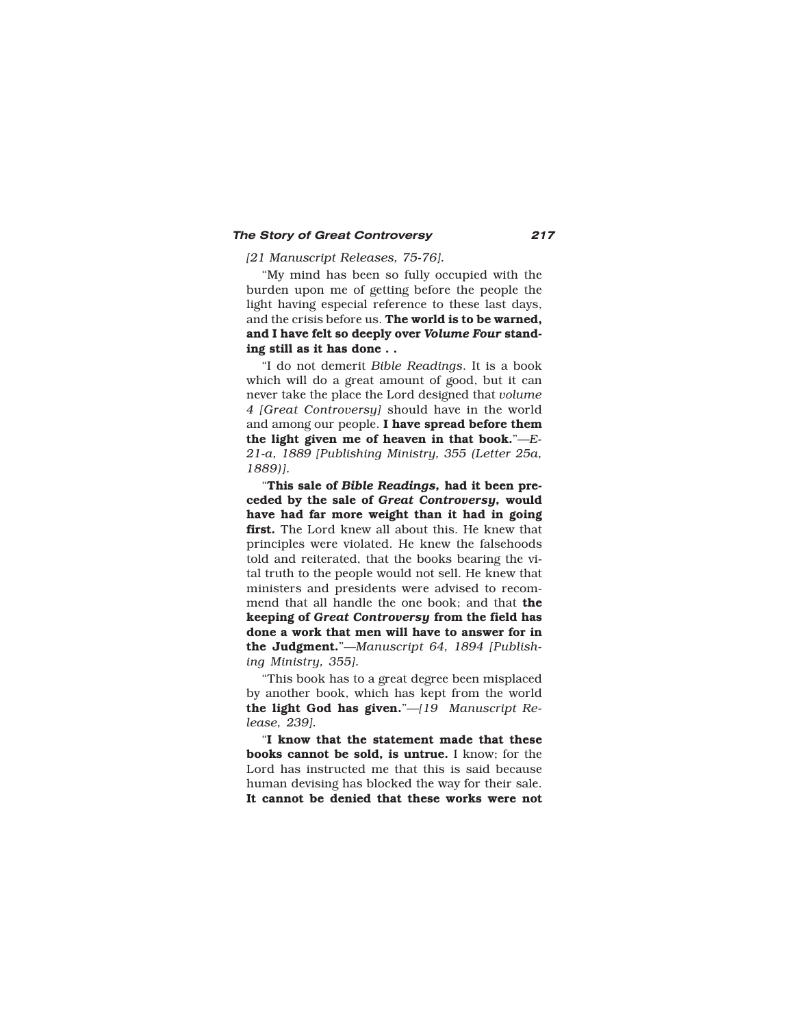*[21 Manuscript Releases, 75-76].*

"My mind has been so fully occupied with the burden upon me of getting before the people the light having especial reference to these last days, and the crisis before us. **The world is to be warned, and I have felt so deeply over *Volume Four* standing still as it has done . .**

"I do not demerit *Bible Readings*. It is a book which will do a great amount of good, but it can never take the place the Lord designed that *volume 4 [Great Controversy]* should have in the world and among our people. **I have spread before them the light given me of heaven in that book.**"*—E-21-a, 1889 [Publishing Ministry, 355 (Letter 25a, 1889)].*

"**This sale of *Bible Readings*, had it been preceded by the sale of *Great Controversy*, would have had far more weight than it had in going first.** The Lord knew all about this. He knew that principles were violated. He knew the falsehoods told and reiterated, that the books bearing the vital truth to the people would not sell. He knew that ministers and presidents were advised to recommend that all handle the one book; and that **the keeping of *Great Controversy* from the field has done a work that men will have to answer for in the Judgment.**"*—Manuscript 64, 1894 [Publishing Ministry, 355].*

"This book has to a great degree been misplaced by another book, which has kept from the world **the light God has given.**"*—[19 Manuscript Release, 239].*

"**I know that the statement made that these books cannot be sold, is untrue.** I know; for the Lord has instructed me that this is said because human devising has blocked the way for their sale. **It cannot be denied that these works were not**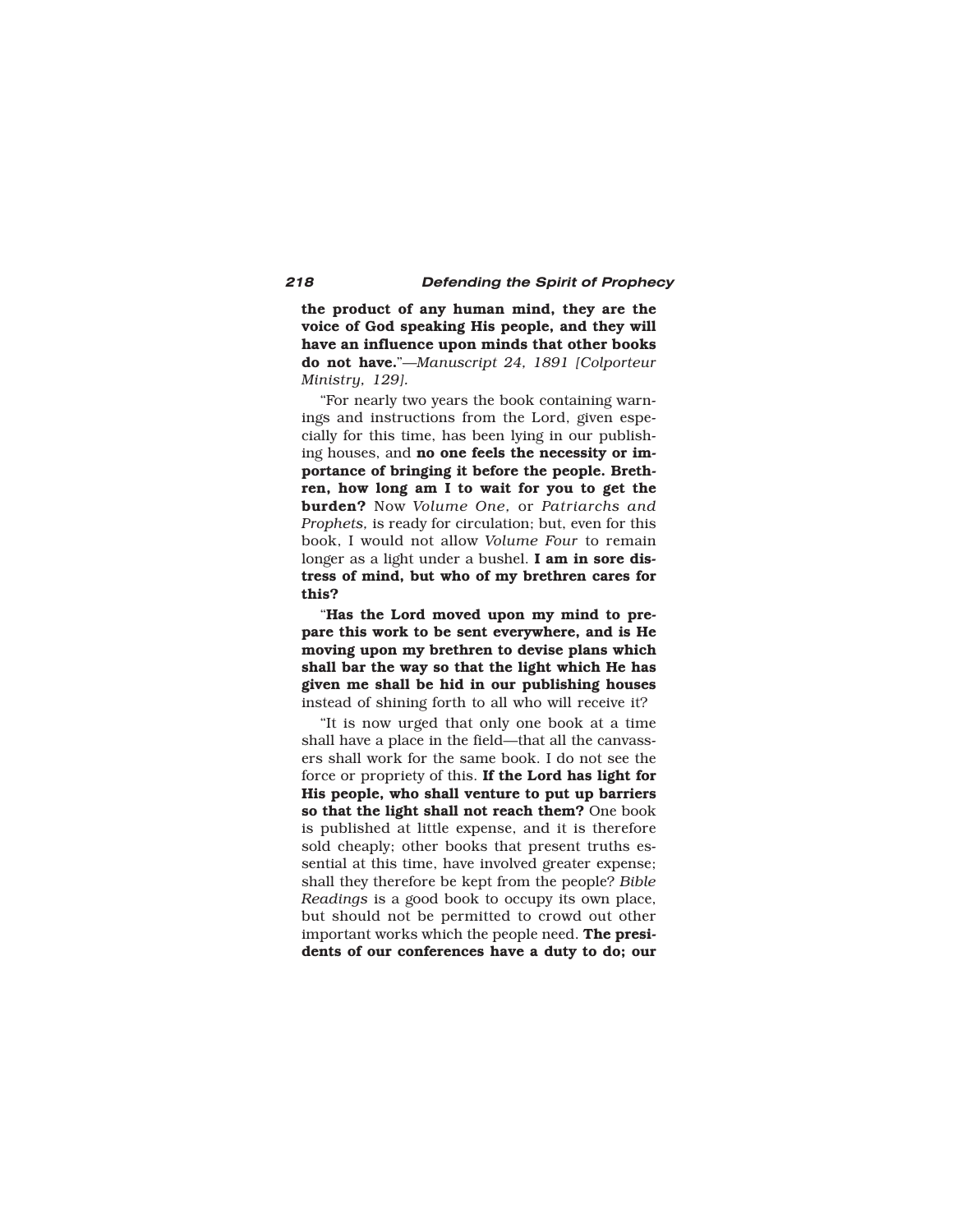**the product of any human mind, they are the voice of God speaking His people, and they will have an influence upon minds that other books do not have.**"—*Manuscript 24, 1891 [Colporteur Ministry, 129].*

"For nearly two years the book containing warnings and instructions from the Lord, given especially for this time, has been lying in our publishing houses, and **no one feels the necessity or importance of bringing it before the people. Brethren, how long am I to wait for you to get the burden?** Now *Volume One,* or *Patriarchs and Prophets,* is ready for circulation; but, even for this book, I would not allow *Volume Four* to remain longer as a light under a bushel. **I am in sore distress of mind, but who of my brethren cares for this?**

"**Has the Lord moved upon my mind to prepare this work to be sent everywhere, and is He moving upon my brethren to devise plans which shall bar the way so that the light which He has given me shall be hid in our publishing houses** instead of shining forth to all who will receive it?

"It is now urged that only one book at a time shall have a place in the field—that all the canvassers shall work for the same book. I do not see the force or propriety of this. **If the Lord has light for His people, who shall venture to put up barriers so that the light shall not reach them?** One book is published at little expense, and it is therefore sold cheaply; other books that present truths essential at this time, have involved greater expense; shall they therefore be kept from the people? *Bible Readings* is a good book to occupy its own place, but should not be permitted to crowd out other important works which the people need. **The presidents of our conferences have a duty to do; our**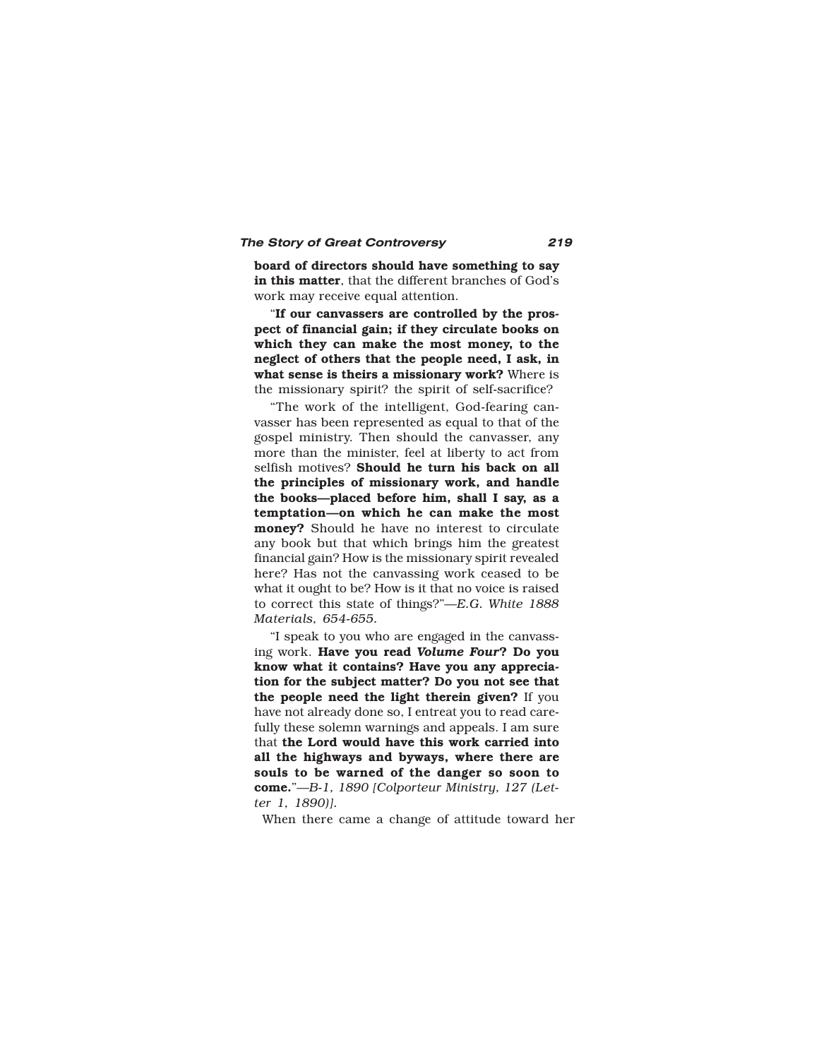**board of directors should have something to say in this matter**, that the different branches of God's work may receive equal attention.

"**If our canvassers are controlled by the prospect of financial gain; if they circulate books on which they can make the most money, to the neglect of others that the people need, I ask, in what sense is theirs a missionary work?** Where is the missionary spirit? the spirit of self-sacrifice?

"The work of the intelligent, God-fearing canvasser has been represented as equal to that of the gospel ministry. Then should the canvasser, any more than the minister, feel at liberty to act from selfish motives? **Should he turn his back on all the principles of missionary work, and handle the books—placed before him, shall I say, as a temptation—on which he can make the most money?** Should he have no interest to circulate any book but that which brings him the greatest financial gain? How is the missionary spirit revealed here? Has not the canvassing work ceased to be what it ought to be? How is it that no voice is raised to correct this state of things?"—*E.G. White 1888 Materials, 654-655.*

"I speak to you who are engaged in the canvassing work. **Have you read *Volume Four*? Do you know what it contains? Have you any appreciation for the subject matter? Do you not see that the people need the light therein given?** If you have not already done so, I entreat you to read carefully these solemn warnings and appeals. I am sure that **the Lord would have this work carried into all the highways and byways, where there are souls to be warned of the danger so soon to come.**"—*B-1, 1890 [Colporteur Ministry, 127 (Letter 1, 1890)].*

When there came a change of attitude toward her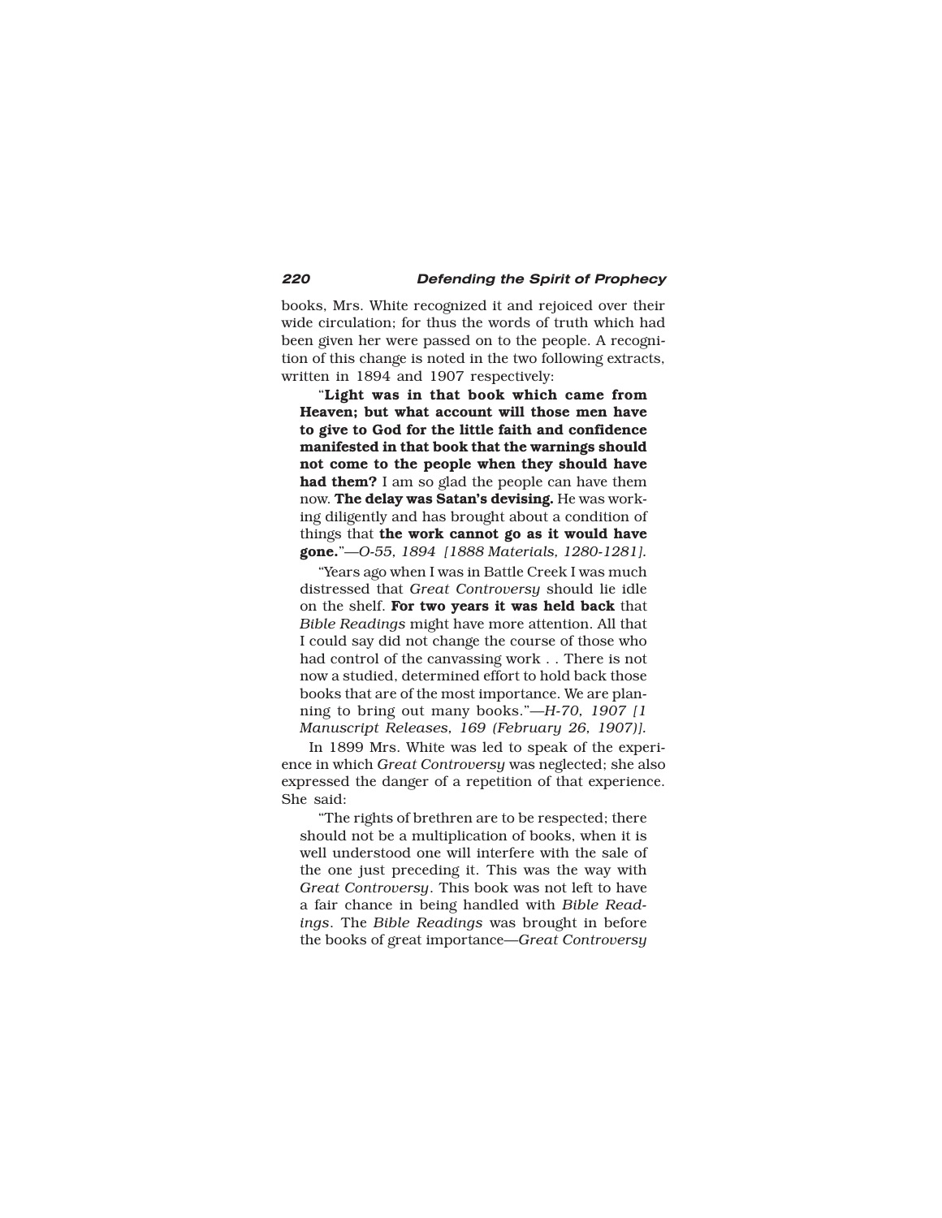books, Mrs. White recognized it and rejoiced over their wide circulation; for thus the words of truth which had been given her were passed on to the people. A recognition of this change is noted in the two following extracts, written in 1894 and 1907 respectively:

> "**Light was in that book which came from Heaven; but what account will those men have to give to God for the little faith and confidence manifested in that book that the warnings should not come to the people when they should have had them?** I am so glad the people can have them now. **The delay was Satan's devising.** He was working diligently and has brought about a condition of things that **the work cannot go as it would have gone.**"—*O-55, 1894 [1888 Materials, 1280-1281].*

> "Years ago when I was in Battle Creek I was much distressed that *Great Controversy* should lie idle on the shelf. **For two years it was held back** that *Bible Readings* might have more attention. All that I could say did not change the course of those who had control of the canvassing work . . There is not now a studied, determined effort to hold back those books that are of the most importance. We are planning to bring out many books."—*H-70, 1907 [1 Manuscript Releases, 169 (February 26, 1907)].*

In 1899 Mrs. White was led to speak of the experience in which *Great Controversy* was neglected; she also expressed the danger of a repetition of that experience. She said:

> "The rights of brethren are to be respected; there should not be a multiplication of books, when it is well understood one will interfere with the sale of the one just preceding it. This was the way with *Great Controversy*. This book was not left to have a fair chance in being handled with *Bible Readings*. The *Bible Readings* was brought in before the books of great importance—*Great Controversy*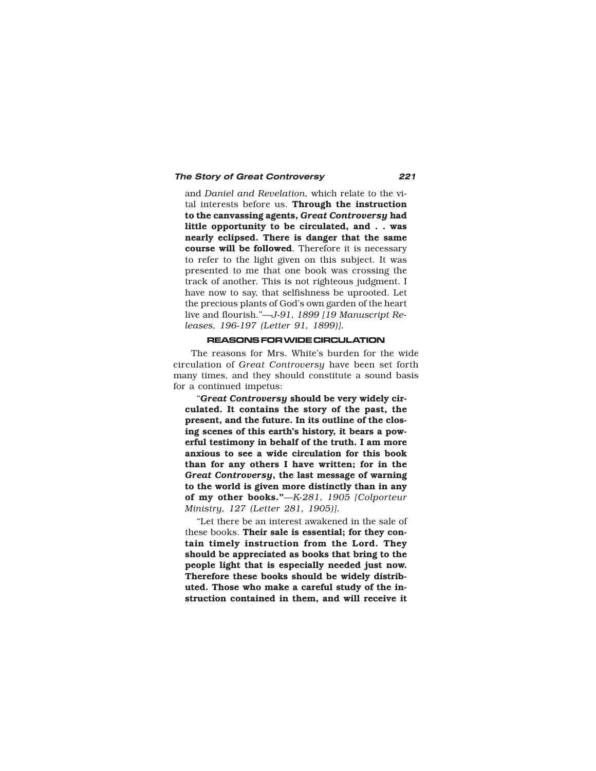and *Daniel and Revelation,* which relate to the vital interests before us. **Through the instruction to the canvassing agents, *Great Controversy* had little opportunity to be circulated, and . . was nearly eclipsed. There is danger that the same course will be followed**. Therefore it is necessary to refer to the light given on this subject. It was presented to me that one book was crossing the track of another. This is not righteous judgment. I have now to say, that selfishness be uprooted. Let the precious plants of God's own garden of the heart live and flourish."—*J-91, 1899 [19 Manuscript Releases, 196-197 (Letter 91, 1899)].*

### REASONS FOR WIDE CIRCULATION

The reasons for Mrs. White's burden for the wide circulation of *Great Controversy* have been set forth many times, and they should constitute a sound basis for a continued impetus:

"***Great Controversy* should be very widely circulated. It contains the story of the past, the present, and the future. In its outline of the closing scenes of this earth's history, it bears a powerful testimony in behalf of the truth. I am more anxious to see a wide circulation for this book than for any others I have written; for in the *Great Controversy*, the last message of warning to the world is given more distinctly than in any of my other books."**—*K-281, 1905 [Colporteur Ministry, 127 (Letter 281, 1905)].*

"Let there be an interest awakened in the sale of these books. **Their sale is essential; for they contain timely instruction from the Lord. They should be appreciated as books that bring to the people light that is especially needed just now. Therefore these books should be widely distributed. Those who make a careful study of the instruction contained in them, and will receive it**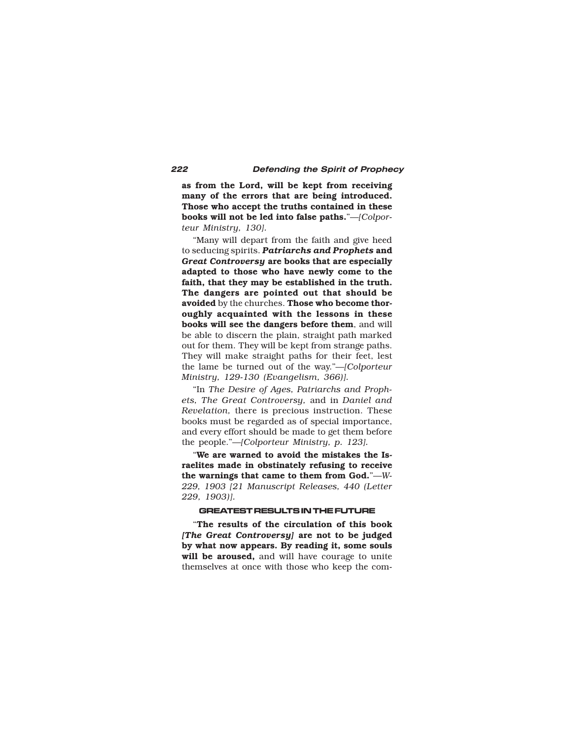**as from the Lord, will be kept from receiving many of the errors that are being introduced. Those who accept the truths contained in these books will not be led into false paths.**"—*[Colporteur Ministry, 130].*

"Many will depart from the faith and give heed to seducing spirits. ***Patriarchs and Prophets*** **and** ***Great Controversy*** **are books that are especially adapted to those who have newly come to the faith, that they may be established in the truth. The dangers are pointed out that should be avoided** by the churches. **Those who become thoroughly acquainted with the lessons in these books will see the dangers before them**, and will be able to discern the plain, straight path marked out for them. They will be kept from strange paths. They will make straight paths for their feet, lest the lame be turned out of the way."—*[Colporteur Ministry, 129-130 (Evangelism, 366)].*

"In *The Desire of Ages, Patriarchs and Prophets, The Great Controversy,* and in *Daniel and Revelation,* there is precious instruction. These books must be regarded as of special importance, and every effort should be made to get them before the people."—*[Colporteur Ministry, p. 123].*

"**We are warned to avoid the mistakes the Israelites made in obstinately refusing to receive the warnings that came to them from God.**"—*W-229, 1903 [21 Manuscript Releases, 440 (Letter 229, 1903)].*

### GREATEST RESULTS IN THE FUTURE

"**The results of the circulation of this book *[The Great Controversy]* are not to be judged by what now appears. By reading it, some souls will be aroused,** and will have courage to unite themselves at once with those who keep the com-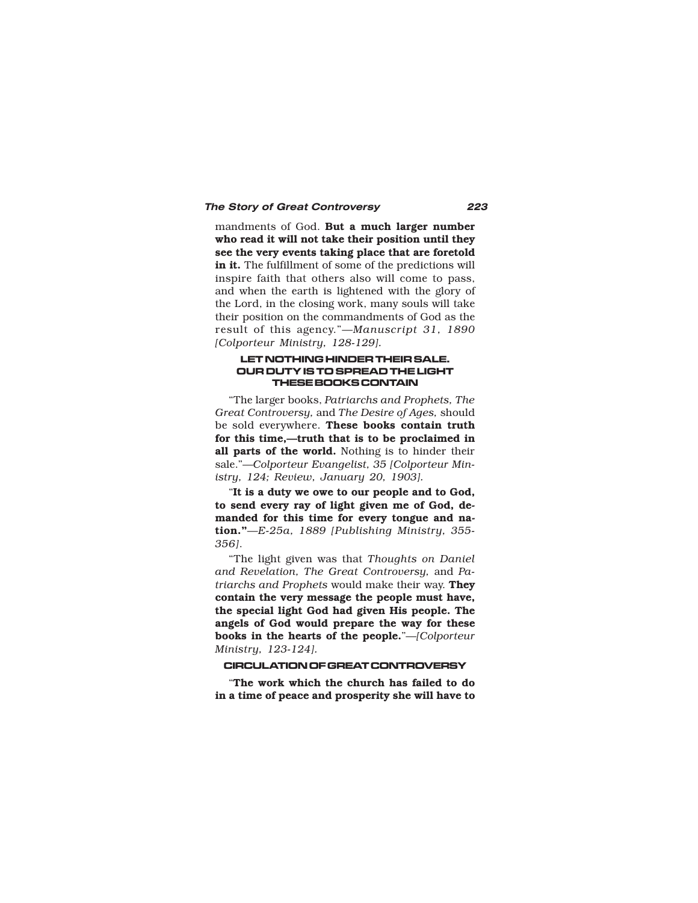mandments of God. **But a much larger number who read it will not take their position until they see the very events taking place that are foretold in it.** The fulfillment of some of the predictions will inspire faith that others also will come to pass, and when the earth is lightened with the glory of the Lord, in the closing work, many souls will take their position on the commandments of God as the result of this agency."—*Manuscript 31, 1890 [Colporteur Ministry, 128-129].*

### LET NOTHING HINDER THEIR SALE. OUR DUTY IS TO SPREAD THE LIGHT THESE BOOKS CONTAIN

"The larger books, *Patriarchs and Prophets, The Great Controversy,* and *The Desire of Ages*, should be sold everywhere. **These books contain truth for this time,—truth that is to be proclaimed in all parts of the world.** Nothing is to hinder their sale."—*Colporteur Evangelist, 35 [Colporteur Ministry, 124; Review, January 20, 1903].*

"**It is a duty we owe to our people and to God, to send every ray of light given me of God, demanded for this time for every tongue and nation."**—*E-25a, 1889 [Publishing Ministry, 355-356].*

"The light given was that *Thoughts on Daniel and Revelation, The Great Controversy,* and *Patriarchs and Prophets* would make their way. **They contain the very message the people must have, the special light God had given His people. The angels of God would prepare the way for these books in the hearts of the people.**"—*[Colporteur Ministry, 123-124].*

### CIRCULATION OF GREAT CONTROVERSY

"**The work which the church has failed to do in a time of peace and prosperity she will have to**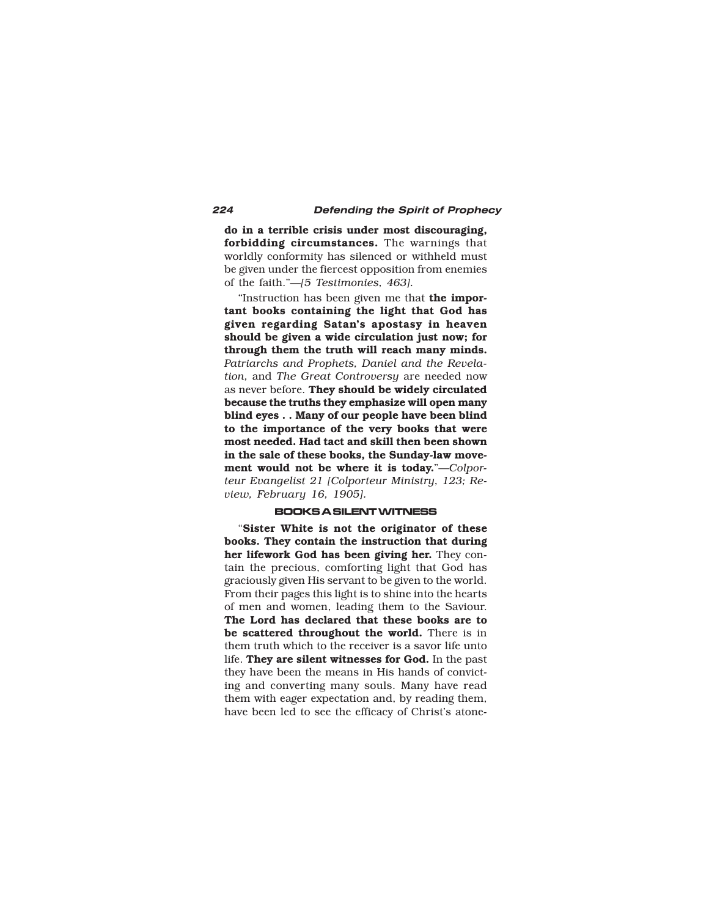**do in a terrible crisis under most discouraging, forbidding circumstances.** The warnings that worldly conformity has silenced or withheld must be given under the fiercest opposition from enemies of the faith."—*[5 Testimonies, 463].*

"Instruction has been given me that **the important books containing the light that God has given regarding Satan's apostasy in heaven should be given a wide circulation just now; for through them the truth will reach many minds.** *Patriarchs and Prophets, Daniel and the Revelation*, and *The Great Controversy* are needed now as never before. **They should be widely circulated because the truths they emphasize will open many blind eyes . . Many of our people have been blind to the importance of the very books that were most needed. Had tact and skill then been shown in the sale of these books, the Sunday-law movement would not be where it is today.**"—*Colporteur Evangelist 21 [Colporteur Ministry, 123; Review, February 16, 1905].*

### BOOKS A SILENT WITNESS

"**Sister White is not the originator of these books. They contain the instruction that during her lifework God has been giving her.** They contain the precious, comforting light that God has graciously given His servant to be given to the world. From their pages this light is to shine into the hearts of men and women, leading them to the Saviour. **The Lord has declared that these books are to be scattered throughout the world.** There is in them truth which to the receiver is a savor life unto life. **They are silent witnesses for God.** In the past they have been the means in His hands of convicting and converting many souls. Many have read them with eager expectation and, by reading them, have been led to see the efficacy of Christ's atone-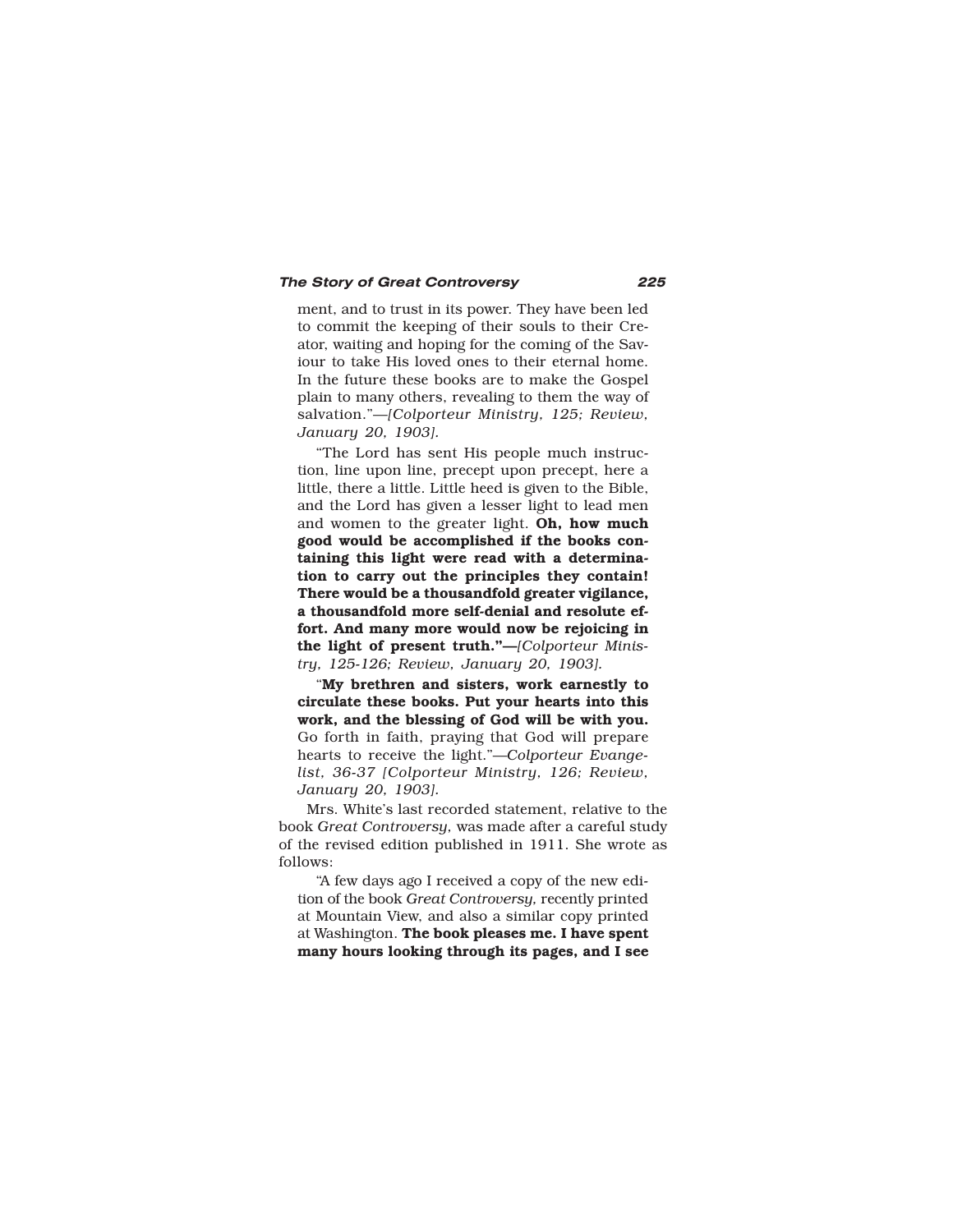ment, and to trust in its power. They have been led to commit the keeping of their souls to their Creator, waiting and hoping for the coming of the Saviour to take His loved ones to their eternal home. In the future these books are to make the Gospel plain to many others, revealing to them the way of salvation."—*[Colporteur Ministry, 125; Review, January 20, 1903].*

"The Lord has sent His people much instruction, line upon line, precept upon precept, here a little, there a little. Little heed is given to the Bible, and the Lord has given a lesser light to lead men and women to the greater light. **Oh, how much good would be accomplished if the books containing this light were read with a determination to carry out the principles they contain! There would be a thousandfold greater vigilance, a thousandfold more self-denial and resolute effort. And many more would now be rejoicing in the light of present truth."—***[Colporteur Ministry, 125-126; Review, January 20, 1903].*

"**My brethren and sisters, work earnestly to circulate these books. Put your hearts into this work, and the blessing of God will be with you.** Go forth in faith, praying that God will prepare hearts to receive the light."—*Colporteur Evangelist, 36-37 [Colporteur Ministry, 126; Review, January 20, 1903].*

Mrs. White's last recorded statement, relative to the book *Great Controversy,* was made after a careful study of the revised edition published in 1911. She wrote as follows:

"A few days ago I received a copy of the new edition of the book *Great Controversy,* recently printed at Mountain View, and also a similar copy printed at Washington. **The book pleases me. I have spent many hours looking through its pages, and I see**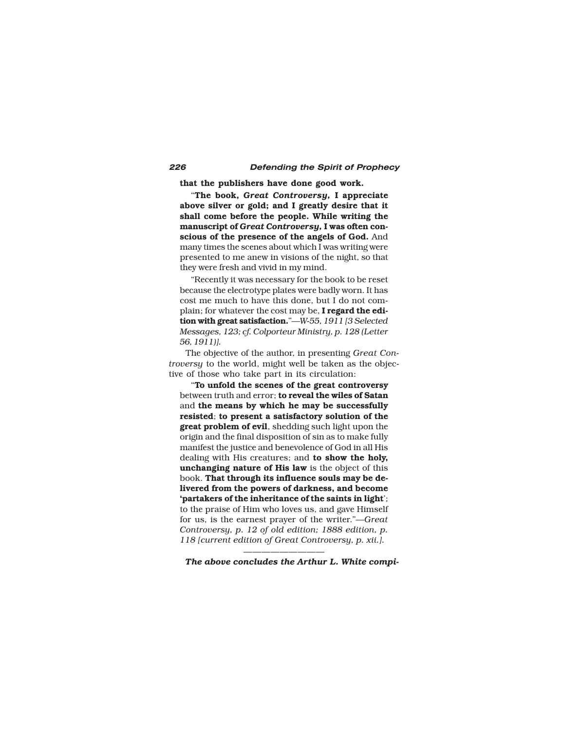**that the publishers have done good work.**

"**The book, *Great Controversy*, I appreciate above silver or gold; and I greatly desire that it shall come before the people. While writing the manuscript of *Great Controversy*, I was often conscious of the presence of the angels of God.** And many times the scenes about which I was writing were presented to me anew in visions of the night, so that they were fresh and vivid in my mind.

"Recently it was necessary for the book to be reset because the electrotype plates were badly worn. It has cost me much to have this done, but I do not complain; for whatever the cost may be, **I regard the edition with great satisfaction.**"—*W-55, 1911 [3 Selected Messages, 123; cf. Colporteur Ministry, p. 128 (Letter 56, 1911)].*

The objective of the author, in presenting *Great Controversy* to the world, might well be taken as the objective of those who take part in its circulation:

"**To unfold the scenes of the great controversy** between truth and error; **to reveal the wiles of Satan** and **the means by which he may be successfully resisted**; **to present a satisfactory solution of the great problem of evil**, shedding such light upon the origin and the final disposition of sin as to make fully manifest the justice and benevolence of God in all His dealing with His creatures; and **to show the holy, unchanging nature of His law** is the object of this book. **That through its influence souls may be delivered from the powers of darkness, and become 'partakers of the inheritance of the saints in light**'; to the praise of Him who loves us, and gave Himself for us, is the earnest prayer of the writer."—*Great Controversy, p. 12 of old edition; 1888 edition, p. 118 [current edition of Great Controversy, p. xii.].*

———————

***The above concludes the Arthur L. White compi-***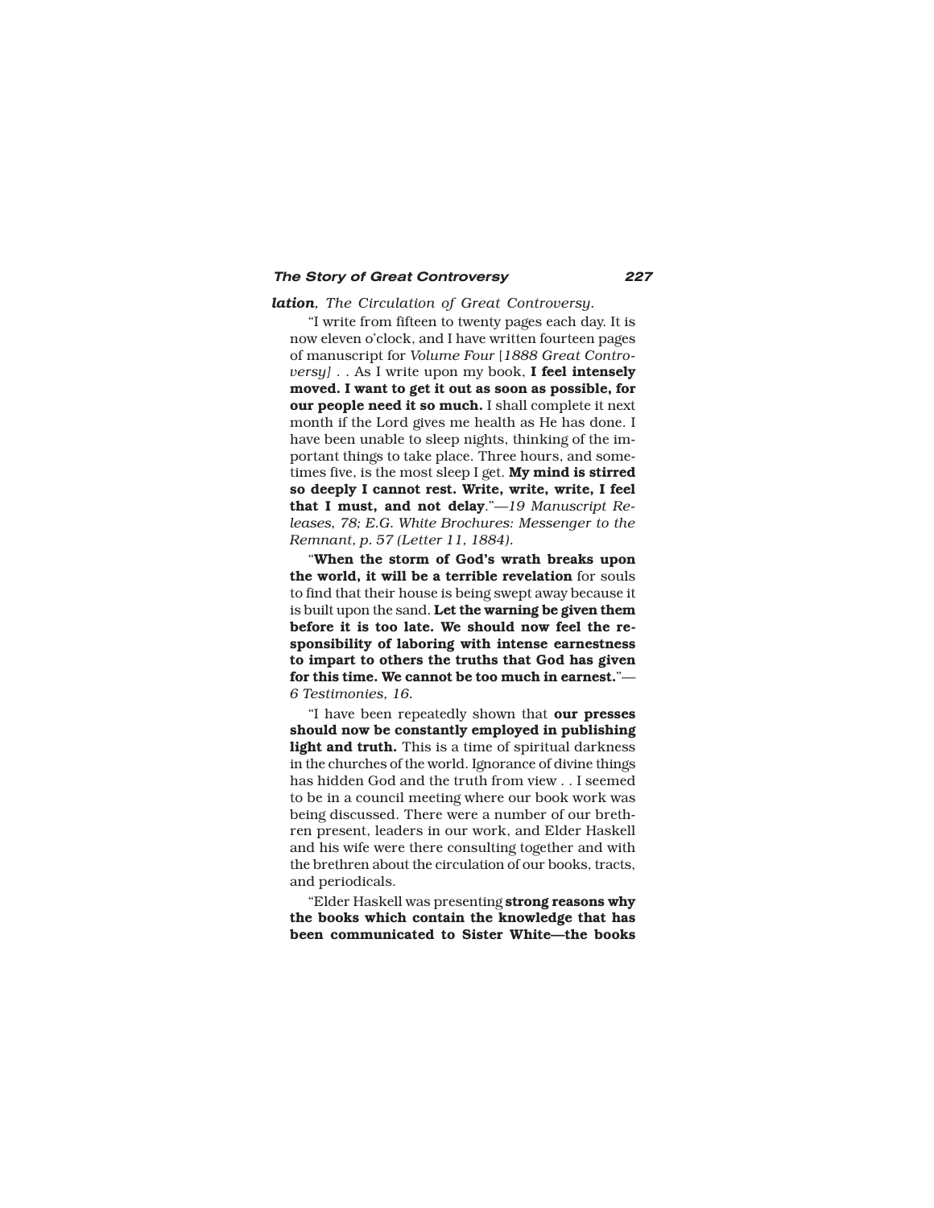***lation**, The Circulation of Great Controversy.*

"I write from fifteen to twenty pages each day. It is now eleven o'clock, and I have written fourteen pages of manuscript for *Volume Four [1888 Great Controversy]* . . As I write upon my book, **I feel intensely moved. I want to get it out as soon as possible, for our people need it so much.** I shall complete it next month if the Lord gives me health as He has done. I have been unable to sleep nights, thinking of the important things to take place. Three hours, and sometimes five, is the most sleep I get. **My mind is stirred so deeply I cannot rest. Write, write, write, I feel that I must, and not delay**."—*19 Manuscript Releases, 78; E.G. White Brochures: Messenger to the Remnant, p. 57 (Letter 11, 1884).*

"**When the storm of God's wrath breaks upon the world, it will be a terrible revelation** for souls to find that their house is being swept away because it is built upon the sand. **Let the warning be given them before it is too late. We should now feel the responsibility of laboring with intense earnestness to impart to others the truths that God has given for this time. We cannot be too much in earnest.**"—*6 Testimonies, 16.*

"I have been repeatedly shown that **our presses should now be constantly employed in publishing light and truth.** This is a time of spiritual darkness in the churches of the world. Ignorance of divine things has hidden God and the truth from view . . I seemed to be in a council meeting where our book work was being discussed. There were a number of our brethren present, leaders in our work, and Elder Haskell and his wife were there consulting together and with the brethren about the circulation of our books, tracts, and periodicals.

"Elder Haskell was presenting **strong reasons why the books which contain the knowledge that has been communicated to Sister White—the books**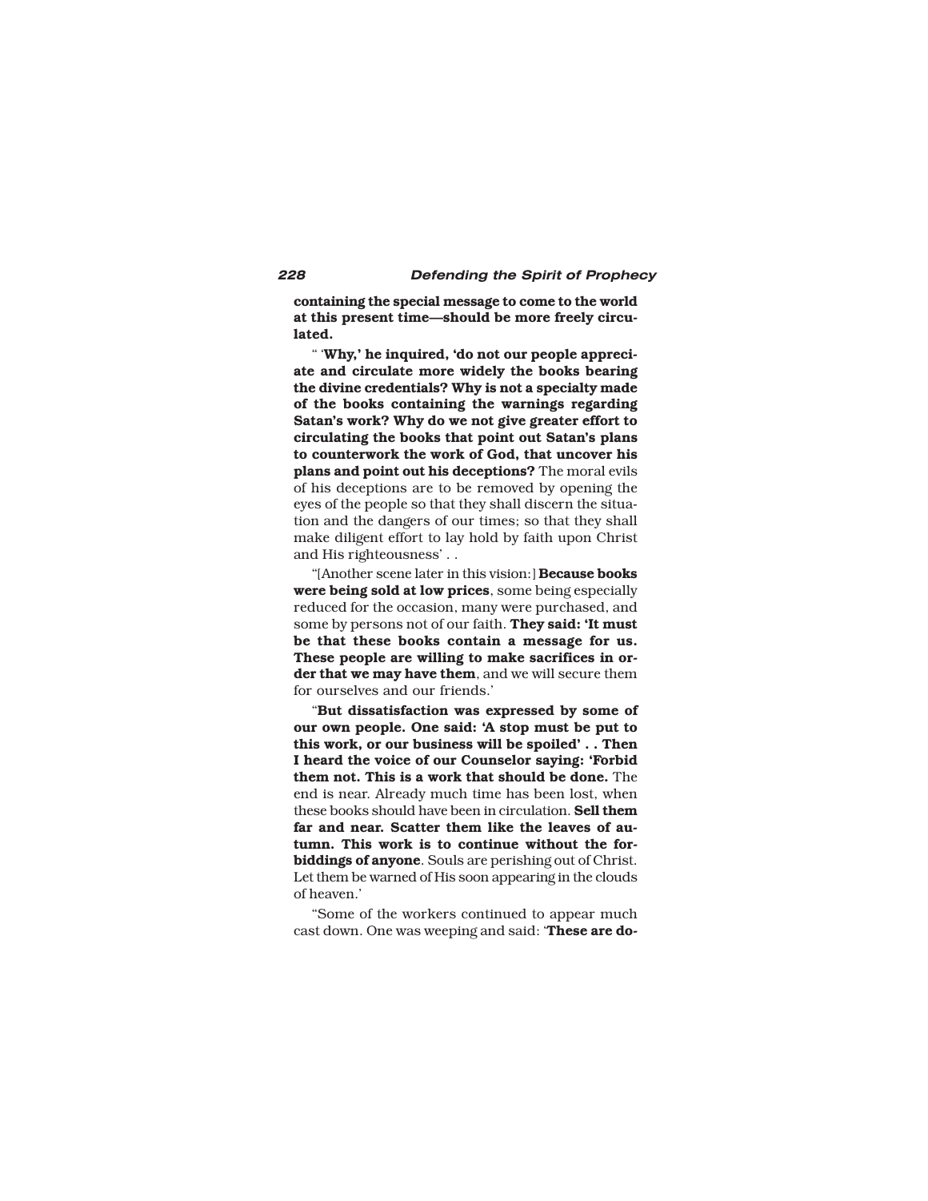**containing the special message to come to the world at this present time—should be more freely circulated.**

" '**Why,' he inquired, 'do not our people appreciate and circulate more widely the books bearing the divine credentials? Why is not a specialty made of the books containing the warnings regarding Satan's work? Why do we not give greater effort to circulating the books that point out Satan's plans to counterwork the work of God, that uncover his plans and point out his deceptions?** The moral evils of his deceptions are to be removed by opening the eyes of the people so that they shall discern the situation and the dangers of our times; so that they shall make diligent effort to lay hold by faith upon Christ and His righteousness' . .

"[Another scene later in this vision:] **Because books were being sold at low prices**, some being especially reduced for the occasion, many were purchased, and some by persons not of our faith. **They said: 'It must be that these books contain a message for us. These people are willing to make sacrifices in order that we may have them**, and we will secure them for ourselves and our friends.'

"**But dissatisfaction was expressed by some of our own people. One said: 'A stop must be put to this work, or our business will be spoiled' . . Then I heard the voice of our Counselor saying: 'Forbid them not. This is a work that should be done.** The end is near. Already much time has been lost, when these books should have been in circulation. **Sell them far and near. Scatter them like the leaves of autumn. This work is to continue without the forbiddings of anyone**. Souls are perishing out of Christ. Let them be warned of His soon appearing in the clouds of heaven.'

"Some of the workers continued to appear much cast down. One was weeping and said: '**These are do-**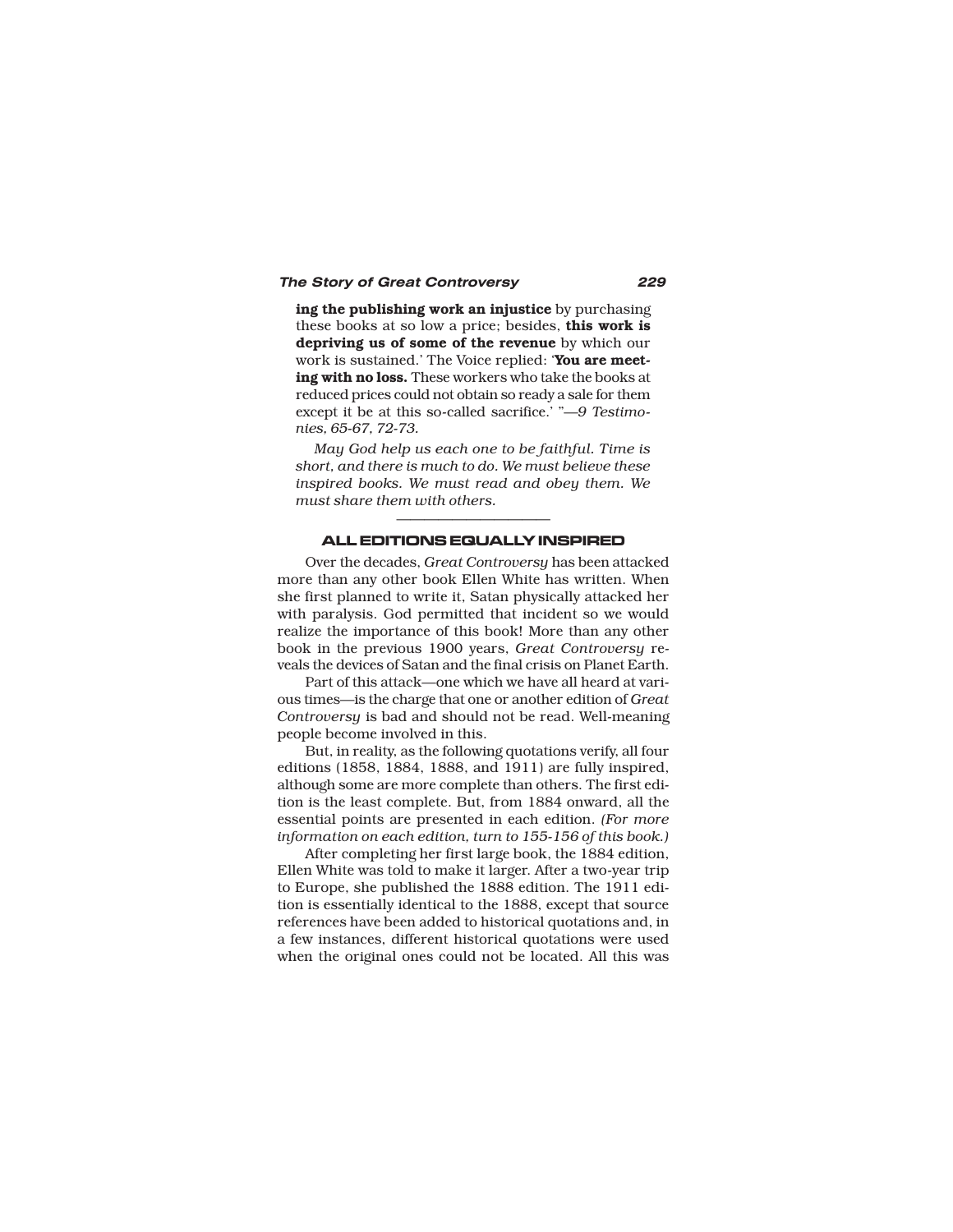**ing the publishing work an injustice** by purchasing these books at so low a price; besides, **this work is depriving us of some of the revenue** by which our work is sustained.' The Voice replied: '**You are meeting with no loss.** These workers who take the books at reduced prices could not obtain so ready a sale for them except it be at this so-called sacrifice.' "*—9 Testimonies, 65-67, 72-73.*

*May God help us each one to be faithful. Time is short, and there is much to do. We must believe these inspired books. We must read and obey them. We must share them with others.*

---

## ALL EDITIONS EQUALLY INSPIRED

Over the decades, *Great Controversy* has been attacked more than any other book Ellen White has written. When she first planned to write it, Satan physically attacked her with paralysis. God permitted that incident so we would realize the importance of this book! More than any other book in the previous 1900 years, *Great Controversy* reveals the devices of Satan and the final crisis on Planet Earth.

Part of this attack—one which we have all heard at various times—is the charge that one or another edition of *Great Controversy* is bad and should not be read. Well-meaning people become involved in this.

But, in reality, as the following quotations verify, all four editions (1858, 1884, 1888, and 1911) are fully inspired, although some are more complete than others. The first edition is the least complete. But, from 1884 onward, all the essential points are presented in each edition. *(For more information on each edition, turn to 155-156 of this book.)*

After completing her first large book, the 1884 edition, Ellen White was told to make it larger. After a two-year trip to Europe, she published the 1888 edition. The 1911 edition is essentially identical to the 1888, except that source references have been added to historical quotations and, in a few instances, different historical quotations were used when the original ones could not be located. All this was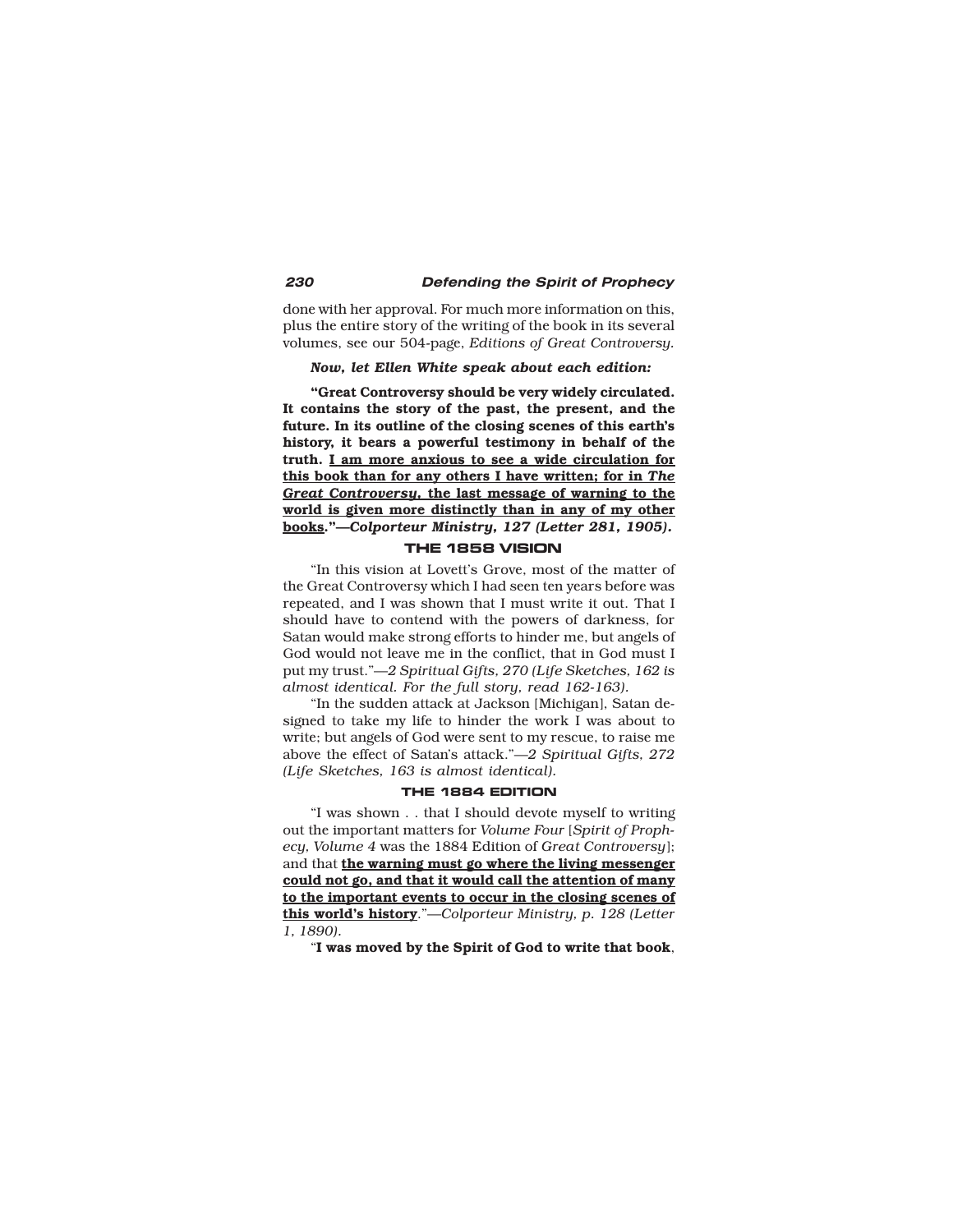done with her approval. For much more information on this, plus the entire story of the writing of the book in its several volumes, see our 504-page, *Editions of Great Controversy.*

***Now, let Ellen White speak about each edition:***

**"Great Controversy should be very widely circulated. It contains the story of the past, the present, and the future. In its outline of the closing scenes of this earth's history, it bears a powerful testimony in behalf of the truth. <u>I am more anxious to see a wide circulation for this book than for any others I have written; for in *The Great Controversy*, the last message of warning to the world is given more distinctly than in any of my other books</u>."—*Colporteur Ministry, 127 (Letter 281, 1905).***

## THE 1858 VISION

"In this vision at Lovett's Grove, most of the matter of the Great Controversy which I had seen ten years before was repeated, and I was shown that I must write it out. That I should have to contend with the powers of darkness, for Satan would make strong efforts to hinder me, but angels of God would not leave me in the conflict, that in God must I put my trust."—*2 Spiritual Gifts, 270 (Life Sketches, 162 is almost identical. For the full story, read 162-163).*

"In the sudden attack at Jackson [Michigan], Satan designed to take my life to hinder the work I was about to write; but angels of God were sent to my rescue, to raise me above the effect of Satan's attack."—*2 Spiritual Gifts, 272 (Life Sketches, 163 is almost identical).*

## THE 1884 EDITION

"I was shown . . that I should devote myself to writing out the important matters for *Volume Four* [*Spirit of Prophecy, Volume 4* was the 1884 Edition of *Great Controversy*]; and that **<u>the warning must go where the living messenger could not go, and that it would call the attention of many to the important events to occur in the closing scenes of this world's history</u>**."—*Colporteur Ministry, p. 128 (Letter 1, 1890).*

"**I was moved by the Spirit of God to write that book**,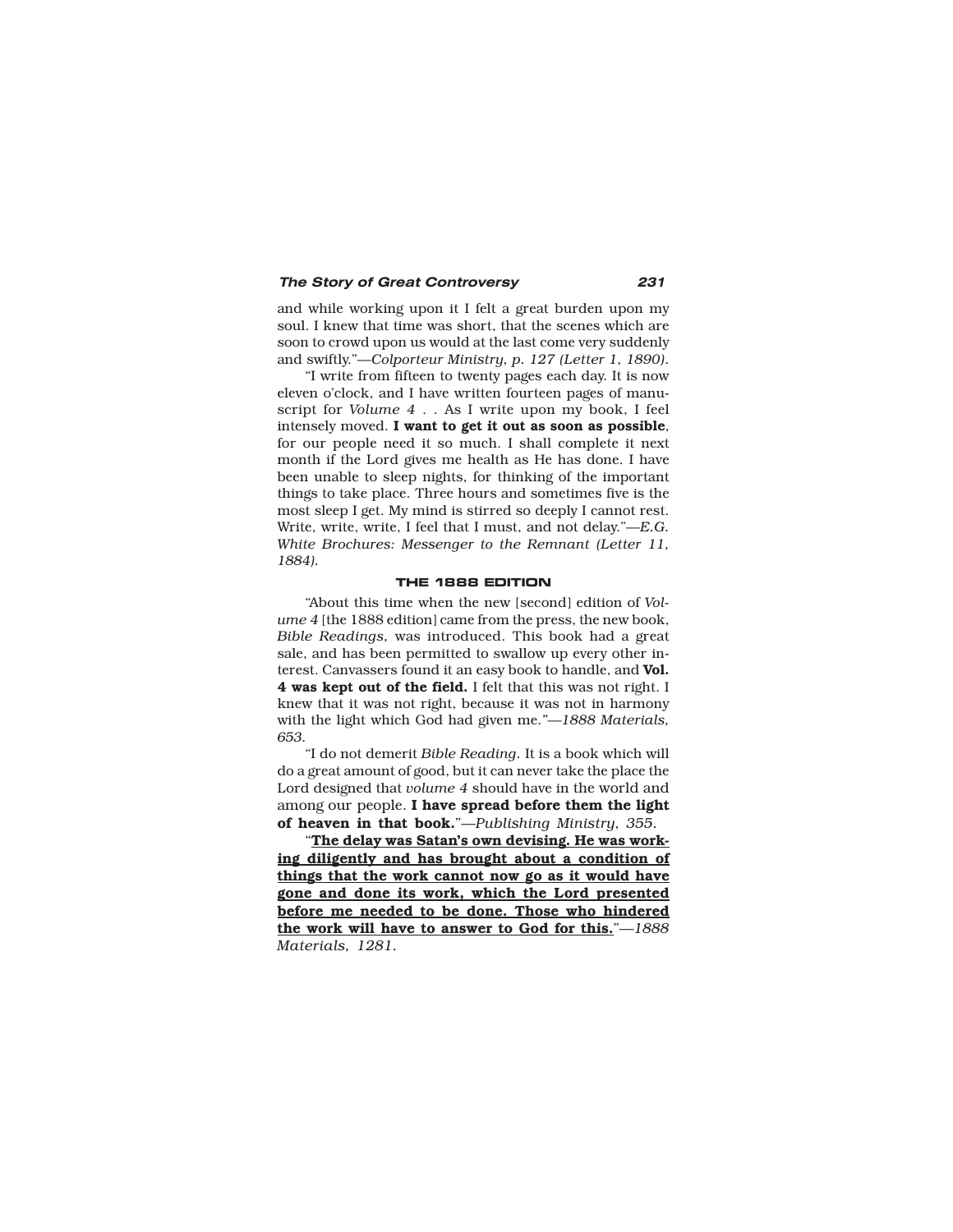and while working upon it I felt a great burden upon my soul. I knew that time was short, that the scenes which are soon to crowd upon us would at the last come very suddenly and swiftly."—*Colporteur Ministry, p. 127 (Letter 1, 1890).*

"I write from fifteen to twenty pages each day. It is now eleven o'clock, and I have written fourteen pages of manuscript for *Volume 4* . . As I write upon my book, I feel intensely moved. **I want to get it out as soon as possible**, for our people need it so much. I shall complete it next month if the Lord gives me health as He has done. I have been unable to sleep nights, for thinking of the important things to take place. Three hours and sometimes five is the most sleep I get. My mind is stirred so deeply I cannot rest. Write, write, write, I feel that I must, and not delay."—*E.G. White Brochures: Messenger to the Remnant (Letter 11, 1884).*

### THE 1888 EDITION

"About this time when the new [second] edition of *Volume 4* [the 1888 edition] came from the press, the new book, *Bible Readings,* was introduced. This book had a great sale, and has been permitted to swallow up every other interest. Canvassers found it an easy book to handle, and **Vol. 4 was kept out of the field.** I felt that this was not right. I knew that it was not right, because it was not in harmony with the light which God had given me."—*1888 Materials, 653.*

"I do not demerit *Bible Reading.* It is a book which will do a great amount of good, but it can never take the place the Lord designed that *volume 4* should have in the world and among our people. **I have spread before them the light of heaven in that book.**"—*Publishing Ministry, 355.*

"<u>**The delay was Satan's own devising. He was working diligently and has brought about a condition of things that the work cannot now go as it would have gone and done its work, which the Lord presented before me needed to be done. Those who hindered the work will have to answer to God for this.**</u>"—*1888 Materials, 1281.*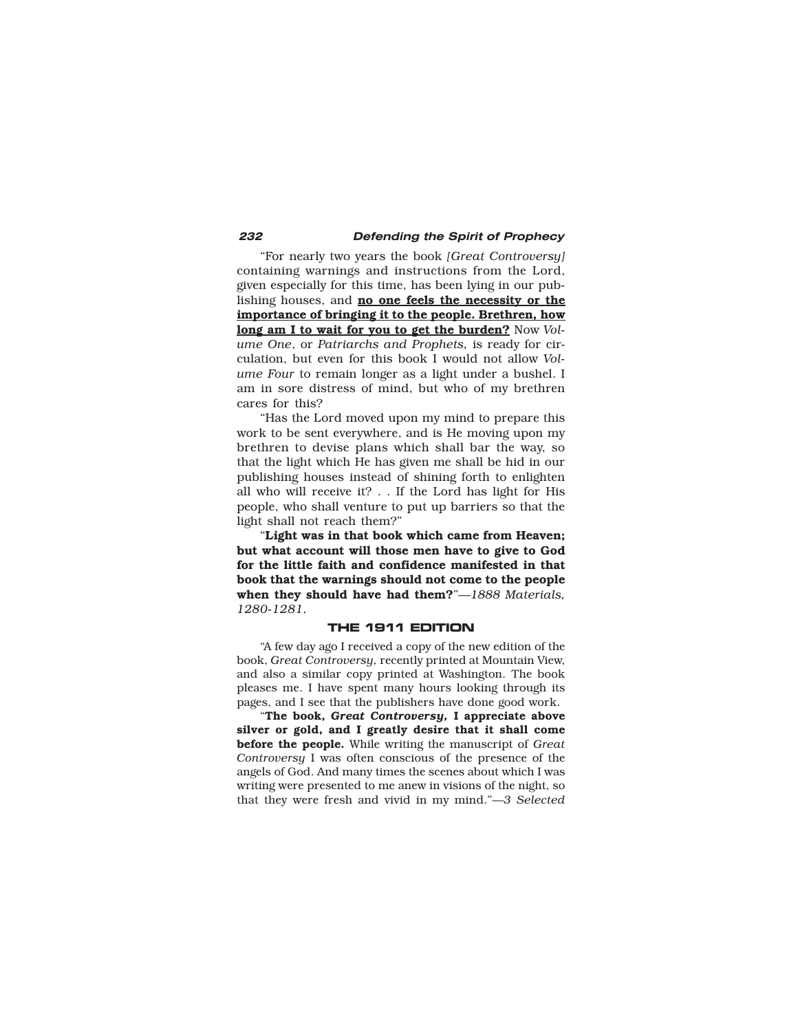"For nearly two years the book *[Great Controversy]* containing warnings and instructions from the Lord, given especially for this time, has been lying in our publishing houses, and **<u>no one feels the necessity or the importance of bringing it to the people. Brethren, how long am I to wait for you to get the burden?</u>** Now *Volume One*, or *Patriarchs and Prophets,* is ready for circulation, but even for this book I would not allow *Volume Four* to remain longer as a light under a bushel. I am in sore distress of mind, but who of my brethren cares for this?

"Has the Lord moved upon my mind to prepare this work to be sent everywhere, and is He moving upon my brethren to devise plans which shall bar the way, so that the light which He has given me shall be hid in our publishing houses instead of shining forth to enlighten all who will receive it? . . If the Lord has light for His people, who shall venture to put up barriers so that the light shall not reach them?"

"**Light was in that book which came from Heaven; but what account will those men have to give to God for the little faith and confidence manifested in that book that the warnings should not come to the people when they should have had them?**"*—1888 Materials, 1280-1281.*

## THE 1911 EDITION

"A few day ago I received a copy of the new edition of the book, *Great Controversy,* recently printed at Mountain View, and also a similar copy printed at Washington. The book pleases me. I have spent many hours looking through its pages, and I see that the publishers have done good work.

"**The book, *Great Controversy,* I appreciate above silver or gold, and I greatly desire that it shall come before the people.** While writing the manuscript of *Great Controversy* I was often conscious of the presence of the angels of God. And many times the scenes about which I was writing were presented to me anew in visions of the night, so that they were fresh and vivid in my mind."*—3 Selected*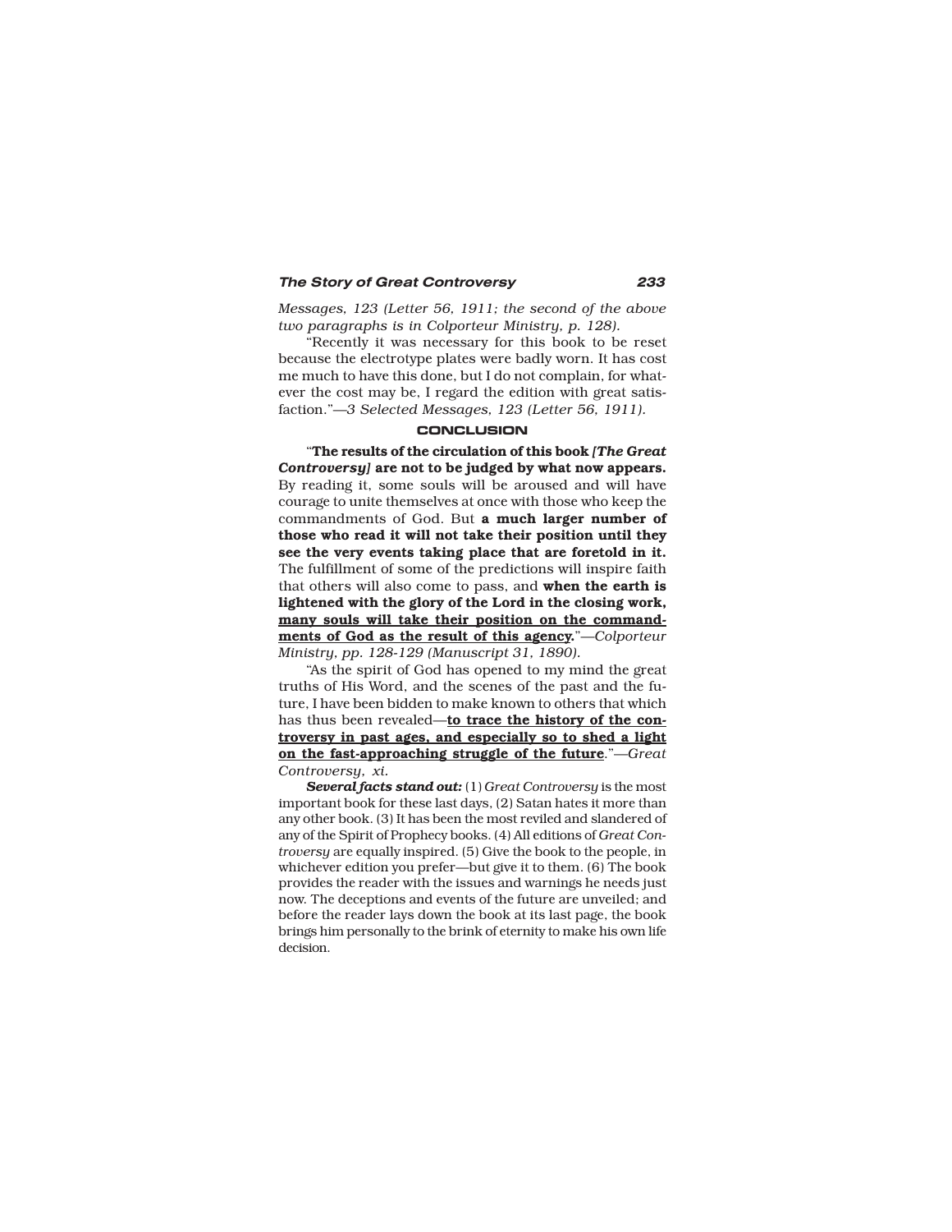*Messages, 123 (Letter 56, 1911; the second of the above two paragraphs is in Colporteur Ministry, p. 128).*

"Recently it was necessary for this book to be reset because the electrotype plates were badly worn. It has cost me much to have this done, but I do not complain, for whatever the cost may be, I regard the edition with great satisfaction."*—3 Selected Messages, 123 (Letter 56, 1911).*

### CONCLUSION

"**The results of the circulation of this book *[The Great Controversy]* are not to be judged by what now appears.** By reading it, some souls will be aroused and will have courage to unite themselves at once with those who keep the commandments of God. But **a much larger number of those who read it will not take their position until they see the very events taking place that are foretold in it.** The fulfillment of some of the predictions will inspire faith that others will also come to pass, and **when the earth is lightened with the glory of the Lord in the closing work, <u>many souls will take their position on the commandments of God as the result of this agency.</u>**"*—Colporteur Ministry, pp. 128-129 (Manuscript 31, 1890).*

"As the spirit of God has opened to my mind the great truths of His Word, and the scenes of the past and the future, I have been bidden to make known to others that which has thus been revealed—**<u>to trace the history of the controversy in past ages, and especially so to shed a light on the fast-approaching struggle of the future</u>**."*—Great Controversy, xi.*

***Several facts stand out:*** (1) *Great Controversy* is the most important book for these last days, (2) Satan hates it more than any other book. (3) It has been the most reviled and slandered of any of the Spirit of Prophecy books. (4) All editions of *Great Controversy* are equally inspired. (5) Give the book to the people, in whichever edition you prefer—but give it to them. (6) The book provides the reader with the issues and warnings he needs just now. The deceptions and events of the future are unveiled; and before the reader lays down the book at its last page, the book brings him personally to the brink of eternity to make his own life decision.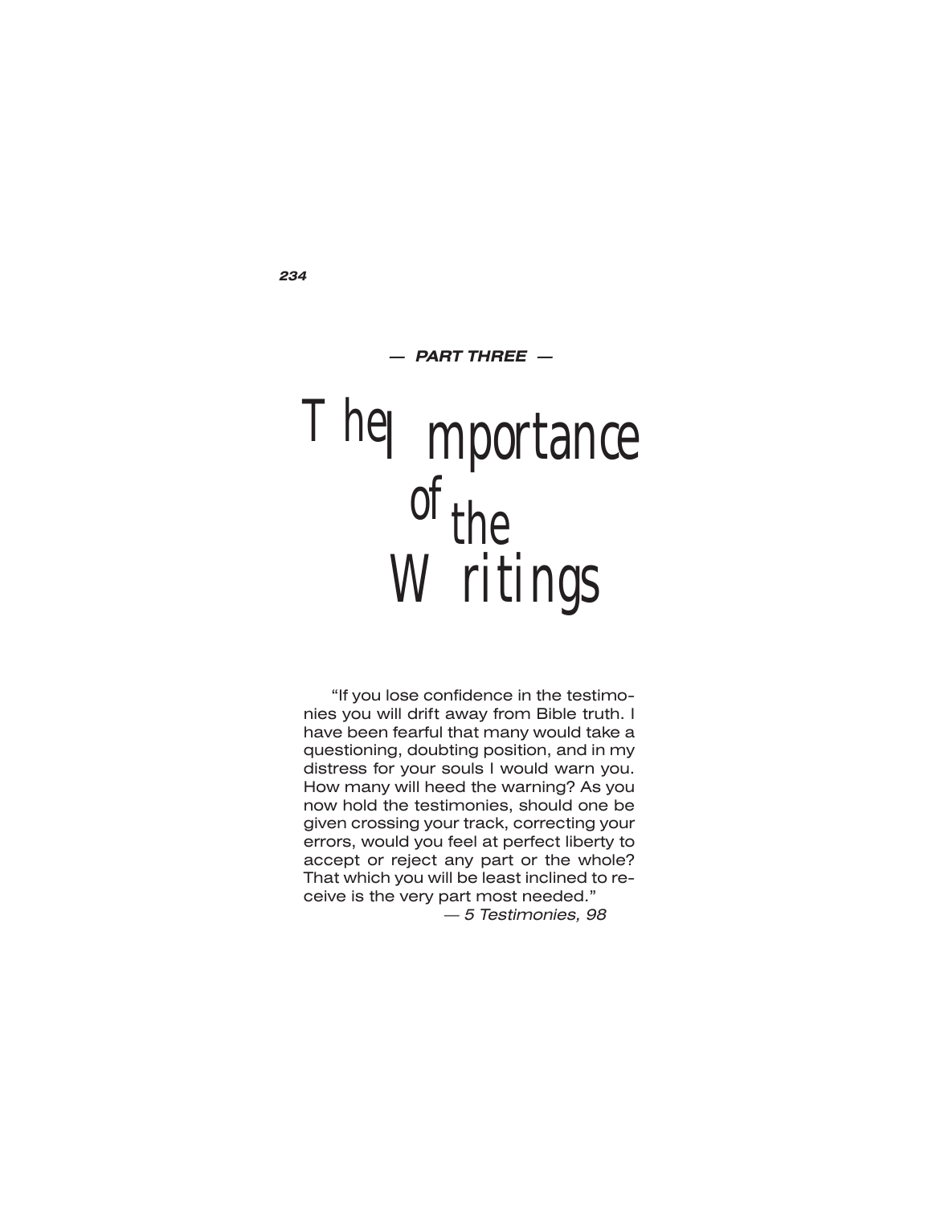**— PART THREE —**

# The Importance of the Writings

"If you lose confidence in the testimonies you will drift away from Bible truth. I have been fearful that many would take a questioning, doubting position, and in my distress for your souls I would warn you. How many will heed the warning? As you now hold the testimonies, should one be given crossing your track, correcting your errors, would you feel at perfect liberty to accept or reject any part or the whole? That which you will be least inclined to receive is the very part most needed."

— *5 Testimonies, 98*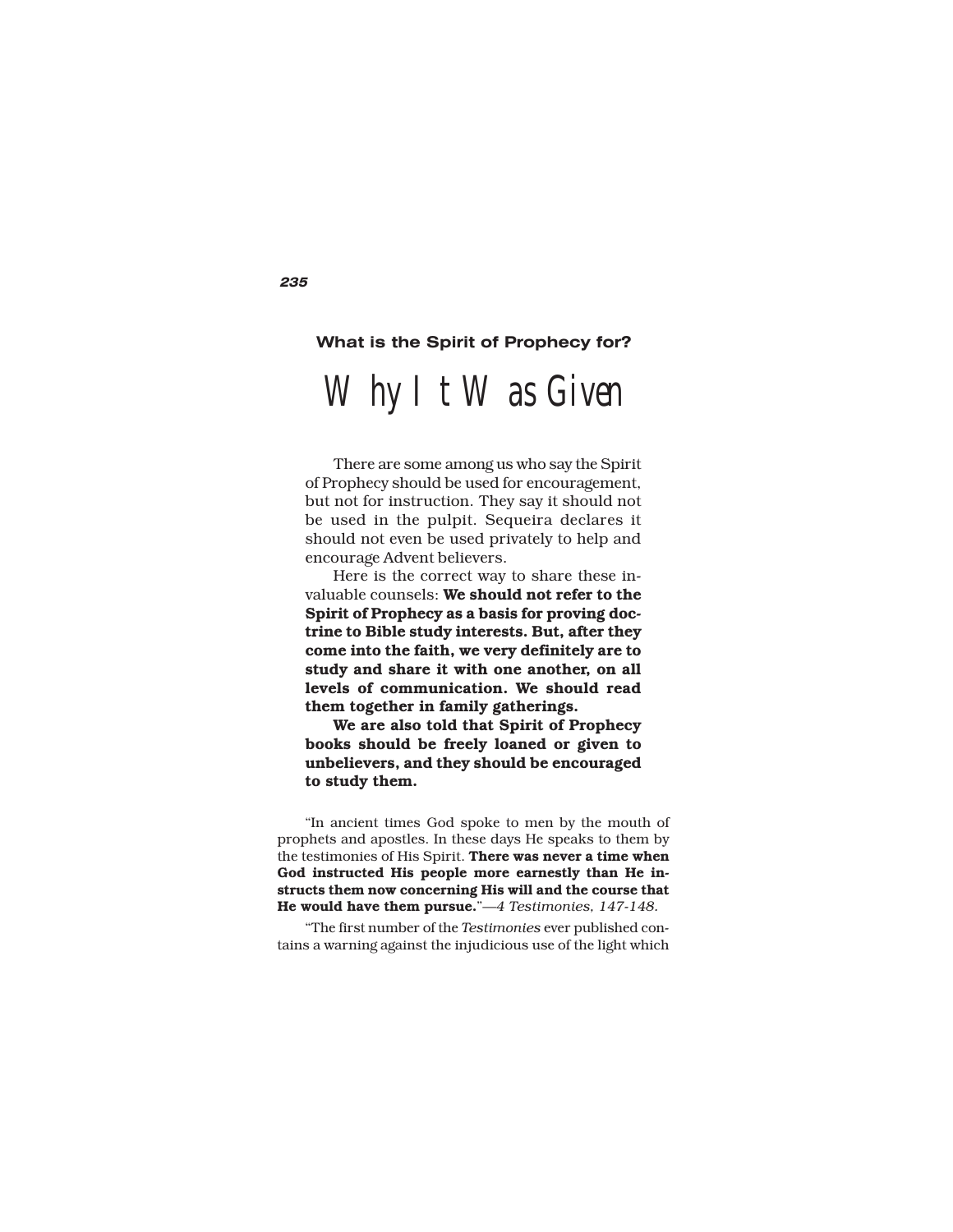### What is the Spirit of Prophecy for?

# Why It Was Given

There are some among us who say the Spirit of Prophecy should be used for encouragement, but not for instruction. They say it should not be used in the pulpit. Sequeira declares it should not even be used privately to help and encourage Advent believers.

Here is the correct way to share these invaluable counsels: **We should not refer to the Spirit of Prophecy as a basis for proving doctrine to Bible study interests. But, after they come into the faith, we very definitely are to study and share it with one another, on all levels of communication. We should read them together in family gatherings.**

**We are also told that Spirit of Prophecy books should be freely loaned or given to unbelievers, and they should be encouraged to study them.**

"In ancient times God spoke to men by the mouth of prophets and apostles. In these days He speaks to them by the testimonies of His Spirit. **There was never a time when God instructed His people more earnestly than He instructs them now concerning His will and the course that He would have them pursue.**"—*4 Testimonies, 147-148.*

"The first number of the *Testimonies* ever published contains a warning against the injudicious use of the light which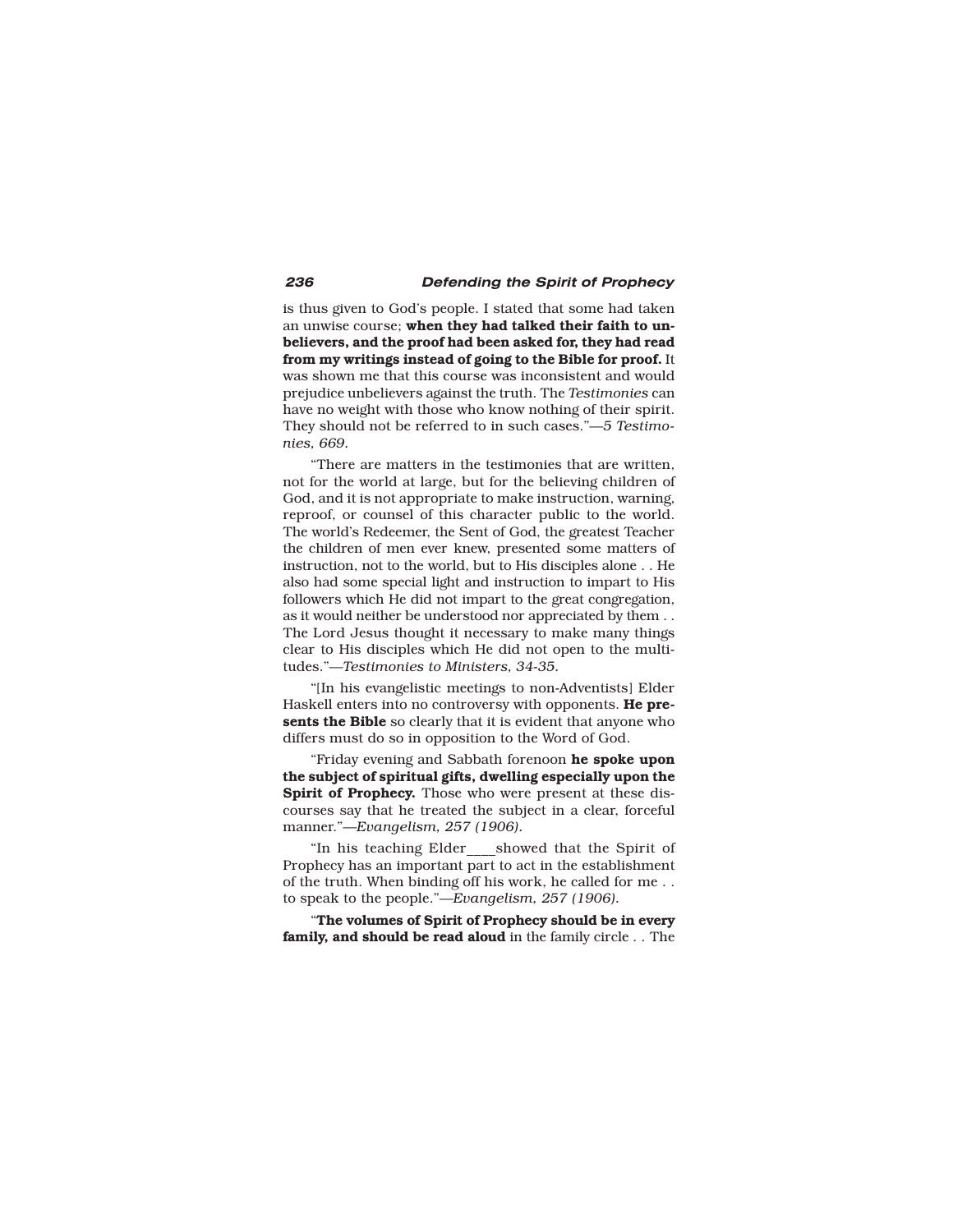is thus given to God's people. I stated that some had taken an unwise course; **when they had talked their faith to unbelievers, and the proof had been asked for, they had read from my writings instead of going to the Bible for proof.** It was shown me that this course was inconsistent and would prejudice unbelievers against the truth. The *Testimonies* can have no weight with those who know nothing of their spirit. They should not be referred to in such cases."*—5 Testimonies, 669.*

"There are matters in the testimonies that are written, not for the world at large, but for the believing children of God, and it is not appropriate to make instruction, warning, reproof, or counsel of this character public to the world. The world's Redeemer, the Sent of God, the greatest Teacher the children of men ever knew, presented some matters of instruction, not to the world, but to His disciples alone . . He also had some special light and instruction to impart to His followers which He did not impart to the great congregation, as it would neither be understood nor appreciated by them . . The Lord Jesus thought it necessary to make many things clear to His disciples which He did not open to the multitudes."*—Testimonies to Ministers, 34-35.*

"[In his evangelistic meetings to non-Adventists] Elder Haskell enters into no controversy with opponents. **He presents the Bible** so clearly that it is evident that anyone who differs must do so in opposition to the Word of God.

"Friday evening and Sabbath forenoon **he spoke upon the subject of spiritual gifts, dwelling especially upon the Spirit of Prophecy.** Those who were present at these discourses say that he treated the subject in a clear, forceful manner."*—Evangelism, 257 (1906).*

"In his teaching Elder____showed that the Spirit of Prophecy has an important part to act in the establishment of the truth. When binding off his work, he called for me . . to speak to the people."*—Evangelism, 257 (1906).*

"**The volumes of Spirit of Prophecy should be in every family, and should be read aloud** in the family circle . . The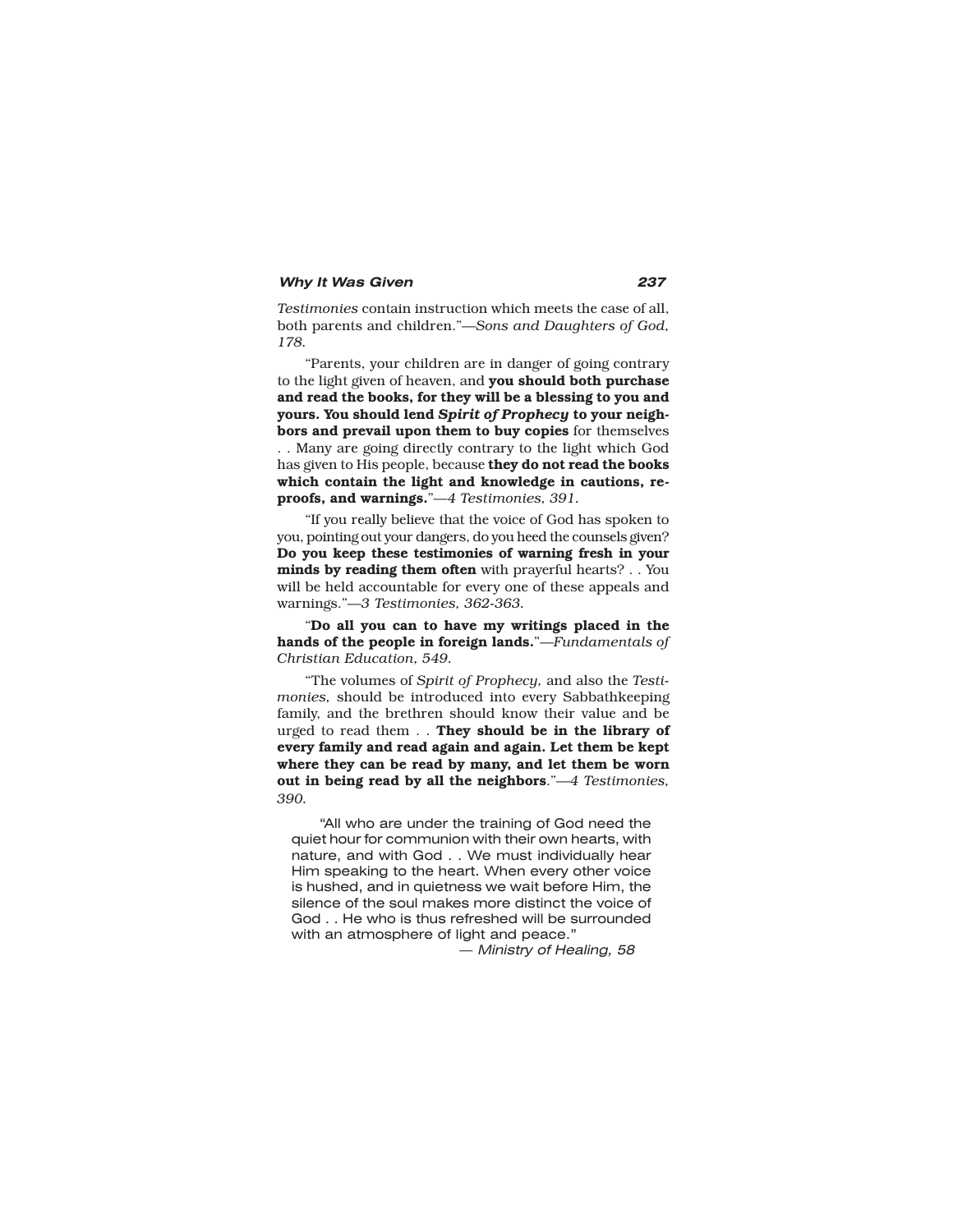*Testimonies* contain instruction which meets the case of all, both parents and children."—*Sons and Daughters of God, 178.*

"Parents, your children are in danger of going contrary to the light given of heaven, and **you should both purchase and read the books, for they will be a blessing to you and yours. You should lend *Spirit of Prophecy* to your neighbors and prevail upon them to buy copies** for themselves . . Many are going directly contrary to the light which God has given to His people, because **they do not read the books which contain the light and knowledge in cautions, reproofs, and warnings.**"—*4 Testimonies, 391.*

"If you really believe that the voice of God has spoken to you, pointing out your dangers, do you heed the counsels given? **Do you keep these testimonies of warning fresh in your minds by reading them often** with prayerful hearts? . . You will be held accountable for every one of these appeals and warnings."—*3 Testimonies, 362-363.*

"**Do all you can to have my writings placed in the hands of the people in foreign lands.**"—*Fundamentals of Christian Education, 549.*

"The volumes of *Spirit of Prophecy,* and also the *Testimonies,* should be introduced into every Sabbathkeeping family, and the brethren should know their value and be urged to read them . . **They should be in the library of every family and read again and again. Let them be kept where they can be read by many, and let them be worn out in being read by all the neighbors**."—*4 Testimonies, 390.*

"All who are under the training of God need the quiet hour for communion with their own hearts, with nature, and with God . . We must individually hear Him speaking to the heart. When every other voice is hushed, and in quietness we wait before Him, the silence of the soul makes more distinct the voice of God . . He who is thus refreshed will be surrounded with an atmosphere of light and peace."

— *Ministry of Healing, 58*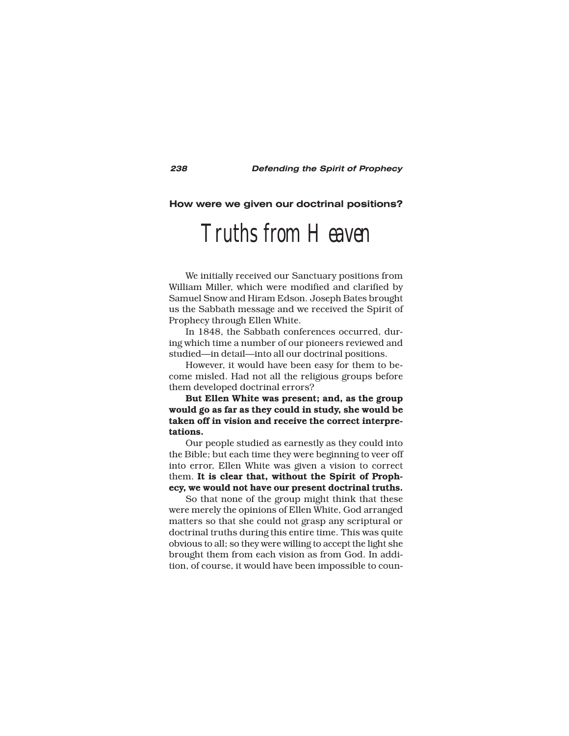**How were we given our doctrinal positions?**

# Truths from Heaven

We initially received our Sanctuary positions from William Miller, which were modified and clarified by Samuel Snow and Hiram Edson. Joseph Bates brought us the Sabbath message and we received the Spirit of Prophecy through Ellen White.

In 1848, the Sabbath conferences occurred, during which time a number of our pioneers reviewed and studied—in detail—into all our doctrinal positions.

However, it would have been easy for them to become misled. Had not all the religious groups before them developed doctrinal errors?

**But Ellen White was present; and, as the group would go as far as they could in study, she would be taken off in vision and receive the correct interpretations.**

Our people studied as earnestly as they could into the Bible; but each time they were beginning to veer off into error, Ellen White was given a vision to correct them. **It is clear that, without the Spirit of Prophecy, we would not have our present doctrinal truths.**

So that none of the group might think that these were merely the opinions of Ellen White, God arranged matters so that she could not grasp any scriptural or doctrinal truths during this entire time. This was quite obvious to all; so they were willing to accept the light she brought them from each vision as from God. In addition, of course, it would have been impossible to coun-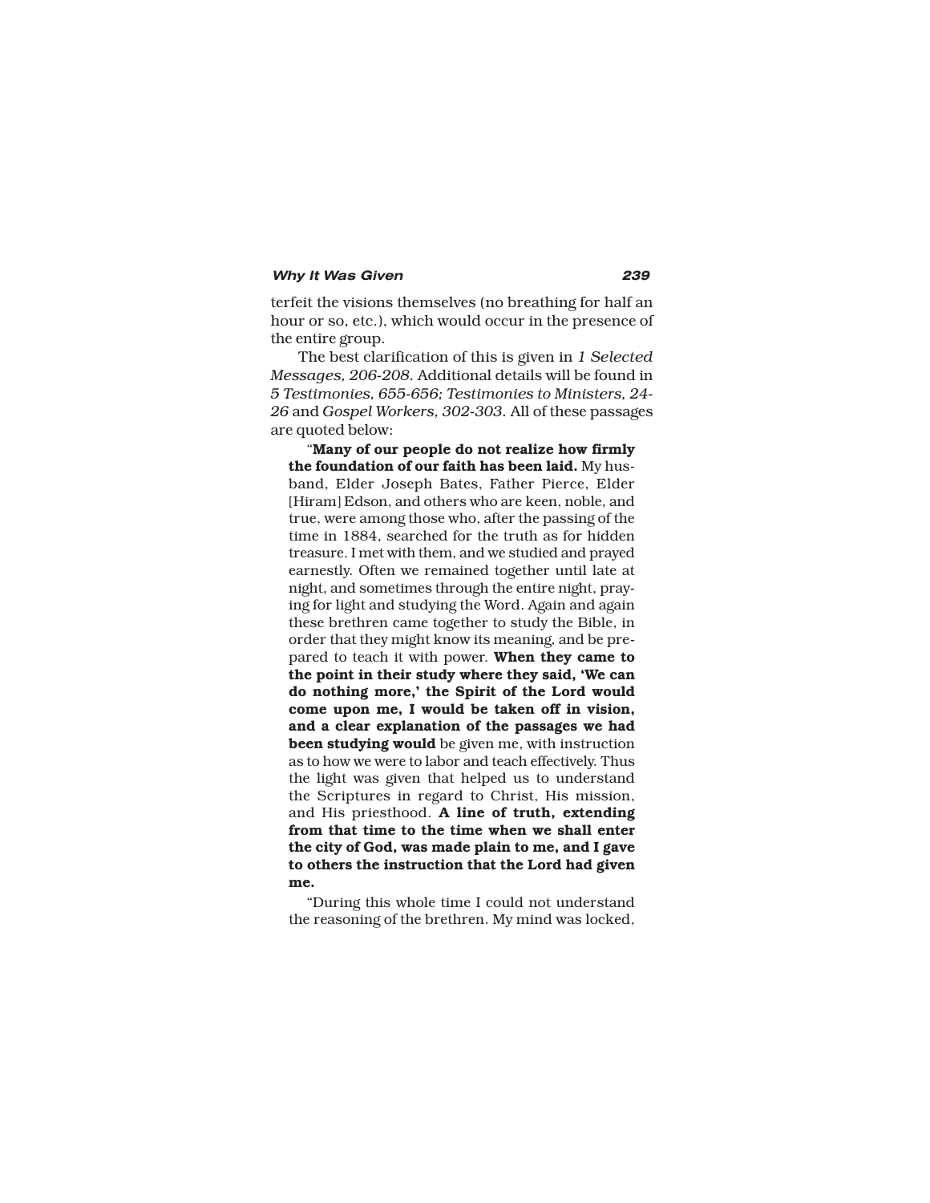terfeit the visions themselves (no breathing for half an hour or so, etc.), which would occur in the presence of the entire group.

The best clarification of this is given in *1 Selected Messages, 206-208.* Additional details will be found in *5 Testimonies, 655-656; Testimonies to Ministers, 24-26* and *Gospel Workers, 302-303.* All of these passages are quoted below:

> "**Many of our people do not realize how firmly the foundation of our faith has been laid.** My husband, Elder Joseph Bates, Father Pierce, Elder [Hiram] Edson, and others who are keen, noble, and true, were among those who, after the passing of the time in 1884, searched for the truth as for hidden treasure. I met with them, and we studied and prayed earnestly. Often we remained together until late at night, and sometimes through the entire night, praying for light and studying the Word. Again and again these brethren came together to study the Bible, in order that they might know its meaning, and be prepared to teach it with power. **When they came to the point in their study where they said, 'We can do nothing more,' the Spirit of the Lord would come upon me, I would be taken off in vision, and a clear explanation of the passages we had been studying would** be given me, with instruction as to how we were to labor and teach effectively. Thus the light was given that helped us to understand the Scriptures in regard to Christ, His mission, and His priesthood. **A line of truth, extending from that time to the time when we shall enter the city of God, was made plain to me, and I gave to others the instruction that the Lord had given me.**
>
> "During this whole time I could not understand the reasoning of the brethren. My mind was locked,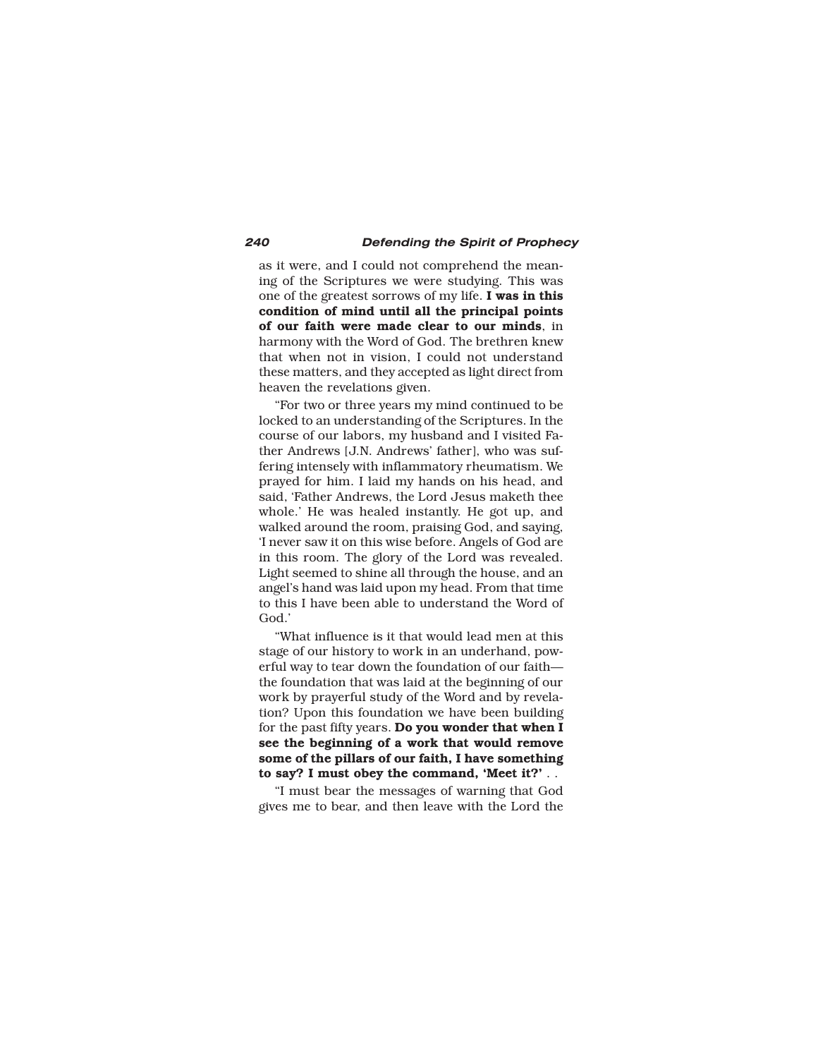as it were, and I could not comprehend the meaning of the Scriptures we were studying. This was one of the greatest sorrows of my life. **I was in this condition of mind until all the principal points of our faith were made clear to our minds**, in harmony with the Word of God. The brethren knew that when not in vision, I could not understand these matters, and they accepted as light direct from heaven the revelations given.

"For two or three years my mind continued to be locked to an understanding of the Scriptures. In the course of our labors, my husband and I visited Father Andrews [J.N. Andrews' father], who was suffering intensely with inflammatory rheumatism. We prayed for him. I laid my hands on his head, and said, 'Father Andrews, the Lord Jesus maketh thee whole.' He was healed instantly. He got up, and walked around the room, praising God, and saying, 'I never saw it on this wise before. Angels of God are in this room. The glory of the Lord was revealed. Light seemed to shine all through the house, and an angel's hand was laid upon my head. From that time to this I have been able to understand the Word of God.'

"What influence is it that would lead men at this stage of our history to work in an underhand, powerful way to tear down the foundation of our faith—the foundation that was laid at the beginning of our work by prayerful study of the Word and by revelation? Upon this foundation we have been building for the past fifty years. **Do you wonder that when I see the beginning of a work that would remove some of the pillars of our faith, I have something to say? I must obey the command, 'Meet it?'** . .

"I must bear the messages of warning that God gives me to bear, and then leave with the Lord the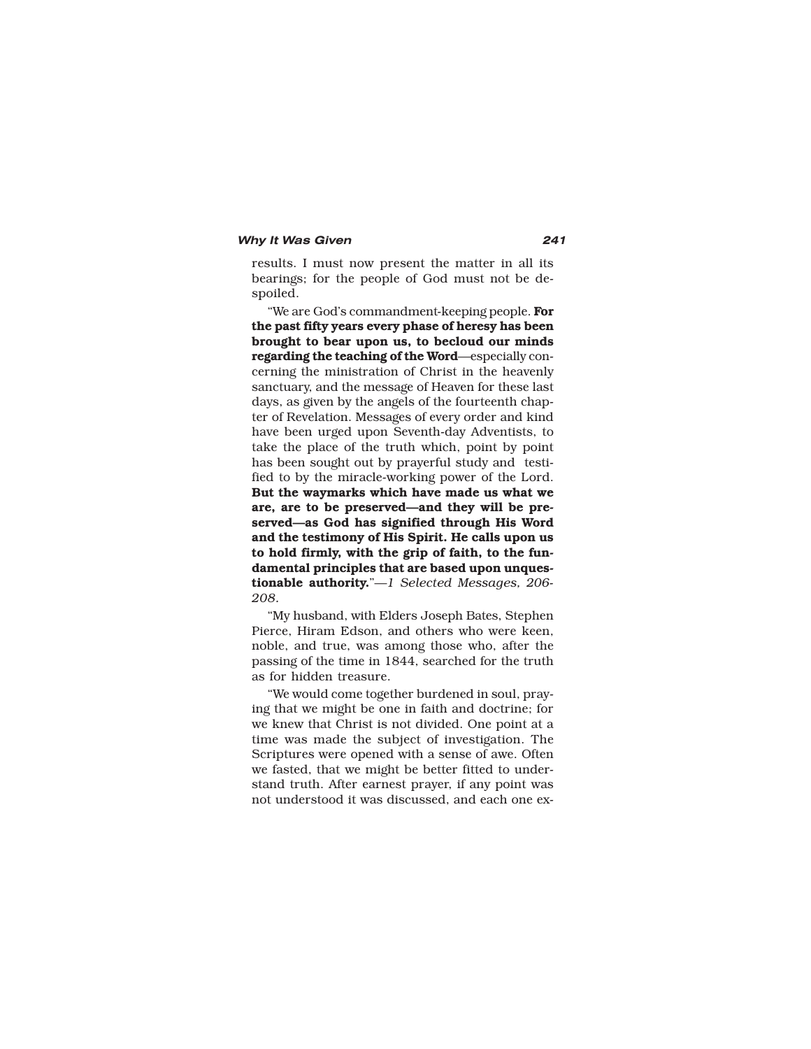results. I must now present the matter in all its bearings; for the people of God must not be despoiled.

"We are God's commandment-keeping people. **For the past fifty years every phase of heresy has been brought to bear upon us, to becloud our minds regarding the teaching of the Word**—especially concerning the ministration of Christ in the heavenly sanctuary, and the message of Heaven for these last days, as given by the angels of the fourteenth chapter of Revelation. Messages of every order and kind have been urged upon Seventh-day Adventists, to take the place of the truth which, point by point has been sought out by prayerful study and testified to by the miracle-working power of the Lord. **But the waymarks which have made us what we are, are to be preserved—and they will be preserved—as God has signified through His Word and the testimony of His Spirit. He calls upon us to hold firmly, with the grip of faith, to the fundamental principles that are based upon unquestionable authority.**"—*1 Selected Messages, 206-208.*

"My husband, with Elders Joseph Bates, Stephen Pierce, Hiram Edson, and others who were keen, noble, and true, was among those who, after the passing of the time in 1844, searched for the truth as for hidden treasure.

"We would come together burdened in soul, praying that we might be one in faith and doctrine; for we knew that Christ is not divided. One point at a time was made the subject of investigation. The Scriptures were opened with a sense of awe. Often we fasted, that we might be better fitted to understand truth. After earnest prayer, if any point was not understood it was discussed, and each one ex-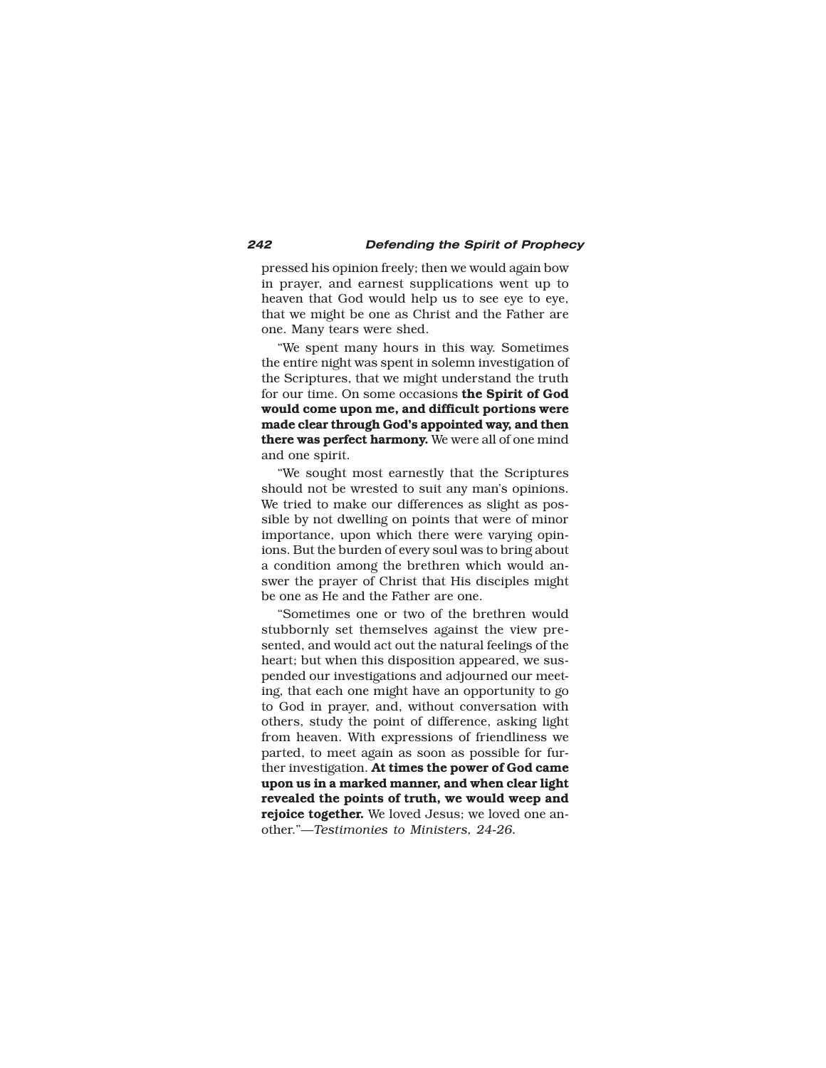pressed his opinion freely; then we would again bow in prayer, and earnest supplications went up to heaven that God would help us to see eye to eye, that we might be one as Christ and the Father are one. Many tears were shed.

"We spent many hours in this way. Sometimes the entire night was spent in solemn investigation of the Scriptures, that we might understand the truth for our time. On some occasions **the Spirit of God would come upon me, and difficult portions were made clear through God's appointed way, and then there was perfect harmony.** We were all of one mind and one spirit.

"We sought most earnestly that the Scriptures should not be wrested to suit any man's opinions. We tried to make our differences as slight as possible by not dwelling on points that were of minor importance, upon which there were varying opinions. But the burden of every soul was to bring about a condition among the brethren which would answer the prayer of Christ that His disciples might be one as He and the Father are one.

"Sometimes one or two of the brethren would stubbornly set themselves against the view presented, and would act out the natural feelings of the heart; but when this disposition appeared, we suspended our investigations and adjourned our meeting, that each one might have an opportunity to go to God in prayer, and, without conversation with others, study the point of difference, asking light from heaven. With expressions of friendliness we parted, to meet again as soon as possible for further investigation. **At times the power of God came upon us in a marked manner, and when clear light revealed the points of truth, we would weep and rejoice together.** We loved Jesus; we loved one another."—*Testimonies to Ministers, 24-26.*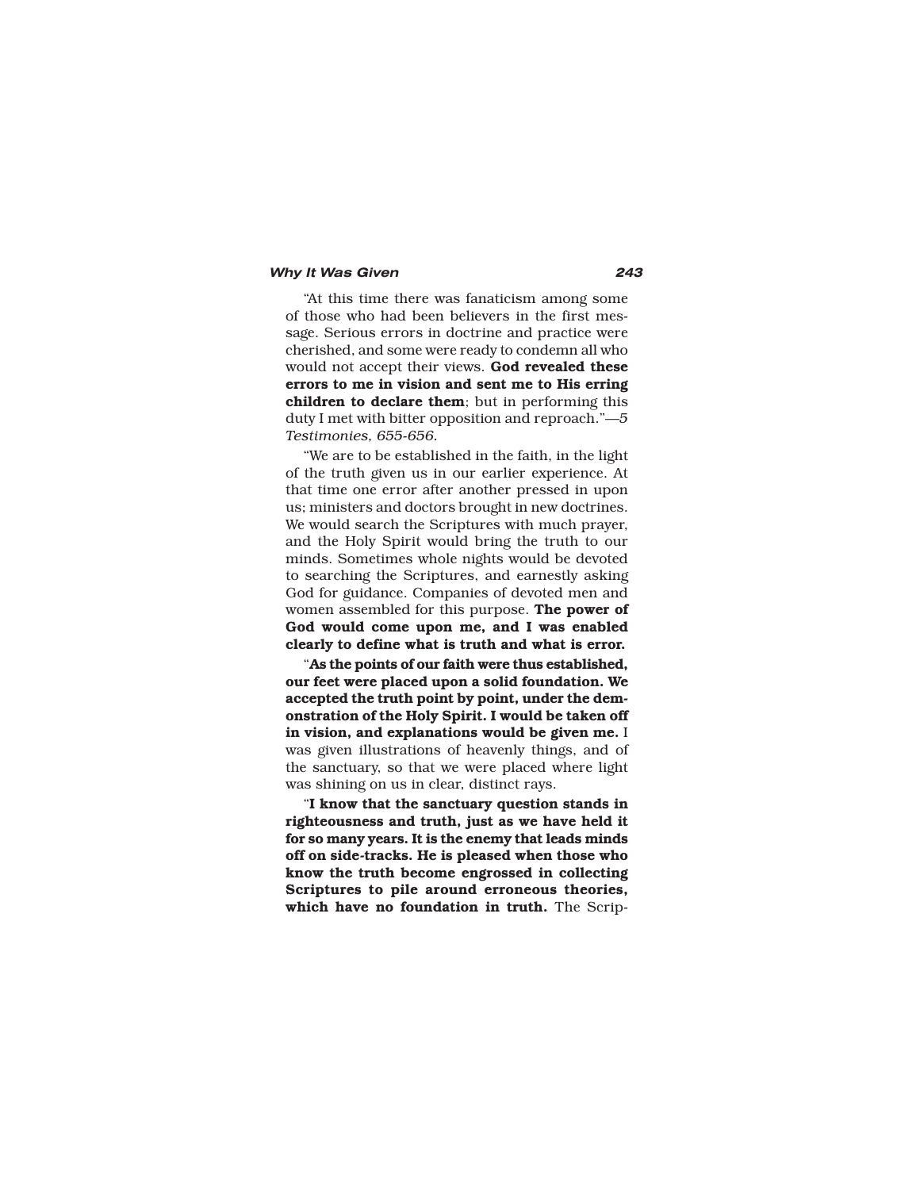"At this time there was fanaticism among some of those who had been believers in the first message. Serious errors in doctrine and practice were cherished, and some were ready to condemn all who would not accept their views. **God revealed these errors to me in vision and sent me to His erring children to declare them**; but in performing this duty I met with bitter opposition and reproach."—*5 Testimonies, 655-656.*

"We are to be established in the faith, in the light of the truth given us in our earlier experience. At that time one error after another pressed in upon us; ministers and doctors brought in new doctrines. We would search the Scriptures with much prayer, and the Holy Spirit would bring the truth to our minds. Sometimes whole nights would be devoted to searching the Scriptures, and earnestly asking God for guidance. Companies of devoted men and women assembled for this purpose. **The power of God would come upon me, and I was enabled clearly to define what is truth and what is error.**

"**As the points of our faith were thus established, our feet were placed upon a solid foundation. We accepted the truth point by point, under the demonstration of the Holy Spirit. I would be taken off in vision, and explanations would be given me.** I was given illustrations of heavenly things, and of the sanctuary, so that we were placed where light was shining on us in clear, distinct rays.

"**I know that the sanctuary question stands in righteousness and truth, just as we have held it for so many years. It is the enemy that leads minds off on side-tracks. He is pleased when those who know the truth become engrossed in collecting Scriptures to pile around erroneous theories, which have no foundation in truth.** The Scrip-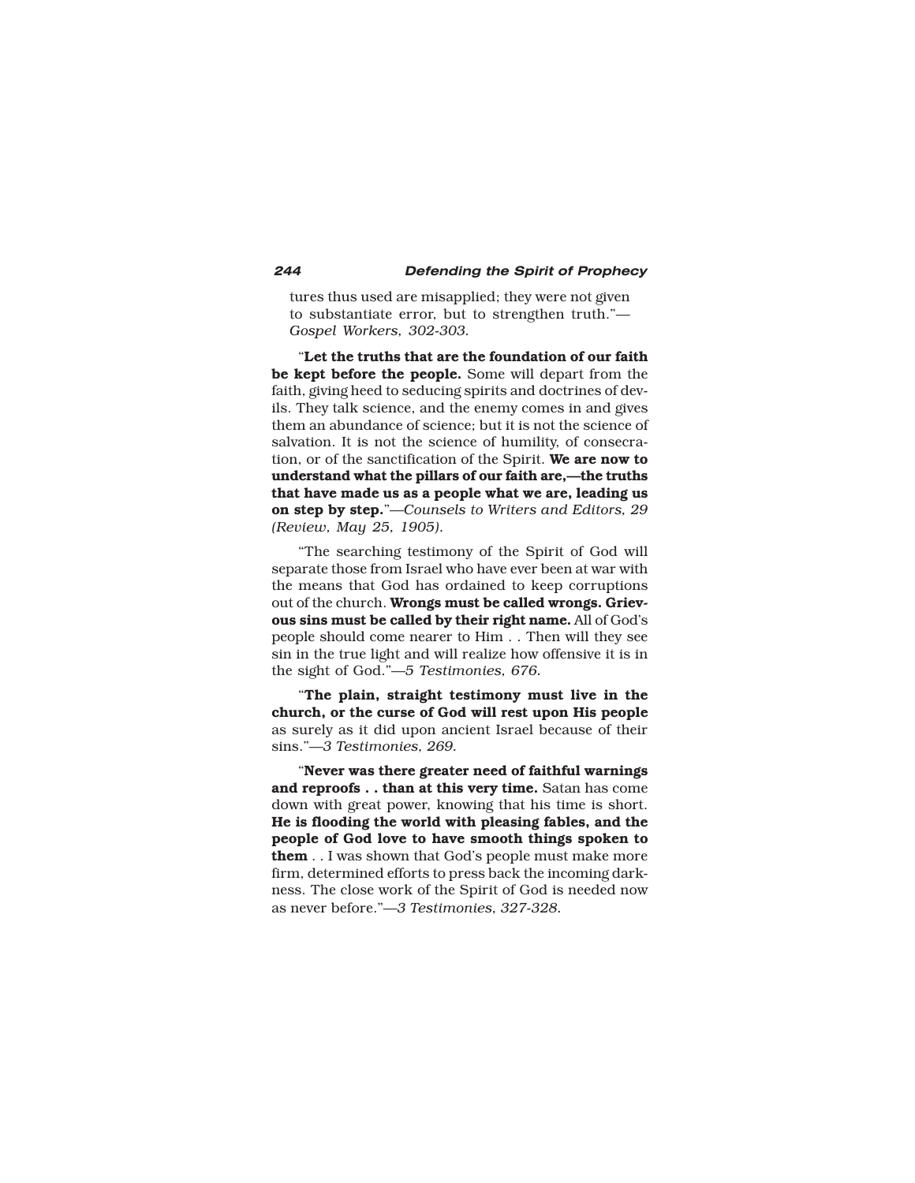tures thus used are misapplied; they were not given to substantiate error, but to strengthen truth."—*Gospel Workers, 302-303.*

"**Let the truths that are the foundation of our faith be kept before the people.** Some will depart from the faith, giving heed to seducing spirits and doctrines of devils. They talk science, and the enemy comes in and gives them an abundance of science; but it is not the science of salvation. It is not the science of humility, of consecration, or of the sanctification of the Spirit. **We are now to understand what the pillars of our faith are,—the truths that have made us as a people what we are, leading us on step by step.**"—*Counsels to Writers and Editors, 29 (Review, May 25, 1905).*

"The searching testimony of the Spirit of God will separate those from Israel who have ever been at war with the means that God has ordained to keep corruptions out of the church. **Wrongs must be called wrongs. Grievous sins must be called by their right name.** All of God's people should come nearer to Him . . Then will they see sin in the true light and will realize how offensive it is in the sight of God."—*5 Testimonies, 676.*

"**The plain, straight testimony must live in the church, or the curse of God will rest upon His people** as surely as it did upon ancient Israel because of their sins."—*3 Testimonies, 269.*

"**Never was there greater need of faithful warnings and reproofs . . than at this very time.** Satan has come down with great power, knowing that his time is short. **He is flooding the world with pleasing fables, and the people of God love to have smooth things spoken to them** . . I was shown that God's people must make more firm, determined efforts to press back the incoming darkness. The close work of the Spirit of God is needed now as never before."—*3 Testimonies, 327-328.*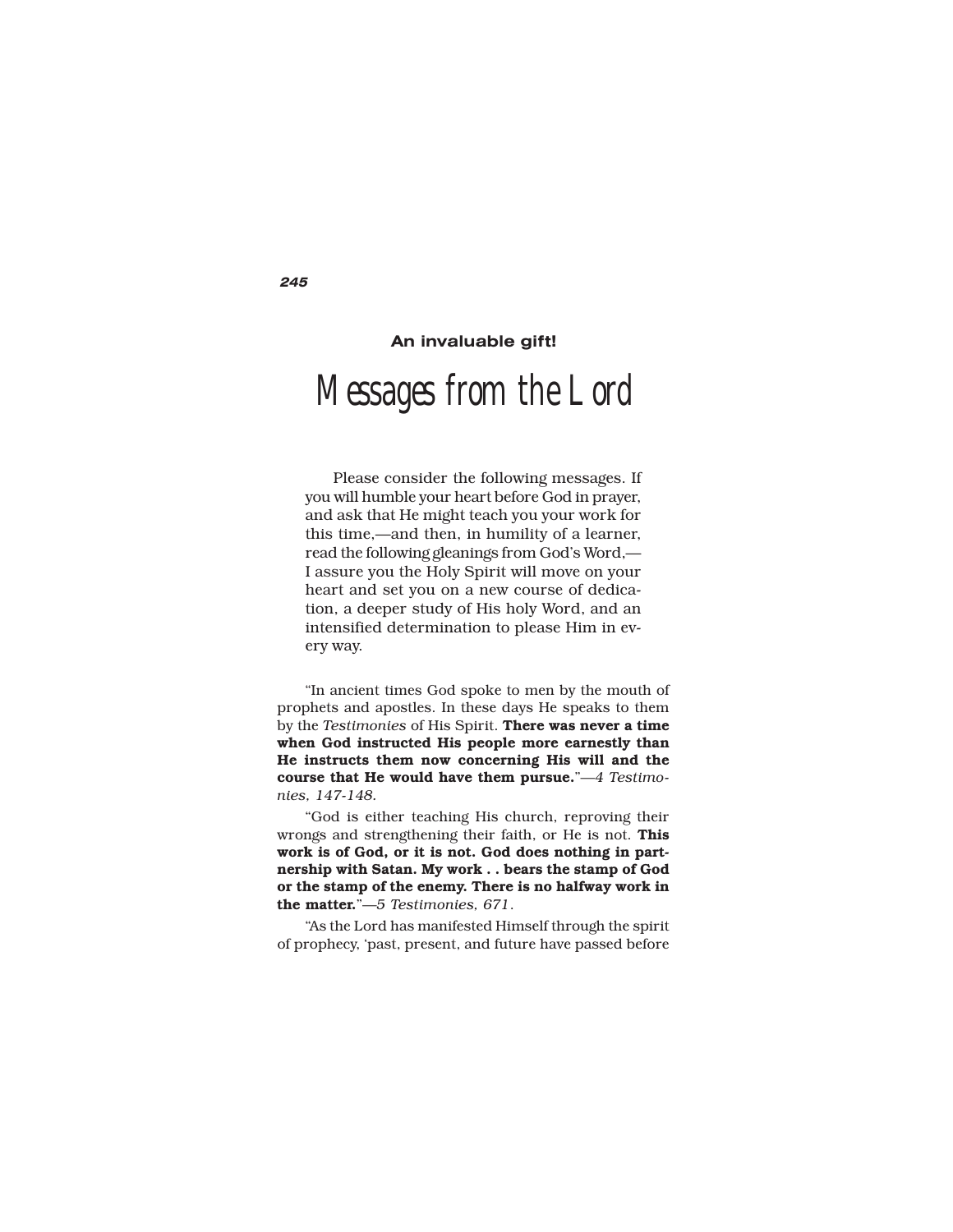**An invaluable gift!**

# Messages from the Lord

Please consider the following messages. If you will humble your heart before God in prayer, and ask that He might teach you your work for this time,—and then, in humility of a learner, read the following gleanings from God's Word,—I assure you the Holy Spirit will move on your heart and set you on a new course of dedication, a deeper study of His holy Word, and an intensified determination to please Him in every way.

"In ancient times God spoke to men by the mouth of prophets and apostles. In these days He speaks to them by the *Testimonies* of His Spirit. **There was never a time when God instructed His people more earnestly than He instructs them now concerning His will and the course that He would have them pursue.**"—*4 Testimonies, 147-148.*

"God is either teaching His church, reproving their wrongs and strengthening their faith, or He is not. **This work is of God, or it is not. God does nothing in partnership with Satan. My work . . bears the stamp of God or the stamp of the enemy. There is no halfway work in the matter.**"—*5 Testimonies, 671.*

"As the Lord has manifested Himself through the spirit of prophecy, 'past, present, and future have passed before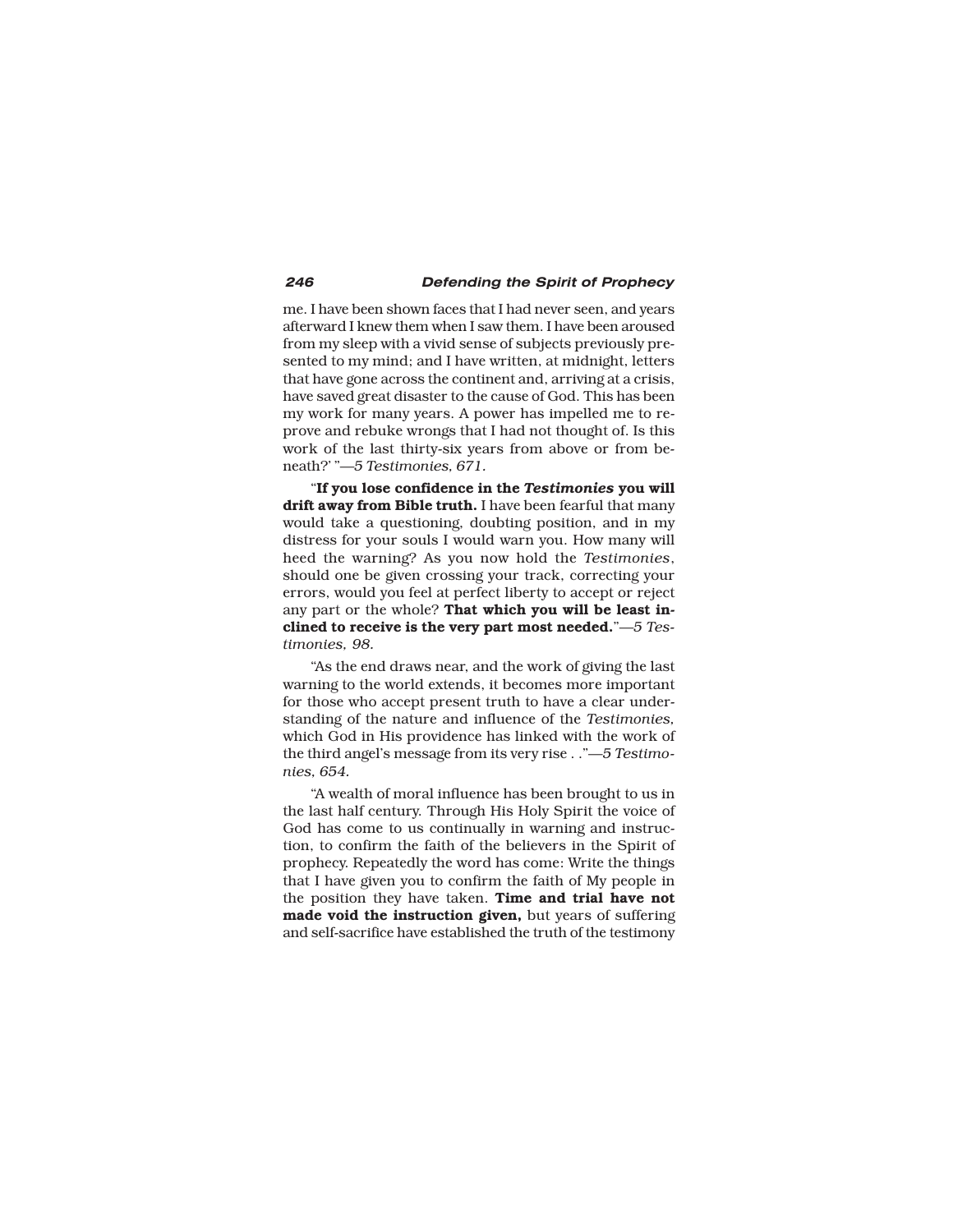me. I have been shown faces that I had never seen, and years afterward I knew them when I saw them. I have been aroused from my sleep with a vivid sense of subjects previously presented to my mind; and I have written, at midnight, letters that have gone across the continent and, arriving at a crisis, have saved great disaster to the cause of God. This has been my work for many years. A power has impelled me to reprove and rebuke wrongs that I had not thought of. Is this work of the last thirty-six years from above or from beneath?' "—*5 Testimonies, 671.*

"**If you lose confidence in the *Testimonies* you will drift away from Bible truth.** I have been fearful that many would take a questioning, doubting position, and in my distress for your souls I would warn you. How many will heed the warning? As you now hold the *Testimonies*, should one be given crossing your track, correcting your errors, would you feel at perfect liberty to accept or reject any part or the whole? **That which you will be least inclined to receive is the very part most needed.**"—*5 Testimonies, 98.*

"As the end draws near, and the work of giving the last warning to the world extends, it becomes more important for those who accept present truth to have a clear understanding of the nature and influence of the *Testimonies,* which God in His providence has linked with the work of the third angel's message from its very rise . ."—*5 Testimonies, 654.*

"A wealth of moral influence has been brought to us in the last half century. Through His Holy Spirit the voice of God has come to us continually in warning and instruction, to confirm the faith of the believers in the Spirit of prophecy. Repeatedly the word has come: Write the things that I have given you to confirm the faith of My people in the position they have taken. **Time and trial have not made void the instruction given,** but years of suffering and self-sacrifice have established the truth of the testimony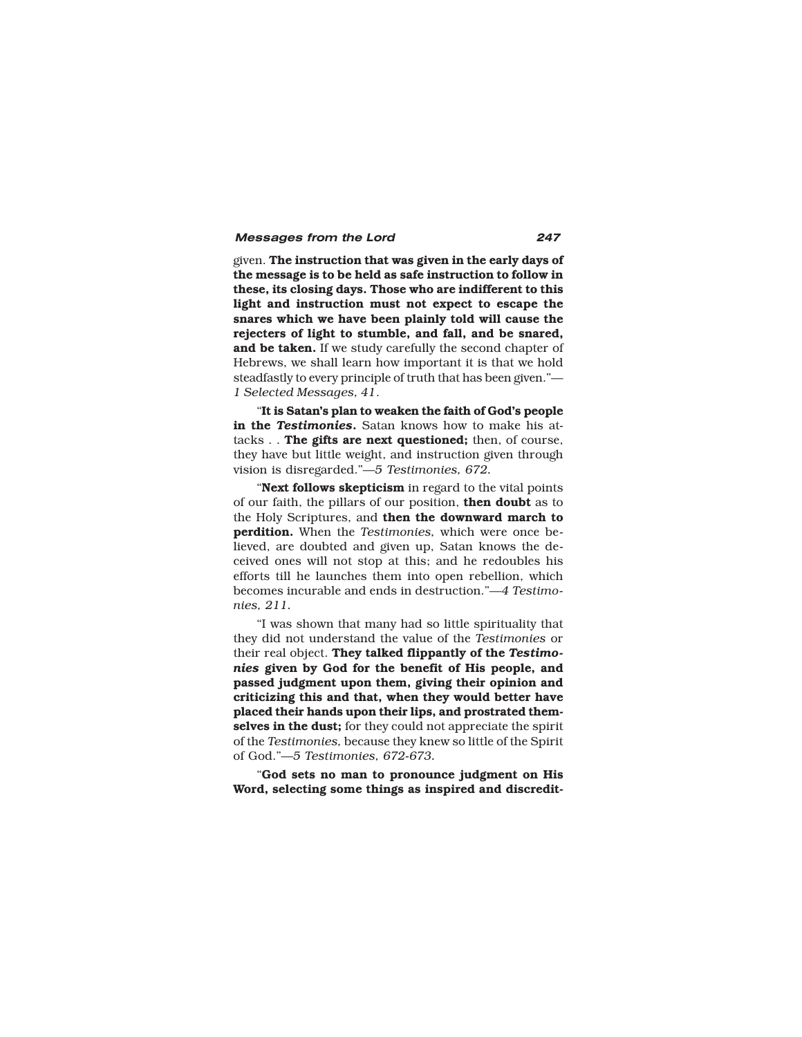given. **The instruction that was given in the early days of the message is to be held as safe instruction to follow in these, its closing days. Those who are indifferent to this light and instruction must not expect to escape the snares which we have been plainly told will cause the rejecters of light to stumble, and fall, and be snared, and be taken.** If we study carefully the second chapter of Hebrews, we shall learn how important it is that we hold steadfastly to every principle of truth that has been given."—*1 Selected Messages, 41.*

"**It is Satan's plan to weaken the faith of God's people in the *Testimonies*.** Satan knows how to make his attacks . . **The gifts are next questioned;** then, of course, they have but little weight, and instruction given through vision is disregarded."—*5 Testimonies, 672.*

"**Next follows skepticism** in regard to the vital points of our faith, the pillars of our position, **then doubt** as to the Holy Scriptures, and **then the downward march to perdition.** When the *Testimonies,* which were once believed, are doubted and given up, Satan knows the deceived ones will not stop at this; and he redoubles his efforts till he launches them into open rebellion, which becomes incurable and ends in destruction."—*4 Testimonies, 211.*

"I was shown that many had so little spirituality that they did not understand the value of the *Testimonies* or their real object. **They talked flippantly of the *Testimonies* given by God for the benefit of His people, and passed judgment upon them, giving their opinion and criticizing this and that, when they would better have placed their hands upon their lips, and prostrated themselves in the dust;** for they could not appreciate the spirit of the *Testimonies,* because they knew so little of the Spirit of God."—*5 Testimonies, 672-673.*

"**God sets no man to pronounce judgment on His Word, selecting some things as inspired and discredit-**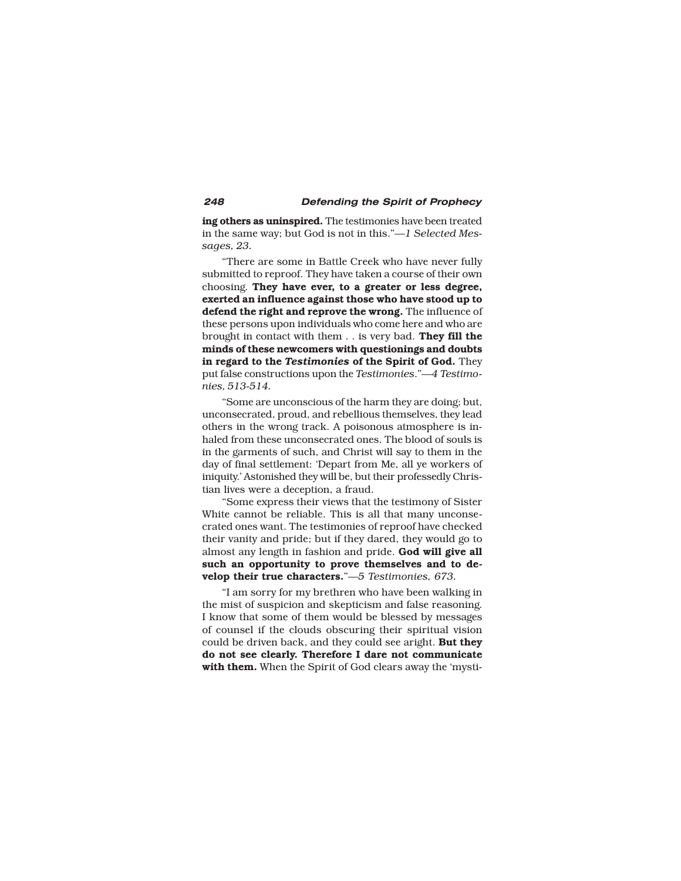**ing others as uninspired.** The testimonies have been treated in the same way; but God is not in this."—*1 Selected Messages, 23.*

"There are some in Battle Creek who have never fully submitted to reproof. They have taken a course of their own choosing. **They have ever, to a greater or less degree, exerted an influence against those who have stood up to defend the right and reprove the wrong.** The influence of these persons upon individuals who come here and who are brought in contact with them . . is very bad. **They fill the minds of these newcomers with questionings and doubts in regard to the *Testimonies* of the Spirit of God.** They put false constructions upon the *Testimonies*."—*4 Testimonies, 513-514.*

"Some are unconscious of the harm they are doing; but, unconsecrated, proud, and rebellious themselves, they lead others in the wrong track. A poisonous atmosphere is inhaled from these unconsecrated ones. The blood of souls is in the garments of such, and Christ will say to them in the day of final settlement: 'Depart from Me, all ye workers of iniquity.' Astonished they will be, but their professedly Christian lives were a deception, a fraud.

"Some express their views that the testimony of Sister White cannot be reliable. This is all that many unconsecrated ones want. The testimonies of reproof have checked their vanity and pride; but if they dared, they would go to almost any length in fashion and pride. **God will give all such an opportunity to prove themselves and to develop their true characters.**"—*5 Testimonies, 673.*

"I am sorry for my brethren who have been walking in the mist of suspicion and skepticism and false reasoning. I know that some of them would be blessed by messages of counsel if the clouds obscuring their spiritual vision could be driven back, and they could see aright. **But they do not see clearly. Therefore I dare not communicate with them.** When the Spirit of God clears away the 'mysti-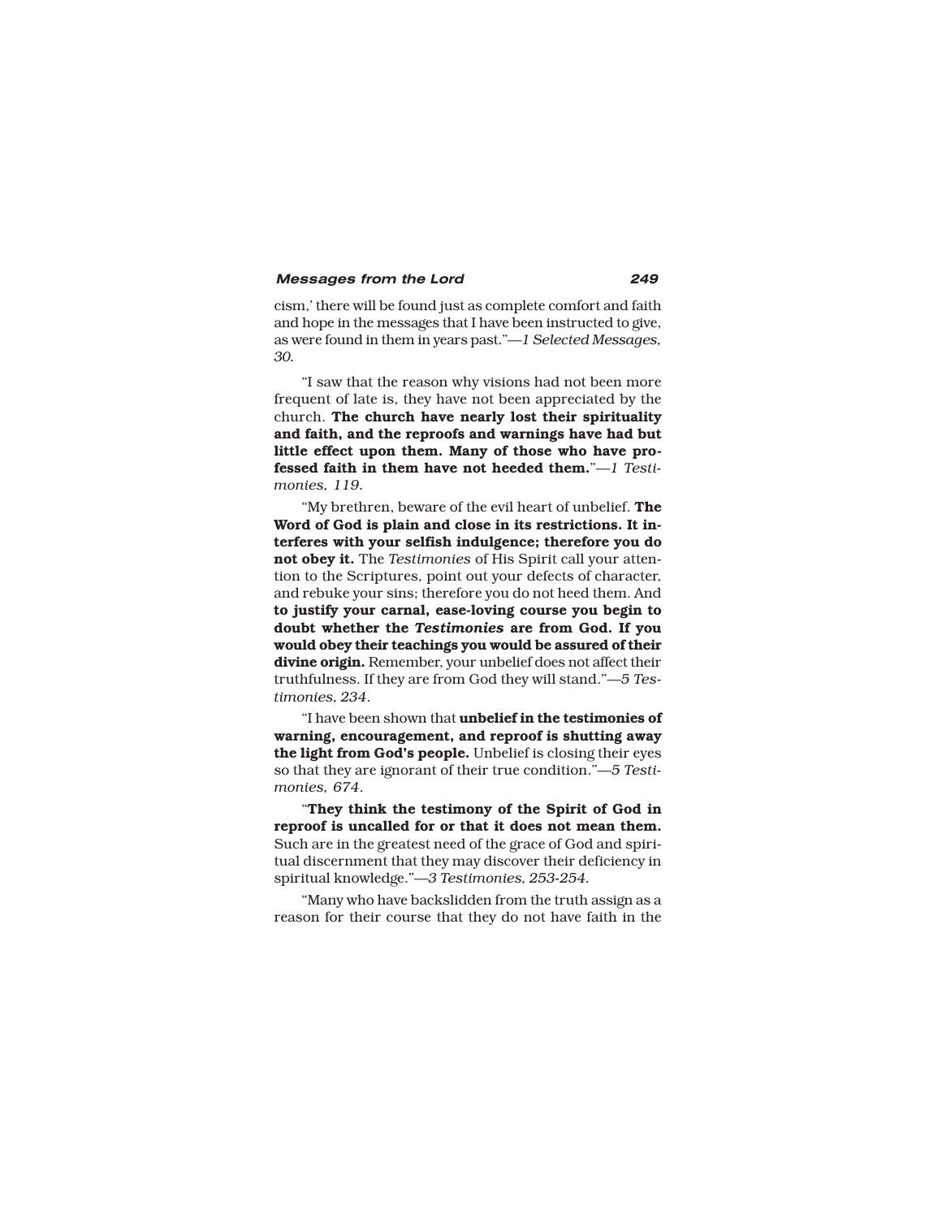cism,' there will be found just as complete comfort and faith and hope in the messages that I have been instructed to give, as were found in them in years past."—*1 Selected Messages, 30.*

"I saw that the reason why visions had not been more frequent of late is, they have not been appreciated by the church. **The church have nearly lost their spirituality and faith, and the reproofs and warnings have had but little effect upon them. Many of those who have professed faith in them have not heeded them.**"—*1 Testimonies, 119.*

"My brethren, beware of the evil heart of unbelief. **The Word of God is plain and close in its restrictions. It interferes with your selfish indulgence; therefore you do not obey it.** The *Testimonies* of His Spirit call your attention to the Scriptures, point out your defects of character, and rebuke your sins; therefore you do not heed them. And **to justify your carnal, ease-loving course you begin to doubt whether the *Testimonies* are from God. If you would obey their teachings you would be assured of their divine origin.** Remember, your unbelief does not affect their truthfulness. If they are from God they will stand."—*5 Testimonies, 234.*

"I have been shown that **unbelief in the testimonies of warning, encouragement, and reproof is shutting away the light from God's people.** Unbelief is closing their eyes so that they are ignorant of their true condition."—*5 Testimonies, 674.*

"**They think the testimony of the Spirit of God in reproof is uncalled for or that it does not mean them.** Such are in the greatest need of the grace of God and spiritual discernment that they may discover their deficiency in spiritual knowledge."—*3 Testimonies, 253-254.*

"Many who have backslidden from the truth assign as a reason for their course that they do not have faith in the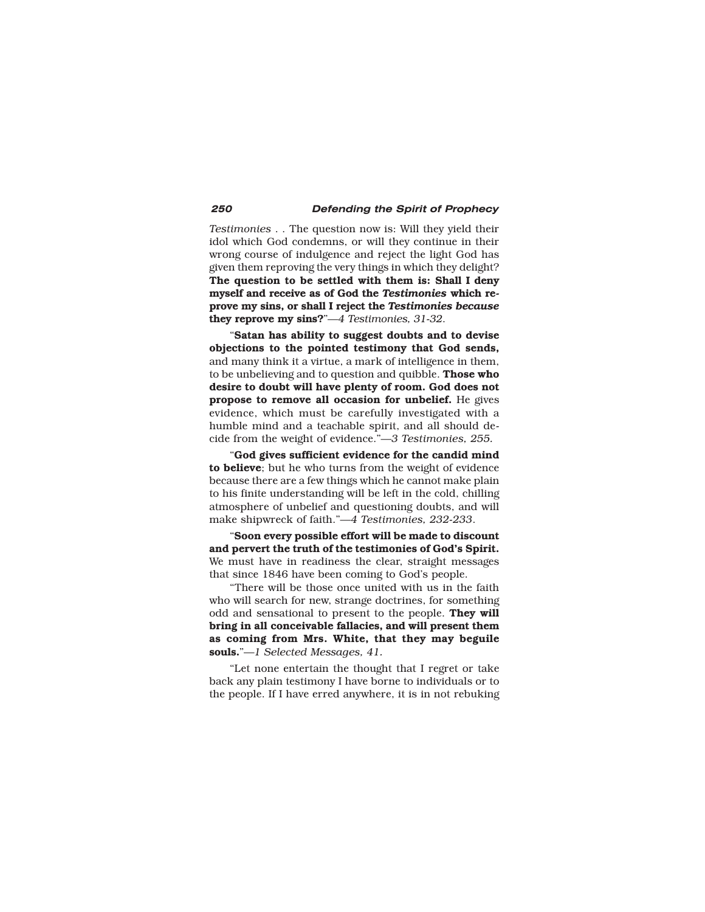*Testimonies* . . The question now is: Will they yield their idol which God condemns, or will they continue in their wrong course of indulgence and reject the light God has given them reproving the very things in which they delight? **The question to be settled with them is: Shall I deny myself and receive as of God the *Testimonies* which reprove my sins, or shall I reject the *Testimonies because* they reprove my sins?**"—*4 Testimonies, 31-32.*

"**Satan has ability to suggest doubts and to devise objections to the pointed testimony that God sends,** and many think it a virtue, a mark of intelligence in them, to be unbelieving and to question and quibble. **Those who desire to doubt will have plenty of room. God does not propose to remove all occasion for unbelief.** He gives evidence, which must be carefully investigated with a humble mind and a teachable spirit, and all should decide from the weight of evidence."—*3 Testimonies, 255.*

"**God gives sufficient evidence for the candid mind to believe**; but he who turns from the weight of evidence because there are a few things which he cannot make plain to his finite understanding will be left in the cold, chilling atmosphere of unbelief and questioning doubts, and will make shipwreck of faith."—*4 Testimonies, 232-233*.

"**Soon every possible effort will be made to discount and pervert the truth of the testimonies of God's Spirit.** We must have in readiness the clear, straight messages that since 1846 have been coming to God's people.

"There will be those once united with us in the faith who will search for new, strange doctrines, for something odd and sensational to present to the people. **They will bring in all conceivable fallacies, and will present them as coming from Mrs. White, that they may beguile souls.**"—*1 Selected Messages, 41.*

"Let none entertain the thought that I regret or take back any plain testimony I have borne to individuals or to the people. If I have erred anywhere, it is in not rebuking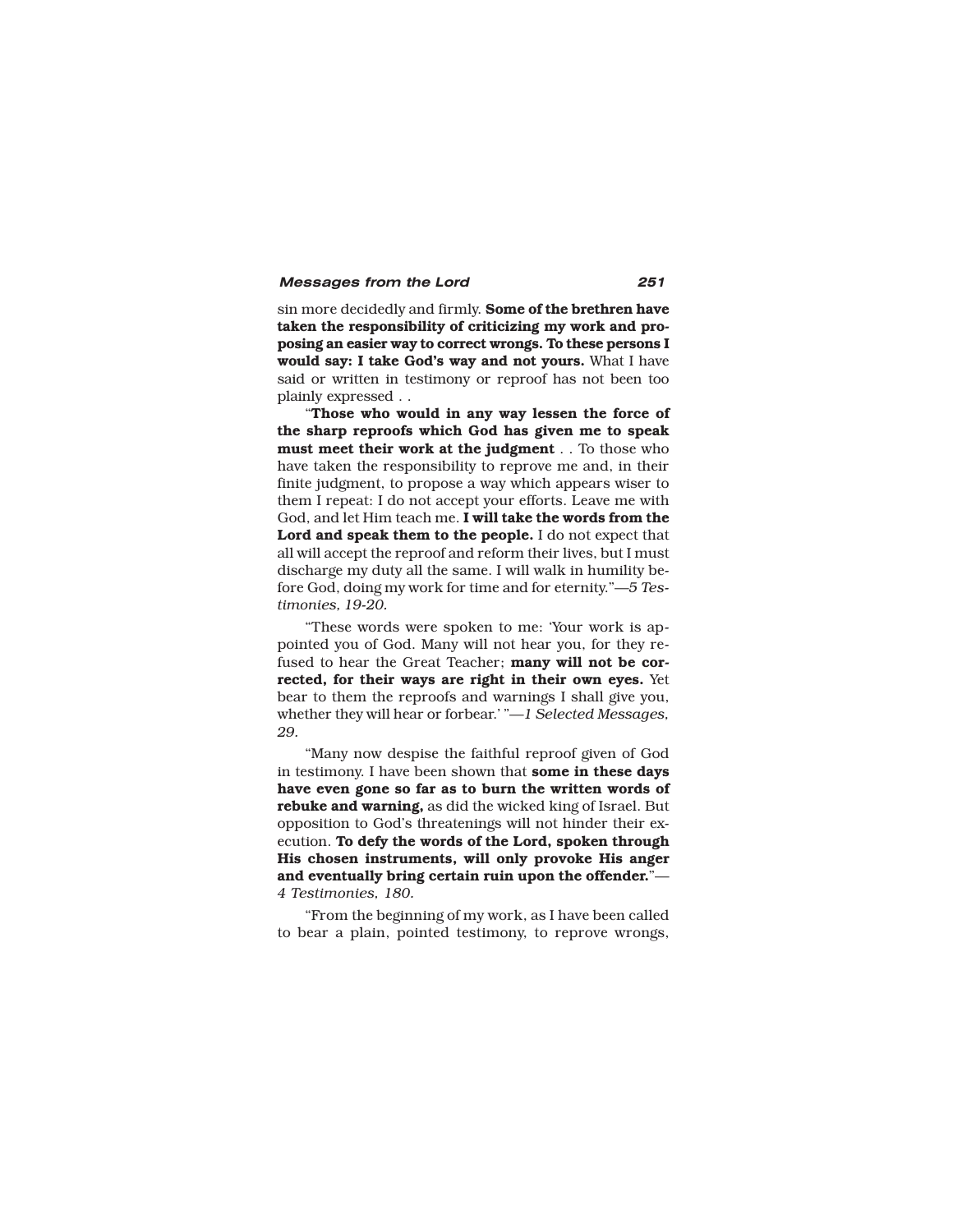sin more decidedly and firmly. **Some of the brethren have taken the responsibility of criticizing my work and proposing an easier way to correct wrongs. To these persons I would say: I take God's way and not yours.** What I have said or written in testimony or reproof has not been too plainly expressed . .

"**Those who would in any way lessen the force of the sharp reproofs which God has given me to speak must meet their work at the judgment** . . To those who have taken the responsibility to reprove me and, in their finite judgment, to propose a way which appears wiser to them I repeat: I do not accept your efforts. Leave me with God, and let Him teach me. **I will take the words from the Lord and speak them to the people.** I do not expect that all will accept the reproof and reform their lives, but I must discharge my duty all the same. I will walk in humility before God, doing my work for time and for eternity."—*5 Testimonies, 19-20.*

"These words were spoken to me: 'Your work is appointed you of God. Many will not hear you, for they refused to hear the Great Teacher; **many will not be corrected, for their ways are right in their own eyes.** Yet bear to them the reproofs and warnings I shall give you, whether they will hear or forbear.' "—*1 Selected Messages, 29.*

"Many now despise the faithful reproof given of God in testimony. I have been shown that **some in these days have even gone so far as to burn the written words of rebuke and warning,** as did the wicked king of Israel. But opposition to God's threatenings will not hinder their execution. **To defy the words of the Lord, spoken through His chosen instruments, will only provoke His anger and eventually bring certain ruin upon the offender.**"—*4 Testimonies, 180.*

"From the beginning of my work, as I have been called to bear a plain, pointed testimony, to reprove wrongs,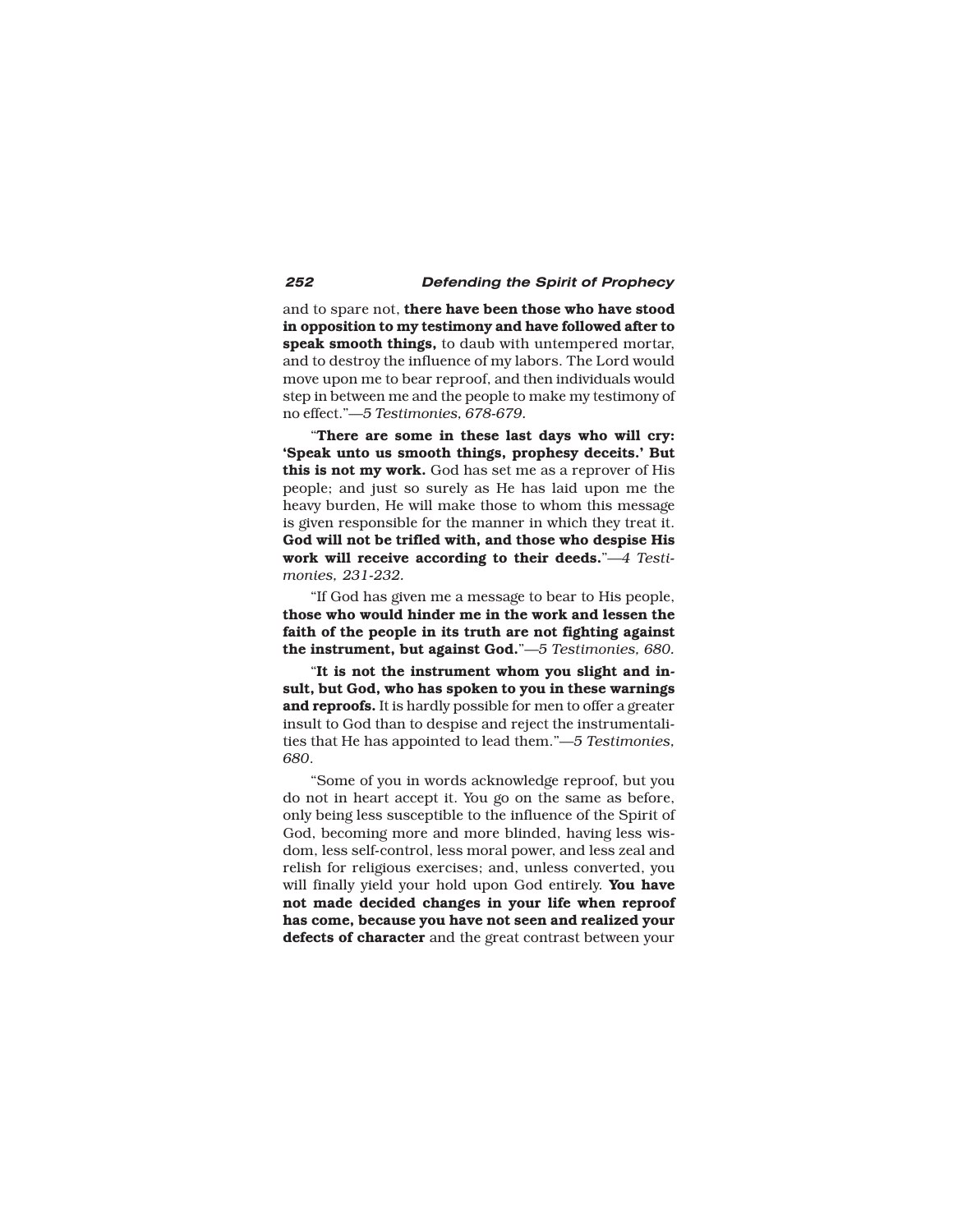and to spare not, **there have been those who have stood in opposition to my testimony and have followed after to speak smooth things,** to daub with untempered mortar, and to destroy the influence of my labors. The Lord would move upon me to bear reproof, and then individuals would step in between me and the people to make my testimony of no effect."—*5 Testimonies, 678-679.*

"**There are some in these last days who will cry: 'Speak unto us smooth things, prophesy deceits.' But this is not my work.** God has set me as a reprover of His people; and just so surely as He has laid upon me the heavy burden, He will make those to whom this message is given responsible for the manner in which they treat it. **God will not be trifled with, and those who despise His work will receive according to their deeds.**"—*4 Testimonies, 231-232.*

"If God has given me a message to bear to His people, **those who would hinder me in the work and lessen the faith of the people in its truth are not fighting against the instrument, but against God.**"—*5 Testimonies, 680.*

"**It is not the instrument whom you slight and insult, but God, who has spoken to you in these warnings and reproofs.** It is hardly possible for men to offer a greater insult to God than to despise and reject the instrumentalities that He has appointed to lead them."—*5 Testimonies, 680*.

"Some of you in words acknowledge reproof, but you do not in heart accept it. You go on the same as before, only being less susceptible to the influence of the Spirit of God, becoming more and more blinded, having less wisdom, less self-control, less moral power, and less zeal and relish for religious exercises; and, unless converted, you will finally yield your hold upon God entirely. **You have not made decided changes in your life when reproof has come, because you have not seen and realized your defects of character** and the great contrast between your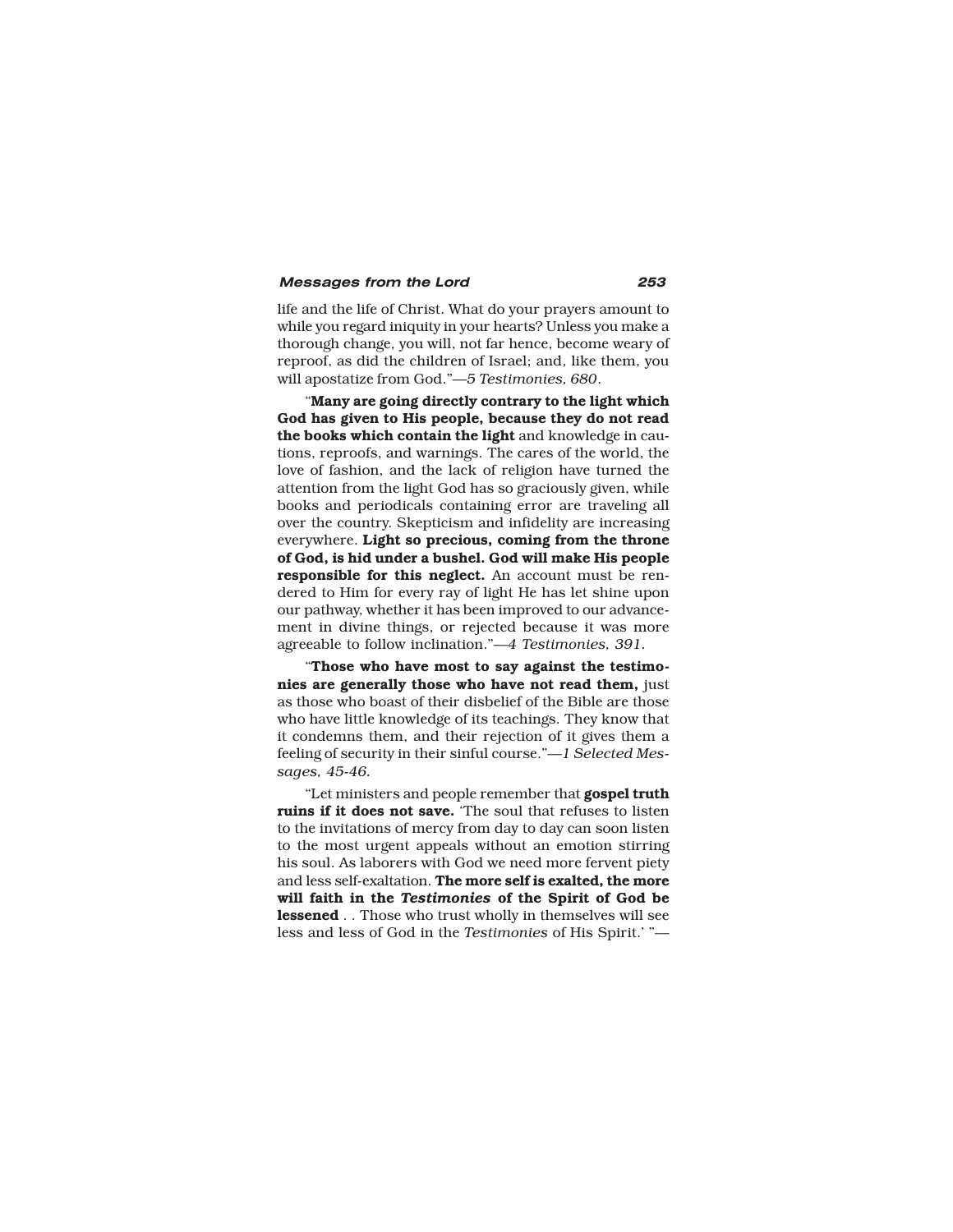life and the life of Christ. What do your prayers amount to while you regard iniquity in your hearts? Unless you make a thorough change, you will, not far hence, become weary of reproof, as did the children of Israel; and, like them, you will apostatize from God."—*5 Testimonies, 680.*

"**Many are going directly contrary to the light which God has given to His people, because they do not read the books which contain the light** and knowledge in cautions, reproofs, and warnings. The cares of the world, the love of fashion, and the lack of religion have turned the attention from the light God has so graciously given, while books and periodicals containing error are traveling all over the country. Skepticism and infidelity are increasing everywhere. **Light so precious, coming from the throne of God, is hid under a bushel. God will make His people responsible for this neglect.** An account must be rendered to Him for every ray of light He has let shine upon our pathway, whether it has been improved to our advancement in divine things, or rejected because it was more agreeable to follow inclination."—*4 Testimonies, 391.*

"**Those who have most to say against the testimonies are generally those who have not read them,** just as those who boast of their disbelief of the Bible are those who have little knowledge of its teachings. They know that it condemns them, and their rejection of it gives them a feeling of security in their sinful course."—*1 Selected Messages, 45-46.*

"Let ministers and people remember that **gospel truth ruins if it does not save.** 'The soul that refuses to listen to the invitations of mercy from day to day can soon listen to the most urgent appeals without an emotion stirring his soul. As laborers with God we need more fervent piety and less self-exaltation. **The more self is exalted, the more will faith in the *Testimonies* of the Spirit of God be lessened** . . Those who trust wholly in themselves will see less and less of God in the *Testimonies* of His Spirit.' "—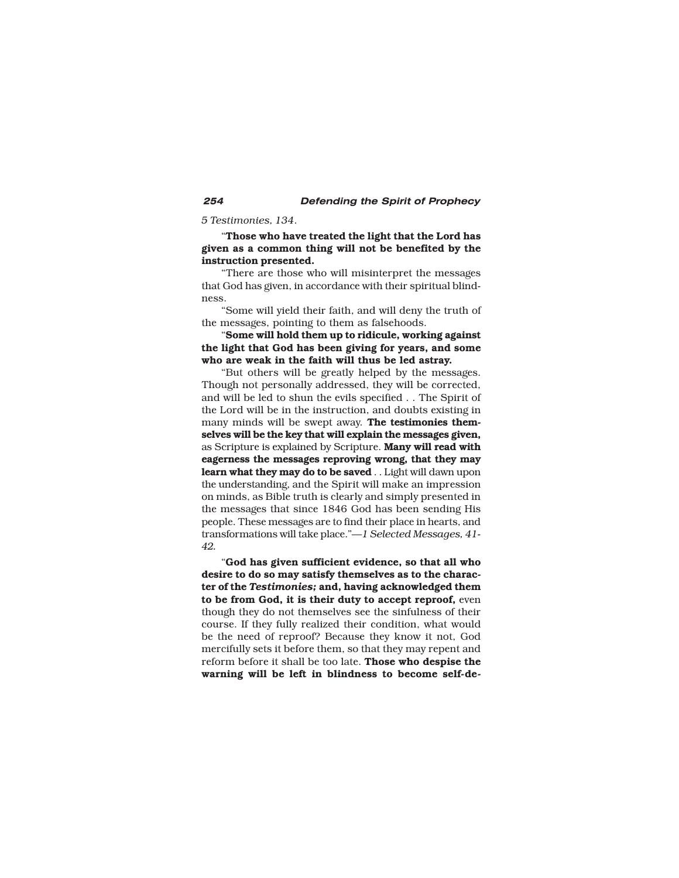*5 Testimonies, 134*.

"**Those who have treated the light that the Lord has given as a common thing will not be benefited by the instruction presented.**

"There are those who will misinterpret the messages that God has given, in accordance with their spiritual blindness.

"Some will yield their faith, and will deny the truth of the messages, pointing to them as falsehoods.

"**Some will hold them up to ridicule, working against the light that God has been giving for years, and some who are weak in the faith will thus be led astray.**

"But others will be greatly helped by the messages. Though not personally addressed, they will be corrected, and will be led to shun the evils specified . . The Spirit of the Lord will be in the instruction, and doubts existing in many minds will be swept away. **The testimonies themselves will be the key that will explain the messages given,** as Scripture is explained by Scripture. **Many will read with eagerness the messages reproving wrong, that they may learn what they may do to be saved** . . Light will dawn upon the understanding, and the Spirit will make an impression on minds, as Bible truth is clearly and simply presented in the messages that since 1846 God has been sending His people. These messages are to find their place in hearts, and transformations will take place."—*1 Selected Messages, 41-42.*

"**God has given sufficient evidence, so that all who desire to do so may satisfy themselves as to the character of the *Testimonies;* and, having acknowledged them to be from God, it is their duty to accept reproof,** even though they do not themselves see the sinfulness of their course. If they fully realized their condition, what would be the need of reproof? Because they know it not, God mercifully sets it before them, so that they may repent and reform before it shall be too late. **Those who despise the warning will be left in blindness to become self-de-**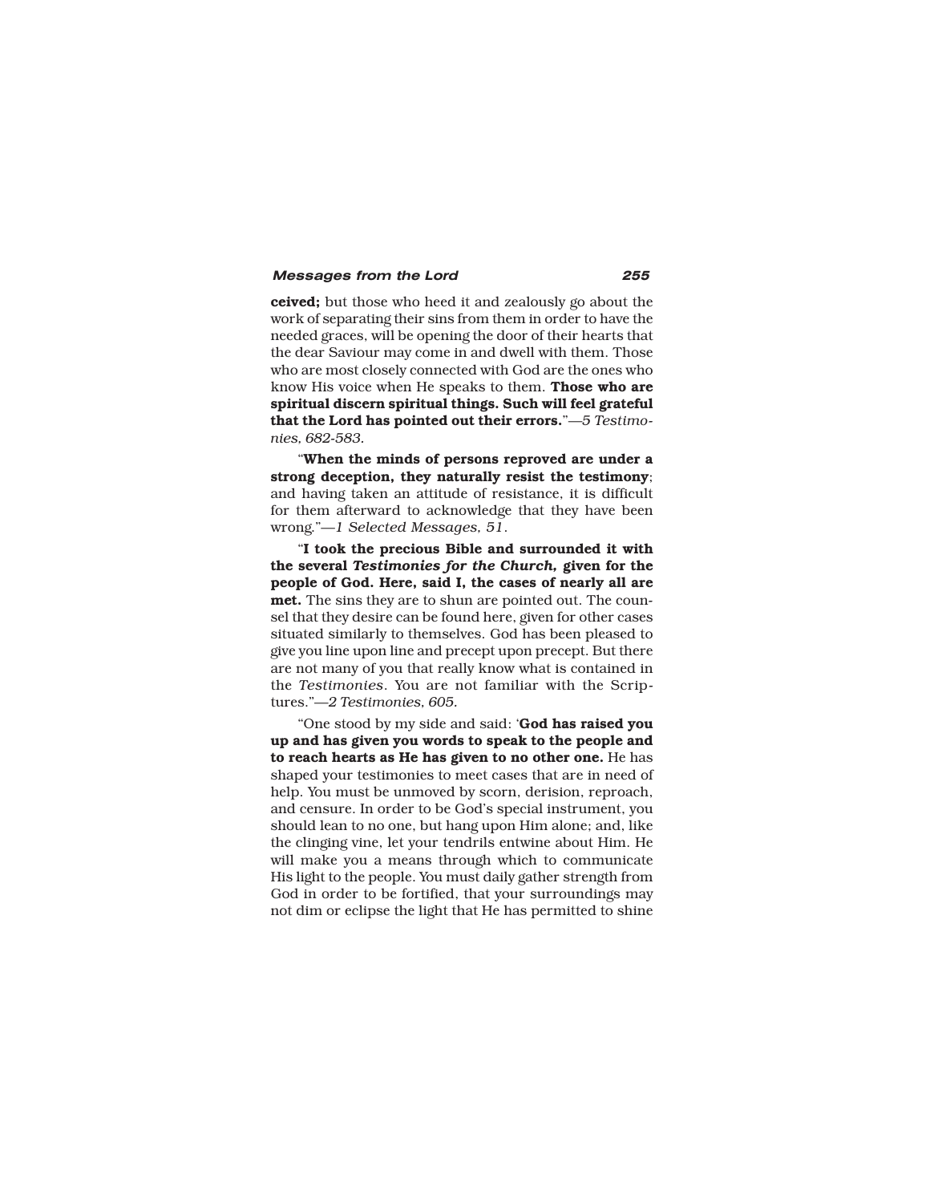**ceived;** but those who heed it and zealously go about the work of separating their sins from them in order to have the needed graces, will be opening the door of their hearts that the dear Saviour may come in and dwell with them. Those who are most closely connected with God are the ones who know His voice when He speaks to them. **Those who are spiritual discern spiritual things. Such will feel grateful that the Lord has pointed out their errors.**"—*5 Testimonies, 682-583.*

"**When the minds of persons reproved are under a strong deception, they naturally resist the testimony**; and having taken an attitude of resistance, it is difficult for them afterward to acknowledge that they have been wrong."—*1 Selected Messages, 51*.

"**I took the precious Bible and surrounded it with the several *Testimonies for the Church,* given for the people of God. Here, said I, the cases of nearly all are met.** The sins they are to shun are pointed out. The counsel that they desire can be found here, given for other cases situated similarly to themselves. God has been pleased to give you line upon line and precept upon precept. But there are not many of you that really know what is contained in the *Testimonies*. You are not familiar with the Scriptures."—*2 Testimonies, 605.*

"One stood by my side and said: '**God has raised you up and has given you words to speak to the people and to reach hearts as He has given to no other one.** He has shaped your testimonies to meet cases that are in need of help. You must be unmoved by scorn, derision, reproach, and censure. In order to be God's special instrument, you should lean to no one, but hang upon Him alone; and, like the clinging vine, let your tendrils entwine about Him. He will make you a means through which to communicate His light to the people. You must daily gather strength from God in order to be fortified, that your surroundings may not dim or eclipse the light that He has permitted to shine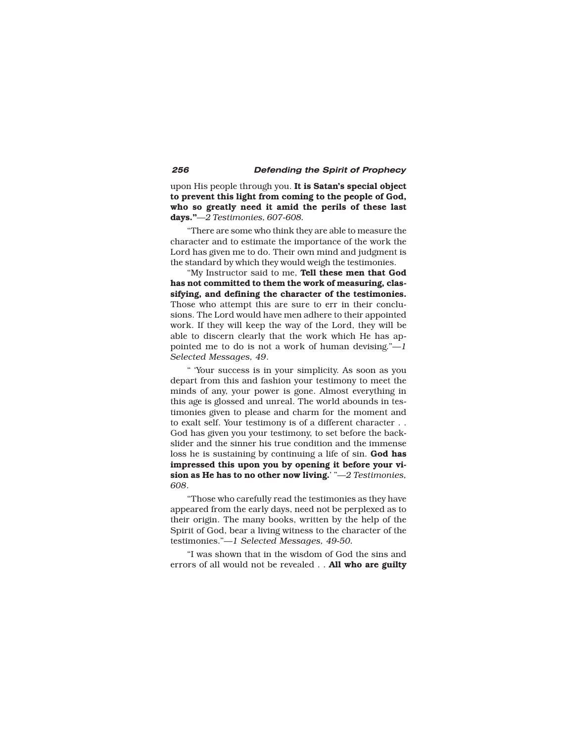upon His people through you. **It is Satan's special object to prevent this light from coming to the people of God, who so greatly need it amid the perils of these last days."**—*2 Testimonies, 607-608.*

"There are some who think they are able to measure the character and to estimate the importance of the work the Lord has given me to do. Their own mind and judgment is the standard by which they would weigh the testimonies.

"My Instructor said to me, **Tell these men that God has not committed to them the work of measuring, classifying, and defining the character of the testimonies.** Those who attempt this are sure to err in their conclusions. The Lord would have men adhere to their appointed work. If they will keep the way of the Lord, they will be able to discern clearly that the work which He has appointed me to do is not a work of human devising."—*1 Selected Messages, 49.*

" 'Your success is in your simplicity. As soon as you depart from this and fashion your testimony to meet the minds of any, your power is gone. Almost everything in this age is glossed and unreal. The world abounds in testimonies given to please and charm for the moment and to exalt self. Your testimony is of a different character . . God has given you your testimony, to set before the backslider and the sinner his true condition and the immense loss he is sustaining by continuing a life of sin. **God has impressed this upon you by opening it before your vision as He has to no other now living.**' "—*2 Testimonies, 608.*

"Those who carefully read the testimonies as they have appeared from the early days, need not be perplexed as to their origin. The many books, written by the help of the Spirit of God, bear a living witness to the character of the testimonies."—*1 Selected Messages, 49-50.*

"I was shown that in the wisdom of God the sins and errors of all would not be revealed . . **All who are guilty**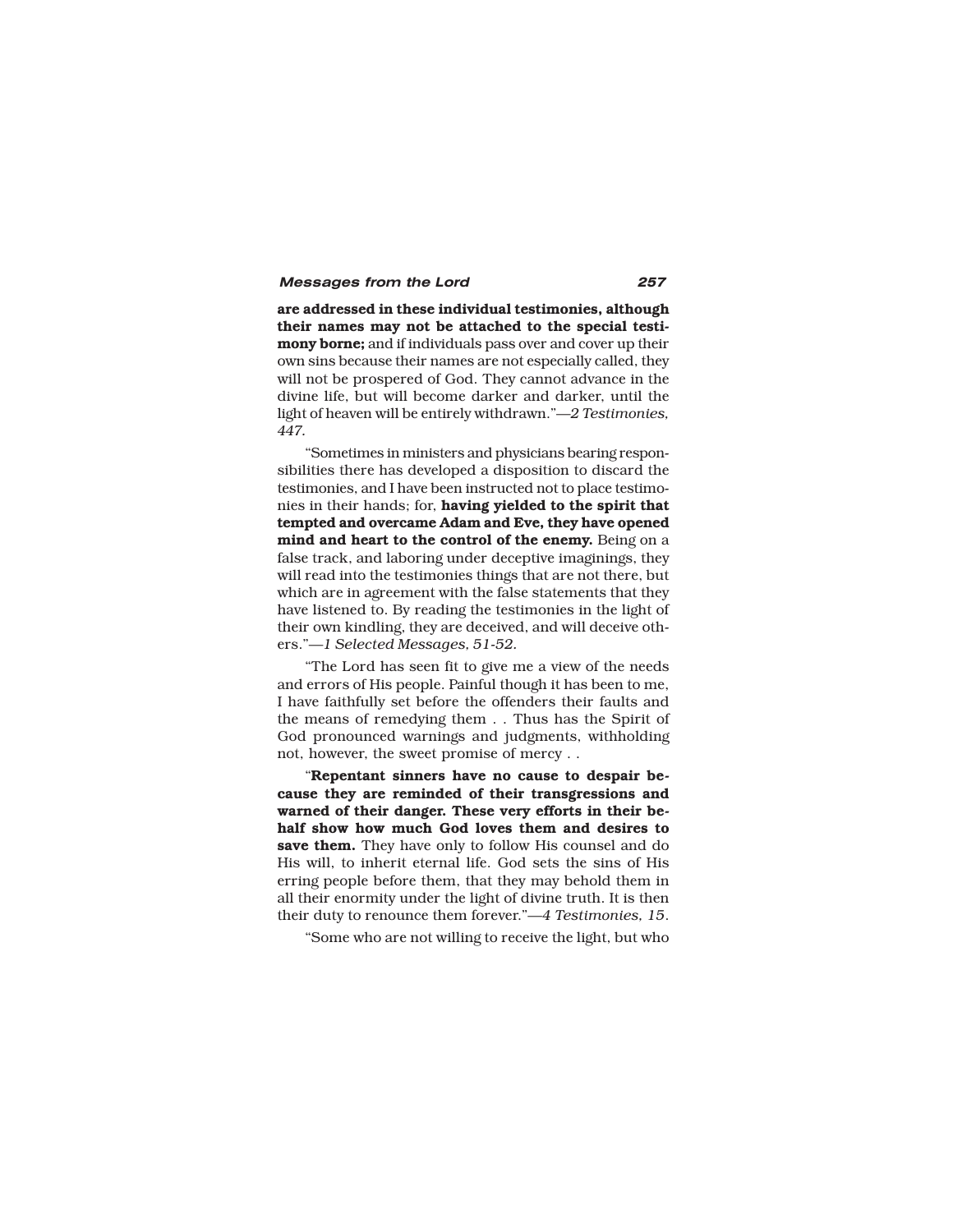**are addressed in these individual testimonies, although their names may not be attached to the special testimony borne;** and if individuals pass over and cover up their own sins because their names are not especially called, they will not be prospered of God. They cannot advance in the divine life, but will become darker and darker, until the light of heaven will be entirely withdrawn."—*2 Testimonies, 447.*

"Sometimes in ministers and physicians bearing responsibilities there has developed a disposition to discard the testimonies, and I have been instructed not to place testimonies in their hands; for, **having yielded to the spirit that tempted and overcame Adam and Eve, they have opened mind and heart to the control of the enemy.** Being on a false track, and laboring under deceptive imaginings, they will read into the testimonies things that are not there, but which are in agreement with the false statements that they have listened to. By reading the testimonies in the light of their own kindling, they are deceived, and will deceive others."—*1 Selected Messages, 51-52.*

"The Lord has seen fit to give me a view of the needs and errors of His people. Painful though it has been to me, I have faithfully set before the offenders their faults and the means of remedying them . . Thus has the Spirit of God pronounced warnings and judgments, withholding not, however, the sweet promise of mercy . .

"**Repentant sinners have no cause to despair because they are reminded of their transgressions and warned of their danger. These very efforts in their behalf show how much God loves them and desires to save them.** They have only to follow His counsel and do His will, to inherit eternal life. God sets the sins of His erring people before them, that they may behold them in all their enormity under the light of divine truth. It is then their duty to renounce them forever."—*4 Testimonies, 15.*

"Some who are not willing to receive the light, but who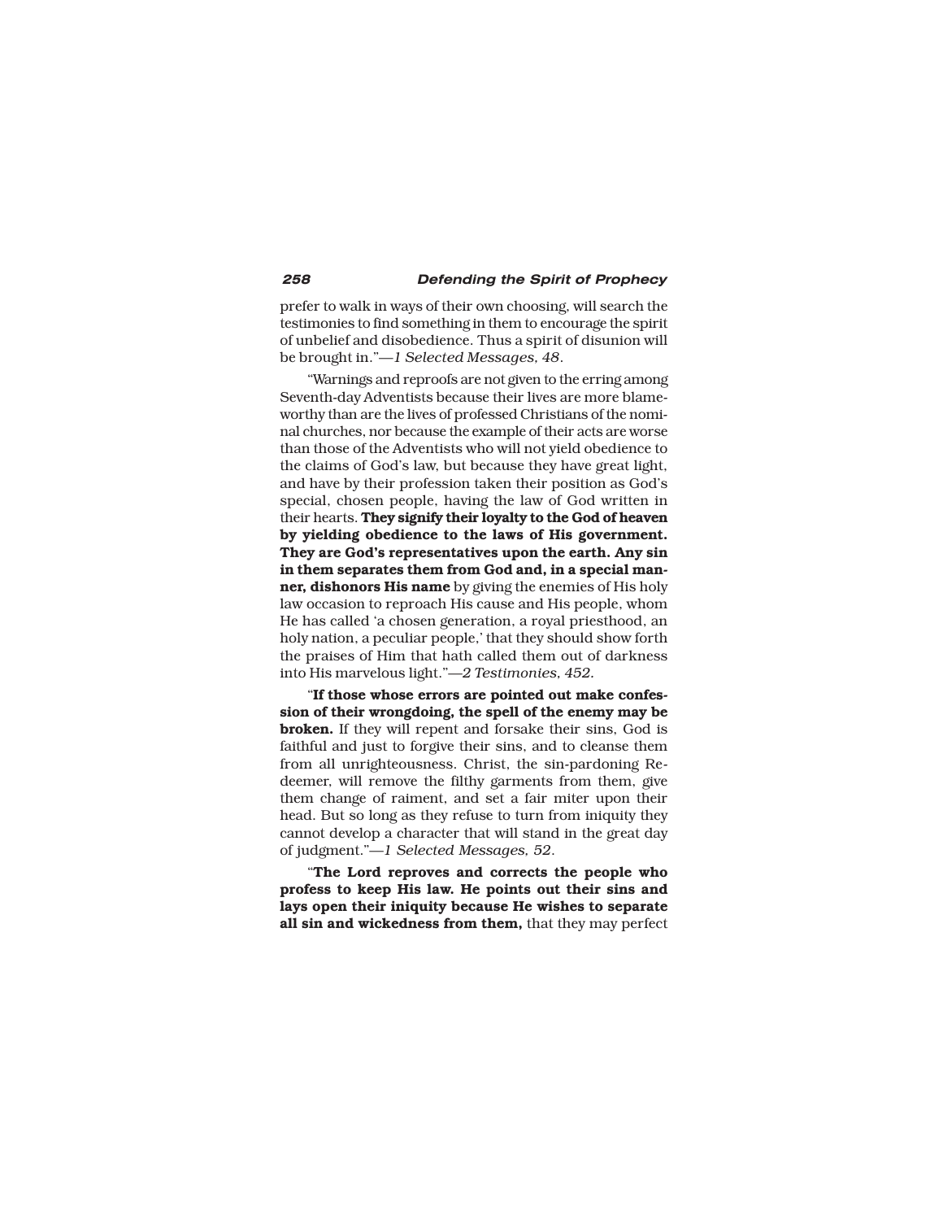prefer to walk in ways of their own choosing, will search the testimonies to find something in them to encourage the spirit of unbelief and disobedience. Thus a spirit of disunion will be brought in."—*1 Selected Messages, 48*.

"Warnings and reproofs are not given to the erring among Seventh-day Adventists because their lives are more blameworthy than are the lives of professed Christians of the nominal churches, nor because the example of their acts are worse than those of the Adventists who will not yield obedience to the claims of God's law, but because they have great light, and have by their profession taken their position as God's special, chosen people, having the law of God written in their hearts. **They signify their loyalty to the God of heaven by yielding obedience to the laws of His government. They are God's representatives upon the earth. Any sin in them separates them from God and, in a special manner, dishonors His name** by giving the enemies of His holy law occasion to reproach His cause and His people, whom He has called 'a chosen generation, a royal priesthood, an holy nation, a peculiar people,' that they should show forth the praises of Him that hath called them out of darkness into His marvelous light."—*2 Testimonies, 452.*

"**If those whose errors are pointed out make confession of their wrongdoing, the spell of the enemy may be broken.** If they will repent and forsake their sins, God is faithful and just to forgive their sins, and to cleanse them from all unrighteousness. Christ, the sin-pardoning Redeemer, will remove the filthy garments from them, give them change of raiment, and set a fair miter upon their head. But so long as they refuse to turn from iniquity they cannot develop a character that will stand in the great day of judgment."—*1 Selected Messages, 52*.

"**The Lord reproves and corrects the people who profess to keep His law. He points out their sins and lays open their iniquity because He wishes to separate all sin and wickedness from them,** that they may perfect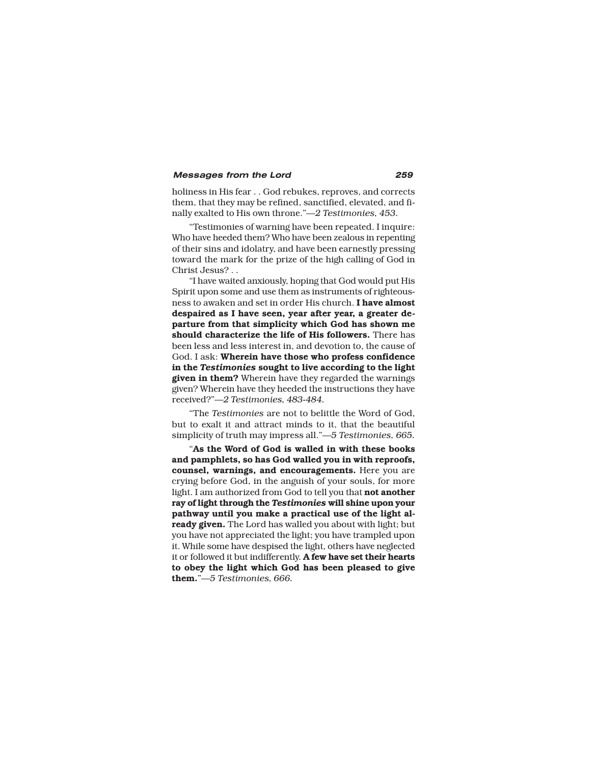holiness in His fear . . God rebukes, reproves, and corrects them, that they may be refined, sanctified, elevated, and finally exalted to His own throne."—*2 Testimonies, 453.*

"Testimonies of warning have been repeated. I inquire: Who have heeded them? Who have been zealous in repenting of their sins and idolatry, and have been earnestly pressing toward the mark for the prize of the high calling of God in Christ Jesus? . .

"I have waited anxiously, hoping that God would put His Spirit upon some and use them as instruments of righteousness to awaken and set in order His church. **I have almost despaired as I have seen, year after year, a greater departure from that simplicity which God has shown me should characterize the life of His followers.** There has been less and less interest in, and devotion to, the cause of God. I ask: **Wherein have those who profess confidence in the *Testimonies* sought to live according to the light given in them?** Wherein have they regarded the warnings given? Wherein have they heeded the instructions they have received?"—*2 Testimonies, 483-484.*

"The *Testimonies* are not to belittle the Word of God, but to exalt it and attract minds to it, that the beautiful simplicity of truth may impress all."—*5 Testimonies, 665.*

"**As the Word of God is walled in with these books and pamphlets, so has God walled you in with reproofs, counsel, warnings, and encouragements.** Here you are crying before God, in the anguish of your souls, for more light. I am authorized from God to tell you that **not another ray of light through the *Testimonies* will shine upon your pathway until you make a practical use of the light already given.** The Lord has walled you about with light; but you have not appreciated the light; you have trampled upon it. While some have despised the light, others have neglected it or followed it but indifferently. **A few have set their hearts to obey the light which God has been pleased to give them.**"—*5 Testimonies, 666.*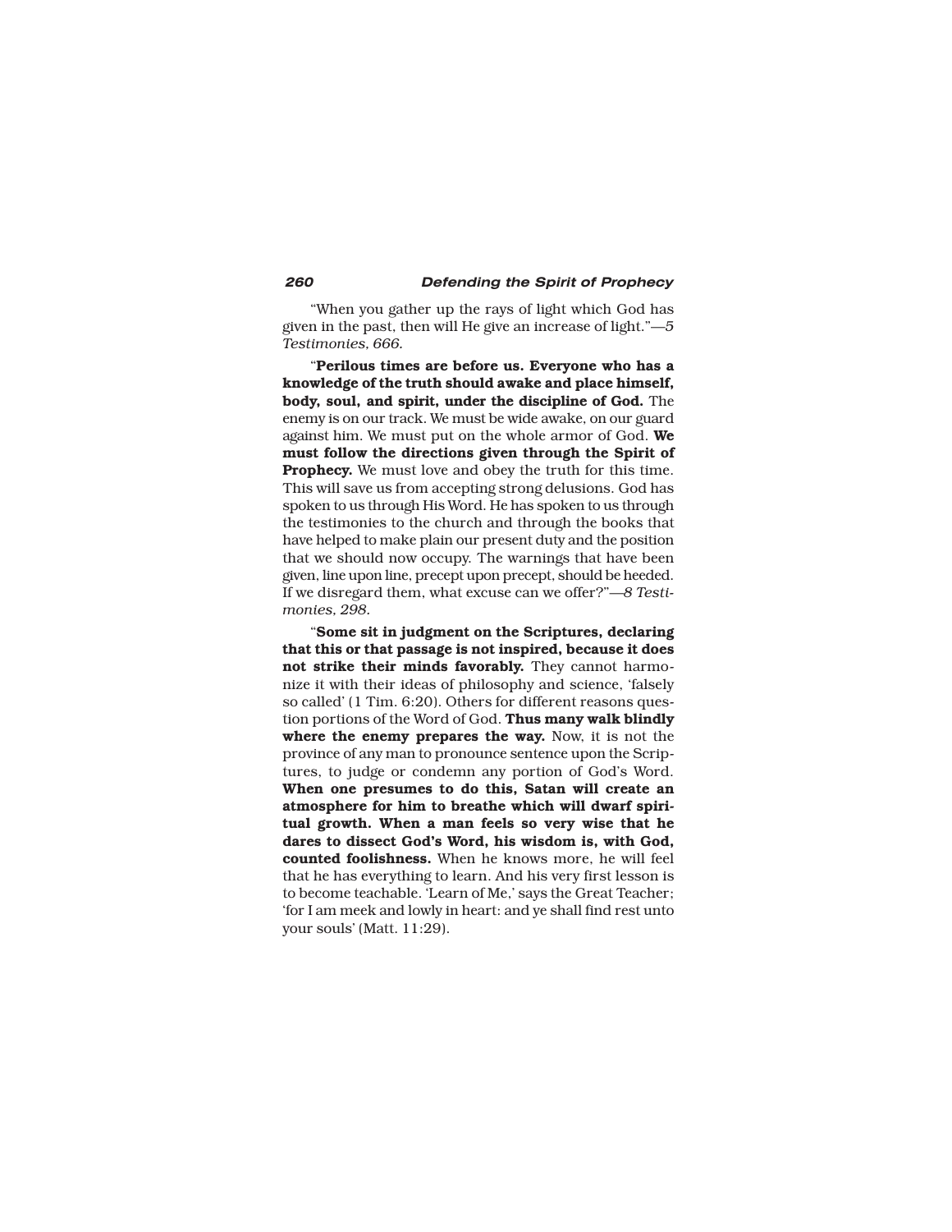"When you gather up the rays of light which God has given in the past, then will He give an increase of light."—*5 Testimonies, 666.*

"**Perilous times are before us. Everyone who has a knowledge of the truth should awake and place himself, body, soul, and spirit, under the discipline of God.** The enemy is on our track. We must be wide awake, on our guard against him. We must put on the whole armor of God. **We must follow the directions given through the Spirit of Prophecy.** We must love and obey the truth for this time. This will save us from accepting strong delusions. God has spoken to us through His Word. He has spoken to us through the testimonies to the church and through the books that have helped to make plain our present duty and the position that we should now occupy. The warnings that have been given, line upon line, precept upon precept, should be heeded. If we disregard them, what excuse can we offer?"—*8 Testimonies, 298.*

"**Some sit in judgment on the Scriptures, declaring that this or that passage is not inspired, because it does not strike their minds favorably.** They cannot harmonize it with their ideas of philosophy and science, 'falsely so called' (1 Tim. 6:20). Others for different reasons question portions of the Word of God. **Thus many walk blindly where the enemy prepares the way.** Now, it is not the province of any man to pronounce sentence upon the Scriptures, to judge or condemn any portion of God's Word. **When one presumes to do this, Satan will create an atmosphere for him to breathe which will dwarf spiritual growth. When a man feels so very wise that he dares to dissect God's Word, his wisdom is, with God, counted foolishness.** When he knows more, he will feel that he has everything to learn. And his very first lesson is to become teachable. 'Learn of Me,' says the Great Teacher; 'for I am meek and lowly in heart: and ye shall find rest unto your souls' (Matt. 11:29).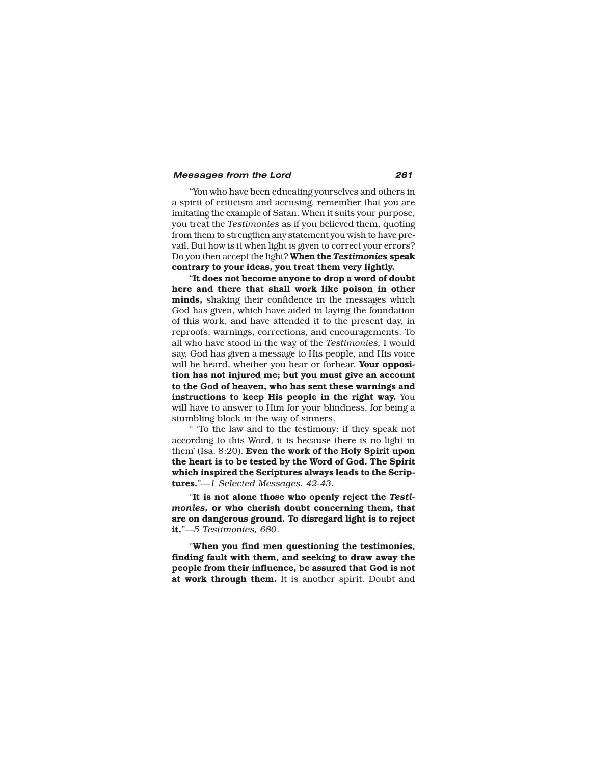"You who have been educating yourselves and others in a spirit of criticism and accusing, remember that you are imitating the example of Satan. When it suits your purpose, you treat the *Testimonies* as if you believed them, quoting from them to strengthen any statement you wish to have prevail. But how is it when light is given to correct your errors? Do you then accept the light? **When the *Testimonies* speak contrary to your ideas, you treat them very lightly.**

"**It does not become anyone to drop a word of doubt here and there that shall work like poison in other minds,** shaking their confidence in the messages which God has given, which have aided in laying the foundation of this work, and have attended it to the present day, in reproofs, warnings, corrections, and encouragements. To all who have stood in the way of the *Testimonies,* I would say, God has given a message to His people, and His voice will be heard, whether you hear or forbear. **Your opposition has not injured me; but you must give an account to the God of heaven, who has sent these warnings and instructions to keep His people in the right way.** You will have to answer to Him for your blindness, for being a stumbling block in the way of sinners.

" 'To the law and to the testimony: if they speak not according to this Word, it is because there is no light in them' (Isa. 8:20). **Even the work of the Holy Spirit upon the heart is to be tested by the Word of God. The Spirit which inspired the Scriptures always leads to the Scriptures.**"—*1 Selected Messages, 42-43.*

"**It is not alone those who openly reject the *Testimonies,* or who cherish doubt concerning them, that are on dangerous ground. To disregard light is to reject it.**"—*5 Testimonies, 680.*

"**When you find men questioning the testimonies, finding fault with them, and seeking to draw away the people from their influence, be assured that God is not at work through them.** It is another spirit. Doubt and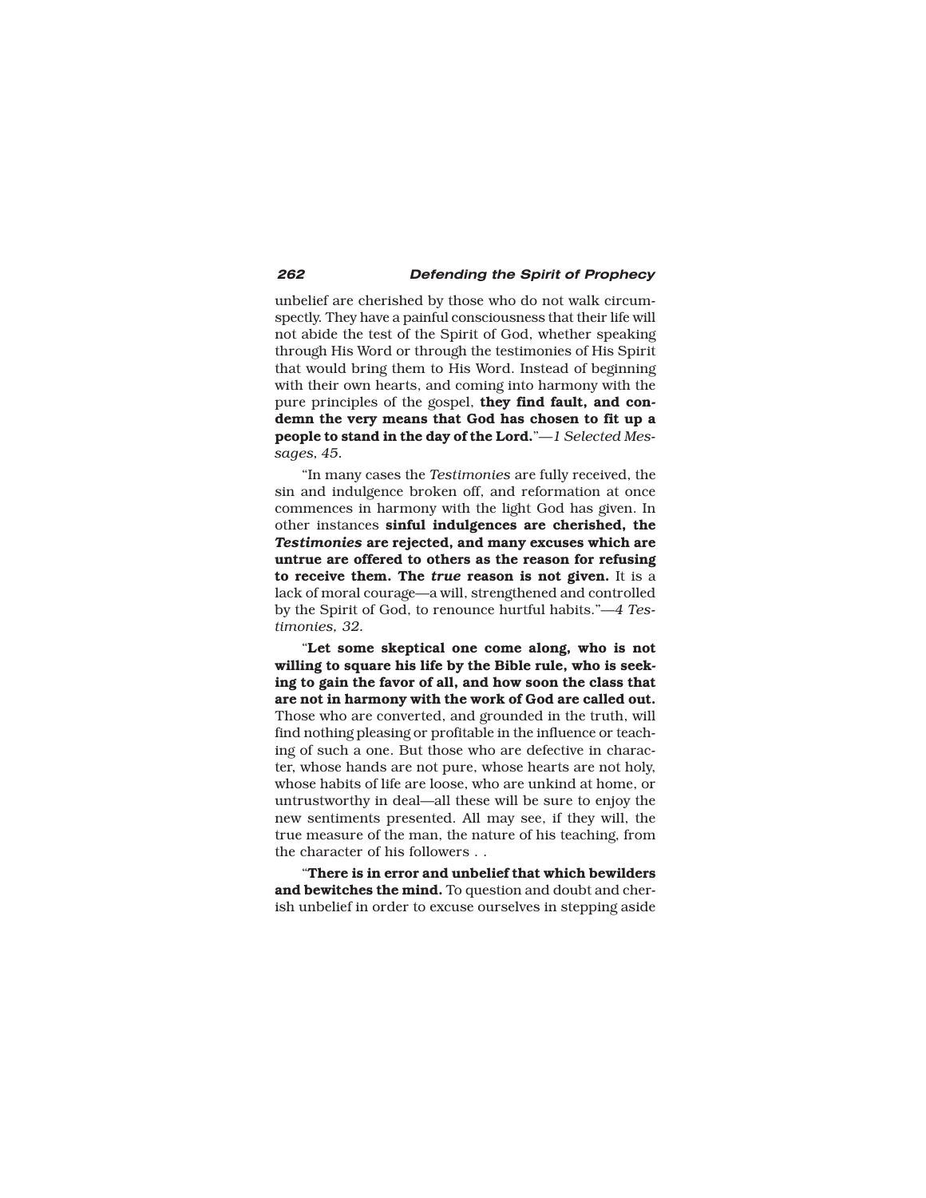unbelief are cherished by those who do not walk circumspectly. They have a painful consciousness that their life will not abide the test of the Spirit of God, whether speaking through His Word or through the testimonies of His Spirit that would bring them to His Word. Instead of beginning with their own hearts, and coming into harmony with the pure principles of the gospel, **they find fault, and condemn the very means that God has chosen to fit up a people to stand in the day of the Lord.**"—*1 Selected Messages, 45.*

"In many cases the *Testimonies* are fully received, the sin and indulgence broken off, and reformation at once commences in harmony with the light God has given. In other instances **sinful indulgences are cherished, the *Testimonies* are rejected, and many excuses which are untrue are offered to others as the reason for refusing to receive them. The *true* reason is not given.** It is a lack of moral courage—a will, strengthened and controlled by the Spirit of God, to renounce hurtful habits."—*4 Testimonies, 32.*

"**Let some skeptical one come along, who is not willing to square his life by the Bible rule, who is seeking to gain the favor of all, and how soon the class that are not in harmony with the work of God are called out.** Those who are converted, and grounded in the truth, will find nothing pleasing or profitable in the influence or teaching of such a one. But those who are defective in character, whose hands are not pure, whose hearts are not holy, whose habits of life are loose, who are unkind at home, or untrustworthy in deal—all these will be sure to enjoy the new sentiments presented. All may see, if they will, the true measure of the man, the nature of his teaching, from the character of his followers . .

"**There is in error and unbelief that which bewilders and bewitches the mind.** To question and doubt and cherish unbelief in order to excuse ourselves in stepping aside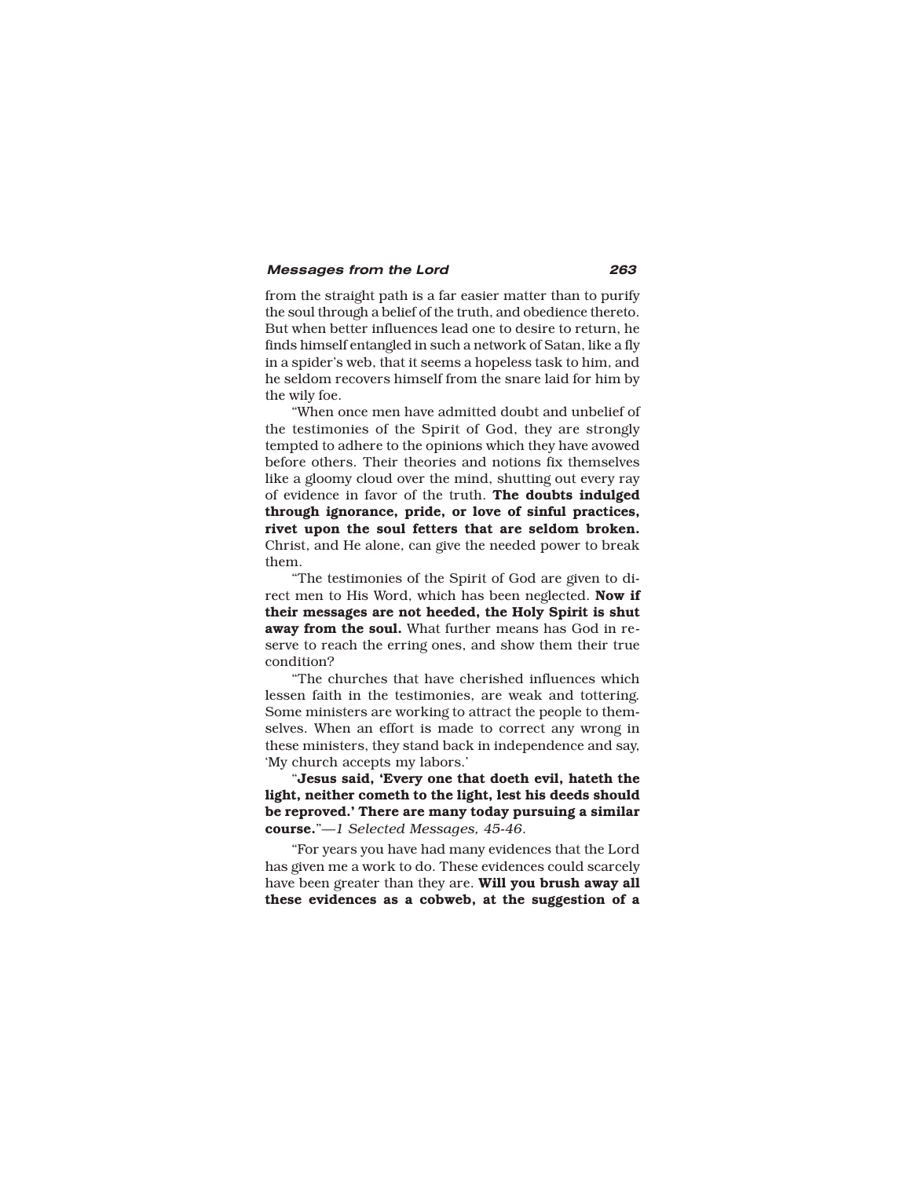from the straight path is a far easier matter than to purify the soul through a belief of the truth, and obedience thereto. But when better influences lead one to desire to return, he finds himself entangled in such a network of Satan, like a fly in a spider's web, that it seems a hopeless task to him, and he seldom recovers himself from the snare laid for him by the wily foe.

"When once men have admitted doubt and unbelief of the testimonies of the Spirit of God, they are strongly tempted to adhere to the opinions which they have avowed before others. Their theories and notions fix themselves like a gloomy cloud over the mind, shutting out every ray of evidence in favor of the truth. **The doubts indulged through ignorance, pride, or love of sinful practices, rivet upon the soul fetters that are seldom broken.** Christ, and He alone, can give the needed power to break them.

"The testimonies of the Spirit of God are given to direct men to His Word, which has been neglected. **Now if their messages are not heeded, the Holy Spirit is shut away from the soul.** What further means has God in reserve to reach the erring ones, and show them their true condition?

"The churches that have cherished influences which lessen faith in the testimonies, are weak and tottering. Some ministers are working to attract the people to themselves. When an effort is made to correct any wrong in these ministers, they stand back in independence and say, 'My church accepts my labors.'

"**Jesus said, 'Every one that doeth evil, hateth the light, neither cometh to the light, lest his deeds should be reproved.' There are many today pursuing a similar course.**"—*1 Selected Messages, 45-46.*

"For years you have had many evidences that the Lord has given me a work to do. These evidences could scarcely have been greater than they are. **Will you brush away all these evidences as a cobweb, at the suggestion of a**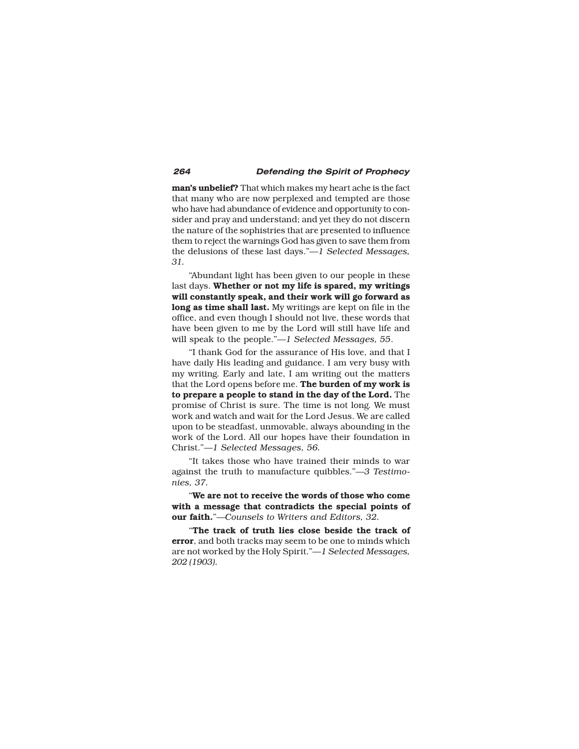**man's unbelief?** That which makes my heart ache is the fact that many who are now perplexed and tempted are those who have had abundance of evidence and opportunity to consider and pray and understand; and yet they do not discern the nature of the sophistries that are presented to influence them to reject the warnings God has given to save them from the delusions of these last days."—*1 Selected Messages, 31.*

"Abundant light has been given to our people in these last days. **Whether or not my life is spared, my writings will constantly speak, and their work will go forward as long as time shall last.** My writings are kept on file in the office, and even though I should not live, these words that have been given to me by the Lord will still have life and will speak to the people."—*1 Selected Messages, 55*.

"I thank God for the assurance of His love, and that I have daily His leading and guidance. I am very busy with my writing. Early and late, I am writing out the matters that the Lord opens before me. **The burden of my work is to prepare a people to stand in the day of the Lord.** The promise of Christ is sure. The time is not long. We must work and watch and wait for the Lord Jesus. We are called upon to be steadfast, unmovable, always abounding in the work of the Lord. All our hopes have their foundation in Christ."—*1 Selected Messages, 56.*

"It takes those who have trained their minds to war against the truth to manufacture quibbles."—*3 Testimonies, 37*.

"**We are not to receive the words of those who come with a message that contradicts the special points of our faith.**"—*Counsels to Writers and Editors, 32.*

"**The track of truth lies close beside the track of error**, and both tracks may seem to be one to minds which are not worked by the Holy Spirit."—*1 Selected Messages, 202 (1903).*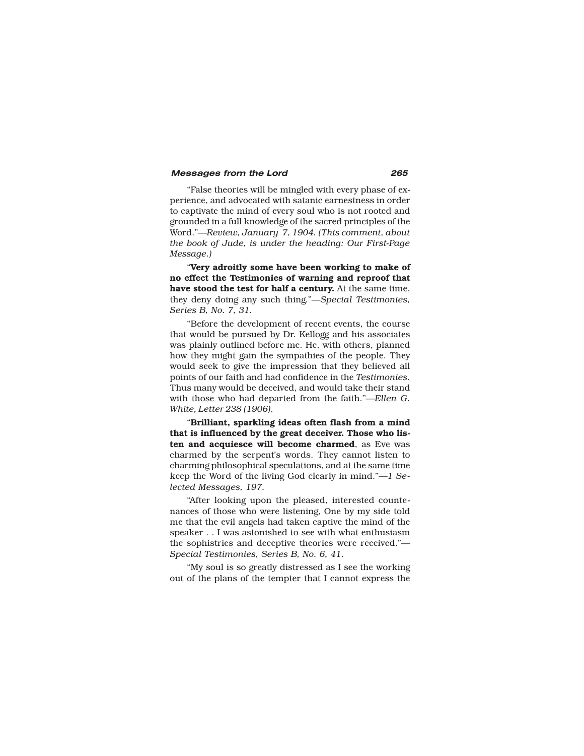"False theories will be mingled with every phase of experience, and advocated with satanic earnestness in order to captivate the mind of every soul who is not rooted and grounded in a full knowledge of the sacred principles of the Word."—*Review, January 7, 1904. (This comment, about the book of Jude, is under the heading: Our First-Page Message.)*

"**Very adroitly some have been working to make of no effect the Testimonies of warning and reproof that have stood the test for half a century.** At the same time, they deny doing any such thing."—*Special Testimonies, Series B, No. 7, 31.*

"Before the development of recent events, the course that would be pursued by Dr. Kellogg and his associates was plainly outlined before me. He, with others, planned how they might gain the sympathies of the people. They would seek to give the impression that they believed all points of our faith and had confidence in the *Testimonies.* Thus many would be deceived, and would take their stand with those who had departed from the faith."—*Ellen G. White, Letter 238 (1906).*

"**Brilliant, sparkling ideas often flash from a mind that is influenced by the great deceiver. Those who listen and acquiesce will become charmed**, as Eve was charmed by the serpent's words. They cannot listen to charming philosophical speculations, and at the same time keep the Word of the living God clearly in mind."—*1 Selected Messages, 197.*

"After looking upon the pleased, interested countenances of those who were listening, One by my side told me that the evil angels had taken captive the mind of the speaker . . I was astonished to see with what enthusiasm the sophistries and deceptive theories were received."—*Special Testimonies, Series B, No. 6, 41.*

"My soul is so greatly distressed as I see the working out of the plans of the tempter that I cannot express the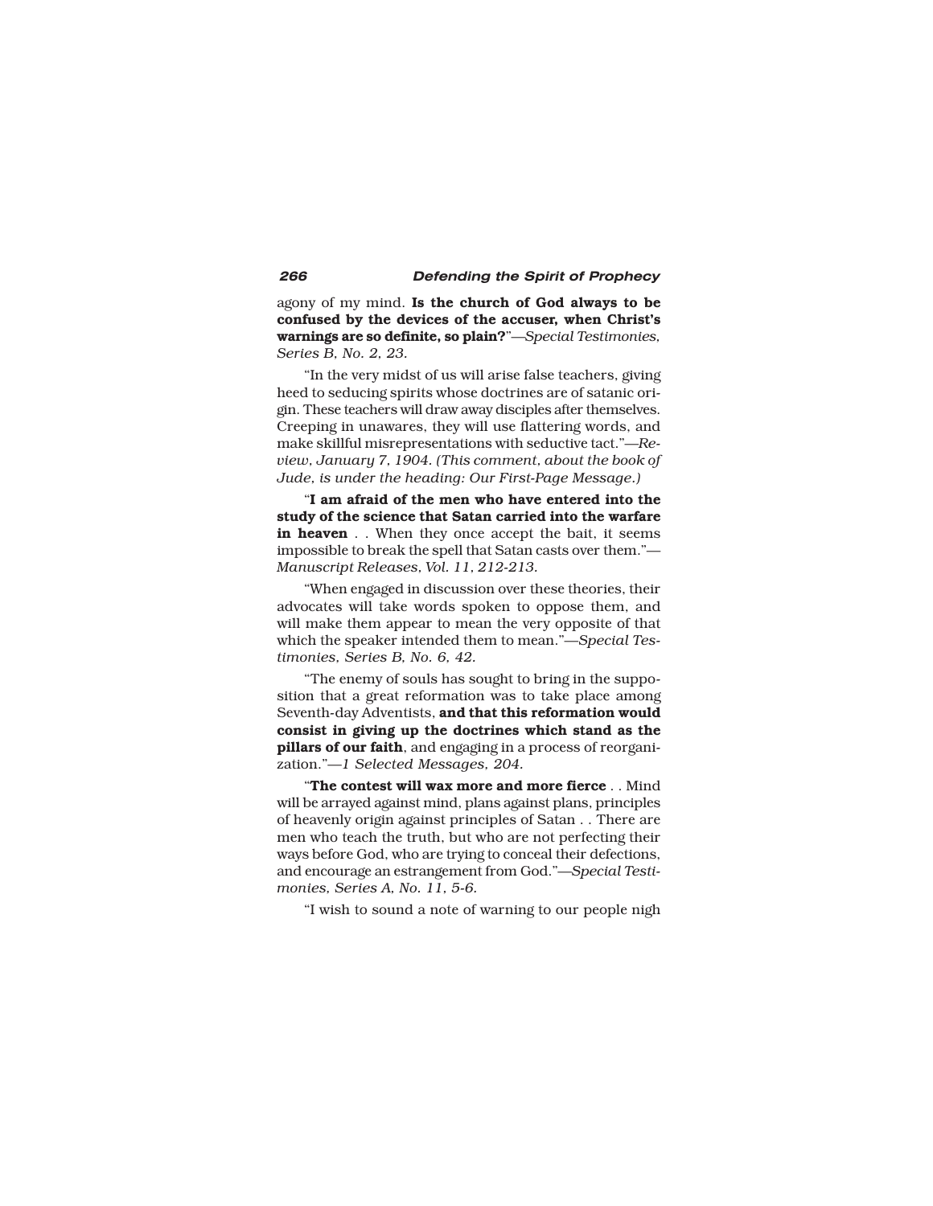agony of my mind. **Is the church of God always to be confused by the devices of the accuser, when Christ's warnings are so definite, so plain?**"—*Special Testimonies, Series B, No. 2, 23.*

"In the very midst of us will arise false teachers, giving heed to seducing spirits whose doctrines are of satanic origin. These teachers will draw away disciples after themselves. Creeping in unawares, they will use flattering words, and make skillful misrepresentations with seductive tact."—*Review, January 7, 1904. (This comment, about the book of Jude, is under the heading: Our First-Page Message.)*

"**I am afraid of the men who have entered into the study of the science that Satan carried into the warfare in heaven** . . When they once accept the bait, it seems impossible to break the spell that Satan casts over them."—*Manuscript Releases, Vol. 11, 212-213.*

"When engaged in discussion over these theories, their advocates will take words spoken to oppose them, and will make them appear to mean the very opposite of that which the speaker intended them to mean."—*Special Testimonies, Series B, No. 6, 42.*

"The enemy of souls has sought to bring in the supposition that a great reformation was to take place among Seventh-day Adventists, **and that this reformation would consist in giving up the doctrines which stand as the pillars of our faith**, and engaging in a process of reorganization."—*1 Selected Messages, 204.*

"**The contest will wax more and more fierce** . . Mind will be arrayed against mind, plans against plans, principles of heavenly origin against principles of Satan . . There are men who teach the truth, but who are not perfecting their ways before God, who are trying to conceal their defections, and encourage an estrangement from God."—*Special Testimonies, Series A, No. 11, 5-6.*

"I wish to sound a note of warning to our people nigh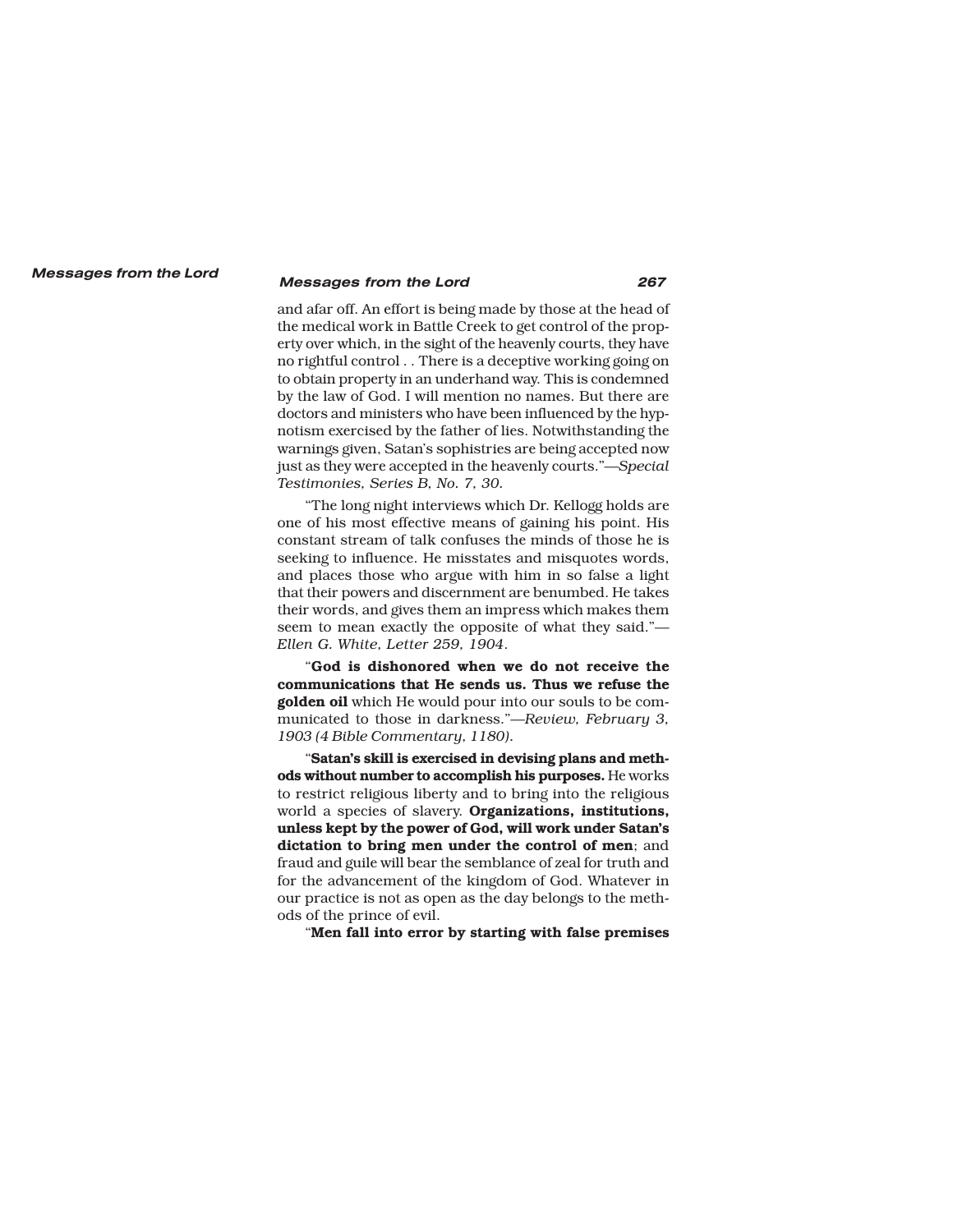and afar off. An effort is being made by those at the head of the medical work in Battle Creek to get control of the property over which, in the sight of the heavenly courts, they have no rightful control . . There is a deceptive working going on to obtain property in an underhand way. This is condemned by the law of God. I will mention no names. But there are doctors and ministers who have been influenced by the hypnotism exercised by the father of lies. Notwithstanding the warnings given, Satan's sophistries are being accepted now just as they were accepted in the heavenly courts."—*Special Testimonies, Series B, No. 7, 30.*

"The long night interviews which Dr. Kellogg holds are one of his most effective means of gaining his point. His constant stream of talk confuses the minds of those he is seeking to influence. He misstates and misquotes words, and places those who argue with him in so false a light that their powers and discernment are benumbed. He takes their words, and gives them an impress which makes them seem to mean exactly the opposite of what they said."—*Ellen G. White, Letter 259, 1904*.

"**God is dishonored when we do not receive the communications that He sends us. Thus we refuse the golden oil** which He would pour into our souls to be communicated to those in darkness."—*Review, February 3, 1903 (4 Bible Commentary, 1180).*

"**Satan's skill is exercised in devising plans and methods without number to accomplish his purposes.** He works to restrict religious liberty and to bring into the religious world a species of slavery. **Organizations, institutions, unless kept by the power of God, will work under Satan's dictation to bring men under the control of men**; and fraud and guile will bear the semblance of zeal for truth and for the advancement of the kingdom of God. Whatever in our practice is not as open as the day belongs to the methods of the prince of evil.

"**Men fall into error by starting with false premises**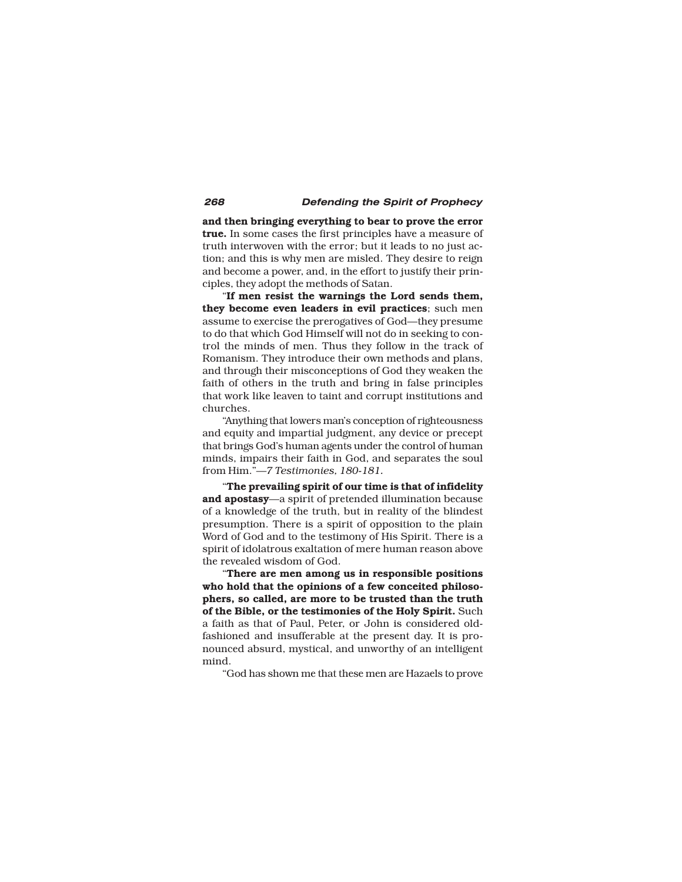**and then bringing everything to bear to prove the error true.** In some cases the first principles have a measure of truth interwoven with the error; but it leads to no just action; and this is why men are misled. They desire to reign and become a power, and, in the effort to justify their principles, they adopt the methods of Satan.

"**If men resist the warnings the Lord sends them, they become even leaders in evil practices**; such men assume to exercise the prerogatives of God—they presume to do that which God Himself will not do in seeking to control the minds of men. Thus they follow in the track of Romanism. They introduce their own methods and plans, and through their misconceptions of God they weaken the faith of others in the truth and bring in false principles that work like leaven to taint and corrupt institutions and churches.

"Anything that lowers man's conception of righteousness and equity and impartial judgment, any device or precept that brings God's human agents under the control of human minds, impairs their faith in God, and separates the soul from Him."—*7 Testimonies, 180-181.*

"**The prevailing spirit of our time is that of infidelity and apostasy**—a spirit of pretended illumination because of a knowledge of the truth, but in reality of the blindest presumption. There is a spirit of opposition to the plain Word of God and to the testimony of His Spirit. There is a spirit of idolatrous exaltation of mere human reason above the revealed wisdom of God.

"**There are men among us in responsible positions who hold that the opinions of a few conceited philosophers, so called, are more to be trusted than the truth of the Bible, or the testimonies of the Holy Spirit.** Such a faith as that of Paul, Peter, or John is considered old-fashioned and insufferable at the present day. It is pronounced absurd, mystical, and unworthy of an intelligent mind.

"God has shown me that these men are Hazaels to prove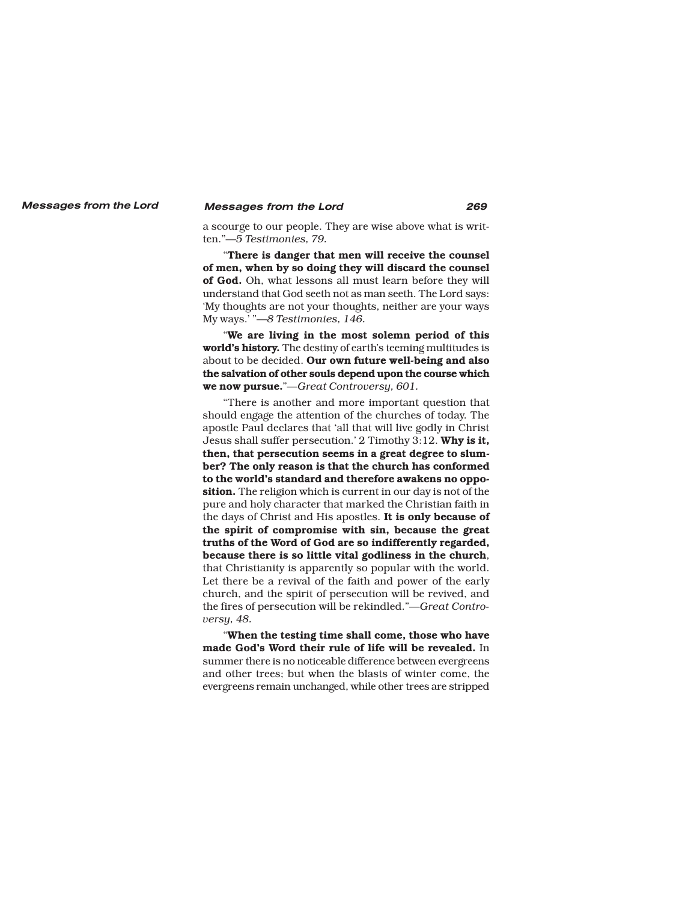a scourge to our people. They are wise above what is written."—*5 Testimonies, 79.*

"**There is danger that men will receive the counsel of men, when by so doing they will discard the counsel of God.** Oh, what lessons all must learn before they will understand that God seeth not as man seeth. The Lord says: 'My thoughts are not your thoughts, neither are your ways My ways.' "—*8 Testimonies, 146.*

"**We are living in the most solemn period of this world's history.** The destiny of earth's teeming multitudes is about to be decided. **Our own future well-being and also the salvation of other souls depend upon the course which we now pursue.**"—*Great Controversy, 601.*

"There is another and more important question that should engage the attention of the churches of today. The apostle Paul declares that 'all that will live godly in Christ Jesus shall suffer persecution.' 2 Timothy 3:12. **Why is it, then, that persecution seems in a great degree to slumber? The only reason is that the church has conformed to the world's standard and therefore awakens no opposition.** The religion which is current in our day is not of the pure and holy character that marked the Christian faith in the days of Christ and His apostles. **It is only because of the spirit of compromise with sin, because the great truths of the Word of God are so indifferently regarded, because there is so little vital godliness in the church**, that Christianity is apparently so popular with the world. Let there be a revival of the faith and power of the early church, and the spirit of persecution will be revived, and the fires of persecution will be rekindled."—*Great Controversy, 48.*

"**When the testing time shall come, those who have made God's Word their rule of life will be revealed.** In summer there is no noticeable difference between evergreens and other trees; but when the blasts of winter come, the evergreens remain unchanged, while other trees are stripped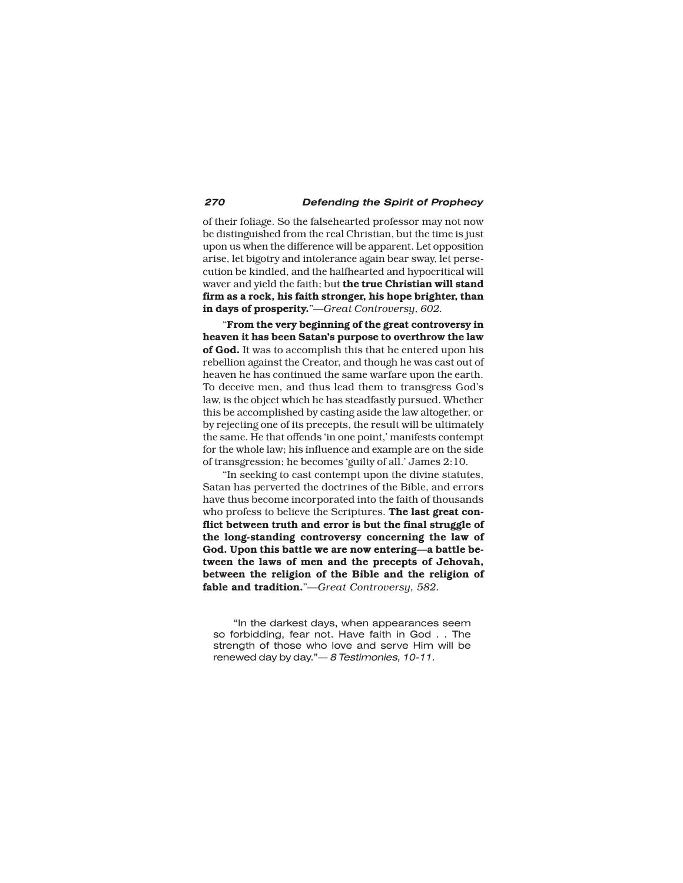of their foliage. So the falsehearted professor may not now be distinguished from the real Christian, but the time is just upon us when the difference will be apparent. Let opposition arise, let bigotry and intolerance again bear sway, let persecution be kindled, and the halfhearted and hypocritical will waver and yield the faith; but **the true Christian will stand firm as a rock, his faith stronger, his hope brighter, than in days of prosperity.**"—*Great Controversy, 602.*

"**From the very beginning of the great controversy in heaven it has been Satan's purpose to overthrow the law of God.** It was to accomplish this that he entered upon his rebellion against the Creator, and though he was cast out of heaven he has continued the same warfare upon the earth. To deceive men, and thus lead them to transgress God's law, is the object which he has steadfastly pursued. Whether this be accomplished by casting aside the law altogether, or by rejecting one of its precepts, the result will be ultimately the same. He that offends 'in one point,' manifests contempt for the whole law; his influence and example are on the side of transgression; he becomes 'guilty of all.' James 2:10.

"In seeking to cast contempt upon the divine statutes, Satan has perverted the doctrines of the Bible, and errors have thus become incorporated into the faith of thousands who profess to believe the Scriptures. **The last great conflict between truth and error is but the final struggle of the long-standing controversy concerning the law of God. Upon this battle we are now entering—a battle between the laws of men and the precepts of Jehovah, between the religion of the Bible and the religion of fable and tradition.**"—*Great Controversy, 582.*

"In the darkest days, when appearances seem so forbidding, fear not. Have faith in God . . The strength of those who love and serve Him will be renewed day by day."— *8 Testimonies, 10-11.*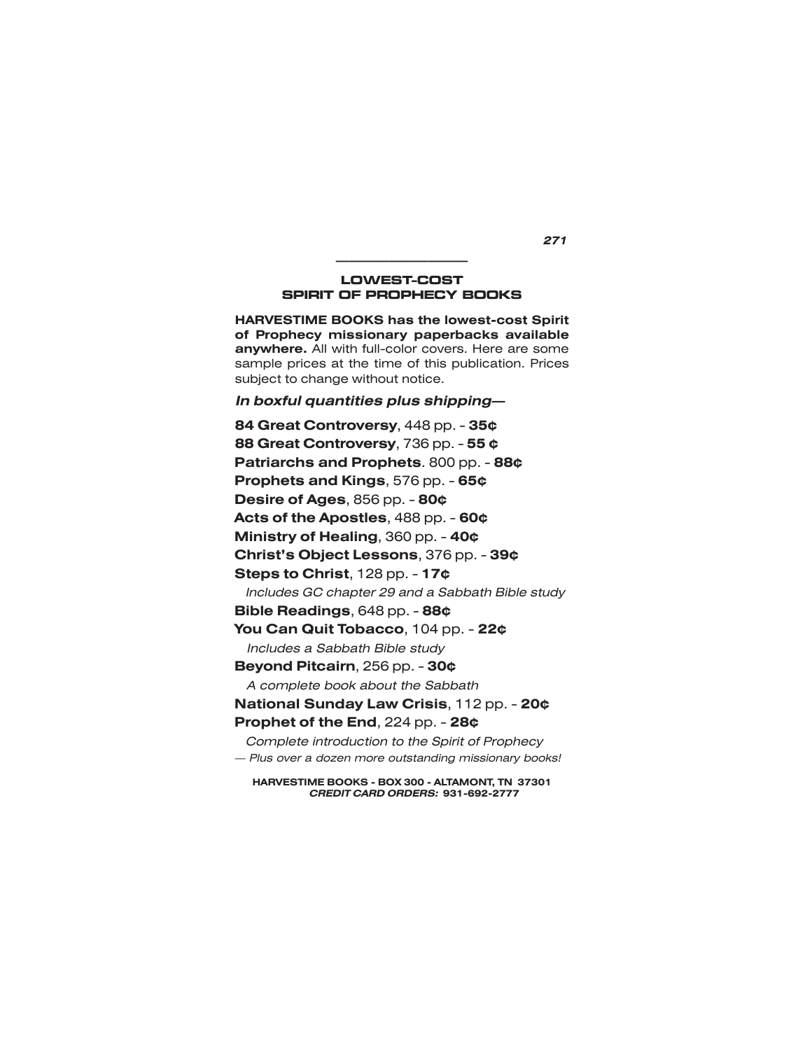## LOWEST-COST SPIRIT OF PROPHECY BOOKS

**HARVESTIME BOOKS has the lowest-cost Spirit of Prophecy missionary paperbacks available anywhere.** All with full-color covers. Here are some sample prices at the time of this publication. Prices subject to change without notice.

***In boxful quantities plus shipping—***

**84 Great Controversy**, 448 pp. - **35¢**

**88 Great Controversy**, 736 pp. - **55 ¢**

**Patriarchs and Prophets**. 800 pp. - **88¢**

**Prophets and Kings**, 576 pp. - **65¢**

**Desire of Ages**, 856 pp. - **80¢**

**Acts of the Apostles**, 488 pp. - **60¢**

**Ministry of Healing**, 360 pp. - **40¢**

**Christ's Object Lessons**, 376 pp. - **39¢**

**Steps to Christ**, 128 pp. - **17¢**

*Includes GC chapter 29 and a Sabbath Bible study*

**Bible Readings**, 648 pp. - **88¢**

**You Can Quit Tobacco**, 104 pp. - **22¢**

*Includes a Sabbath Bible study*

**Beyond Pitcairn**, 256 pp. - **30¢**

*A complete book about the Sabbath*

**National Sunday Law Crisis**, 112 pp. - **20¢**

**Prophet of the End**, 224 pp. - **28¢**

*Complete introduction to the Spirit of Prophecy*

*— Plus over a dozen more outstanding missionary books!*

**HARVESTIME BOOKS - BOX 300 - ALTAMONT, TN 37301**
***CREDIT CARD ORDERS:* 931-692-2777**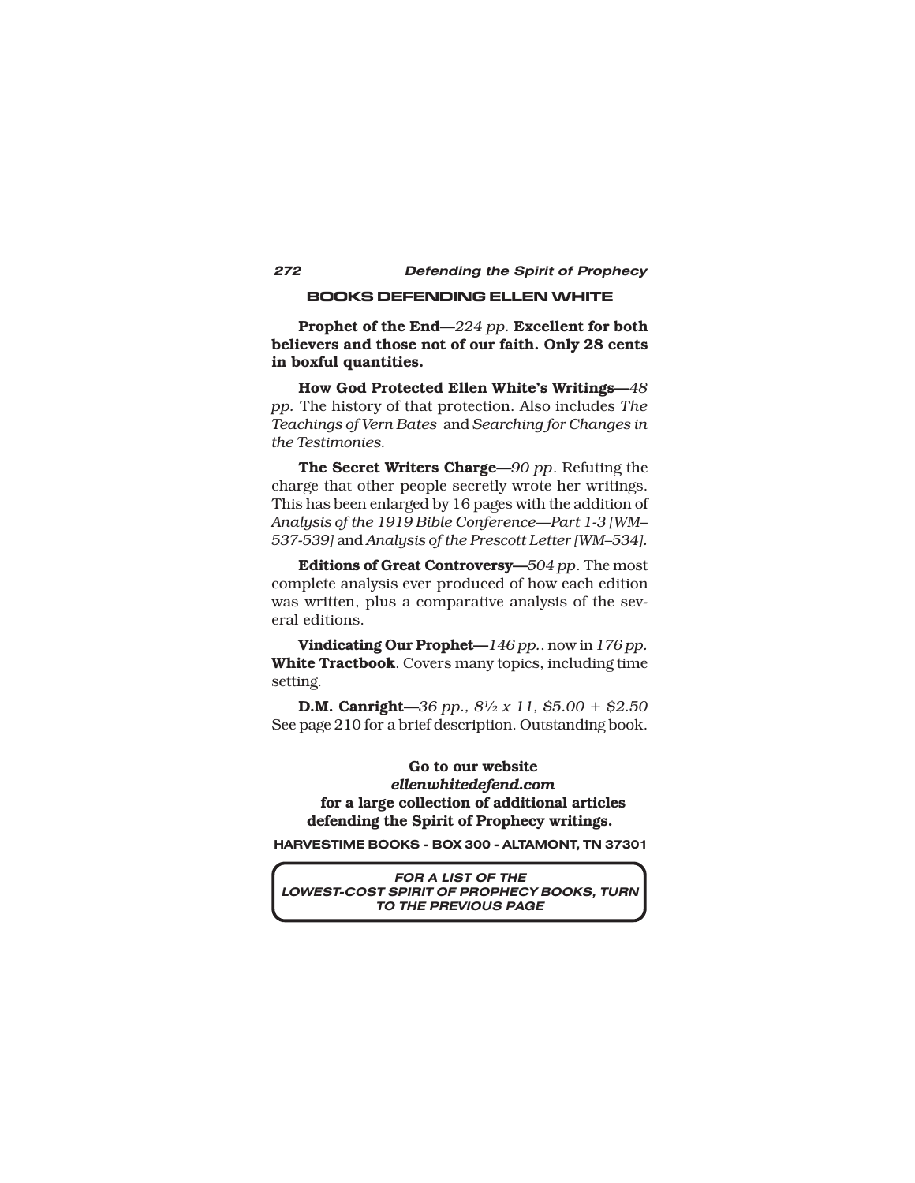## BOOKS DEFENDING ELLEN WHITE

**Prophet of the End**—*224 pp.* **Excellent for both believers and those not of our faith. Only 28 cents in boxful quantities.**

**How God Protected Ellen White's Writings**—*48 pp.* The history of that protection. Also includes *The Teachings of Vern Bates* and *Searching for Changes in the Testimonies.*

**The Secret Writers Charge**—*90 pp*. Refuting the charge that other people secretly wrote her writings. This has been enlarged by 16 pages with the addition of *Analysis of the 1919 Bible Conference—Part 1-3 [WM–537-539]* and *Analysis of the Prescott Letter [WM–534].*

**Editions of Great Controversy**—*504 pp*. The most complete analysis ever produced of how each edition was written, plus a comparative analysis of the several editions.

**Vindicating Our Prophet**—*146 pp.*, now in *176 pp.* **White Tractbook**. Covers many topics, including time setting.

**D.M. Canright**—*36 pp., 8½ x 11, $5.00 + $2.50* See page 210 for a brief description. Outstanding book.

**Go to our website**
***ellenwhitedefend.com***
**for a large collection of additional articles defending the Spirit of Prophecy writings.**

HARVESTIME BOOKS - BOX 300 - ALTAMONT, TN 37301

***FOR A LIST OF THE LOWEST-COST SPIRIT OF PROPHECY BOOKS, TURN TO THE PREVIOUS PAGE***